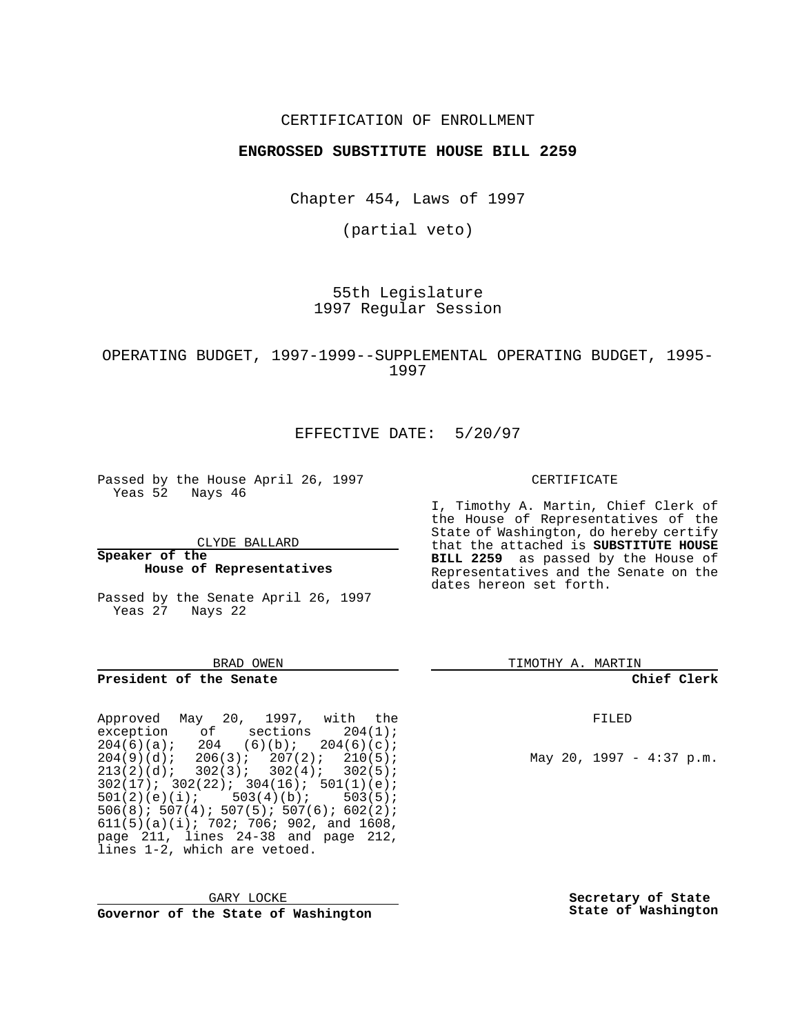CERTIFICATION OF ENROLLMENT

**ENGROSSED SUBSTITUTE HOUSE BILL 2259**

Chapter 454, Laws of 1997

(partial veto)

55th Legislature
1997 Regular Session

OPERATING BUDGET, 1997-1999--SUPPLEMENTAL OPERATING BUDGET, 1995-1997

EFFECTIVE DATE: 5/20/97

Passed by the House April 26, 1997
Yeas 52 Nays 46

CLYDE BALLARD

**Speaker of the House of Representatives**

Passed by the Senate April 26, 1997
Yeas 27 Nays 22

BRAD OWEN

**President of the Senate**

Approved May 20, 1997, with the exception of sections 204(1); 204(6)(a); 204 (6)(b); 204(6)(c); 204(9)(d); 206(3); 207(2); 210(5); 213(2)(d); 302(3); 302(4); 302(5); 302(17); 302(22); 304(16); 501(1)(e); 501(2)(e)(i); 503(4)(b); 503(5); 506(8); 507(4); 507(5); 507(6); 602(2); 611(5)(a)(i); 702; 706; 902, and 1608, page 211, lines 24-38 and page 212, lines 1-2, which are vetoed.

GARY LOCKE

**Governor of the State of Washington**

CERTIFICATE

I, Timothy A. Martin, Chief Clerk of the House of Representatives of the State of Washington, do hereby certify that the attached is **SUBSTITUTE HOUSE BILL 2259** as passed by the House of Representatives and the Senate on the dates hereon set forth.

TIMOTHY A. MARTIN

**Chief Clerk**

FILED

May 20, 1997 - 4:37 p.m.

**Secretary of State**
**State of Washington**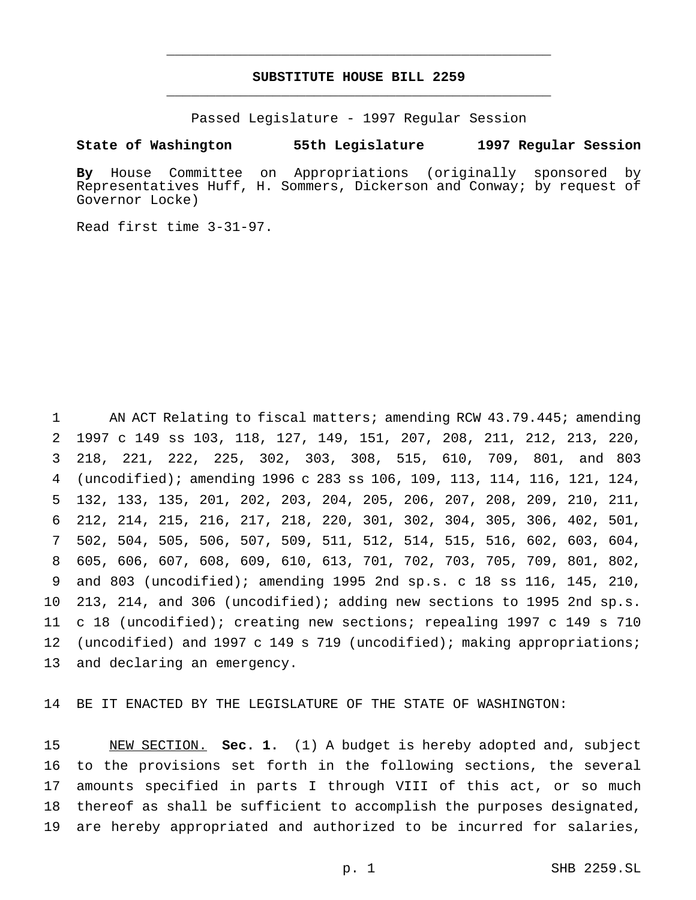# SUBSTITUTE HOUSE BILL 2259

Passed Legislature - 1997 Regular Session

**State of Washington 55th Legislature 1997 Regular Session**

**By** House Committee on Appropriations (originally sponsored by Representatives Huff, H. Sommers, Dickerson and Conway; by request of Governor Locke)

Read first time 3-31-97.

1 AN ACT Relating to fiscal matters; amending RCW 43.79.445; amending
2 1997 c 149 ss 103, 118, 127, 149, 151, 207, 208, 211, 212, 213, 220,
3 218, 221, 222, 225, 302, 303, 308, 515, 610, 709, 801, and 803
4 (uncodified); amending 1996 c 283 ss 106, 109, 113, 114, 116, 121, 124,
5 132, 133, 135, 201, 202, 203, 204, 205, 206, 207, 208, 209, 210, 211,
6 212, 214, 215, 216, 217, 218, 220, 301, 302, 304, 305, 306, 402, 501,
7 502, 504, 505, 506, 507, 509, 511, 512, 514, 515, 516, 602, 603, 604,
8 605, 606, 607, 608, 609, 610, 613, 701, 702, 703, 705, 709, 801, 802,
9 and 803 (uncodified); amending 1995 2nd sp.s. c 18 ss 116, 145, 210,
10 213, 214, and 306 (uncodified); adding new sections to 1995 2nd sp.s.
11 c 18 (uncodified); creating new sections; repealing 1997 c 149 s 710
12 (uncodified) and 1997 c 149 s 719 (uncodified); making appropriations;
13 and declaring an emergency.

14 BE IT ENACTED BY THE LEGISLATURE OF THE STATE OF WASHINGTON:

15 NEW SECTION. **Sec. 1.** (1) A budget is hereby adopted and, subject
16 to the provisions set forth in the following sections, the several
17 amounts specified in parts I through VIII of this act, or so much
18 thereof as shall be sufficient to accomplish the purposes designated,
19 are hereby appropriated and authorized to be incurred for salaries,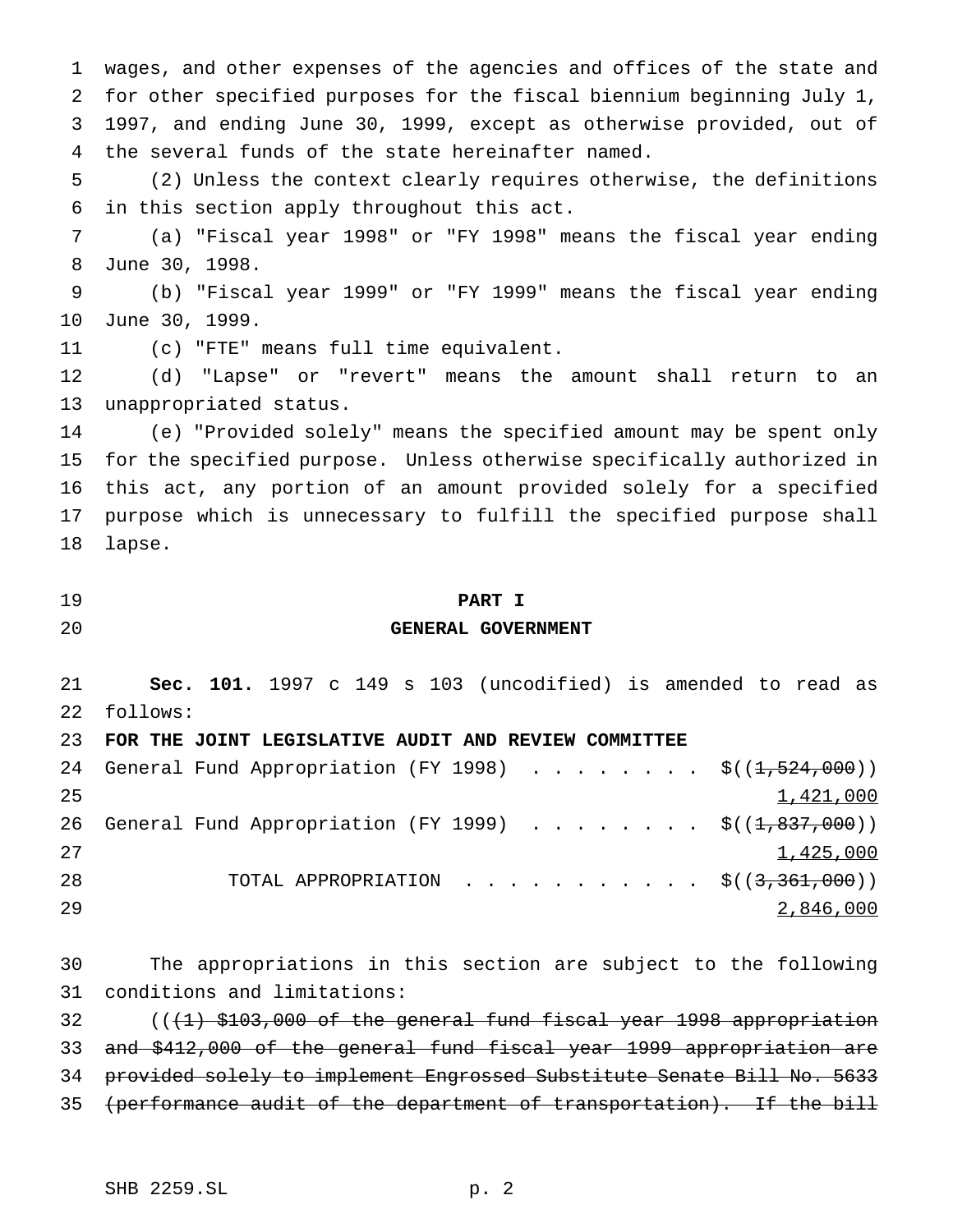wages, and other expenses of the agencies and offices of the state and for other specified purposes for the fiscal biennium beginning July 1, 1997, and ending June 30, 1999, except as otherwise provided, out of the several funds of the state hereinafter named.

(2) Unless the context clearly requires otherwise, the definitions in this section apply throughout this act.

(a) "Fiscal year 1998" or "FY 1998" means the fiscal year ending June 30, 1998.

(b) "Fiscal year 1999" or "FY 1999" means the fiscal year ending June 30, 1999.

(c) "FTE" means full time equivalent.

(d) "Lapse" or "revert" means the amount shall return to an unappropriated status.

(e) "Provided solely" means the specified amount may be spent only for the specified purpose. Unless otherwise specifically authorized in this act, any portion of an amount provided solely for a specified purpose which is unnecessary to fulfill the specified purpose shall lapse.

# PART I
# GENERAL GOVERNMENT

**Sec. 101.** 1997 c 149 s 103 (uncodified) is amended to read as follows:

**FOR THE JOINT LEGISLATIVE AUDIT AND REVIEW COMMITTEE**

General Fund Appropriation (FY 1998) . . . . . . . . . $((~~1,524,000~~)) 1,421,000

General Fund Appropriation (FY 1999) . . . . . . . . . $((~~1,837,000~~)) 1,425,000

TOTAL APPROPRIATION . . . . . . . . . . . $((~~3,361,000~~)) 2,846,000

The appropriations in this section are subject to the following conditions and limitations:

((~~(1) $103,000 of the general fund fiscal year 1998 appropriation and $412,000 of the general fund fiscal year 1999 appropriation are provided solely to implement Engrossed Substitute Senate Bill No. 5633 (performance audit of the department of transportation). If the bill~~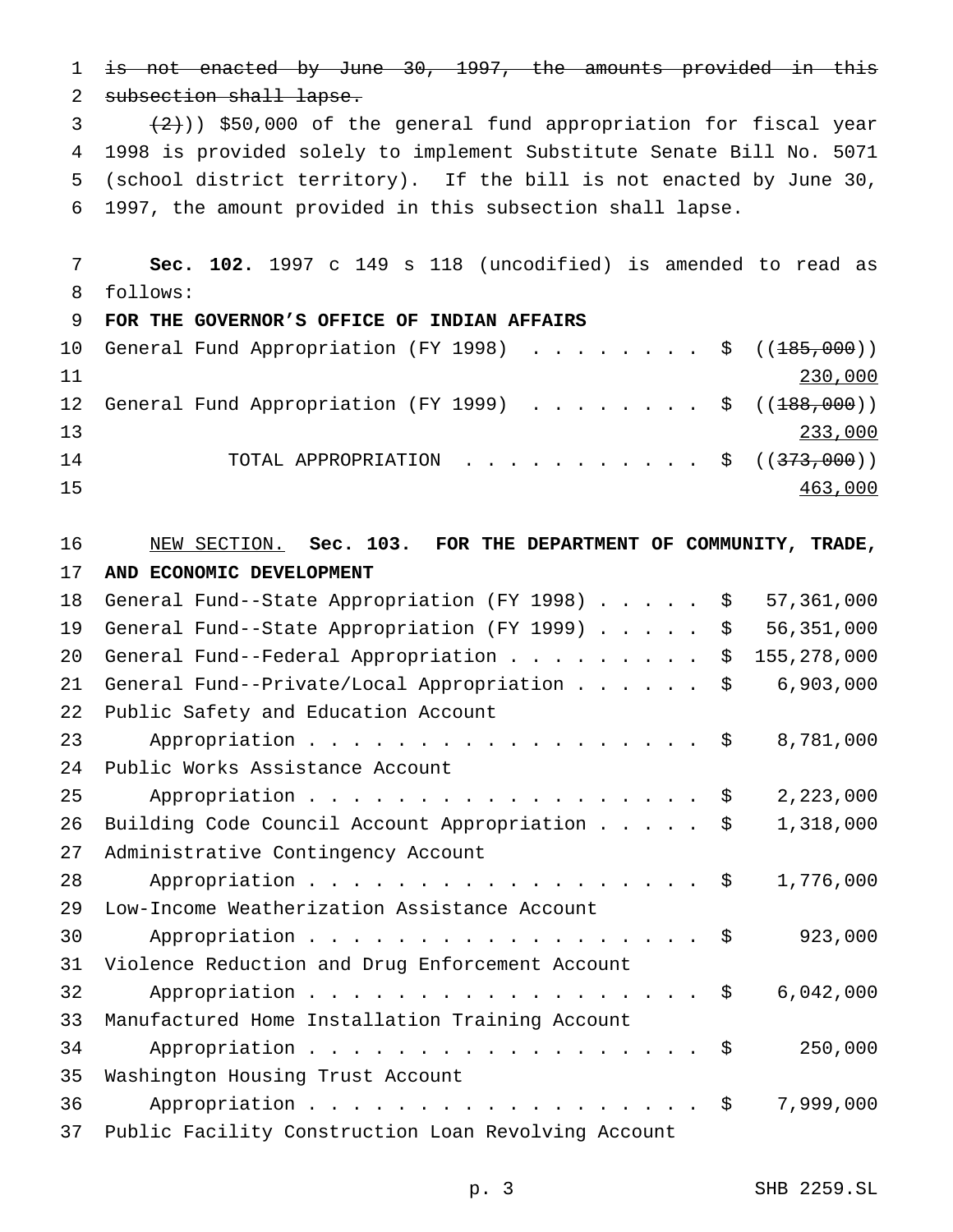~~is not enacted by June 30, 1997, the amounts provided in this subsection shall lapse.~~

~~(2)~~)) $50,000 of the general fund appropriation for fiscal year 1998 is provided solely to implement Substitute Senate Bill No. 5071 (school district territory). If the bill is not enacted by June 30, 1997, the amount provided in this subsection shall lapse.

**Sec. 102.** 1997 c 149 s 118 (uncodified) is amended to read as follows:

**FOR THE GOVERNOR'S OFFICE OF INDIAN AFFAIRS**

| | | |
|---|---|---|
| General Fund Appropriation (FY 1998) . . . . . . . . . | $ | ((~~185,000~~)) <u>230,000</u> |
| General Fund Appropriation (FY 1999) . . . . . . . . . | $ | ((~~188,000~~)) <u>233,000</u> |
| TOTAL APPROPRIATION . . . . . . . . . . . | $ | ((~~373,000~~)) <u>463,000</u> |

<u>NEW SECTION.</u> **Sec. 103. FOR THE DEPARTMENT OF COMMUNITY, TRADE, AND ECONOMIC DEVELOPMENT**

| | | |
|---|---|---|
| General Fund--State Appropriation (FY 1998) . . . . . | $ | 57,361,000 |
| General Fund--State Appropriation (FY 1999) . . . . . | $ | 56,351,000 |
| General Fund--Federal Appropriation . . . . . . . . . | $ | 155,278,000 |
| General Fund--Private/Local Appropriation . . . . . . | $ | 6,903,000 |
| Public Safety and Education Account Appropriation . . . . . . . . . . . . . . . . . . . | $ | 8,781,000 |
| Public Works Assistance Account Appropriation . . . . . . . . . . . . . . . . . . . | $ | 2,223,000 |
| Building Code Council Account Appropriation . . . . . | $ | 1,318,000 |
| Administrative Contingency Account Appropriation . . . . . . . . . . . . . . . . . . . | $ | 1,776,000 |
| Low-Income Weatherization Assistance Account Appropriation . . . . . . . . . . . . . . . . . . . | $ | 923,000 |
| Violence Reduction and Drug Enforcement Account Appropriation . . . . . . . . . . . . . . . . . . . | $ | 6,042,000 |
| Manufactured Home Installation Training Account Appropriation . . . . . . . . . . . . . . . . . . . | $ | 250,000 |
| Washington Housing Trust Account Appropriation . . . . . . . . . . . . . . . . . . . | $ | 7,999,000 |
| Public Facility Construction Loan Revolving Account | | |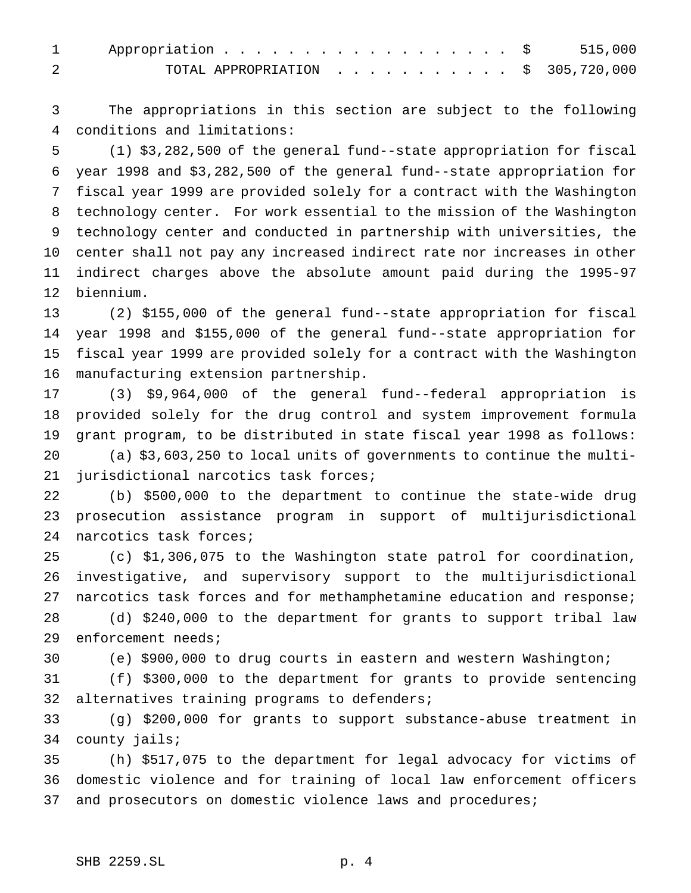Appropriation . . . . . . . . . . . . . . . . . . $ 515,000
TOTAL APPROPRIATION . . . . . . . . . . . $ 305,720,000

The appropriations in this section are subject to the following conditions and limitations:

(1) $3,282,500 of the general fund--state appropriation for fiscal year 1998 and $3,282,500 of the general fund--state appropriation for fiscal year 1999 are provided solely for a contract with the Washington technology center. For work essential to the mission of the Washington technology center and conducted in partnership with universities, the center shall not pay any increased indirect rate nor increases in other indirect charges above the absolute amount paid during the 1995-97 biennium.

(2) $155,000 of the general fund--state appropriation for fiscal year 1998 and $155,000 of the general fund--state appropriation for fiscal year 1999 are provided solely for a contract with the Washington manufacturing extension partnership.

(3) $9,964,000 of the general fund--federal appropriation is provided solely for the drug control and system improvement formula grant program, to be distributed in state fiscal year 1998 as follows:

(a) $3,603,250 to local units of governments to continue the multi-jurisdictional narcotics task forces;

(b) $500,000 to the department to continue the state-wide drug prosecution assistance program in support of multijurisdictional narcotics task forces;

(c) $1,306,075 to the Washington state patrol for coordination, investigative, and supervisory support to the multijurisdictional narcotics task forces and for methamphetamine education and response;

(d) $240,000 to the department for grants to support tribal law enforcement needs;

(e) $900,000 to drug courts in eastern and western Washington;

(f) $300,000 to the department for grants to provide sentencing alternatives training programs to defenders;

(g) $200,000 for grants to support substance-abuse treatment in county jails;

(h) $517,075 to the department for legal advocacy for victims of domestic violence and for training of local law enforcement officers and prosecutors on domestic violence laws and procedures;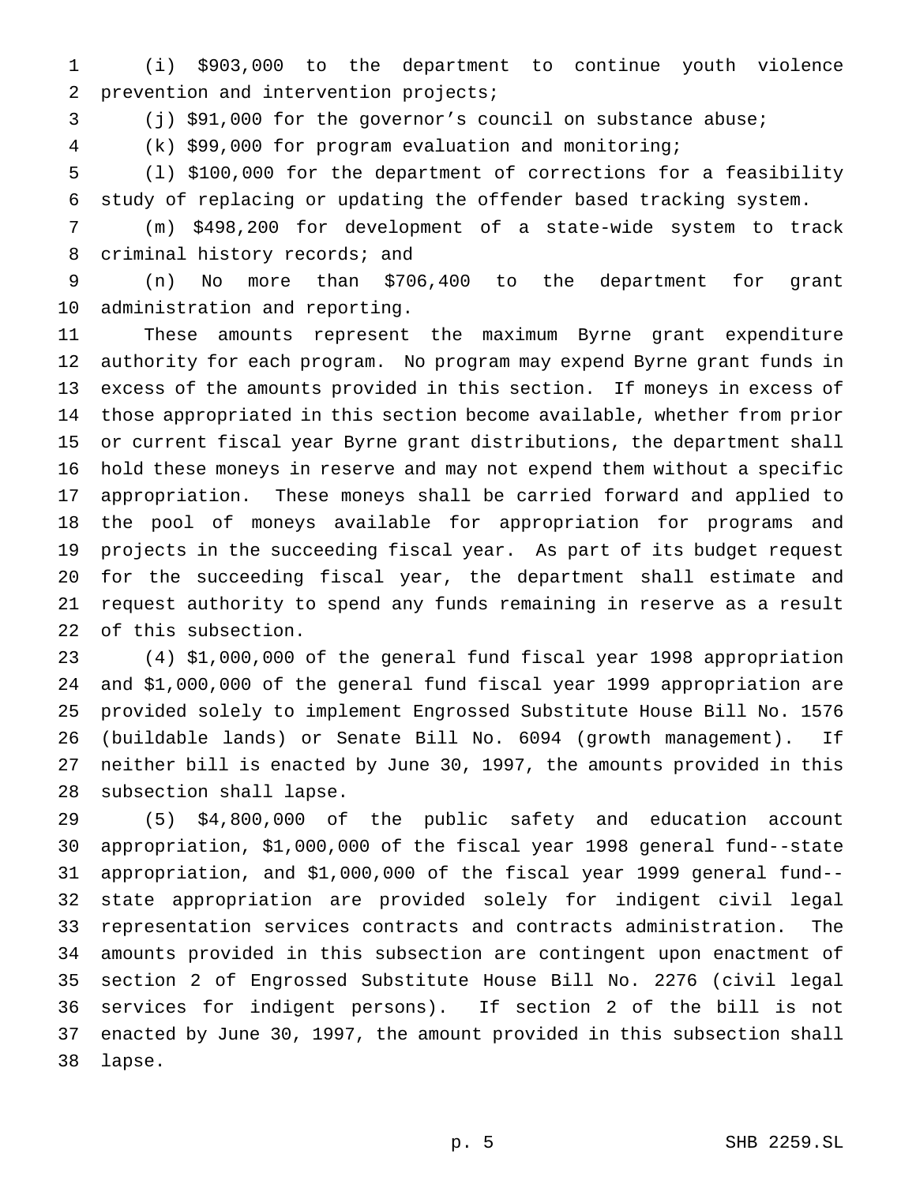(i) $903,000 to the department to continue youth violence prevention and intervention projects;

(j) $91,000 for the governor's council on substance abuse;

(k) $99,000 for program evaluation and monitoring;

(l) $100,000 for the department of corrections for a feasibility study of replacing or updating the offender based tracking system.

(m) $498,200 for development of a state-wide system to track criminal history records; and

(n) No more than $706,400 to the department for grant administration and reporting.

These amounts represent the maximum Byrne grant expenditure authority for each program. No program may expend Byrne grant funds in excess of the amounts provided in this section. If moneys in excess of those appropriated in this section become available, whether from prior or current fiscal year Byrne grant distributions, the department shall hold these moneys in reserve and may not expend them without a specific appropriation. These moneys shall be carried forward and applied to the pool of moneys available for appropriation for programs and projects in the succeeding fiscal year. As part of its budget request for the succeeding fiscal year, the department shall estimate and request authority to spend any funds remaining in reserve as a result of this subsection.

(4) $1,000,000 of the general fund fiscal year 1998 appropriation and $1,000,000 of the general fund fiscal year 1999 appropriation are provided solely to implement Engrossed Substitute House Bill No. 1576 (buildable lands) or Senate Bill No. 6094 (growth management). If neither bill is enacted by June 30, 1997, the amounts provided in this subsection shall lapse.

(5) $4,800,000 of the public safety and education account appropriation, $1,000,000 of the fiscal year 1998 general fund--state appropriation, and $1,000,000 of the fiscal year 1999 general fund--state appropriation are provided solely for indigent civil legal representation services contracts and contracts administration. The amounts provided in this subsection are contingent upon enactment of section 2 of Engrossed Substitute House Bill No. 2276 (civil legal services for indigent persons). If section 2 of the bill is not enacted by June 30, 1997, the amount provided in this subsection shall lapse.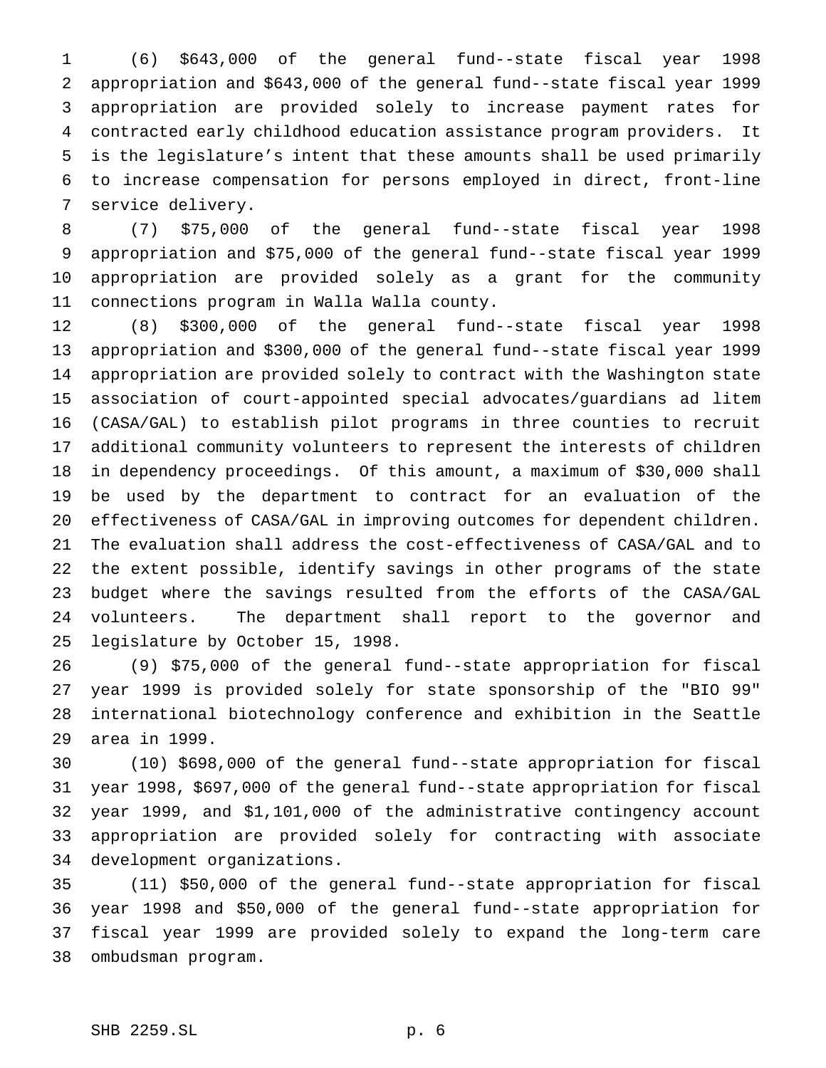(6) $643,000 of the general fund--state fiscal year 1998 appropriation and $643,000 of the general fund--state fiscal year 1999 appropriation are provided solely to increase payment rates for contracted early childhood education assistance program providers. It is the legislature's intent that these amounts shall be used primarily to increase compensation for persons employed in direct, front-line service delivery.

(7) $75,000 of the general fund--state fiscal year 1998 appropriation and $75,000 of the general fund--state fiscal year 1999 appropriation are provided solely as a grant for the community connections program in Walla Walla county.

(8) $300,000 of the general fund--state fiscal year 1998 appropriation and $300,000 of the general fund--state fiscal year 1999 appropriation are provided solely to contract with the Washington state association of court-appointed special advocates/guardians ad litem (CASA/GAL) to establish pilot programs in three counties to recruit additional community volunteers to represent the interests of children in dependency proceedings. Of this amount, a maximum of $30,000 shall be used by the department to contract for an evaluation of the effectiveness of CASA/GAL in improving outcomes for dependent children. The evaluation shall address the cost-effectiveness of CASA/GAL and to the extent possible, identify savings in other programs of the state budget where the savings resulted from the efforts of the CASA/GAL volunteers. The department shall report to the governor and legislature by October 15, 1998.

(9) $75,000 of the general fund--state appropriation for fiscal year 1999 is provided solely for state sponsorship of the "BIO 99" international biotechnology conference and exhibition in the Seattle area in 1999.

(10) $698,000 of the general fund--state appropriation for fiscal year 1998, $697,000 of the general fund--state appropriation for fiscal year 1999, and $1,101,000 of the administrative contingency account appropriation are provided solely for contracting with associate development organizations.

(11) $50,000 of the general fund--state appropriation for fiscal year 1998 and $50,000 of the general fund--state appropriation for fiscal year 1999 are provided solely to expand the long-term care ombudsman program.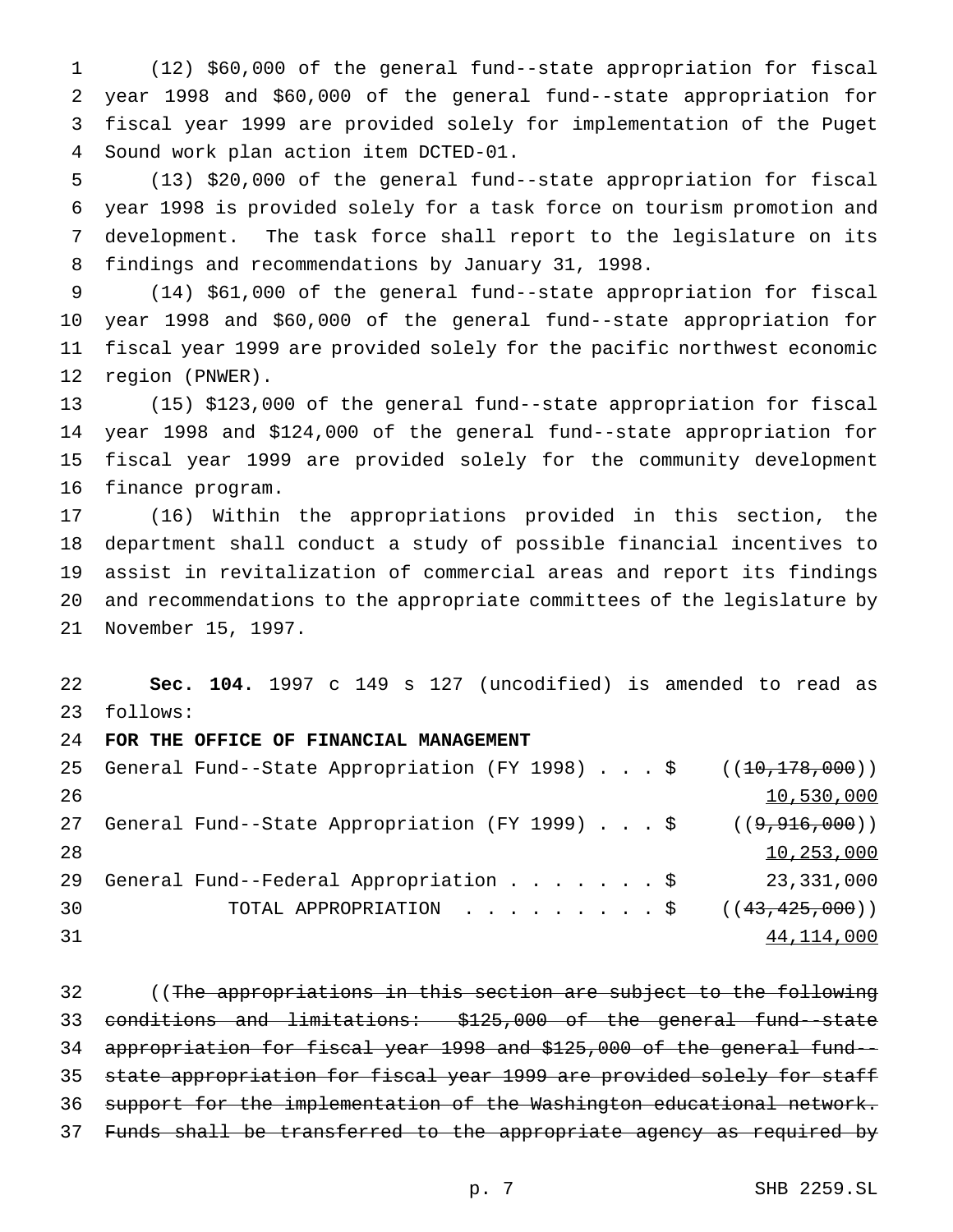(12) $60,000 of the general fund--state appropriation for fiscal year 1998 and $60,000 of the general fund--state appropriation for fiscal year 1999 are provided solely for implementation of the Puget Sound work plan action item DCTED-01.

(13) $20,000 of the general fund--state appropriation for fiscal year 1998 is provided solely for a task force on tourism promotion and development. The task force shall report to the legislature on its findings and recommendations by January 31, 1998.

(14) $61,000 of the general fund--state appropriation for fiscal year 1998 and $60,000 of the general fund--state appropriation for fiscal year 1999 are provided solely for the pacific northwest economic region (PNWER).

(15) $123,000 of the general fund--state appropriation for fiscal year 1998 and $124,000 of the general fund--state appropriation for fiscal year 1999 are provided solely for the community development finance program.

(16) Within the appropriations provided in this section, the department shall conduct a study of possible financial incentives to assist in revitalization of commercial areas and report its findings and recommendations to the appropriate committees of the legislature by November 15, 1997.

**Sec. 104.** 1997 c 149 s 127 (uncodified) is amended to read as follows:

**FOR THE OFFICE OF FINANCIAL MANAGEMENT**

| | |
|---|---|
| General Fund--State Appropriation (FY 1998) . . . $ | ((~~10,178,000~~)) <u>10,530,000</u> |
| General Fund--State Appropriation (FY 1999) . . . $ | ((~~9,916,000~~)) <u>10,253,000</u> |
| General Fund--Federal Appropriation . . . . . . . $ | 23,331,000 |
| TOTAL APPROPRIATION . . . . . . . . . $ | ((~~43,425,000~~)) <u>44,114,000</u> |

((~~The appropriations in this section are subject to the following conditions and limitations: $125,000 of the general fund--state appropriation for fiscal year 1998 and $125,000 of the general fund--state appropriation for fiscal year 1999 are provided solely for staff support for the implementation of the Washington educational network. Funds shall be transferred to the appropriate agency as required by~~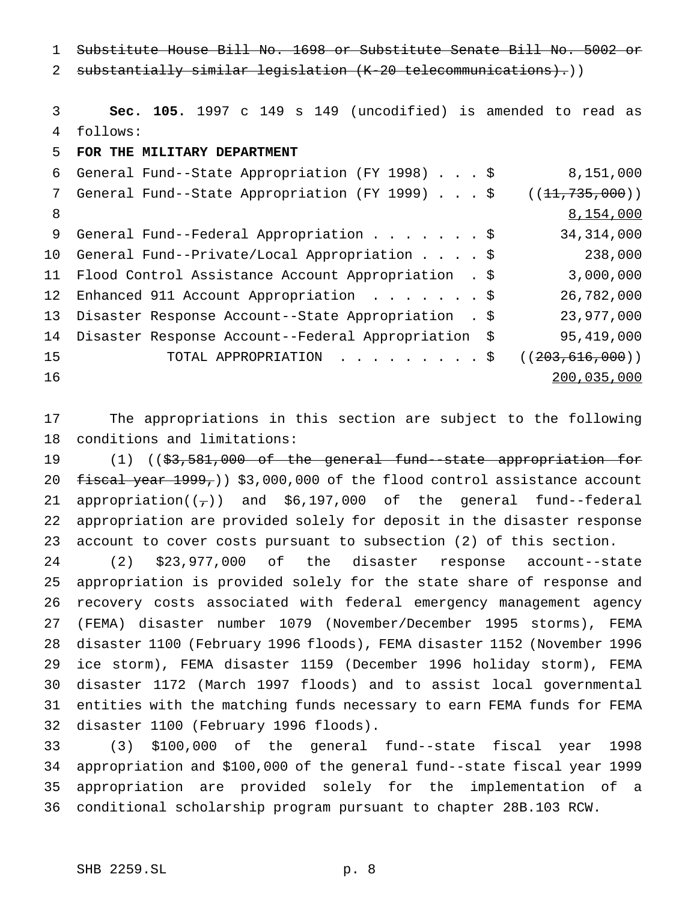~~Substitute House Bill No. 1698 or Substitute Senate Bill No. 5002 or substantially similar legislation (K-20 telecommunications).~~))

**Sec. 105.** 1997 c 149 s 149 (uncodified) is amended to read as follows:

**FOR THE MILITARY DEPARTMENT**

| | |
|---|---|
| General Fund--State Appropriation (FY 1998) . . . $ | 8,151,000 |
| General Fund--State Appropriation (FY 1999) . . . $ | ((~~11,735,000~~)) <u>8,154,000</u> |
| General Fund--Federal Appropriation . . . . . . . $ | 34,314,000 |
| General Fund--Private/Local Appropriation . . . . $ | 238,000 |
| Flood Control Assistance Account Appropriation . $ | 3,000,000 |
| Enhanced 911 Account Appropriation . . . . . . . $ | 26,782,000 |
| Disaster Response Account--State Appropriation . $ | 23,977,000 |
| Disaster Response Account--Federal Appropriation $ | 95,419,000 |
| TOTAL APPROPRIATION . . . . . . . . . $ | ((~~203,616,000~~)) <u>200,035,000</u> |

The appropriations in this section are subject to the following conditions and limitations:

(1) ((~~$3,581,000 of the general fund--state appropriation for fiscal year 1999,~~)) $3,000,000 of the flood control assistance account appropriation((~~,~~)) and $6,197,000 of the general fund--federal appropriation are provided solely for deposit in the disaster response account to cover costs pursuant to subsection (2) of this section.

(2) $23,977,000 of the disaster response account--state appropriation is provided solely for the state share of response and recovery costs associated with federal emergency management agency (FEMA) disaster number 1079 (November/December 1995 storms), FEMA disaster 1100 (February 1996 floods), FEMA disaster 1152 (November 1996 ice storm), FEMA disaster 1159 (December 1996 holiday storm), FEMA disaster 1172 (March 1997 floods) and to assist local governmental entities with the matching funds necessary to earn FEMA funds for FEMA disaster 1100 (February 1996 floods).

(3) $100,000 of the general fund--state fiscal year 1998 appropriation and $100,000 of the general fund--state fiscal year 1999 appropriation are provided solely for the implementation of a conditional scholarship program pursuant to chapter 28B.103 RCW.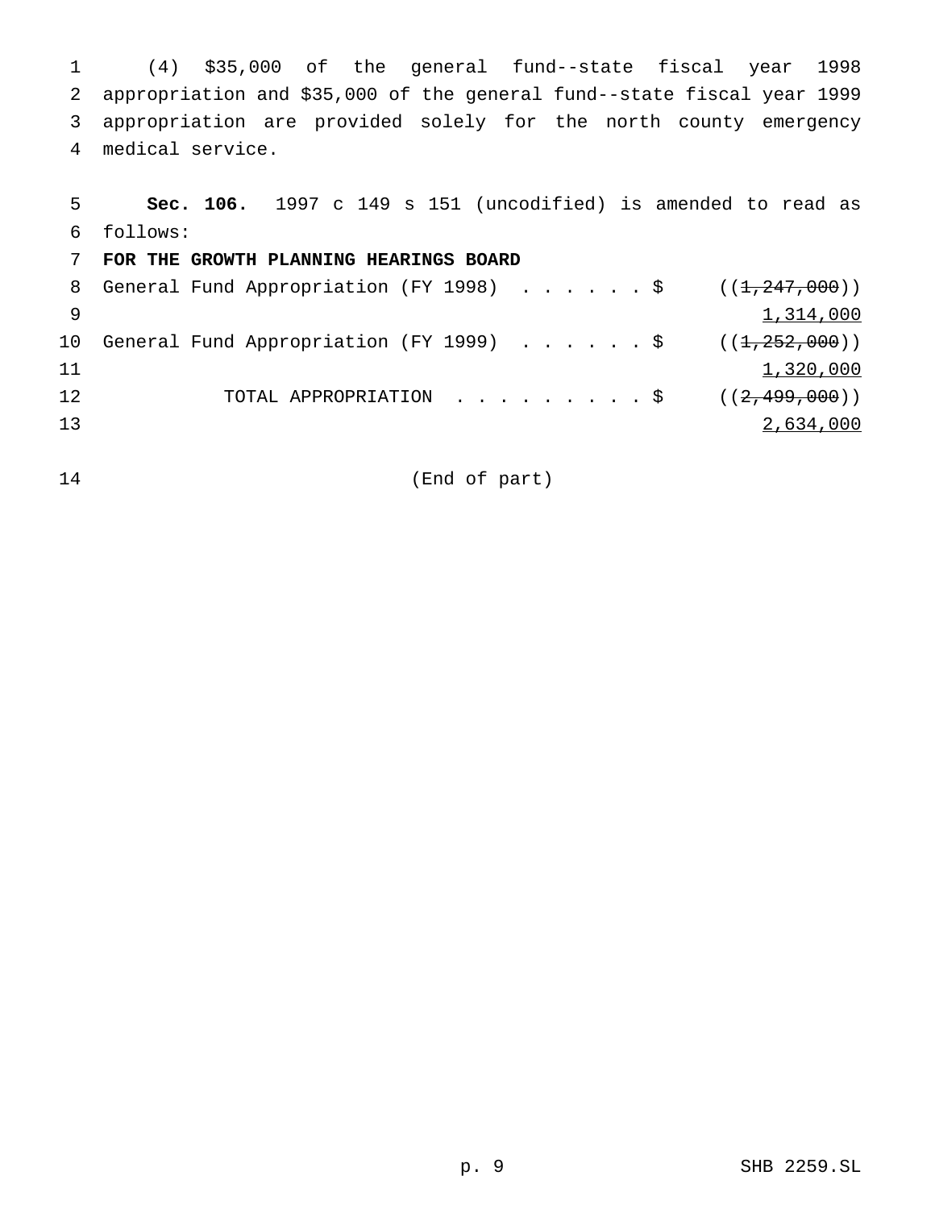(4) $35,000 of the general fund--state fiscal year 1998 appropriation and $35,000 of the general fund--state fiscal year 1999 appropriation are provided solely for the north county emergency medical service.

**Sec. 106.** 1997 c 149 s 151 (uncodified) is amended to read as follows:

**FOR THE GROWTH PLANNING HEARINGS BOARD**

General Fund Appropriation (FY 1998) . . . . . . $ ((~~1,247,000~~))
1,314,000

General Fund Appropriation (FY 1999) . . . . . . $ ((~~1,252,000~~))
1,320,000

TOTAL APPROPRIATION . . . . . . . . . $ ((~~2,499,000~~))
2,634,000

(End of part)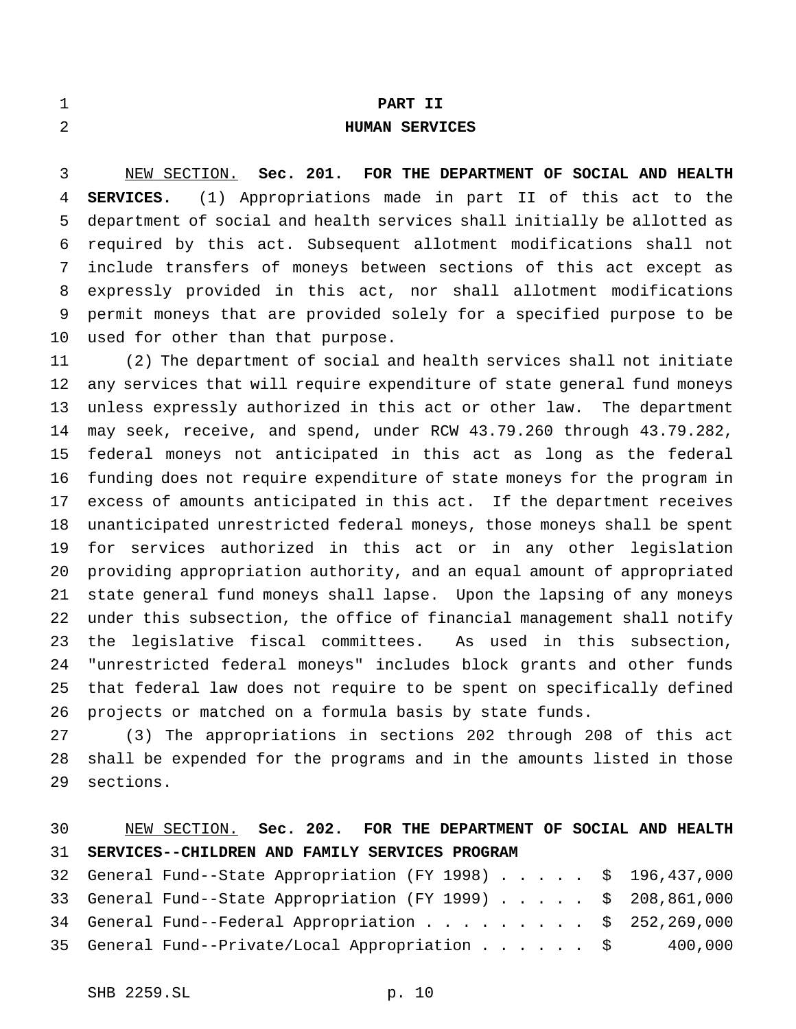# PART II
# HUMAN SERVICES

<u>NEW SECTION.</u> **Sec. 201. FOR THE DEPARTMENT OF SOCIAL AND HEALTH SERVICES.** (1) Appropriations made in part II of this act to the department of social and health services shall initially be allotted as required by this act. Subsequent allotment modifications shall not include transfers of moneys between sections of this act except as expressly provided in this act, nor shall allotment modifications permit moneys that are provided solely for a specified purpose to be used for other than that purpose.

(2) The department of social and health services shall not initiate any services that will require expenditure of state general fund moneys unless expressly authorized in this act or other law. The department may seek, receive, and spend, under RCW 43.79.260 through 43.79.282, federal moneys not anticipated in this act as long as the federal funding does not require expenditure of state moneys for the program in excess of amounts anticipated in this act. If the department receives unanticipated unrestricted federal moneys, those moneys shall be spent for services authorized in this act or in any other legislation providing appropriation authority, and an equal amount of appropriated state general fund moneys shall lapse. Upon the lapsing of any moneys under this subsection, the office of financial management shall notify the legislative fiscal committees. As used in this subsection, "unrestricted federal moneys" includes block grants and other funds that federal law does not require to be spent on specifically defined projects or matched on a formula basis by state funds.

(3) The appropriations in sections 202 through 208 of this act shall be expended for the programs and in the amounts listed in those sections.

<u>NEW SECTION.</u> **Sec. 202. FOR THE DEPARTMENT OF SOCIAL AND HEALTH SERVICES--CHILDREN AND FAMILY SERVICES PROGRAM**

| | |
|---|---|
| General Fund--State Appropriation (FY 1998) . . . . . | $ 196,437,000 |
| General Fund--State Appropriation (FY 1999) . . . . . | $ 208,861,000 |
| General Fund--Federal Appropriation . . . . . . . . . | $ 252,269,000 |
| General Fund--Private/Local Appropriation . . . . . . | $ 400,000 |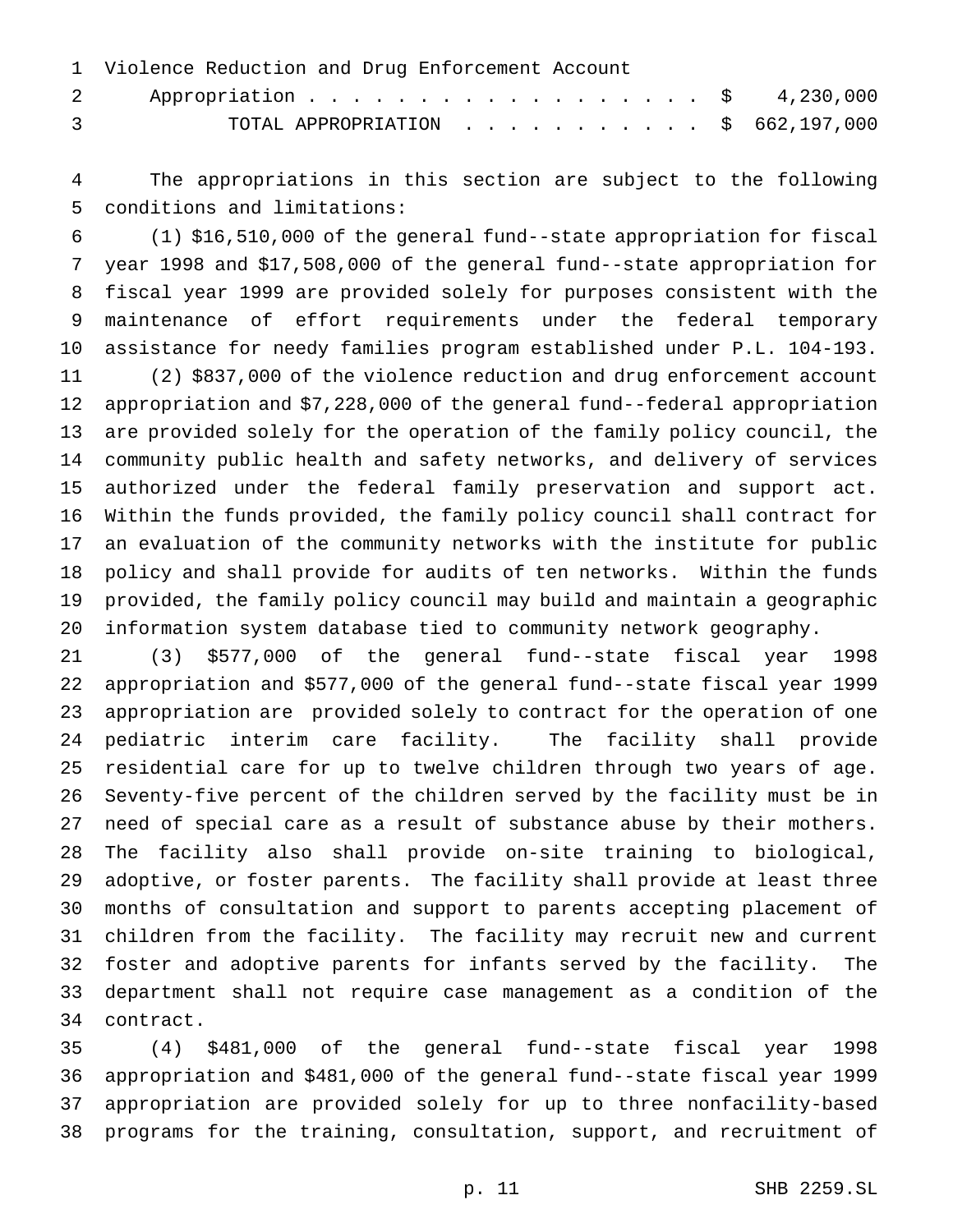Violence Reduction and Drug Enforcement Account

Appropriation . . . . . . . . . . . . . . . . . . $ 4,230,000

TOTAL APPROPRIATION . . . . . . . . . . . $ 662,197,000

The appropriations in this section are subject to the following conditions and limitations:

(1) $16,510,000 of the general fund--state appropriation for fiscal year 1998 and $17,508,000 of the general fund--state appropriation for fiscal year 1999 are provided solely for purposes consistent with the maintenance of effort requirements under the federal temporary assistance for needy families program established under P.L. 104-193.

(2) $837,000 of the violence reduction and drug enforcement account appropriation and $7,228,000 of the general fund--federal appropriation are provided solely for the operation of the family policy council, the community public health and safety networks, and delivery of services authorized under the federal family preservation and support act. Within the funds provided, the family policy council shall contract for an evaluation of the community networks with the institute for public policy and shall provide for audits of ten networks. Within the funds provided, the family policy council may build and maintain a geographic information system database tied to community network geography.

(3) $577,000 of the general fund--state fiscal year 1998 appropriation and $577,000 of the general fund--state fiscal year 1999 appropriation are provided solely to contract for the operation of one pediatric interim care facility. The facility shall provide residential care for up to twelve children through two years of age. Seventy-five percent of the children served by the facility must be in need of special care as a result of substance abuse by their mothers. The facility also shall provide on-site training to biological, adoptive, or foster parents. The facility shall provide at least three months of consultation and support to parents accepting placement of children from the facility. The facility may recruit new and current foster and adoptive parents for infants served by the facility. The department shall not require case management as a condition of the contract.

(4) $481,000 of the general fund--state fiscal year 1998 appropriation and $481,000 of the general fund--state fiscal year 1999 appropriation are provided solely for up to three nonfacility-based programs for the training, consultation, support, and recruitment of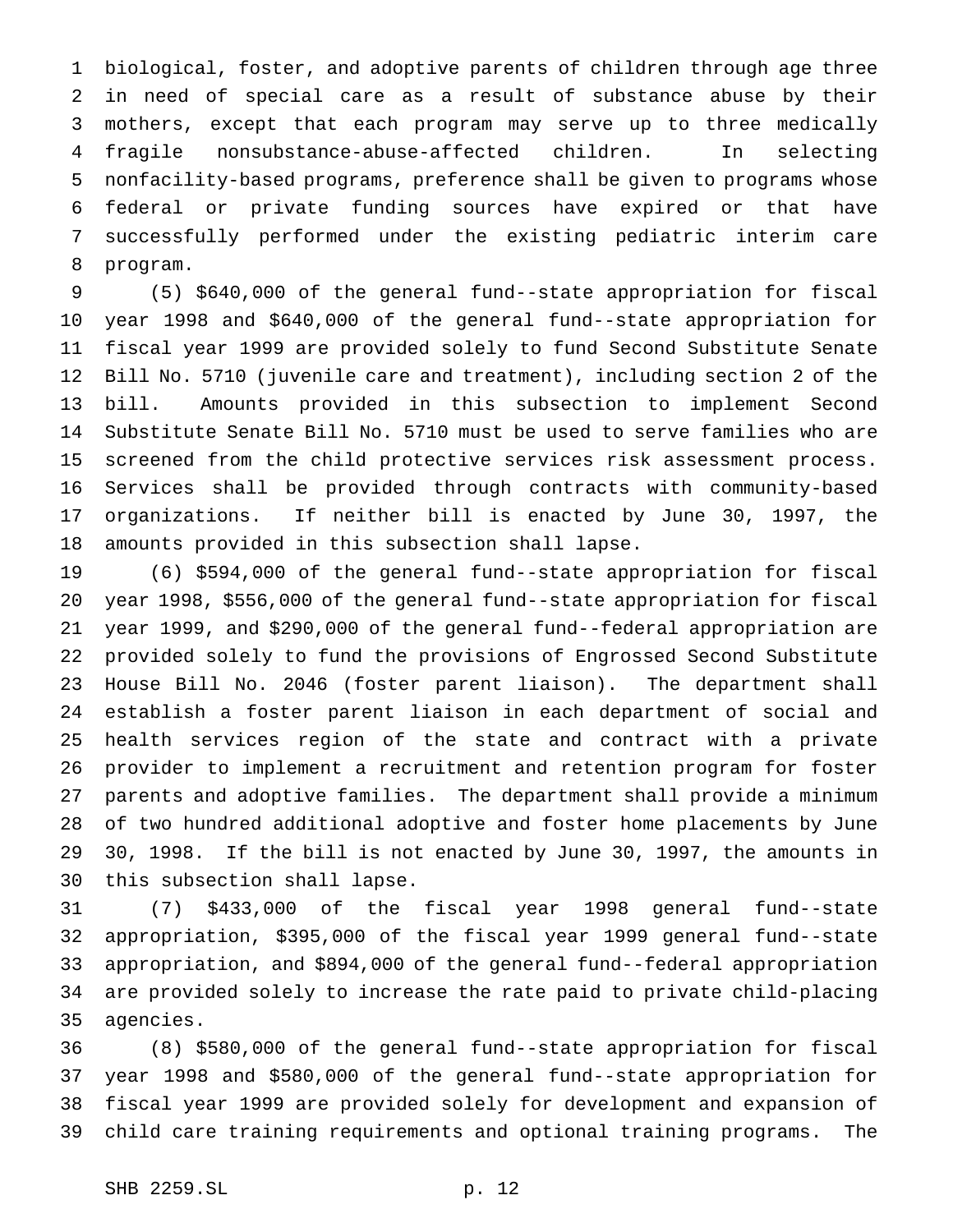biological, foster, and adoptive parents of children through age three in need of special care as a result of substance abuse by their mothers, except that each program may serve up to three medically fragile nonsubstance-abuse-affected children. In selecting nonfacility-based programs, preference shall be given to programs whose federal or private funding sources have expired or that have successfully performed under the existing pediatric interim care program.

(5) $640,000 of the general fund--state appropriation for fiscal year 1998 and $640,000 of the general fund--state appropriation for fiscal year 1999 are provided solely to fund Second Substitute Senate Bill No. 5710 (juvenile care and treatment), including section 2 of the bill. Amounts provided in this subsection to implement Second Substitute Senate Bill No. 5710 must be used to serve families who are screened from the child protective services risk assessment process. Services shall be provided through contracts with community-based organizations. If neither bill is enacted by June 30, 1997, the amounts provided in this subsection shall lapse.

(6) $594,000 of the general fund--state appropriation for fiscal year 1998, $556,000 of the general fund--state appropriation for fiscal year 1999, and $290,000 of the general fund--federal appropriation are provided solely to fund the provisions of Engrossed Second Substitute House Bill No. 2046 (foster parent liaison). The department shall establish a foster parent liaison in each department of social and health services region of the state and contract with a private provider to implement a recruitment and retention program for foster parents and adoptive families. The department shall provide a minimum of two hundred additional adoptive and foster home placements by June 30, 1998. If the bill is not enacted by June 30, 1997, the amounts in this subsection shall lapse.

(7) $433,000 of the fiscal year 1998 general fund--state appropriation, $395,000 of the fiscal year 1999 general fund--state appropriation, and $894,000 of the general fund--federal appropriation are provided solely to increase the rate paid to private child-placing agencies.

(8) $580,000 of the general fund--state appropriation for fiscal year 1998 and $580,000 of the general fund--state appropriation for fiscal year 1999 are provided solely for development and expansion of child care training requirements and optional training programs. The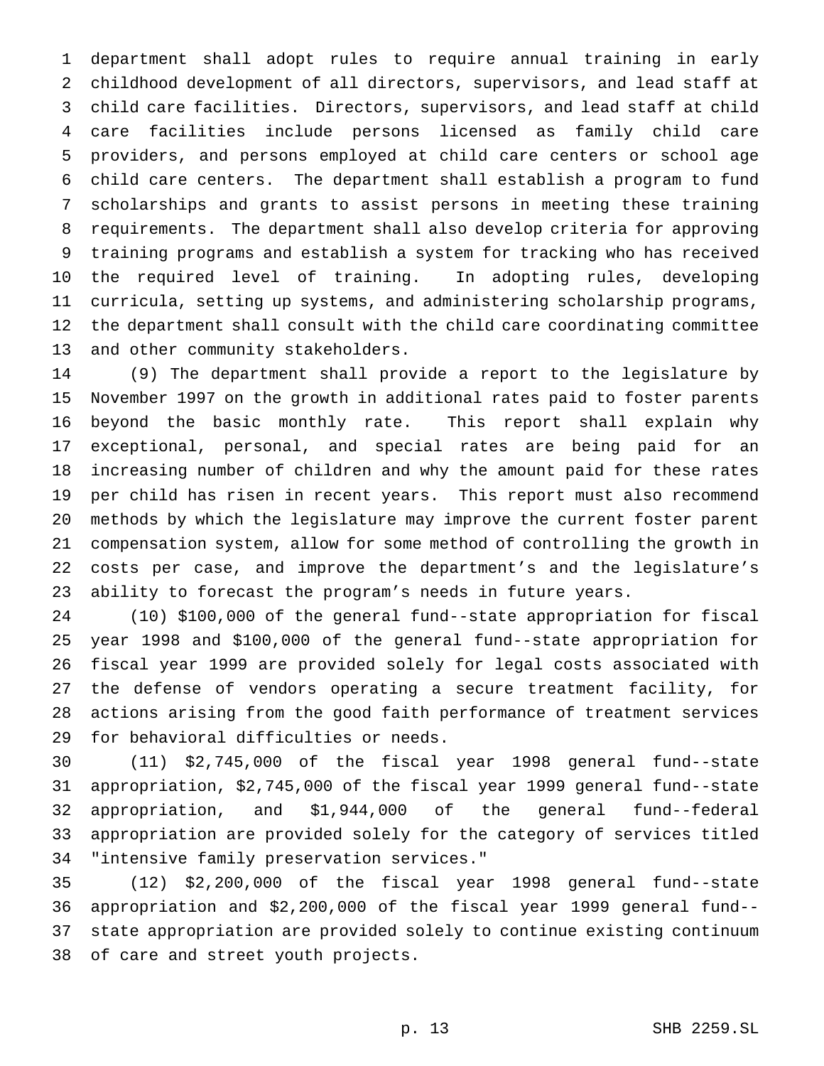department shall adopt rules to require annual training in early childhood development of all directors, supervisors, and lead staff at child care facilities. Directors, supervisors, and lead staff at child care facilities include persons licensed as family child care providers, and persons employed at child care centers or school age child care centers. The department shall establish a program to fund scholarships and grants to assist persons in meeting these training requirements. The department shall also develop criteria for approving training programs and establish a system for tracking who has received the required level of training. In adopting rules, developing curricula, setting up systems, and administering scholarship programs, the department shall consult with the child care coordinating committee and other community stakeholders.

(9) The department shall provide a report to the legislature by November 1997 on the growth in additional rates paid to foster parents beyond the basic monthly rate. This report shall explain why exceptional, personal, and special rates are being paid for an increasing number of children and why the amount paid for these rates per child has risen in recent years. This report must also recommend methods by which the legislature may improve the current foster parent compensation system, allow for some method of controlling the growth in costs per case, and improve the department's and the legislature's ability to forecast the program's needs in future years.

(10) $100,000 of the general fund--state appropriation for fiscal year 1998 and $100,000 of the general fund--state appropriation for fiscal year 1999 are provided solely for legal costs associated with the defense of vendors operating a secure treatment facility, for actions arising from the good faith performance of treatment services for behavioral difficulties or needs.

(11) $2,745,000 of the fiscal year 1998 general fund--state appropriation, $2,745,000 of the fiscal year 1999 general fund--state appropriation, and $1,944,000 of the general fund--federal appropriation are provided solely for the category of services titled "intensive family preservation services."

(12) $2,200,000 of the fiscal year 1998 general fund--state appropriation and $2,200,000 of the fiscal year 1999 general fund--state appropriation are provided solely to continue existing continuum of care and street youth projects.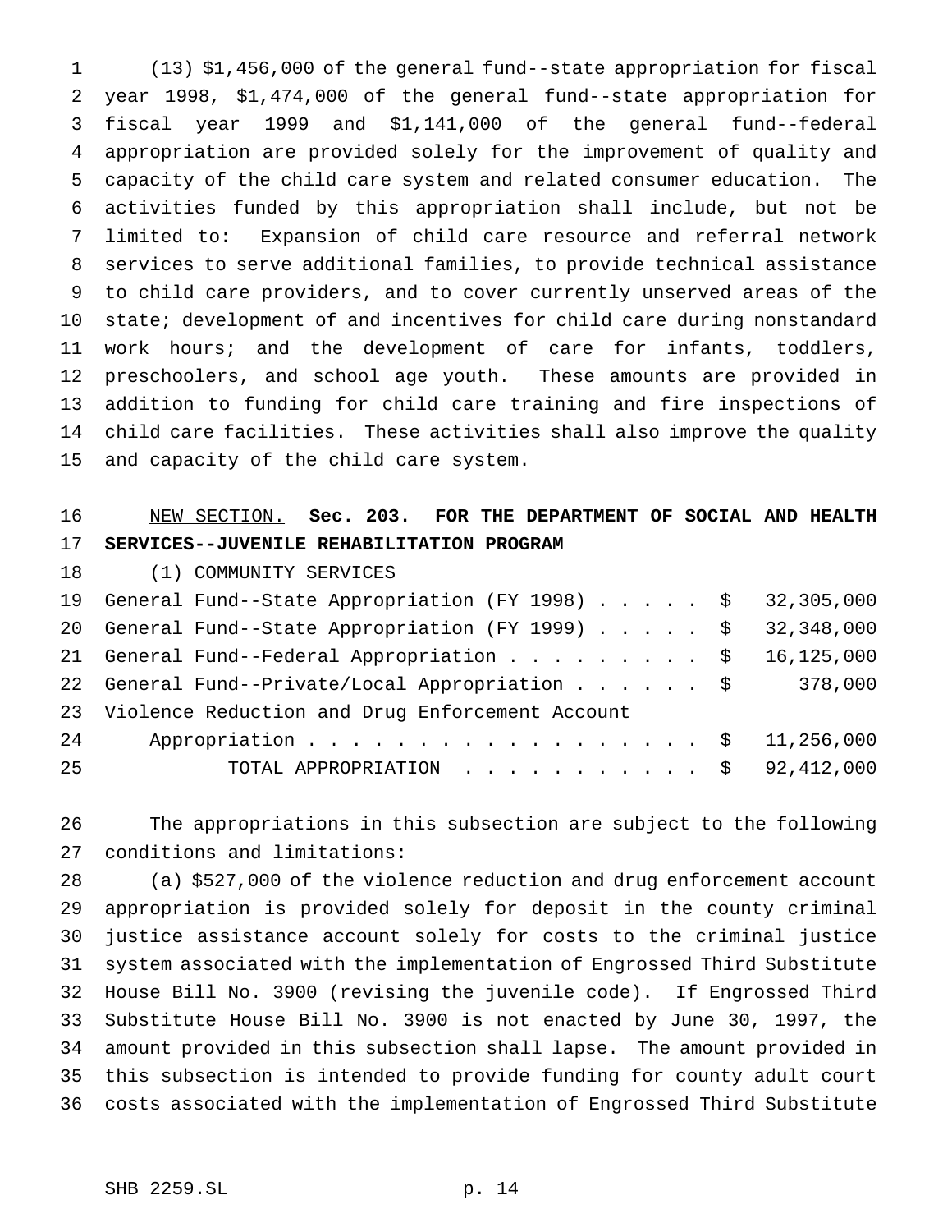(13) $1,456,000 of the general fund--state appropriation for fiscal year 1998, $1,474,000 of the general fund--state appropriation for fiscal year 1999 and $1,141,000 of the general fund--federal appropriation are provided solely for the improvement of quality and capacity of the child care system and related consumer education. The activities funded by this appropriation shall include, but not be limited to: Expansion of child care resource and referral network services to serve additional families, to provide technical assistance to child care providers, and to cover currently unserved areas of the state; development of and incentives for child care during nonstandard work hours; and the development of care for infants, toddlers, preschoolers, and school age youth. These amounts are provided in addition to funding for child care training and fire inspections of child care facilities. These activities shall also improve the quality and capacity of the child care system.

NEW SECTION. **Sec. 203. FOR THE DEPARTMENT OF SOCIAL AND HEALTH SERVICES--JUVENILE REHABILITATION PROGRAM**

(1) COMMUNITY SERVICES

| | |
|---|---|
| General Fund--State Appropriation (FY 1998) . . . . . | $ 32,305,000 |
| General Fund--State Appropriation (FY 1999) . . . . . | $ 32,348,000 |
| General Fund--Federal Appropriation . . . . . . . . . | $ 16,125,000 |
| General Fund--Private/Local Appropriation . . . . . . | $ 378,000 |
| Violence Reduction and Drug Enforcement Account Appropriation . . . . . . . . . . . . . . . . . . | $ 11,256,000 |
| TOTAL APPROPRIATION . . . . . . . . . . . | $ 92,412,000 |

The appropriations in this subsection are subject to the following conditions and limitations:

(a) $527,000 of the violence reduction and drug enforcement account appropriation is provided solely for deposit in the county criminal justice assistance account solely for costs to the criminal justice system associated with the implementation of Engrossed Third Substitute House Bill No. 3900 (revising the juvenile code). If Engrossed Third Substitute House Bill No. 3900 is not enacted by June 30, 1997, the amount provided in this subsection shall lapse. The amount provided in this subsection is intended to provide funding for county adult court costs associated with the implementation of Engrossed Third Substitute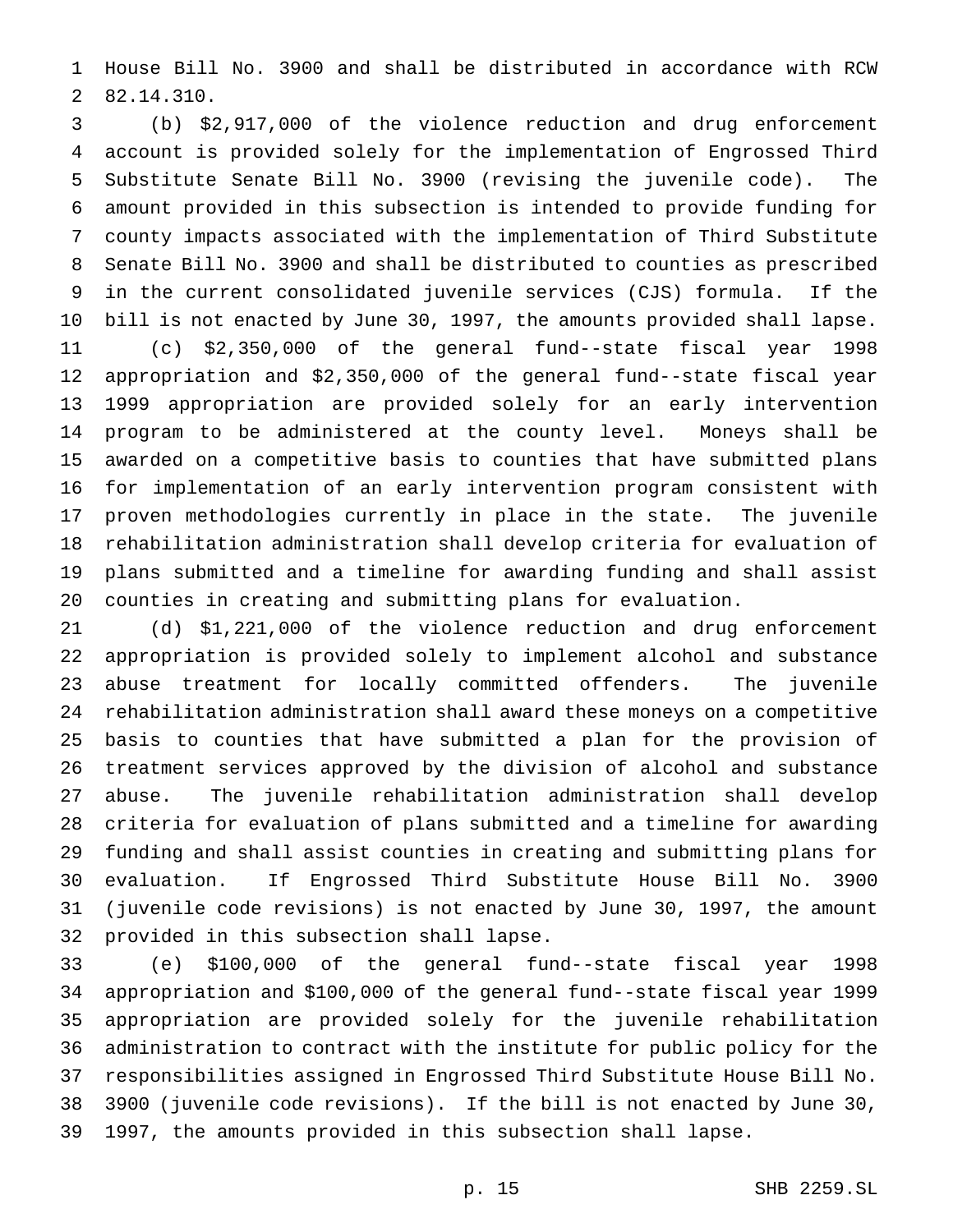House Bill No. 3900 and shall be distributed in accordance with RCW 82.14.310.

(b) $2,917,000 of the violence reduction and drug enforcement account is provided solely for the implementation of Engrossed Third Substitute Senate Bill No. 3900 (revising the juvenile code). The amount provided in this subsection is intended to provide funding for county impacts associated with the implementation of Third Substitute Senate Bill No. 3900 and shall be distributed to counties as prescribed in the current consolidated juvenile services (CJS) formula. If the bill is not enacted by June 30, 1997, the amounts provided shall lapse.

(c) $2,350,000 of the general fund--state fiscal year 1998 appropriation and $2,350,000 of the general fund--state fiscal year 1999 appropriation are provided solely for an early intervention program to be administered at the county level. Moneys shall be awarded on a competitive basis to counties that have submitted plans for implementation of an early intervention program consistent with proven methodologies currently in place in the state. The juvenile rehabilitation administration shall develop criteria for evaluation of plans submitted and a timeline for awarding funding and shall assist counties in creating and submitting plans for evaluation.

(d) $1,221,000 of the violence reduction and drug enforcement appropriation is provided solely to implement alcohol and substance abuse treatment for locally committed offenders. The juvenile rehabilitation administration shall award these moneys on a competitive basis to counties that have submitted a plan for the provision of treatment services approved by the division of alcohol and substance abuse. The juvenile rehabilitation administration shall develop criteria for evaluation of plans submitted and a timeline for awarding funding and shall assist counties in creating and submitting plans for evaluation. If Engrossed Third Substitute House Bill No. 3900 (juvenile code revisions) is not enacted by June 30, 1997, the amount provided in this subsection shall lapse.

(e) $100,000 of the general fund--state fiscal year 1998 appropriation and $100,000 of the general fund--state fiscal year 1999 appropriation are provided solely for the juvenile rehabilitation administration to contract with the institute for public policy for the responsibilities assigned in Engrossed Third Substitute House Bill No. 3900 (juvenile code revisions). If the bill is not enacted by June 30, 1997, the amounts provided in this subsection shall lapse.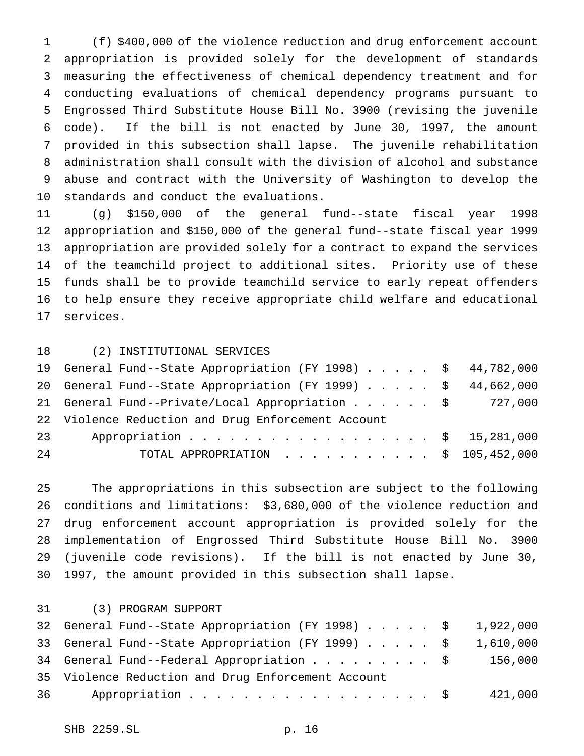(f) $400,000 of the violence reduction and drug enforcement account appropriation is provided solely for the development of standards measuring the effectiveness of chemical dependency treatment and for conducting evaluations of chemical dependency programs pursuant to Engrossed Third Substitute House Bill No. 3900 (revising the juvenile code). If the bill is not enacted by June 30, 1997, the amount provided in this subsection shall lapse. The juvenile rehabilitation administration shall consult with the division of alcohol and substance abuse and contract with the University of Washington to develop the standards and conduct the evaluations.

(g) $150,000 of the general fund--state fiscal year 1998 appropriation and $150,000 of the general fund--state fiscal year 1999 appropriation are provided solely for a contract to expand the services of the teamchild project to additional sites. Priority use of these funds shall be to provide teamchild service to early repeat offenders to help ensure they receive appropriate child welfare and educational services.

(2) INSTITUTIONAL SERVICES

| | | |
|---|---|---|
| General Fund--State Appropriation (FY 1998) | $ | 44,782,000 |
| General Fund--State Appropriation (FY 1999) | $ | 44,662,000 |
| General Fund--Private/Local Appropriation | $ | 727,000 |
| Violence Reduction and Drug Enforcement Account Appropriation | $ | 15,281,000 |
| TOTAL APPROPRIATION | $ | 105,452,000 |

The appropriations in this subsection are subject to the following conditions and limitations: $3,680,000 of the violence reduction and drug enforcement account appropriation is provided solely for the implementation of Engrossed Third Substitute House Bill No. 3900 (juvenile code revisions). If the bill is not enacted by June 30, 1997, the amount provided in this subsection shall lapse.

(3) PROGRAM SUPPORT

| | | |
|---|---|---|
| General Fund--State Appropriation (FY 1998) | $ | 1,922,000 |
| General Fund--State Appropriation (FY 1999) | $ | 1,610,000 |
| General Fund--Federal Appropriation | $ | 156,000 |
| Violence Reduction and Drug Enforcement Account Appropriation | $ | 421,000 |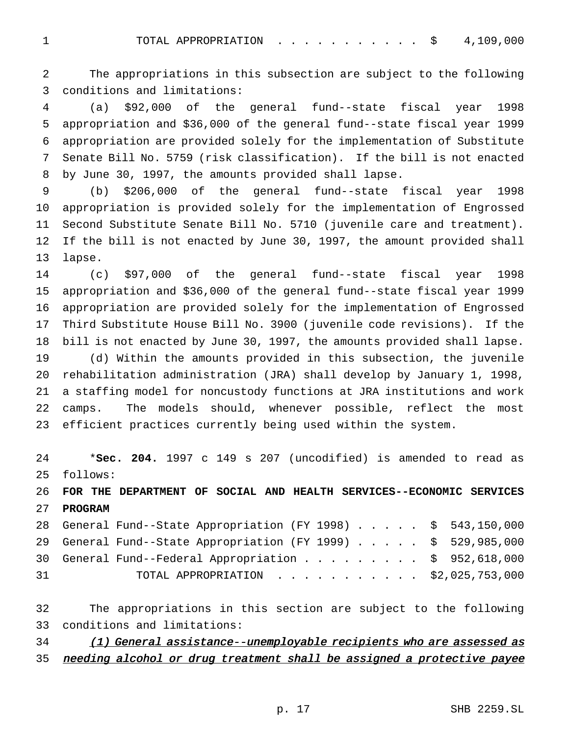TOTAL APPROPRIATION . . . . . . . . . . . $ 4,109,000

The appropriations in this subsection are subject to the following conditions and limitations:

(a) $92,000 of the general fund--state fiscal year 1998 appropriation and $36,000 of the general fund--state fiscal year 1999 appropriation are provided solely for the implementation of Substitute Senate Bill No. 5759 (risk classification). If the bill is not enacted by June 30, 1997, the amounts provided shall lapse.

(b) $206,000 of the general fund--state fiscal year 1998 appropriation is provided solely for the implementation of Engrossed Second Substitute Senate Bill No. 5710 (juvenile care and treatment). If the bill is not enacted by June 30, 1997, the amount provided shall lapse.

(c) $97,000 of the general fund--state fiscal year 1998 appropriation and $36,000 of the general fund--state fiscal year 1999 appropriation are provided solely for the implementation of Engrossed Third Substitute House Bill No. 3900 (juvenile code revisions). If the bill is not enacted by June 30, 1997, the amounts provided shall lapse.

(d) Within the amounts provided in this subsection, the juvenile rehabilitation administration (JRA) shall develop by January 1, 1998, a staffing model for noncustody functions at JRA institutions and work camps. The models should, whenever possible, reflect the most efficient practices currently being used within the system.

*__Sec. 204.__ 1997 c 149 s 207 (uncodified) is amended to read as follows:

**FOR THE DEPARTMENT OF SOCIAL AND HEALTH SERVICES--ECONOMIC SERVICES PROGRAM**

General Fund--State Appropriation (FY 1998) . . . . . $ 543,150,000
General Fund--State Appropriation (FY 1999) . . . . . $ 529,985,000
General Fund--Federal Appropriation . . . . . . . . . $ 952,618,000
TOTAL APPROPRIATION . . . . . . . . . . . $2,025,753,000

The appropriations in this section are subject to the following conditions and limitations:

_(1) General assistance--unemployable recipients who are assessed as needing alcohol or drug treatment shall be assigned a protective payee_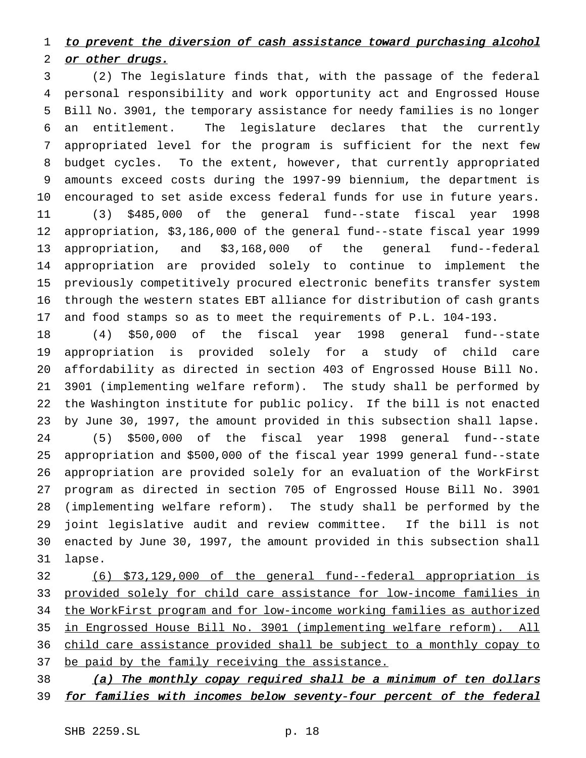*to prevent the diversion of cash assistance toward purchasing alcohol or other drugs.*

(2) The legislature finds that, with the passage of the federal personal responsibility and work opportunity act and Engrossed House Bill No. 3901, the temporary assistance for needy families is no longer an entitlement. The legislature declares that the currently appropriated level for the program is sufficient for the next few budget cycles. To the extent, however, that currently appropriated amounts exceed costs during the 1997-99 biennium, the department is encouraged to set aside excess federal funds for use in future years.

(3) $485,000 of the general fund--state fiscal year 1998 appropriation, $3,186,000 of the general fund--state fiscal year 1999 appropriation, and $3,168,000 of the general fund--federal appropriation are provided solely to continue to implement the previously competitively procured electronic benefits transfer system through the western states EBT alliance for distribution of cash grants and food stamps so as to meet the requirements of P.L. 104-193.

(4) $50,000 of the fiscal year 1998 general fund--state appropriation is provided solely for a study of child care affordability as directed in section 403 of Engrossed House Bill No. 3901 (implementing welfare reform). The study shall be performed by the Washington institute for public policy. If the bill is not enacted by June 30, 1997, the amount provided in this subsection shall lapse.

(5) $500,000 of the fiscal year 1998 general fund--state appropriation and $500,000 of the fiscal year 1999 general fund--state appropriation are provided solely for an evaluation of the WorkFirst program as directed in section 705 of Engrossed House Bill No. 3901 (implementing welfare reform). The study shall be performed by the joint legislative audit and review committee. If the bill is not enacted by June 30, 1997, the amount provided in this subsection shall lapse.

(6) $73,129,000 of the general fund--federal appropriation is provided solely for child care assistance for low-income families in the WorkFirst program and for low-income working families as authorized in Engrossed House Bill No. 3901 (implementing welfare reform). All child care assistance provided shall be subject to a monthly copay to be paid by the family receiving the assistance.

*(a) The monthly copay required shall be a minimum of ten dollars for families with incomes below seventy-four percent of the federal*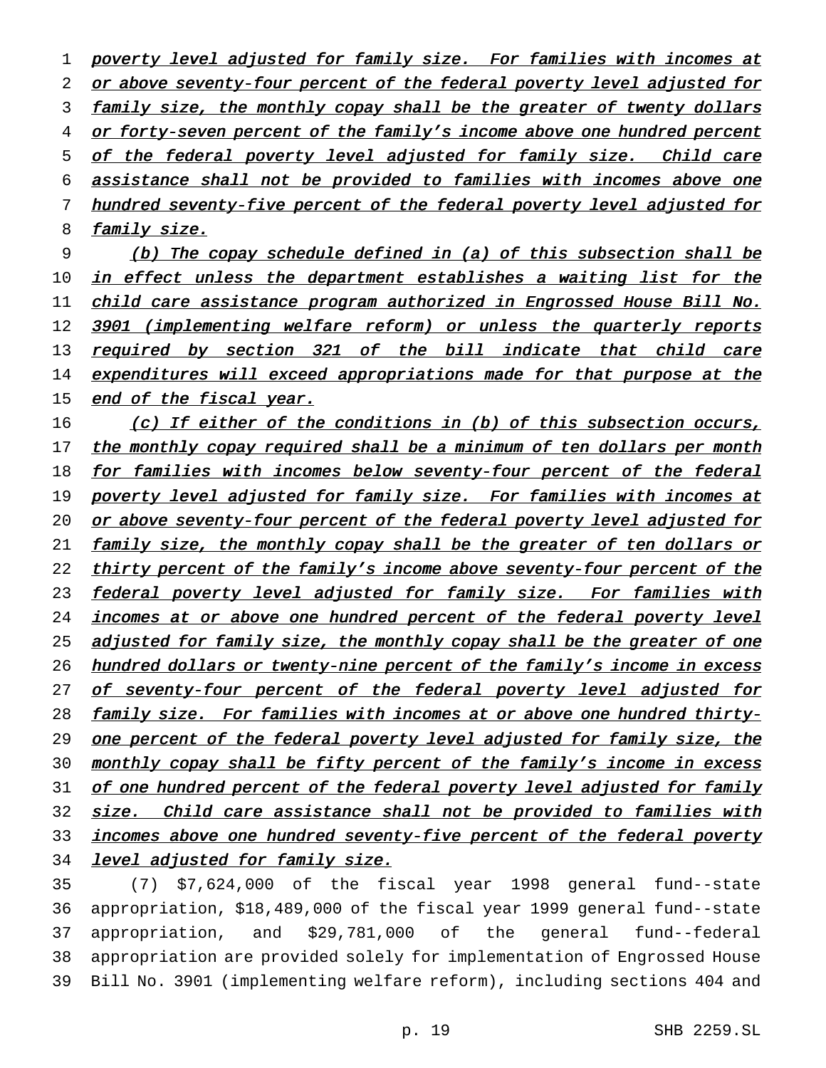poverty level adjusted for family size. For families with incomes at or above seventy-four percent of the federal poverty level adjusted for family size, the monthly copay shall be the greater of twenty dollars or forty-seven percent of the family's income above one hundred percent of the federal poverty level adjusted for family size. Child care assistance shall not be provided to families with incomes above one hundred seventy-five percent of the federal poverty level adjusted for family size.

(b) The copay schedule defined in (a) of this subsection shall be in effect unless the department establishes a waiting list for the child care assistance program authorized in Engrossed House Bill No. 3901 (implementing welfare reform) or unless the quarterly reports required by section 321 of the bill indicate that child care expenditures will exceed appropriations made for that purpose at the end of the fiscal year.

(c) If either of the conditions in (b) of this subsection occurs, the monthly copay required shall be a minimum of ten dollars per month for families with incomes below seventy-four percent of the federal poverty level adjusted for family size. For families with incomes at or above seventy-four percent of the federal poverty level adjusted for family size, the monthly copay shall be the greater of ten dollars or thirty percent of the family's income above seventy-four percent of the federal poverty level adjusted for family size. For families with incomes at or above one hundred percent of the federal poverty level adjusted for family size, the monthly copay shall be the greater of one hundred dollars or twenty-nine percent of the family's income in excess of seventy-four percent of the federal poverty level adjusted for family size. For families with incomes at or above one hundred thirty-one percent of the federal poverty level adjusted for family size, the monthly copay shall be fifty percent of the family's income in excess of one hundred percent of the federal poverty level adjusted for family size. Child care assistance shall not be provided to families with incomes above one hundred seventy-five percent of the federal poverty level adjusted for family size.

(7) $7,624,000 of the fiscal year 1998 general fund--state appropriation, $18,489,000 of the fiscal year 1999 general fund--state appropriation, and $29,781,000 of the general fund--federal appropriation are provided solely for implementation of Engrossed House Bill No. 3901 (implementing welfare reform), including sections 404 and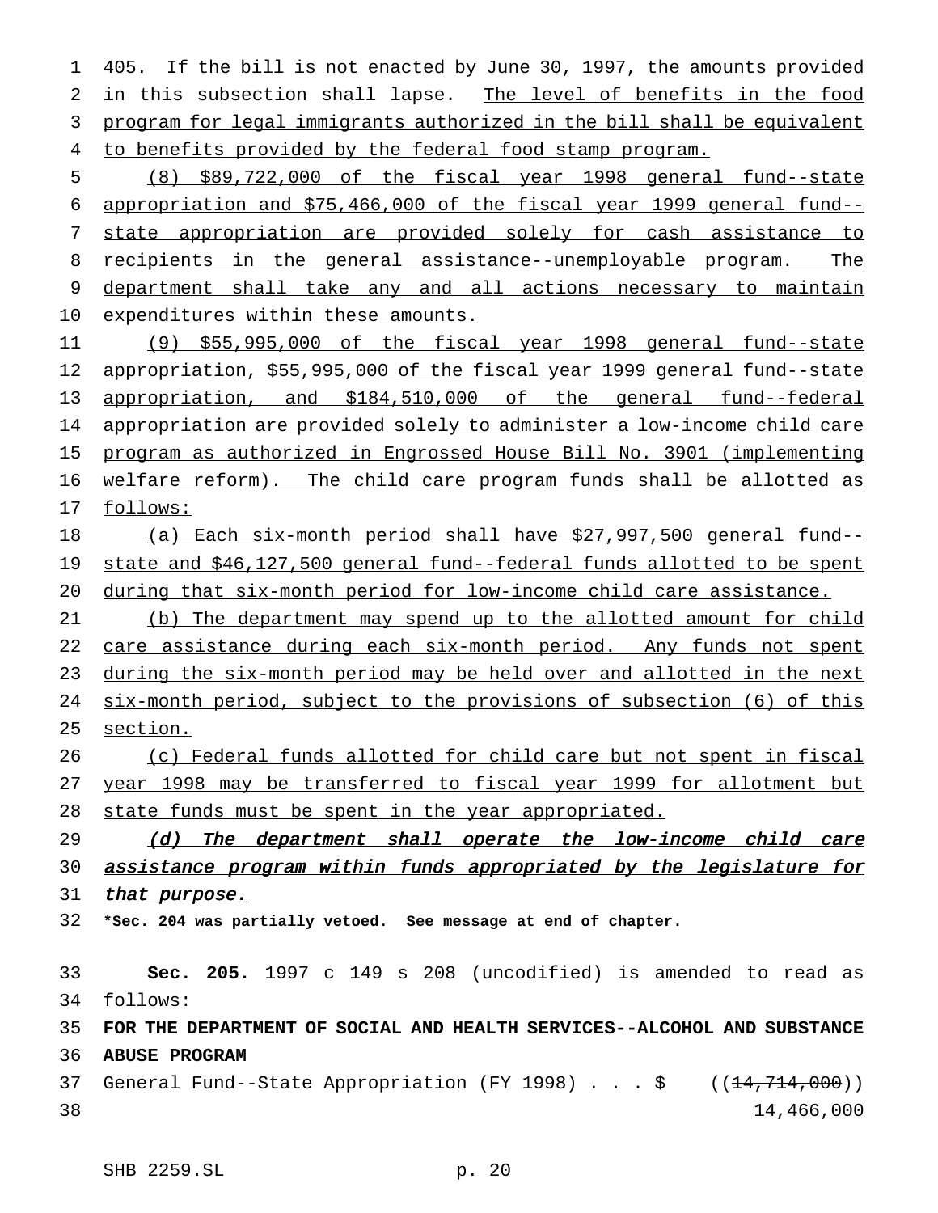405. If the bill is not enacted by June 30, 1997, the amounts provided in this subsection shall lapse. The level of benefits in the food program for legal immigrants authorized in the bill shall be equivalent to benefits provided by the federal food stamp program.

(8) $89,722,000 of the fiscal year 1998 general fund--state appropriation and $75,466,000 of the fiscal year 1999 general fund--state appropriation are provided solely for cash assistance to recipients in the general assistance--unemployable program. The department shall take any and all actions necessary to maintain expenditures within these amounts.

(9) $55,995,000 of the fiscal year 1998 general fund--state appropriation, $55,995,000 of the fiscal year 1999 general fund--state appropriation, and $184,510,000 of the general fund--federal appropriation are provided solely to administer a low-income child care program as authorized in Engrossed House Bill No. 3901 (implementing welfare reform). The child care program funds shall be allotted as follows:

(a) Each six-month period shall have $27,997,500 general fund--state and $46,127,500 general fund--federal funds allotted to be spent during that six-month period for low-income child care assistance.

(b) The department may spend up to the allotted amount for child care assistance during each six-month period. Any funds not spent during the six-month period may be held over and allotted in the next six-month period, subject to the provisions of subsection (6) of this section.

(c) Federal funds allotted for child care but not spent in fiscal year 1998 may be transferred to fiscal year 1999 for allotment but state funds must be spent in the year appropriated.

*(d) The department shall operate the low-income child care assistance program within funds appropriated by the legislature for that purpose.*

**\*Sec. 204 was partially vetoed. See message at end of chapter.**

**Sec. 205.** 1997 c 149 s 208 (uncodified) is amended to read as follows:

**FOR THE DEPARTMENT OF SOCIAL AND HEALTH SERVICES--ALCOHOL AND SUBSTANCE ABUSE PROGRAM**

General Fund--State Appropriation (FY 1998) . . . $ ((~~14,714,000~~))
14,466,000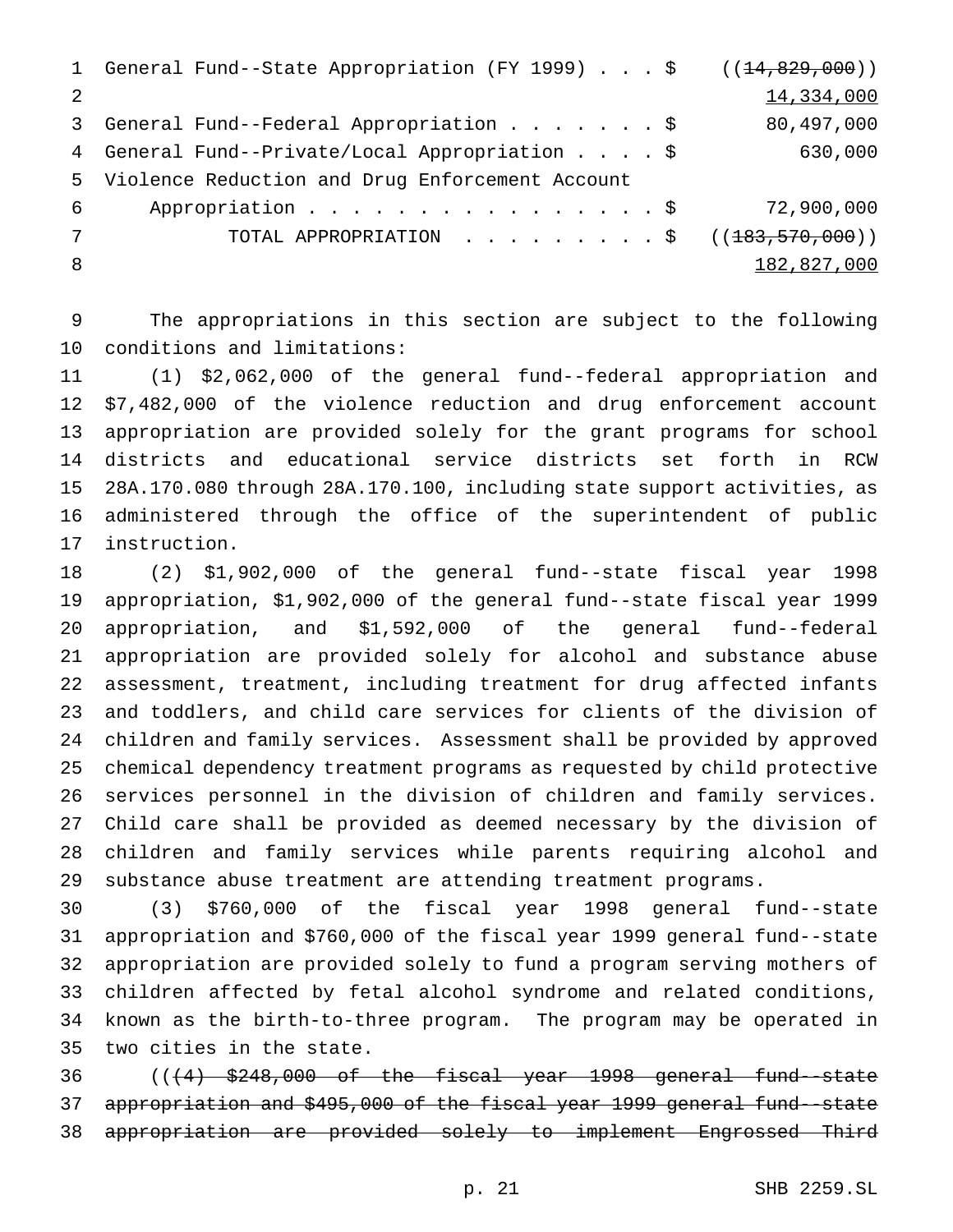General Fund--State Appropriation (FY 1999) . . . $ ((~~14,829,000~~))
14,334,000

General Fund--Federal Appropriation . . . . . . . $ 80,497,000

General Fund--Private/Local Appropriation . . . . $ 630,000

Violence Reduction and Drug Enforcement Account
Appropriation . . . . . . . . . . . . . . . . . $ 72,900,000

TOTAL APPROPRIATION . . . . . . . . . $ ((~~183,570,000~~))
182,827,000

The appropriations in this section are subject to the following conditions and limitations:

(1) $2,062,000 of the general fund--federal appropriation and $7,482,000 of the violence reduction and drug enforcement account appropriation are provided solely for the grant programs for school districts and educational service districts set forth in RCW 28A.170.080 through 28A.170.100, including state support activities, as administered through the office of the superintendent of public instruction.

(2) $1,902,000 of the general fund--state fiscal year 1998 appropriation, $1,902,000 of the general fund--state fiscal year 1999 appropriation, and $1,592,000 of the general fund--federal appropriation are provided solely for alcohol and substance abuse assessment, treatment, including treatment for drug affected infants and toddlers, and child care services for clients of the division of children and family services. Assessment shall be provided by approved chemical dependency treatment programs as requested by child protective services personnel in the division of children and family services. Child care shall be provided as deemed necessary by the division of children and family services while parents requiring alcohol and substance abuse treatment are attending treatment programs.

(3) $760,000 of the fiscal year 1998 general fund--state appropriation and $760,000 of the fiscal year 1999 general fund--state appropriation are provided solely to fund a program serving mothers of children affected by fetal alcohol syndrome and related conditions, known as the birth-to-three program. The program may be operated in two cities in the state.

((~~(4) $248,000 of the fiscal year 1998 general fund--state appropriation and $495,000 of the fiscal year 1999 general fund--state appropriation are provided solely to implement Engrossed Third~~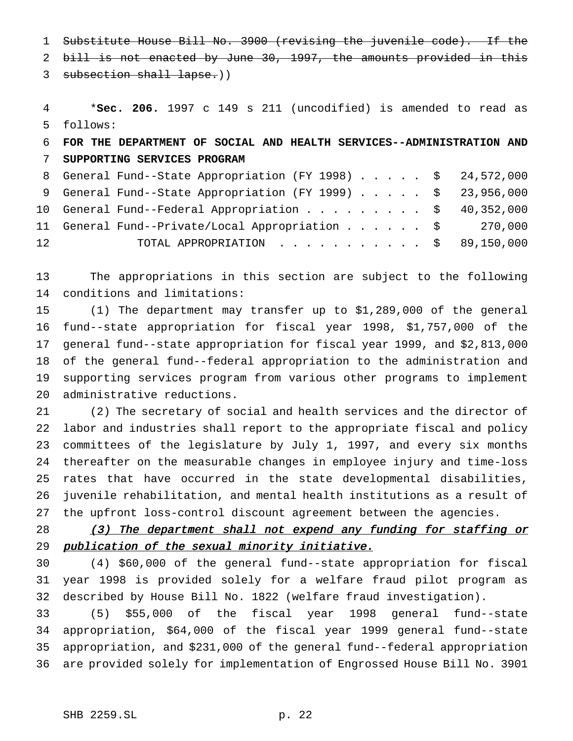~~Substitute House Bill No. 3900 (revising the juvenile code). If the bill is not enacted by June 30, 1997, the amounts provided in this subsection shall lapse.~~))

*__Sec. 206.__ 1997 c 149 s 211 (uncodified) is amended to read as follows:

**FOR THE DEPARTMENT OF SOCIAL AND HEALTH SERVICES--ADMINISTRATION AND SUPPORTING SERVICES PROGRAM**

| | |
|---|---|
| General Fund--State Appropriation (FY 1998) . . . . . | $ 24,572,000 |
| General Fund--State Appropriation (FY 1999) . . . . . | $ 23,956,000 |
| General Fund--Federal Appropriation . . . . . . . . . | $ 40,352,000 |
| General Fund--Private/Local Appropriation . . . . . . | $ 270,000 |
| TOTAL APPROPRIATION . . . . . . . . . . . | $ 89,150,000 |

The appropriations in this section are subject to the following conditions and limitations:

(1) The department may transfer up to $1,289,000 of the general fund--state appropriation for fiscal year 1998, $1,757,000 of the general fund--state appropriation for fiscal year 1999, and $2,813,000 of the general fund--federal appropriation to the administration and supporting services program from various other programs to implement administrative reductions.

(2) The secretary of social and health services and the director of labor and industries shall report to the appropriate fiscal and policy committees of the legislature by July 1, 1997, and every six months thereafter on the measurable changes in employee injury and time-loss rates that have occurred in the state developmental disabilities, juvenile rehabilitation, and mental health institutions as a result of the upfront loss-control discount agreement between the agencies.

***(3) The department shall not expend any funding for staffing or publication of the sexual minority initiative.***

(4) $60,000 of the general fund--state appropriation for fiscal year 1998 is provided solely for a welfare fraud pilot program as described by House Bill No. 1822 (welfare fraud investigation).

(5) $55,000 of the fiscal year 1998 general fund--state appropriation, $64,000 of the fiscal year 1999 general fund--state appropriation, and $231,000 of the general fund--federal appropriation are provided solely for implementation of Engrossed House Bill No. 3901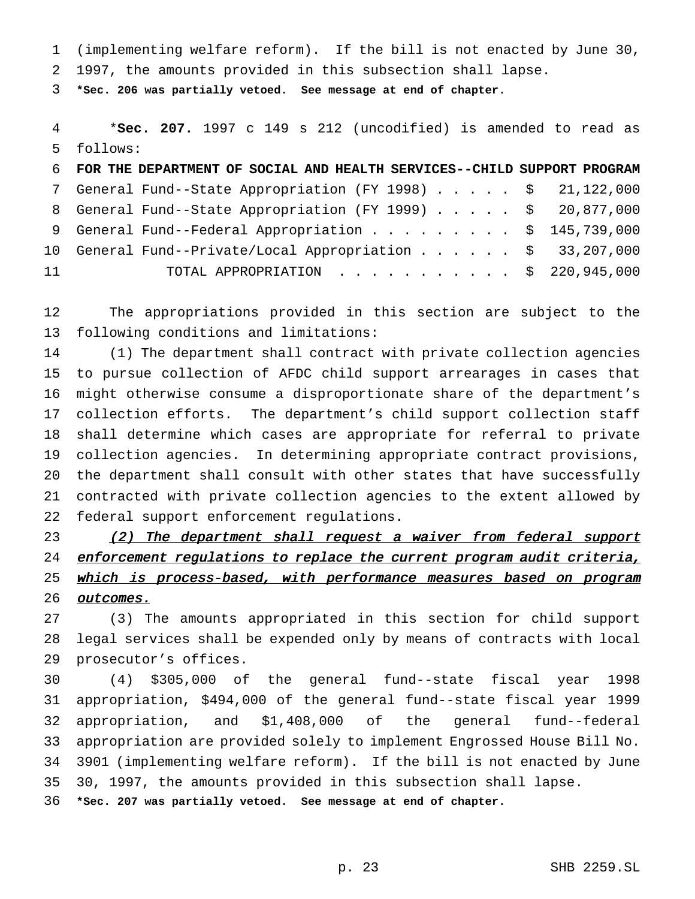(implementing welfare reform). If the bill is not enacted by June 30, 1997, the amounts provided in this subsection shall lapse.

**\*Sec. 206 was partially vetoed. See message at end of chapter.**

\***Sec. 207.** 1997 c 149 s 212 (uncodified) is amended to read as follows:

**FOR THE DEPARTMENT OF SOCIAL AND HEALTH SERVICES--CHILD SUPPORT PROGRAM**

| | |
|---|---|
| General Fund--State Appropriation (FY 1998) . . . . . | $ 21,122,000 |
| General Fund--State Appropriation (FY 1999) . . . . . | $ 20,877,000 |
| General Fund--Federal Appropriation . . . . . . . . . | $ 145,739,000 |
| General Fund--Private/Local Appropriation . . . . . . | $ 33,207,000 |
| TOTAL APPROPRIATION . . . . . . . . . . . | $ 220,945,000 |

The appropriations provided in this section are subject to the following conditions and limitations:

(1) The department shall contract with private collection agencies to pursue collection of AFDC child support arrearages in cases that might otherwise consume a disproportionate share of the department's collection efforts. The department's child support collection staff shall determine which cases are appropriate for referral to private collection agencies. In determining appropriate contract provisions, the department shall consult with other states that have successfully contracted with private collection agencies to the extent allowed by federal support enforcement regulations.

*(2) The department shall request a waiver from federal support enforcement regulations to replace the current program audit criteria, which is process-based, with performance measures based on program outcomes.*

(3) The amounts appropriated in this section for child support legal services shall be expended only by means of contracts with local prosecutor's offices.

(4) $305,000 of the general fund--state fiscal year 1998 appropriation, $494,000 of the general fund--state fiscal year 1999 appropriation, and $1,408,000 of the general fund--federal appropriation are provided solely to implement Engrossed House Bill No. 3901 (implementing welfare reform). If the bill is not enacted by June 30, 1997, the amounts provided in this subsection shall lapse.

**\*Sec. 207 was partially vetoed. See message at end of chapter.**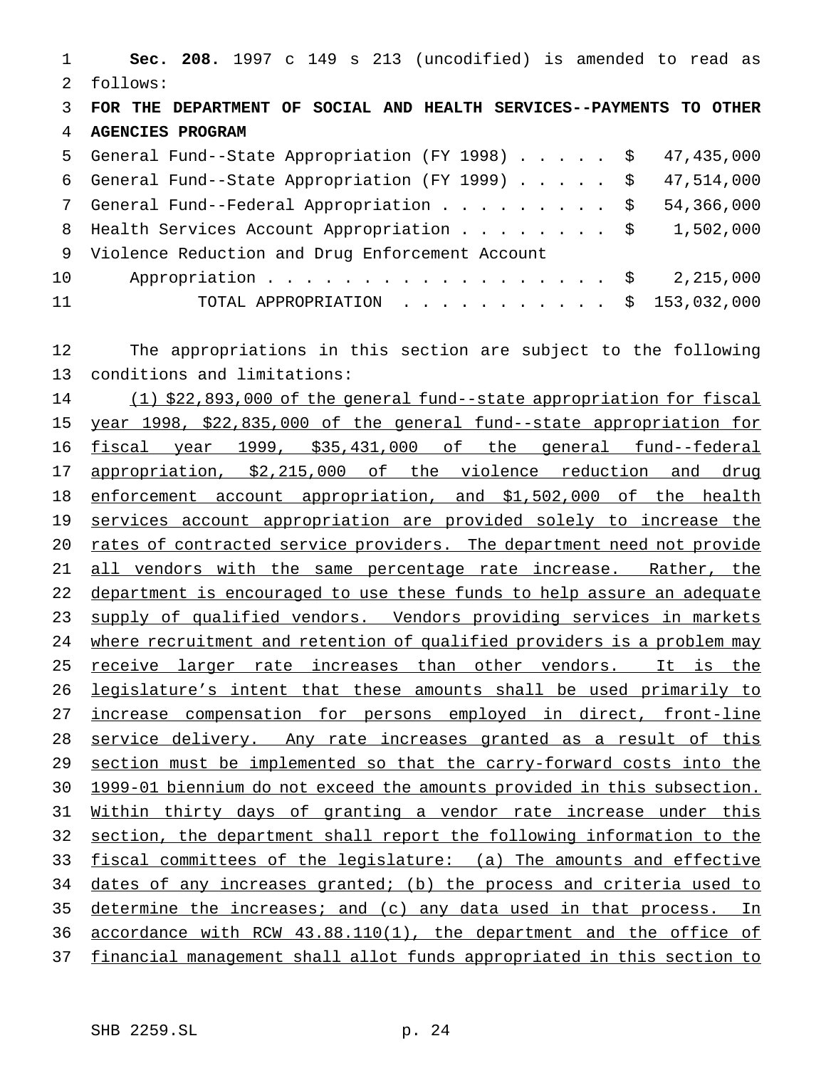**Sec. 208.** 1997 c 149 s 213 (uncodified) is amended to read as follows:

**FOR THE DEPARTMENT OF SOCIAL AND HEALTH SERVICES--PAYMENTS TO OTHER AGENCIES PROGRAM**

| | | |
|---|---|---|
| General Fund--State Appropriation (FY 1998) . . . . . | $ | 47,435,000 |
| General Fund--State Appropriation (FY 1999) . . . . . | $ | 47,514,000 |
| General Fund--Federal Appropriation . . . . . . . . . | $ | 54,366,000 |
| Health Services Account Appropriation . . . . . . . . | $ | 1,502,000 |
| Violence Reduction and Drug Enforcement Account Appropriation . . . . . . . . . . . . . . . . . . . | $ | 2,215,000 |
| TOTAL APPROPRIATION . . . . . . . . . . . | $ | 153,032,000 |

The appropriations in this section are subject to the following conditions and limitations:

(1) $22,893,000 of the general fund--state appropriation for fiscal year 1998, $22,835,000 of the general fund--state appropriation for fiscal year 1999, $35,431,000 of the general fund--federal appropriation, $2,215,000 of the violence reduction and drug enforcement account appropriation, and $1,502,000 of the health services account appropriation are provided solely to increase the rates of contracted service providers. The department need not provide all vendors with the same percentage rate increase. Rather, the department is encouraged to use these funds to help assure an adequate supply of qualified vendors. Vendors providing services in markets where recruitment and retention of qualified providers is a problem may receive larger rate increases than other vendors. It is the legislature's intent that these amounts shall be used primarily to increase compensation for persons employed in direct, front-line service delivery. Any rate increases granted as a result of this section must be implemented so that the carry-forward costs into the 1999-01 biennium do not exceed the amounts provided in this subsection. Within thirty days of granting a vendor rate increase under this section, the department shall report the following information to the fiscal committees of the legislature: (a) The amounts and effective dates of any increases granted; (b) the process and criteria used to determine the increases; and (c) any data used in that process. In accordance with RCW 43.88.110(1), the department and the office of financial management shall allot funds appropriated in this section to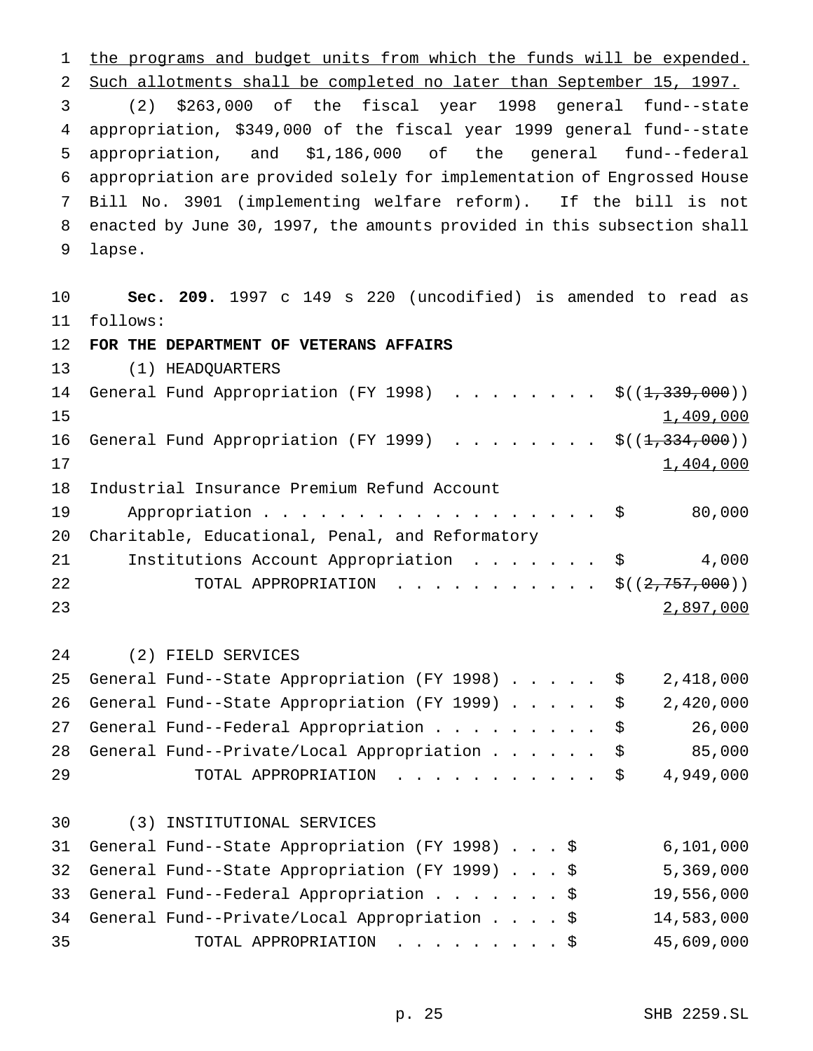<u>the programs and budget units from which the funds will be expended. Such allotments shall be completed no later than September 15, 1997.</u>

(2) $263,000 of the fiscal year 1998 general fund--state appropriation, $349,000 of the fiscal year 1999 general fund--state appropriation, and $1,186,000 of the general fund--federal appropriation are provided solely for implementation of Engrossed House Bill No. 3901 (implementing welfare reform). If the bill is not enacted by June 30, 1997, the amounts provided in this subsection shall lapse.

**Sec. 209.** 1997 c 149 s 220 (uncodified) is amended to read as follows:

**FOR THE DEPARTMENT OF VETERANS AFFAIRS**

(1) HEADQUARTERS

| | |
|---|---|
| General Fund Appropriation (FY 1998) | $((~~1,339,000~~)) <u>1,409,000</u> |
| General Fund Appropriation (FY 1999) | $((~~1,334,000~~)) <u>1,404,000</u> |
| Industrial Insurance Premium Refund Account Appropriation | $ 80,000 |
| Charitable, Educational, Penal, and Reformatory Institutions Account Appropriation | $ 4,000 |
| TOTAL APPROPRIATION | $((~~2,757,000~~)) <u>2,897,000</u> |

(2) FIELD SERVICES

| | |
|---|---|
| General Fund--State Appropriation (FY 1998) | $ 2,418,000 |
| General Fund--State Appropriation (FY 1999) | $ 2,420,000 |
| General Fund--Federal Appropriation | $ 26,000 |
| General Fund--Private/Local Appropriation | $ 85,000 |
| TOTAL APPROPRIATION | $ 4,949,000 |

(3) INSTITUTIONAL SERVICES

| | |
|---|---|
| General Fund--State Appropriation (FY 1998) | $ 6,101,000 |
| General Fund--State Appropriation (FY 1999) | $ 5,369,000 |
| General Fund--Federal Appropriation | $ 19,556,000 |
| General Fund--Private/Local Appropriation | $ 14,583,000 |
| TOTAL APPROPRIATION | $ 45,609,000 |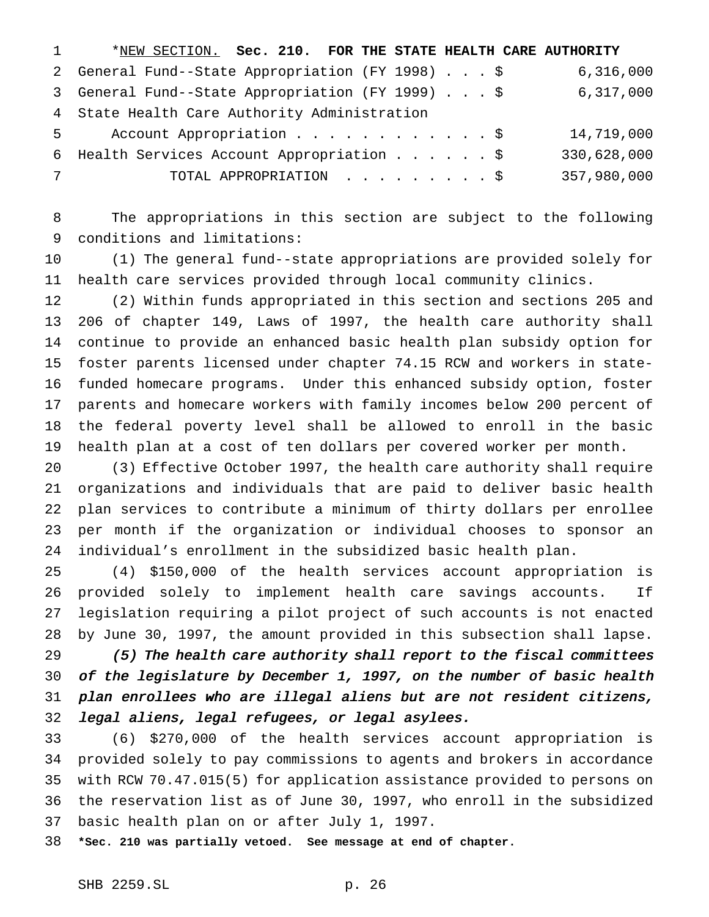*<u>NEW SECTION.</u> **Sec. 210. FOR THE STATE HEALTH CARE AUTHORITY**

| | |
|---|---|
| General Fund--State Appropriation (FY 1998) . . . $ | 6,316,000 |
| General Fund--State Appropriation (FY 1999) . . . $ | 6,317,000 |
| State Health Care Authority Administration Account Appropriation . . . . . . . . . . . . $ | 14,719,000 |
| Health Services Account Appropriation . . . . . . $ | 330,628,000 |
| TOTAL APPROPRIATION . . . . . . . . . $ | 357,980,000 |

The appropriations in this section are subject to the following conditions and limitations:

(1) The general fund--state appropriations are provided solely for health care services provided through local community clinics.

(2) Within funds appropriated in this section and sections 205 and 206 of chapter 149, Laws of 1997, the health care authority shall continue to provide an enhanced basic health plan subsidy option for foster parents licensed under chapter 74.15 RCW and workers in state-funded homecare programs. Under this enhanced subsidy option, foster parents and homecare workers with family incomes below 200 percent of the federal poverty level shall be allowed to enroll in the basic health plan at a cost of ten dollars per covered worker per month.

(3) Effective October 1997, the health care authority shall require organizations and individuals that are paid to deliver basic health plan services to contribute a minimum of thirty dollars per enrollee per month if the organization or individual chooses to sponsor an individual's enrollment in the subsidized basic health plan.

(4) $150,000 of the health services account appropriation is provided solely to implement health care savings accounts. If legislation requiring a pilot project of such accounts is not enacted by June 30, 1997, the amount provided in this subsection shall lapse.

***(5) The health care authority shall report to the fiscal committees of the legislature by December 1, 1997, on the number of basic health plan enrollees who are illegal aliens but are not resident citizens, legal aliens, legal refugees, or legal asylees.***

(6) $270,000 of the health services account appropriation is provided solely to pay commissions to agents and brokers in accordance with RCW 70.47.015(5) for application assistance provided to persons on the reservation list as of June 30, 1997, who enroll in the subsidized basic health plan on or after July 1, 1997.

***Sec. 210 was partially vetoed. See message at end of chapter.**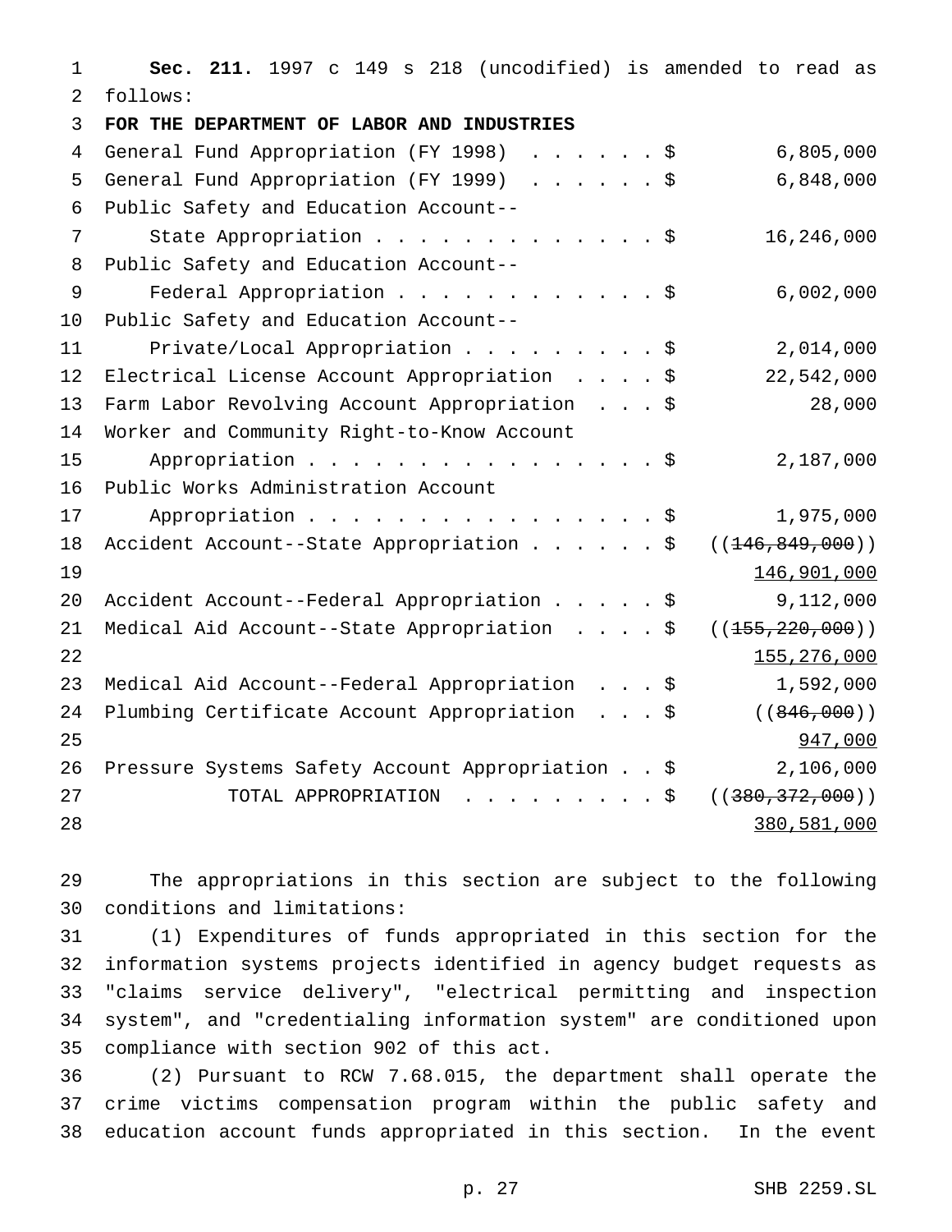**Sec. 211.** 1997 c 149 s 218 (uncodified) is amended to read as follows:

**FOR THE DEPARTMENT OF LABOR AND INDUSTRIES**

| | |
|---|---|
| General Fund Appropriation (FY 1998) . . . . . . $ | 6,805,000 |
| General Fund Appropriation (FY 1999) . . . . . . $ | 6,848,000 |
| Public Safety and Education Account--State Appropriation . . . . . . . . . . . . . $ | 16,246,000 |
| Public Safety and Education Account--Federal Appropriation . . . . . . . . . . . . $ | 6,002,000 |
| Public Safety and Education Account--Private/Local Appropriation . . . . . . . . . $ | 2,014,000 |
| Electrical License Account Appropriation . . . . $ | 22,542,000 |
| Farm Labor Revolving Account Appropriation . . . $ | 28,000 |
| Worker and Community Right-to-Know Account Appropriation . . . . . . . . . . . . . . . . $ | 2,187,000 |
| Public Works Administration Account Appropriation . . . . . . . . . . . . . . . . $ | 1,975,000 |
| Accident Account--State Appropriation . . . . . . $ | ((~~146,849,000~~)) 146,901,000 |
| Accident Account--Federal Appropriation . . . . . $ | 9,112,000 |
| Medical Aid Account--State Appropriation . . . . $ | ((~~155,220,000~~)) 155,276,000 |
| Medical Aid Account--Federal Appropriation . . . $ | 1,592,000 |
| Plumbing Certificate Account Appropriation . . . $ | ((~~846,000~~)) 947,000 |
| Pressure Systems Safety Account Appropriation . . $ | 2,106,000 |
| TOTAL APPROPRIATION . . . . . . . . . . $ | ((~~380,372,000~~)) 380,581,000 |

The appropriations in this section are subject to the following conditions and limitations:

(1) Expenditures of funds appropriated in this section for the information systems projects identified in agency budget requests as "claims service delivery", "electrical permitting and inspection system", and "credentialing information system" are conditioned upon compliance with section 902 of this act.

(2) Pursuant to RCW 7.68.015, the department shall operate the crime victims compensation program within the public safety and education account funds appropriated in this section. In the event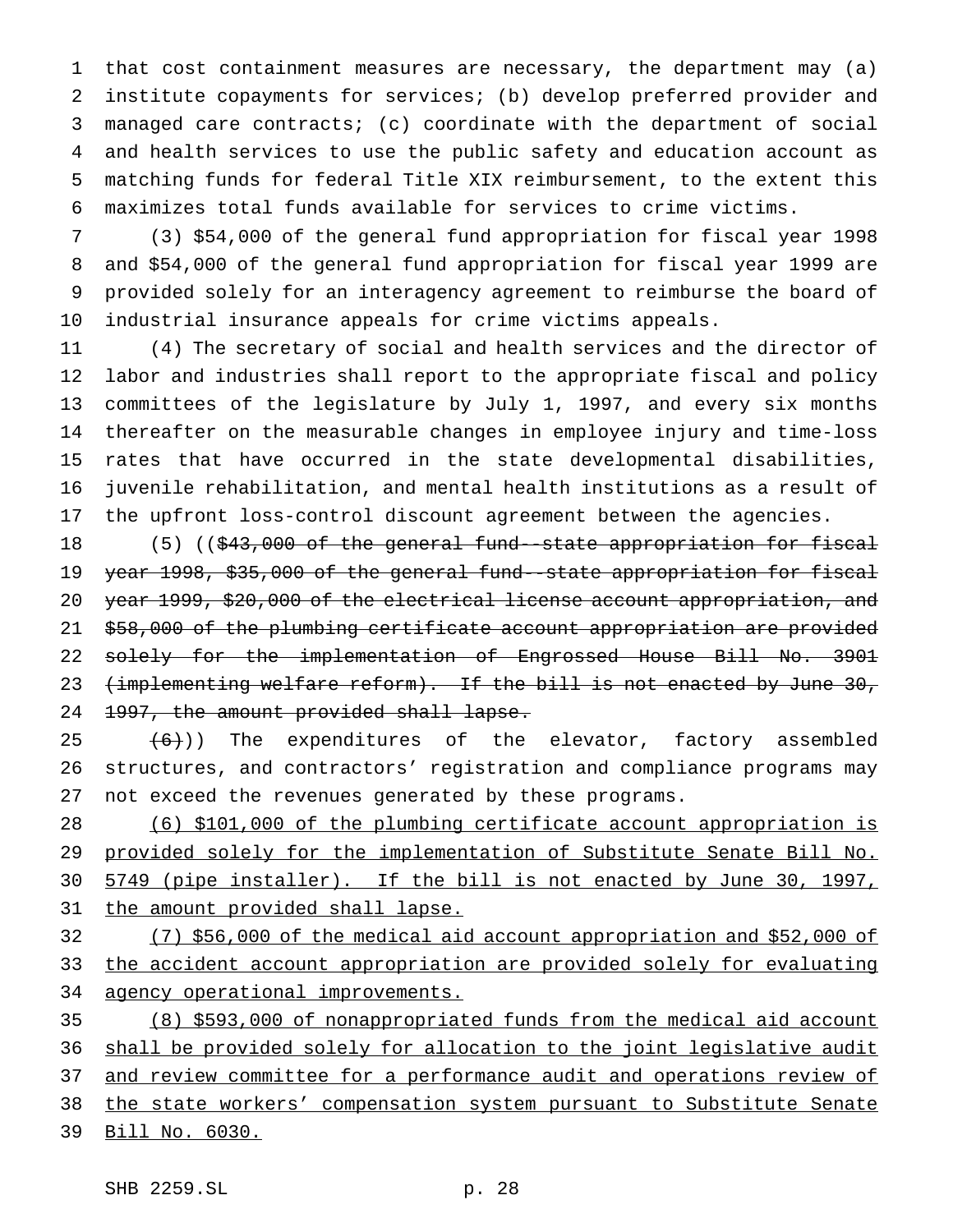that cost containment measures are necessary, the department may (a) institute copayments for services; (b) develop preferred provider and managed care contracts; (c) coordinate with the department of social and health services to use the public safety and education account as matching funds for federal Title XIX reimbursement, to the extent this maximizes total funds available for services to crime victims.

(3) $54,000 of the general fund appropriation for fiscal year 1998 and $54,000 of the general fund appropriation for fiscal year 1999 are provided solely for an interagency agreement to reimburse the board of industrial insurance appeals for crime victims appeals.

(4) The secretary of social and health services and the director of labor and industries shall report to the appropriate fiscal and policy committees of the legislature by July 1, 1997, and every six months thereafter on the measurable changes in employee injury and time-loss rates that have occurred in the state developmental disabilities, juvenile rehabilitation, and mental health institutions as a result of the upfront loss-control discount agreement between the agencies.

(5) ((~~$43,000 of the general fund--state appropriation for fiscal year 1998, $35,000 of the general fund--state appropriation for fiscal year 1999, $20,000 of the electrical license account appropriation, and $58,000 of the plumbing certificate account appropriation are provided solely for the implementation of Engrossed House Bill No. 3901 (implementing welfare reform). If the bill is not enacted by June 30, 1997, the amount provided shall lapse.~~

~~(6)~~)) The expenditures of the elevator, factory assembled structures, and contractors' registration and compliance programs may not exceed the revenues generated by these programs.

<u>(6) $101,000 of the plumbing certificate account appropriation is provided solely for the implementation of Substitute Senate Bill No. 5749 (pipe installer). If the bill is not enacted by June 30, 1997, the amount provided shall lapse.</u>

<u>(7) $56,000 of the medical aid account appropriation and $52,000 of the accident account appropriation are provided solely for evaluating agency operational improvements.</u>

<u>(8) $593,000 of nonappropriated funds from the medical aid account shall be provided solely for allocation to the joint legislative audit and review committee for a performance audit and operations review of the state workers' compensation system pursuant to Substitute Senate Bill No. 6030.</u>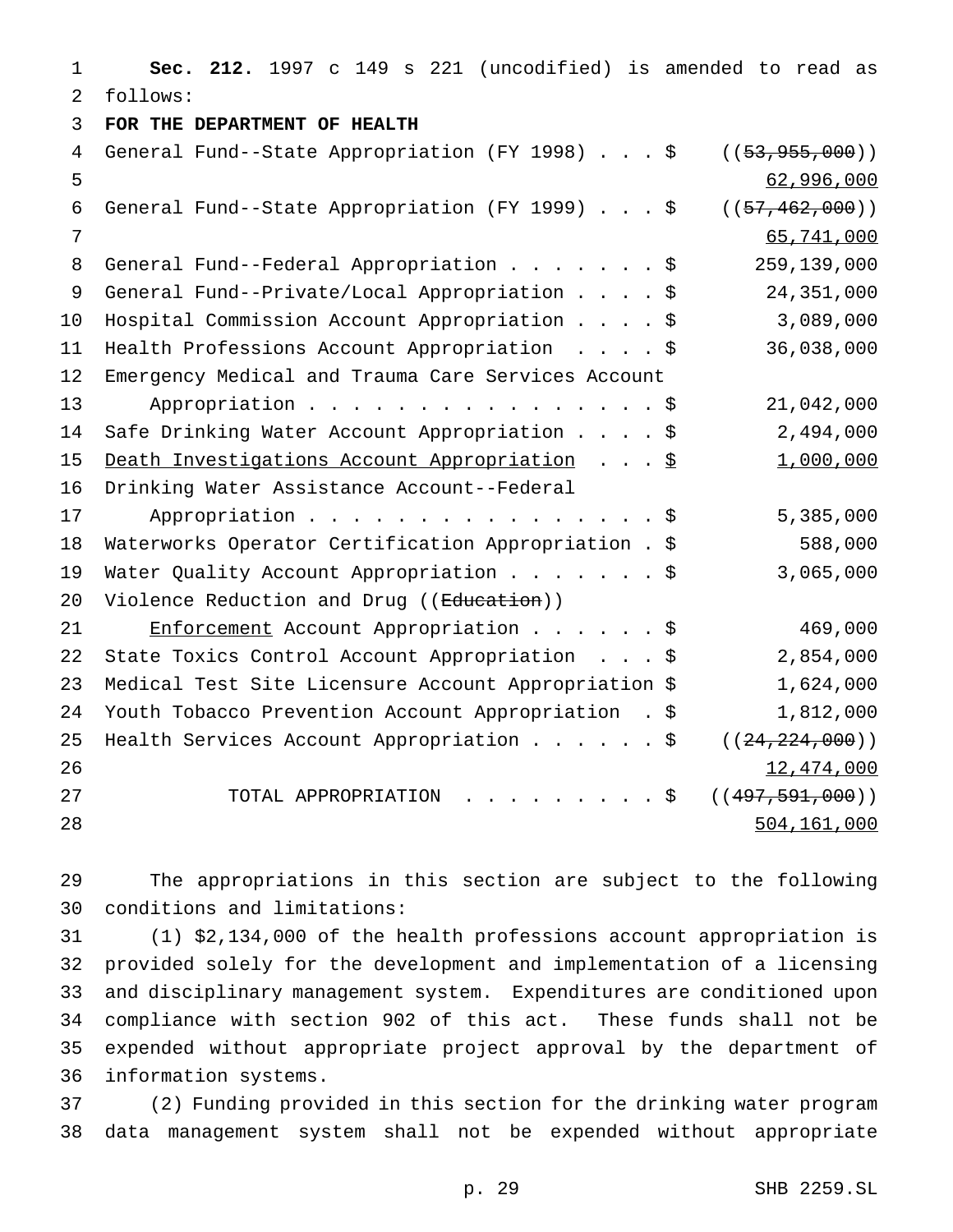**Sec. 212.** 1997 c 149 s 221 (uncodified) is amended to read as follows:

**FOR THE DEPARTMENT OF HEALTH**

| | |
|---|---|
| General Fund--State Appropriation (FY 1998) . . . $ | ((~~53,955,000~~)) <u>62,996,000</u> |
| General Fund--State Appropriation (FY 1999) . . . $ | ((~~57,462,000~~)) <u>65,741,000</u> |
| General Fund--Federal Appropriation . . . . . . . $ | 259,139,000 |
| General Fund--Private/Local Appropriation . . . . $ | 24,351,000 |
| Hospital Commission Account Appropriation . . . . $ | 3,089,000 |
| Health Professions Account Appropriation . . . . $ | 36,038,000 |
| Emergency Medical and Trauma Care Services Account Appropriation . . . . . . . . . . . . . . . . $ | 21,042,000 |
| Safe Drinking Water Account Appropriation . . . . $ | 2,494,000 |
| <u>Death Investigations Account Appropriation . . . $</u> | <u>1,000,000</u> |
| Drinking Water Assistance Account--Federal Appropriation . . . . . . . . . . . . . . . . $ | 5,385,000 |
| Waterworks Operator Certification Appropriation . $ | 588,000 |
| Water Quality Account Appropriation . . . . . . . $ | 3,065,000 |
| Violence Reduction and Drug ((~~Education~~)) <u>Enforcement</u> Account Appropriation . . . . . . $ | 469,000 |
| State Toxics Control Account Appropriation . . . $ | 2,854,000 |
| Medical Test Site Licensure Account Appropriation $ | 1,624,000 |
| Youth Tobacco Prevention Account Appropriation . $ | 1,812,000 |
| Health Services Account Appropriation . . . . . . $ | ((~~24,224,000~~)) <u>12,474,000</u> |
| TOTAL APPROPRIATION . . . . . . . . . $ | ((~~497,591,000~~)) <u>504,161,000</u> |

The appropriations in this section are subject to the following conditions and limitations:

(1) $2,134,000 of the health professions account appropriation is provided solely for the development and implementation of a licensing and disciplinary management system. Expenditures are conditioned upon compliance with section 902 of this act. These funds shall not be expended without appropriate project approval by the department of information systems.

(2) Funding provided in this section for the drinking water program data management system shall not be expended without appropriate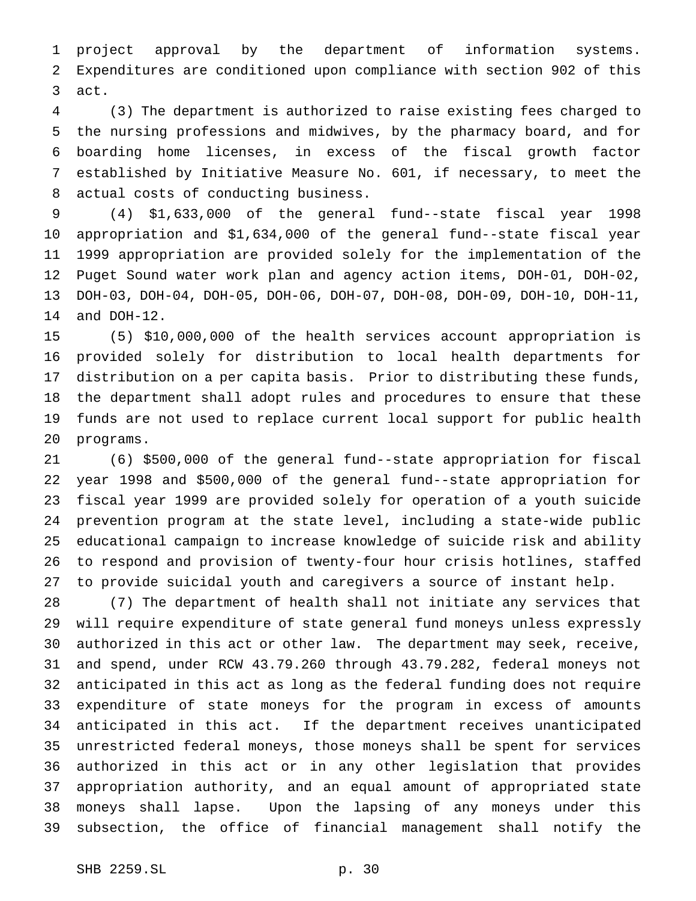project approval by the department of information systems. Expenditures are conditioned upon compliance with section 902 of this act.

(3) The department is authorized to raise existing fees charged to the nursing professions and midwives, by the pharmacy board, and for boarding home licenses, in excess of the fiscal growth factor established by Initiative Measure No. 601, if necessary, to meet the actual costs of conducting business.

(4) $1,633,000 of the general fund--state fiscal year 1998 appropriation and $1,634,000 of the general fund--state fiscal year 1999 appropriation are provided solely for the implementation of the Puget Sound water work plan and agency action items, DOH-01, DOH-02, DOH-03, DOH-04, DOH-05, DOH-06, DOH-07, DOH-08, DOH-09, DOH-10, DOH-11, and DOH-12.

(5) $10,000,000 of the health services account appropriation is provided solely for distribution to local health departments for distribution on a per capita basis. Prior to distributing these funds, the department shall adopt rules and procedures to ensure that these funds are not used to replace current local support for public health programs.

(6) $500,000 of the general fund--state appropriation for fiscal year 1998 and $500,000 of the general fund--state appropriation for fiscal year 1999 are provided solely for operation of a youth suicide prevention program at the state level, including a state-wide public educational campaign to increase knowledge of suicide risk and ability to respond and provision of twenty-four hour crisis hotlines, staffed to provide suicidal youth and caregivers a source of instant help.

(7) The department of health shall not initiate any services that will require expenditure of state general fund moneys unless expressly authorized in this act or other law. The department may seek, receive, and spend, under RCW 43.79.260 through 43.79.282, federal moneys not anticipated in this act as long as the federal funding does not require expenditure of state moneys for the program in excess of amounts anticipated in this act. If the department receives unanticipated unrestricted federal moneys, those moneys shall be spent for services authorized in this act or in any other legislation that provides appropriation authority, and an equal amount of appropriated state moneys shall lapse. Upon the lapsing of any moneys under this subsection, the office of financial management shall notify the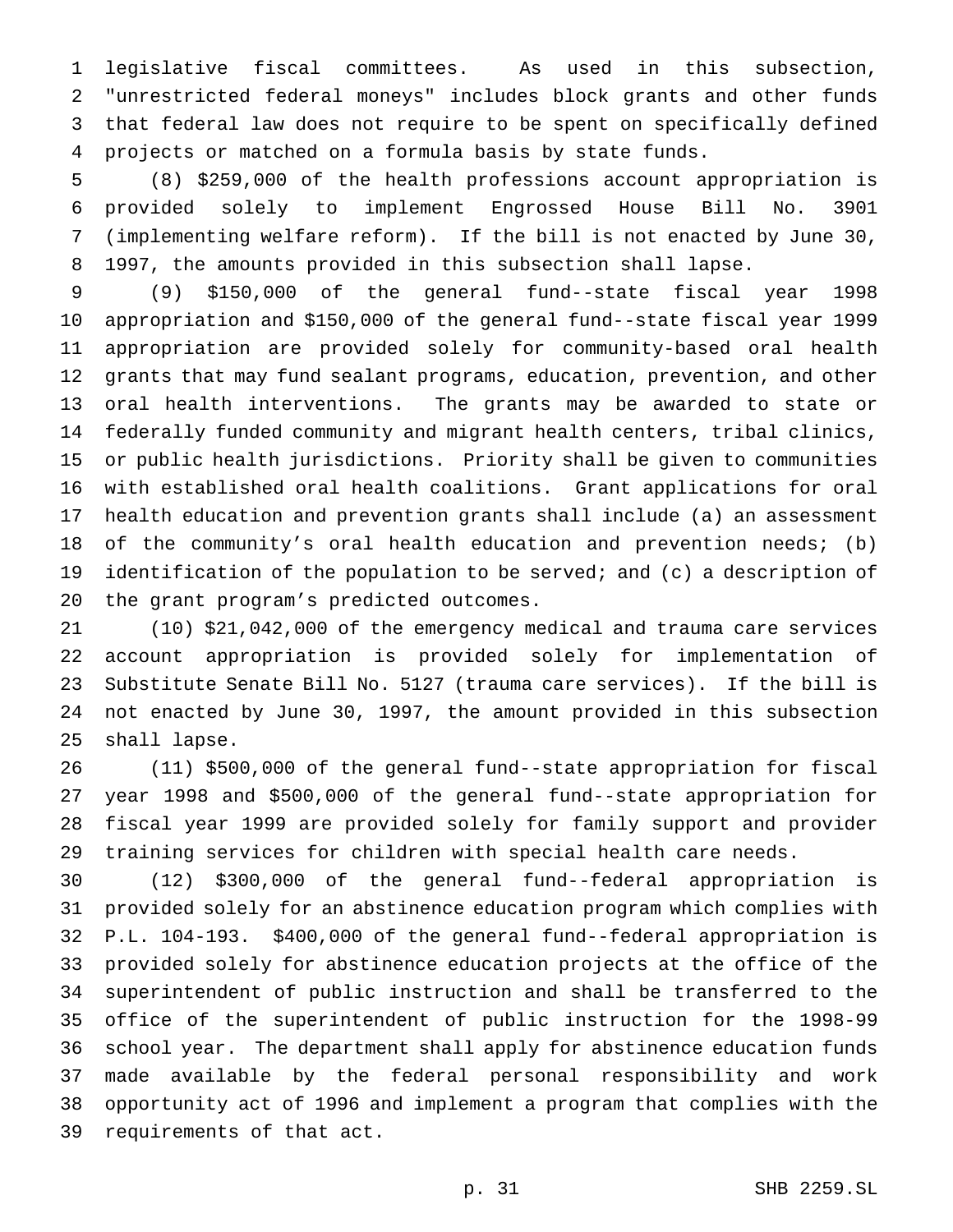legislative fiscal committees. As used in this subsection, "unrestricted federal moneys" includes block grants and other funds that federal law does not require to be spent on specifically defined projects or matched on a formula basis by state funds.

(8) $259,000 of the health professions account appropriation is provided solely to implement Engrossed House Bill No. 3901 (implementing welfare reform). If the bill is not enacted by June 30, 1997, the amounts provided in this subsection shall lapse.

(9) $150,000 of the general fund--state fiscal year 1998 appropriation and $150,000 of the general fund--state fiscal year 1999 appropriation are provided solely for community-based oral health grants that may fund sealant programs, education, prevention, and other oral health interventions. The grants may be awarded to state or federally funded community and migrant health centers, tribal clinics, or public health jurisdictions. Priority shall be given to communities with established oral health coalitions. Grant applications for oral health education and prevention grants shall include (a) an assessment of the community's oral health education and prevention needs; (b) identification of the population to be served; and (c) a description of the grant program's predicted outcomes.

(10) $21,042,000 of the emergency medical and trauma care services account appropriation is provided solely for implementation of Substitute Senate Bill No. 5127 (trauma care services). If the bill is not enacted by June 30, 1997, the amount provided in this subsection shall lapse.

(11) $500,000 of the general fund--state appropriation for fiscal year 1998 and $500,000 of the general fund--state appropriation for fiscal year 1999 are provided solely for family support and provider training services for children with special health care needs.

(12) $300,000 of the general fund--federal appropriation is provided solely for an abstinence education program which complies with P.L. 104-193. $400,000 of the general fund--federal appropriation is provided solely for abstinence education projects at the office of the superintendent of public instruction and shall be transferred to the office of the superintendent of public instruction for the 1998-99 school year. The department shall apply for abstinence education funds made available by the federal personal responsibility and work opportunity act of 1996 and implement a program that complies with the requirements of that act.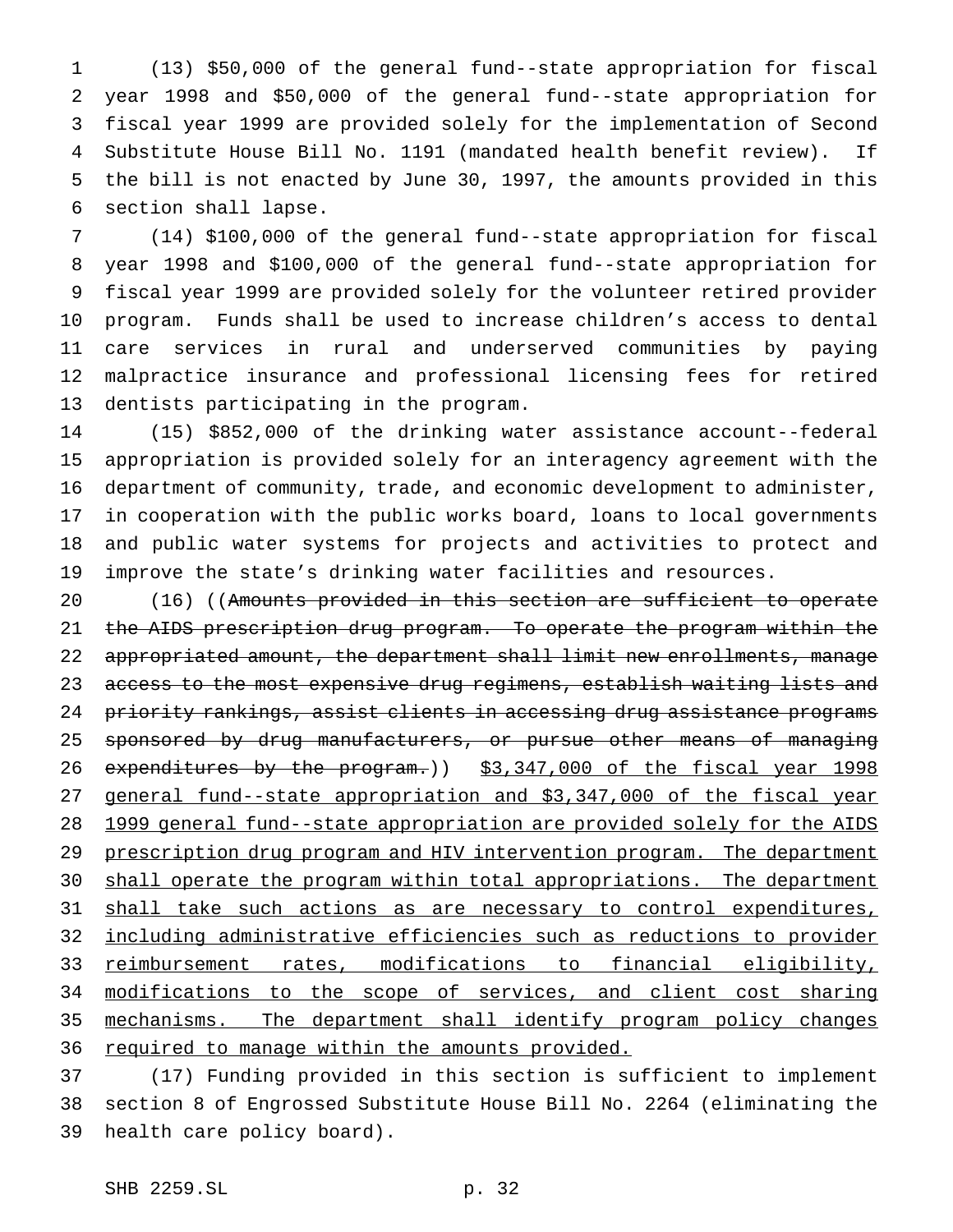(13) $50,000 of the general fund--state appropriation for fiscal year 1998 and $50,000 of the general fund--state appropriation for fiscal year 1999 are provided solely for the implementation of Second Substitute House Bill No. 1191 (mandated health benefit review). If the bill is not enacted by June 30, 1997, the amounts provided in this section shall lapse.

(14) $100,000 of the general fund--state appropriation for fiscal year 1998 and $100,000 of the general fund--state appropriation for fiscal year 1999 are provided solely for the volunteer retired provider program. Funds shall be used to increase children's access to dental care services in rural and underserved communities by paying malpractice insurance and professional licensing fees for retired dentists participating in the program.

(15) $852,000 of the drinking water assistance account--federal appropriation is provided solely for an interagency agreement with the department of community, trade, and economic development to administer, in cooperation with the public works board, loans to local governments and public water systems for projects and activities to protect and improve the state's drinking water facilities and resources.

(16) ((~~Amounts provided in this section are sufficient to operate the AIDS prescription drug program. To operate the program within the appropriated amount, the department shall limit new enrollments, manage access to the most expensive drug regimens, establish waiting lists and priority rankings, assist clients in accessing drug assistance programs sponsored by drug manufacturers, or pursue other means of managing expenditures by the program.~~)) <u>$3,347,000 of the fiscal year 1998 general fund--state appropriation and $3,347,000 of the fiscal year 1999 general fund--state appropriation are provided solely for the AIDS prescription drug program and HIV intervention program. The department shall operate the program within total appropriations. The department shall take such actions as are necessary to control expenditures, including administrative efficiencies such as reductions to provider reimbursement rates, modifications to financial eligibility, modifications to the scope of services, and client cost sharing mechanisms. The department shall identify program policy changes required to manage within the amounts provided.</u>

(17) Funding provided in this section is sufficient to implement section 8 of Engrossed Substitute House Bill No. 2264 (eliminating the health care policy board).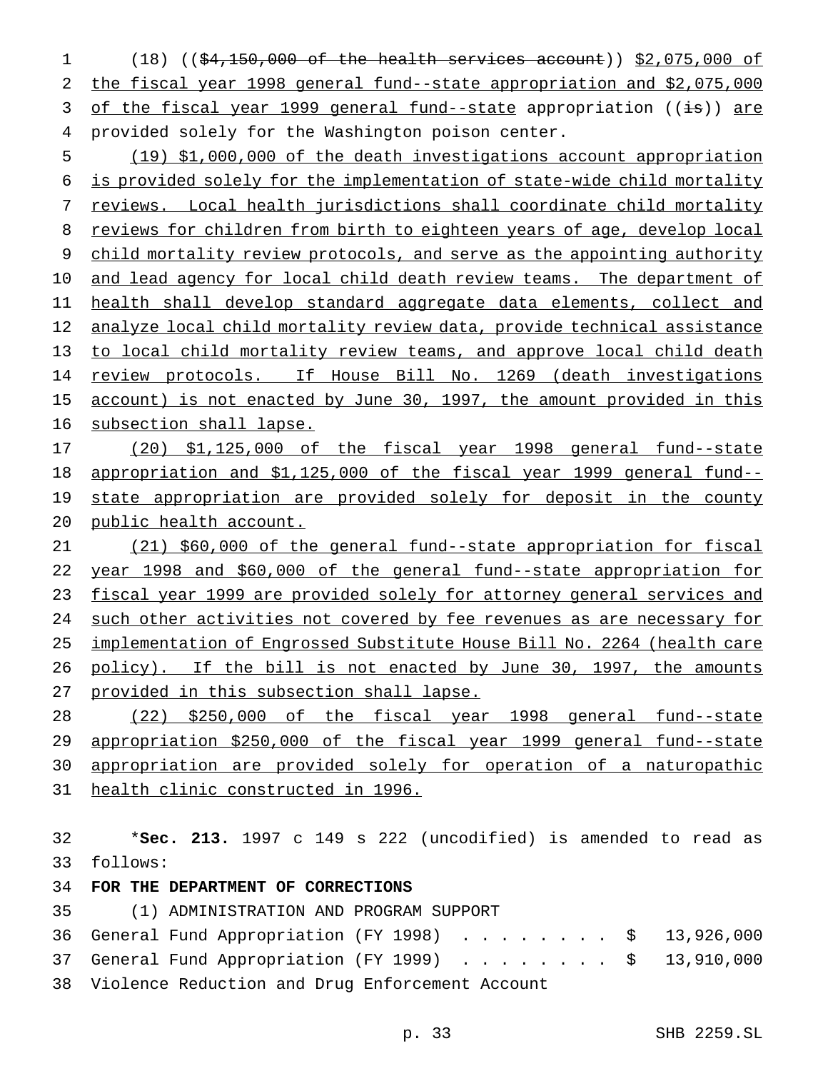(18) (($4,150,000 of the health services account)) $2,075,000 of the fiscal year 1998 general fund--state appropriation and $2,075,000 of the fiscal year 1999 general fund--state appropriation ((is)) are provided solely for the Washington poison center.

(19) $1,000,000 of the death investigations account appropriation is provided solely for the implementation of state-wide child mortality reviews. Local health jurisdictions shall coordinate child mortality reviews for children from birth to eighteen years of age, develop local child mortality review protocols, and serve as the appointing authority and lead agency for local child death review teams. The department of health shall develop standard aggregate data elements, collect and analyze local child mortality review data, provide technical assistance to local child mortality review teams, and approve local child death review protocols. If House Bill No. 1269 (death investigations account) is not enacted by June 30, 1997, the amount provided in this subsection shall lapse.

(20) $1,125,000 of the fiscal year 1998 general fund--state appropriation and $1,125,000 of the fiscal year 1999 general fund--state appropriation are provided solely for deposit in the county public health account.

(21) $60,000 of the general fund--state appropriation for fiscal year 1998 and $60,000 of the general fund--state appropriation for fiscal year 1999 are provided solely for attorney general services and such other activities not covered by fee revenues as are necessary for implementation of Engrossed Substitute House Bill No. 2264 (health care policy). If the bill is not enacted by June 30, 1997, the amounts provided in this subsection shall lapse.

(22) $250,000 of the fiscal year 1998 general fund--state appropriation $250,000 of the fiscal year 1999 general fund--state appropriation are provided solely for operation of a naturopathic health clinic constructed in 1996.

*__Sec. 213.__ 1997 c 149 s 222 (uncodified) is amended to read as follows:

**FOR THE DEPARTMENT OF CORRECTIONS**

(1) ADMINISTRATION AND PROGRAM SUPPORT

General Fund Appropriation (FY 1998) . . . . . . . . $ 13,926,000
General Fund Appropriation (FY 1999) . . . . . . . . $ 13,910,000
Violence Reduction and Drug Enforcement Account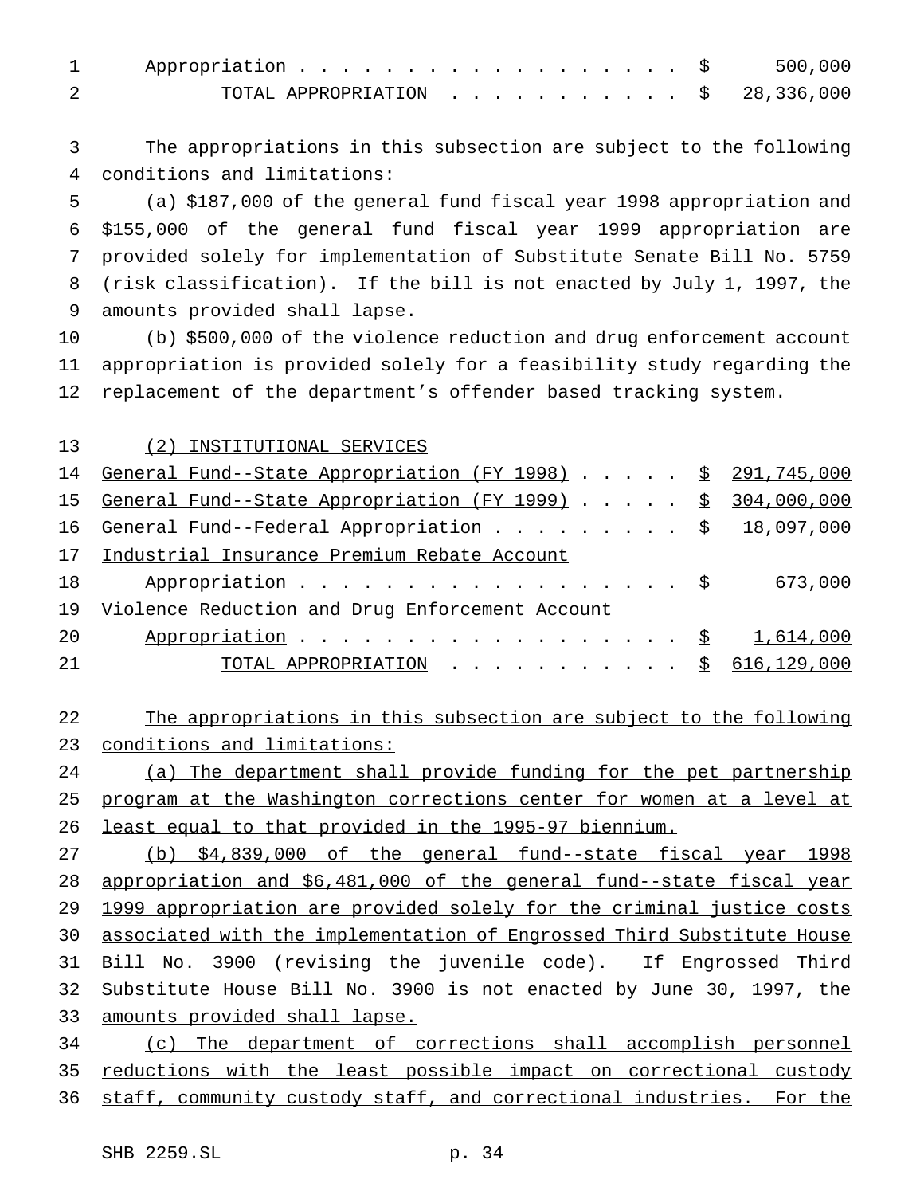Appropriation . . . . . . . . . . . . . . . . . . . $ 500,000
TOTAL APPROPRIATION . . . . . . . . . . . $ 28,336,000

The appropriations in this subsection are subject to the following conditions and limitations:

(a) $187,000 of the general fund fiscal year 1998 appropriation and $155,000 of the general fund fiscal year 1999 appropriation are provided solely for implementation of Substitute Senate Bill No. 5759 (risk classification). If the bill is not enacted by July 1, 1997, the amounts provided shall lapse.

(b) $500,000 of the violence reduction and drug enforcement account appropriation is provided solely for a feasibility study regarding the replacement of the department's offender based tracking system.

(2) INSTITUTIONAL SERVICES

| | | |
|---|---|---|
| General Fund--State Appropriation (FY 1998) . . . . . | $ | 291,745,000 |
| General Fund--State Appropriation (FY 1999) . . . . . | $ | 304,000,000 |
| General Fund--Federal Appropriation . . . . . . . . . | $ | 18,097,000 |
| Industrial Insurance Premium Rebate Account Appropriation . . . . . . . . . . . . . . . . . . . | $ | 673,000 |
| Violence Reduction and Drug Enforcement Account Appropriation . . . . . . . . . . . . . . . . . . . | $ | 1,614,000 |
| TOTAL APPROPRIATION . . . . . . . . . . . | $ | 616,129,000 |

The appropriations in this subsection are subject to the following conditions and limitations:

(a) The department shall provide funding for the pet partnership program at the Washington corrections center for women at a level at least equal to that provided in the 1995-97 biennium.

(b) $4,839,000 of the general fund--state fiscal year 1998 appropriation and $6,481,000 of the general fund--state fiscal year 1999 appropriation are provided solely for the criminal justice costs associated with the implementation of Engrossed Third Substitute House Bill No. 3900 (revising the juvenile code). If Engrossed Third Substitute House Bill No. 3900 is not enacted by June 30, 1997, the amounts provided shall lapse.

(c) The department of corrections shall accomplish personnel reductions with the least possible impact on correctional custody staff, community custody staff, and correctional industries. For the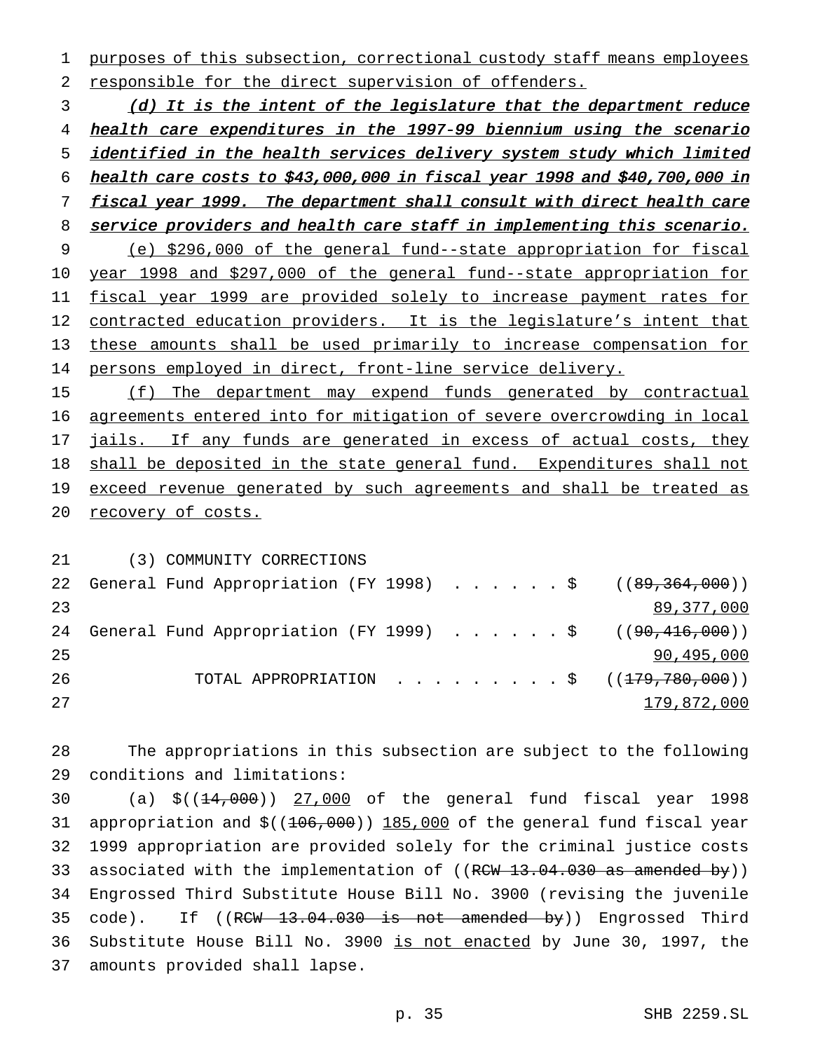purposes of this subsection, correctional custody staff means employees responsible for the direct supervision of offenders.

*(d) It is the intent of the legislature that the department reduce health care expenditures in the 1997-99 biennium using the scenario identified in the health services delivery system study which limited health care costs to $43,000,000 in fiscal year 1998 and $40,700,000 in fiscal year 1999. The department shall consult with direct health care service providers and health care staff in implementing this scenario.*

(e) $296,000 of the general fund--state appropriation for fiscal year 1998 and $297,000 of the general fund--state appropriation for fiscal year 1999 are provided solely to increase payment rates for contracted education providers. It is the legislature's intent that these amounts shall be used primarily to increase compensation for persons employed in direct, front-line service delivery.

(f) The department may expend funds generated by contractual agreements entered into for mitigation of severe overcrowding in local jails. If any funds are generated in excess of actual costs, they shall be deposited in the state general fund. Expenditures shall not exceed revenue generated by such agreements and shall be treated as recovery of costs.

(3) COMMUNITY CORRECTIONS

| | |
|---|---|
| General Fund Appropriation (FY 1998) . . . . . . $ | ((~~89,364,000~~)) 89,377,000 |
| General Fund Appropriation (FY 1999) . . . . . . $ | ((~~90,416,000~~)) 90,495,000 |
| TOTAL APPROPRIATION . . . . . . . . . $ | ((~~179,780,000~~)) 179,872,000 |

The appropriations in this subsection are subject to the following conditions and limitations:

(a) $((~~14,000~~)) 27,000 of the general fund fiscal year 1998 appropriation and $((~~106,000~~)) 185,000 of the general fund fiscal year 1999 appropriation are provided solely for the criminal justice costs associated with the implementation of ((~~RCW 13.04.030 as amended by~~)) Engrossed Third Substitute House Bill No. 3900 (revising the juvenile code). If ((~~RCW 13.04.030 is not amended by~~)) Engrossed Third Substitute House Bill No. 3900 is not enacted by June 30, 1997, the amounts provided shall lapse.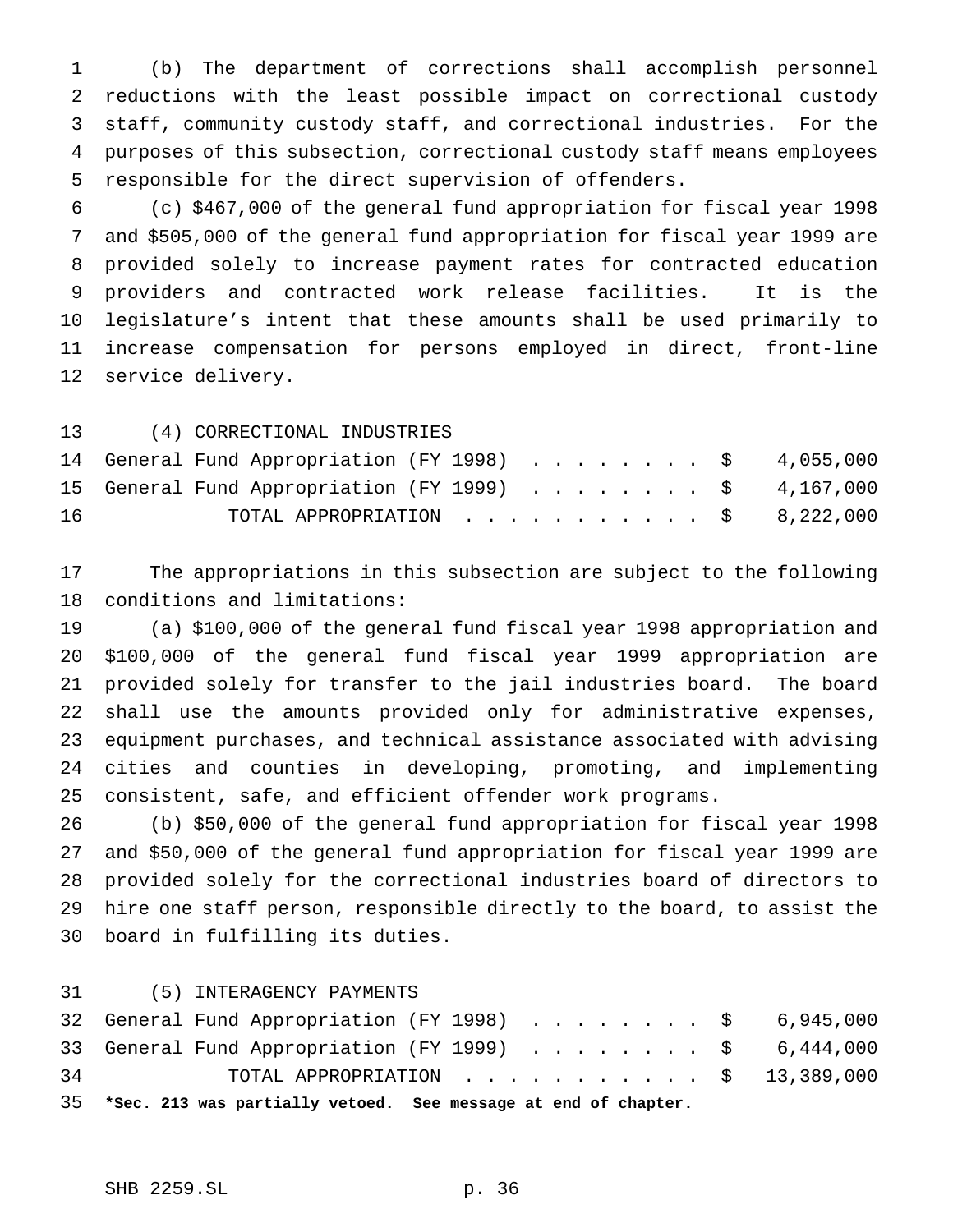(b) The department of corrections shall accomplish personnel reductions with the least possible impact on correctional custody staff, community custody staff, and correctional industries. For the purposes of this subsection, correctional custody staff means employees responsible for the direct supervision of offenders.

(c) $467,000 of the general fund appropriation for fiscal year 1998 and $505,000 of the general fund appropriation for fiscal year 1999 are provided solely to increase payment rates for contracted education providers and contracted work release facilities. It is the legislature's intent that these amounts shall be used primarily to increase compensation for persons employed in direct, front-line service delivery.

(4) CORRECTIONAL INDUSTRIES

| | | |
|---|---|---|
| General Fund Appropriation (FY 1998) . . . . . . . . . | $ | 4,055,000 |
| General Fund Appropriation (FY 1999) . . . . . . . . . | $ | 4,167,000 |
| TOTAL APPROPRIATION . . . . . . . . . . . . | $ | 8,222,000 |

The appropriations in this subsection are subject to the following conditions and limitations:

(a) $100,000 of the general fund fiscal year 1998 appropriation and $100,000 of the general fund fiscal year 1999 appropriation are provided solely for transfer to the jail industries board. The board shall use the amounts provided only for administrative expenses, equipment purchases, and technical assistance associated with advising cities and counties in developing, promoting, and implementing consistent, safe, and efficient offender work programs.

(b) $50,000 of the general fund appropriation for fiscal year 1998 and $50,000 of the general fund appropriation for fiscal year 1999 are provided solely for the correctional industries board of directors to hire one staff person, responsible directly to the board, to assist the board in fulfilling its duties.

(5) INTERAGENCY PAYMENTS

| | | |
|---|---|---|
| General Fund Appropriation (FY 1998) . . . . . . . . . | $ | 6,945,000 |
| General Fund Appropriation (FY 1999) . . . . . . . . . | $ | 6,444,000 |
| TOTAL APPROPRIATION . . . . . . . . . . . . | $ | 13,389,000 |

***Sec. 213 was partially vetoed. See message at end of chapter.**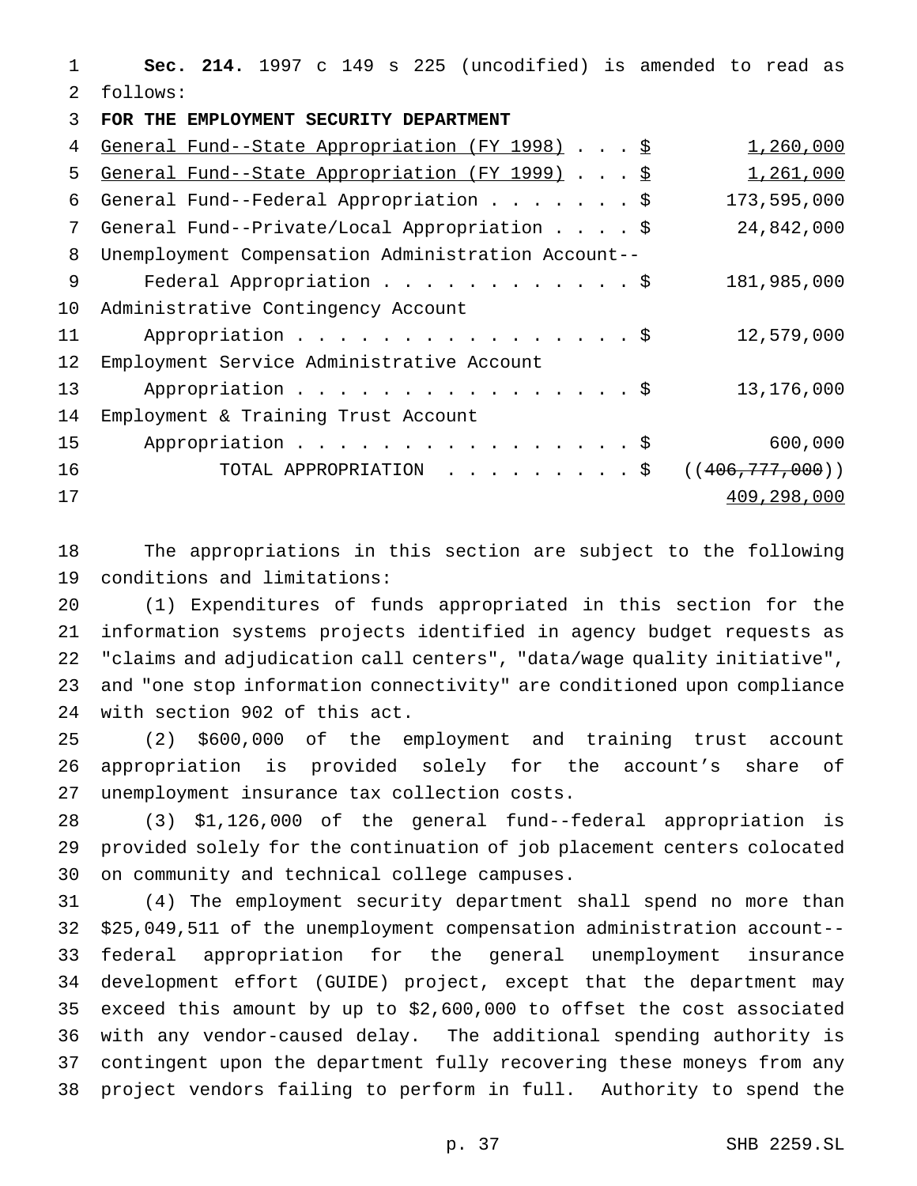**Sec. 214.** 1997 c 149 s 225 (uncodified) is amended to read as follows:

**FOR THE EMPLOYMENT SECURITY DEPARTMENT**

| | |
|---|---|
| General Fund--State Appropriation (FY 1998) . . . $ | 1,260,000 |
| General Fund--State Appropriation (FY 1999) . . . $ | 1,261,000 |
| General Fund--Federal Appropriation . . . . . . . $ | 173,595,000 |
| General Fund--Private/Local Appropriation . . . . $ | 24,842,000 |
| Unemployment Compensation Administration Account--Federal Appropriation . . . . . . . . . . . . $ | 181,985,000 |
| Administrative Contingency Account Appropriation . . . . . . . . . . . . . . . . . $ | 12,579,000 |
| Employment Service Administrative Account Appropriation . . . . . . . . . . . . . . . . . $ | 13,176,000 |
| Employment & Training Trust Account Appropriation . . . . . . . . . . . . . . . . . $ | 600,000 |
| TOTAL APPROPRIATION . . . . . . . . . $ | ((~~406,777,000~~)) 409,298,000 |

The appropriations in this section are subject to the following conditions and limitations:

(1) Expenditures of funds appropriated in this section for the information systems projects identified in agency budget requests as "claims and adjudication call centers", "data/wage quality initiative", and "one stop information connectivity" are conditioned upon compliance with section 902 of this act.

(2) $600,000 of the employment and training trust account appropriation is provided solely for the account's share of unemployment insurance tax collection costs.

(3) $1,126,000 of the general fund--federal appropriation is provided solely for the continuation of job placement centers colocated on community and technical college campuses.

(4) The employment security department shall spend no more than $25,049,511 of the unemployment compensation administration account--federal appropriation for the general unemployment insurance development effort (GUIDE) project, except that the department may exceed this amount by up to $2,600,000 to offset the cost associated with any vendor-caused delay. The additional spending authority is contingent upon the department fully recovering these moneys from any project vendors failing to perform in full. Authority to spend the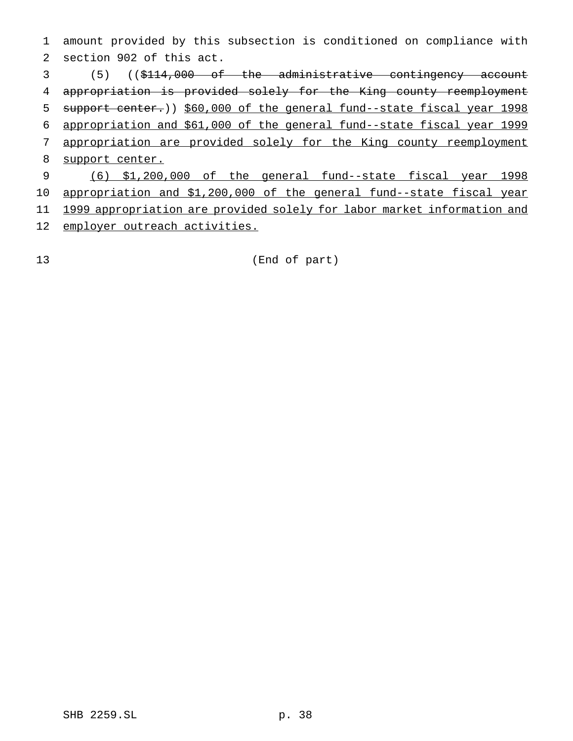amount provided by this subsection is conditioned on compliance with section 902 of this act.

(5) ((~~$114,000 of the administrative contingency account appropriation is provided solely for the King county reemployment support center.~~)) <u>$60,000 of the general fund--state fiscal year 1998 appropriation and $61,000 of the general fund--state fiscal year 1999 appropriation are provided solely for the King county reemployment support center.</u>

<u>(6) $1,200,000 of the general fund--state fiscal year 1998 appropriation and $1,200,000 of the general fund--state fiscal year 1999 appropriation are provided solely for labor market information and employer outreach activities.</u>

(End of part)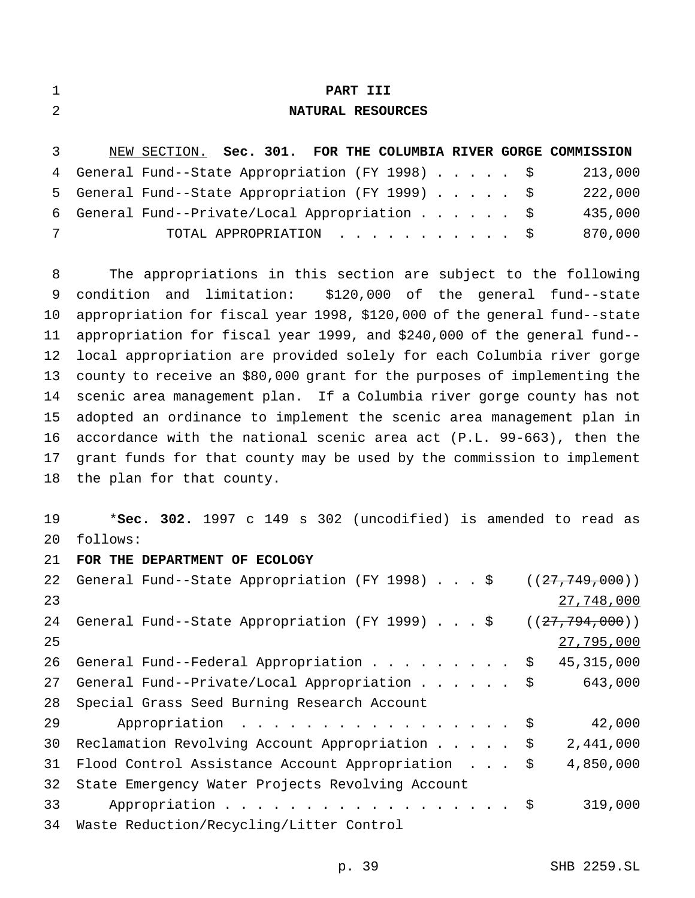# PART III

## NATURAL RESOURCES

NEW SECTION. **Sec. 301. FOR THE COLUMBIA RIVER GORGE COMMISSION**

| | | |
|---|---|---|
| General Fund--State Appropriation (FY 1998) . . . . . | $ | 213,000 |
| General Fund--State Appropriation (FY 1999) . . . . . | $ | 222,000 |
| General Fund--Private/Local Appropriation . . . . . . | $ | 435,000 |
| TOTAL APPROPRIATION . . . . . . . . . . . | $ | 870,000 |

The appropriations in this section are subject to the following condition and limitation: $120,000 of the general fund--state appropriation for fiscal year 1998, $120,000 of the general fund--state appropriation for fiscal year 1999, and $240,000 of the general fund--local appropriation are provided solely for each Columbia river gorge county to receive an $80,000 grant for the purposes of implementing the scenic area management plan. If a Columbia river gorge county has not adopted an ordinance to implement the scenic area management plan in accordance with the national scenic area act (P.L. 99-663), then the grant funds for that county may be used by the commission to implement the plan for that county.

\***Sec. 302.** 1997 c 149 s 302 (uncodified) is amended to read as follows:

**FOR THE DEPARTMENT OF ECOLOGY**

| | | |
|---|---|---|
| General Fund--State Appropriation (FY 1998) . . . | $ | ((~~27,749,000~~)) 27,748,000 |
| General Fund--State Appropriation (FY 1999) . . . | $ | ((~~27,794,000~~)) 27,795,000 |
| General Fund--Federal Appropriation . . . . . . . . . | $ | 45,315,000 |
| General Fund--Private/Local Appropriation . . . . . . | $ | 643,000 |
| Special Grass Seed Burning Research Account Appropriation . . . . . . . . . . . . . . . . . | $ | 42,000 |
| Reclamation Revolving Account Appropriation . . . . . | $ | 2,441,000 |
| Flood Control Assistance Account Appropriation . . . | $ | 4,850,000 |
| State Emergency Water Projects Revolving Account Appropriation . . . . . . . . . . . . . . . . . . . | $ | 319,000 |
| Waste Reduction/Recycling/Litter Control | | |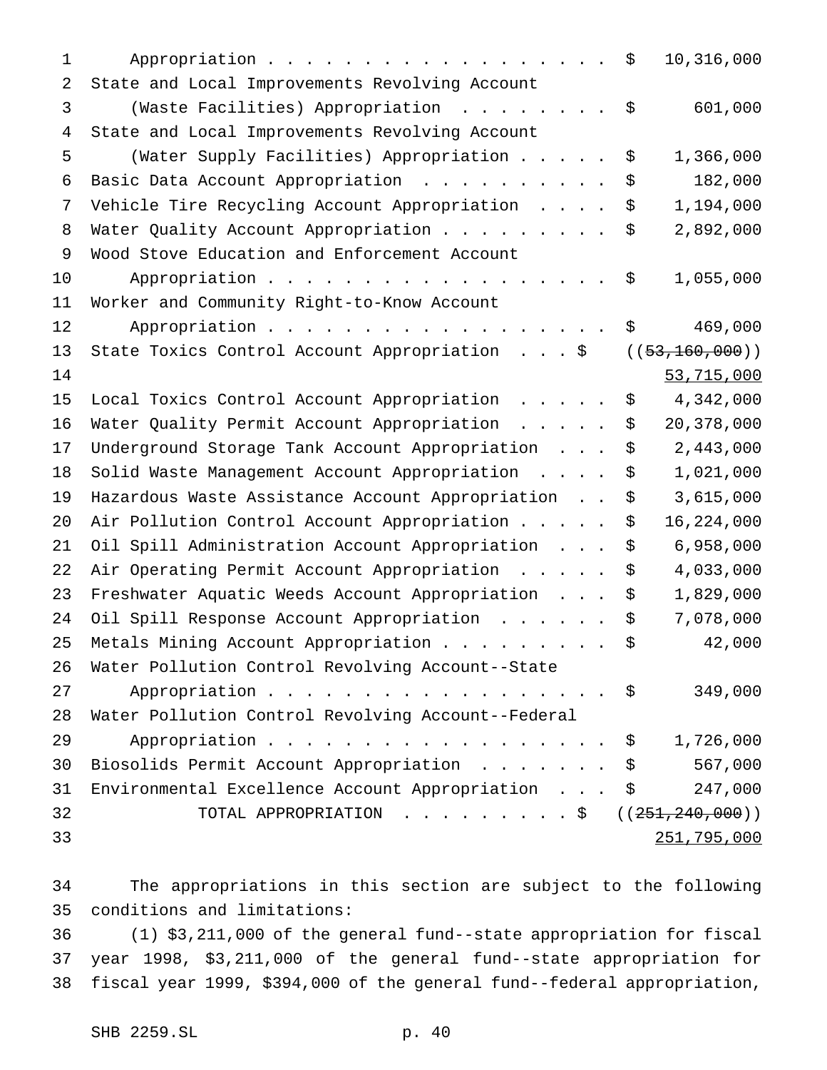Appropriation . . . . . . . . . . . . . . . . . . . $ 10,316,000

State and Local Improvements Revolving Account (Waste Facilities) Appropriation . . . . . . . . $ 601,000

State and Local Improvements Revolving Account (Water Supply Facilities) Appropriation . . . . . $ 1,366,000

Basic Data Account Appropriation . . . . . . . . . . $ 182,000

Vehicle Tire Recycling Account Appropriation . . . . $ 1,194,000

Water Quality Account Appropriation . . . . . . . . . $ 2,892,000

Wood Stove Education and Enforcement Account Appropriation . . . . . . . . . . . . . . . . . . . $ 1,055,000

Worker and Community Right-to-Know Account Appropriation . . . . . . . . . . . . . . . . . . . $ 469,000

State Toxics Control Account Appropriation . . . $ ((~~53,160,000~~)) 53,715,000

Local Toxics Control Account Appropriation . . . . . $ 4,342,000

Water Quality Permit Account Appropriation . . . . . $ 20,378,000

Underground Storage Tank Account Appropriation . . . $ 2,443,000

Solid Waste Management Account Appropriation . . . . $ 1,021,000

Hazardous Waste Assistance Account Appropriation . . $ 3,615,000

Air Pollution Control Account Appropriation . . . . . $ 16,224,000

Oil Spill Administration Account Appropriation . . . $ 6,958,000

Air Operating Permit Account Appropriation . . . . . $ 4,033,000

Freshwater Aquatic Weeds Account Appropriation . . . $ 1,829,000

Oil Spill Response Account Appropriation . . . . . . $ 7,078,000

Metals Mining Account Appropriation . . . . . . . . . $ 42,000

Water Pollution Control Revolving Account--State Appropriation . . . . . . . . . . . . . . . . . . . $ 349,000

Water Pollution Control Revolving Account--Federal Appropriation . . . . . . . . . . . . . . . . . . . $ 1,726,000

Biosolids Permit Account Appropriation . . . . . . . $ 567,000

Environmental Excellence Account Appropriation . . . $ 247,000

TOTAL APPROPRIATION . . . . . . . . . $ ((~~251,240,000~~)) 251,795,000

The appropriations in this section are subject to the following conditions and limitations:

(1) $3,211,000 of the general fund--state appropriation for fiscal year 1998, $3,211,000 of the general fund--state appropriation for fiscal year 1999, $394,000 of the general fund--federal appropriation,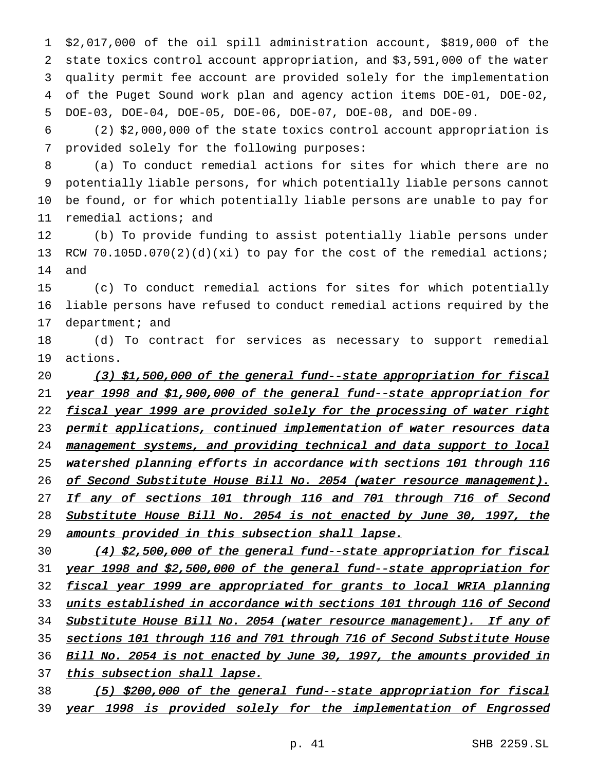$2,017,000 of the oil spill administration account, $819,000 of the state toxics control account appropriation, and $3,591,000 of the water quality permit fee account are provided solely for the implementation of the Puget Sound work plan and agency action items DOE-01, DOE-02, DOE-03, DOE-04, DOE-05, DOE-06, DOE-07, DOE-08, and DOE-09.

(2) $2,000,000 of the state toxics control account appropriation is provided solely for the following purposes:

(a) To conduct remedial actions for sites for which there are no potentially liable persons, for which potentially liable persons cannot be found, or for which potentially liable persons are unable to pay for remedial actions; and

(b) To provide funding to assist potentially liable persons under RCW 70.105D.070(2)(d)(xi) to pay for the cost of the remedial actions; and

(c) To conduct remedial actions for sites for which potentially liable persons have refused to conduct remedial actions required by the department; and

(d) To contract for services as necessary to support remedial actions.

_(3) $1,500,000 of the general fund--state appropriation for fiscal year 1998 and $1,900,000 of the general fund--state appropriation for fiscal year 1999 are provided solely for the processing of water right permit applications, continued implementation of water resources data management systems, and providing technical and data support to local watershed planning efforts in accordance with sections 101 through 116 of Second Substitute House Bill No. 2054 (water resource management). If any of sections 101 through 116 and 701 through 716 of Second Substitute House Bill No. 2054 is not enacted by June 30, 1997, the amounts provided in this subsection shall lapse._

_(4) $2,500,000 of the general fund--state appropriation for fiscal year 1998 and $2,500,000 of the general fund--state appropriation for fiscal year 1999 are appropriated for grants to local WRIA planning units established in accordance with sections 101 through 116 of Second Substitute House Bill No. 2054 (water resource management). If any of sections 101 through 116 and 701 through 716 of Second Substitute House Bill No. 2054 is not enacted by June 30, 1997, the amounts provided in this subsection shall lapse._

_(5) $200,000 of the general fund--state appropriation for fiscal year 1998 is provided solely for the implementation of Engrossed_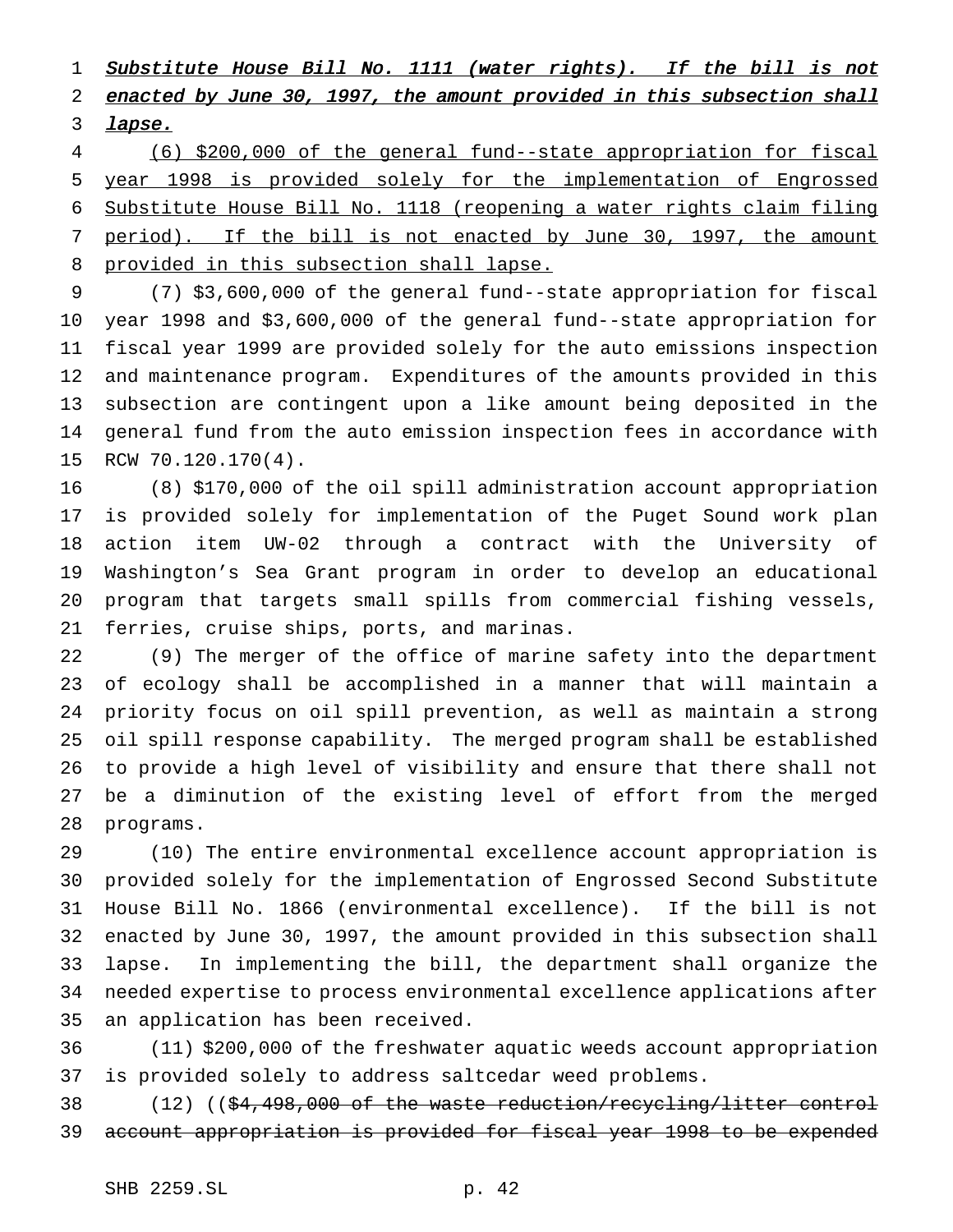Substitute House Bill No. 1111 (water rights). If the bill is not enacted by June 30, 1997, the amount provided in this subsection shall lapse.

(6) $200,000 of the general fund--state appropriation for fiscal year 1998 is provided solely for the implementation of Engrossed Substitute House Bill No. 1118 (reopening a water rights claim filing period). If the bill is not enacted by June 30, 1997, the amount provided in this subsection shall lapse.

(7) $3,600,000 of the general fund--state appropriation for fiscal year 1998 and $3,600,000 of the general fund--state appropriation for fiscal year 1999 are provided solely for the auto emissions inspection and maintenance program. Expenditures of the amounts provided in this subsection are contingent upon a like amount being deposited in the general fund from the auto emission inspection fees in accordance with RCW 70.120.170(4).

(8) $170,000 of the oil spill administration account appropriation is provided solely for implementation of the Puget Sound work plan action item UW-02 through a contract with the University of Washington's Sea Grant program in order to develop an educational program that targets small spills from commercial fishing vessels, ferries, cruise ships, ports, and marinas.

(9) The merger of the office of marine safety into the department of ecology shall be accomplished in a manner that will maintain a priority focus on oil spill prevention, as well as maintain a strong oil spill response capability. The merged program shall be established to provide a high level of visibility and ensure that there shall not be a diminution of the existing level of effort from the merged programs.

(10) The entire environmental excellence account appropriation is provided solely for the implementation of Engrossed Second Substitute House Bill No. 1866 (environmental excellence). If the bill is not enacted by June 30, 1997, the amount provided in this subsection shall lapse. In implementing the bill, the department shall organize the needed expertise to process environmental excellence applications after an application has been received.

(11) $200,000 of the freshwater aquatic weeds account appropriation is provided solely to address saltcedar weed problems.

(12) ((~~$4,498,000 of the waste reduction/recycling/litter control account appropriation is provided for fiscal year 1998 to be expended~~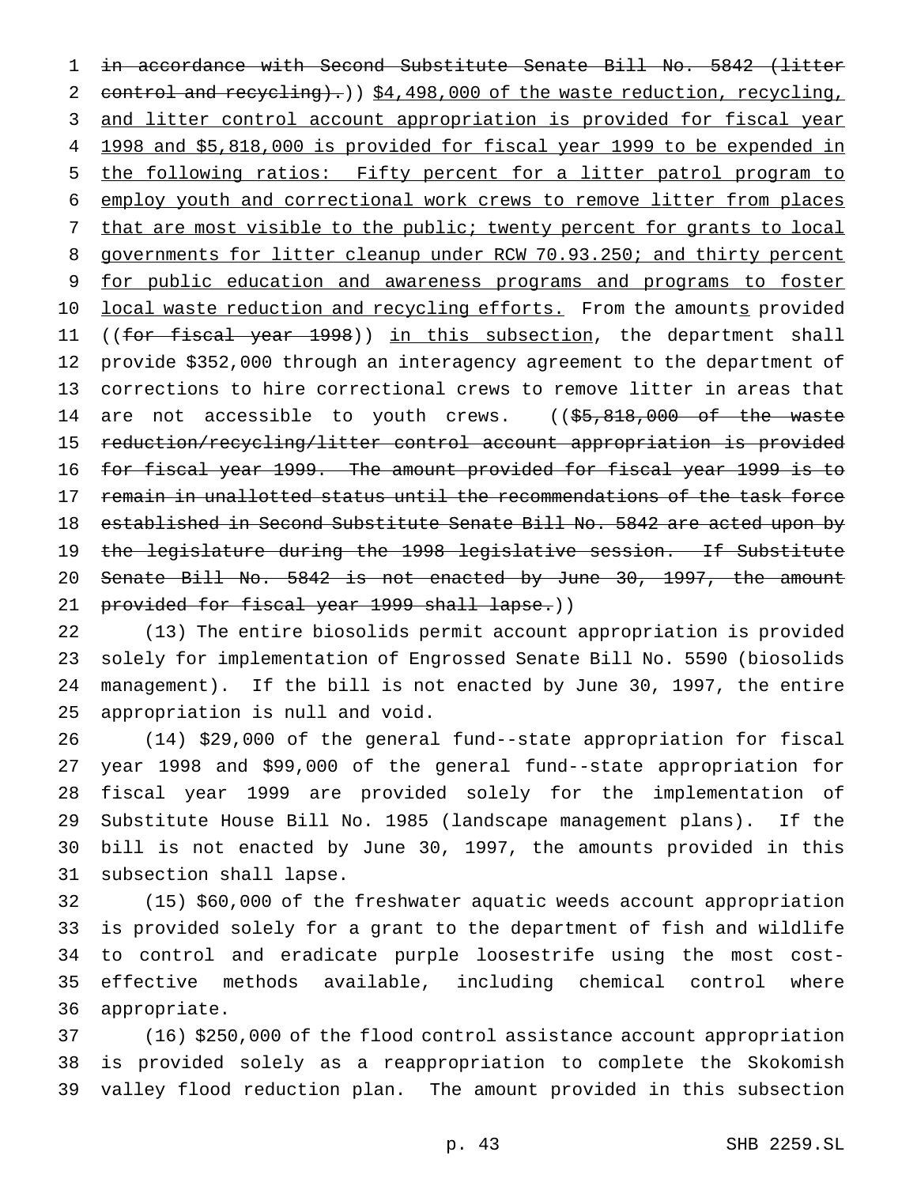in accordance with Second Substitute Senate Bill No. 5842 (litter control and recycling).)) $4,498,000 of the waste reduction, recycling, and litter control account appropriation is provided for fiscal year 1998 and $5,818,000 is provided for fiscal year 1999 to be expended in the following ratios: Fifty percent for a litter patrol program to employ youth and correctional work crews to remove litter from places that are most visible to the public; twenty percent for grants to local governments for litter cleanup under RCW 70.93.250; and thirty percent for public education and awareness programs and programs to foster local waste reduction and recycling efforts. From the amounts provided ((for fiscal year 1998)) in this subsection, the department shall provide $352,000 through an interagency agreement to the department of corrections to hire correctional crews to remove litter in areas that are not accessible to youth crews. (($5,818,000 of the waste reduction/recycling/litter control account appropriation is provided for fiscal year 1999. The amount provided for fiscal year 1999 is to remain in unallotted status until the recommendations of the task force established in Second Substitute Senate Bill No. 5842 are acted upon by the legislature during the 1998 legislative session. If Substitute Senate Bill No. 5842 is not enacted by June 30, 1997, the amount provided for fiscal year 1999 shall lapse.))

(13) The entire biosolids permit account appropriation is provided solely for implementation of Engrossed Senate Bill No. 5590 (biosolids management). If the bill is not enacted by June 30, 1997, the entire appropriation is null and void.

(14) $29,000 of the general fund--state appropriation for fiscal year 1998 and $99,000 of the general fund--state appropriation for fiscal year 1999 are provided solely for the implementation of Substitute House Bill No. 1985 (landscape management plans). If the bill is not enacted by June 30, 1997, the amounts provided in this subsection shall lapse.

(15) $60,000 of the freshwater aquatic weeds account appropriation is provided solely for a grant to the department of fish and wildlife to control and eradicate purple loosestrife using the most cost-effective methods available, including chemical control where appropriate.

(16) $250,000 of the flood control assistance account appropriation is provided solely as a reappropriation to complete the Skokomish valley flood reduction plan. The amount provided in this subsection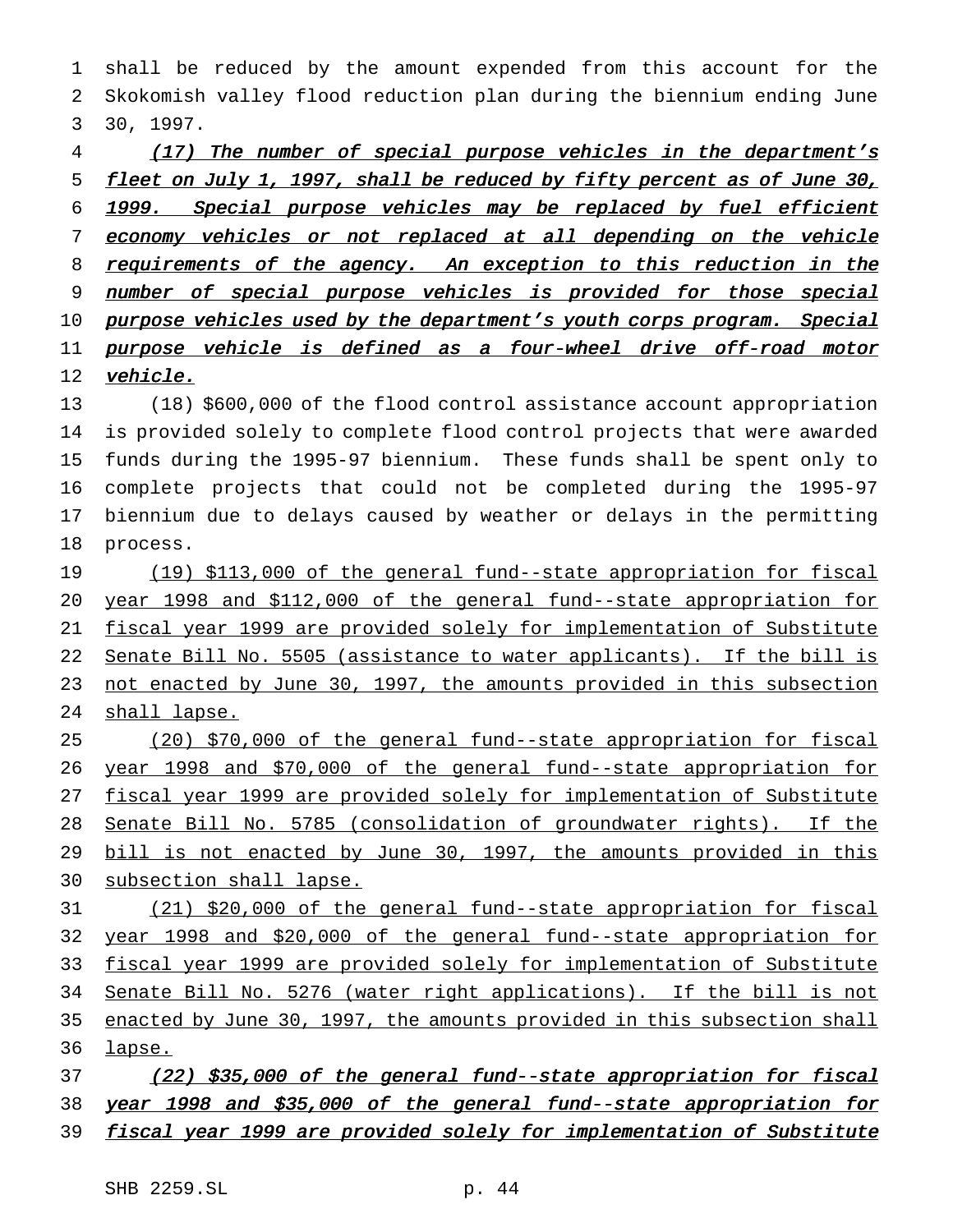shall be reduced by the amount expended from this account for the Skokomish valley flood reduction plan during the biennium ending June 30, 1997.

*(17) The number of special purpose vehicles in the department's fleet on July 1, 1997, shall be reduced by fifty percent as of June 30, 1999. Special purpose vehicles may be replaced by fuel efficient economy vehicles or not replaced at all depending on the vehicle requirements of the agency. An exception to this reduction in the number of special purpose vehicles is provided for those special purpose vehicles used by the department's youth corps program. Special purpose vehicle is defined as a four-wheel drive off-road motor vehicle.*

(18) $600,000 of the flood control assistance account appropriation is provided solely to complete flood control projects that were awarded funds during the 1995-97 biennium. These funds shall be spent only to complete projects that could not be completed during the 1995-97 biennium due to delays caused by weather or delays in the permitting process.

(19) $113,000 of the general fund--state appropriation for fiscal year 1998 and $112,000 of the general fund--state appropriation for fiscal year 1999 are provided solely for implementation of Substitute Senate Bill No. 5505 (assistance to water applicants). If the bill is not enacted by June 30, 1997, the amounts provided in this subsection shall lapse.

(20) $70,000 of the general fund--state appropriation for fiscal year 1998 and $70,000 of the general fund--state appropriation for fiscal year 1999 are provided solely for implementation of Substitute Senate Bill No. 5785 (consolidation of groundwater rights). If the bill is not enacted by June 30, 1997, the amounts provided in this subsection shall lapse.

(21) $20,000 of the general fund--state appropriation for fiscal year 1998 and $20,000 of the general fund--state appropriation for fiscal year 1999 are provided solely for implementation of Substitute Senate Bill No. 5276 (water right applications). If the bill is not enacted by June 30, 1997, the amounts provided in this subsection shall lapse.

*(22) $35,000 of the general fund--state appropriation for fiscal year 1998 and $35,000 of the general fund--state appropriation for fiscal year 1999 are provided solely for implementation of Substitute*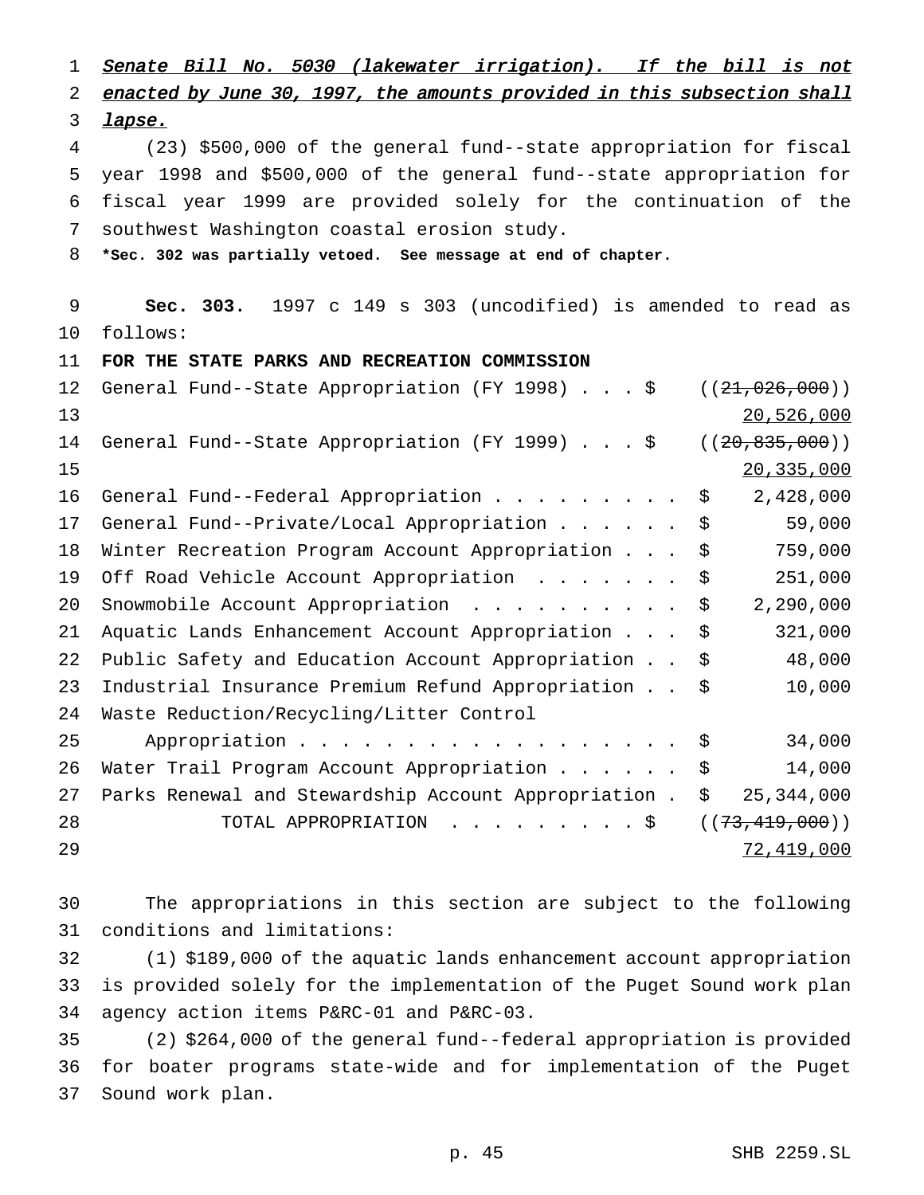*Senate Bill No. 5030 (lakewater irrigation). If the bill is not enacted by June 30, 1997, the amounts provided in this subsection shall lapse.*

(23) $500,000 of the general fund--state appropriation for fiscal year 1998 and $500,000 of the general fund--state appropriation for fiscal year 1999 are provided solely for the continuation of the southwest Washington coastal erosion study.

**\*Sec. 302 was partially vetoed. See message at end of chapter.**

**Sec. 303.** 1997 c 149 s 303 (uncodified) is amended to read as follows:

**FOR THE STATE PARKS AND RECREATION COMMISSION**

| | | |
|---|---|---|
| General Fund--State Appropriation (FY 1998) . . . | $ | ((~~21,026,000~~)) <u>20,526,000</u> |
| General Fund--State Appropriation (FY 1999) . . . | $ | ((~~20,835,000~~)) <u>20,335,000</u> |
| General Fund--Federal Appropriation . . . . . . . . . | $ | 2,428,000 |
| General Fund--Private/Local Appropriation . . . . . . | $ | 59,000 |
| Winter Recreation Program Account Appropriation . . . | $ | 759,000 |
| Off Road Vehicle Account Appropriation . . . . . . . | $ | 251,000 |
| Snowmobile Account Appropriation . . . . . . . . . . | $ | 2,290,000 |
| Aquatic Lands Enhancement Account Appropriation . . . | $ | 321,000 |
| Public Safety and Education Account Appropriation . . | $ | 48,000 |
| Industrial Insurance Premium Refund Appropriation . . | $ | 10,000 |
| Waste Reduction/Recycling/Litter Control Appropriation . . . . . . . . . . . . . . . . . . . | $ | 34,000 |
| Water Trail Program Account Appropriation . . . . . . | $ | 14,000 |
| Parks Renewal and Stewardship Account Appropriation . | $ | 25,344,000 |
| TOTAL APPROPRIATION . . . . . . . . . | $ | ((~~73,419,000~~)) <u>72,419,000</u> |

The appropriations in this section are subject to the following conditions and limitations:

(1) $189,000 of the aquatic lands enhancement account appropriation is provided solely for the implementation of the Puget Sound work plan agency action items P&RC-01 and P&RC-03.

(2) $264,000 of the general fund--federal appropriation is provided for boater programs state-wide and for implementation of the Puget Sound work plan.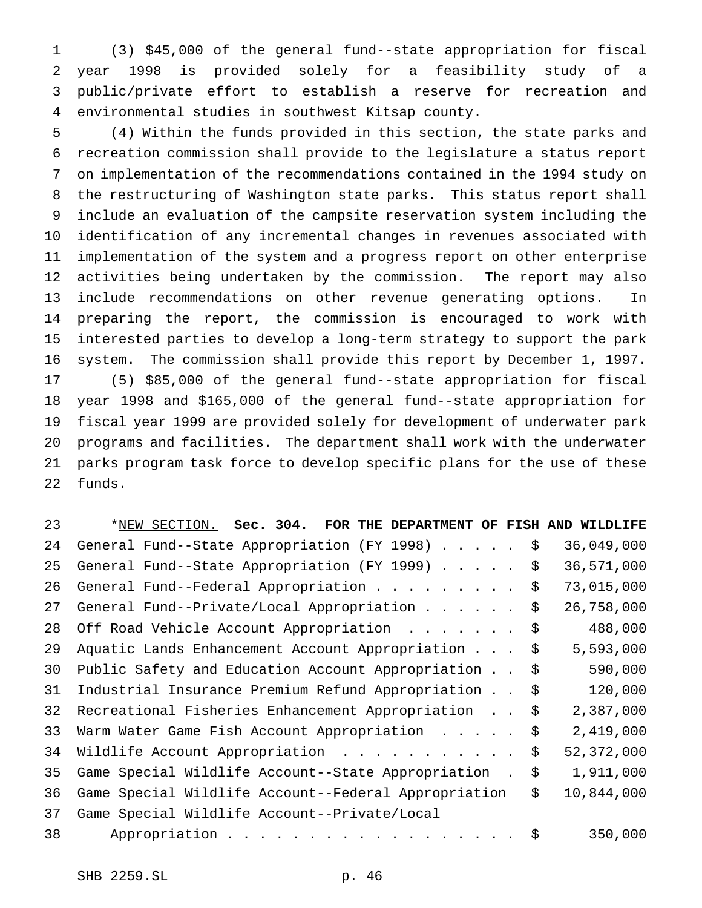(3) $45,000 of the general fund--state appropriation for fiscal year 1998 is provided solely for a feasibility study of a public/private effort to establish a reserve for recreation and environmental studies in southwest Kitsap county.

(4) Within the funds provided in this section, the state parks and recreation commission shall provide to the legislature a status report on implementation of the recommendations contained in the 1994 study on the restructuring of Washington state parks. This status report shall include an evaluation of the campsite reservation system including the identification of any incremental changes in revenues associated with implementation of the system and a progress report on other enterprise activities being undertaken by the commission. The report may also include recommendations on other revenue generating options. In preparing the report, the commission is encouraged to work with interested parties to develop a long-term strategy to support the park system. The commission shall provide this report by December 1, 1997.

(5) $85,000 of the general fund--state appropriation for fiscal year 1998 and $165,000 of the general fund--state appropriation for fiscal year 1999 are provided solely for development of underwater park programs and facilities. The department shall work with the underwater parks program task force to develop specific plans for the use of these funds.

*NEW SECTION. **Sec. 304. FOR THE DEPARTMENT OF FISH AND WILDLIFE**

| | | |
|---|---|---|
| General Fund--State Appropriation (FY 1998) | $ | 36,049,000 |
| General Fund--State Appropriation (FY 1999) | $ | 36,571,000 |
| General Fund--Federal Appropriation | $ | 73,015,000 |
| General Fund--Private/Local Appropriation | $ | 26,758,000 |
| Off Road Vehicle Account Appropriation | $ | 488,000 |
| Aquatic Lands Enhancement Account Appropriation | $ | 5,593,000 |
| Public Safety and Education Account Appropriation | $ | 590,000 |
| Industrial Insurance Premium Refund Appropriation | $ | 120,000 |
| Recreational Fisheries Enhancement Appropriation | $ | 2,387,000 |
| Warm Water Game Fish Account Appropriation | $ | 2,419,000 |
| Wildlife Account Appropriation | $ | 52,372,000 |
| Game Special Wildlife Account--State Appropriation | $ | 1,911,000 |
| Game Special Wildlife Account--Federal Appropriation | $ | 10,844,000 |
| Game Special Wildlife Account--Private/Local Appropriation | $ | 350,000 |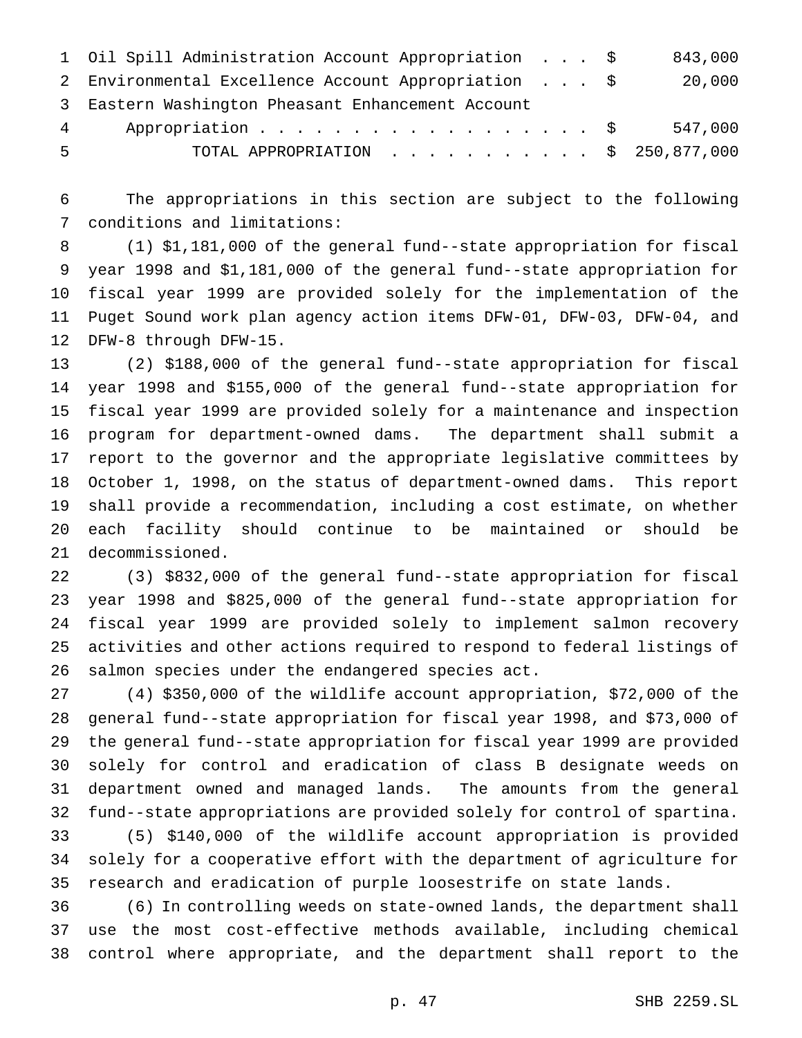| | | |
|---|---|---|
| Oil Spill Administration Account Appropriation . . . | $ | 843,000 |
| Environmental Excellence Account Appropriation . . . | $ | 20,000 |
| Eastern Washington Pheasant Enhancement Account Appropriation . . . . . . . . . . . . . . . . . . . | $ | 547,000 |
| TOTAL APPROPRIATION . . . . . . . . . . . | $ | 250,877,000 |

The appropriations in this section are subject to the following conditions and limitations:

(1) $1,181,000 of the general fund--state appropriation for fiscal year 1998 and $1,181,000 of the general fund--state appropriation for fiscal year 1999 are provided solely for the implementation of the Puget Sound work plan agency action items DFW-01, DFW-03, DFW-04, and DFW-8 through DFW-15.

(2) $188,000 of the general fund--state appropriation for fiscal year 1998 and $155,000 of the general fund--state appropriation for fiscal year 1999 are provided solely for a maintenance and inspection program for department-owned dams. The department shall submit a report to the governor and the appropriate legislative committees by October 1, 1998, on the status of department-owned dams. This report shall provide a recommendation, including a cost estimate, on whether each facility should continue to be maintained or should be decommissioned.

(3) $832,000 of the general fund--state appropriation for fiscal year 1998 and $825,000 of the general fund--state appropriation for fiscal year 1999 are provided solely to implement salmon recovery activities and other actions required to respond to federal listings of salmon species under the endangered species act.

(4) $350,000 of the wildlife account appropriation, $72,000 of the general fund--state appropriation for fiscal year 1998, and $73,000 of the general fund--state appropriation for fiscal year 1999 are provided solely for control and eradication of class B designate weeds on department owned and managed lands. The amounts from the general fund--state appropriations are provided solely for control of spartina.

(5) $140,000 of the wildlife account appropriation is provided solely for a cooperative effort with the department of agriculture for research and eradication of purple loosestrife on state lands.

(6) In controlling weeds on state-owned lands, the department shall use the most cost-effective methods available, including chemical control where appropriate, and the department shall report to the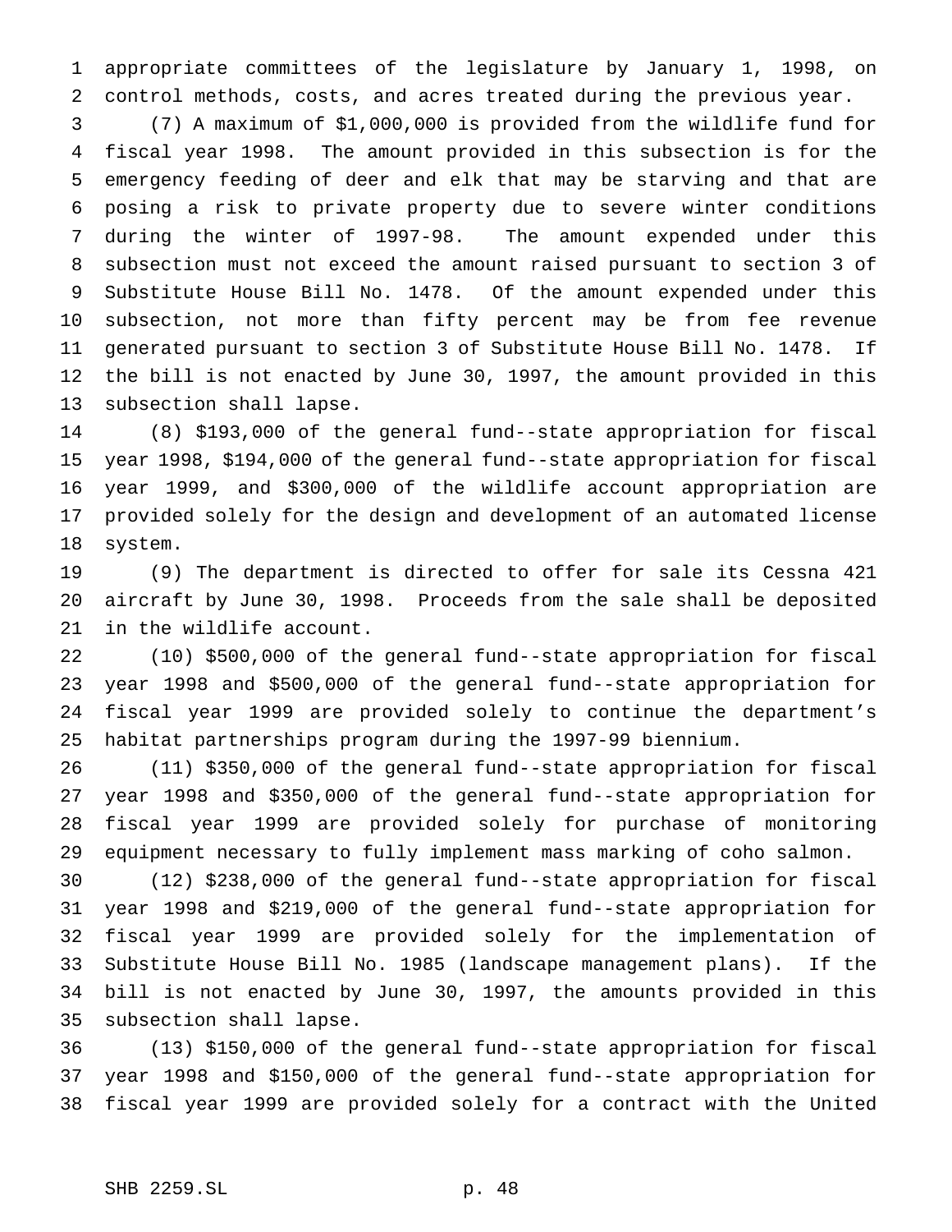appropriate committees of the legislature by January 1, 1998, on control methods, costs, and acres treated during the previous year.

(7) A maximum of $1,000,000 is provided from the wildlife fund for fiscal year 1998. The amount provided in this subsection is for the emergency feeding of deer and elk that may be starving and that are posing a risk to private property due to severe winter conditions during the winter of 1997-98. The amount expended under this subsection must not exceed the amount raised pursuant to section 3 of Substitute House Bill No. 1478. Of the amount expended under this subsection, not more than fifty percent may be from fee revenue generated pursuant to section 3 of Substitute House Bill No. 1478. If the bill is not enacted by June 30, 1997, the amount provided in this subsection shall lapse.

(8) $193,000 of the general fund--state appropriation for fiscal year 1998, $194,000 of the general fund--state appropriation for fiscal year 1999, and $300,000 of the wildlife account appropriation are provided solely for the design and development of an automated license system.

(9) The department is directed to offer for sale its Cessna 421 aircraft by June 30, 1998. Proceeds from the sale shall be deposited in the wildlife account.

(10) $500,000 of the general fund--state appropriation for fiscal year 1998 and $500,000 of the general fund--state appropriation for fiscal year 1999 are provided solely to continue the department's habitat partnerships program during the 1997-99 biennium.

(11) $350,000 of the general fund--state appropriation for fiscal year 1998 and $350,000 of the general fund--state appropriation for fiscal year 1999 are provided solely for purchase of monitoring equipment necessary to fully implement mass marking of coho salmon.

(12) $238,000 of the general fund--state appropriation for fiscal year 1998 and $219,000 of the general fund--state appropriation for fiscal year 1999 are provided solely for the implementation of Substitute House Bill No. 1985 (landscape management plans). If the bill is not enacted by June 30, 1997, the amounts provided in this subsection shall lapse.

(13) $150,000 of the general fund--state appropriation for fiscal year 1998 and $150,000 of the general fund--state appropriation for fiscal year 1999 are provided solely for a contract with the United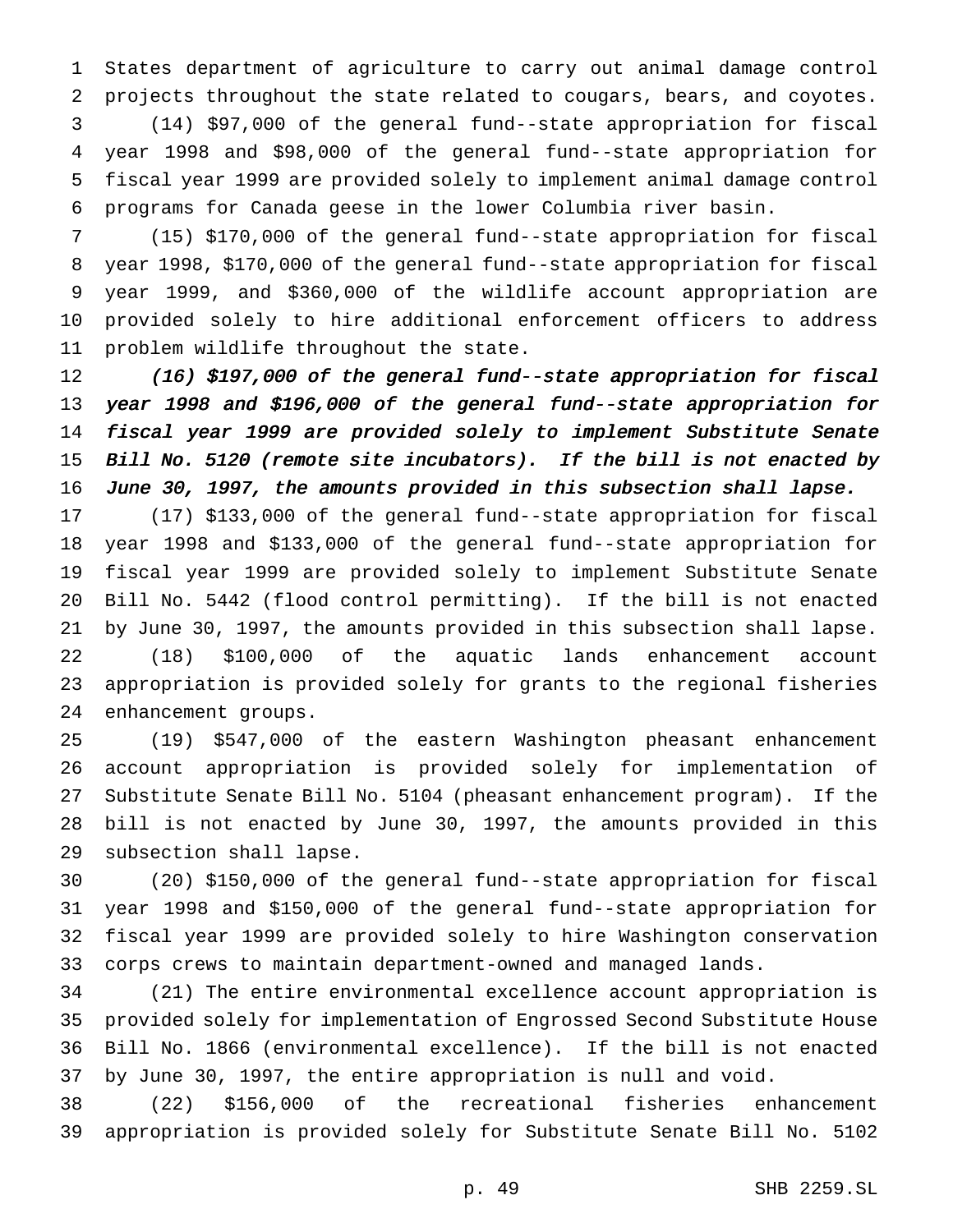States department of agriculture to carry out animal damage control projects throughout the state related to cougars, bears, and coyotes.

(14) $97,000 of the general fund--state appropriation for fiscal year 1998 and $98,000 of the general fund--state appropriation for fiscal year 1999 are provided solely to implement animal damage control programs for Canada geese in the lower Columbia river basin.

(15) $170,000 of the general fund--state appropriation for fiscal year 1998, $170,000 of the general fund--state appropriation for fiscal year 1999, and $360,000 of the wildlife account appropriation are provided solely to hire additional enforcement officers to address problem wildlife throughout the state.

*(16) $197,000 of the general fund--state appropriation for fiscal year 1998 and $196,000 of the general fund--state appropriation for fiscal year 1999 are provided solely to implement Substitute Senate Bill No. 5120 (remote site incubators). If the bill is not enacted by June 30, 1997, the amounts provided in this subsection shall lapse.*

(17) $133,000 of the general fund--state appropriation for fiscal year 1998 and $133,000 of the general fund--state appropriation for fiscal year 1999 are provided solely to implement Substitute Senate Bill No. 5442 (flood control permitting). If the bill is not enacted by June 30, 1997, the amounts provided in this subsection shall lapse.

(18) $100,000 of the aquatic lands enhancement account appropriation is provided solely for grants to the regional fisheries enhancement groups.

(19) $547,000 of the eastern Washington pheasant enhancement account appropriation is provided solely for implementation of Substitute Senate Bill No. 5104 (pheasant enhancement program). If the bill is not enacted by June 30, 1997, the amounts provided in this subsection shall lapse.

(20) $150,000 of the general fund--state appropriation for fiscal year 1998 and $150,000 of the general fund--state appropriation for fiscal year 1999 are provided solely to hire Washington conservation corps crews to maintain department-owned and managed lands.

(21) The entire environmental excellence account appropriation is provided solely for implementation of Engrossed Second Substitute House Bill No. 1866 (environmental excellence). If the bill is not enacted by June 30, 1997, the entire appropriation is null and void.

(22) $156,000 of the recreational fisheries enhancement appropriation is provided solely for Substitute Senate Bill No. 5102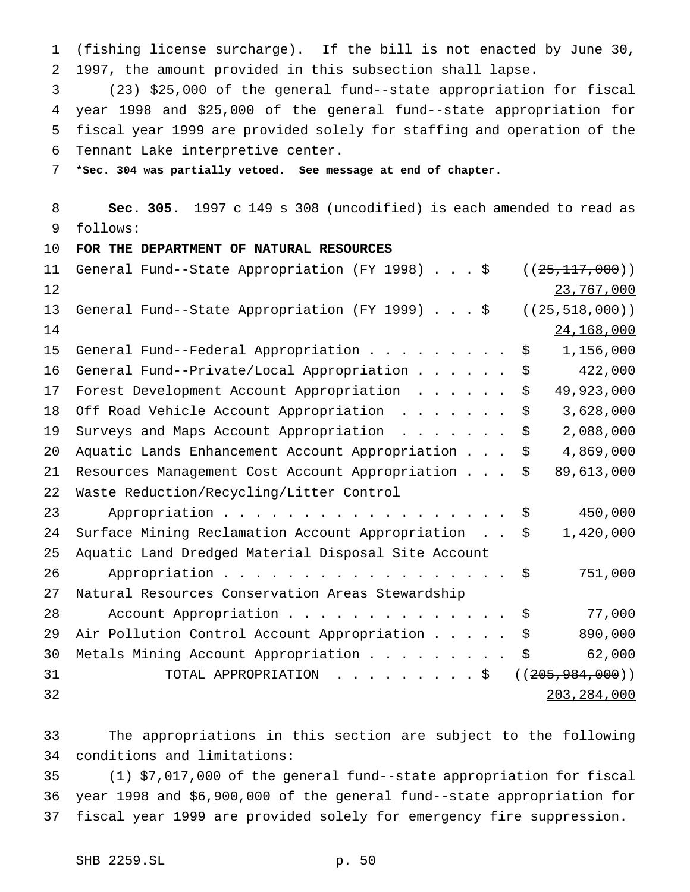(fishing license surcharge). If the bill is not enacted by June 30, 1997, the amount provided in this subsection shall lapse.

(23) $25,000 of the general fund--state appropriation for fiscal year 1998 and $25,000 of the general fund--state appropriation for fiscal year 1999 are provided solely for staffing and operation of the Tennant Lake interpretive center.

***Sec. 304 was partially vetoed. See message at end of chapter.**

**Sec. 305.** 1997 c 149 s 308 (uncodified) is each amended to read as follows:

**FOR THE DEPARTMENT OF NATURAL RESOURCES**

| | |
|---|---|
| General Fund--State Appropriation (FY 1998) . . . $ | ((~~25,117,000~~)) <u>23,767,000</u> |
| General Fund--State Appropriation (FY 1999) . . . $ | ((~~25,518,000~~)) <u>24,168,000</u> |
| General Fund--Federal Appropriation . . . . . . . . . $ | 1,156,000 |
| General Fund--Private/Local Appropriation . . . . . . $ | 422,000 |
| Forest Development Account Appropriation . . . . . . $ | 49,923,000 |
| Off Road Vehicle Account Appropriation . . . . . . . $ | 3,628,000 |
| Surveys and Maps Account Appropriation . . . . . . . $ | 2,088,000 |
| Aquatic Lands Enhancement Account Appropriation . . . $ | 4,869,000 |
| Resources Management Cost Account Appropriation . . . $ | 89,613,000 |
| Waste Reduction/Recycling/Litter Control Appropriation . . . . . . . . . . . . . . . . . . . $ | 450,000 |
| Surface Mining Reclamation Account Appropriation . . $ | 1,420,000 |
| Aquatic Land Dredged Material Disposal Site Account Appropriation . . . . . . . . . . . . . . . . . . . $ | 751,000 |
| Natural Resources Conservation Areas Stewardship Account Appropriation . . . . . . . . . . . . . . . $ | 77,000 |
| Air Pollution Control Account Appropriation . . . . . $ | 890,000 |
| Metals Mining Account Appropriation . . . . . . . . . $ | 62,000 |
| TOTAL APPROPRIATION . . . . . . . . . $ | ((~~205,984,000~~)) <u>203,284,000</u> |

The appropriations in this section are subject to the following conditions and limitations:

(1) $7,017,000 of the general fund--state appropriation for fiscal year 1998 and $6,900,000 of the general fund--state appropriation for fiscal year 1999 are provided solely for emergency fire suppression.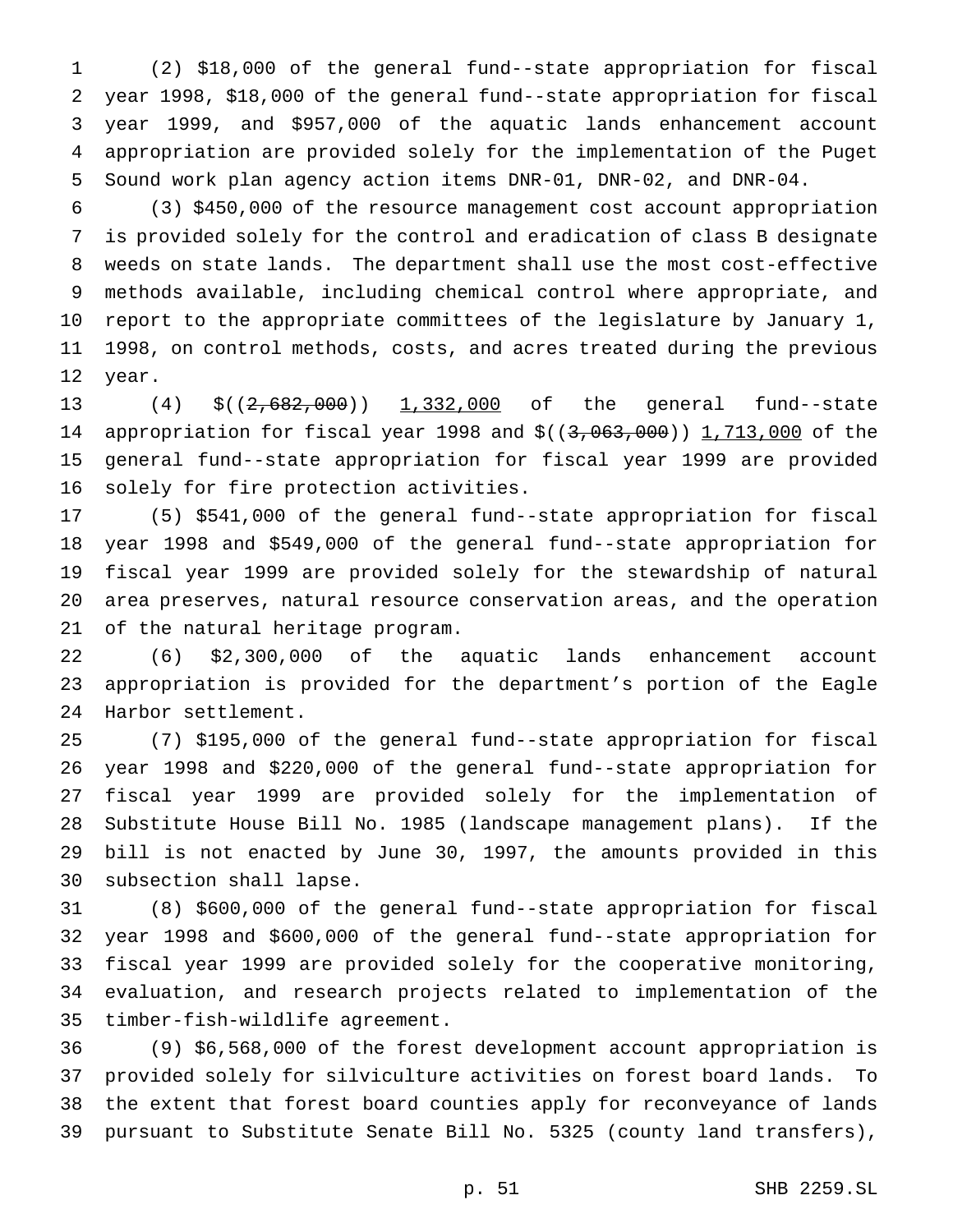(2) $18,000 of the general fund--state appropriation for fiscal year 1998, $18,000 of the general fund--state appropriation for fiscal year 1999, and $957,000 of the aquatic lands enhancement account appropriation are provided solely for the implementation of the Puget Sound work plan agency action items DNR-01, DNR-02, and DNR-04.

(3) $450,000 of the resource management cost account appropriation is provided solely for the control and eradication of class B designate weeds on state lands. The department shall use the most cost-effective methods available, including chemical control where appropriate, and report to the appropriate committees of the legislature by January 1, 1998, on control methods, costs, and acres treated during the previous year.

(4) $((~~2,682,000~~)) 1,332,000 of the general fund--state appropriation for fiscal year 1998 and $((~~3,063,000~~)) 1,713,000 of the general fund--state appropriation for fiscal year 1999 are provided solely for fire protection activities.

(5) $541,000 of the general fund--state appropriation for fiscal year 1998 and $549,000 of the general fund--state appropriation for fiscal year 1999 are provided solely for the stewardship of natural area preserves, natural resource conservation areas, and the operation of the natural heritage program.

(6) $2,300,000 of the aquatic lands enhancement account appropriation is provided for the department's portion of the Eagle Harbor settlement.

(7) $195,000 of the general fund--state appropriation for fiscal year 1998 and $220,000 of the general fund--state appropriation for fiscal year 1999 are provided solely for the implementation of Substitute House Bill No. 1985 (landscape management plans). If the bill is not enacted by June 30, 1997, the amounts provided in this subsection shall lapse.

(8) $600,000 of the general fund--state appropriation for fiscal year 1998 and $600,000 of the general fund--state appropriation for fiscal year 1999 are provided solely for the cooperative monitoring, evaluation, and research projects related to implementation of the timber-fish-wildlife agreement.

(9) $6,568,000 of the forest development account appropriation is provided solely for silviculture activities on forest board lands. To the extent that forest board counties apply for reconveyance of lands pursuant to Substitute Senate Bill No. 5325 (county land transfers),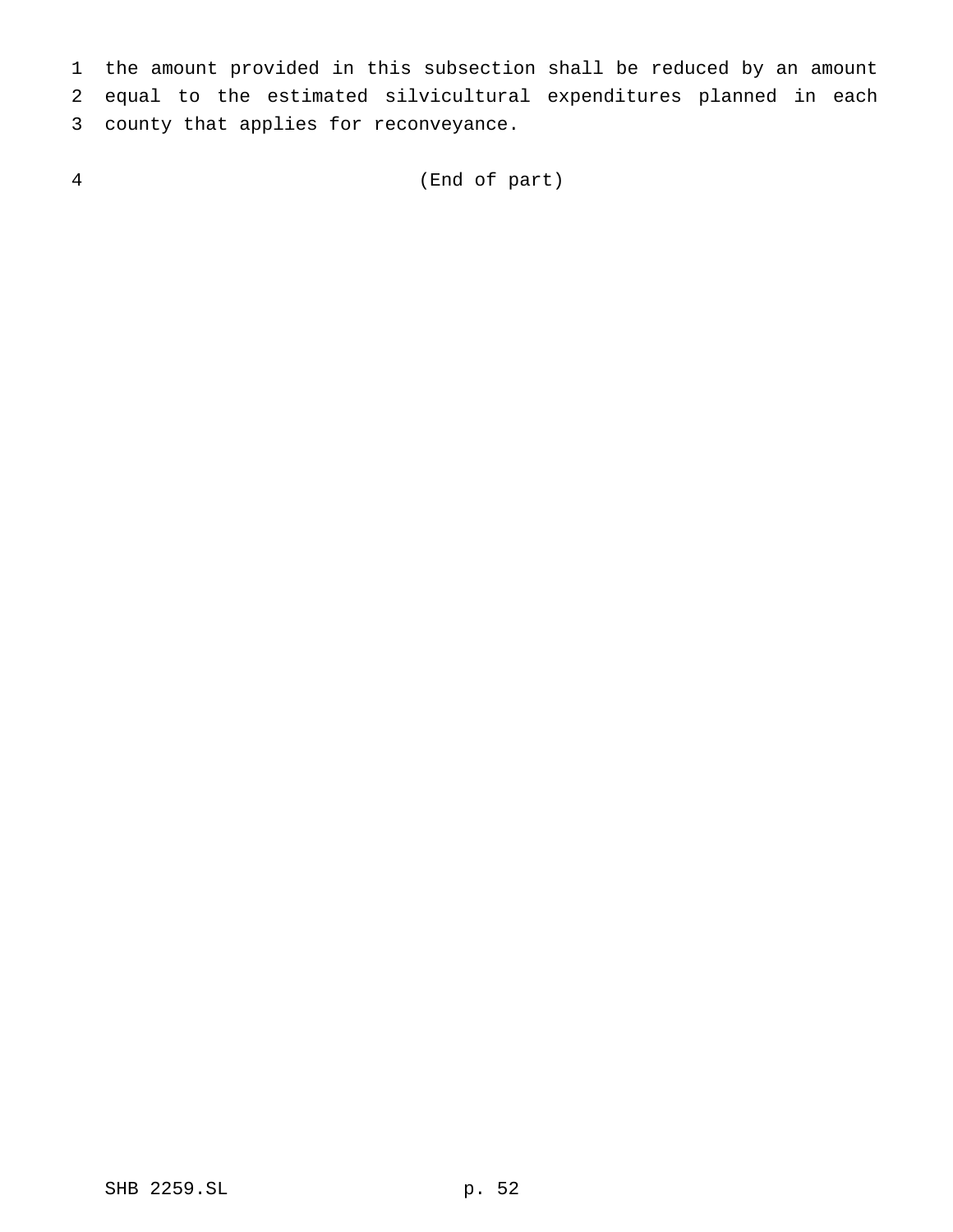the amount provided in this subsection shall be reduced by an amount equal to the estimated silvicultural expenditures planned in each county that applies for reconveyance.

(End of part)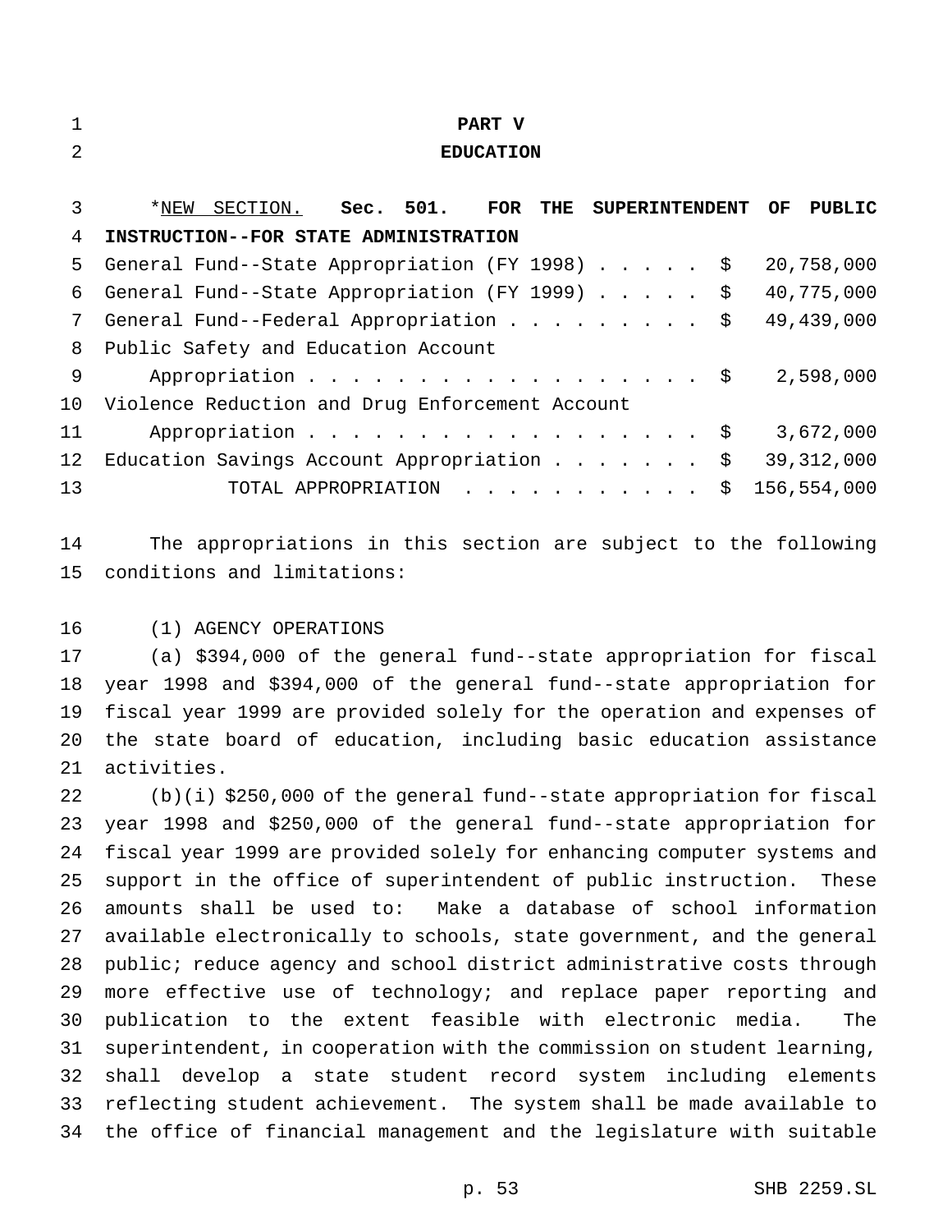# PART V

## EDUCATION

*NEW SECTION. **Sec. 501. FOR THE SUPERINTENDENT OF PUBLIC INSTRUCTION--FOR STATE ADMINISTRATION**

| | |
|---|---|
| General Fund--State Appropriation (FY 1998) | $ 20,758,000 |
| General Fund--State Appropriation (FY 1999) | $ 40,775,000 |
| General Fund--Federal Appropriation | $ 49,439,000 |
| Public Safety and Education Account Appropriation | $ 2,598,000 |
| Violence Reduction and Drug Enforcement Account Appropriation | $ 3,672,000 |
| Education Savings Account Appropriation | $ 39,312,000 |
| TOTAL APPROPRIATION | $ 156,554,000 |

The appropriations in this section are subject to the following conditions and limitations:

(1) AGENCY OPERATIONS

(a) $394,000 of the general fund--state appropriation for fiscal year 1998 and $394,000 of the general fund--state appropriation for fiscal year 1999 are provided solely for the operation and expenses of the state board of education, including basic education assistance activities.

(b)(i) $250,000 of the general fund--state appropriation for fiscal year 1998 and $250,000 of the general fund--state appropriation for fiscal year 1999 are provided solely for enhancing computer systems and support in the office of superintendent of public instruction. These amounts shall be used to: Make a database of school information available electronically to schools, state government, and the general public; reduce agency and school district administrative costs through more effective use of technology; and replace paper reporting and publication to the extent feasible with electronic media. The superintendent, in cooperation with the commission on student learning, shall develop a state student record system including elements reflecting student achievement. The system shall be made available to the office of financial management and the legislature with suitable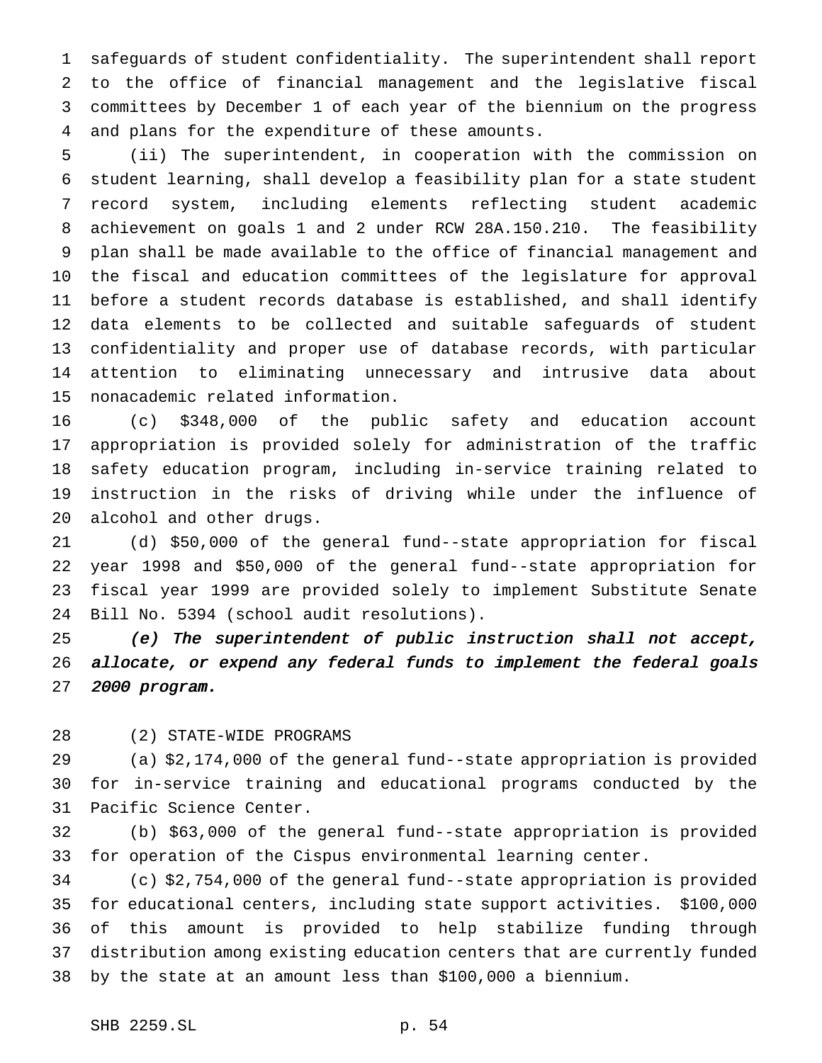safeguards of student confidentiality. The superintendent shall report to the office of financial management and the legislative fiscal committees by December 1 of each year of the biennium on the progress and plans for the expenditure of these amounts.

(ii) The superintendent, in cooperation with the commission on student learning, shall develop a feasibility plan for a state student record system, including elements reflecting student academic achievement on goals 1 and 2 under RCW 28A.150.210. The feasibility plan shall be made available to the office of financial management and the fiscal and education committees of the legislature for approval before a student records database is established, and shall identify data elements to be collected and suitable safeguards of student confidentiality and proper use of database records, with particular attention to eliminating unnecessary and intrusive data about nonacademic related information.

(c) $348,000 of the public safety and education account appropriation is provided solely for administration of the traffic safety education program, including in-service training related to instruction in the risks of driving while under the influence of alcohol and other drugs.

(d) $50,000 of the general fund--state appropriation for fiscal year 1998 and $50,000 of the general fund--state appropriation for fiscal year 1999 are provided solely to implement Substitute Senate Bill No. 5394 (school audit resolutions).

*(e) The superintendent of public instruction shall not accept, allocate, or expend any federal funds to implement the federal goals 2000 program.*

(2) STATE-WIDE PROGRAMS

(a) $2,174,000 of the general fund--state appropriation is provided for in-service training and educational programs conducted by the Pacific Science Center.

(b) $63,000 of the general fund--state appropriation is provided for operation of the Cispus environmental learning center.

(c) $2,754,000 of the general fund--state appropriation is provided for educational centers, including state support activities. $100,000 of this amount is provided to help stabilize funding through distribution among existing education centers that are currently funded by the state at an amount less than $100,000 a biennium.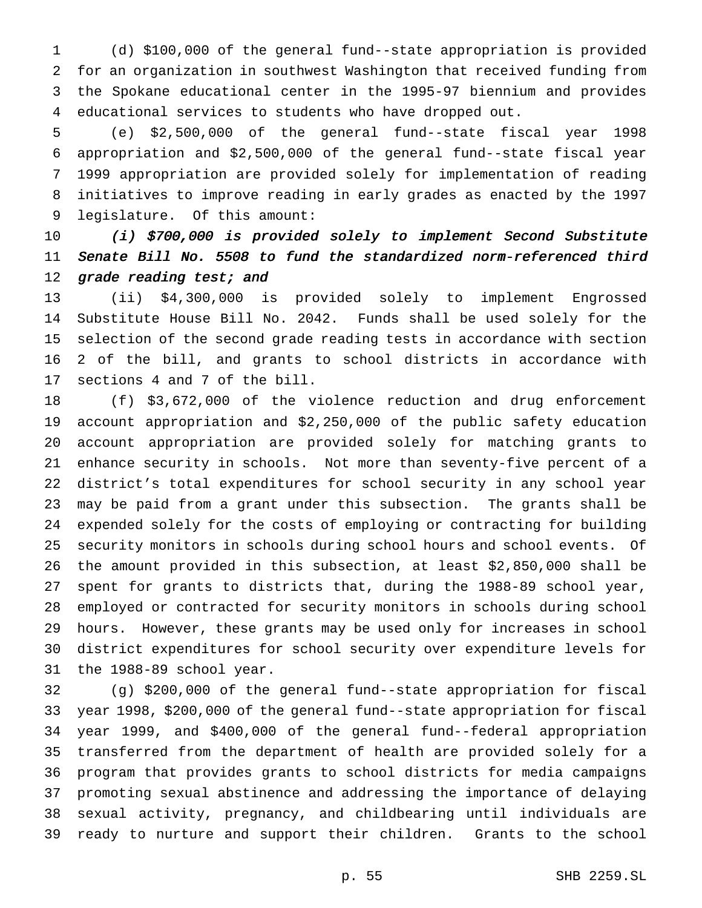(d) $100,000 of the general fund--state appropriation is provided for an organization in southwest Washington that received funding from the Spokane educational center in the 1995-97 biennium and provides educational services to students who have dropped out.

(e) $2,500,000 of the general fund--state fiscal year 1998 appropriation and $2,500,000 of the general fund--state fiscal year 1999 appropriation are provided solely for implementation of reading initiatives to improve reading in early grades as enacted by the 1997 legislature. Of this amount:

*(i) $700,000 is provided solely to implement Second Substitute Senate Bill No. 5508 to fund the standardized norm-referenced third grade reading test; and*

(ii) $4,300,000 is provided solely to implement Engrossed Substitute House Bill No. 2042. Funds shall be used solely for the selection of the second grade reading tests in accordance with section 2 of the bill, and grants to school districts in accordance with sections 4 and 7 of the bill.

(f) $3,672,000 of the violence reduction and drug enforcement account appropriation and $2,250,000 of the public safety education account appropriation are provided solely for matching grants to enhance security in schools. Not more than seventy-five percent of a district's total expenditures for school security in any school year may be paid from a grant under this subsection. The grants shall be expended solely for the costs of employing or contracting for building security monitors in schools during school hours and school events. Of the amount provided in this subsection, at least $2,850,000 shall be spent for grants to districts that, during the 1988-89 school year, employed or contracted for security monitors in schools during school hours. However, these grants may be used only for increases in school district expenditures for school security over expenditure levels for the 1988-89 school year.

(g) $200,000 of the general fund--state appropriation for fiscal year 1998, $200,000 of the general fund--state appropriation for fiscal year 1999, and $400,000 of the general fund--federal appropriation transferred from the department of health are provided solely for a program that provides grants to school districts for media campaigns promoting sexual abstinence and addressing the importance of delaying sexual activity, pregnancy, and childbearing until individuals are ready to nurture and support their children. Grants to the school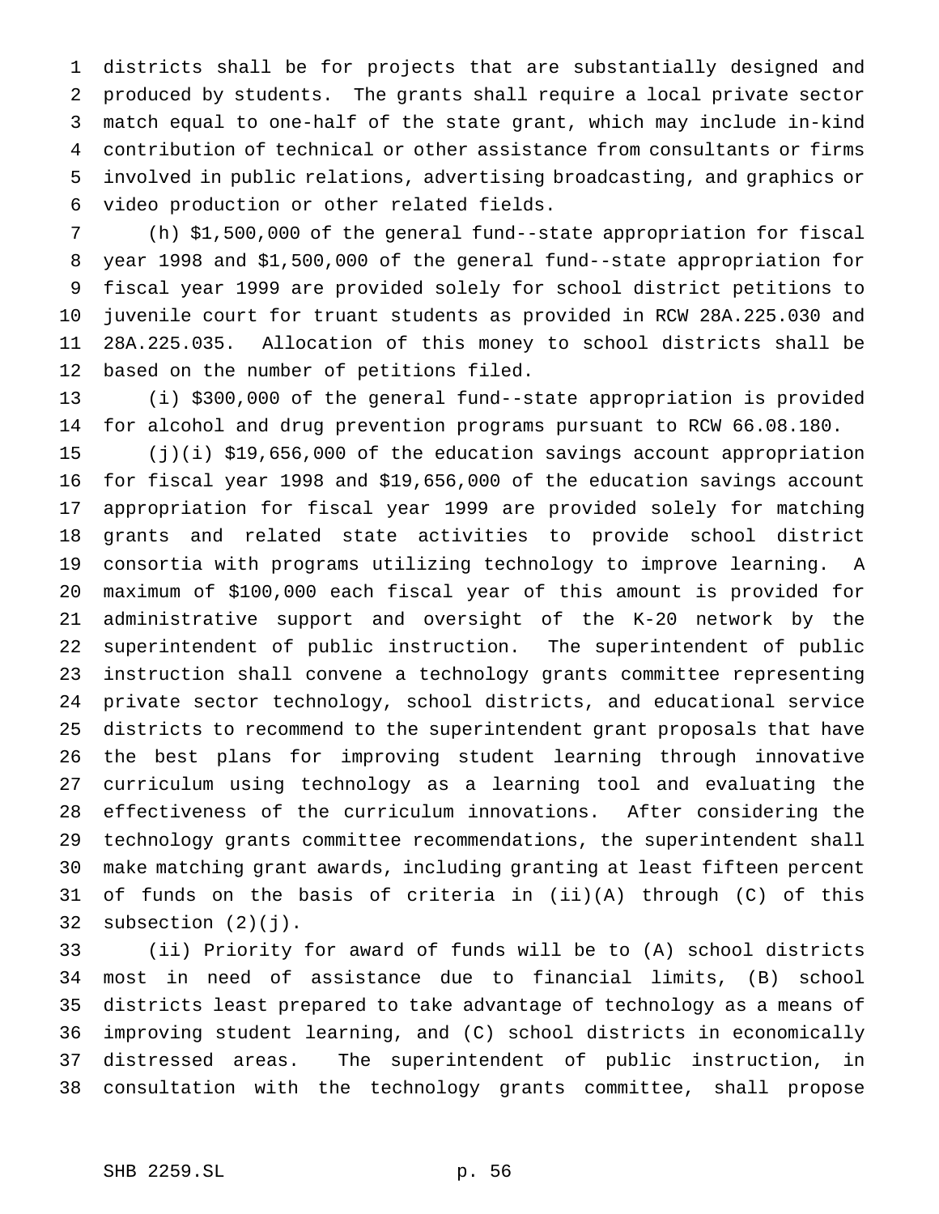districts shall be for projects that are substantially designed and produced by students. The grants shall require a local private sector match equal to one-half of the state grant, which may include in-kind contribution of technical or other assistance from consultants or firms involved in public relations, advertising broadcasting, and graphics or video production or other related fields.

(h) $1,500,000 of the general fund--state appropriation for fiscal year 1998 and $1,500,000 of the general fund--state appropriation for fiscal year 1999 are provided solely for school district petitions to juvenile court for truant students as provided in RCW 28A.225.030 and 28A.225.035. Allocation of this money to school districts shall be based on the number of petitions filed.

(i) $300,000 of the general fund--state appropriation is provided for alcohol and drug prevention programs pursuant to RCW 66.08.180.

(j)(i) $19,656,000 of the education savings account appropriation for fiscal year 1998 and $19,656,000 of the education savings account appropriation for fiscal year 1999 are provided solely for matching grants and related state activities to provide school district consortia with programs utilizing technology to improve learning. A maximum of $100,000 each fiscal year of this amount is provided for administrative support and oversight of the K-20 network by the superintendent of public instruction. The superintendent of public instruction shall convene a technology grants committee representing private sector technology, school districts, and educational service districts to recommend to the superintendent grant proposals that have the best plans for improving student learning through innovative curriculum using technology as a learning tool and evaluating the effectiveness of the curriculum innovations. After considering the technology grants committee recommendations, the superintendent shall make matching grant awards, including granting at least fifteen percent of funds on the basis of criteria in (ii)(A) through (C) of this subsection (2)(j).

(ii) Priority for award of funds will be to (A) school districts most in need of assistance due to financial limits, (B) school districts least prepared to take advantage of technology as a means of improving student learning, and (C) school districts in economically distressed areas. The superintendent of public instruction, in consultation with the technology grants committee, shall propose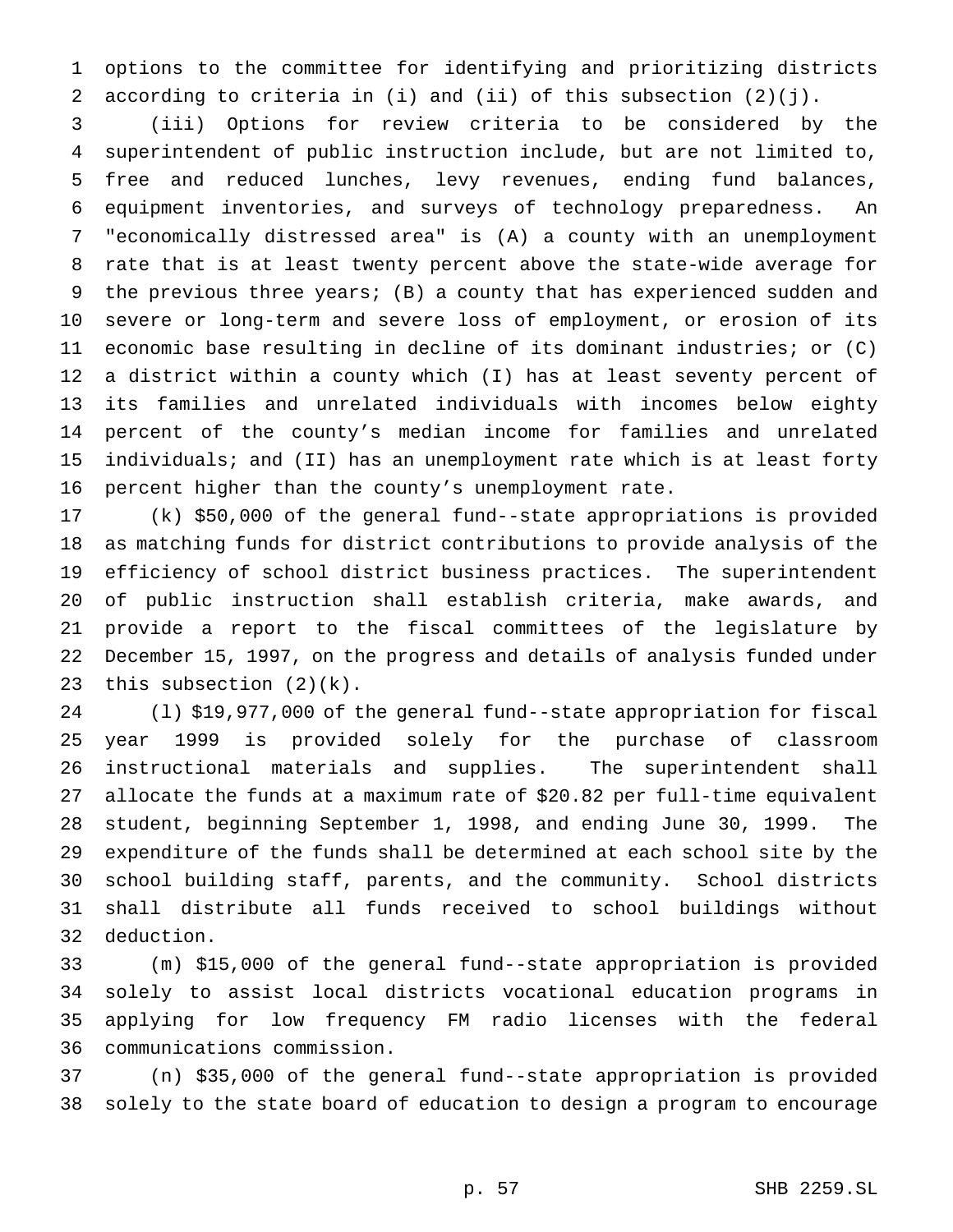options to the committee for identifying and prioritizing districts according to criteria in (i) and (ii) of this subsection (2)(j).

(iii) Options for review criteria to be considered by the superintendent of public instruction include, but are not limited to, free and reduced lunches, levy revenues, ending fund balances, equipment inventories, and surveys of technology preparedness. An "economically distressed area" is (A) a county with an unemployment rate that is at least twenty percent above the state-wide average for the previous three years; (B) a county that has experienced sudden and severe or long-term and severe loss of employment, or erosion of its economic base resulting in decline of its dominant industries; or (C) a district within a county which (I) has at least seventy percent of its families and unrelated individuals with incomes below eighty percent of the county's median income for families and unrelated individuals; and (II) has an unemployment rate which is at least forty percent higher than the county's unemployment rate.

(k) $50,000 of the general fund--state appropriations is provided as matching funds for district contributions to provide analysis of the efficiency of school district business practices. The superintendent of public instruction shall establish criteria, make awards, and provide a report to the fiscal committees of the legislature by December 15, 1997, on the progress and details of analysis funded under this subsection (2)(k).

(l) $19,977,000 of the general fund--state appropriation for fiscal year 1999 is provided solely for the purchase of classroom instructional materials and supplies. The superintendent shall allocate the funds at a maximum rate of $20.82 per full-time equivalent student, beginning September 1, 1998, and ending June 30, 1999. The expenditure of the funds shall be determined at each school site by the school building staff, parents, and the community. School districts shall distribute all funds received to school buildings without deduction.

(m) $15,000 of the general fund--state appropriation is provided solely to assist local districts vocational education programs in applying for low frequency FM radio licenses with the federal communications commission.

(n) $35,000 of the general fund--state appropriation is provided solely to the state board of education to design a program to encourage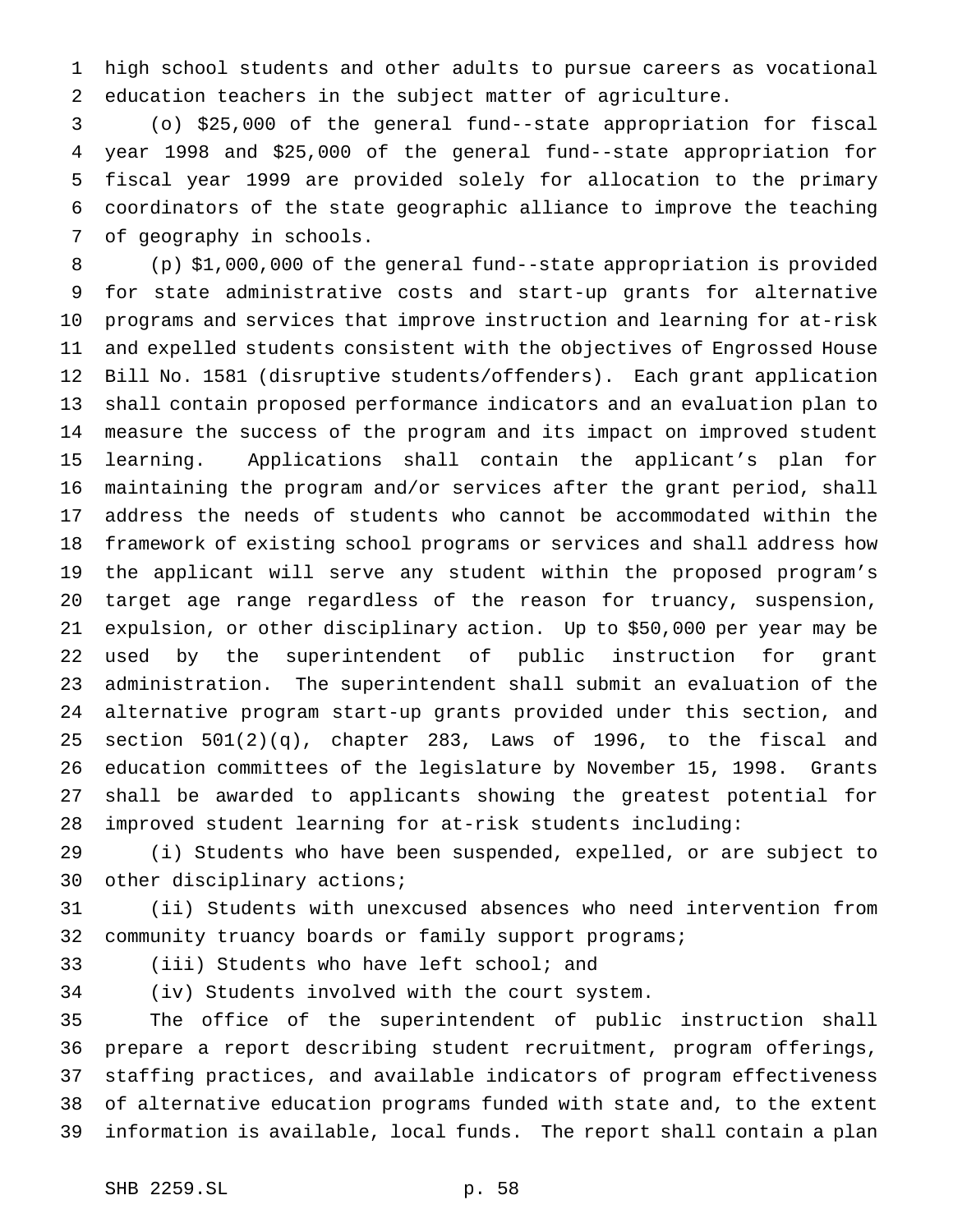high school students and other adults to pursue careers as vocational education teachers in the subject matter of agriculture.

(o) $25,000 of the general fund--state appropriation for fiscal year 1998 and $25,000 of the general fund--state appropriation for fiscal year 1999 are provided solely for allocation to the primary coordinators of the state geographic alliance to improve the teaching of geography in schools.

(p) $1,000,000 of the general fund--state appropriation is provided for state administrative costs and start-up grants for alternative programs and services that improve instruction and learning for at-risk and expelled students consistent with the objectives of Engrossed House Bill No. 1581 (disruptive students/offenders). Each grant application shall contain proposed performance indicators and an evaluation plan to measure the success of the program and its impact on improved student learning. Applications shall contain the applicant's plan for maintaining the program and/or services after the grant period, shall address the needs of students who cannot be accommodated within the framework of existing school programs or services and shall address how the applicant will serve any student within the proposed program's target age range regardless of the reason for truancy, suspension, expulsion, or other disciplinary action. Up to $50,000 per year may be used by the superintendent of public instruction for grant administration. The superintendent shall submit an evaluation of the alternative program start-up grants provided under this section, and section 501(2)(q), chapter 283, Laws of 1996, to the fiscal and education committees of the legislature by November 15, 1998. Grants shall be awarded to applicants showing the greatest potential for improved student learning for at-risk students including:

(i) Students who have been suspended, expelled, or are subject to other disciplinary actions;

(ii) Students with unexcused absences who need intervention from community truancy boards or family support programs;

(iii) Students who have left school; and

(iv) Students involved with the court system.

The office of the superintendent of public instruction shall prepare a report describing student recruitment, program offerings, staffing practices, and available indicators of program effectiveness of alternative education programs funded with state and, to the extent information is available, local funds. The report shall contain a plan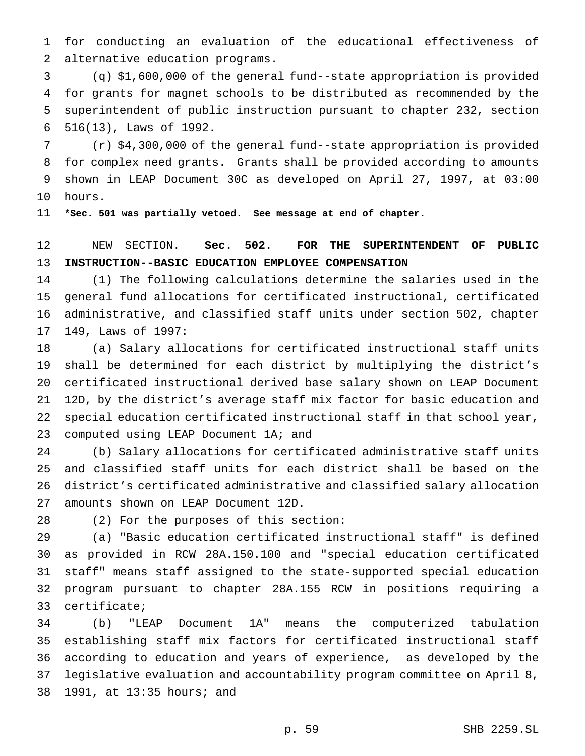for conducting an evaluation of the educational effectiveness of alternative education programs.

(q) $1,600,000 of the general fund--state appropriation is provided for grants for magnet schools to be distributed as recommended by the superintendent of public instruction pursuant to chapter 232, section 516(13), Laws of 1992.

(r) $4,300,000 of the general fund--state appropriation is provided for complex need grants. Grants shall be provided according to amounts shown in LEAP Document 30C as developed on April 27, 1997, at 03:00 hours.

***Sec. 501 was partially vetoed. See message at end of chapter.**

NEW SECTION. **Sec. 502. FOR THE SUPERINTENDENT OF PUBLIC INSTRUCTION--BASIC EDUCATION EMPLOYEE COMPENSATION**

(1) The following calculations determine the salaries used in the general fund allocations for certificated instructional, certificated administrative, and classified staff units under section 502, chapter 149, Laws of 1997:

(a) Salary allocations for certificated instructional staff units shall be determined for each district by multiplying the district's certificated instructional derived base salary shown on LEAP Document 12D, by the district's average staff mix factor for basic education and special education certificated instructional staff in that school year, computed using LEAP Document 1A; and

(b) Salary allocations for certificated administrative staff units and classified staff units for each district shall be based on the district's certificated administrative and classified salary allocation amounts shown on LEAP Document 12D.

(2) For the purposes of this section:

(a) "Basic education certificated instructional staff" is defined as provided in RCW 28A.150.100 and "special education certificated staff" means staff assigned to the state-supported special education program pursuant to chapter 28A.155 RCW in positions requiring a certificate;

(b) "LEAP Document 1A" means the computerized tabulation establishing staff mix factors for certificated instructional staff according to education and years of experience, as developed by the legislative evaluation and accountability program committee on April 8, 1991, at 13:35 hours; and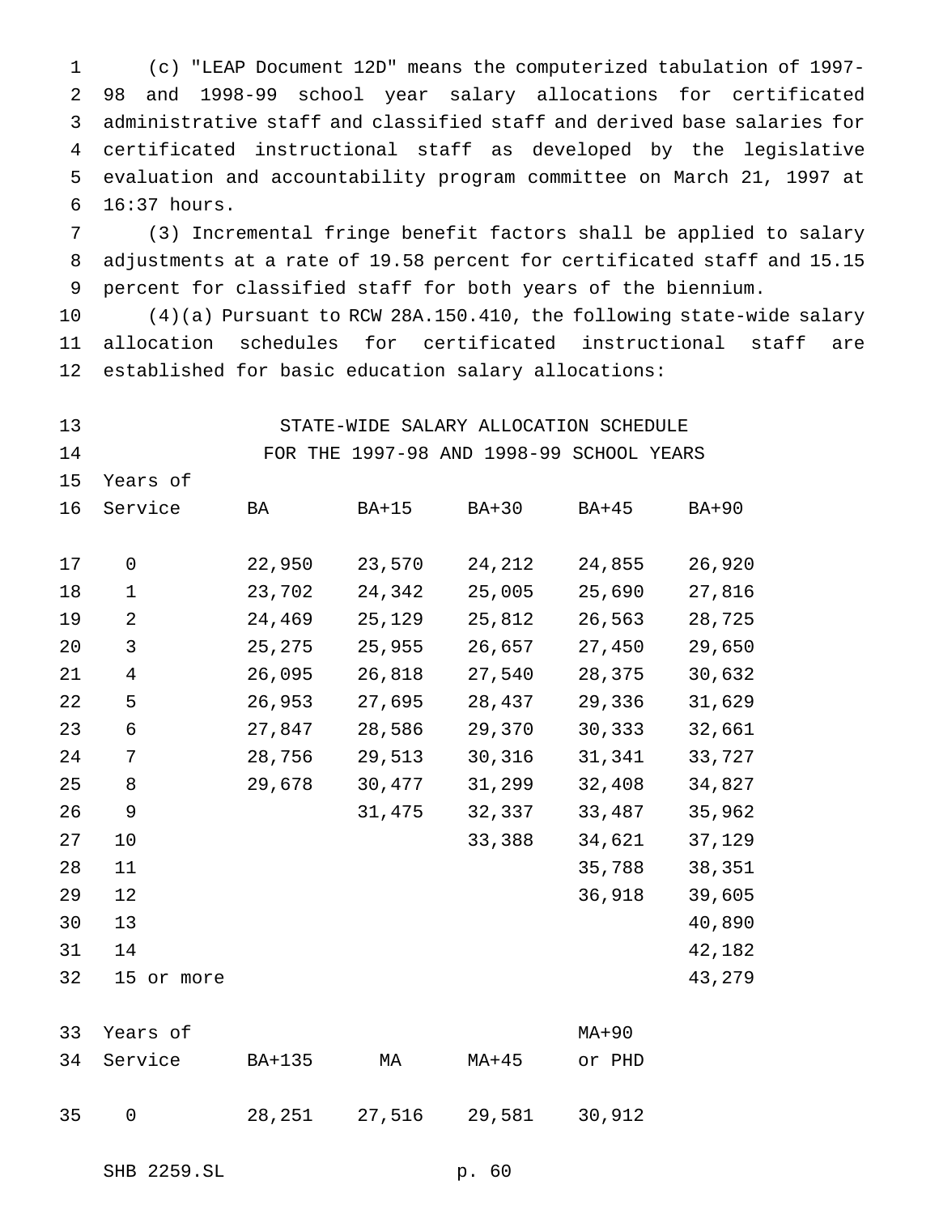(c) "LEAP Document 12D" means the computerized tabulation of 1997-98 and 1998-99 school year salary allocations for certificated administrative staff and classified staff and derived base salaries for certificated instructional staff as developed by the legislative evaluation and accountability program committee on March 21, 1997 at 16:37 hours.

(3) Incremental fringe benefit factors shall be applied to salary adjustments at a rate of 19.58 percent for certificated staff and 15.15 percent for classified staff for both years of the biennium.

(4)(a) Pursuant to RCW 28A.150.410, the following state-wide salary allocation schedules for certificated instructional staff are established for basic education salary allocations:

STATE-WIDE SALARY ALLOCATION SCHEDULE
FOR THE 1997-98 AND 1998-99 SCHOOL YEARS

| Years of Service | BA | BA+15 | BA+30 | BA+45 | BA+90 |
|---|---|---|---|---|---|
| 0 | 22,950 | 23,570 | 24,212 | 24,855 | 26,920 |
| 1 | 23,702 | 24,342 | 25,005 | 25,690 | 27,816 |
| 2 | 24,469 | 25,129 | 25,812 | 26,563 | 28,725 |
| 3 | 25,275 | 25,955 | 26,657 | 27,450 | 29,650 |
| 4 | 26,095 | 26,818 | 27,540 | 28,375 | 30,632 |
| 5 | 26,953 | 27,695 | 28,437 | 29,336 | 31,629 |
| 6 | 27,847 | 28,586 | 29,370 | 30,333 | 32,661 |
| 7 | 28,756 | 29,513 | 30,316 | 31,341 | 33,727 |
| 8 | 29,678 | 30,477 | 31,299 | 32,408 | 34,827 |
| 9 | | 31,475 | 32,337 | 33,487 | 35,962 |
| 10 | | | 33,388 | 34,621 | 37,129 |
| 11 | | | | 35,788 | 38,351 |
| 12 | | | | 36,918 | 39,605 |
| 13 | | | | | 40,890 |
| 14 | | | | | 42,182 |
| 15 or more | | | | | 43,279 |

| Years of Service | BA+135 | MA | MA+45 | MA+90 or PHD |
|---|---|---|---|---|
| 0 | 28,251 | 27,516 | 29,581 | 30,912 |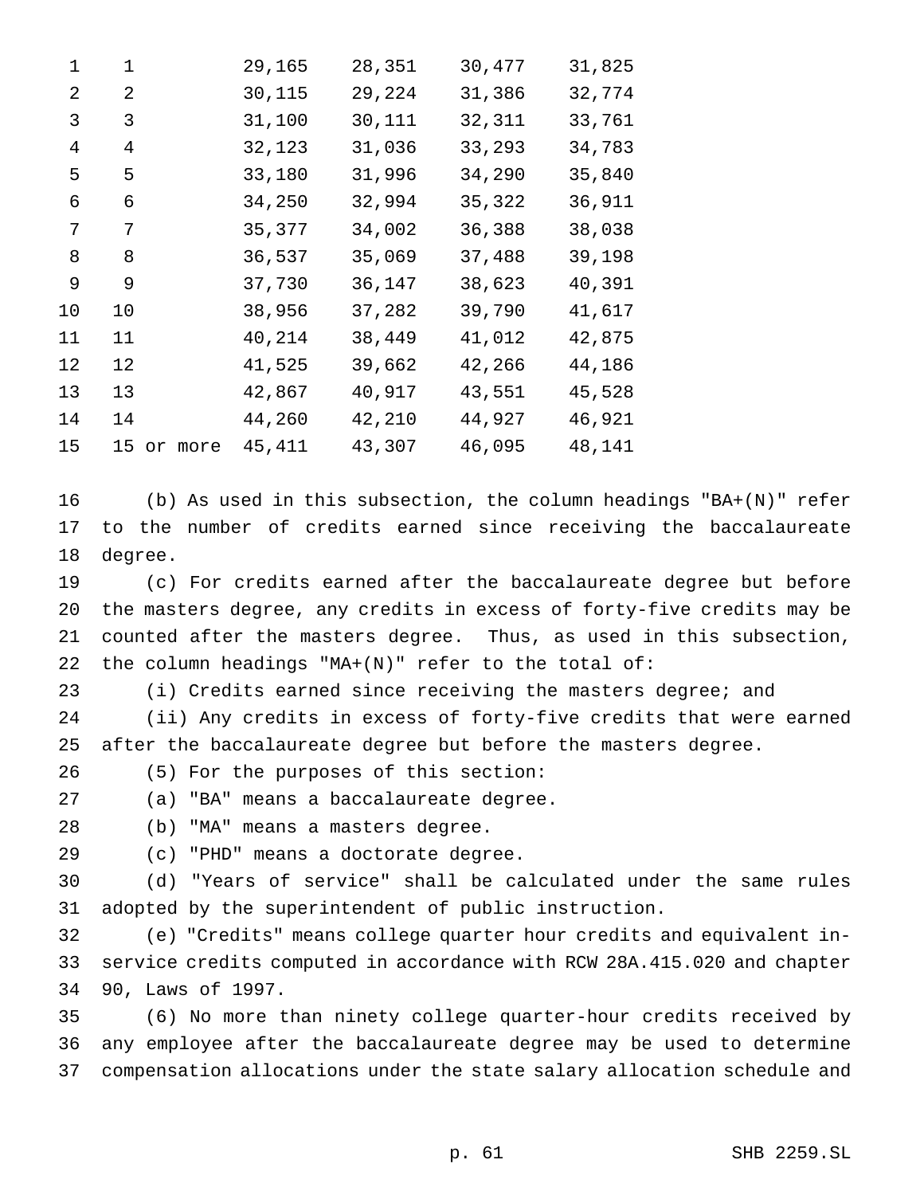| | | | | |
|---|---|---|---|---|
| 1 | 29,165 | 28,351 | 30,477 | 31,825 |
| 2 | 30,115 | 29,224 | 31,386 | 32,774 |
| 3 | 31,100 | 30,111 | 32,311 | 33,761 |
| 4 | 32,123 | 31,036 | 33,293 | 34,783 |
| 5 | 33,180 | 31,996 | 34,290 | 35,840 |
| 6 | 34,250 | 32,994 | 35,322 | 36,911 |
| 7 | 35,377 | 34,002 | 36,388 | 38,038 |
| 8 | 36,537 | 35,069 | 37,488 | 39,198 |
| 9 | 37,730 | 36,147 | 38,623 | 40,391 |
| 10 | 38,956 | 37,282 | 39,790 | 41,617 |
| 11 | 40,214 | 38,449 | 41,012 | 42,875 |
| 12 | 41,525 | 39,662 | 42,266 | 44,186 |
| 13 | 42,867 | 40,917 | 43,551 | 45,528 |
| 14 | 44,260 | 42,210 | 44,927 | 46,921 |
| 15 or more | 45,411 | 43,307 | 46,095 | 48,141 |

(b) As used in this subsection, the column headings "BA+(N)" refer to the number of credits earned since receiving the baccalaureate degree.

(c) For credits earned after the baccalaureate degree but before the masters degree, any credits in excess of forty-five credits may be counted after the masters degree. Thus, as used in this subsection, the column headings "MA+(N)" refer to the total of:

(i) Credits earned since receiving the masters degree; and

(ii) Any credits in excess of forty-five credits that were earned after the baccalaureate degree but before the masters degree.

(5) For the purposes of this section:

(a) "BA" means a baccalaureate degree.

(b) "MA" means a masters degree.

(c) "PHD" means a doctorate degree.

(d) "Years of service" shall be calculated under the same rules adopted by the superintendent of public instruction.

(e) "Credits" means college quarter hour credits and equivalent in-service credits computed in accordance with RCW 28A.415.020 and chapter 90, Laws of 1997.

(6) No more than ninety college quarter-hour credits received by any employee after the baccalaureate degree may be used to determine compensation allocations under the state salary allocation schedule and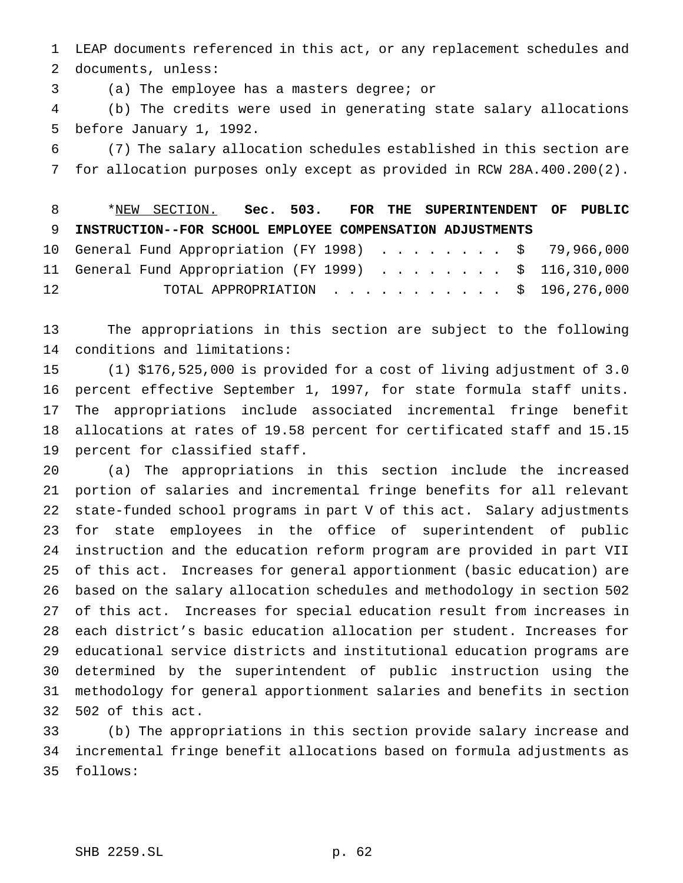LEAP documents referenced in this act, or any replacement schedules and documents, unless:

(a) The employee has a masters degree; or

(b) The credits were used in generating state salary allocations before January 1, 1992.

(7) The salary allocation schedules established in this section are for allocation purposes only except as provided in RCW 28A.400.200(2).

*NEW SECTION. **Sec. 503. FOR THE SUPERINTENDENT OF PUBLIC INSTRUCTION--FOR SCHOOL EMPLOYEE COMPENSATION ADJUSTMENTS**

| | |
|---|---|
| General Fund Appropriation (FY 1998) . . . . . . . . | $ 79,966,000 |
| General Fund Appropriation (FY 1999) . . . . . . . . | $ 116,310,000 |
| TOTAL APPROPRIATION . . . . . . . . . . . | $ 196,276,000 |

The appropriations in this section are subject to the following conditions and limitations:

(1) $176,525,000 is provided for a cost of living adjustment of 3.0 percent effective September 1, 1997, for state formula staff units. The appropriations include associated incremental fringe benefit allocations at rates of 19.58 percent for certificated staff and 15.15 percent for classified staff.

(a) The appropriations in this section include the increased portion of salaries and incremental fringe benefits for all relevant state-funded school programs in part V of this act. Salary adjustments for state employees in the office of superintendent of public instruction and the education reform program are provided in part VII of this act. Increases for general apportionment (basic education) are based on the salary allocation schedules and methodology in section 502 of this act. Increases for special education result from increases in each district's basic education allocation per student. Increases for educational service districts and institutional education programs are determined by the superintendent of public instruction using the methodology for general apportionment salaries and benefits in section 502 of this act.

(b) The appropriations in this section provide salary increase and incremental fringe benefit allocations based on formula adjustments as follows: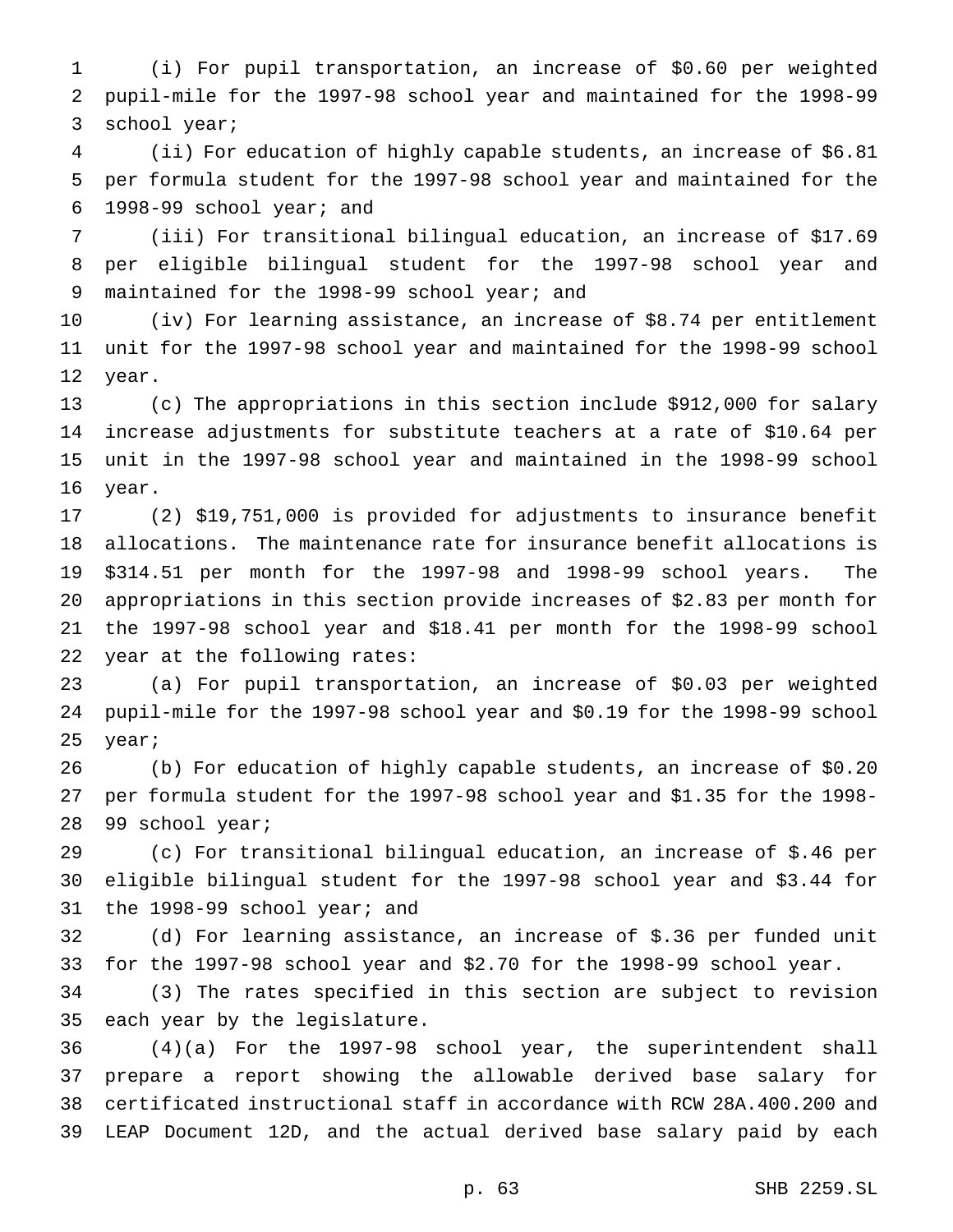(i) For pupil transportation, an increase of $0.60 per weighted pupil-mile for the 1997-98 school year and maintained for the 1998-99 school year;

(ii) For education of highly capable students, an increase of $6.81 per formula student for the 1997-98 school year and maintained for the 1998-99 school year; and

(iii) For transitional bilingual education, an increase of $17.69 per eligible bilingual student for the 1997-98 school year and maintained for the 1998-99 school year; and

(iv) For learning assistance, an increase of $8.74 per entitlement unit for the 1997-98 school year and maintained for the 1998-99 school year.

(c) The appropriations in this section include $912,000 for salary increase adjustments for substitute teachers at a rate of $10.64 per unit in the 1997-98 school year and maintained in the 1998-99 school year.

(2) $19,751,000 is provided for adjustments to insurance benefit allocations. The maintenance rate for insurance benefit allocations is $314.51 per month for the 1997-98 and 1998-99 school years. The appropriations in this section provide increases of $2.83 per month for the 1997-98 school year and $18.41 per month for the 1998-99 school year at the following rates:

(a) For pupil transportation, an increase of $0.03 per weighted pupil-mile for the 1997-98 school year and $0.19 for the 1998-99 school year;

(b) For education of highly capable students, an increase of $0.20 per formula student for the 1997-98 school year and $1.35 for the 1998-99 school year;

(c) For transitional bilingual education, an increase of $.46 per eligible bilingual student for the 1997-98 school year and $3.44 for the 1998-99 school year; and

(d) For learning assistance, an increase of $.36 per funded unit for the 1997-98 school year and $2.70 for the 1998-99 school year.

(3) The rates specified in this section are subject to revision each year by the legislature.

(4)(a) For the 1997-98 school year, the superintendent shall prepare a report showing the allowable derived base salary for certificated instructional staff in accordance with RCW 28A.400.200 and LEAP Document 12D, and the actual derived base salary paid by each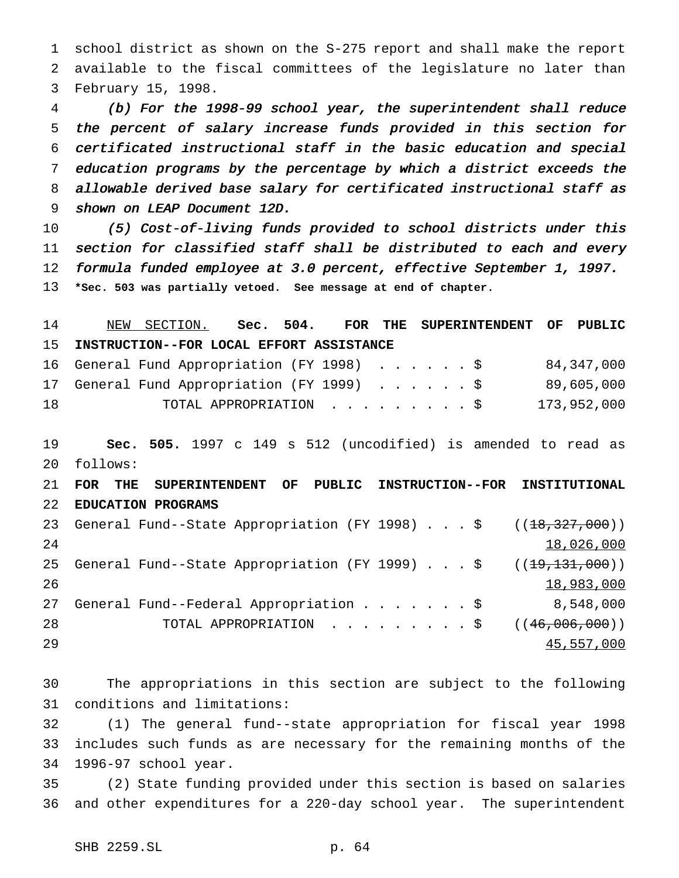school district as shown on the S-275 report and shall make the report available to the fiscal committees of the legislature no later than February 15, 1998.

*(b) For the 1998-99 school year, the superintendent shall reduce the percent of salary increase funds provided in this section for certificated instructional staff in the basic education and special education programs by the percentage by which a district exceeds the allowable derived base salary for certificated instructional staff as shown on LEAP Document 12D.*

*(5) Cost-of-living funds provided to school districts under this section for classified staff shall be distributed to each and every formula funded employee at 3.0 percent, effective September 1, 1997.*

**\*Sec. 503 was partially vetoed. See message at end of chapter.**

NEW SECTION. **Sec. 504. FOR THE SUPERINTENDENT OF PUBLIC INSTRUCTION--FOR LOCAL EFFORT ASSISTANCE**

| | |
|---|---|
| General Fund Appropriation (FY 1998) . . . . . . $ | 84,347,000 |
| General Fund Appropriation (FY 1999) . . . . . . $ | 89,605,000 |
| TOTAL APPROPRIATION . . . . . . . . . $ | 173,952,000 |

**Sec. 505.** 1997 c 149 s 512 (uncodified) is amended to read as follows:

**FOR THE SUPERINTENDENT OF PUBLIC INSTRUCTION--FOR INSTITUTIONAL EDUCATION PROGRAMS**

| | |
|---|---|
| General Fund--State Appropriation (FY 1998) . . . $ | ((~~18,327,000~~)) 18,026,000 |
| General Fund--State Appropriation (FY 1999) . . . $ | ((~~19,131,000~~)) 18,983,000 |
| General Fund--Federal Appropriation . . . . . . . $ | 8,548,000 |
| TOTAL APPROPRIATION . . . . . . . . . $ | ((~~46,006,000~~)) 45,557,000 |

The appropriations in this section are subject to the following conditions and limitations:

(1) The general fund--state appropriation for fiscal year 1998 includes such funds as are necessary for the remaining months of the 1996-97 school year.

(2) State funding provided under this section is based on salaries and other expenditures for a 220-day school year. The superintendent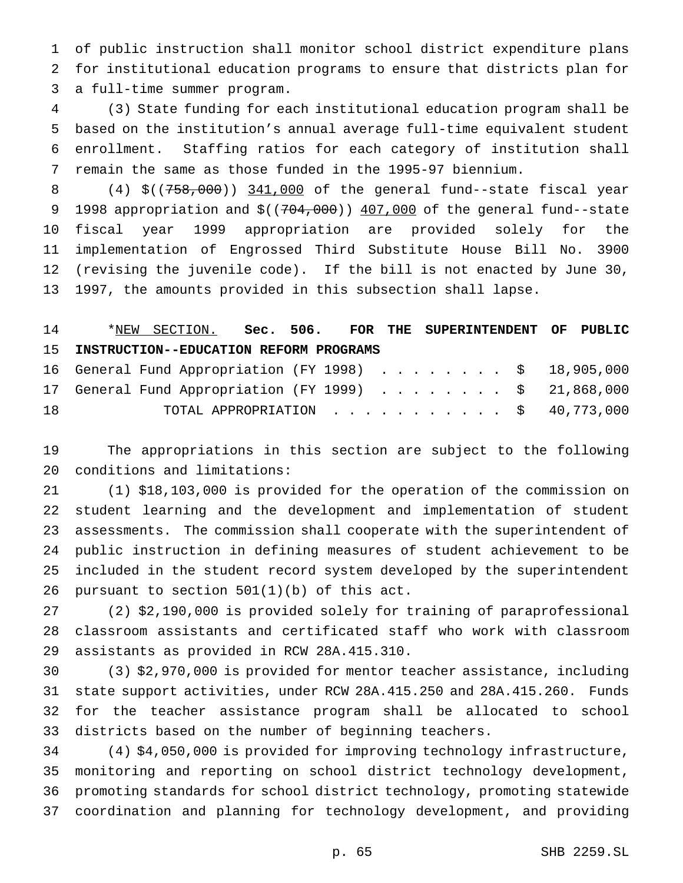of public instruction shall monitor school district expenditure plans for institutional education programs to ensure that districts plan for a full-time summer program.

(3) State funding for each institutional education program shall be based on the institution's annual average full-time equivalent student enrollment. Staffing ratios for each category of institution shall remain the same as those funded in the 1995-97 biennium.

(4) $((~~758,000~~)) 341,000 of the general fund--state fiscal year 1998 appropriation and $((~~704,000~~)) 407,000 of the general fund--state fiscal year 1999 appropriation are provided solely for the implementation of Engrossed Third Substitute House Bill No. 3900 (revising the juvenile code). If the bill is not enacted by June 30, 1997, the amounts provided in this subsection shall lapse.

*NEW SECTION. **Sec. 506. FOR THE SUPERINTENDENT OF PUBLIC INSTRUCTION--EDUCATION REFORM PROGRAMS**

| | |
|---|---|
| General Fund Appropriation (FY 1998) | $ 18,905,000 |
| General Fund Appropriation (FY 1999) | $ 21,868,000 |
| TOTAL APPROPRIATION | $ 40,773,000 |

The appropriations in this section are subject to the following conditions and limitations:

(1) $18,103,000 is provided for the operation of the commission on student learning and the development and implementation of student assessments. The commission shall cooperate with the superintendent of public instruction in defining measures of student achievement to be included in the student record system developed by the superintendent pursuant to section 501(1)(b) of this act.

(2) $2,190,000 is provided solely for training of paraprofessional classroom assistants and certificated staff who work with classroom assistants as provided in RCW 28A.415.310.

(3) $2,970,000 is provided for mentor teacher assistance, including state support activities, under RCW 28A.415.250 and 28A.415.260. Funds for the teacher assistance program shall be allocated to school districts based on the number of beginning teachers.

(4) $4,050,000 is provided for improving technology infrastructure, monitoring and reporting on school district technology development, promoting standards for school district technology, promoting statewide coordination and planning for technology development, and providing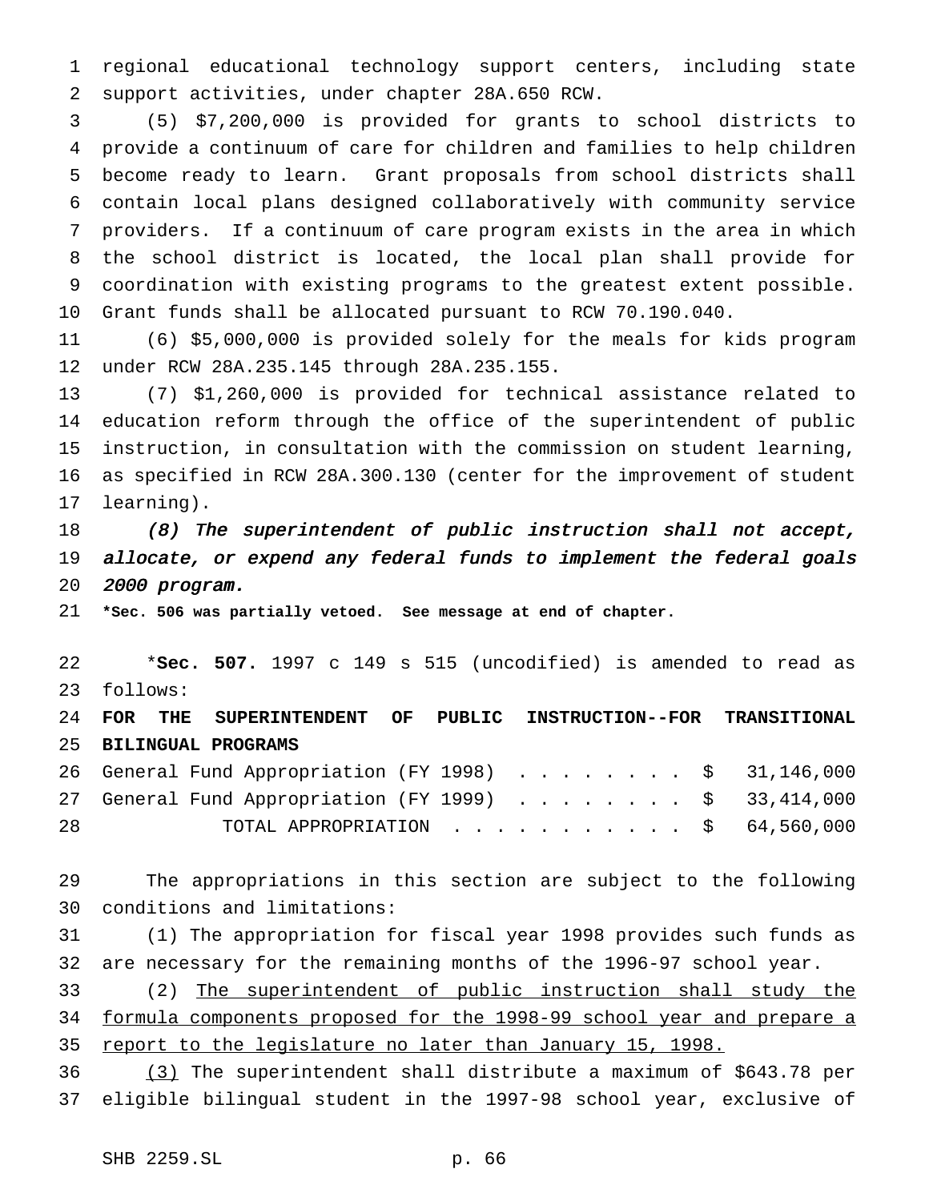regional educational technology support centers, including state support activities, under chapter 28A.650 RCW.

(5) $7,200,000 is provided for grants to school districts to provide a continuum of care for children and families to help children become ready to learn. Grant proposals from school districts shall contain local plans designed collaboratively with community service providers. If a continuum of care program exists in the area in which the school district is located, the local plan shall provide for coordination with existing programs to the greatest extent possible. Grant funds shall be allocated pursuant to RCW 70.190.040.

(6) $5,000,000 is provided solely for the meals for kids program under RCW 28A.235.145 through 28A.235.155.

(7) $1,260,000 is provided for technical assistance related to education reform through the office of the superintendent of public instruction, in consultation with the commission on student learning, as specified in RCW 28A.300.130 (center for the improvement of student learning).

*(8) The superintendent of public instruction shall not accept, allocate, or expend any federal funds to implement the federal goals 2000 program.*

**\*Sec. 506 was partially vetoed. See message at end of chapter.**

\***Sec. 507.** 1997 c 149 s 515 (uncodified) is amended to read as follows:

**FOR THE SUPERINTENDENT OF PUBLIC INSTRUCTION--FOR TRANSITIONAL BILINGUAL PROGRAMS**

| | |
|---|---|
| General Fund Appropriation (FY 1998) . . . . . . . . . | $ 31,146,000 |
| General Fund Appropriation (FY 1999) . . . . . . . . . | $ 33,414,000 |
| TOTAL APPROPRIATION . . . . . . . . . . . | $ 64,560,000 |

The appropriations in this section are subject to the following conditions and limitations:

(1) The appropriation for fiscal year 1998 provides such funds as are necessary for the remaining months of the 1996-97 school year.

(2) <u>The superintendent of public instruction shall study the formula components proposed for the 1998-99 school year and prepare a report to the legislature no later than January 15, 1998.</u>

<u>(3)</u> The superintendent shall distribute a maximum of $643.78 per eligible bilingual student in the 1997-98 school year, exclusive of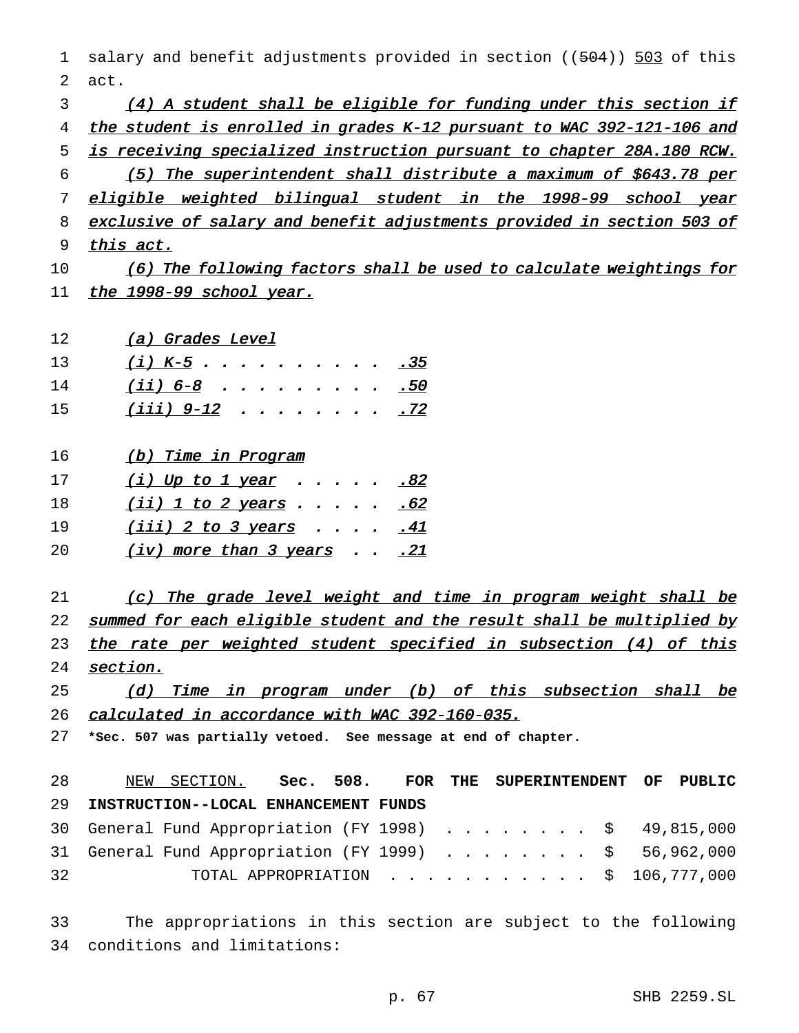salary and benefit adjustments provided in section ((~~504~~)) <u>503</u> of this act.

*<u>(4) A student shall be eligible for funding under this section if the student is enrolled in grades K-12 pursuant to WAC 392-121-106 and is receiving specialized instruction pursuant to chapter 28A.180 RCW.</u>*

*<u>(5) The superintendent shall distribute a maximum of $643.78 per eligible weighted bilingual student in the 1998-99 school year exclusive of salary and benefit adjustments provided in section 503 of this act.</u>*

*<u>(6) The following factors shall be used to calculate weightings for the 1998-99 school year.</u>*

*<u>(a) Grades Level</u>*

| | |
|---|---|
| *<u>(i) K-5</u>* | *<u>.35</u>* |
| *<u>(ii) 6-8</u>* | *<u>.50</u>* |
| *<u>(iii) 9-12</u>* | *<u>.72</u>* |

*<u>(b) Time in Program</u>*

| | |
|---|---|
| *<u>(i) Up to 1 year</u>* | *<u>.82</u>* |
| *<u>(ii) 1 to 2 years</u>* | *<u>.62</u>* |
| *<u>(iii) 2 to 3 years</u>* | *<u>.41</u>* |
| *<u>(iv) more than 3 years</u>* | *<u>.21</u>* |

*<u>(c) The grade level weight and time in program weight shall be summed for each eligible student and the result shall be multiplied by the rate per weighted student specified in subsection (4) of this section.</u>*

*<u>(d) Time in program under (b) of this subsection shall be calculated in accordance with WAC 392-160-035.</u>*

**\*Sec. 507 was partially vetoed. See message at end of chapter.**

<u>NEW SECTION.</u> **Sec. 508. FOR THE SUPERINTENDENT OF PUBLIC INSTRUCTION--LOCAL ENHANCEMENT FUNDS**

| | |
|---|---|
| General Fund Appropriation (FY 1998) | $ 49,815,000 |
| General Fund Appropriation (FY 1999) | $ 56,962,000 |
| TOTAL APPROPRIATION | $ 106,777,000 |

The appropriations in this section are subject to the following conditions and limitations: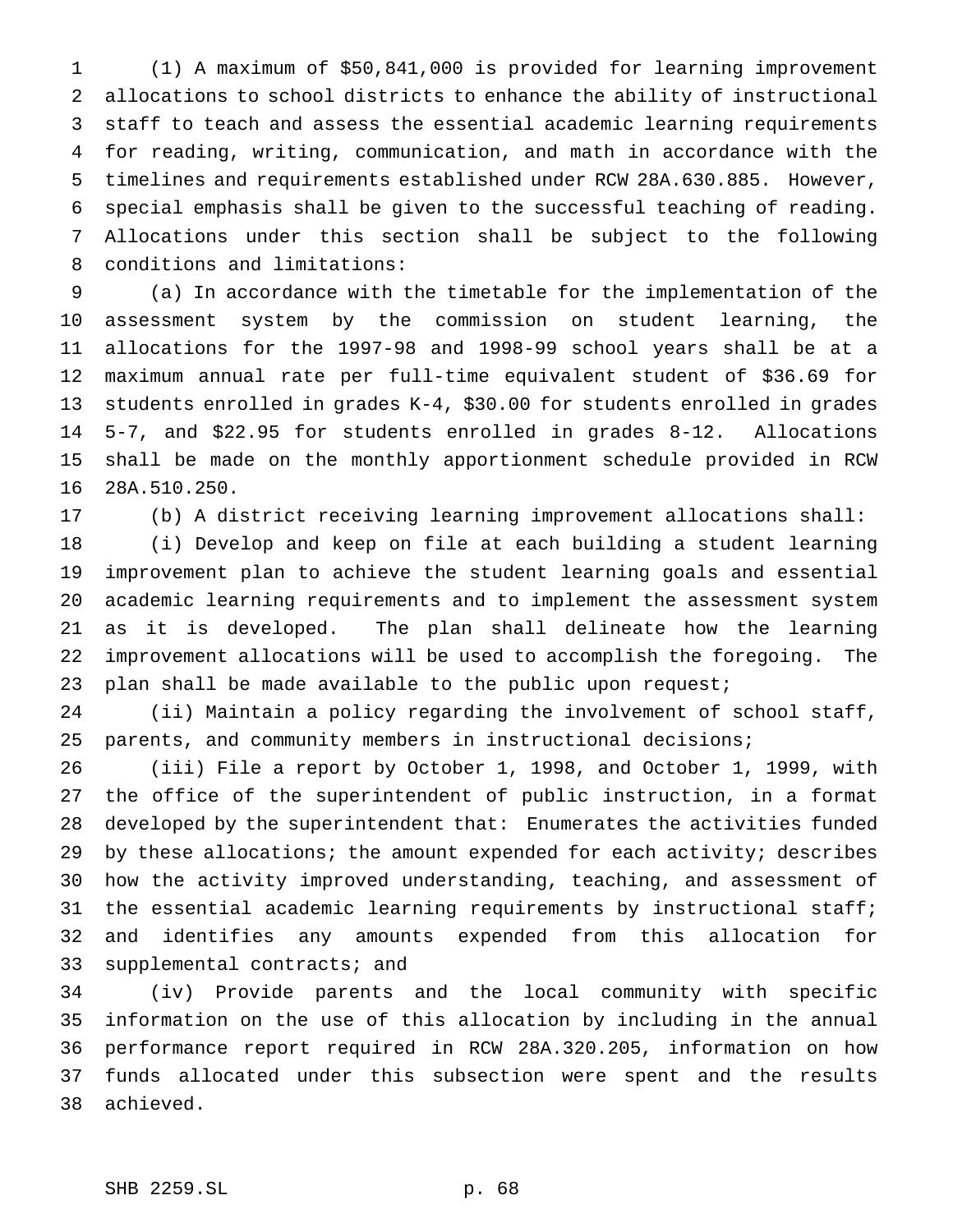(1) A maximum of $50,841,000 is provided for learning improvement allocations to school districts to enhance the ability of instructional staff to teach and assess the essential academic learning requirements for reading, writing, communication, and math in accordance with the timelines and requirements established under RCW 28A.630.885. However, special emphasis shall be given to the successful teaching of reading. Allocations under this section shall be subject to the following conditions and limitations:

(a) In accordance with the timetable for the implementation of the assessment system by the commission on student learning, the allocations for the 1997-98 and 1998-99 school years shall be at a maximum annual rate per full-time equivalent student of $36.69 for students enrolled in grades K-4, $30.00 for students enrolled in grades 5-7, and $22.95 for students enrolled in grades 8-12. Allocations shall be made on the monthly apportionment schedule provided in RCW 28A.510.250.

(b) A district receiving learning improvement allocations shall:

(i) Develop and keep on file at each building a student learning improvement plan to achieve the student learning goals and essential academic learning requirements and to implement the assessment system as it is developed. The plan shall delineate how the learning improvement allocations will be used to accomplish the foregoing. The plan shall be made available to the public upon request;

(ii) Maintain a policy regarding the involvement of school staff, parents, and community members in instructional decisions;

(iii) File a report by October 1, 1998, and October 1, 1999, with the office of the superintendent of public instruction, in a format developed by the superintendent that: Enumerates the activities funded by these allocations; the amount expended for each activity; describes how the activity improved understanding, teaching, and assessment of the essential academic learning requirements by instructional staff; and identifies any amounts expended from this allocation for supplemental contracts; and

(iv) Provide parents and the local community with specific information on the use of this allocation by including in the annual performance report required in RCW 28A.320.205, information on how funds allocated under this subsection were spent and the results achieved.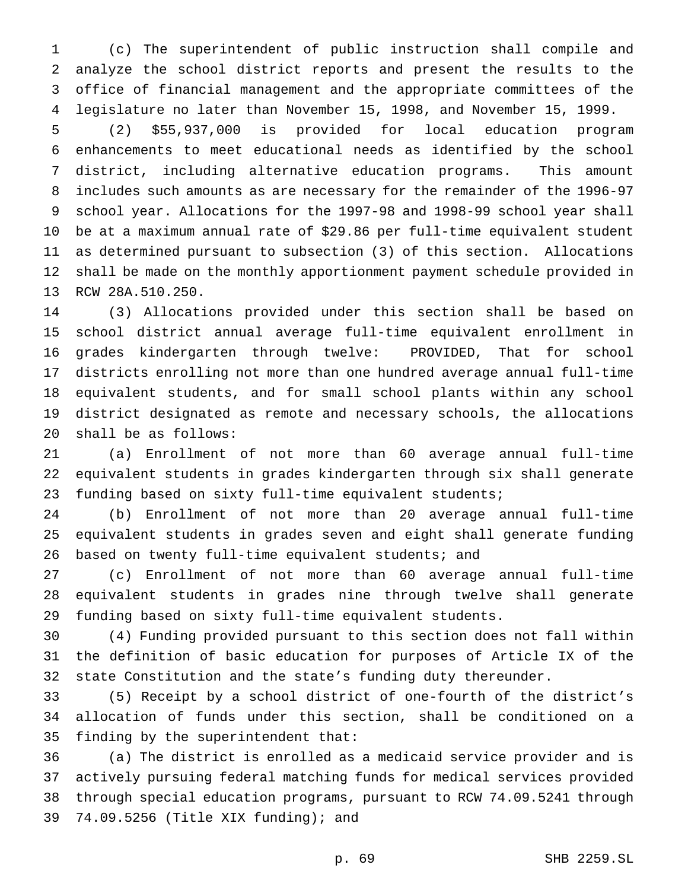(c) The superintendent of public instruction shall compile and analyze the school district reports and present the results to the office of financial management and the appropriate committees of the legislature no later than November 15, 1998, and November 15, 1999.

(2) $55,937,000 is provided for local education program enhancements to meet educational needs as identified by the school district, including alternative education programs. This amount includes such amounts as are necessary for the remainder of the 1996-97 school year. Allocations for the 1997-98 and 1998-99 school year shall be at a maximum annual rate of $29.86 per full-time equivalent student as determined pursuant to subsection (3) of this section. Allocations shall be made on the monthly apportionment payment schedule provided in RCW 28A.510.250.

(3) Allocations provided under this section shall be based on school district annual average full-time equivalent enrollment in grades kindergarten through twelve: PROVIDED, That for school districts enrolling not more than one hundred average annual full-time equivalent students, and for small school plants within any school district designated as remote and necessary schools, the allocations shall be as follows:

(a) Enrollment of not more than 60 average annual full-time equivalent students in grades kindergarten through six shall generate funding based on sixty full-time equivalent students;

(b) Enrollment of not more than 20 average annual full-time equivalent students in grades seven and eight shall generate funding based on twenty full-time equivalent students; and

(c) Enrollment of not more than 60 average annual full-time equivalent students in grades nine through twelve shall generate funding based on sixty full-time equivalent students.

(4) Funding provided pursuant to this section does not fall within the definition of basic education for purposes of Article IX of the state Constitution and the state's funding duty thereunder.

(5) Receipt by a school district of one-fourth of the district's allocation of funds under this section, shall be conditioned on a finding by the superintendent that:

(a) The district is enrolled as a medicaid service provider and is actively pursuing federal matching funds for medical services provided through special education programs, pursuant to RCW 74.09.5241 through 74.09.5256 (Title XIX funding); and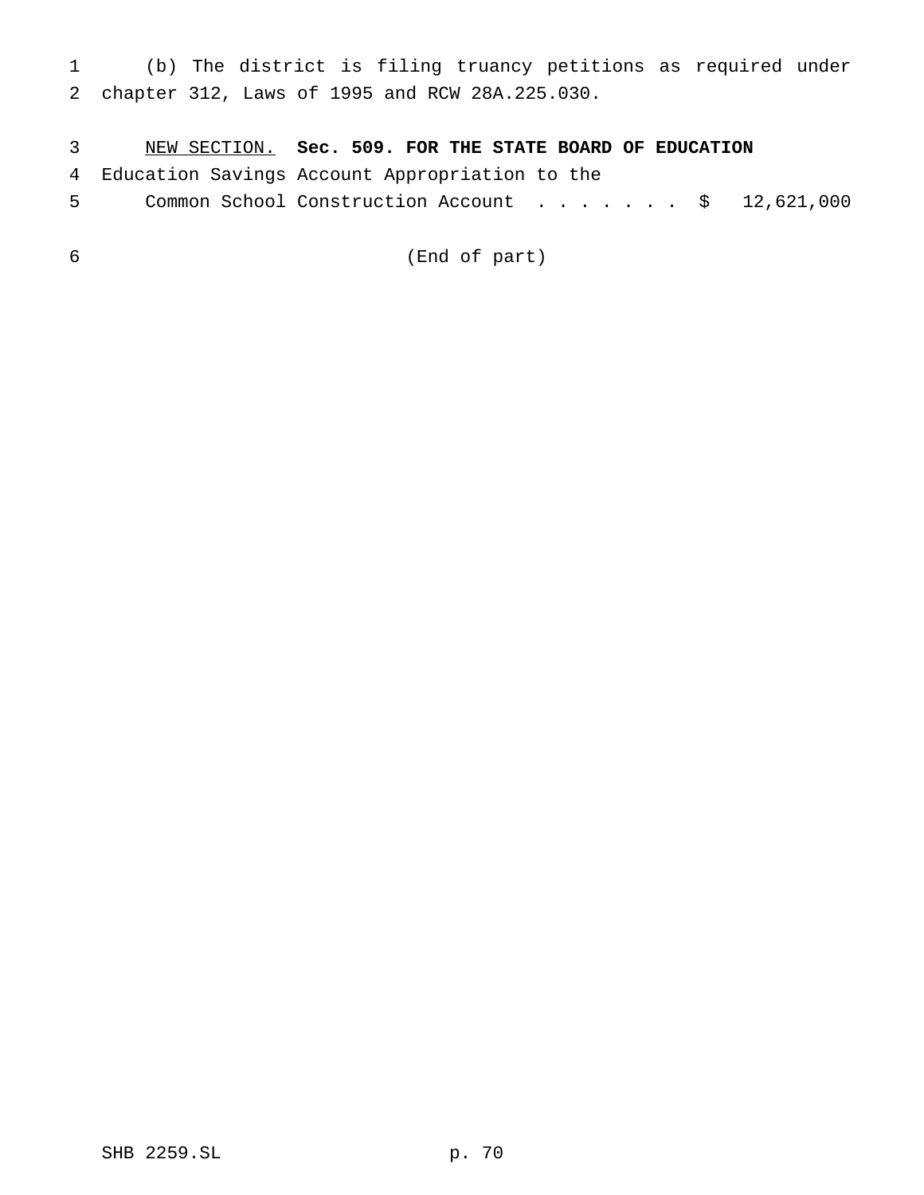(b) The district is filing truancy petitions as required under chapter 312, Laws of 1995 and RCW 28A.225.030.

NEW SECTION. **Sec. 509. FOR THE STATE BOARD OF EDUCATION**

Education Savings Account Appropriation to the Common School Construction Account . . . . . . . . $ 12,621,000

(End of part)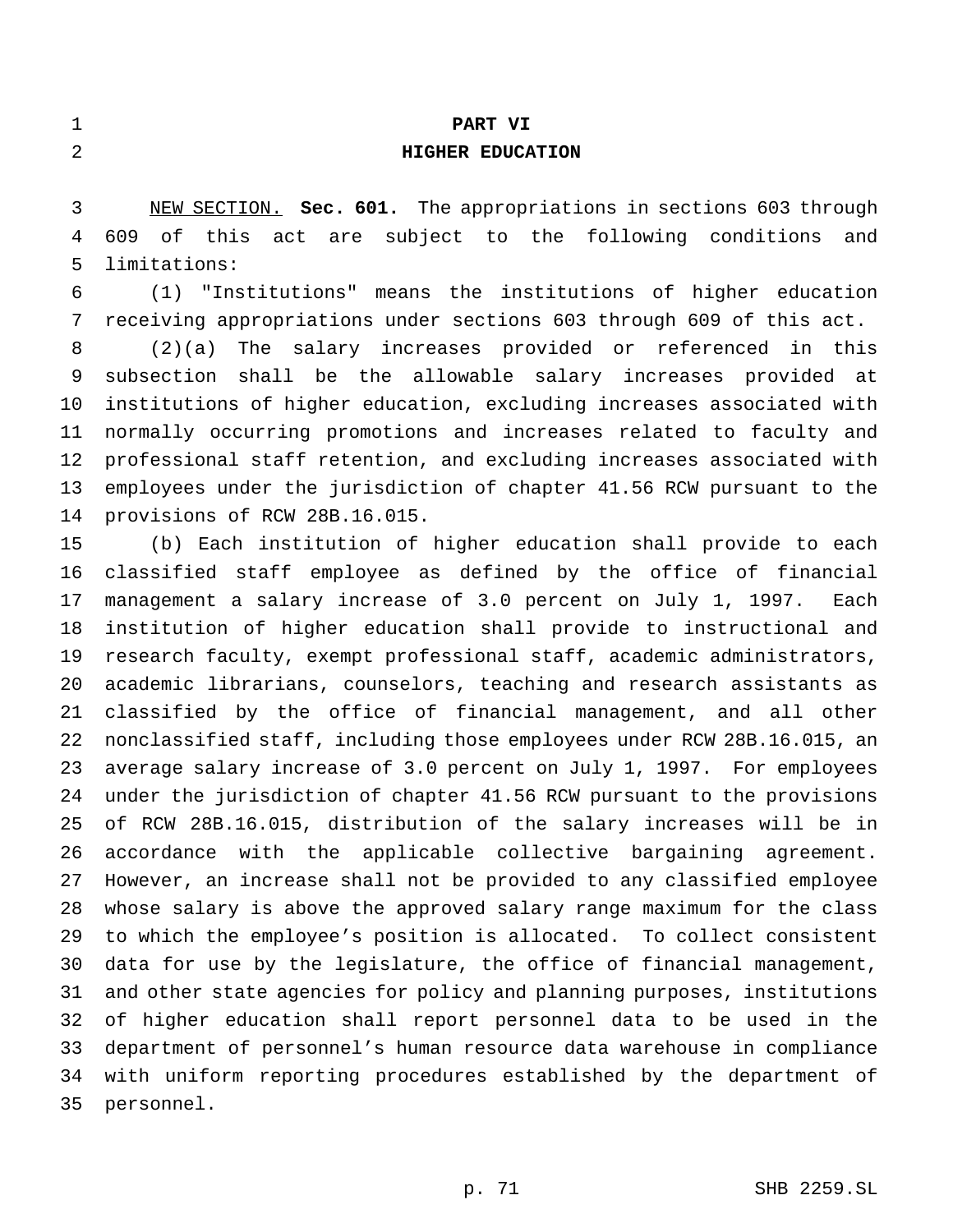# PART VI
# HIGHER EDUCATION

NEW SECTION. **Sec. 601.** The appropriations in sections 603 through 609 of this act are subject to the following conditions and limitations:

(1) "Institutions" means the institutions of higher education receiving appropriations under sections 603 through 609 of this act.

(2)(a) The salary increases provided or referenced in this subsection shall be the allowable salary increases provided at institutions of higher education, excluding increases associated with normally occurring promotions and increases related to faculty and professional staff retention, and excluding increases associated with employees under the jurisdiction of chapter 41.56 RCW pursuant to the provisions of RCW 28B.16.015.

(b) Each institution of higher education shall provide to each classified staff employee as defined by the office of financial management a salary increase of 3.0 percent on July 1, 1997. Each institution of higher education shall provide to instructional and research faculty, exempt professional staff, academic administrators, academic librarians, counselors, teaching and research assistants as classified by the office of financial management, and all other nonclassified staff, including those employees under RCW 28B.16.015, an average salary increase of 3.0 percent on July 1, 1997. For employees under the jurisdiction of chapter 41.56 RCW pursuant to the provisions of RCW 28B.16.015, distribution of the salary increases will be in accordance with the applicable collective bargaining agreement. However, an increase shall not be provided to any classified employee whose salary is above the approved salary range maximum for the class to which the employee's position is allocated. To collect consistent data for use by the legislature, the office of financial management, and other state agencies for policy and planning purposes, institutions of higher education shall report personnel data to be used in the department of personnel's human resource data warehouse in compliance with uniform reporting procedures established by the department of personnel.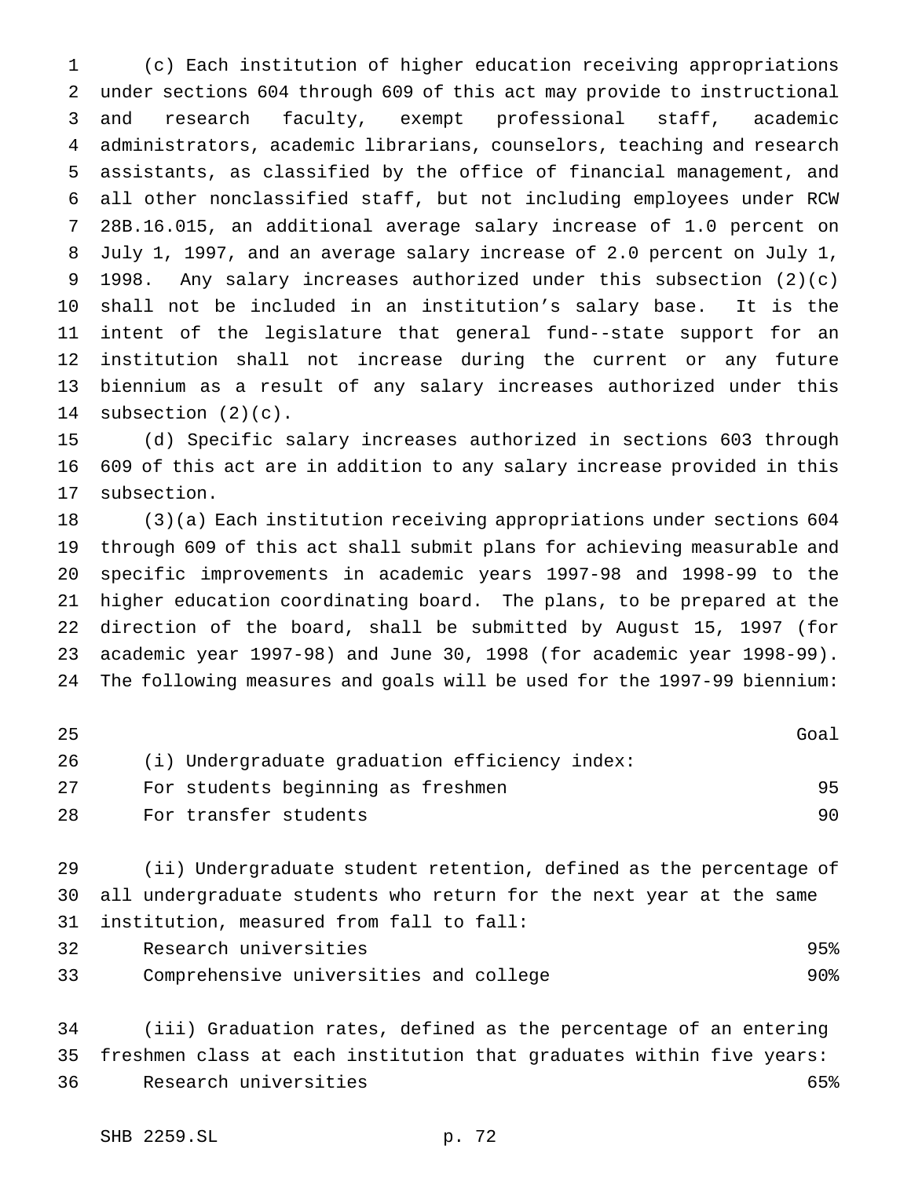(c) Each institution of higher education receiving appropriations under sections 604 through 609 of this act may provide to instructional and research faculty, exempt professional staff, academic administrators, academic librarians, counselors, teaching and research assistants, as classified by the office of financial management, and all other nonclassified staff, but not including employees under RCW 28B.16.015, an additional average salary increase of 1.0 percent on July 1, 1997, and an average salary increase of 2.0 percent on July 1, 1998. Any salary increases authorized under this subsection (2)(c) shall not be included in an institution's salary base. It is the intent of the legislature that general fund--state support for an institution shall not increase during the current or any future biennium as a result of any salary increases authorized under this subsection (2)(c).

(d) Specific salary increases authorized in sections 603 through 609 of this act are in addition to any salary increase provided in this subsection.

(3)(a) Each institution receiving appropriations under sections 604 through 609 of this act shall submit plans for achieving measurable and specific improvements in academic years 1997-98 and 1998-99 to the higher education coordinating board. The plans, to be prepared at the direction of the board, shall be submitted by August 15, 1997 (for academic year 1997-98) and June 30, 1998 (for academic year 1998-99). The following measures and goals will be used for the 1997-99 biennium:

| | Goal |
|---|---|
| (i) Undergraduate graduation efficiency index: | |
| For students beginning as freshmen | 95 |
| For transfer students | 90 |

(ii) Undergraduate student retention, defined as the percentage of all undergraduate students who return for the next year at the same institution, measured from fall to fall:

| | |
|---|---|
| Research universities | 95% |
| Comprehensive universities and college | 90% |

(iii) Graduation rates, defined as the percentage of an entering freshmen class at each institution that graduates within five years:

| | |
|---|---|
| Research universities | 65% |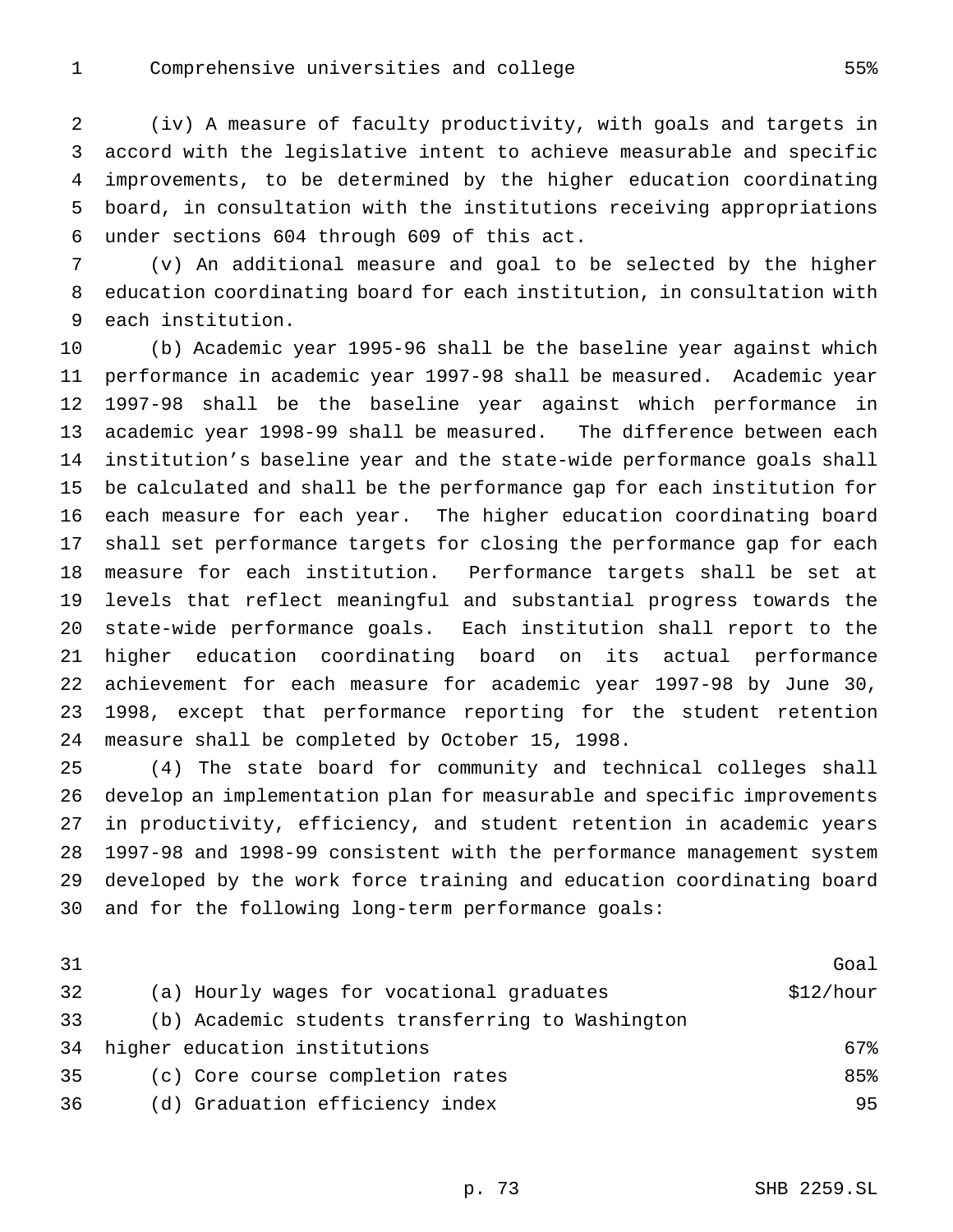| | |
|---|---|
| Comprehensive universities and college | 55% |

(iv) A measure of faculty productivity, with goals and targets in accord with the legislative intent to achieve measurable and specific improvements, to be determined by the higher education coordinating board, in consultation with the institutions receiving appropriations under sections 604 through 609 of this act.

(v) An additional measure and goal to be selected by the higher education coordinating board for each institution, in consultation with each institution.

(b) Academic year 1995-96 shall be the baseline year against which performance in academic year 1997-98 shall be measured. Academic year 1997-98 shall be the baseline year against which performance in academic year 1998-99 shall be measured. The difference between each institution's baseline year and the state-wide performance goals shall be calculated and shall be the performance gap for each institution for each measure for each year. The higher education coordinating board shall set performance targets for closing the performance gap for each measure for each institution. Performance targets shall be set at levels that reflect meaningful and substantial progress towards the state-wide performance goals. Each institution shall report to the higher education coordinating board on its actual performance achievement for each measure for academic year 1997-98 by June 30, 1998, except that performance reporting for the student retention measure shall be completed by October 15, 1998.

(4) The state board for community and technical colleges shall develop an implementation plan for measurable and specific improvements in productivity, efficiency, and student retention in academic years 1997-98 and 1998-99 consistent with the performance management system developed by the work force training and education coordinating board and for the following long-term performance goals:

| | Goal |
|---|---|
| (a) Hourly wages for vocational graduates | $12/hour |
| (b) Academic students transferring to Washington higher education institutions | 67% |
| (c) Core course completion rates | 85% |
| (d) Graduation efficiency index | 95 |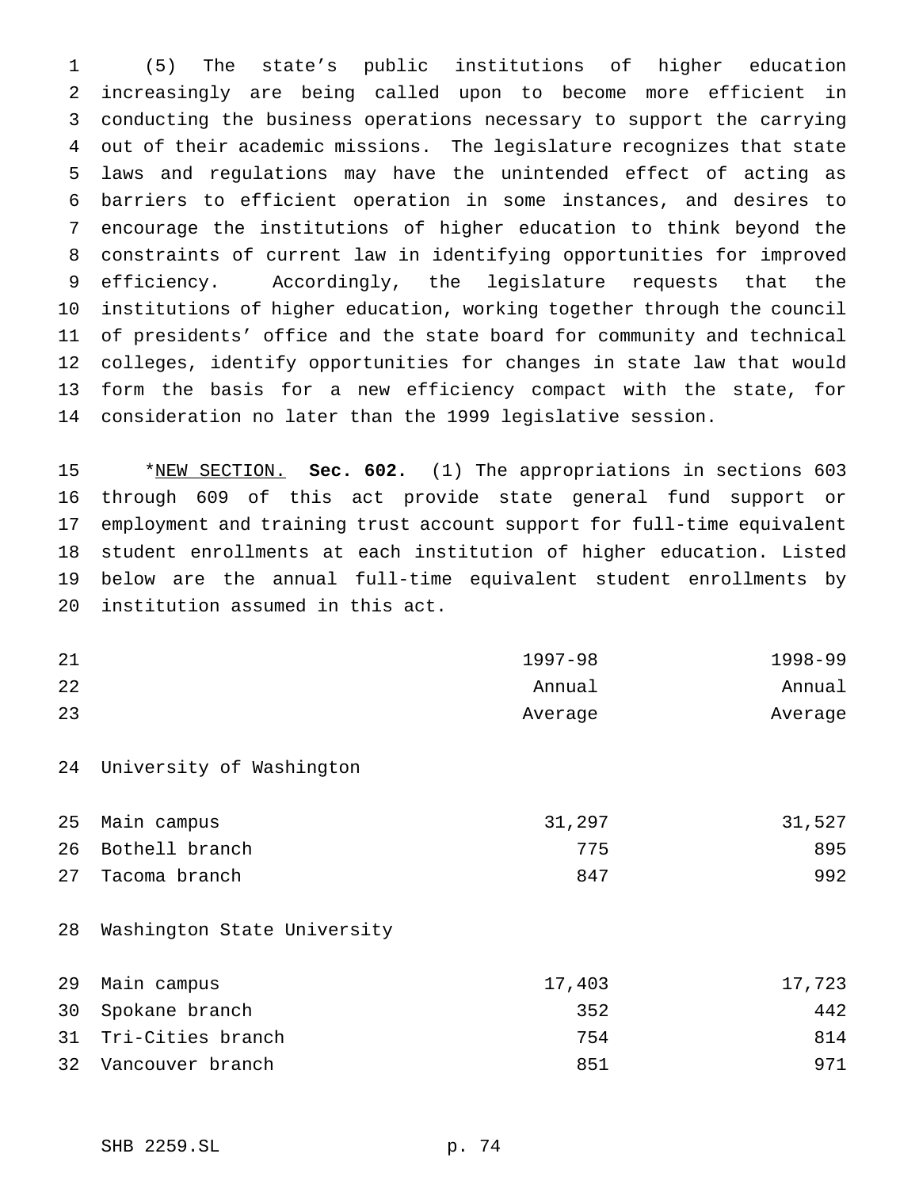(5) The state's public institutions of higher education increasingly are being called upon to become more efficient in conducting the business operations necessary to support the carrying out of their academic missions. The legislature recognizes that state laws and regulations may have the unintended effect of acting as barriers to efficient operation in some instances, and desires to encourage the institutions of higher education to think beyond the constraints of current law in identifying opportunities for improved efficiency. Accordingly, the legislature requests that the institutions of higher education, working together through the council of presidents' office and the state board for community and technical colleges, identify opportunities for changes in state law that would form the basis for a new efficiency compact with the state, for consideration no later than the 1999 legislative session.

*NEW SECTION. **Sec. 602.** (1) The appropriations in sections 603 through 609 of this act provide state general fund support or employment and training trust account support for full-time equivalent student enrollments at each institution of higher education. Listed below are the annual full-time equivalent student enrollments by institution assumed in this act.

| | 1997-98 Annual Average | 1998-99 Annual Average |
|---|---|---|
| University of Washington | | |
| Main campus | 31,297 | 31,527 |
| Bothell branch | 775 | 895 |
| Tacoma branch | 847 | 992 |
| Washington State University | | |
| Main campus | 17,403 | 17,723 |
| Spokane branch | 352 | 442 |
| Tri-Cities branch | 754 | 814 |
| Vancouver branch | 851 | 971 |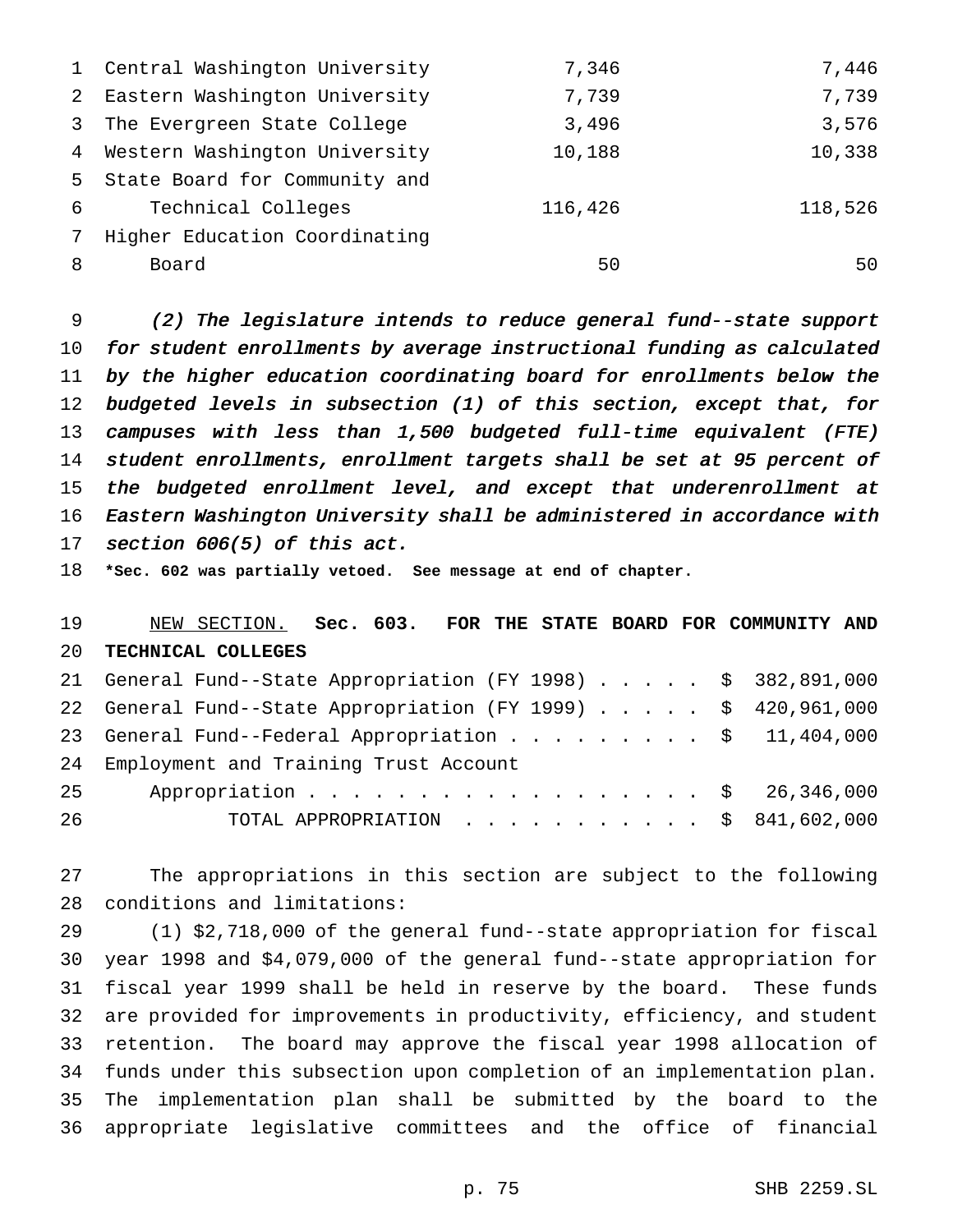| | | |
|---|---|---|
| Central Washington University | 7,346 | 7,446 |
| Eastern Washington University | 7,739 | 7,739 |
| The Evergreen State College | 3,496 | 3,576 |
| Western Washington University | 10,188 | 10,338 |
| State Board for Community and Technical Colleges | 116,426 | 118,526 |
| Higher Education Coordinating Board | 50 | 50 |

*(2) The legislature intends to reduce general fund--state support for student enrollments by average instructional funding as calculated by the higher education coordinating board for enrollments below the budgeted levels in subsection (1) of this section, except that, for campuses with less than 1,500 budgeted full-time equivalent (FTE) student enrollments, enrollment targets shall be set at 95 percent of the budgeted enrollment level, and except that underenrollment at Eastern Washington University shall be administered in accordance with section 606(5) of this act.*

**\*Sec. 602 was partially vetoed. See message at end of chapter.**

NEW SECTION. **Sec. 603. FOR THE STATE BOARD FOR COMMUNITY AND TECHNICAL COLLEGES**

| | |
|---|---|
| General Fund--State Appropriation (FY 1998) | $ 382,891,000 |
| General Fund--State Appropriation (FY 1999) | $ 420,961,000 |
| General Fund--Federal Appropriation | $ 11,404,000 |
| Employment and Training Trust Account Appropriation | $ 26,346,000 |
| TOTAL APPROPRIATION | $ 841,602,000 |

The appropriations in this section are subject to the following conditions and limitations:

(1) $2,718,000 of the general fund--state appropriation for fiscal year 1998 and $4,079,000 of the general fund--state appropriation for fiscal year 1999 shall be held in reserve by the board. These funds are provided for improvements in productivity, efficiency, and student retention. The board may approve the fiscal year 1998 allocation of funds under this subsection upon completion of an implementation plan. The implementation plan shall be submitted by the board to the appropriate legislative committees and the office of financial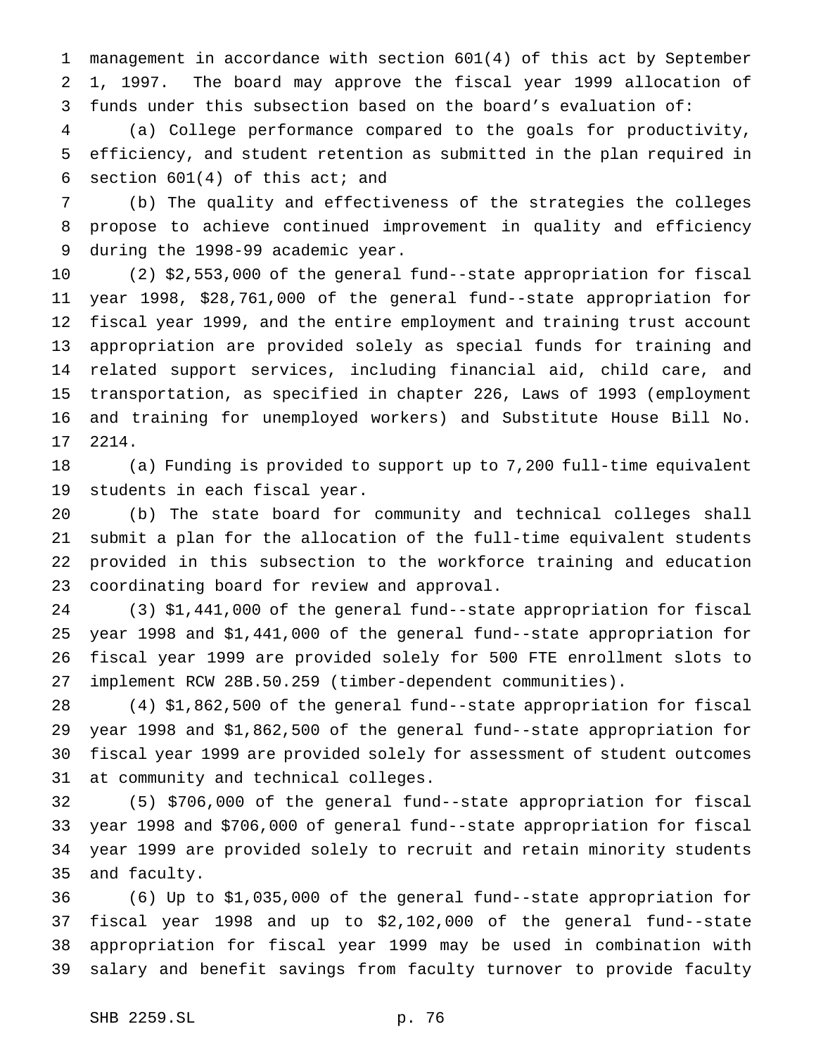management in accordance with section 601(4) of this act by September 1, 1997. The board may approve the fiscal year 1999 allocation of funds under this subsection based on the board's evaluation of:

(a) College performance compared to the goals for productivity, efficiency, and student retention as submitted in the plan required in section 601(4) of this act; and

(b) The quality and effectiveness of the strategies the colleges propose to achieve continued improvement in quality and efficiency during the 1998-99 academic year.

(2) $2,553,000 of the general fund--state appropriation for fiscal year 1998, $28,761,000 of the general fund--state appropriation for fiscal year 1999, and the entire employment and training trust account appropriation are provided solely as special funds for training and related support services, including financial aid, child care, and transportation, as specified in chapter 226, Laws of 1993 (employment and training for unemployed workers) and Substitute House Bill No. 2214.

(a) Funding is provided to support up to 7,200 full-time equivalent students in each fiscal year.

(b) The state board for community and technical colleges shall submit a plan for the allocation of the full-time equivalent students provided in this subsection to the workforce training and education coordinating board for review and approval.

(3) $1,441,000 of the general fund--state appropriation for fiscal year 1998 and $1,441,000 of the general fund--state appropriation for fiscal year 1999 are provided solely for 500 FTE enrollment slots to implement RCW 28B.50.259 (timber-dependent communities).

(4) $1,862,500 of the general fund--state appropriation for fiscal year 1998 and $1,862,500 of the general fund--state appropriation for fiscal year 1999 are provided solely for assessment of student outcomes at community and technical colleges.

(5) $706,000 of the general fund--state appropriation for fiscal year 1998 and $706,000 of general fund--state appropriation for fiscal year 1999 are provided solely to recruit and retain minority students and faculty.

(6) Up to $1,035,000 of the general fund--state appropriation for fiscal year 1998 and up to $2,102,000 of the general fund--state appropriation for fiscal year 1999 may be used in combination with salary and benefit savings from faculty turnover to provide faculty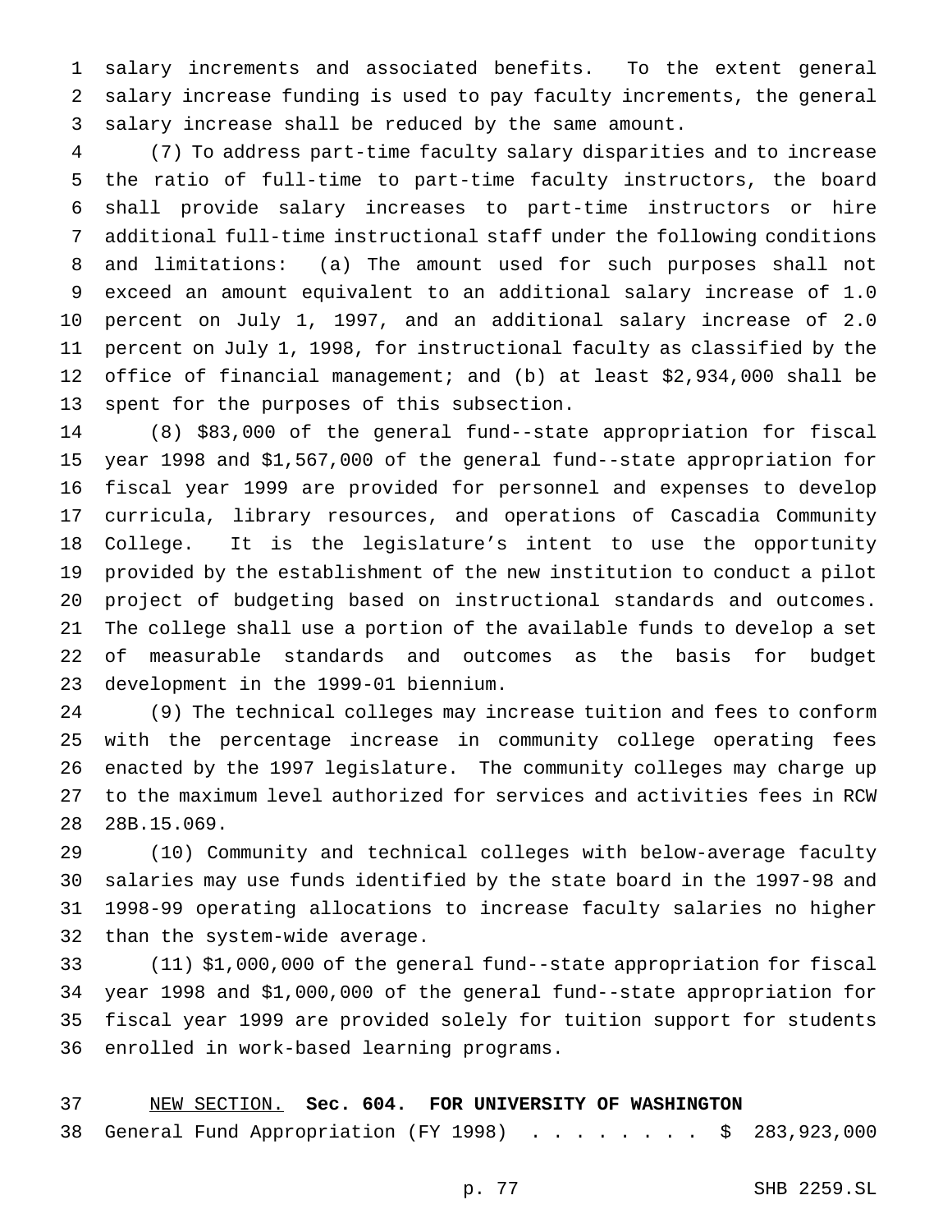salary increments and associated benefits. To the extent general salary increase funding is used to pay faculty increments, the general salary increase shall be reduced by the same amount.

(7) To address part-time faculty salary disparities and to increase the ratio of full-time to part-time faculty instructors, the board shall provide salary increases to part-time instructors or hire additional full-time instructional staff under the following conditions and limitations: (a) The amount used for such purposes shall not exceed an amount equivalent to an additional salary increase of 1.0 percent on July 1, 1997, and an additional salary increase of 2.0 percent on July 1, 1998, for instructional faculty as classified by the office of financial management; and (b) at least $2,934,000 shall be spent for the purposes of this subsection.

(8) $83,000 of the general fund--state appropriation for fiscal year 1998 and $1,567,000 of the general fund--state appropriation for fiscal year 1999 are provided for personnel and expenses to develop curricula, library resources, and operations of Cascadia Community College. It is the legislature's intent to use the opportunity provided by the establishment of the new institution to conduct a pilot project of budgeting based on instructional standards and outcomes. The college shall use a portion of the available funds to develop a set of measurable standards and outcomes as the basis for budget development in the 1999-01 biennium.

(9) The technical colleges may increase tuition and fees to conform with the percentage increase in community college operating fees enacted by the 1997 legislature. The community colleges may charge up to the maximum level authorized for services and activities fees in RCW 28B.15.069.

(10) Community and technical colleges with below-average faculty salaries may use funds identified by the state board in the 1997-98 and 1998-99 operating allocations to increase faculty salaries no higher than the system-wide average.

(11) $1,000,000 of the general fund--state appropriation for fiscal year 1998 and $1,000,000 of the general fund--state appropriation for fiscal year 1999 are provided solely for tuition support for students enrolled in work-based learning programs.

NEW SECTION. **Sec. 604. FOR UNIVERSITY OF WASHINGTON**

General Fund Appropriation (FY 1998) . . . . . . . . . $ 283,923,000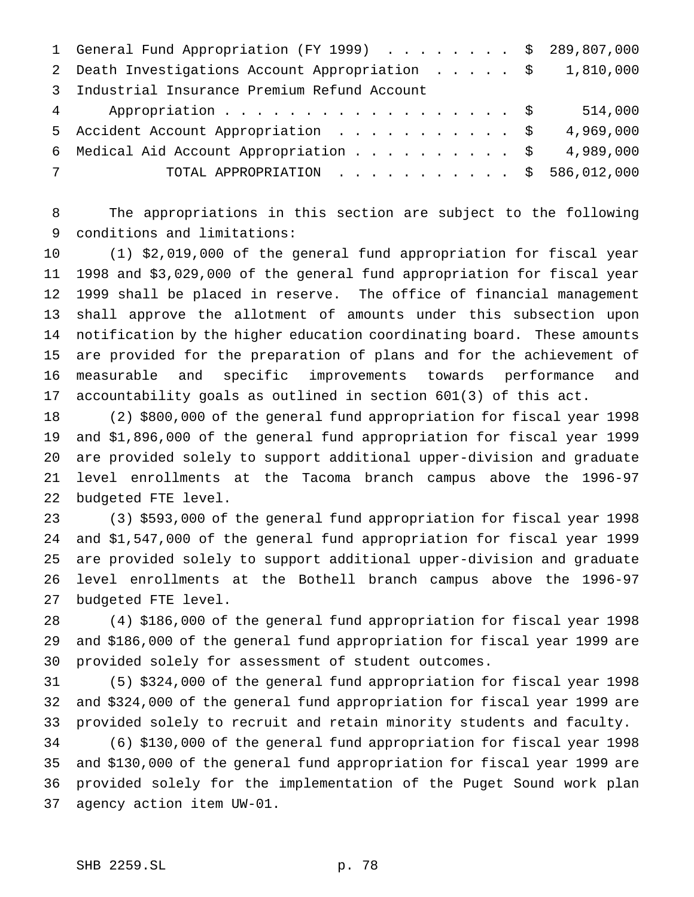| | | |
|---|---|---|
| General Fund Appropriation (FY 1999) | $ | 289,807,000 |
| Death Investigations Account Appropriation | $ | 1,810,000 |
| Industrial Insurance Premium Refund Account Appropriation | $ | 514,000 |
| Accident Account Appropriation | $ | 4,969,000 |
| Medical Aid Account Appropriation | $ | 4,989,000 |
| TOTAL APPROPRIATION | $ | 586,012,000 |

The appropriations in this section are subject to the following conditions and limitations:

(1) $2,019,000 of the general fund appropriation for fiscal year 1998 and $3,029,000 of the general fund appropriation for fiscal year 1999 shall be placed in reserve. The office of financial management shall approve the allotment of amounts under this subsection upon notification by the higher education coordinating board. These amounts are provided for the preparation of plans and for the achievement of measurable and specific improvements towards performance and accountability goals as outlined in section 601(3) of this act.

(2) $800,000 of the general fund appropriation for fiscal year 1998 and $1,896,000 of the general fund appropriation for fiscal year 1999 are provided solely to support additional upper-division and graduate level enrollments at the Tacoma branch campus above the 1996-97 budgeted FTE level.

(3) $593,000 of the general fund appropriation for fiscal year 1998 and $1,547,000 of the general fund appropriation for fiscal year 1999 are provided solely to support additional upper-division and graduate level enrollments at the Bothell branch campus above the 1996-97 budgeted FTE level.

(4) $186,000 of the general fund appropriation for fiscal year 1998 and $186,000 of the general fund appropriation for fiscal year 1999 are provided solely for assessment of student outcomes.

(5) $324,000 of the general fund appropriation for fiscal year 1998 and $324,000 of the general fund appropriation for fiscal year 1999 are provided solely to recruit and retain minority students and faculty.

(6) $130,000 of the general fund appropriation for fiscal year 1998 and $130,000 of the general fund appropriation for fiscal year 1999 are provided solely for the implementation of the Puget Sound work plan agency action item UW-01.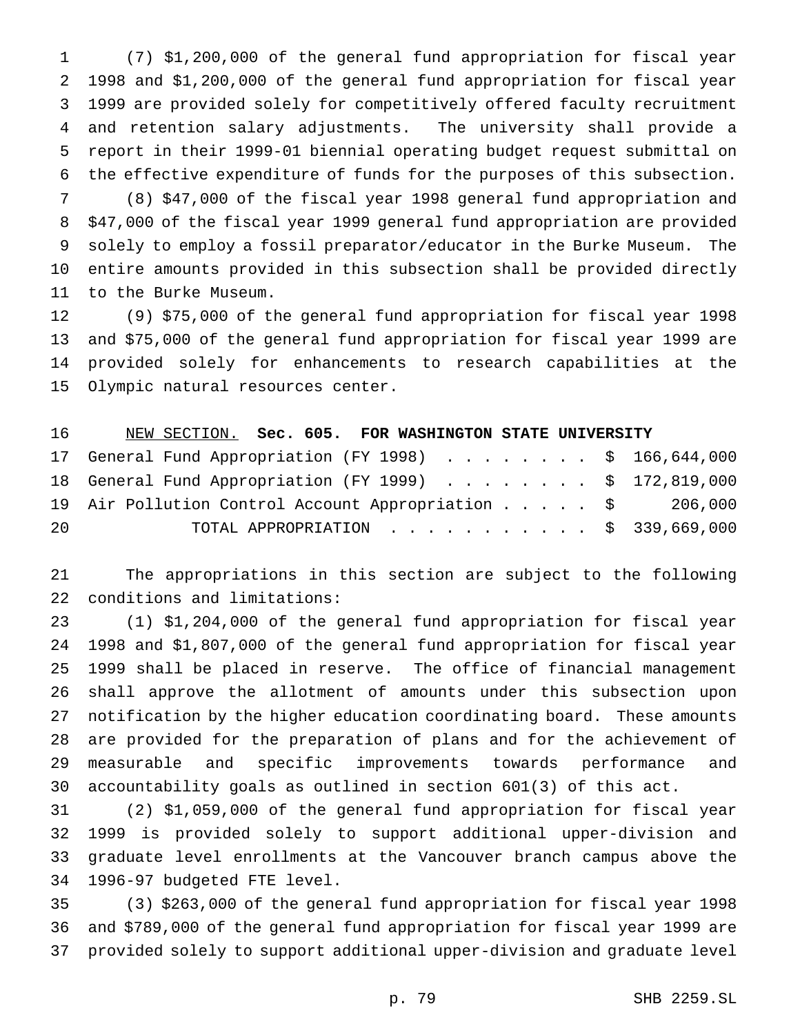(7) $1,200,000 of the general fund appropriation for fiscal year 1998 and $1,200,000 of the general fund appropriation for fiscal year 1999 are provided solely for competitively offered faculty recruitment and retention salary adjustments. The university shall provide a report in their 1999-01 biennial operating budget request submittal on the effective expenditure of funds for the purposes of this subsection.

(8) $47,000 of the fiscal year 1998 general fund appropriation and $47,000 of the fiscal year 1999 general fund appropriation are provided solely to employ a fossil preparator/educator in the Burke Museum. The entire amounts provided in this subsection shall be provided directly to the Burke Museum.

(9) $75,000 of the general fund appropriation for fiscal year 1998 and $75,000 of the general fund appropriation for fiscal year 1999 are provided solely for enhancements to research capabilities at the Olympic natural resources center.

NEW SECTION. **Sec. 605. FOR WASHINGTON STATE UNIVERSITY**

| | |
|---|---|
| General Fund Appropriation (FY 1998) | $ 166,644,000 |
| General Fund Appropriation (FY 1999) | $ 172,819,000 |
| Air Pollution Control Account Appropriation | $ 206,000 |
| TOTAL APPROPRIATION | $ 339,669,000 |

The appropriations in this section are subject to the following conditions and limitations:

(1) $1,204,000 of the general fund appropriation for fiscal year 1998 and $1,807,000 of the general fund appropriation for fiscal year 1999 shall be placed in reserve. The office of financial management shall approve the allotment of amounts under this subsection upon notification by the higher education coordinating board. These amounts are provided for the preparation of plans and for the achievement of measurable and specific improvements towards performance and accountability goals as outlined in section 601(3) of this act.

(2) $1,059,000 of the general fund appropriation for fiscal year 1999 is provided solely to support additional upper-division and graduate level enrollments at the Vancouver branch campus above the 1996-97 budgeted FTE level.

(3) $263,000 of the general fund appropriation for fiscal year 1998 and $789,000 of the general fund appropriation for fiscal year 1999 are provided solely to support additional upper-division and graduate level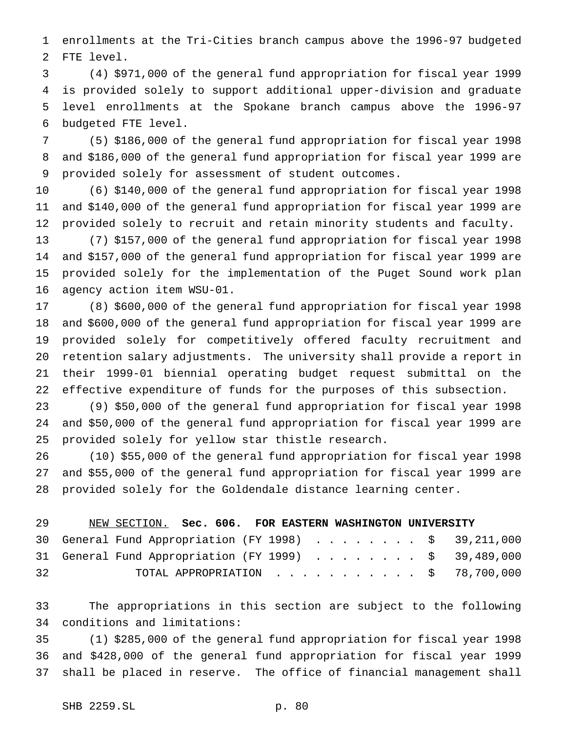enrollments at the Tri-Cities branch campus above the 1996-97 budgeted FTE level.

(4) $971,000 of the general fund appropriation for fiscal year 1999 is provided solely to support additional upper-division and graduate level enrollments at the Spokane branch campus above the 1996-97 budgeted FTE level.

(5) $186,000 of the general fund appropriation for fiscal year 1998 and $186,000 of the general fund appropriation for fiscal year 1999 are provided solely for assessment of student outcomes.

(6) $140,000 of the general fund appropriation for fiscal year 1998 and $140,000 of the general fund appropriation for fiscal year 1999 are provided solely to recruit and retain minority students and faculty.

(7) $157,000 of the general fund appropriation for fiscal year 1998 and $157,000 of the general fund appropriation for fiscal year 1999 are provided solely for the implementation of the Puget Sound work plan agency action item WSU-01.

(8) $600,000 of the general fund appropriation for fiscal year 1998 and $600,000 of the general fund appropriation for fiscal year 1999 are provided solely for competitively offered faculty recruitment and retention salary adjustments. The university shall provide a report in their 1999-01 biennial operating budget request submittal on the effective expenditure of funds for the purposes of this subsection.

(9) $50,000 of the general fund appropriation for fiscal year 1998 and $50,000 of the general fund appropriation for fiscal year 1999 are provided solely for yellow star thistle research.

(10) $55,000 of the general fund appropriation for fiscal year 1998 and $55,000 of the general fund appropriation for fiscal year 1999 are provided solely for the Goldendale distance learning center.

NEW SECTION. **Sec. 606. FOR EASTERN WASHINGTON UNIVERSITY**

| | |
|---|---|
| General Fund Appropriation (FY 1998) | $ 39,211,000 |
| General Fund Appropriation (FY 1999) | $ 39,489,000 |
| TOTAL APPROPRIATION | $ 78,700,000 |

The appropriations in this section are subject to the following conditions and limitations:

(1) $285,000 of the general fund appropriation for fiscal year 1998 and $428,000 of the general fund appropriation for fiscal year 1999 shall be placed in reserve. The office of financial management shall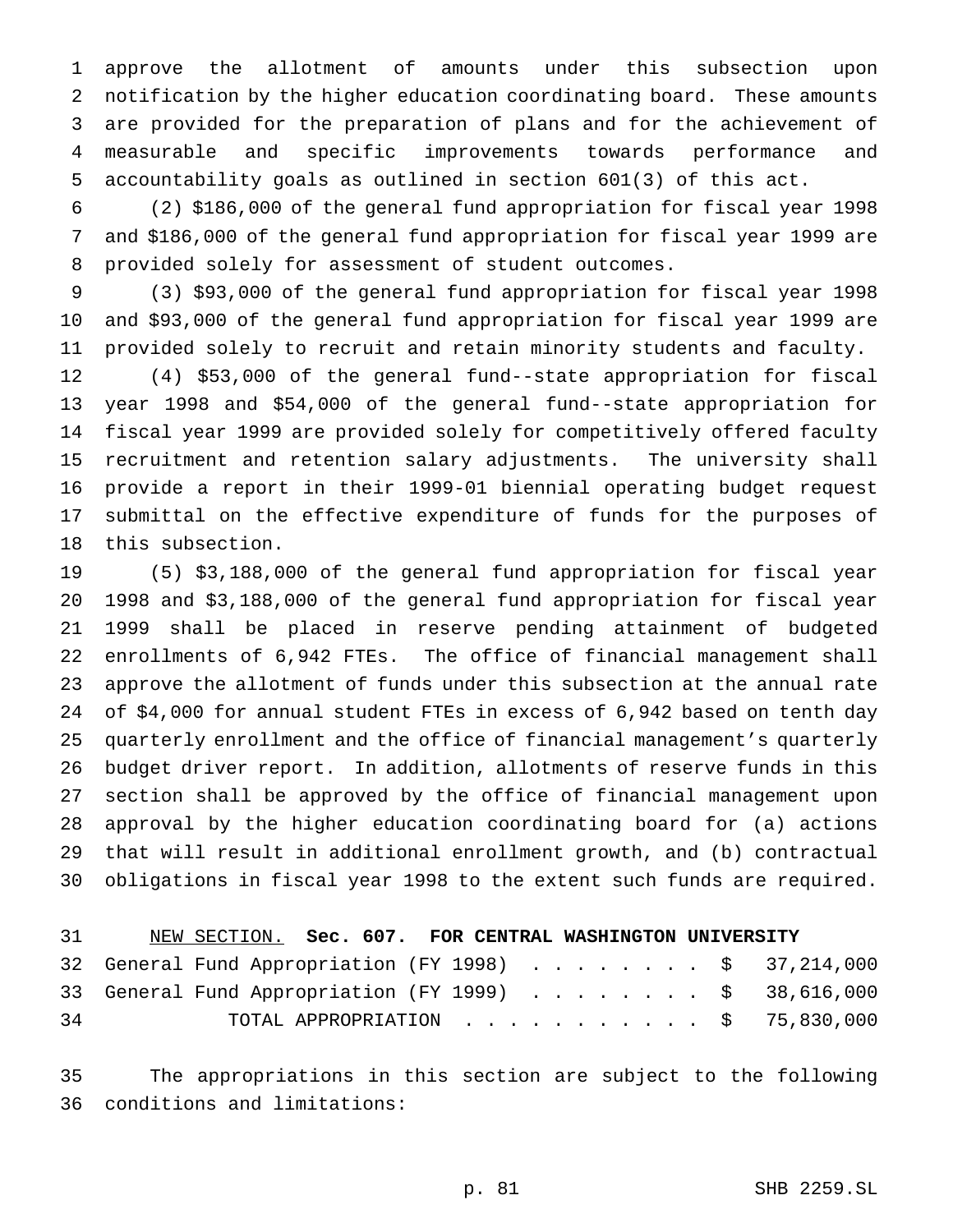approve the allotment of amounts under this subsection upon notification by the higher education coordinating board. These amounts are provided for the preparation of plans and for the achievement of measurable and specific improvements towards performance and accountability goals as outlined in section 601(3) of this act.

(2) $186,000 of the general fund appropriation for fiscal year 1998 and $186,000 of the general fund appropriation for fiscal year 1999 are provided solely for assessment of student outcomes.

(3) $93,000 of the general fund appropriation for fiscal year 1998 and $93,000 of the general fund appropriation for fiscal year 1999 are provided solely to recruit and retain minority students and faculty.

(4) $53,000 of the general fund--state appropriation for fiscal year 1998 and $54,000 of the general fund--state appropriation for fiscal year 1999 are provided solely for competitively offered faculty recruitment and retention salary adjustments. The university shall provide a report in their 1999-01 biennial operating budget request submittal on the effective expenditure of funds for the purposes of this subsection.

(5) $3,188,000 of the general fund appropriation for fiscal year 1998 and $3,188,000 of the general fund appropriation for fiscal year 1999 shall be placed in reserve pending attainment of budgeted enrollments of 6,942 FTEs. The office of financial management shall approve the allotment of funds under this subsection at the annual rate of $4,000 for annual student FTEs in excess of 6,942 based on tenth day quarterly enrollment and the office of financial management's quarterly budget driver report. In addition, allotments of reserve funds in this section shall be approved by the office of financial management upon approval by the higher education coordinating board for (a) actions that will result in additional enrollment growth, and (b) contractual obligations in fiscal year 1998 to the extent such funds are required.

NEW SECTION. **Sec. 607. FOR CENTRAL WASHINGTON UNIVERSITY**

General Fund Appropriation (FY 1998) . . . . . . . . $ 37,214,000
General Fund Appropriation (FY 1999) . . . . . . . . $ 38,616,000
TOTAL APPROPRIATION . . . . . . . . . . . $ 75,830,000

The appropriations in this section are subject to the following conditions and limitations: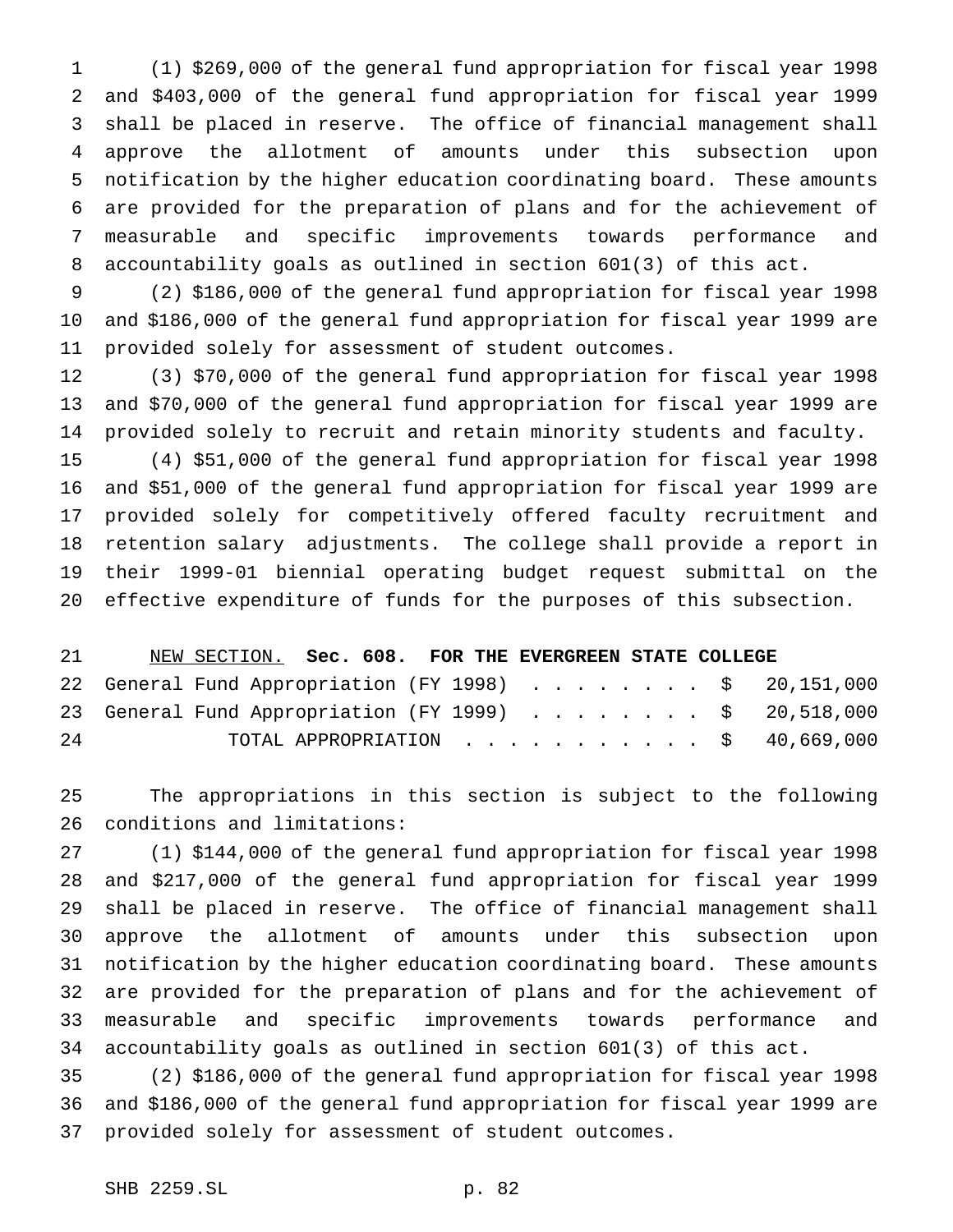(1) $269,000 of the general fund appropriation for fiscal year 1998 and $403,000 of the general fund appropriation for fiscal year 1999 shall be placed in reserve. The office of financial management shall approve the allotment of amounts under this subsection upon notification by the higher education coordinating board. These amounts are provided for the preparation of plans and for the achievement of measurable and specific improvements towards performance and accountability goals as outlined in section 601(3) of this act.

(2) $186,000 of the general fund appropriation for fiscal year 1998 and $186,000 of the general fund appropriation for fiscal year 1999 are provided solely for assessment of student outcomes.

(3) $70,000 of the general fund appropriation for fiscal year 1998 and $70,000 of the general fund appropriation for fiscal year 1999 are provided solely to recruit and retain minority students and faculty.

(4) $51,000 of the general fund appropriation for fiscal year 1998 and $51,000 of the general fund appropriation for fiscal year 1999 are provided solely for competitively offered faculty recruitment and retention salary adjustments. The college shall provide a report in their 1999-01 biennial operating budget request submittal on the effective expenditure of funds for the purposes of this subsection.

NEW SECTION. **Sec. 608. FOR THE EVERGREEN STATE COLLEGE**

| | |
|---|---|
| General Fund Appropriation (FY 1998) . . . . . . . . . | $ 20,151,000 |
| General Fund Appropriation (FY 1999) . . . . . . . . . | $ 20,518,000 |
| TOTAL APPROPRIATION . . . . . . . . . . . | $ 40,669,000 |

The appropriations in this section is subject to the following conditions and limitations:

(1) $144,000 of the general fund appropriation for fiscal year 1998 and $217,000 of the general fund appropriation for fiscal year 1999 shall be placed in reserve. The office of financial management shall approve the allotment of amounts under this subsection upon notification by the higher education coordinating board. These amounts are provided for the preparation of plans and for the achievement of measurable and specific improvements towards performance and accountability goals as outlined in section 601(3) of this act.

(2) $186,000 of the general fund appropriation for fiscal year 1998 and $186,000 of the general fund appropriation for fiscal year 1999 are provided solely for assessment of student outcomes.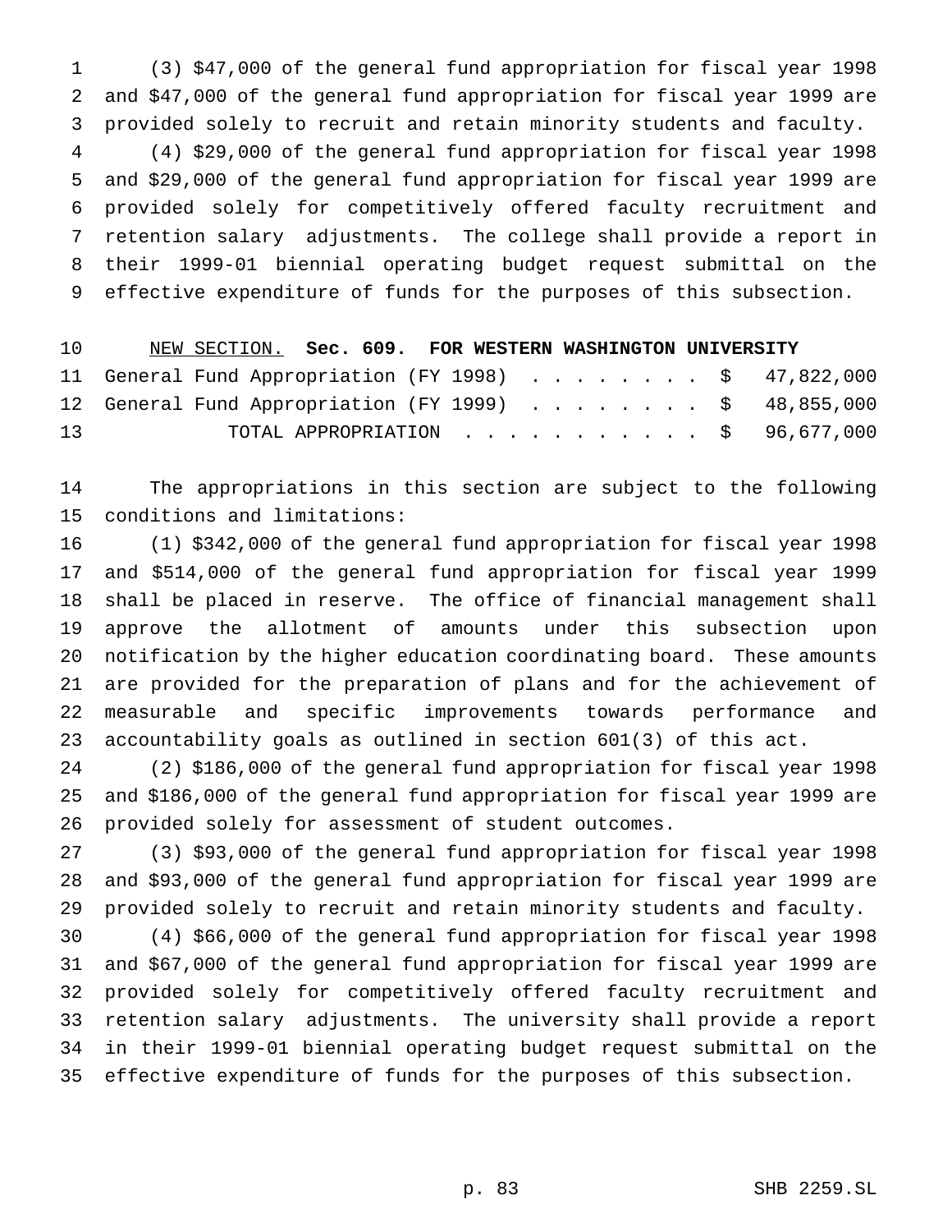(3) $47,000 of the general fund appropriation for fiscal year 1998 and $47,000 of the general fund appropriation for fiscal year 1999 are provided solely to recruit and retain minority students and faculty.

(4) $29,000 of the general fund appropriation for fiscal year 1998 and $29,000 of the general fund appropriation for fiscal year 1999 are provided solely for competitively offered faculty recruitment and retention salary adjustments. The college shall provide a report in their 1999-01 biennial operating budget request submittal on the effective expenditure of funds for the purposes of this subsection.

NEW SECTION. **Sec. 609. FOR WESTERN WASHINGTON UNIVERSITY**

| | |
|---|---|
| General Fund Appropriation (FY 1998) . . . . . . . . . | $ 47,822,000 |
| General Fund Appropriation (FY 1999) . . . . . . . . . | $ 48,855,000 |
| TOTAL APPROPRIATION . . . . . . . . . . . | $ 96,677,000 |

The appropriations in this section are subject to the following conditions and limitations:

(1) $342,000 of the general fund appropriation for fiscal year 1998 and $514,000 of the general fund appropriation for fiscal year 1999 shall be placed in reserve. The office of financial management shall approve the allotment of amounts under this subsection upon notification by the higher education coordinating board. These amounts are provided for the preparation of plans and for the achievement of measurable and specific improvements towards performance and accountability goals as outlined in section 601(3) of this act.

(2) $186,000 of the general fund appropriation for fiscal year 1998 and $186,000 of the general fund appropriation for fiscal year 1999 are provided solely for assessment of student outcomes.

(3) $93,000 of the general fund appropriation for fiscal year 1998 and $93,000 of the general fund appropriation for fiscal year 1999 are provided solely to recruit and retain minority students and faculty.

(4) $66,000 of the general fund appropriation for fiscal year 1998 and $67,000 of the general fund appropriation for fiscal year 1999 are provided solely for competitively offered faculty recruitment and retention salary adjustments. The university shall provide a report in their 1999-01 biennial operating budget request submittal on the effective expenditure of funds for the purposes of this subsection.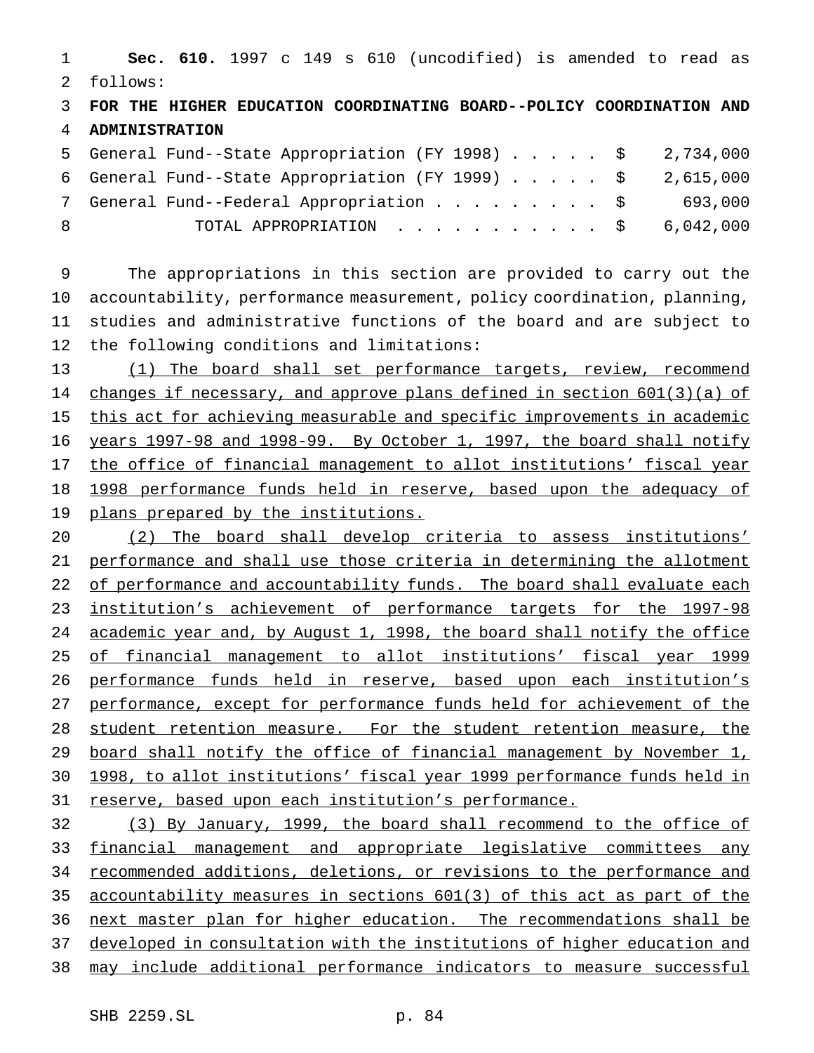**Sec. 610.** 1997 c 149 s 610 (uncodified) is amended to read as follows:

**FOR THE HIGHER EDUCATION COORDINATING BOARD--POLICY COORDINATION AND ADMINISTRATION**

| | |
|---|---|
| General Fund--State Appropriation (FY 1998) . . . . . | $ 2,734,000 |
| General Fund--State Appropriation (FY 1999) . . . . . | $ 2,615,000 |
| General Fund--Federal Appropriation . . . . . . . . . | $ 693,000 |
| TOTAL APPROPRIATION . . . . . . . . . . . | $ 6,042,000 |

The appropriations in this section are provided to carry out the accountability, performance measurement, policy coordination, planning, studies and administrative functions of the board and are subject to the following conditions and limitations:

(1) The board shall set performance targets, review, recommend changes if necessary, and approve plans defined in section 601(3)(a) of this act for achieving measurable and specific improvements in academic years 1997-98 and 1998-99. By October 1, 1997, the board shall notify the office of financial management to allot institutions' fiscal year 1998 performance funds held in reserve, based upon the adequacy of plans prepared by the institutions.

(2) The board shall develop criteria to assess institutions' performance and shall use those criteria in determining the allotment of performance and accountability funds. The board shall evaluate each institution's achievement of performance targets for the 1997-98 academic year and, by August 1, 1998, the board shall notify the office of financial management to allot institutions' fiscal year 1999 performance funds held in reserve, based upon each institution's performance, except for performance funds held for achievement of the student retention measure. For the student retention measure, the board shall notify the office of financial management by November 1, 1998, to allot institutions' fiscal year 1999 performance funds held in reserve, based upon each institution's performance.

(3) By January, 1999, the board shall recommend to the office of financial management and appropriate legislative committees any recommended additions, deletions, or revisions to the performance and accountability measures in sections 601(3) of this act as part of the next master plan for higher education. The recommendations shall be developed in consultation with the institutions of higher education and may include additional performance indicators to measure successful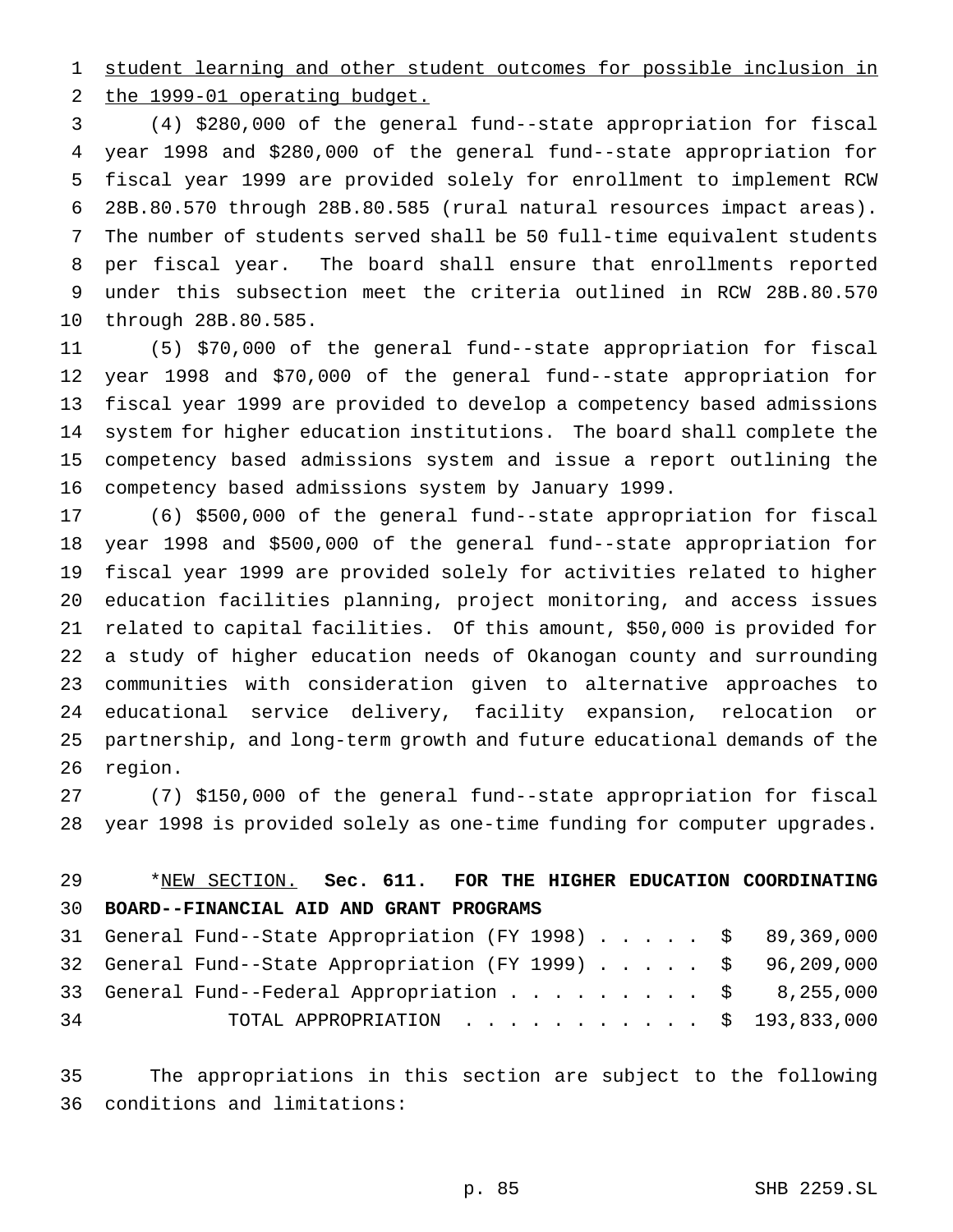student learning and other student outcomes for possible inclusion in the 1999-01 operating budget.

(4) $280,000 of the general fund--state appropriation for fiscal year 1998 and $280,000 of the general fund--state appropriation for fiscal year 1999 are provided solely for enrollment to implement RCW 28B.80.570 through 28B.80.585 (rural natural resources impact areas). The number of students served shall be 50 full-time equivalent students per fiscal year. The board shall ensure that enrollments reported under this subsection meet the criteria outlined in RCW 28B.80.570 through 28B.80.585.

(5) $70,000 of the general fund--state appropriation for fiscal year 1998 and $70,000 of the general fund--state appropriation for fiscal year 1999 are provided to develop a competency based admissions system for higher education institutions. The board shall complete the competency based admissions system and issue a report outlining the competency based admissions system by January 1999.

(6) $500,000 of the general fund--state appropriation for fiscal year 1998 and $500,000 of the general fund--state appropriation for fiscal year 1999 are provided solely for activities related to higher education facilities planning, project monitoring, and access issues related to capital facilities. Of this amount, $50,000 is provided for a study of higher education needs of Okanogan county and surrounding communities with consideration given to alternative approaches to educational service delivery, facility expansion, relocation or partnership, and long-term growth and future educational demands of the region.

(7) $150,000 of the general fund--state appropriation for fiscal year 1998 is provided solely as one-time funding for computer upgrades.

*NEW SECTION. **Sec. 611. FOR THE HIGHER EDUCATION COORDINATING BOARD--FINANCIAL AID AND GRANT PROGRAMS**

| | |
|---|---|
| General Fund--State Appropriation (FY 1998) . . . . . | $ 89,369,000 |
| General Fund--State Appropriation (FY 1999) . . . . . | $ 96,209,000 |
| General Fund--Federal Appropriation . . . . . . . . . | $ 8,255,000 |
| TOTAL APPROPRIATION . . . . . . . . . . . | $ 193,833,000 |

The appropriations in this section are subject to the following conditions and limitations: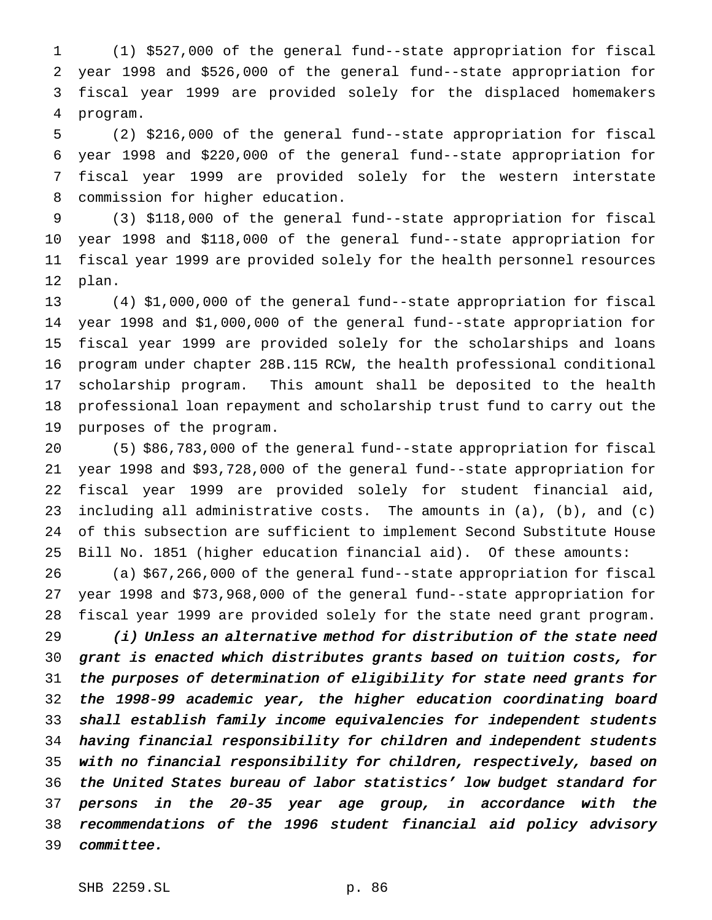(1) $527,000 of the general fund--state appropriation for fiscal year 1998 and $526,000 of the general fund--state appropriation for fiscal year 1999 are provided solely for the displaced homemakers program.

(2) $216,000 of the general fund--state appropriation for fiscal year 1998 and $220,000 of the general fund--state appropriation for fiscal year 1999 are provided solely for the western interstate commission for higher education.

(3) $118,000 of the general fund--state appropriation for fiscal year 1998 and $118,000 of the general fund--state appropriation for fiscal year 1999 are provided solely for the health personnel resources plan.

(4) $1,000,000 of the general fund--state appropriation for fiscal year 1998 and $1,000,000 of the general fund--state appropriation for fiscal year 1999 are provided solely for the scholarships and loans program under chapter 28B.115 RCW, the health professional conditional scholarship program. This amount shall be deposited to the health professional loan repayment and scholarship trust fund to carry out the purposes of the program.

(5) $86,783,000 of the general fund--state appropriation for fiscal year 1998 and $93,728,000 of the general fund--state appropriation for fiscal year 1999 are provided solely for student financial aid, including all administrative costs. The amounts in (a), (b), and (c) of this subsection are sufficient to implement Second Substitute House Bill No. 1851 (higher education financial aid). Of these amounts:

(a) $67,266,000 of the general fund--state appropriation for fiscal year 1998 and $73,968,000 of the general fund--state appropriation for fiscal year 1999 are provided solely for the state need grant program.

*(i) Unless an alternative method for distribution of the state need grant is enacted which distributes grants based on tuition costs, for the purposes of determination of eligibility for state need grants for the 1998-99 academic year, the higher education coordinating board shall establish family income equivalencies for independent students having financial responsibility for children and independent students with no financial responsibility for children, respectively, based on the United States bureau of labor statistics' low budget standard for persons in the 20-35 year age group, in accordance with the recommendations of the 1996 student financial aid policy advisory committee.*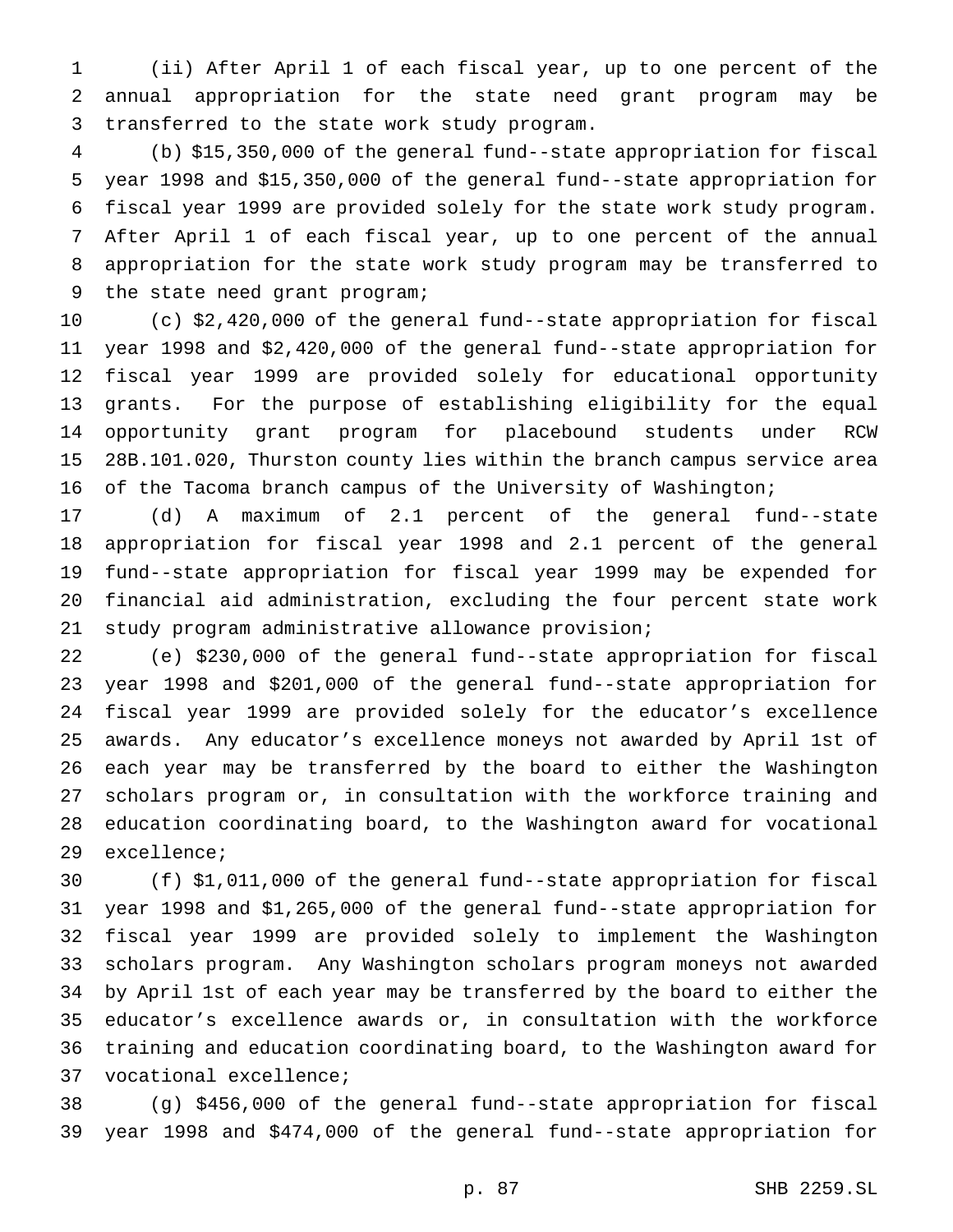(ii) After April 1 of each fiscal year, up to one percent of the annual appropriation for the state need grant program may be transferred to the state work study program.

(b) $15,350,000 of the general fund--state appropriation for fiscal year 1998 and $15,350,000 of the general fund--state appropriation for fiscal year 1999 are provided solely for the state work study program. After April 1 of each fiscal year, up to one percent of the annual appropriation for the state work study program may be transferred to the state need grant program;

(c) $2,420,000 of the general fund--state appropriation for fiscal year 1998 and $2,420,000 of the general fund--state appropriation for fiscal year 1999 are provided solely for educational opportunity grants. For the purpose of establishing eligibility for the equal opportunity grant program for placebound students under RCW 28B.101.020, Thurston county lies within the branch campus service area of the Tacoma branch campus of the University of Washington;

(d) A maximum of 2.1 percent of the general fund--state appropriation for fiscal year 1998 and 2.1 percent of the general fund--state appropriation for fiscal year 1999 may be expended for financial aid administration, excluding the four percent state work study program administrative allowance provision;

(e) $230,000 of the general fund--state appropriation for fiscal year 1998 and $201,000 of the general fund--state appropriation for fiscal year 1999 are provided solely for the educator's excellence awards. Any educator's excellence moneys not awarded by April 1st of each year may be transferred by the board to either the Washington scholars program or, in consultation with the workforce training and education coordinating board, to the Washington award for vocational excellence;

(f) $1,011,000 of the general fund--state appropriation for fiscal year 1998 and $1,265,000 of the general fund--state appropriation for fiscal year 1999 are provided solely to implement the Washington scholars program. Any Washington scholars program moneys not awarded by April 1st of each year may be transferred by the board to either the educator's excellence awards or, in consultation with the workforce training and education coordinating board, to the Washington award for vocational excellence;

(g) $456,000 of the general fund--state appropriation for fiscal year 1998 and $474,000 of the general fund--state appropriation for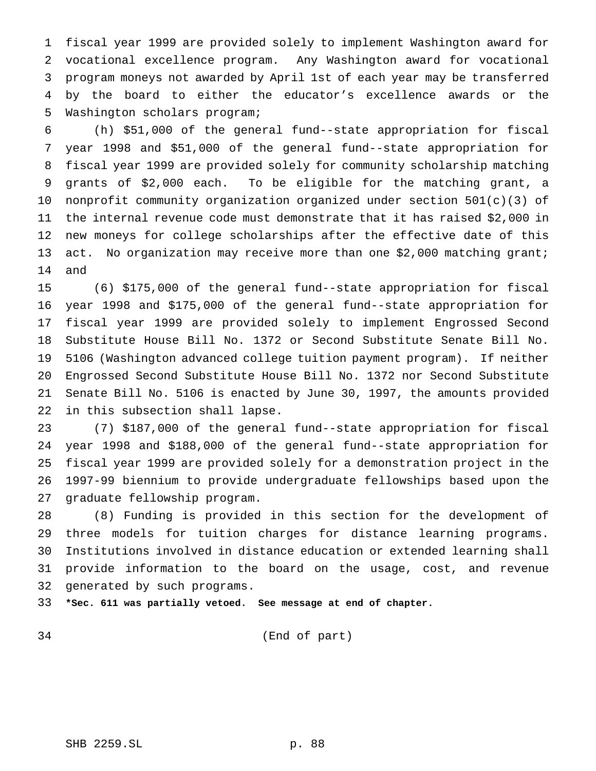fiscal year 1999 are provided solely to implement Washington award for vocational excellence program. Any Washington award for vocational program moneys not awarded by April 1st of each year may be transferred by the board to either the educator's excellence awards or the Washington scholars program;

(h) $51,000 of the general fund--state appropriation for fiscal year 1998 and $51,000 of the general fund--state appropriation for fiscal year 1999 are provided solely for community scholarship matching grants of $2,000 each. To be eligible for the matching grant, a nonprofit community organization organized under section 501(c)(3) of the internal revenue code must demonstrate that it has raised $2,000 in new moneys for college scholarships after the effective date of this act. No organization may receive more than one $2,000 matching grant; and

(6) $175,000 of the general fund--state appropriation for fiscal year 1998 and $175,000 of the general fund--state appropriation for fiscal year 1999 are provided solely to implement Engrossed Second Substitute House Bill No. 1372 or Second Substitute Senate Bill No. 5106 (Washington advanced college tuition payment program). If neither Engrossed Second Substitute House Bill No. 1372 nor Second Substitute Senate Bill No. 5106 is enacted by June 30, 1997, the amounts provided in this subsection shall lapse.

(7) $187,000 of the general fund--state appropriation for fiscal year 1998 and $188,000 of the general fund--state appropriation for fiscal year 1999 are provided solely for a demonstration project in the 1997-99 biennium to provide undergraduate fellowships based upon the graduate fellowship program.

(8) Funding is provided in this section for the development of three models for tuition charges for distance learning programs. Institutions involved in distance education or extended learning shall provide information to the board on the usage, cost, and revenue generated by such programs.

**\*Sec. 611 was partially vetoed. See message at end of chapter.**

(End of part)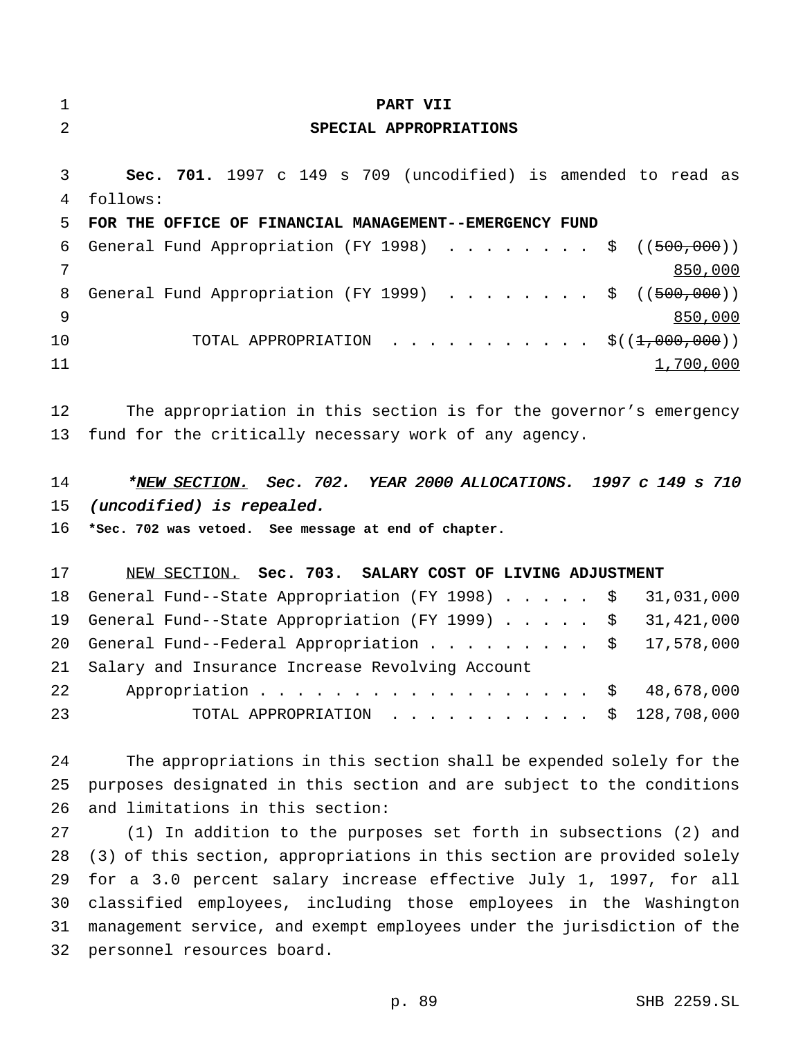# PART VII

## SPECIAL APPROPRIATIONS

**Sec. 701.** 1997 c 149 s 709 (uncodified) is amended to read as follows:

**FOR THE OFFICE OF FINANCIAL MANAGEMENT--EMERGENCY FUND**

| | |
|---|---|
| General Fund Appropriation (FY 1998) . . . . . . . . . | $ ((~~500,000~~)) <u>850,000</u> |
| General Fund Appropriation (FY 1999) . . . . . . . . . | $ ((~~500,000~~)) <u>850,000</u> |
| TOTAL APPROPRIATION . . . . . . . . . . . | $((~~1,000,000~~)) <u>1,700,000</u> |

The appropriation in this section is for the governor's emergency fund for the critically necessary work of any agency.

*\*<u>NEW SECTION.</u> Sec. 702. YEAR 2000 ALLOCATIONS. 1997 c 149 s 710 (uncodified) is repealed.*

**\*Sec. 702 was vetoed. See message at end of chapter.**

<u>NEW SECTION.</u> **Sec. 703. SALARY COST OF LIVING ADJUSTMENT**

| | |
|---|---|
| General Fund--State Appropriation (FY 1998) . . . . . | $ 31,031,000 |
| General Fund--State Appropriation (FY 1999) . . . . . | $ 31,421,000 |
| General Fund--Federal Appropriation . . . . . . . . . | $ 17,578,000 |
| Salary and Insurance Increase Revolving Account Appropriation . . . . . . . . . . . . . . . . . . . | $ 48,678,000 |
| TOTAL APPROPRIATION . . . . . . . . . . . | $ 128,708,000 |

The appropriations in this section shall be expended solely for the purposes designated in this section and are subject to the conditions and limitations in this section:

(1) In addition to the purposes set forth in subsections (2) and (3) of this section, appropriations in this section are provided solely for a 3.0 percent salary increase effective July 1, 1997, for all classified employees, including those employees in the Washington management service, and exempt employees under the jurisdiction of the personnel resources board.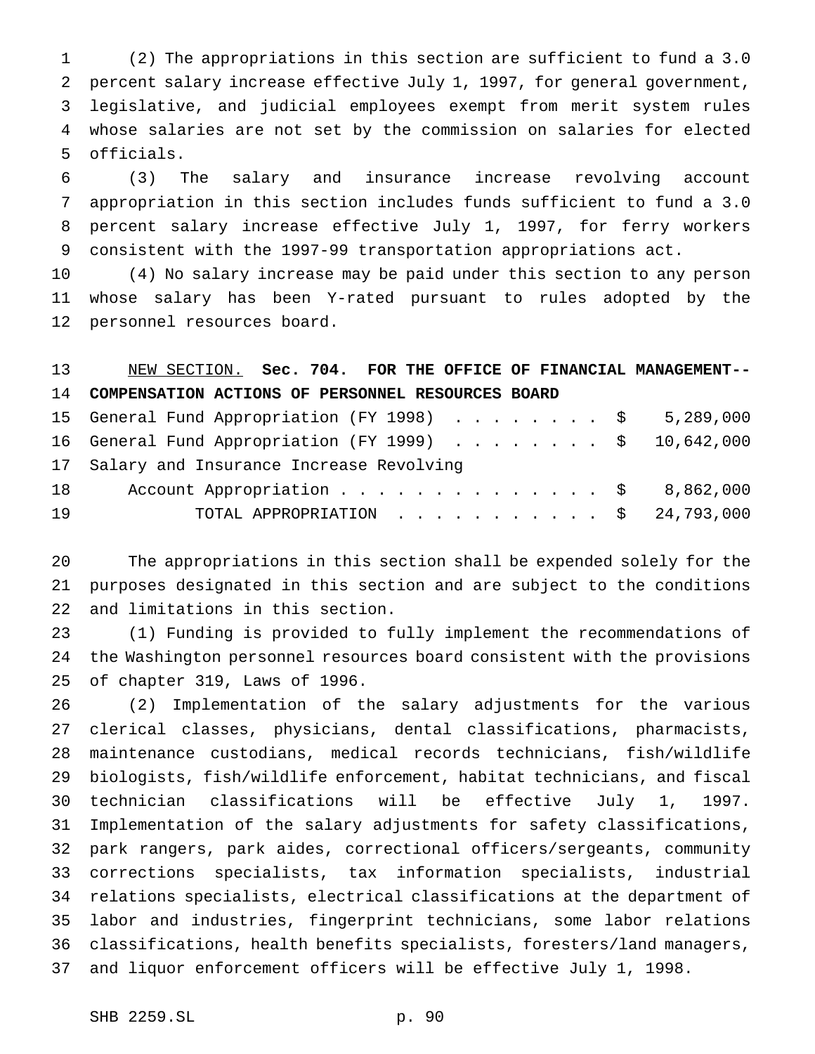(2) The appropriations in this section are sufficient to fund a 3.0 percent salary increase effective July 1, 1997, for general government, legislative, and judicial employees exempt from merit system rules whose salaries are not set by the commission on salaries for elected officials.

(3) The salary and insurance increase revolving account appropriation in this section includes funds sufficient to fund a 3.0 percent salary increase effective July 1, 1997, for ferry workers consistent with the 1997-99 transportation appropriations act.

(4) No salary increase may be paid under this section to any person whose salary has been Y-rated pursuant to rules adopted by the personnel resources board.

NEW SECTION. **Sec. 704. FOR THE OFFICE OF FINANCIAL MANAGEMENT--COMPENSATION ACTIONS OF PERSONNEL RESOURCES BOARD**

| | |
|---|---|
| General Fund Appropriation (FY 1998) | $ 5,289,000 |
| General Fund Appropriation (FY 1999) | $ 10,642,000 |
| Salary and Insurance Increase Revolving Account Appropriation | $ 8,862,000 |
| TOTAL APPROPRIATION | $ 24,793,000 |

The appropriations in this section shall be expended solely for the purposes designated in this section and are subject to the conditions and limitations in this section.

(1) Funding is provided to fully implement the recommendations of the Washington personnel resources board consistent with the provisions of chapter 319, Laws of 1996.

(2) Implementation of the salary adjustments for the various clerical classes, physicians, dental classifications, pharmacists, maintenance custodians, medical records technicians, fish/wildlife biologists, fish/wildlife enforcement, habitat technicians, and fiscal technician classifications will be effective July 1, 1997. Implementation of the salary adjustments for safety classifications, park rangers, park aides, correctional officers/sergeants, community corrections specialists, tax information specialists, industrial relations specialists, electrical classifications at the department of labor and industries, fingerprint technicians, some labor relations classifications, health benefits specialists, foresters/land managers, and liquor enforcement officers will be effective July 1, 1998.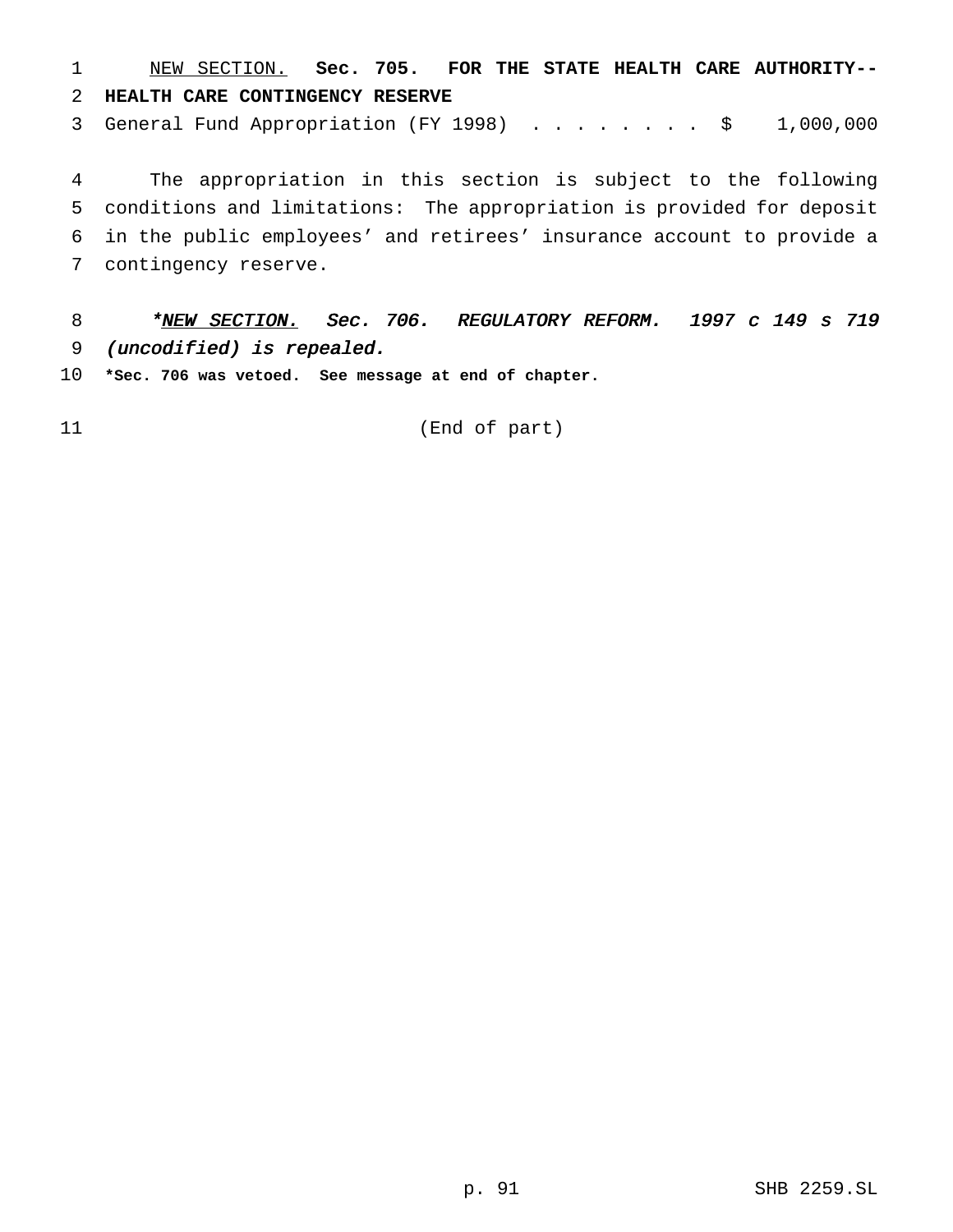NEW SECTION. **Sec. 705. FOR THE STATE HEALTH CARE AUTHORITY--HEALTH CARE CONTINGENCY RESERVE**

General Fund Appropriation (FY 1998) . . . . . . . . . $ 1,000,000

The appropriation in this section is subject to the following conditions and limitations: The appropriation is provided for deposit in the public employees' and retirees' insurance account to provide a contingency reserve.

*\*NEW SECTION. Sec. 706. REGULATORY REFORM. 1997 c 149 s 719 (uncodified) is repealed.*

**\*Sec. 706 was vetoed. See message at end of chapter.**

(End of part)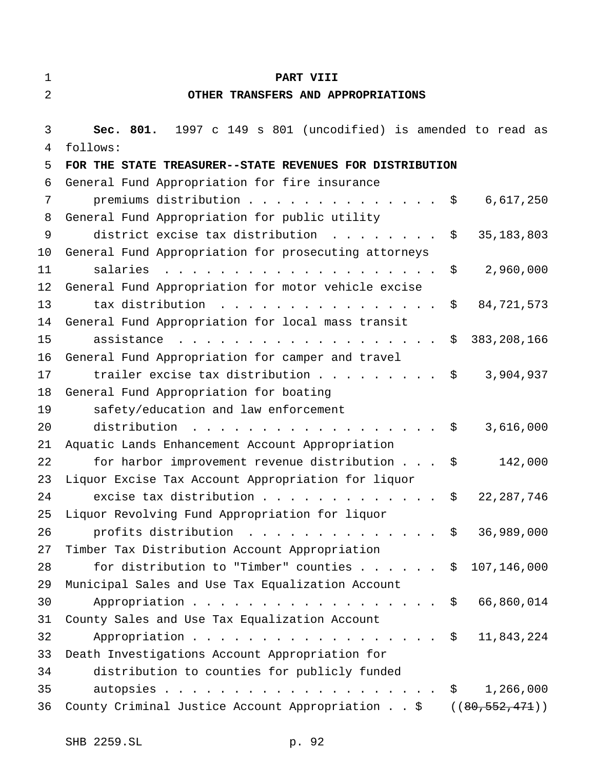# PART VIII

## OTHER TRANSFERS AND APPROPRIATIONS

**Sec. 801.** 1997 c 149 s 801 (uncodified) is amended to read as follows:

**FOR THE STATE TREASURER--STATE REVENUES FOR DISTRIBUTION**

| | |
|---|---|
| General Fund Appropriation for fire insurance premiums distribution | $ 6,617,250 |
| General Fund Appropriation for public utility district excise tax distribution | $ 35,183,803 |
| General Fund Appropriation for prosecuting attorneys salaries | $ 2,960,000 |
| General Fund Appropriation for motor vehicle excise tax distribution | $ 84,721,573 |
| General Fund Appropriation for local mass transit assistance | $ 383,208,166 |
| General Fund Appropriation for camper and travel trailer excise tax distribution | $ 3,904,937 |
| General Fund Appropriation for boating safety/education and law enforcement distribution | $ 3,616,000 |
| Aquatic Lands Enhancement Account Appropriation for harbor improvement revenue distribution | $ 142,000 |
| Liquor Excise Tax Account Appropriation for liquor excise tax distribution | $ 22,287,746 |
| Liquor Revolving Fund Appropriation for liquor profits distribution | $ 36,989,000 |
| Timber Tax Distribution Account Appropriation for distribution to "Timber" counties | $ 107,146,000 |
| Municipal Sales and Use Tax Equalization Account Appropriation | $ 66,860,014 |
| County Sales and Use Tax Equalization Account Appropriation | $ 11,843,224 |
| Death Investigations Account Appropriation for distribution to counties for publicly funded autopsies | $ 1,266,000 |
| County Criminal Justice Account Appropriation | $ ((~~80,552,471~~)) |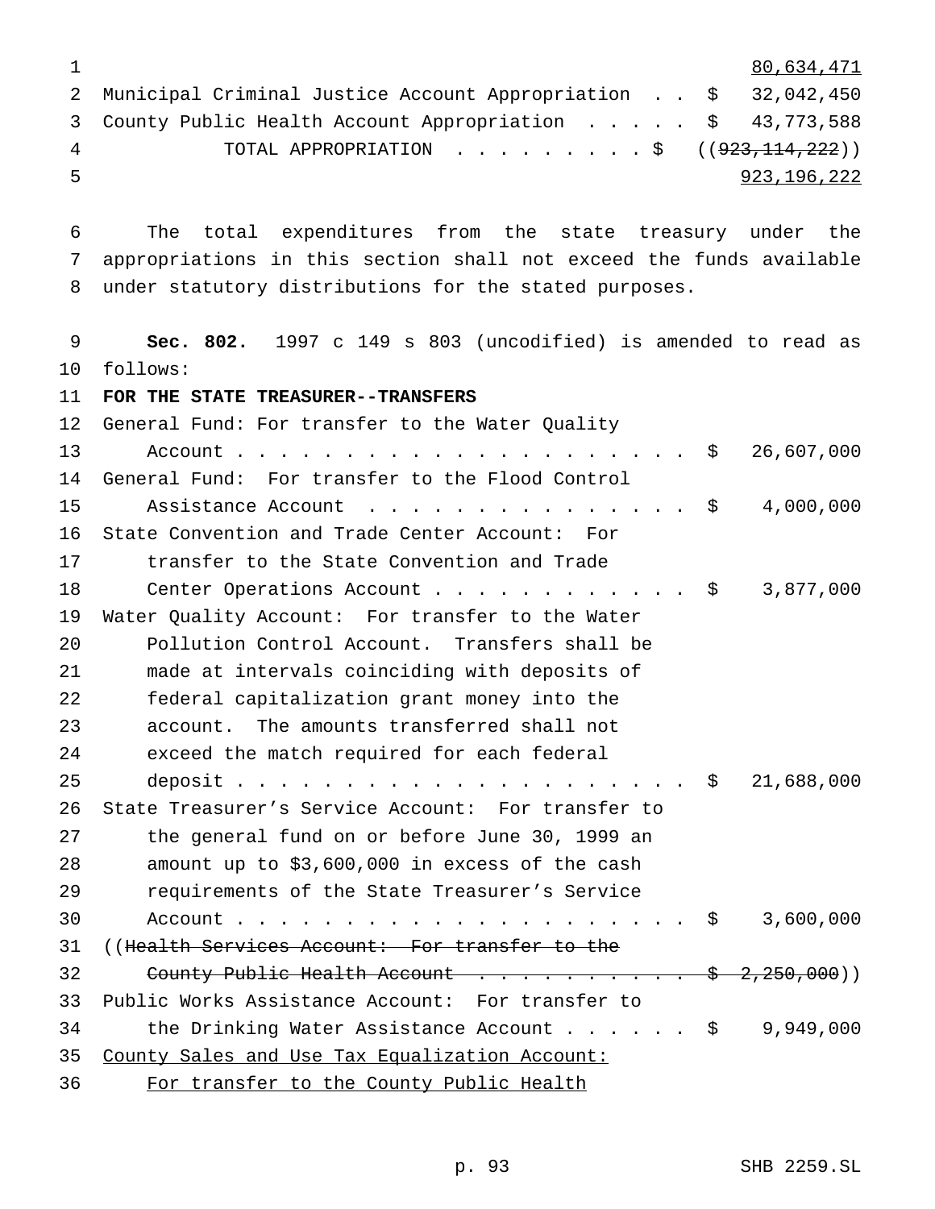<u>80,634,471</u>

Municipal Criminal Justice Account Appropriation . . $ 32,042,450

County Public Health Account Appropriation . . . . . $ 43,773,588

TOTAL APPROPRIATION . . . . . . . . . $ ((~~923,114,222~~))

<u>923,196,222</u>

The total expenditures from the state treasury under the appropriations in this section shall not exceed the funds available under statutory distributions for the stated purposes.

**Sec. 802.** 1997 c 149 s 803 (uncodified) is amended to read as follows:

**FOR THE STATE TREASURER--TRANSFERS**

General Fund: For transfer to the Water Quality Account . . . . . . . . . . . . . . . . . . . . . . $ 26,607,000

General Fund: For transfer to the Flood Control Assistance Account . . . . . . . . . . . . . . . . $ 4,000,000

State Convention and Trade Center Account: For transfer to the State Convention and Trade Center Operations Account . . . . . . . . . . . . $ 3,877,000

Water Quality Account: For transfer to the Water Pollution Control Account. Transfers shall be made at intervals coinciding with deposits of federal capitalization grant money into the account. The amounts transferred shall not exceed the match required for each federal deposit . . . . . . . . . . . . . . . . . . . . . . $ 21,688,000

State Treasurer's Service Account: For transfer to the general fund on or before June 30, 1999 an amount up to $3,600,000 in excess of the cash requirements of the State Treasurer's Service Account . . . . . . . . . . . . . . . . . . . . . . $ 3,600,000

((~~Health Services Account: For transfer to the County Public Health Account . . . . . . . . . . . $ 2,250,000~~))

Public Works Assistance Account: For transfer to the Drinking Water Assistance Account . . . . . . $ 9,949,000

<u>County Sales and Use Tax Equalization Account:</u>

<u>For transfer to the County Public Health</u>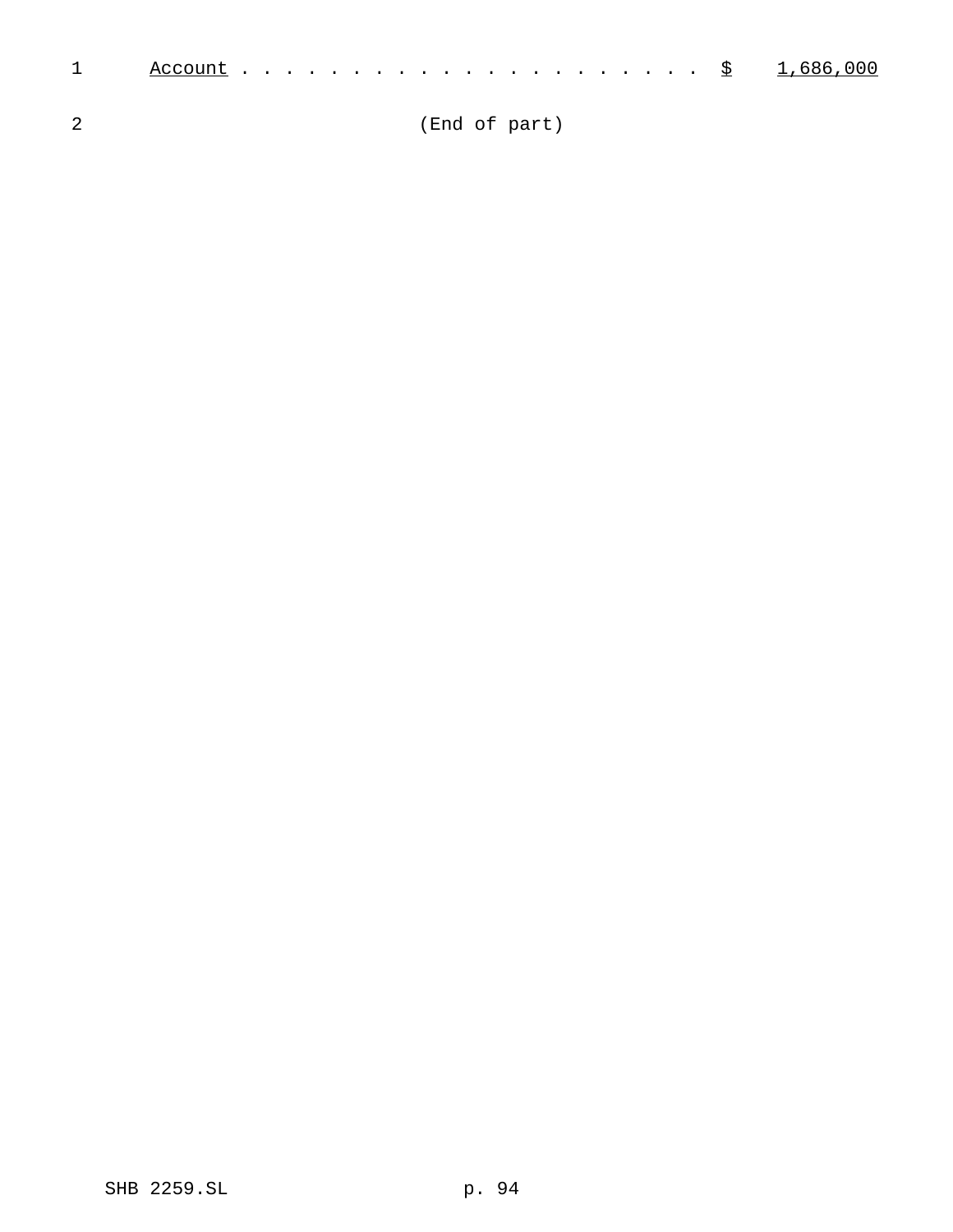Account . . . . . . . . . . . . . . . . . . . . . $ 1,686,000

(End of part)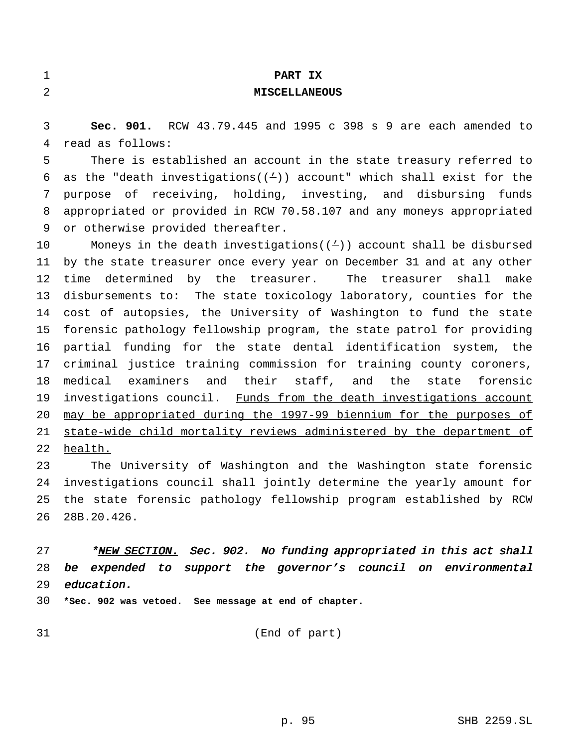# PART IX
## MISCELLANEOUS

**Sec. 901.** RCW 43.79.445 and 1995 c 398 s 9 are each amended to read as follows:

There is established an account in the state treasury referred to as the "death investigations((')) account" which shall exist for the purpose of receiving, holding, investing, and disbursing funds appropriated or provided in RCW 70.58.107 and any moneys appropriated or otherwise provided thereafter.

Moneys in the death investigations((')) account shall be disbursed by the state treasurer once every year on December 31 and at any other time determined by the treasurer. The treasurer shall make disbursements to: The state toxicology laboratory, counties for the cost of autopsies, the University of Washington to fund the state forensic pathology fellowship program, the state patrol for providing partial funding for the state dental identification system, the criminal justice training commission for training county coroners, medical examiners and their staff, and the state forensic investigations council. <u>Funds from the death investigations account may be appropriated during the 1997-99 biennium for the purposes of state-wide child mortality reviews administered by the department of health.</u>

The University of Washington and the Washington state forensic investigations council shall jointly determine the yearly amount for the state forensic pathology fellowship program established by RCW 28B.20.426.

*\*<u>NEW SECTION.</u> Sec. 902. No funding appropriated in this act shall be expended to support the governor's council on environmental education.*

**\*Sec. 902 was vetoed. See message at end of chapter.**

(End of part)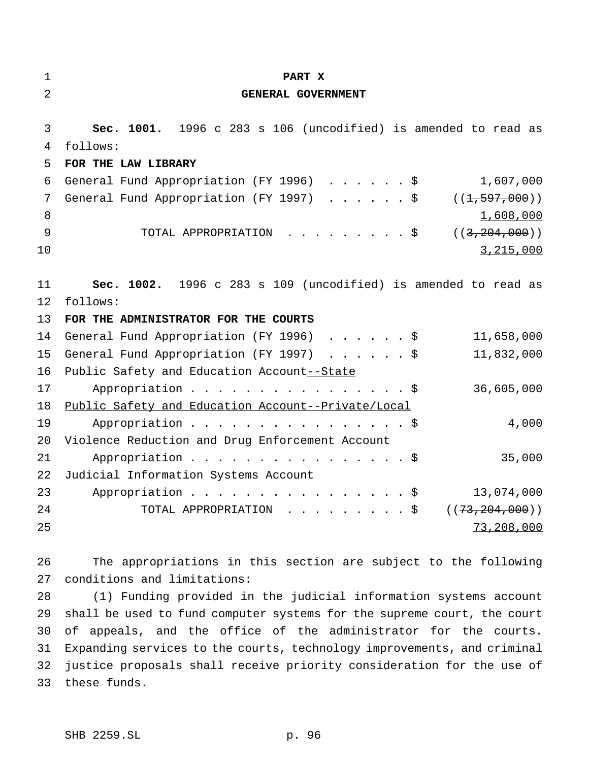# PART X

## GENERAL GOVERNMENT

**Sec. 1001.** 1996 c 283 s 106 (uncodified) is amended to read as follows:

**FOR THE LAW LIBRARY**

| | |
|---|---|
| General Fund Appropriation (FY 1996) . . . . . . $ | 1,607,000 |
| General Fund Appropriation (FY 1997) . . . . . . $ | ((~~1,597,000~~)) <u>1,608,000</u> |
| TOTAL APPROPRIATION . . . . . . . . . $ | ((~~3,204,000~~)) <u>3,215,000</u> |

**Sec. 1002.** 1996 c 283 s 109 (uncodified) is amended to read as follows:

**FOR THE ADMINISTRATOR FOR THE COURTS**

| | |
|---|---|
| General Fund Appropriation (FY 1996) . . . . . . $ | 11,658,000 |
| General Fund Appropriation (FY 1997) . . . . . . $ | 11,832,000 |
| Public Safety and Education Account<u>--State</u> Appropriation . . . . . . . . . . . . . . . . . $ | 36,605,000 |
| <u>Public Safety and Education Account--Private/Local Appropriation</u> . . . . . . . . . . . . . . . . . <u>$</u> | <u>4,000</u> |
| Violence Reduction and Drug Enforcement Account Appropriation . . . . . . . . . . . . . . . . . $ | 35,000 |
| Judicial Information Systems Account Appropriation . . . . . . . . . . . . . . . . . $ | 13,074,000 |
| TOTAL APPROPRIATION . . . . . . . . . $ | ((~~73,204,000~~)) <u>73,208,000</u> |

The appropriations in this section are subject to the following conditions and limitations:

(1) Funding provided in the judicial information systems account shall be used to fund computer systems for the supreme court, the court of appeals, and the office of the administrator for the courts. Expanding services to the courts, technology improvements, and criminal justice proposals shall receive priority consideration for the use of these funds.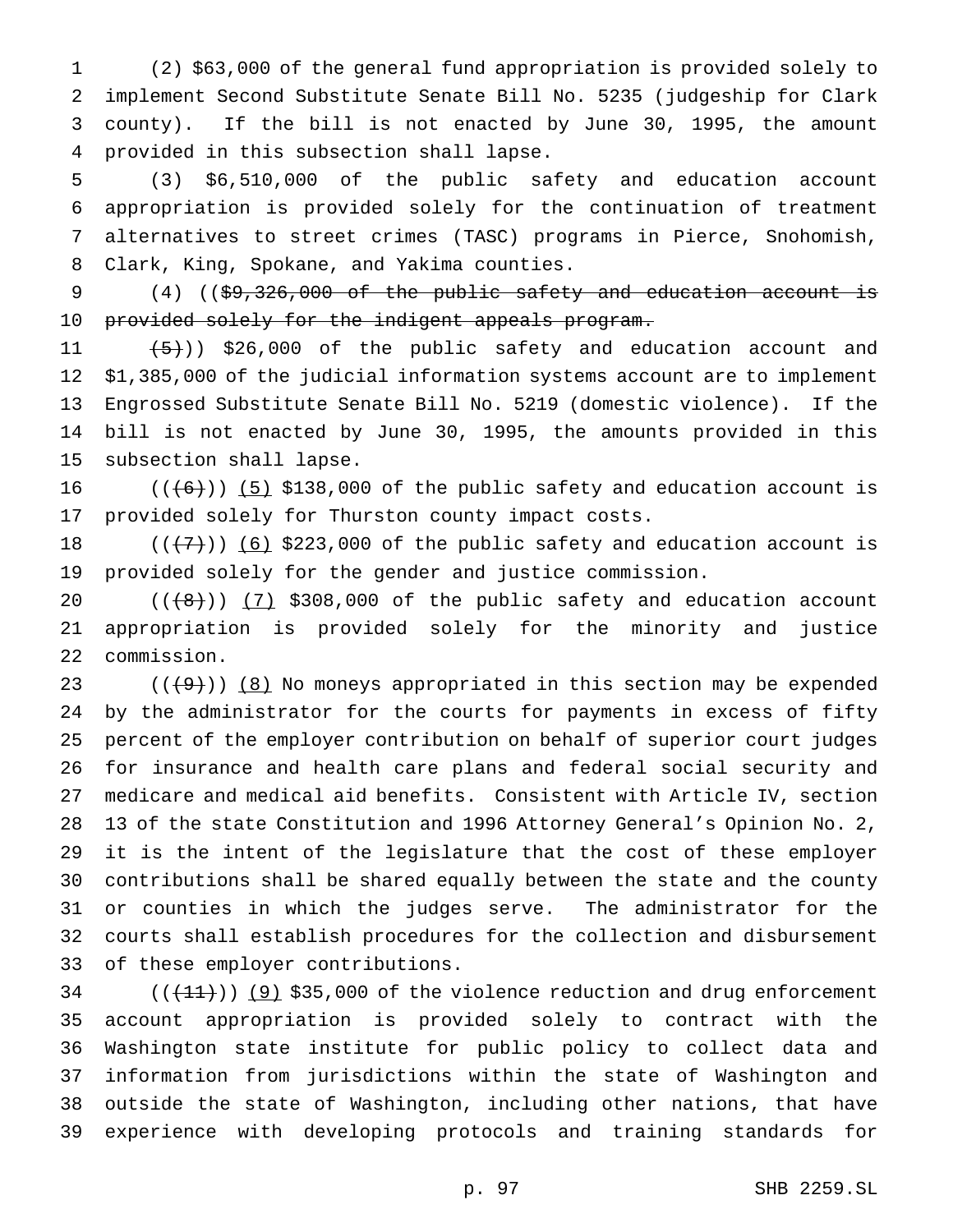(2) $63,000 of the general fund appropriation is provided solely to implement Second Substitute Senate Bill No. 5235 (judgeship for Clark county). If the bill is not enacted by June 30, 1995, the amount provided in this subsection shall lapse.

(3) $6,510,000 of the public safety and education account appropriation is provided solely for the continuation of treatment alternatives to street crimes (TASC) programs in Pierce, Snohomish, Clark, King, Spokane, and Yakima counties.

(4) ((~~$9,326,000 of the public safety and education account is provided solely for the indigent appeals program.~~

~~(5)~~)) $26,000 of the public safety and education account and $1,385,000 of the judicial information systems account are to implement Engrossed Substitute Senate Bill No. 5219 (domestic violence). If the bill is not enacted by June 30, 1995, the amounts provided in this subsection shall lapse.

((~~(6)~~)) <u>(5)</u> $138,000 of the public safety and education account is provided solely for Thurston county impact costs.

((~~(7)~~)) <u>(6)</u> $223,000 of the public safety and education account is provided solely for the gender and justice commission.

((~~(8)~~)) <u>(7)</u> $308,000 of the public safety and education account appropriation is provided solely for the minority and justice commission.

((~~(9)~~)) <u>(8)</u> No moneys appropriated in this section may be expended by the administrator for the courts for payments in excess of fifty percent of the employer contribution on behalf of superior court judges for insurance and health care plans and federal social security and medicare and medical aid benefits. Consistent with Article IV, section 13 of the state Constitution and 1996 Attorney General's Opinion No. 2, it is the intent of the legislature that the cost of these employer contributions shall be shared equally between the state and the county or counties in which the judges serve. The administrator for the courts shall establish procedures for the collection and disbursement of these employer contributions.

((~~(11)~~)) <u>(9)</u> $35,000 of the violence reduction and drug enforcement account appropriation is provided solely to contract with the Washington state institute for public policy to collect data and information from jurisdictions within the state of Washington and outside the state of Washington, including other nations, that have experience with developing protocols and training standards for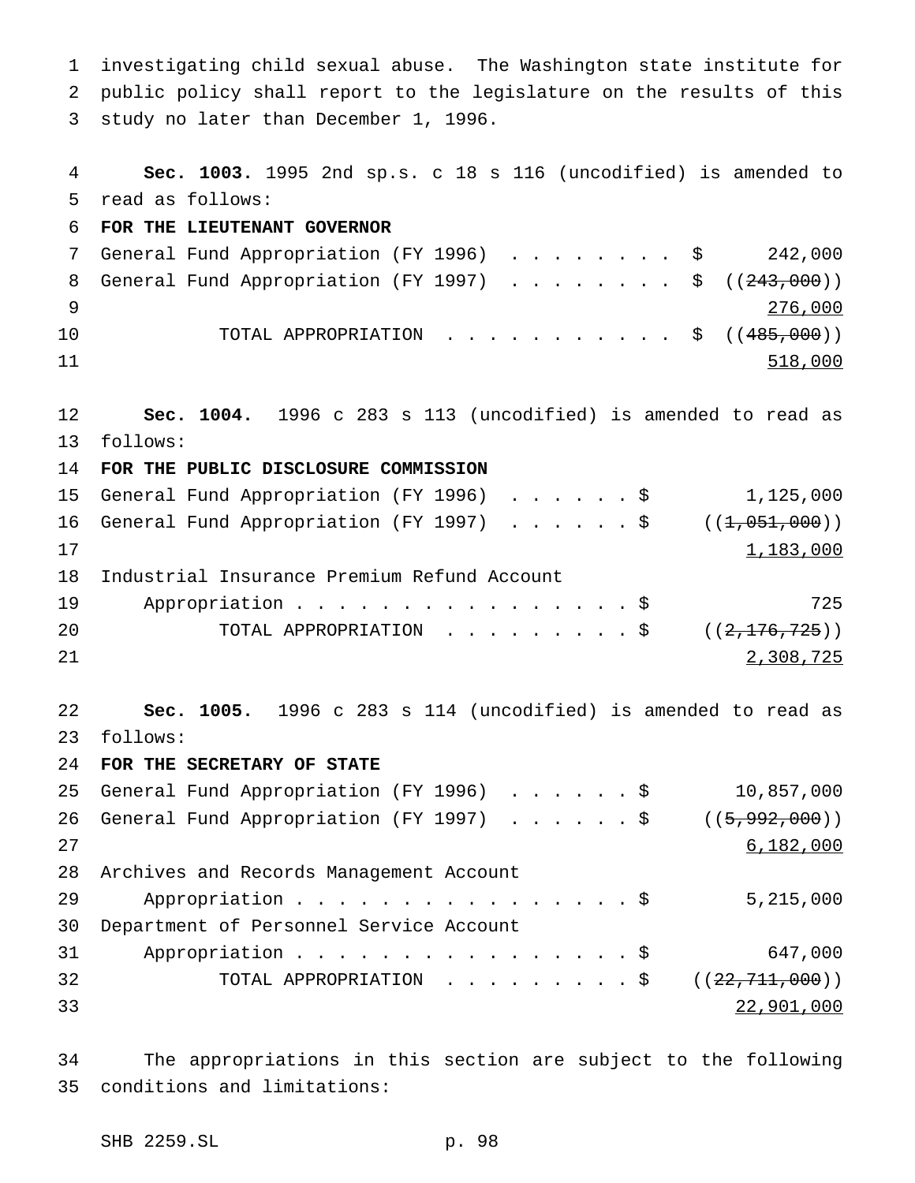investigating child sexual abuse. The Washington state institute for public policy shall report to the legislature on the results of this study no later than December 1, 1996.

**Sec. 1003.** 1995 2nd sp.s. c 18 s 116 (uncodified) is amended to read as follows:

**FOR THE LIEUTENANT GOVERNOR**

| | |
|---|---|
| General Fund Appropriation (FY 1996) . . . . . . . . $ | 242,000 |
| General Fund Appropriation (FY 1997) . . . . . . . . $ | ((~~243,000~~)) <u>276,000</u> |
| TOTAL APPROPRIATION . . . . . . . . . . . $ | ((~~485,000~~)) <u>518,000</u> |

**Sec. 1004.** 1996 c 283 s 113 (uncodified) is amended to read as follows:

**FOR THE PUBLIC DISCLOSURE COMMISSION**

| | |
|---|---|
| General Fund Appropriation (FY 1996) . . . . . . $ | 1,125,000 |
| General Fund Appropriation (FY 1997) . . . . . . $ | ((~~1,051,000~~)) <u>1,183,000</u> |
| Industrial Insurance Premium Refund Account Appropriation . . . . . . . . . . . . . . . . . $ | 725 |
| TOTAL APPROPRIATION . . . . . . . . . $ | ((~~2,176,725~~)) <u>2,308,725</u> |

**Sec. 1005.** 1996 c 283 s 114 (uncodified) is amended to read as follows:

**FOR THE SECRETARY OF STATE**

| | |
|---|---|
| General Fund Appropriation (FY 1996) . . . . . . $ | 10,857,000 |
| General Fund Appropriation (FY 1997) . . . . . . $ | ((~~5,992,000~~)) <u>6,182,000</u> |
| Archives and Records Management Account Appropriation . . . . . . . . . . . . . . . . . $ | 5,215,000 |
| Department of Personnel Service Account Appropriation . . . . . . . . . . . . . . . . . $ | 647,000 |
| TOTAL APPROPRIATION . . . . . . . . . $ | ((~~22,711,000~~)) <u>22,901,000</u> |

The appropriations in this section are subject to the following conditions and limitations: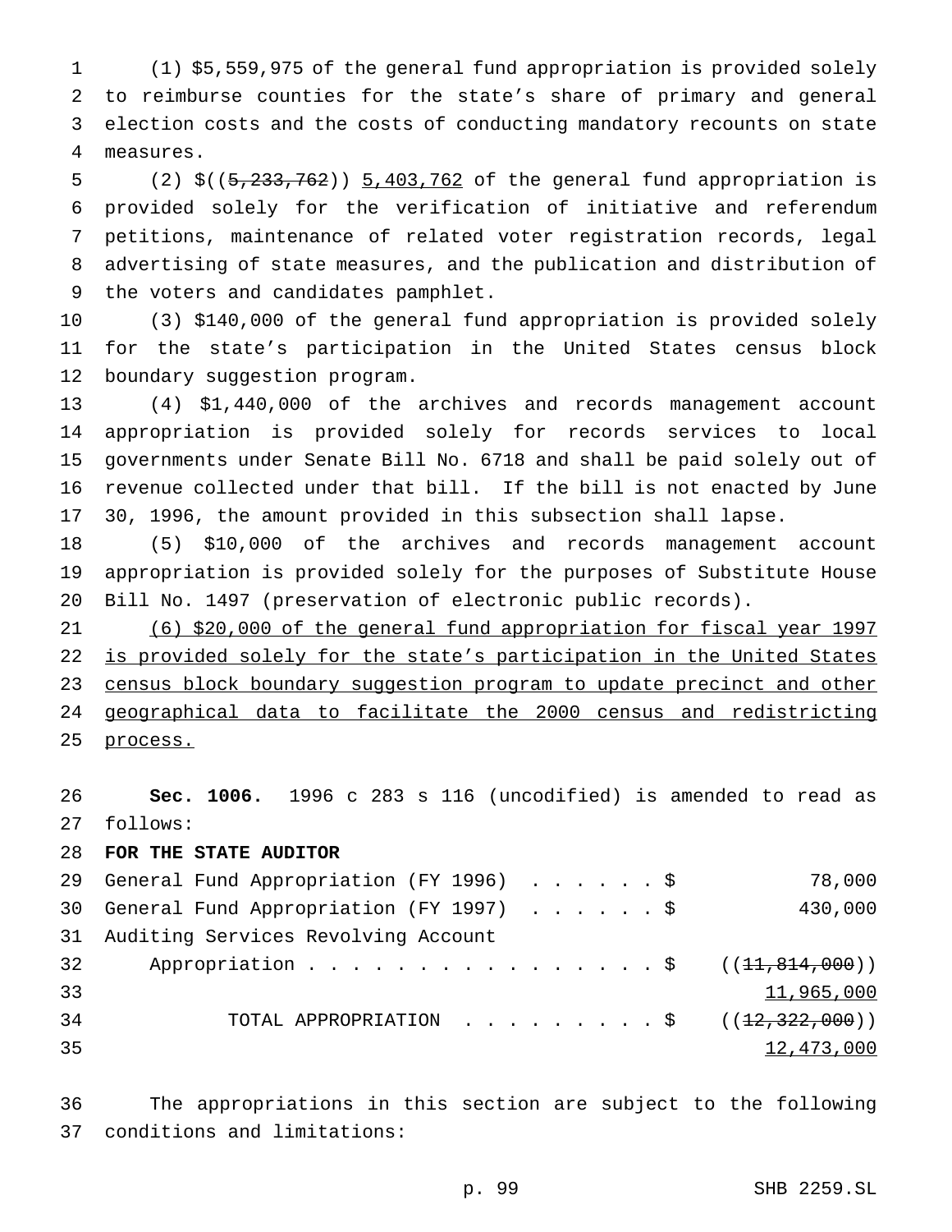(1) $5,559,975 of the general fund appropriation is provided solely to reimburse counties for the state's share of primary and general election costs and the costs of conducting mandatory recounts on state measures.

(2) $((~~5,233,762~~)) <u>5,403,762</u> of the general fund appropriation is provided solely for the verification of initiative and referendum petitions, maintenance of related voter registration records, legal advertising of state measures, and the publication and distribution of the voters and candidates pamphlet.

(3) $140,000 of the general fund appropriation is provided solely for the state's participation in the United States census block boundary suggestion program.

(4) $1,440,000 of the archives and records management account appropriation is provided solely for records services to local governments under Senate Bill No. 6718 and shall be paid solely out of revenue collected under that bill. If the bill is not enacted by June 30, 1996, the amount provided in this subsection shall lapse.

(5) $10,000 of the archives and records management account appropriation is provided solely for the purposes of Substitute House Bill No. 1497 (preservation of electronic public records).

<u>(6) $20,000 of the general fund appropriation for fiscal year 1997 is provided solely for the state's participation in the United States census block boundary suggestion program to update precinct and other geographical data to facilitate the 2000 census and redistricting process.</u>

**Sec. 1006.** 1996 c 283 s 116 (uncodified) is amended to read as follows:

**FOR THE STATE AUDITOR**

| | |
|---|---|
| General Fund Appropriation (FY 1996) . . . . . . $ | 78,000 |
| General Fund Appropriation (FY 1997) . . . . . . $ | 430,000 |
| Auditing Services Revolving Account Appropriation . . . . . . . . . . . . . . . . . $ | ((~~11,814,000~~)) <u>11,965,000</u> |
| TOTAL APPROPRIATION . . . . . . . . . $ | ((~~12,322,000~~)) <u>12,473,000</u> |

The appropriations in this section are subject to the following conditions and limitations: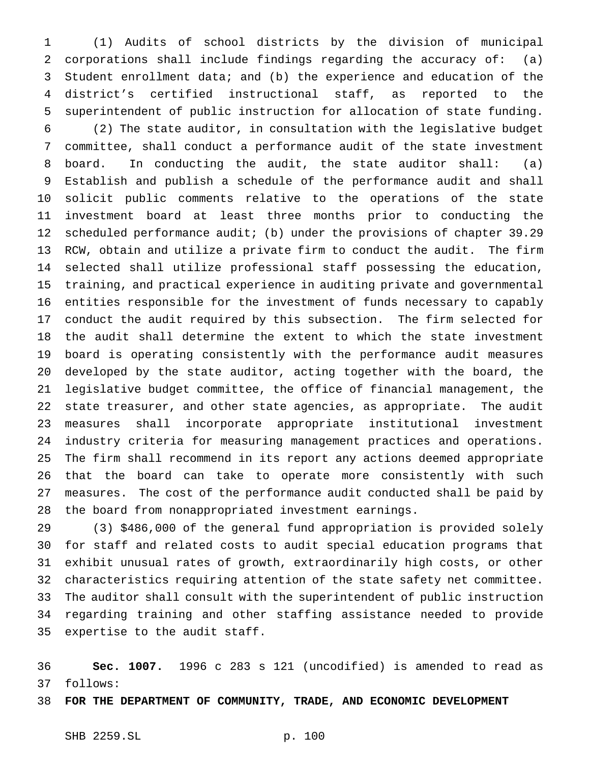(1) Audits of school districts by the division of municipal corporations shall include findings regarding the accuracy of: (a) Student enrollment data; and (b) the experience and education of the district's certified instructional staff, as reported to the superintendent of public instruction for allocation of state funding.

(2) The state auditor, in consultation with the legislative budget committee, shall conduct a performance audit of the state investment board. In conducting the audit, the state auditor shall: (a) Establish and publish a schedule of the performance audit and shall solicit public comments relative to the operations of the state investment board at least three months prior to conducting the scheduled performance audit; (b) under the provisions of chapter 39.29 RCW, obtain and utilize a private firm to conduct the audit. The firm selected shall utilize professional staff possessing the education, training, and practical experience in auditing private and governmental entities responsible for the investment of funds necessary to capably conduct the audit required by this subsection. The firm selected for the audit shall determine the extent to which the state investment board is operating consistently with the performance audit measures developed by the state auditor, acting together with the board, the legislative budget committee, the office of financial management, the state treasurer, and other state agencies, as appropriate. The audit measures shall incorporate appropriate institutional investment industry criteria for measuring management practices and operations. The firm shall recommend in its report any actions deemed appropriate that the board can take to operate more consistently with such measures. The cost of the performance audit conducted shall be paid by the board from nonappropriated investment earnings.

(3) $486,000 of the general fund appropriation is provided solely for staff and related costs to audit special education programs that exhibit unusual rates of growth, extraordinarily high costs, or other characteristics requiring attention of the state safety net committee. The auditor shall consult with the superintendent of public instruction regarding training and other staffing assistance needed to provide expertise to the audit staff.

**Sec. 1007.** 1996 c 283 s 121 (uncodified) is amended to read as follows:

**FOR THE DEPARTMENT OF COMMUNITY, TRADE, AND ECONOMIC DEVELOPMENT**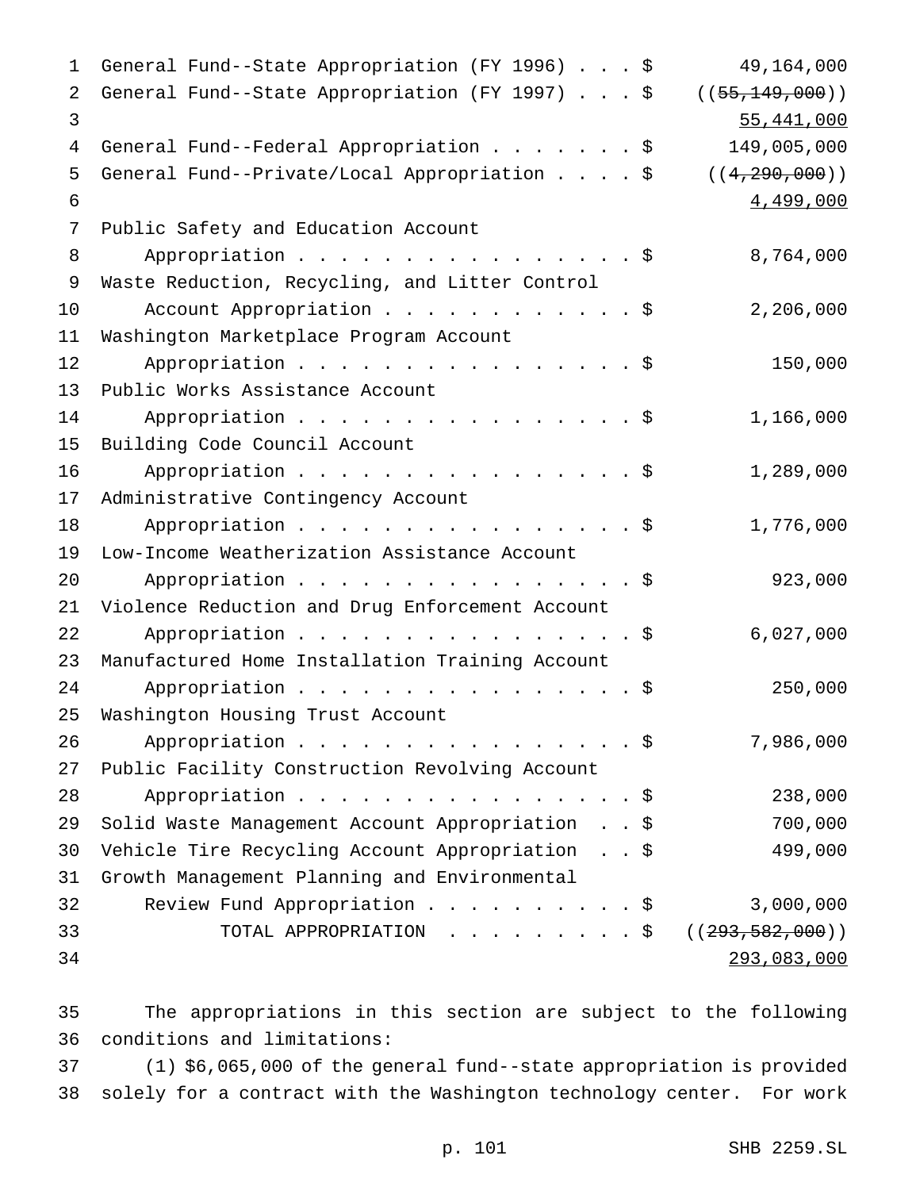| | | |
|---|---|---|
| General Fund--State Appropriation (FY 1996) | $ | 49,164,000 |
| General Fund--State Appropriation (FY 1997) | $ | ((~~55,149,000~~)) <u>55,441,000</u> |
| General Fund--Federal Appropriation | $ | 149,005,000 |
| General Fund--Private/Local Appropriation | $ | ((~~4,290,000~~)) <u>4,499,000</u> |
| Public Safety and Education Account Appropriation | $ | 8,764,000 |
| Waste Reduction, Recycling, and Litter Control Account Appropriation | $ | 2,206,000 |
| Washington Marketplace Program Account Appropriation | $ | 150,000 |
| Public Works Assistance Account Appropriation | $ | 1,166,000 |
| Building Code Council Account Appropriation | $ | 1,289,000 |
| Administrative Contingency Account Appropriation | $ | 1,776,000 |
| Low-Income Weatherization Assistance Account Appropriation | $ | 923,000 |
| Violence Reduction and Drug Enforcement Account Appropriation | $ | 6,027,000 |
| Manufactured Home Installation Training Account Appropriation | $ | 250,000 |
| Washington Housing Trust Account Appropriation | $ | 7,986,000 |
| Public Facility Construction Revolving Account Appropriation | $ | 238,000 |
| Solid Waste Management Account Appropriation | $ | 700,000 |
| Vehicle Tire Recycling Account Appropriation | $ | 499,000 |
| Growth Management Planning and Environmental Review Fund Appropriation | $ | 3,000,000 |
| TOTAL APPROPRIATION | $ | ((~~293,582,000~~)) <u>293,083,000</u> |

The appropriations in this section are subject to the following conditions and limitations:

(1) $6,065,000 of the general fund--state appropriation is provided solely for a contract with the Washington technology center. For work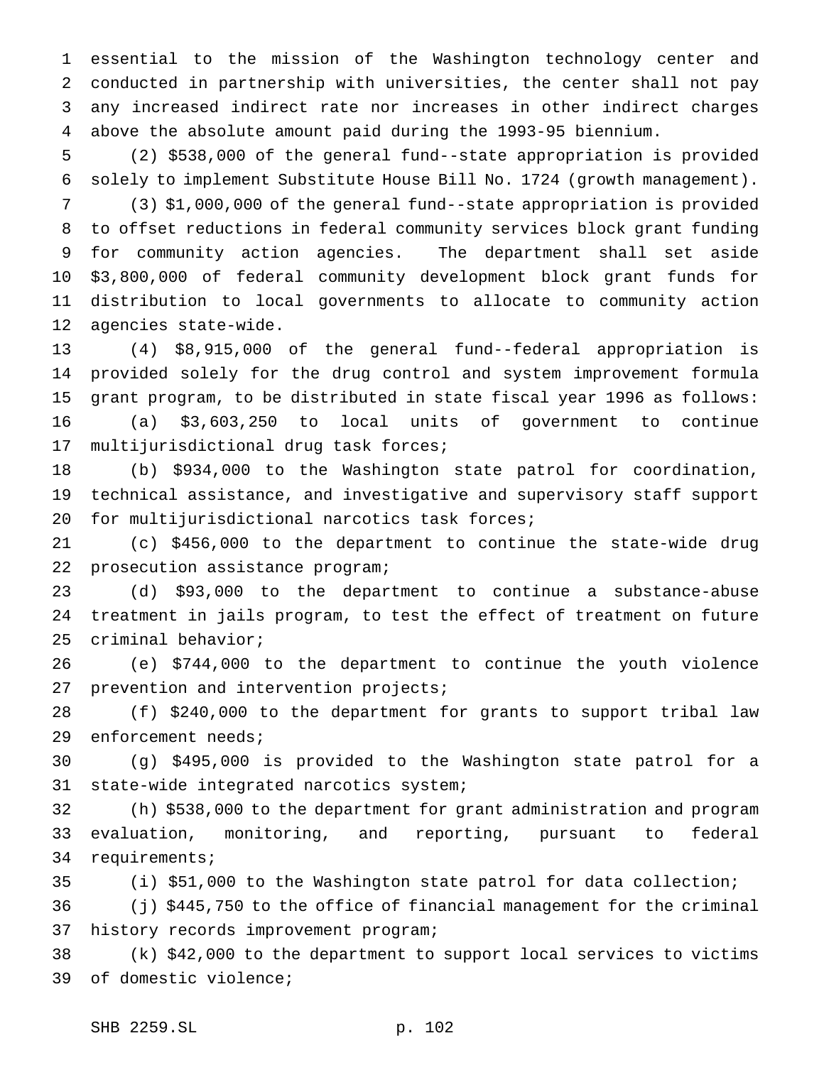essential to the mission of the Washington technology center and conducted in partnership with universities, the center shall not pay any increased indirect rate nor increases in other indirect charges above the absolute amount paid during the 1993-95 biennium.

(2) $538,000 of the general fund--state appropriation is provided solely to implement Substitute House Bill No. 1724 (growth management).

(3) $1,000,000 of the general fund--state appropriation is provided to offset reductions in federal community services block grant funding for community action agencies. The department shall set aside $3,800,000 of federal community development block grant funds for distribution to local governments to allocate to community action agencies state-wide.

(4) $8,915,000 of the general fund--federal appropriation is provided solely for the drug control and system improvement formula grant program, to be distributed in state fiscal year 1996 as follows:

(a) $3,603,250 to local units of government to continue multijurisdictional drug task forces;

(b) $934,000 to the Washington state patrol for coordination, technical assistance, and investigative and supervisory staff support for multijurisdictional narcotics task forces;

(c) $456,000 to the department to continue the state-wide drug prosecution assistance program;

(d) $93,000 to the department to continue a substance-abuse treatment in jails program, to test the effect of treatment on future criminal behavior;

(e) $744,000 to the department to continue the youth violence prevention and intervention projects;

(f) $240,000 to the department for grants to support tribal law enforcement needs;

(g) $495,000 is provided to the Washington state patrol for a state-wide integrated narcotics system;

(h) $538,000 to the department for grant administration and program evaluation, monitoring, and reporting, pursuant to federal requirements;

(i) $51,000 to the Washington state patrol for data collection;

(j) $445,750 to the office of financial management for the criminal history records improvement program;

(k) $42,000 to the department to support local services to victims of domestic violence;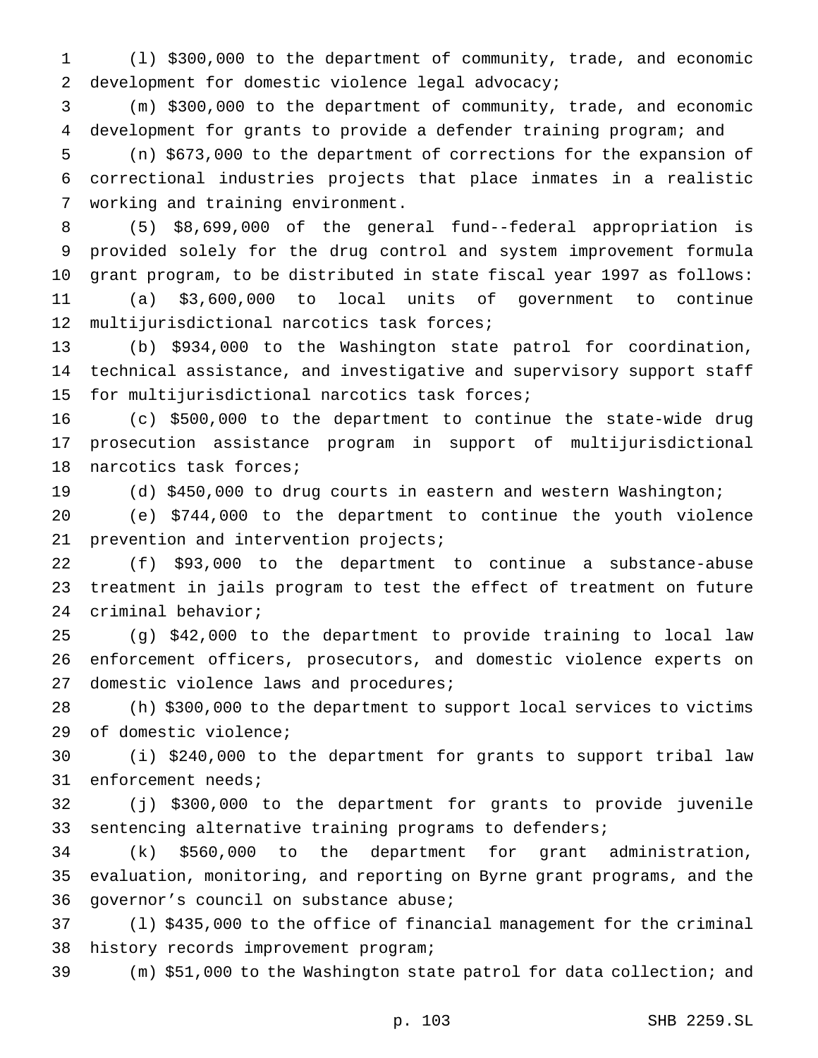(l) $300,000 to the department of community, trade, and economic development for domestic violence legal advocacy;

(m) $300,000 to the department of community, trade, and economic development for grants to provide a defender training program; and

(n) $673,000 to the department of corrections for the expansion of correctional industries projects that place inmates in a realistic working and training environment.

(5) $8,699,000 of the general fund--federal appropriation is provided solely for the drug control and system improvement formula grant program, to be distributed in state fiscal year 1997 as follows:

(a) $3,600,000 to local units of government to continue multijurisdictional narcotics task forces;

(b) $934,000 to the Washington state patrol for coordination, technical assistance, and investigative and supervisory support staff for multijurisdictional narcotics task forces;

(c) $500,000 to the department to continue the state-wide drug prosecution assistance program in support of multijurisdictional narcotics task forces;

(d) $450,000 to drug courts in eastern and western Washington;

(e) $744,000 to the department to continue the youth violence prevention and intervention projects;

(f) $93,000 to the department to continue a substance-abuse treatment in jails program to test the effect of treatment on future criminal behavior;

(g) $42,000 to the department to provide training to local law enforcement officers, prosecutors, and domestic violence experts on domestic violence laws and procedures;

(h) $300,000 to the department to support local services to victims of domestic violence;

(i) $240,000 to the department for grants to support tribal law enforcement needs;

(j) $300,000 to the department for grants to provide juvenile sentencing alternative training programs to defenders;

(k) $560,000 to the department for grant administration, evaluation, monitoring, and reporting on Byrne grant programs, and the governor's council on substance abuse;

(l) $435,000 to the office of financial management for the criminal history records improvement program;

(m) $51,000 to the Washington state patrol for data collection; and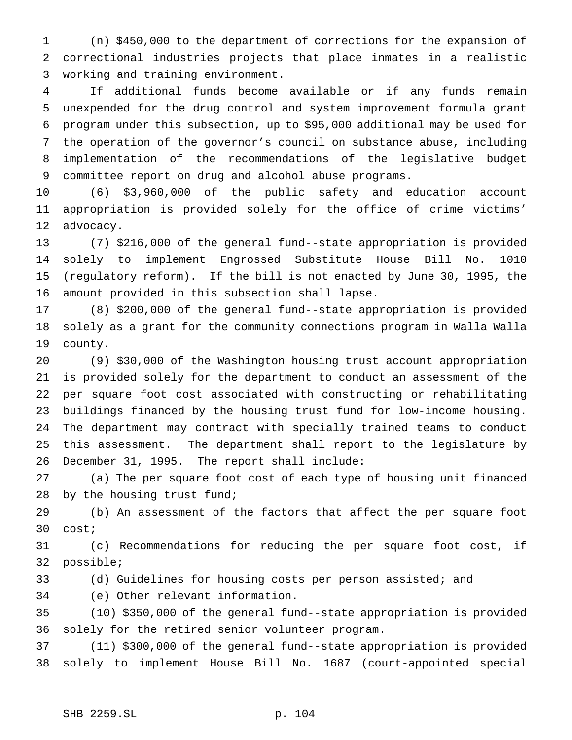(n) $450,000 to the department of corrections for the expansion of correctional industries projects that place inmates in a realistic working and training environment.

If additional funds become available or if any funds remain unexpended for the drug control and system improvement formula grant program under this subsection, up to $95,000 additional may be used for the operation of the governor's council on substance abuse, including implementation of the recommendations of the legislative budget committee report on drug and alcohol abuse programs.

(6) $3,960,000 of the public safety and education account appropriation is provided solely for the office of crime victims' advocacy.

(7) $216,000 of the general fund--state appropriation is provided solely to implement Engrossed Substitute House Bill No. 1010 (regulatory reform). If the bill is not enacted by June 30, 1995, the amount provided in this subsection shall lapse.

(8) $200,000 of the general fund--state appropriation is provided solely as a grant for the community connections program in Walla Walla county.

(9) $30,000 of the Washington housing trust account appropriation is provided solely for the department to conduct an assessment of the per square foot cost associated with constructing or rehabilitating buildings financed by the housing trust fund for low-income housing. The department may contract with specially trained teams to conduct this assessment. The department shall report to the legislature by December 31, 1995. The report shall include:

(a) The per square foot cost of each type of housing unit financed by the housing trust fund;

(b) An assessment of the factors that affect the per square foot cost;

(c) Recommendations for reducing the per square foot cost, if possible;

(d) Guidelines for housing costs per person assisted; and

(e) Other relevant information.

(10) $350,000 of the general fund--state appropriation is provided solely for the retired senior volunteer program.

(11) $300,000 of the general fund--state appropriation is provided solely to implement House Bill No. 1687 (court-appointed special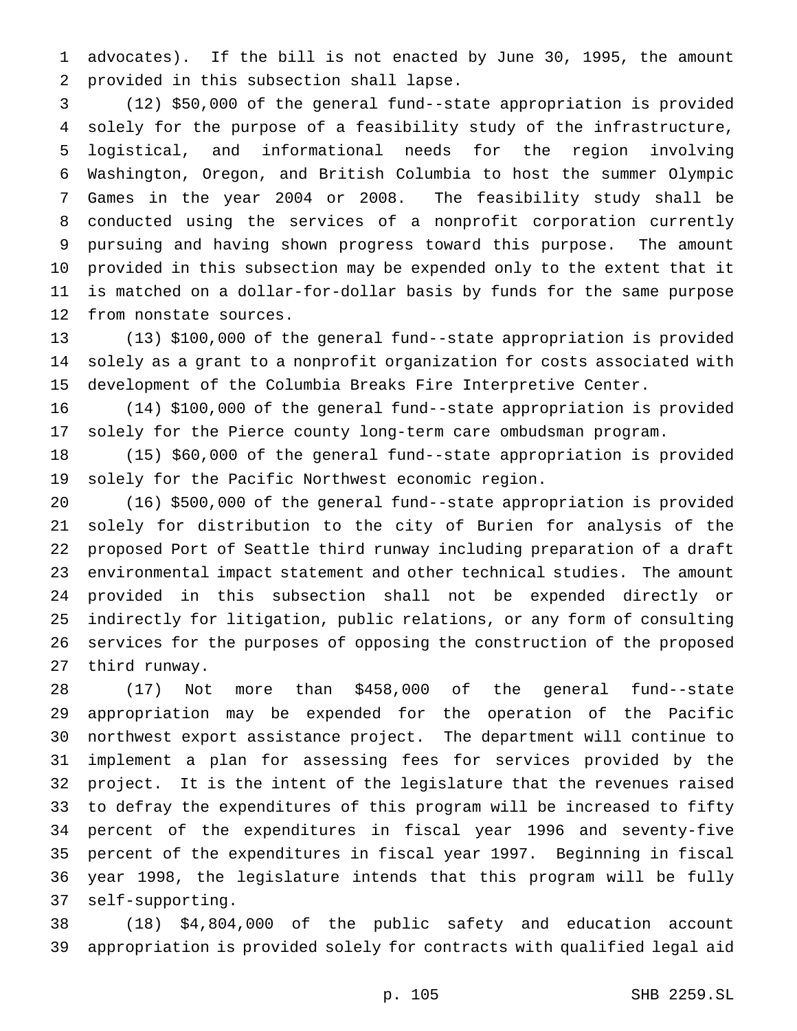advocates). If the bill is not enacted by June 30, 1995, the amount provided in this subsection shall lapse.

(12) $50,000 of the general fund--state appropriation is provided solely for the purpose of a feasibility study of the infrastructure, logistical, and informational needs for the region involving Washington, Oregon, and British Columbia to host the summer Olympic Games in the year 2004 or 2008. The feasibility study shall be conducted using the services of a nonprofit corporation currently pursuing and having shown progress toward this purpose. The amount provided in this subsection may be expended only to the extent that it is matched on a dollar-for-dollar basis by funds for the same purpose from nonstate sources.

(13) $100,000 of the general fund--state appropriation is provided solely as a grant to a nonprofit organization for costs associated with development of the Columbia Breaks Fire Interpretive Center.

(14) $100,000 of the general fund--state appropriation is provided solely for the Pierce county long-term care ombudsman program.

(15) $60,000 of the general fund--state appropriation is provided solely for the Pacific Northwest economic region.

(16) $500,000 of the general fund--state appropriation is provided solely for distribution to the city of Burien for analysis of the proposed Port of Seattle third runway including preparation of a draft environmental impact statement and other technical studies. The amount provided in this subsection shall not be expended directly or indirectly for litigation, public relations, or any form of consulting services for the purposes of opposing the construction of the proposed third runway.

(17) Not more than $458,000 of the general fund--state appropriation may be expended for the operation of the Pacific northwest export assistance project. The department will continue to implement a plan for assessing fees for services provided by the project. It is the intent of the legislature that the revenues raised to defray the expenditures of this program will be increased to fifty percent of the expenditures in fiscal year 1996 and seventy-five percent of the expenditures in fiscal year 1997. Beginning in fiscal year 1998, the legislature intends that this program will be fully self-supporting.

(18) $4,804,000 of the public safety and education account appropriation is provided solely for contracts with qualified legal aid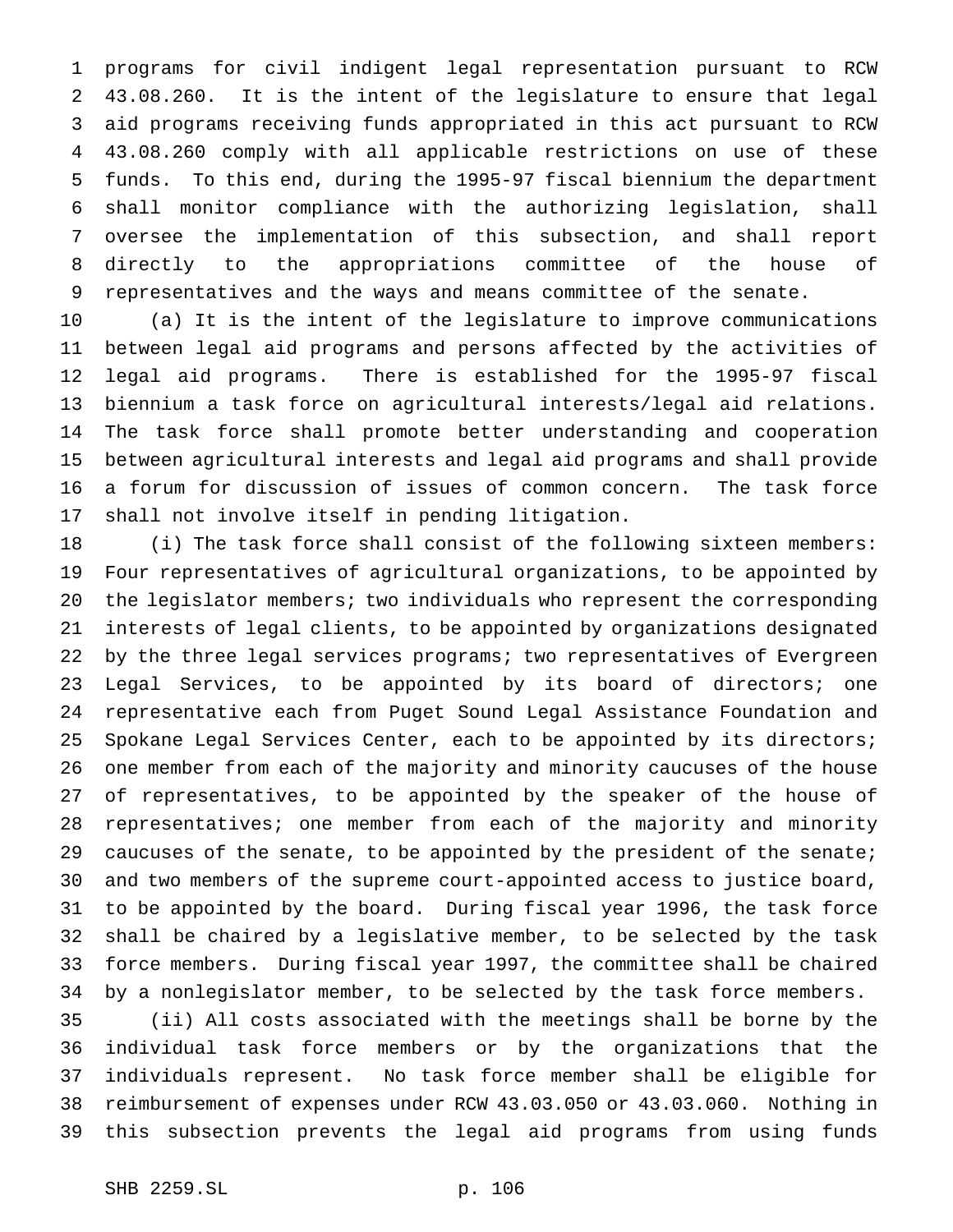programs for civil indigent legal representation pursuant to RCW 43.08.260. It is the intent of the legislature to ensure that legal aid programs receiving funds appropriated in this act pursuant to RCW 43.08.260 comply with all applicable restrictions on use of these funds. To this end, during the 1995-97 fiscal biennium the department shall monitor compliance with the authorizing legislation, shall oversee the implementation of this subsection, and shall report directly to the appropriations committee of the house of representatives and the ways and means committee of the senate.

(a) It is the intent of the legislature to improve communications between legal aid programs and persons affected by the activities of legal aid programs. There is established for the 1995-97 fiscal biennium a task force on agricultural interests/legal aid relations. The task force shall promote better understanding and cooperation between agricultural interests and legal aid programs and shall provide a forum for discussion of issues of common concern. The task force shall not involve itself in pending litigation.

(i) The task force shall consist of the following sixteen members: Four representatives of agricultural organizations, to be appointed by the legislator members; two individuals who represent the corresponding interests of legal clients, to be appointed by organizations designated by the three legal services programs; two representatives of Evergreen Legal Services, to be appointed by its board of directors; one representative each from Puget Sound Legal Assistance Foundation and Spokane Legal Services Center, each to be appointed by its directors; one member from each of the majority and minority caucuses of the house of representatives, to be appointed by the speaker of the house of representatives; one member from each of the majority and minority caucuses of the senate, to be appointed by the president of the senate; and two members of the supreme court-appointed access to justice board, to be appointed by the board. During fiscal year 1996, the task force shall be chaired by a legislative member, to be selected by the task force members. During fiscal year 1997, the committee shall be chaired by a nonlegislator member, to be selected by the task force members.

(ii) All costs associated with the meetings shall be borne by the individual task force members or by the organizations that the individuals represent. No task force member shall be eligible for reimbursement of expenses under RCW 43.03.050 or 43.03.060. Nothing in this subsection prevents the legal aid programs from using funds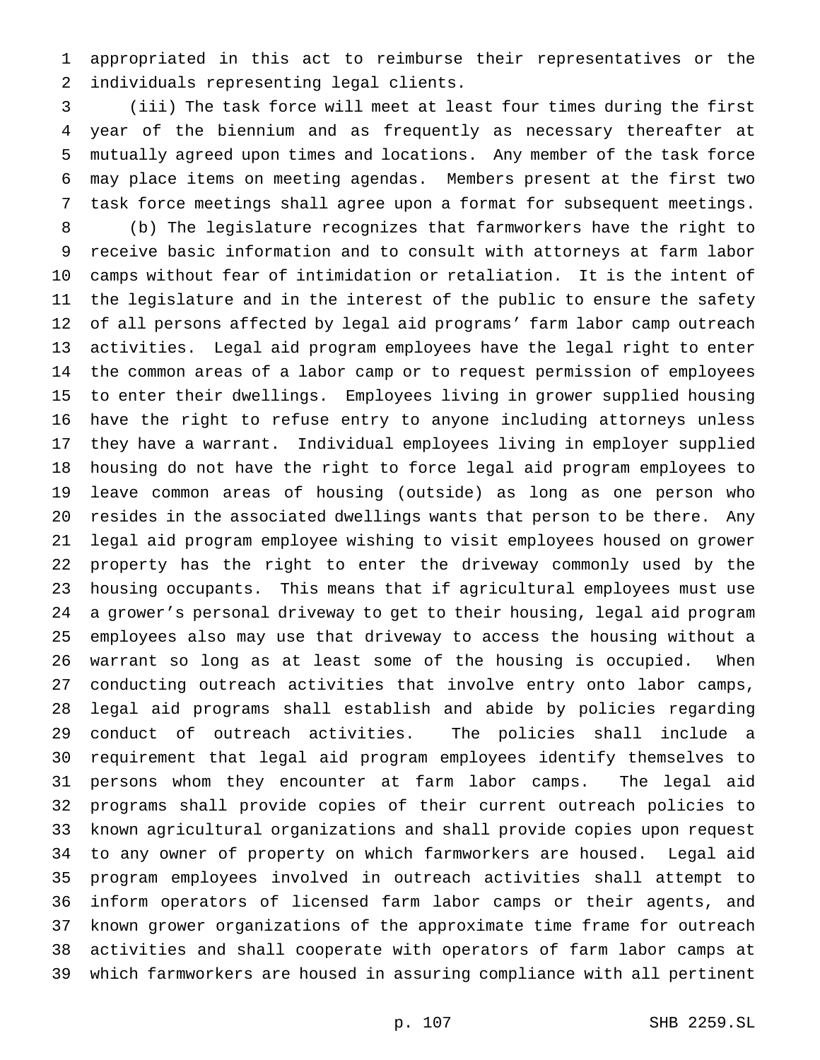appropriated in this act to reimburse their representatives or the individuals representing legal clients.

(iii) The task force will meet at least four times during the first year of the biennium and as frequently as necessary thereafter at mutually agreed upon times and locations. Any member of the task force may place items on meeting agendas. Members present at the first two task force meetings shall agree upon a format for subsequent meetings.

(b) The legislature recognizes that farmworkers have the right to receive basic information and to consult with attorneys at farm labor camps without fear of intimidation or retaliation. It is the intent of the legislature and in the interest of the public to ensure the safety of all persons affected by legal aid programs' farm labor camp outreach activities. Legal aid program employees have the legal right to enter the common areas of a labor camp or to request permission of employees to enter their dwellings. Employees living in grower supplied housing have the right to refuse entry to anyone including attorneys unless they have a warrant. Individual employees living in employer supplied housing do not have the right to force legal aid program employees to leave common areas of housing (outside) as long as one person who resides in the associated dwellings wants that person to be there. Any legal aid program employee wishing to visit employees housed on grower property has the right to enter the driveway commonly used by the housing occupants. This means that if agricultural employees must use a grower's personal driveway to get to their housing, legal aid program employees also may use that driveway to access the housing without a warrant so long as at least some of the housing is occupied. When conducting outreach activities that involve entry onto labor camps, legal aid programs shall establish and abide by policies regarding conduct of outreach activities. The policies shall include a requirement that legal aid program employees identify themselves to persons whom they encounter at farm labor camps. The legal aid programs shall provide copies of their current outreach policies to known agricultural organizations and shall provide copies upon request to any owner of property on which farmworkers are housed. Legal aid program employees involved in outreach activities shall attempt to inform operators of licensed farm labor camps or their agents, and known grower organizations of the approximate time frame for outreach activities and shall cooperate with operators of farm labor camps at which farmworkers are housed in assuring compliance with all pertinent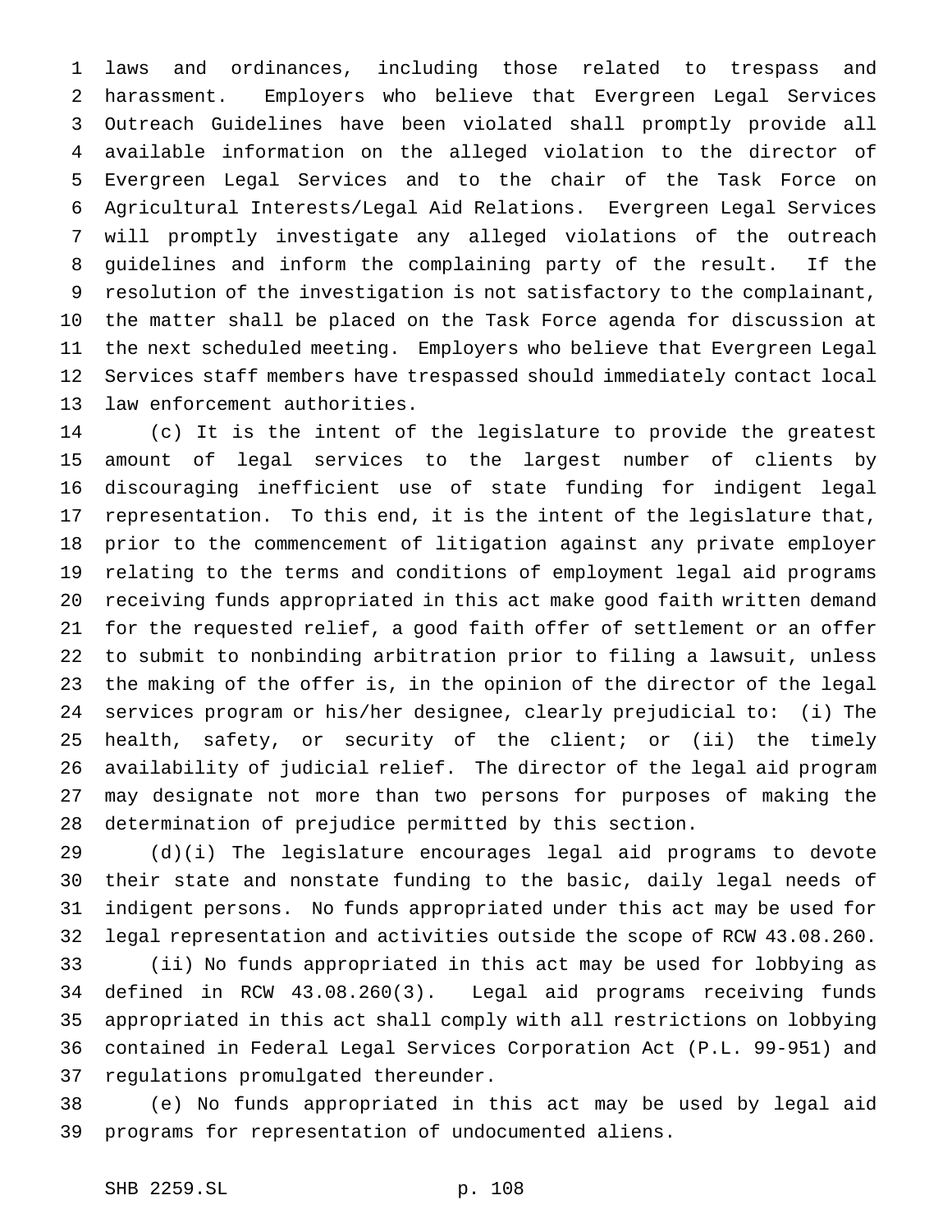laws and ordinances, including those related to trespass and harassment. Employers who believe that Evergreen Legal Services Outreach Guidelines have been violated shall promptly provide all available information on the alleged violation to the director of Evergreen Legal Services and to the chair of the Task Force on Agricultural Interests/Legal Aid Relations. Evergreen Legal Services will promptly investigate any alleged violations of the outreach guidelines and inform the complaining party of the result. If the resolution of the investigation is not satisfactory to the complainant, the matter shall be placed on the Task Force agenda for discussion at the next scheduled meeting. Employers who believe that Evergreen Legal Services staff members have trespassed should immediately contact local law enforcement authorities.

(c) It is the intent of the legislature to provide the greatest amount of legal services to the largest number of clients by discouraging inefficient use of state funding for indigent legal representation. To this end, it is the intent of the legislature that, prior to the commencement of litigation against any private employer relating to the terms and conditions of employment legal aid programs receiving funds appropriated in this act make good faith written demand for the requested relief, a good faith offer of settlement or an offer to submit to nonbinding arbitration prior to filing a lawsuit, unless the making of the offer is, in the opinion of the director of the legal services program or his/her designee, clearly prejudicial to: (i) The health, safety, or security of the client; or (ii) the timely availability of judicial relief. The director of the legal aid program may designate not more than two persons for purposes of making the determination of prejudice permitted by this section.

(d)(i) The legislature encourages legal aid programs to devote their state and nonstate funding to the basic, daily legal needs of indigent persons. No funds appropriated under this act may be used for legal representation and activities outside the scope of RCW 43.08.260.

(ii) No funds appropriated in this act may be used for lobbying as defined in RCW 43.08.260(3). Legal aid programs receiving funds appropriated in this act shall comply with all restrictions on lobbying contained in Federal Legal Services Corporation Act (P.L. 99-951) and regulations promulgated thereunder.

(e) No funds appropriated in this act may be used by legal aid programs for representation of undocumented aliens.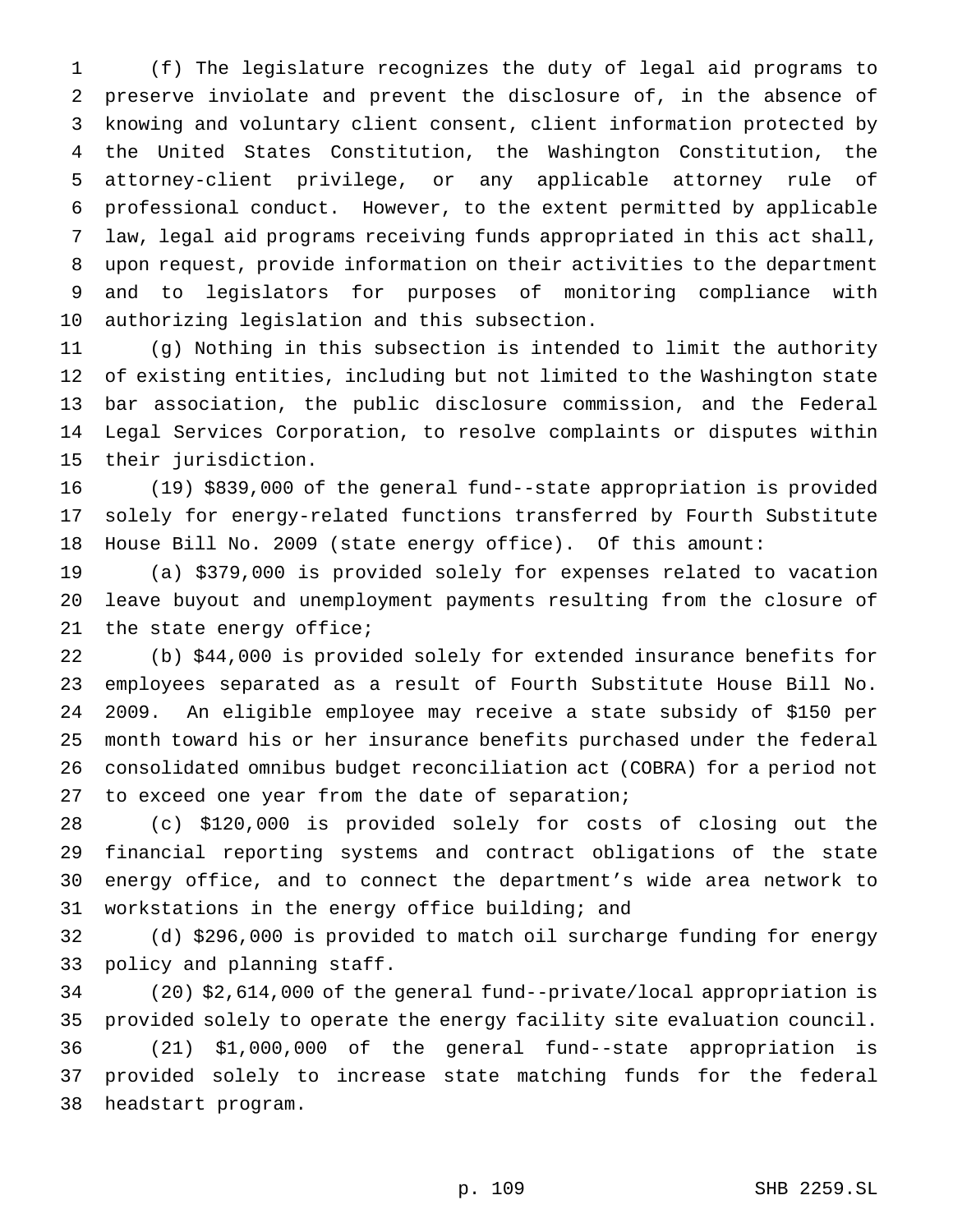(f) The legislature recognizes the duty of legal aid programs to preserve inviolate and prevent the disclosure of, in the absence of knowing and voluntary client consent, client information protected by the United States Constitution, the Washington Constitution, the attorney-client privilege, or any applicable attorney rule of professional conduct. However, to the extent permitted by applicable law, legal aid programs receiving funds appropriated in this act shall, upon request, provide information on their activities to the department and to legislators for purposes of monitoring compliance with authorizing legislation and this subsection.

(g) Nothing in this subsection is intended to limit the authority of existing entities, including but not limited to the Washington state bar association, the public disclosure commission, and the Federal Legal Services Corporation, to resolve complaints or disputes within their jurisdiction.

(19) $839,000 of the general fund--state appropriation is provided solely for energy-related functions transferred by Fourth Substitute House Bill No. 2009 (state energy office). Of this amount:

(a) $379,000 is provided solely for expenses related to vacation leave buyout and unemployment payments resulting from the closure of the state energy office;

(b) $44,000 is provided solely for extended insurance benefits for employees separated as a result of Fourth Substitute House Bill No. 2009. An eligible employee may receive a state subsidy of $150 per month toward his or her insurance benefits purchased under the federal consolidated omnibus budget reconciliation act (COBRA) for a period not to exceed one year from the date of separation;

(c) $120,000 is provided solely for costs of closing out the financial reporting systems and contract obligations of the state energy office, and to connect the department's wide area network to workstations in the energy office building; and

(d) $296,000 is provided to match oil surcharge funding for energy policy and planning staff.

(20) $2,614,000 of the general fund--private/local appropriation is provided solely to operate the energy facility site evaluation council.

(21) $1,000,000 of the general fund--state appropriation is provided solely to increase state matching funds for the federal headstart program.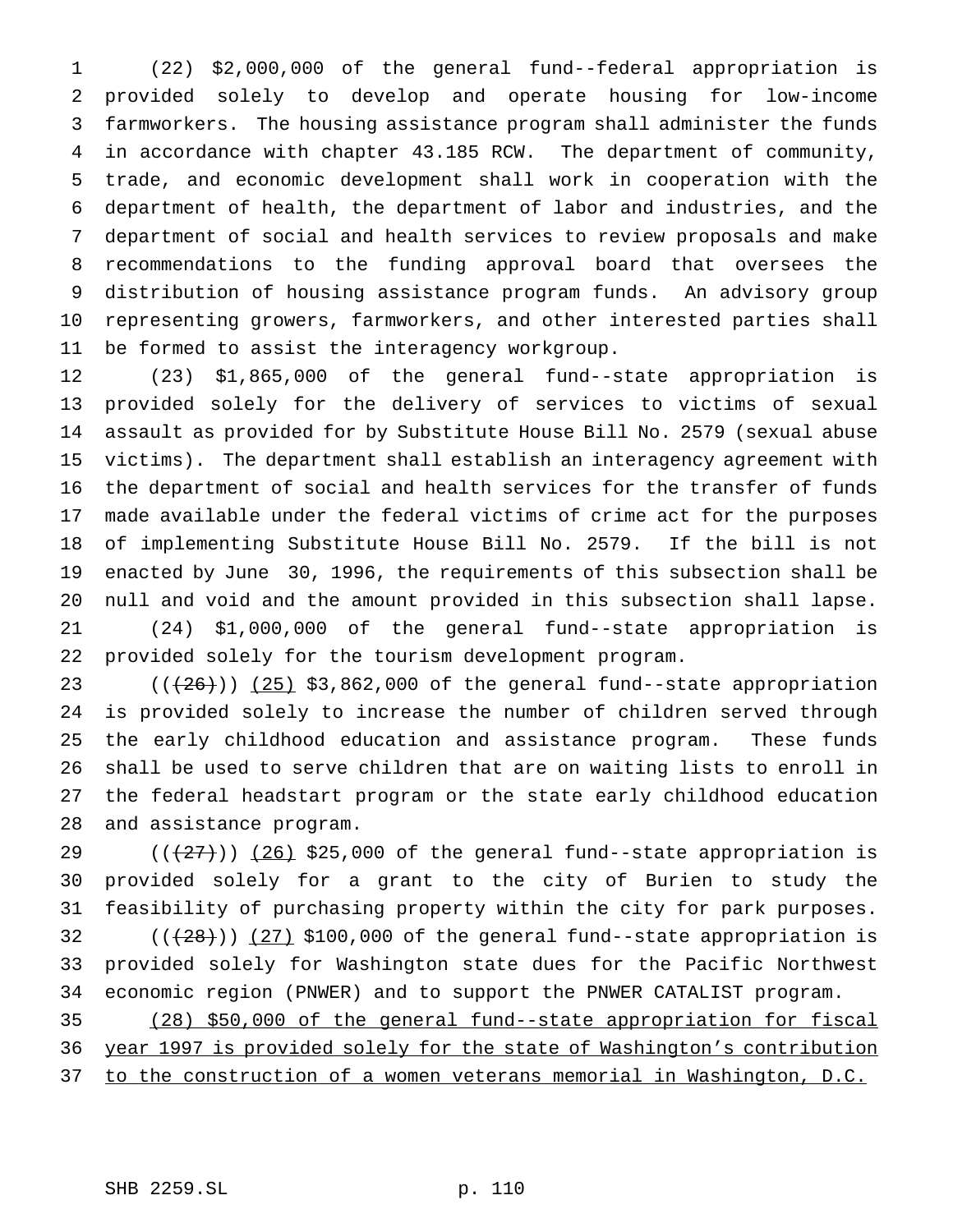(22) $2,000,000 of the general fund--federal appropriation is provided solely to develop and operate housing for low-income farmworkers. The housing assistance program shall administer the funds in accordance with chapter 43.185 RCW. The department of community, trade, and economic development shall work in cooperation with the department of health, the department of labor and industries, and the department of social and health services to review proposals and make recommendations to the funding approval board that oversees the distribution of housing assistance program funds. An advisory group representing growers, farmworkers, and other interested parties shall be formed to assist the interagency workgroup.

(23) $1,865,000 of the general fund--state appropriation is provided solely for the delivery of services to victims of sexual assault as provided for by Substitute House Bill No. 2579 (sexual abuse victims). The department shall establish an interagency agreement with the department of social and health services for the transfer of funds made available under the federal victims of crime act for the purposes of implementing Substitute House Bill No. 2579. If the bill is not enacted by June 30, 1996, the requirements of this subsection shall be null and void and the amount provided in this subsection shall lapse.

(24) $1,000,000 of the general fund--state appropriation is provided solely for the tourism development program.

((~~(26)~~)) <u>(25)</u> $3,862,000 of the general fund--state appropriation is provided solely to increase the number of children served through the early childhood education and assistance program. These funds shall be used to serve children that are on waiting lists to enroll in the federal headstart program or the state early childhood education and assistance program.

((~~(27)~~)) <u>(26)</u> $25,000 of the general fund--state appropriation is provided solely for a grant to the city of Burien to study the feasibility of purchasing property within the city for park purposes.

((~~(28)~~)) <u>(27)</u> $100,000 of the general fund--state appropriation is provided solely for Washington state dues for the Pacific Northwest economic region (PNWER) and to support the PNWER CATALIST program.

<u>(28) $50,000 of the general fund--state appropriation for fiscal year 1997 is provided solely for the state of Washington's contribution to the construction of a women veterans memorial in Washington, D.C.</u>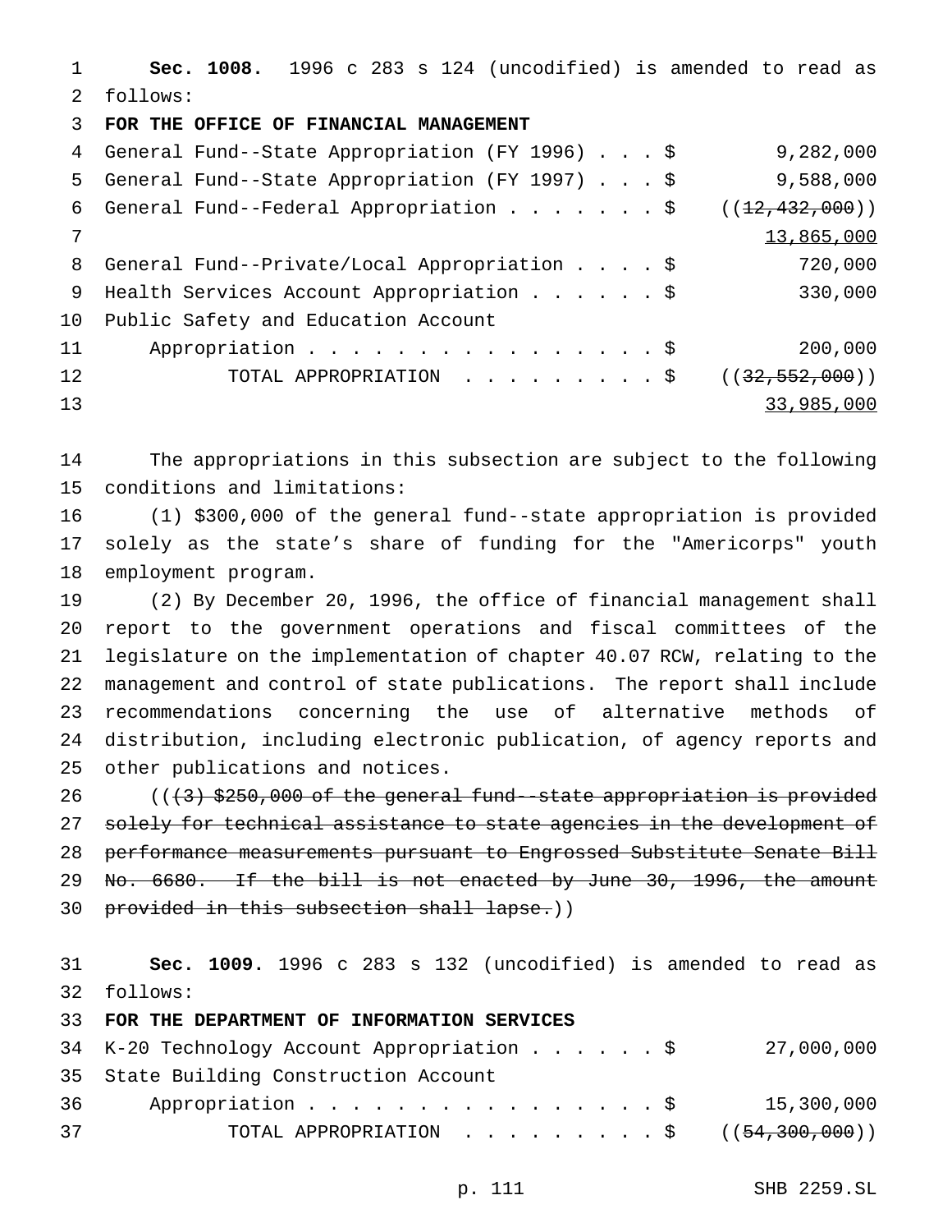**Sec. 1008.** 1996 c 283 s 124 (uncodified) is amended to read as follows:

**FOR THE OFFICE OF FINANCIAL MANAGEMENT**

| | |
|---|---|
| General Fund--State Appropriation (FY 1996) . . . $ | 9,282,000 |
| General Fund--State Appropriation (FY 1997) . . . $ | 9,588,000 |
| General Fund--Federal Appropriation . . . . . . . $ | ((~~12,432,000~~)) <u>13,865,000</u> |
| General Fund--Private/Local Appropriation . . . . $ | 720,000 |
| Health Services Account Appropriation . . . . . . $ | 330,000 |
| Public Safety and Education Account Appropriation . . . . . . . . . . . . . . . . . $ | 200,000 |
| TOTAL APPROPRIATION . . . . . . . . . $ | ((~~32,552,000~~)) <u>33,985,000</u> |

The appropriations in this subsection are subject to the following conditions and limitations:

(1) $300,000 of the general fund--state appropriation is provided solely as the state's share of funding for the "Americorps" youth employment program.

(2) By December 20, 1996, the office of financial management shall report to the government operations and fiscal committees of the legislature on the implementation of chapter 40.07 RCW, relating to the management and control of state publications. The report shall include recommendations concerning the use of alternative methods of distribution, including electronic publication, of agency reports and other publications and notices.

((~~(3) $250,000 of the general fund--state appropriation is provided solely for technical assistance to state agencies in the development of performance measurements pursuant to Engrossed Substitute Senate Bill No. 6680. If the bill is not enacted by June 30, 1996, the amount provided in this subsection shall lapse.~~))

**Sec. 1009.** 1996 c 283 s 132 (uncodified) is amended to read as follows:

**FOR THE DEPARTMENT OF INFORMATION SERVICES**

| | |
|---|---|
| K-20 Technology Account Appropriation . . . . . . $ | 27,000,000 |
| State Building Construction Account Appropriation . . . . . . . . . . . . . . . . . $ | 15,300,000 |
| TOTAL APPROPRIATION . . . . . . . . . $ | ((~~54,300,000~~)) |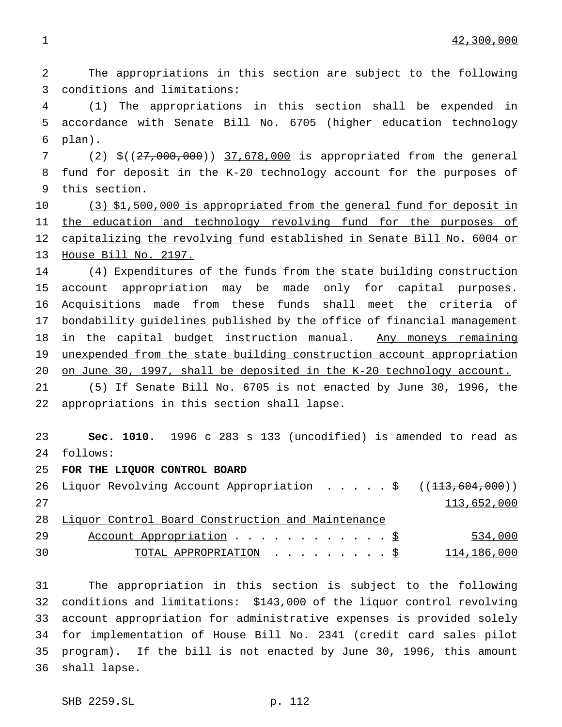42,300,000

The appropriations in this section are subject to the following conditions and limitations:

(1) The appropriations in this section shall be expended in accordance with Senate Bill No. 6705 (higher education technology plan).

(2) $((~~27,000,000~~)) 37,678,000 is appropriated from the general fund for deposit in the K-20 technology account for the purposes of this section.

(3) $1,500,000 is appropriated from the general fund for deposit in the education and technology revolving fund for the purposes of capitalizing the revolving fund established in Senate Bill No. 6004 or House Bill No. 2197.

(4) Expenditures of the funds from the state building construction account appropriation may be made only for capital purposes. Acquisitions made from these funds shall meet the criteria of bondability guidelines published by the office of financial management in the capital budget instruction manual. Any moneys remaining unexpended from the state building construction account appropriation on June 30, 1997, shall be deposited in the K-20 technology account.

(5) If Senate Bill No. 6705 is not enacted by June 30, 1996, the appropriations in this section shall lapse.

**Sec. 1010.** 1996 c 283 s 133 (uncodified) is amended to read as follows:

**FOR THE LIQUOR CONTROL BOARD**

| | |
|---|---|
| Liquor Revolving Account Appropriation . . . . . $ | ((~~113,604,000~~)) |
| | 113,652,000 |
| Liquor Control Board Construction and Maintenance Account Appropriation . . . . . . . . . . . . $ | 534,000 |
| TOTAL APPROPRIATION . . . . . . . . . $ | 114,186,000 |

The appropriation in this section is subject to the following conditions and limitations: $143,000 of the liquor control revolving account appropriation for administrative expenses is provided solely for implementation of House Bill No. 2341 (credit card sales pilot program). If the bill is not enacted by June 30, 1996, this amount shall lapse.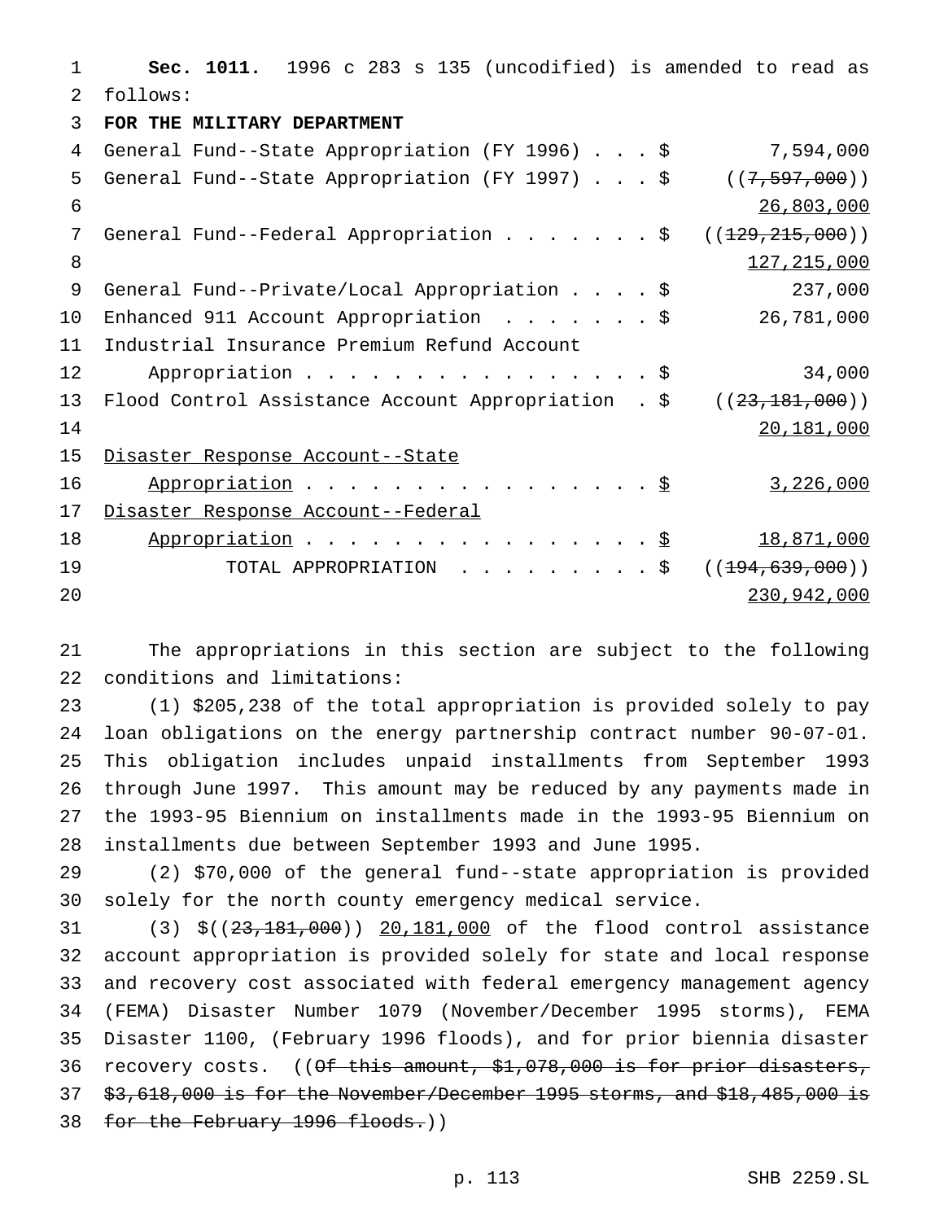**Sec. 1011.** 1996 c 283 s 135 (uncodified) is amended to read as follows:

**FOR THE MILITARY DEPARTMENT**

| | |
|---|---|
| General Fund--State Appropriation (FY 1996) . . . $ | 7,594,000 |
| General Fund--State Appropriation (FY 1997) . . . $ | ((~~7,597,000~~)) |
| | <u>26,803,000</u> |
| General Fund--Federal Appropriation . . . . . . . $ | ((~~129,215,000~~)) |
| | <u>127,215,000</u> |
| General Fund--Private/Local Appropriation . . . . $ | 237,000 |
| Enhanced 911 Account Appropriation . . . . . . . $ | 26,781,000 |
| Industrial Insurance Premium Refund Account Appropriation . . . . . . . . . . . . . . . . . $ | 34,000 |
| Flood Control Assistance Account Appropriation . $ | ((~~23,181,000~~)) |
| | <u>20,181,000</u> |
| <u>Disaster Response Account--State Appropriation . . . . . . . . . . . . . . . . . $</u> | <u>3,226,000</u> |
| <u>Disaster Response Account--Federal Appropriation . . . . . . . . . . . . . . . . . $</u> | <u>18,871,000</u> |
| TOTAL APPROPRIATION . . . . . . . . . $ | ((~~194,639,000~~)) |
| | <u>230,942,000</u> |

The appropriations in this section are subject to the following conditions and limitations:

(1) $205,238 of the total appropriation is provided solely to pay loan obligations on the energy partnership contract number 90-07-01. This obligation includes unpaid installments from September 1993 through June 1997. This amount may be reduced by any payments made in the 1993-95 Biennium on installments made in the 1993-95 Biennium on installments due between September 1993 and June 1995.

(2) $70,000 of the general fund--state appropriation is provided solely for the north county emergency medical service.

(3) $((~~23,181,000~~)) <u>20,181,000</u> of the flood control assistance account appropriation is provided solely for state and local response and recovery cost associated with federal emergency management agency (FEMA) Disaster Number 1079 (November/December 1995 storms), FEMA Disaster 1100, (February 1996 floods), and for prior biennia disaster recovery costs. ((~~Of this amount, $1,078,000 is for prior disasters, $3,618,000 is for the November/December 1995 storms, and $18,485,000 is for the February 1996 floods.~~))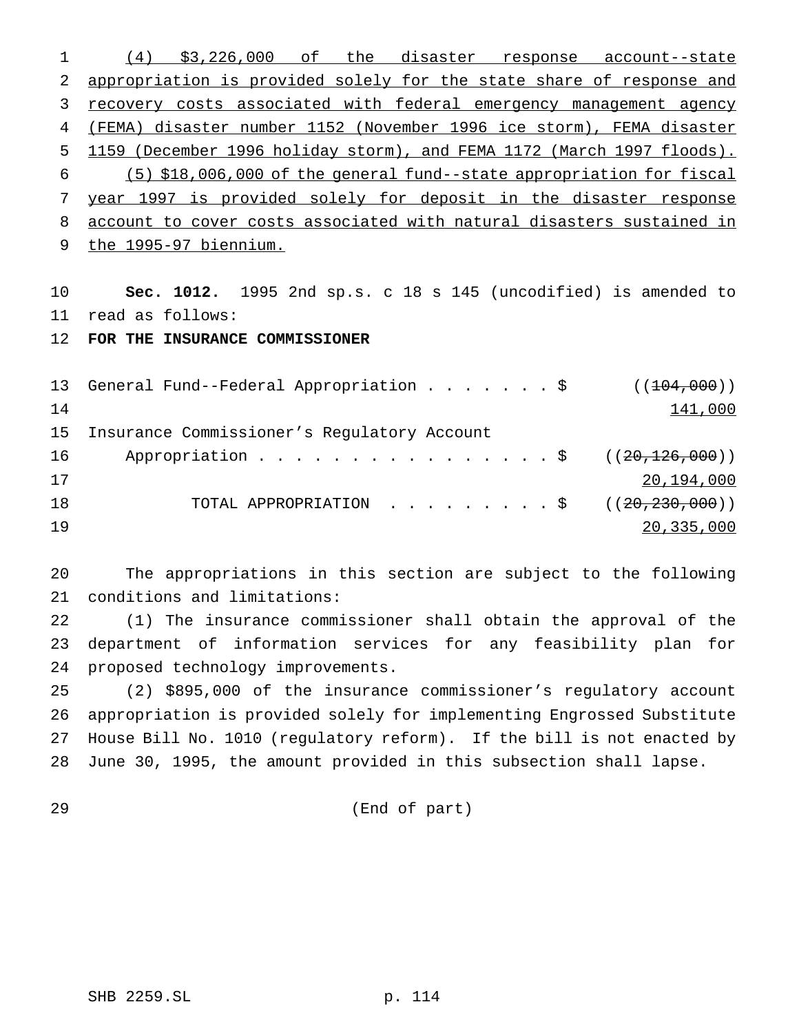(4) $3,226,000 of the disaster response account--state appropriation is provided solely for the state share of response and recovery costs associated with federal emergency management agency (FEMA) disaster number 1152 (November 1996 ice storm), FEMA disaster 1159 (December 1996 holiday storm), and FEMA 1172 (March 1997 floods).

(5) $18,006,000 of the general fund--state appropriation for fiscal year 1997 is provided solely for deposit in the disaster response account to cover costs associated with natural disasters sustained in the 1995-97 biennium.

**Sec. 1012.** 1995 2nd sp.s. c 18 s 145 (uncodified) is amended to read as follows:

**FOR THE INSURANCE COMMISSIONER**

General Fund--Federal Appropriation . . . . . . . $ ((~~104,000~~)) 141,000

Insurance Commissioner's Regulatory Account Appropriation . . . . . . . . . . . . . . . . . $ ((~~20,126,000~~)) 20,194,000

TOTAL APPROPRIATION . . . . . . . . . $ ((~~20,230,000~~)) 20,335,000

The appropriations in this section are subject to the following conditions and limitations:

(1) The insurance commissioner shall obtain the approval of the department of information services for any feasibility plan for proposed technology improvements.

(2) $895,000 of the insurance commissioner's regulatory account appropriation is provided solely for implementing Engrossed Substitute House Bill No. 1010 (regulatory reform). If the bill is not enacted by June 30, 1995, the amount provided in this subsection shall lapse.

(End of part)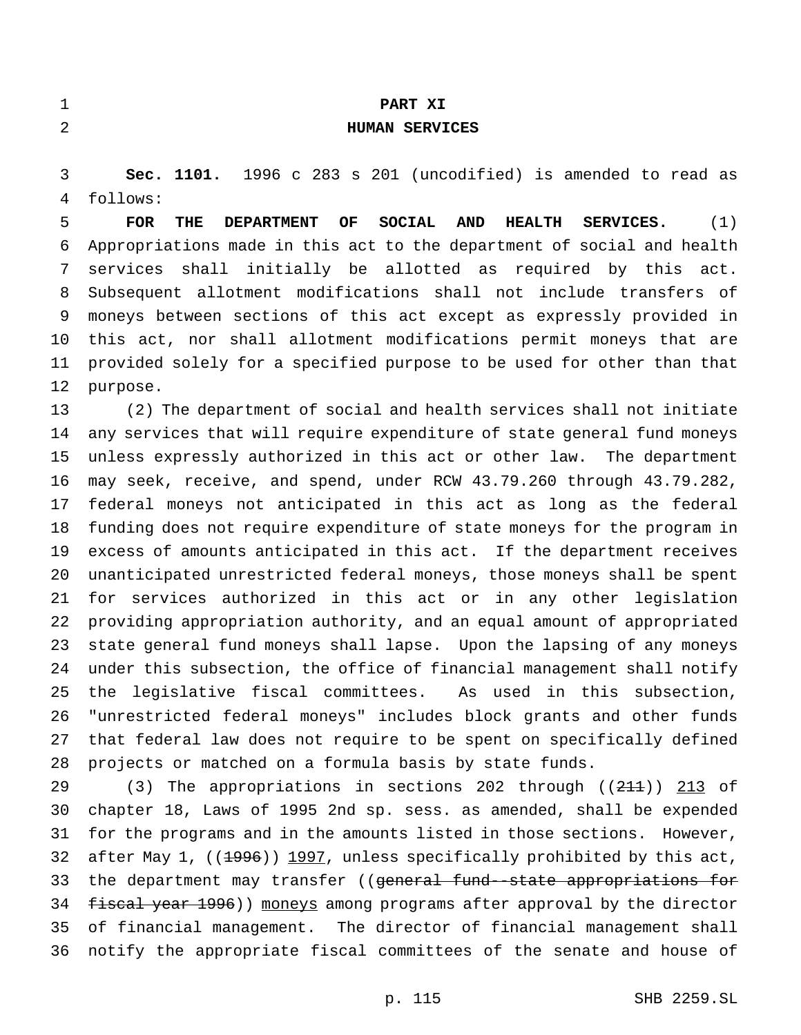**PART XI**

**HUMAN SERVICES**

**Sec. 1101.** 1996 c 283 s 201 (uncodified) is amended to read as follows:

**FOR THE DEPARTMENT OF SOCIAL AND HEALTH SERVICES.** (1) Appropriations made in this act to the department of social and health services shall initially be allotted as required by this act. Subsequent allotment modifications shall not include transfers of moneys between sections of this act except as expressly provided in this act, nor shall allotment modifications permit moneys that are provided solely for a specified purpose to be used for other than that purpose.

(2) The department of social and health services shall not initiate any services that will require expenditure of state general fund moneys unless expressly authorized in this act or other law. The department may seek, receive, and spend, under RCW 43.79.260 through 43.79.282, federal moneys not anticipated in this act as long as the federal funding does not require expenditure of state moneys for the program in excess of amounts anticipated in this act. If the department receives unanticipated unrestricted federal moneys, those moneys shall be spent for services authorized in this act or in any other legislation providing appropriation authority, and an equal amount of appropriated state general fund moneys shall lapse. Upon the lapsing of any moneys under this subsection, the office of financial management shall notify the legislative fiscal committees. As used in this subsection, "unrestricted federal moneys" includes block grants and other funds that federal law does not require to be spent on specifically defined projects or matched on a formula basis by state funds.

(3) The appropriations in sections 202 through ((~~211~~)) <u>213</u> of chapter 18, Laws of 1995 2nd sp. sess. as amended, shall be expended for the programs and in the amounts listed in those sections. However, after May 1, ((~~1996~~)) <u>1997</u>, unless specifically prohibited by this act, the department may transfer ((~~general fund--state appropriations for fiscal year 1996~~)) <u>moneys</u> among programs after approval by the director of financial management. The director of financial management shall notify the appropriate fiscal committees of the senate and house of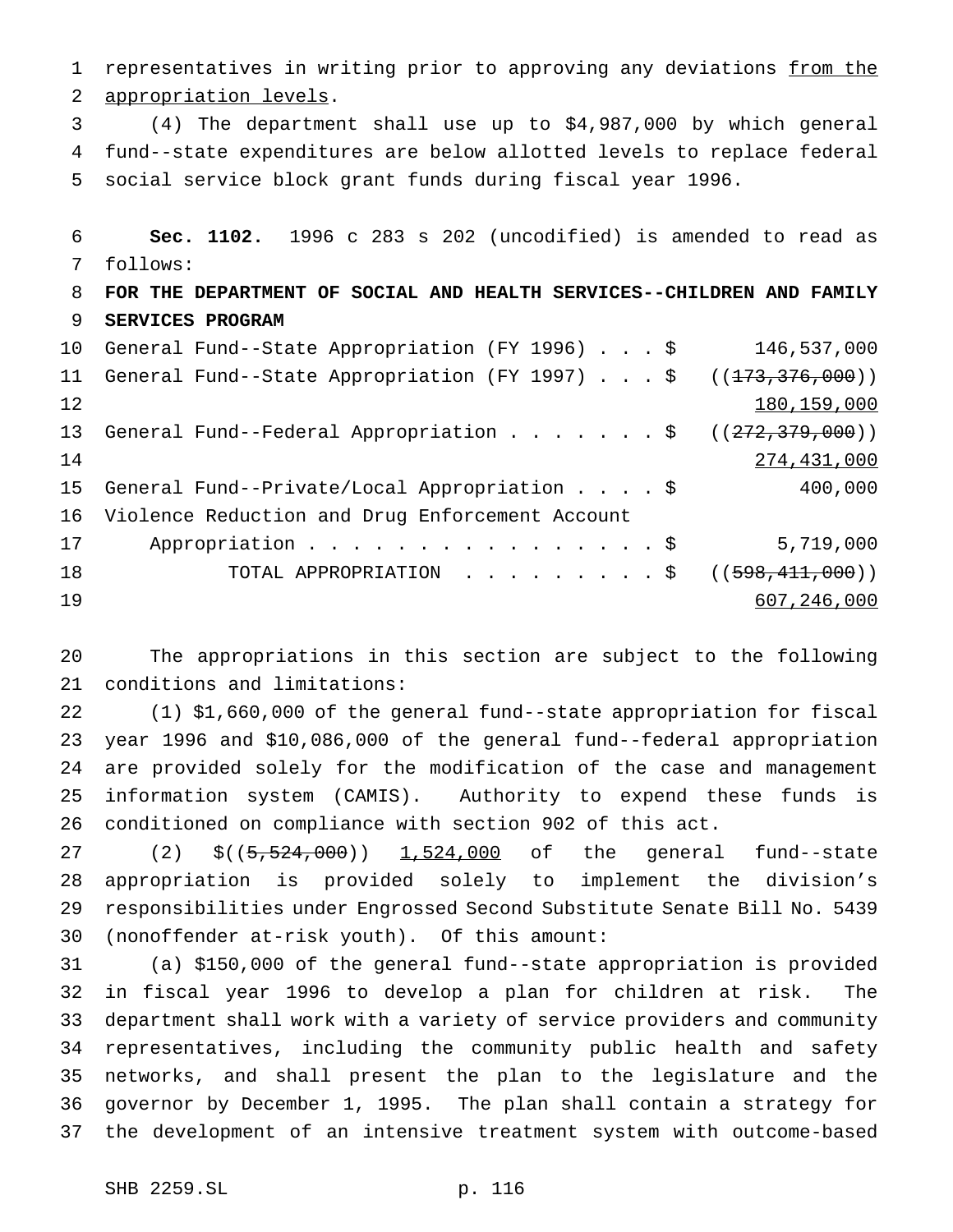representatives in writing prior to approving any deviations from the appropriation levels.

(4) The department shall use up to $4,987,000 by which general fund--state expenditures are below allotted levels to replace federal social service block grant funds during fiscal year 1996.

**Sec. 1102.** 1996 c 283 s 202 (uncodified) is amended to read as follows:

**FOR THE DEPARTMENT OF SOCIAL AND HEALTH SERVICES--CHILDREN AND FAMILY SERVICES PROGRAM**

| | |
|---|---|
| General Fund--State Appropriation (FY 1996) . . . $ | 146,537,000 |
| General Fund--State Appropriation (FY 1997) . . . $ | ((~~173,376,000~~)) 180,159,000 |
| General Fund--Federal Appropriation . . . . . . . $ | ((~~272,379,000~~)) 274,431,000 |
| General Fund--Private/Local Appropriation . . . . $ | 400,000 |
| Violence Reduction and Drug Enforcement Account Appropriation . . . . . . . . . . . . . . . . . $ | 5,719,000 |
| TOTAL APPROPRIATION . . . . . . . . . $ | ((~~598,411,000~~)) 607,246,000 |

The appropriations in this section are subject to the following conditions and limitations:

(1) $1,660,000 of the general fund--state appropriation for fiscal year 1996 and $10,086,000 of the general fund--federal appropriation are provided solely for the modification of the case and management information system (CAMIS). Authority to expend these funds is conditioned on compliance with section 902 of this act.

(2) $((~~5,524,000~~)) 1,524,000 of the general fund--state appropriation is provided solely to implement the division's responsibilities under Engrossed Second Substitute Senate Bill No. 5439 (nonoffender at-risk youth). Of this amount:

(a) $150,000 of the general fund--state appropriation is provided in fiscal year 1996 to develop a plan for children at risk. The department shall work with a variety of service providers and community representatives, including the community public health and safety networks, and shall present the plan to the legislature and the governor by December 1, 1995. The plan shall contain a strategy for the development of an intensive treatment system with outcome-based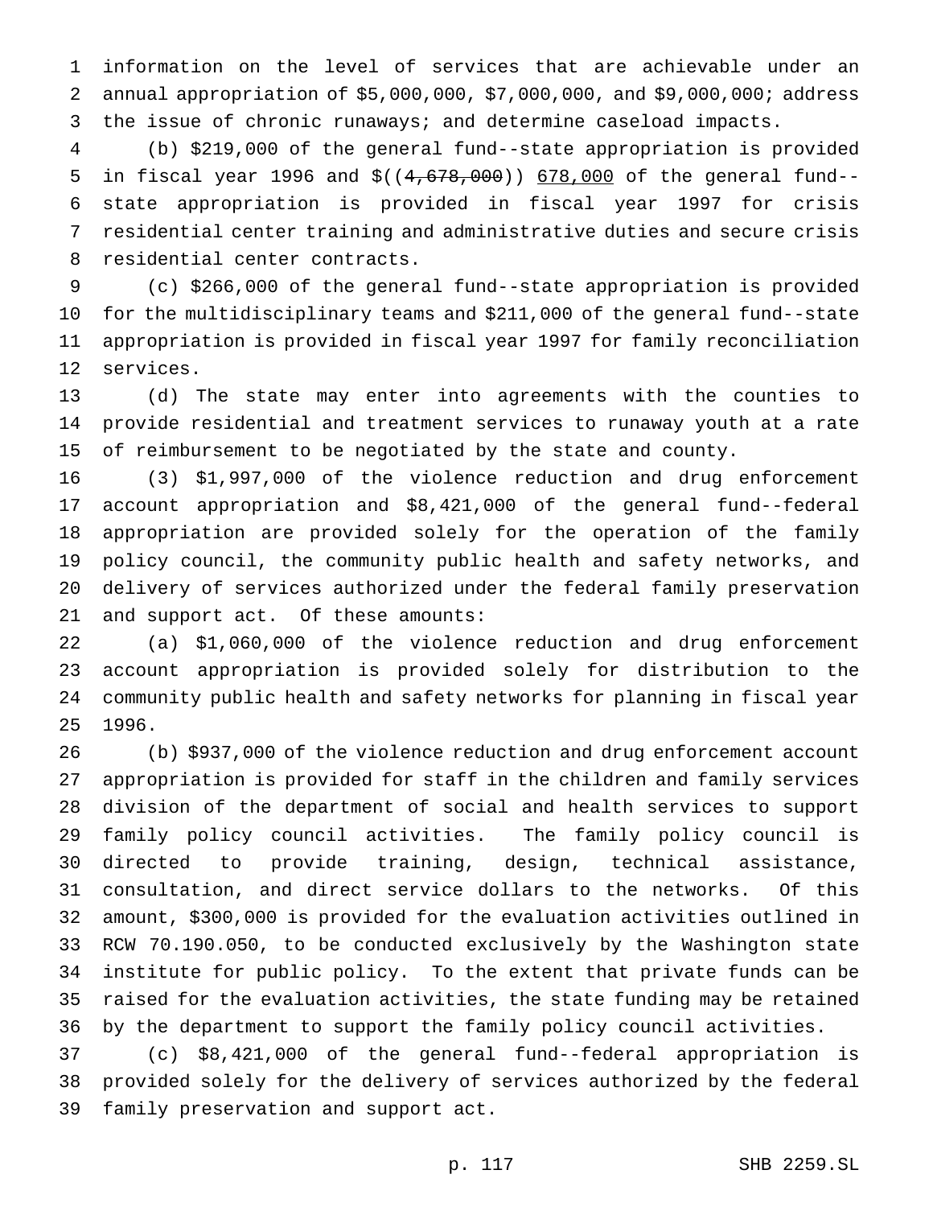information on the level of services that are achievable under an annual appropriation of $5,000,000, $7,000,000, and $9,000,000; address the issue of chronic runaways; and determine caseload impacts.

(b) $219,000 of the general fund--state appropriation is provided in fiscal year 1996 and $((~~4,678,000~~)) 678,000 of the general fund--state appropriation is provided in fiscal year 1997 for crisis residential center training and administrative duties and secure crisis residential center contracts.

(c) $266,000 of the general fund--state appropriation is provided for the multidisciplinary teams and $211,000 of the general fund--state appropriation is provided in fiscal year 1997 for family reconciliation services.

(d) The state may enter into agreements with the counties to provide residential and treatment services to runaway youth at a rate of reimbursement to be negotiated by the state and county.

(3) $1,997,000 of the violence reduction and drug enforcement account appropriation and $8,421,000 of the general fund--federal appropriation are provided solely for the operation of the family policy council, the community public health and safety networks, and delivery of services authorized under the federal family preservation and support act. Of these amounts:

(a) $1,060,000 of the violence reduction and drug enforcement account appropriation is provided solely for distribution to the community public health and safety networks for planning in fiscal year 1996.

(b) $937,000 of the violence reduction and drug enforcement account appropriation is provided for staff in the children and family services division of the department of social and health services to support family policy council activities. The family policy council is directed to provide training, design, technical assistance, consultation, and direct service dollars to the networks. Of this amount, $300,000 is provided for the evaluation activities outlined in RCW 70.190.050, to be conducted exclusively by the Washington state institute for public policy. To the extent that private funds can be raised for the evaluation activities, the state funding may be retained by the department to support the family policy council activities.

(c) $8,421,000 of the general fund--federal appropriation is provided solely for the delivery of services authorized by the federal family preservation and support act.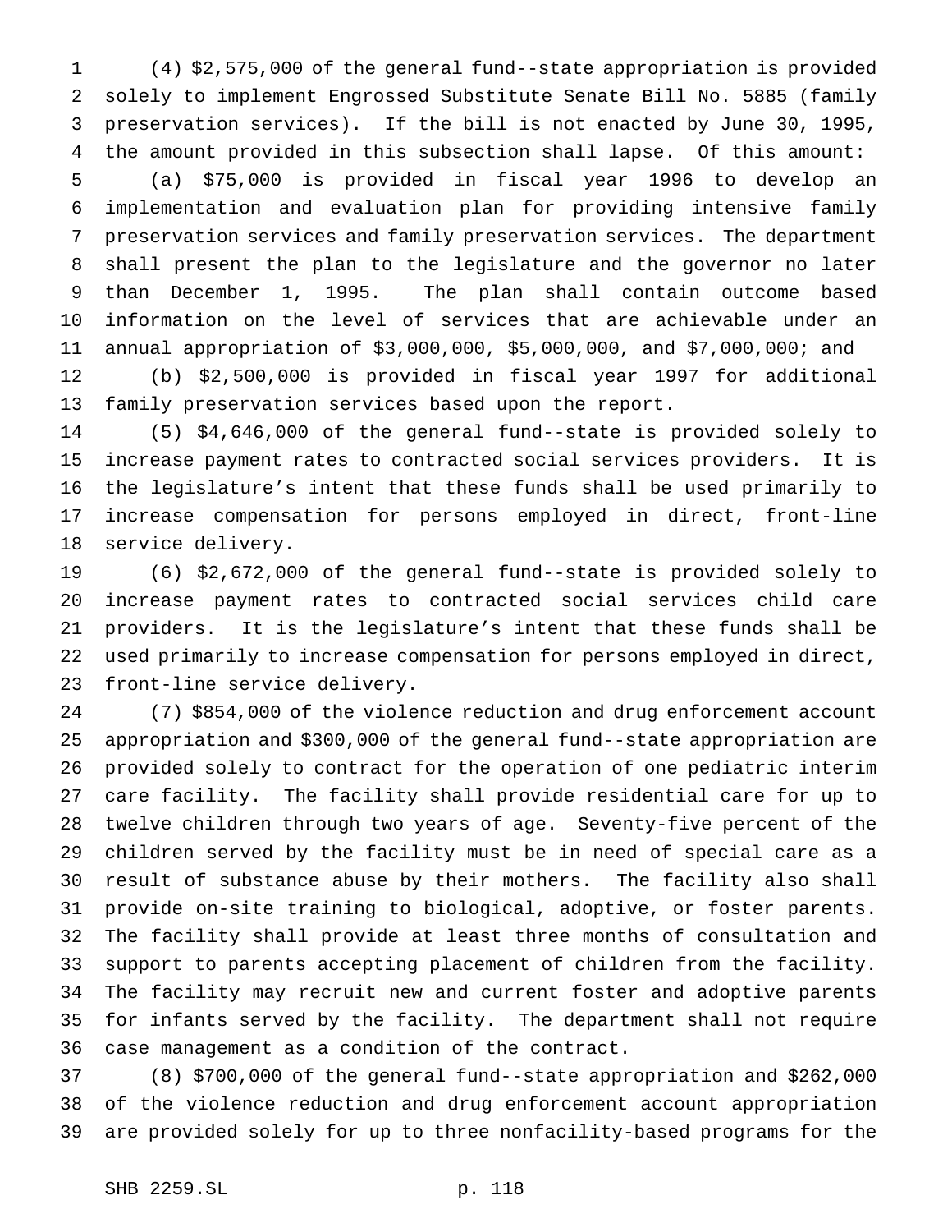(4) $2,575,000 of the general fund--state appropriation is provided solely to implement Engrossed Substitute Senate Bill No. 5885 (family preservation services). If the bill is not enacted by June 30, 1995, the amount provided in this subsection shall lapse. Of this amount:

(a) $75,000 is provided in fiscal year 1996 to develop an implementation and evaluation plan for providing intensive family preservation services and family preservation services. The department shall present the plan to the legislature and the governor no later than December 1, 1995. The plan shall contain outcome based information on the level of services that are achievable under an annual appropriation of $3,000,000, $5,000,000, and $7,000,000; and

(b) $2,500,000 is provided in fiscal year 1997 for additional family preservation services based upon the report.

(5) $4,646,000 of the general fund--state is provided solely to increase payment rates to contracted social services providers. It is the legislature's intent that these funds shall be used primarily to increase compensation for persons employed in direct, front-line service delivery.

(6) $2,672,000 of the general fund--state is provided solely to increase payment rates to contracted social services child care providers. It is the legislature's intent that these funds shall be used primarily to increase compensation for persons employed in direct, front-line service delivery.

(7) $854,000 of the violence reduction and drug enforcement account appropriation and $300,000 of the general fund--state appropriation are provided solely to contract for the operation of one pediatric interim care facility. The facility shall provide residential care for up to twelve children through two years of age. Seventy-five percent of the children served by the facility must be in need of special care as a result of substance abuse by their mothers. The facility also shall provide on-site training to biological, adoptive, or foster parents. The facility shall provide at least three months of consultation and support to parents accepting placement of children from the facility. The facility may recruit new and current foster and adoptive parents for infants served by the facility. The department shall not require case management as a condition of the contract.

(8) $700,000 of the general fund--state appropriation and $262,000 of the violence reduction and drug enforcement account appropriation are provided solely for up to three nonfacility-based programs for the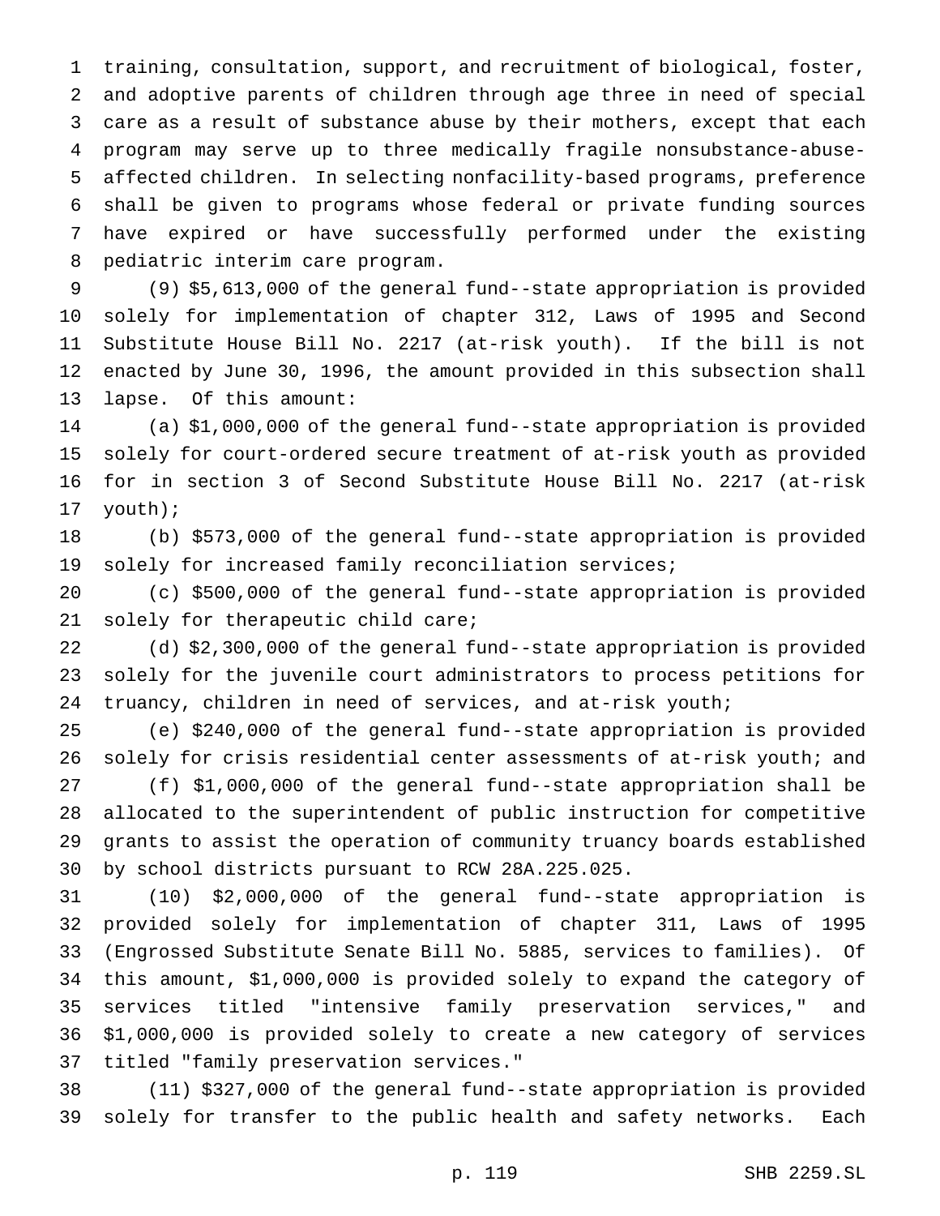training, consultation, support, and recruitment of biological, foster, and adoptive parents of children through age three in need of special care as a result of substance abuse by their mothers, except that each program may serve up to three medically fragile nonsubstance-abuse-affected children. In selecting nonfacility-based programs, preference shall be given to programs whose federal or private funding sources have expired or have successfully performed under the existing pediatric interim care program.

(9) $5,613,000 of the general fund--state appropriation is provided solely for implementation of chapter 312, Laws of 1995 and Second Substitute House Bill No. 2217 (at-risk youth). If the bill is not enacted by June 30, 1996, the amount provided in this subsection shall lapse. Of this amount:

(a) $1,000,000 of the general fund--state appropriation is provided solely for court-ordered secure treatment of at-risk youth as provided for in section 3 of Second Substitute House Bill No. 2217 (at-risk youth);

(b) $573,000 of the general fund--state appropriation is provided solely for increased family reconciliation services;

(c) $500,000 of the general fund--state appropriation is provided solely for therapeutic child care;

(d) $2,300,000 of the general fund--state appropriation is provided solely for the juvenile court administrators to process petitions for truancy, children in need of services, and at-risk youth;

(e) $240,000 of the general fund--state appropriation is provided solely for crisis residential center assessments of at-risk youth; and

(f) $1,000,000 of the general fund--state appropriation shall be allocated to the superintendent of public instruction for competitive grants to assist the operation of community truancy boards established by school districts pursuant to RCW 28A.225.025.

(10) $2,000,000 of the general fund--state appropriation is provided solely for implementation of chapter 311, Laws of 1995 (Engrossed Substitute Senate Bill No. 5885, services to families). Of this amount, $1,000,000 is provided solely to expand the category of services titled "intensive family preservation services," and $1,000,000 is provided solely to create a new category of services titled "family preservation services."

(11) $327,000 of the general fund--state appropriation is provided solely for transfer to the public health and safety networks. Each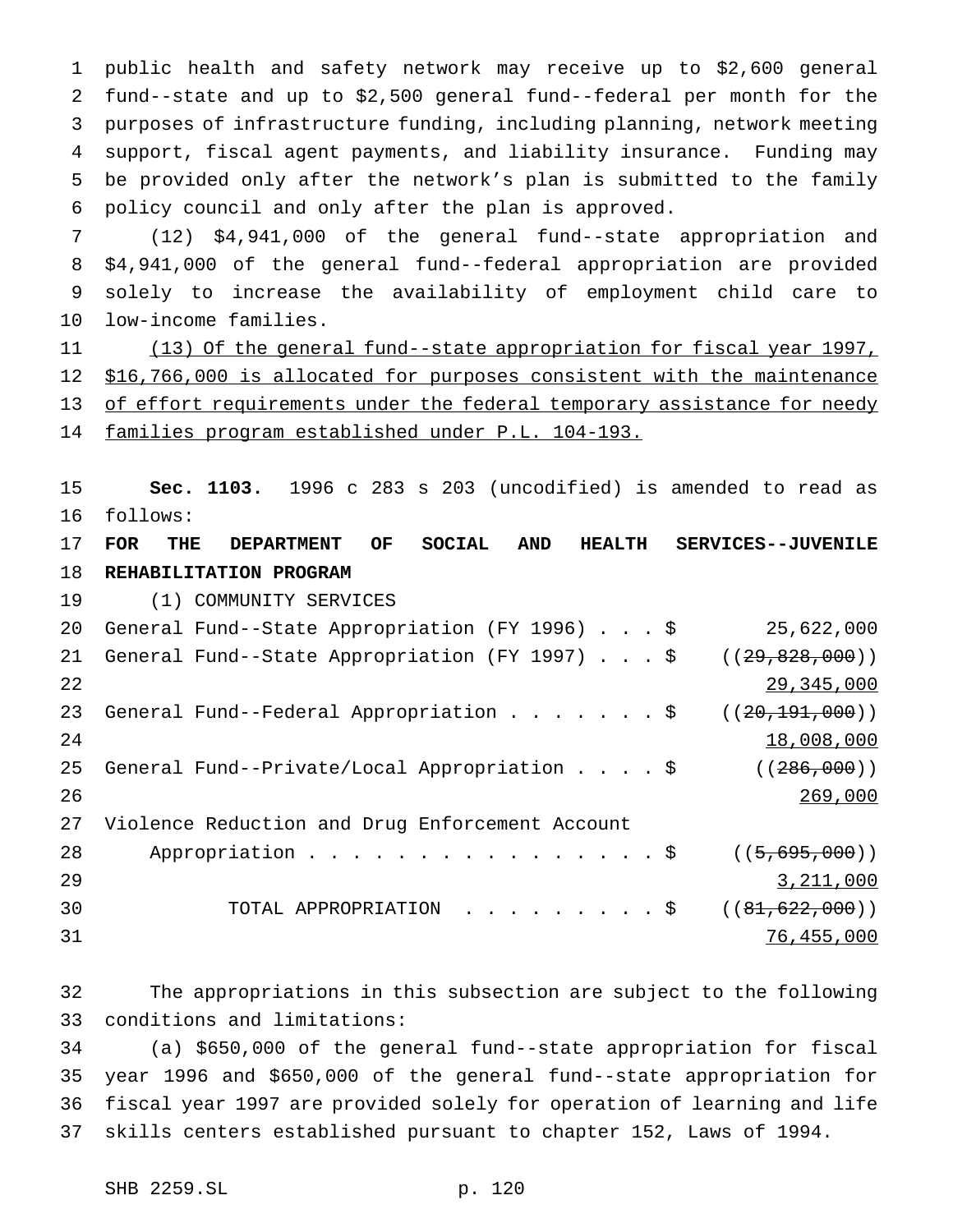public health and safety network may receive up to $2,600 general fund--state and up to $2,500 general fund--federal per month for the purposes of infrastructure funding, including planning, network meeting support, fiscal agent payments, and liability insurance. Funding may be provided only after the network's plan is submitted to the family policy council and only after the plan is approved.

(12) $4,941,000 of the general fund--state appropriation and $4,941,000 of the general fund--federal appropriation are provided solely to increase the availability of employment child care to low-income families.

<u>(13) Of the general fund--state appropriation for fiscal year 1997, $16,766,000 is allocated for purposes consistent with the maintenance of effort requirements under the federal temporary assistance for needy families program established under P.L. 104-193.</u>

**Sec. 1103.** 1996 c 283 s 203 (uncodified) is amended to read as follows:

**FOR THE DEPARTMENT OF SOCIAL AND HEALTH SERVICES--JUVENILE REHABILITATION PROGRAM**

(1) COMMUNITY SERVICES

| | |
|---|---|
| General Fund--State Appropriation (FY 1996) . . . $ | 25,622,000 |
| General Fund--State Appropriation (FY 1997) . . . $ | ((~~29,828,000~~)) <u>29,345,000</u> |
| General Fund--Federal Appropriation . . . . . . . $ | ((~~20,191,000~~)) <u>18,008,000</u> |
| General Fund--Private/Local Appropriation . . . . $ | ((~~286,000~~)) <u>269,000</u> |
| Violence Reduction and Drug Enforcement Account Appropriation . . . . . . . . . . . . . . . . . $ | ((~~5,695,000~~)) <u>3,211,000</u> |
| TOTAL APPROPRIATION . . . . . . . . . $ | ((~~81,622,000~~)) <u>76,455,000</u> |

The appropriations in this subsection are subject to the following conditions and limitations:

(a) $650,000 of the general fund--state appropriation for fiscal year 1996 and $650,000 of the general fund--state appropriation for fiscal year 1997 are provided solely for operation of learning and life skills centers established pursuant to chapter 152, Laws of 1994.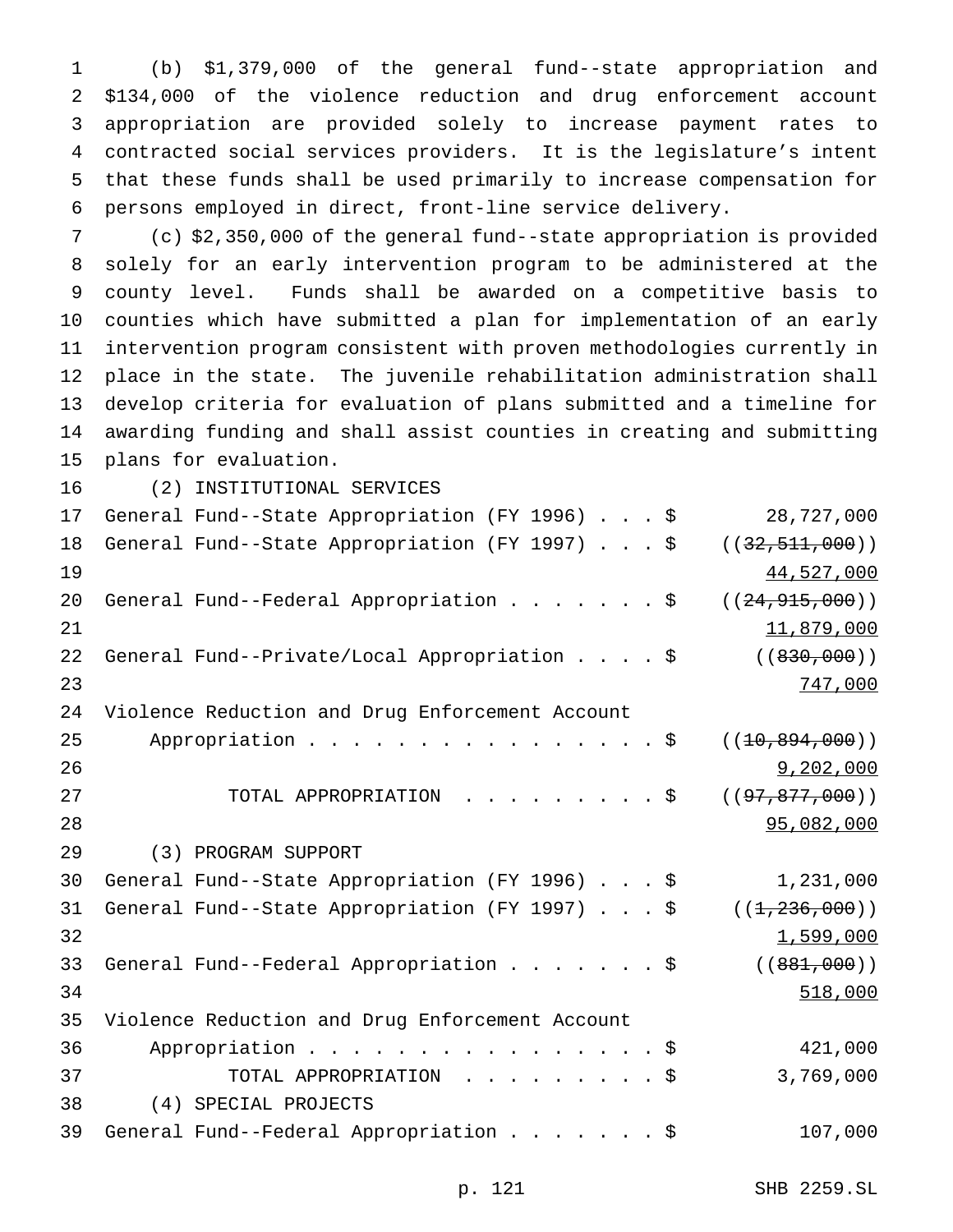(b) $1,379,000 of the general fund--state appropriation and $134,000 of the violence reduction and drug enforcement account appropriation are provided solely to increase payment rates to contracted social services providers. It is the legislature's intent that these funds shall be used primarily to increase compensation for persons employed in direct, front-line service delivery.

(c) $2,350,000 of the general fund--state appropriation is provided solely for an early intervention program to be administered at the county level. Funds shall be awarded on a competitive basis to counties which have submitted a plan for implementation of an early intervention program consistent with proven methodologies currently in place in the state. The juvenile rehabilitation administration shall develop criteria for evaluation of plans submitted and a timeline for awarding funding and shall assist counties in creating and submitting plans for evaluation.

(2) INSTITUTIONAL SERVICES

| | |
|---|---|
| General Fund--State Appropriation (FY 1996) . . . $ | 28,727,000 |
| General Fund--State Appropriation (FY 1997) . . . $ | ((~~32,511,000~~)) <u>44,527,000</u> |
| General Fund--Federal Appropriation . . . . . . . $ | ((~~24,915,000~~)) <u>11,879,000</u> |
| General Fund--Private/Local Appropriation . . . . $ | ((~~830,000~~)) <u>747,000</u> |
| Violence Reduction and Drug Enforcement Account Appropriation . . . . . . . . . . . . . . . . . $ | ((~~10,894,000~~)) <u>9,202,000</u> |
| TOTAL APPROPRIATION . . . . . . . . . $ | ((~~97,877,000~~)) <u>95,082,000</u> |

(3) PROGRAM SUPPORT

| | |
|---|---|
| General Fund--State Appropriation (FY 1996) . . . $ | 1,231,000 |
| General Fund--State Appropriation (FY 1997) . . . $ | ((~~1,236,000~~)) <u>1,599,000</u> |
| General Fund--Federal Appropriation . . . . . . . $ | ((~~881,000~~)) <u>518,000</u> |
| Violence Reduction and Drug Enforcement Account Appropriation . . . . . . . . . . . . . . . . . $ | 421,000 |
| TOTAL APPROPRIATION . . . . . . . . . $ | 3,769,000 |

(4) SPECIAL PROJECTS

| | |
|---|---|
| General Fund--Federal Appropriation . . . . . . . $ | 107,000 |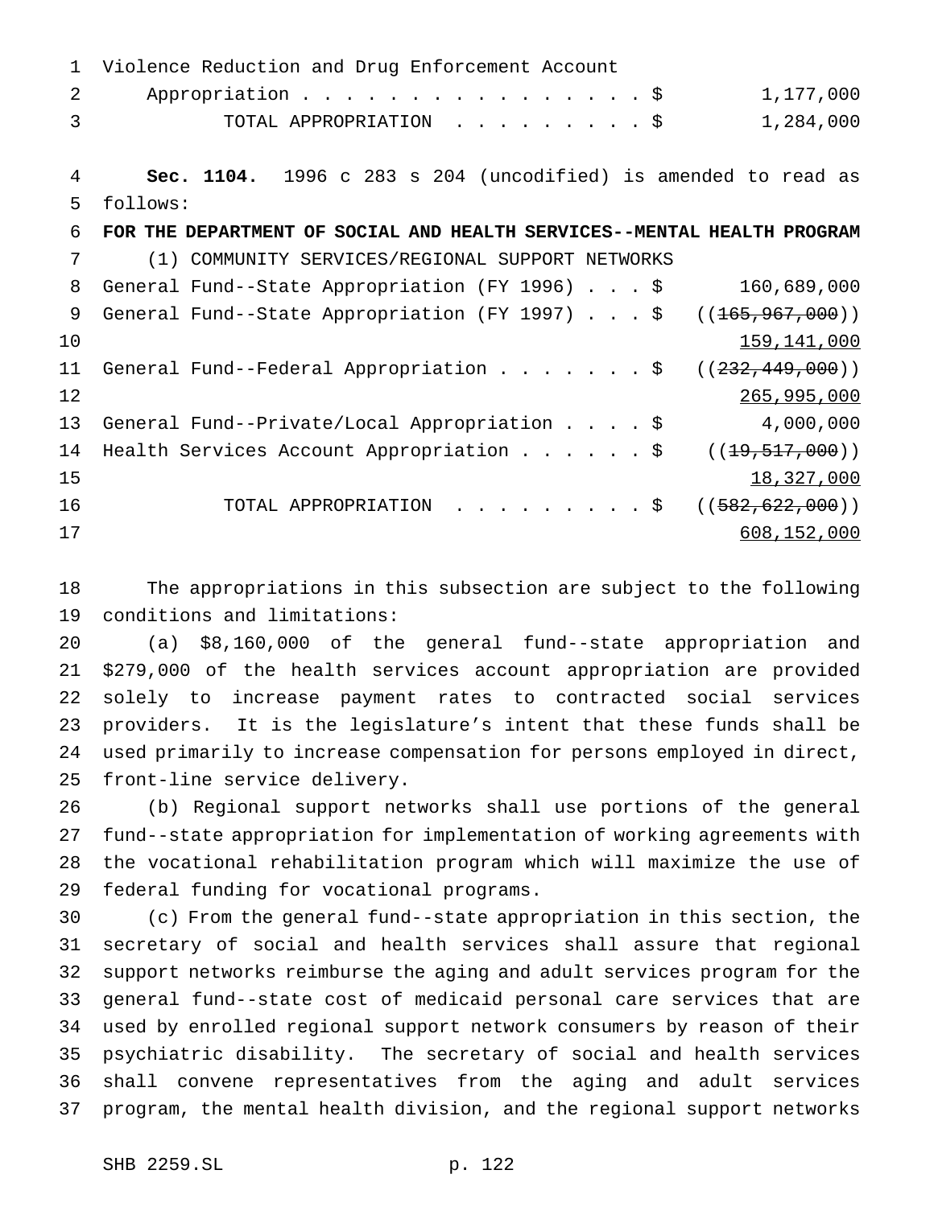Violence Reduction and Drug Enforcement Account Appropriation . . . . . . . . . . . . . . . . $ 1,177,000

TOTAL APPROPRIATION . . . . . . . . . $ 1,284,000

**Sec. 1104.** 1996 c 283 s 204 (uncodified) is amended to read as follows:

**FOR THE DEPARTMENT OF SOCIAL AND HEALTH SERVICES--MENTAL HEALTH PROGRAM**

(1) COMMUNITY SERVICES/REGIONAL SUPPORT NETWORKS

| | |
|---|---|
| General Fund--State Appropriation (FY 1996) . . . $ | 160,689,000 |
| General Fund--State Appropriation (FY 1997) . . . $ | ((~~165,967,000~~)) <u>159,141,000</u> |
| General Fund--Federal Appropriation . . . . . . . $ | ((~~232,449,000~~)) <u>265,995,000</u> |
| General Fund--Private/Local Appropriation . . . . $ | 4,000,000 |
| Health Services Account Appropriation . . . . . . $ | ((~~19,517,000~~)) <u>18,327,000</u> |
| TOTAL APPROPRIATION . . . . . . . . . $ | ((~~582,622,000~~)) <u>608,152,000</u> |

The appropriations in this subsection are subject to the following conditions and limitations:

(a) $8,160,000 of the general fund--state appropriation and $279,000 of the health services account appropriation are provided solely to increase payment rates to contracted social services providers. It is the legislature's intent that these funds shall be used primarily to increase compensation for persons employed in direct, front-line service delivery.

(b) Regional support networks shall use portions of the general fund--state appropriation for implementation of working agreements with the vocational rehabilitation program which will maximize the use of federal funding for vocational programs.

(c) From the general fund--state appropriation in this section, the secretary of social and health services shall assure that regional support networks reimburse the aging and adult services program for the general fund--state cost of medicaid personal care services that are used by enrolled regional support network consumers by reason of their psychiatric disability. The secretary of social and health services shall convene representatives from the aging and adult services program, the mental health division, and the regional support networks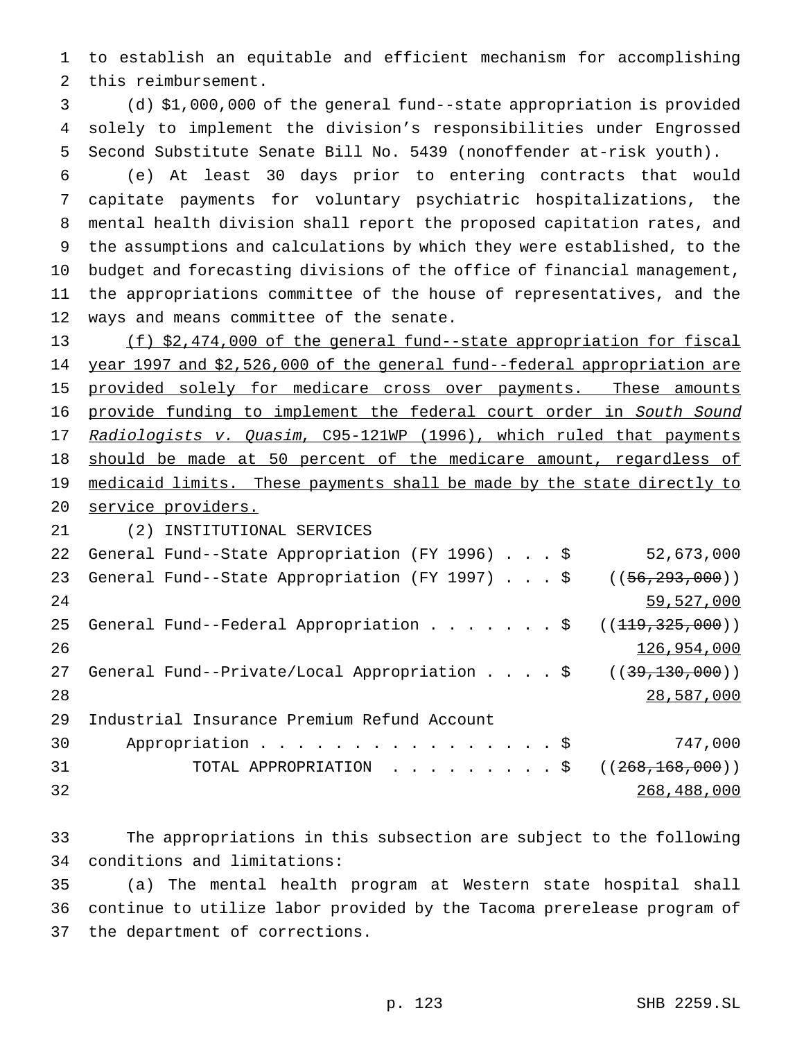to establish an equitable and efficient mechanism for accomplishing this reimbursement.

(d) $1,000,000 of the general fund--state appropriation is provided solely to implement the division's responsibilities under Engrossed Second Substitute Senate Bill No. 5439 (nonoffender at-risk youth).

(e) At least 30 days prior to entering contracts that would capitate payments for voluntary psychiatric hospitalizations, the mental health division shall report the proposed capitation rates, and the assumptions and calculations by which they were established, to the budget and forecasting divisions of the office of financial management, the appropriations committee of the house of representatives, and the ways and means committee of the senate.

<u>(f) $2,474,000 of the general fund--state appropriation for fiscal year 1997 and $2,526,000 of the general fund--federal appropriation are provided solely for medicare cross over payments. These amounts provide funding to implement the federal court order in *South Sound Radiologists v. Quasim*, C95-121WP (1996), which ruled that payments should be made at 50 percent of the medicare amount, regardless of medicaid limits. These payments shall be made by the state directly to service providers.</u>

(2) INSTITUTIONAL SERVICES

| | | |
|---|---|---|
| General Fund--State Appropriation (FY 1996) . . . | $ | 52,673,000 |
| General Fund--State Appropriation (FY 1997) . . . | $ | ((~~56,293,000~~)) |
| | | <u>59,527,000</u> |
| General Fund--Federal Appropriation . . . . . . . | $ | ((~~119,325,000~~)) |
| | | <u>126,954,000</u> |
| General Fund--Private/Local Appropriation . . . . | $ | ((~~39,130,000~~)) |
| | | <u>28,587,000</u> |
| Industrial Insurance Premium Refund Account Appropriation . . . . . . . . . . . . . . . . | $ | 747,000 |
| TOTAL APPROPRIATION . . . . . . . . . | $ | ((~~268,168,000~~)) |
| | | <u>268,488,000</u> |

The appropriations in this subsection are subject to the following conditions and limitations:

(a) The mental health program at Western state hospital shall continue to utilize labor provided by the Tacoma prerelease program of the department of corrections.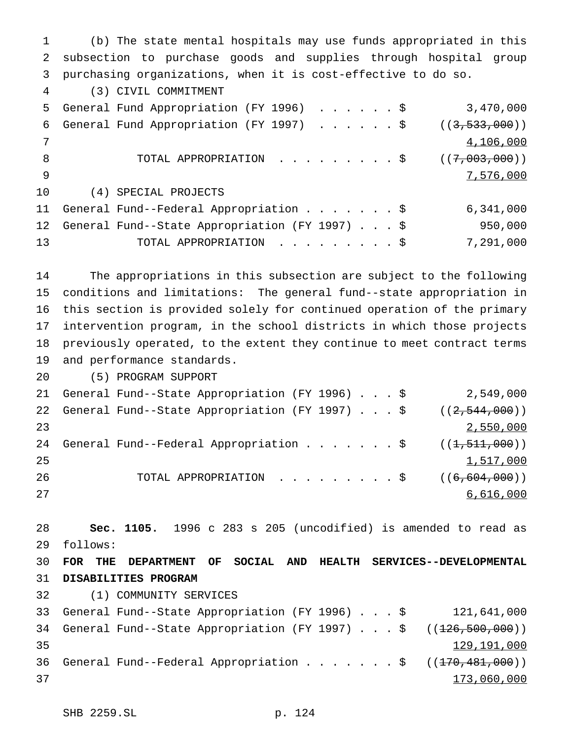(b) The state mental hospitals may use funds appropriated in this subsection to purchase goods and supplies through hospital group purchasing organizations, when it is cost-effective to do so.

(3) CIVIL COMMITMENT

| | |
|---|---|
| General Fund Appropriation (FY 1996) . . . . . . $ | 3,470,000 |
| General Fund Appropriation (FY 1997) . . . . . . $ | ((~~3,533,000~~)) <u>4,106,000</u> |
| TOTAL APPROPRIATION . . . . . . . . . $ | ((~~7,003,000~~)) <u>7,576,000</u> |

(4) SPECIAL PROJECTS

| | |
|---|---|
| General Fund--Federal Appropriation . . . . . . . $ | 6,341,000 |
| General Fund--State Appropriation (FY 1997) . . . $ | 950,000 |
| TOTAL APPROPRIATION . . . . . . . . . $ | 7,291,000 |

The appropriations in this subsection are subject to the following conditions and limitations: The general fund--state appropriation in this section is provided solely for continued operation of the primary intervention program, in the school districts in which those projects previously operated, to the extent they continue to meet contract terms and performance standards.

(5) PROGRAM SUPPORT

| | |
|---|---|
| General Fund--State Appropriation (FY 1996) . . . $ | 2,549,000 |
| General Fund--State Appropriation (FY 1997) . . . $ | ((~~2,544,000~~)) <u>2,550,000</u> |
| General Fund--Federal Appropriation . . . . . . . $ | ((~~1,511,000~~)) <u>1,517,000</u> |
| TOTAL APPROPRIATION . . . . . . . . . $ | ((~~6,604,000~~)) <u>6,616,000</u> |

**Sec. 1105.** 1996 c 283 s 205 (uncodified) is amended to read as follows:

**FOR THE DEPARTMENT OF SOCIAL AND HEALTH SERVICES--DEVELOPMENTAL DISABILITIES PROGRAM**

(1) COMMUNITY SERVICES

| | |
|---|---|
| General Fund--State Appropriation (FY 1996) . . . $ | 121,641,000 |
| General Fund--State Appropriation (FY 1997) . . . $ | ((~~126,500,000~~)) <u>129,191,000</u> |
| General Fund--Federal Appropriation . . . . . . . $ | ((~~170,481,000~~)) <u>173,060,000</u> |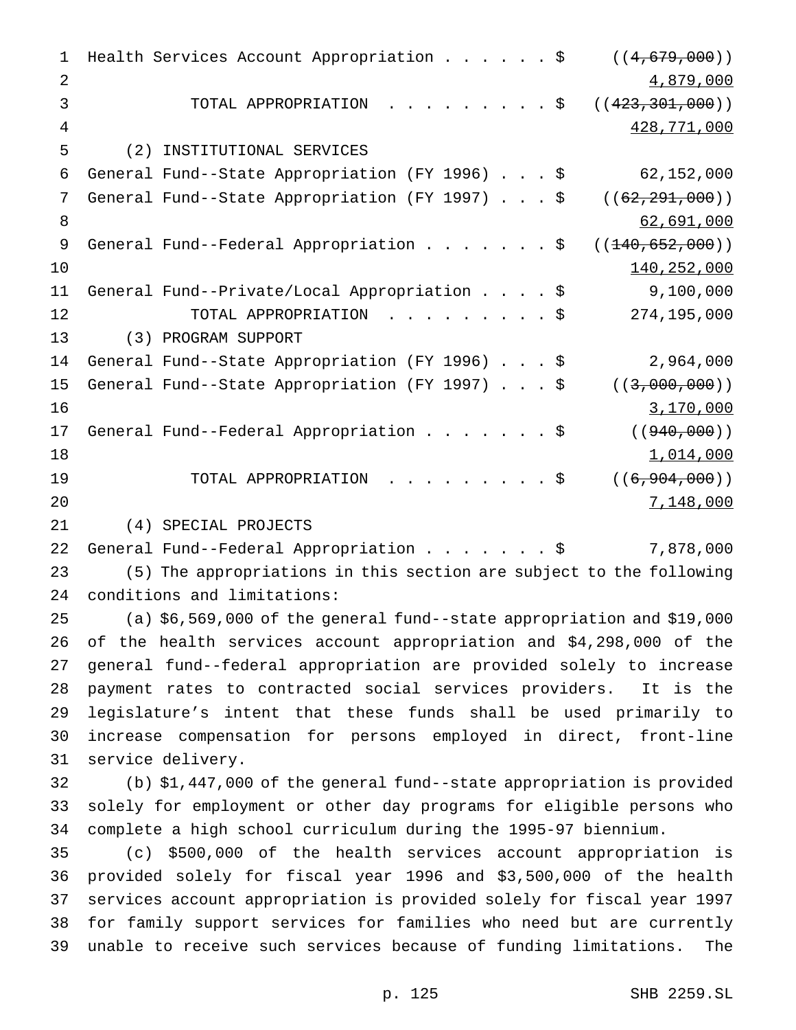Health Services Account Appropriation . . . . . . $ ((~~4,679,000~~))
<u>4,879,000</u>

TOTAL APPROPRIATION . . . . . . . . . $ ((~~423,301,000~~))
<u>428,771,000</u>

(2) INSTITUTIONAL SERVICES

General Fund--State Appropriation (FY 1996) . . . $ 62,152,000

General Fund--State Appropriation (FY 1997) . . . $ ((~~62,291,000~~))
<u>62,691,000</u>

General Fund--Federal Appropriation . . . . . . . $ ((~~140,652,000~~))
<u>140,252,000</u>

General Fund--Private/Local Appropriation . . . . $ 9,100,000

TOTAL APPROPRIATION . . . . . . . . . $ 274,195,000

(3) PROGRAM SUPPORT

General Fund--State Appropriation (FY 1996) . . . $ 2,964,000

General Fund--State Appropriation (FY 1997) . . . $ ((~~3,000,000~~))
<u>3,170,000</u>

General Fund--Federal Appropriation . . . . . . . $ ((~~940,000~~))
<u>1,014,000</u>

TOTAL APPROPRIATION . . . . . . . . . $ ((~~6,904,000~~))
<u>7,148,000</u>

(4) SPECIAL PROJECTS

General Fund--Federal Appropriation . . . . . . . $ 7,878,000

(5) The appropriations in this section are subject to the following conditions and limitations:

(a) $6,569,000 of the general fund--state appropriation and $19,000 of the health services account appropriation and $4,298,000 of the general fund--federal appropriation are provided solely to increase payment rates to contracted social services providers. It is the legislature's intent that these funds shall be used primarily to increase compensation for persons employed in direct, front-line service delivery.

(b) $1,447,000 of the general fund--state appropriation is provided solely for employment or other day programs for eligible persons who complete a high school curriculum during the 1995-97 biennium.

(c) $500,000 of the health services account appropriation is provided solely for fiscal year 1996 and $3,500,000 of the health services account appropriation is provided solely for fiscal year 1997 for family support services for families who need but are currently unable to receive such services because of funding limitations. The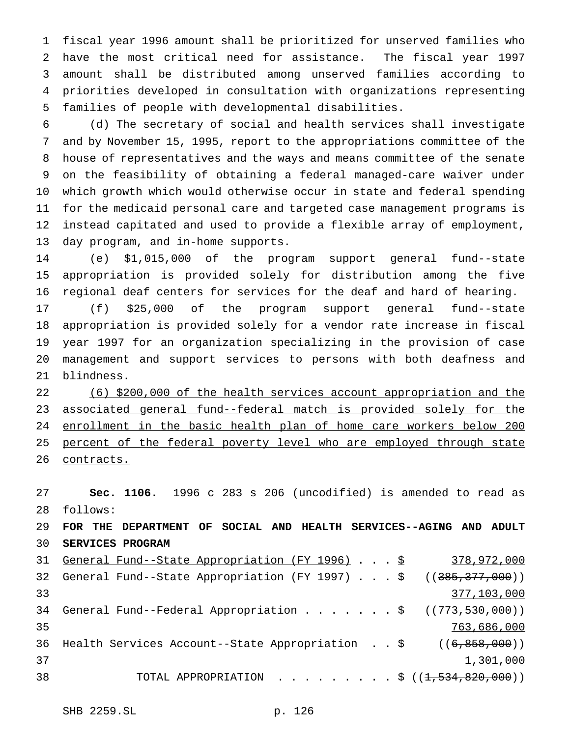fiscal year 1996 amount shall be prioritized for unserved families who have the most critical need for assistance. The fiscal year 1997 amount shall be distributed among unserved families according to priorities developed in consultation with organizations representing families of people with developmental disabilities.

(d) The secretary of social and health services shall investigate and by November 15, 1995, report to the appropriations committee of the house of representatives and the ways and means committee of the senate on the feasibility of obtaining a federal managed-care waiver under which growth which would otherwise occur in state and federal spending for the medicaid personal care and targeted case management programs is instead capitated and used to provide a flexible array of employment, day program, and in-home supports.

(e) $1,015,000 of the program support general fund--state appropriation is provided solely for distribution among the five regional deaf centers for services for the deaf and hard of hearing.

(f) $25,000 of the program support general fund--state appropriation is provided solely for a vendor rate increase in fiscal year 1997 for an organization specializing in the provision of case management and support services to persons with both deafness and blindness.

(6) $200,000 of the health services account appropriation and the associated general fund--federal match is provided solely for the enrollment in the basic health plan of home care workers below 200 percent of the federal poverty level who are employed through state contracts.

**Sec. 1106.** 1996 c 283 s 206 (uncodified) is amended to read as follows:

**FOR THE DEPARTMENT OF SOCIAL AND HEALTH SERVICES--AGING AND ADULT SERVICES PROGRAM**

General Fund--State Appropriation (FY 1996) . . . $ 378,972,000

General Fund--State Appropriation (FY 1997) . . . $ ((~~385,377,000~~)) 377,103,000

General Fund--Federal Appropriation . . . . . . . $ ((~~773,530,000~~)) 763,686,000

Health Services Account--State Appropriation . . $ ((~~6,858,000~~)) 1,301,000

TOTAL APPROPRIATION . . . . . . . . . $ ((~~1,534,820,000~~))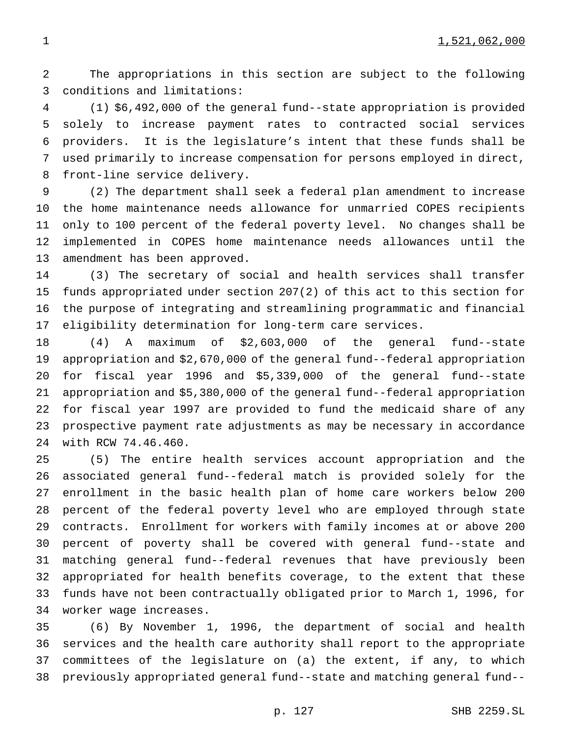1,521,062,000

The appropriations in this section are subject to the following conditions and limitations:

(1) $6,492,000 of the general fund--state appropriation is provided solely to increase payment rates to contracted social services providers. It is the legislature's intent that these funds shall be used primarily to increase compensation for persons employed in direct, front-line service delivery.

(2) The department shall seek a federal plan amendment to increase the home maintenance needs allowance for unmarried COPES recipients only to 100 percent of the federal poverty level. No changes shall be implemented in COPES home maintenance needs allowances until the amendment has been approved.

(3) The secretary of social and health services shall transfer funds appropriated under section 207(2) of this act to this section for the purpose of integrating and streamlining programmatic and financial eligibility determination for long-term care services.

(4) A maximum of $2,603,000 of the general fund--state appropriation and $2,670,000 of the general fund--federal appropriation for fiscal year 1996 and $5,339,000 of the general fund--state appropriation and $5,380,000 of the general fund--federal appropriation for fiscal year 1997 are provided to fund the medicaid share of any prospective payment rate adjustments as may be necessary in accordance with RCW 74.46.460.

(5) The entire health services account appropriation and the associated general fund--federal match is provided solely for the enrollment in the basic health plan of home care workers below 200 percent of the federal poverty level who are employed through state contracts. Enrollment for workers with family incomes at or above 200 percent of poverty shall be covered with general fund--state and matching general fund--federal revenues that have previously been appropriated for health benefits coverage, to the extent that these funds have not been contractually obligated prior to March 1, 1996, for worker wage increases.

(6) By November 1, 1996, the department of social and health services and the health care authority shall report to the appropriate committees of the legislature on (a) the extent, if any, to which previously appropriated general fund--state and matching general fund--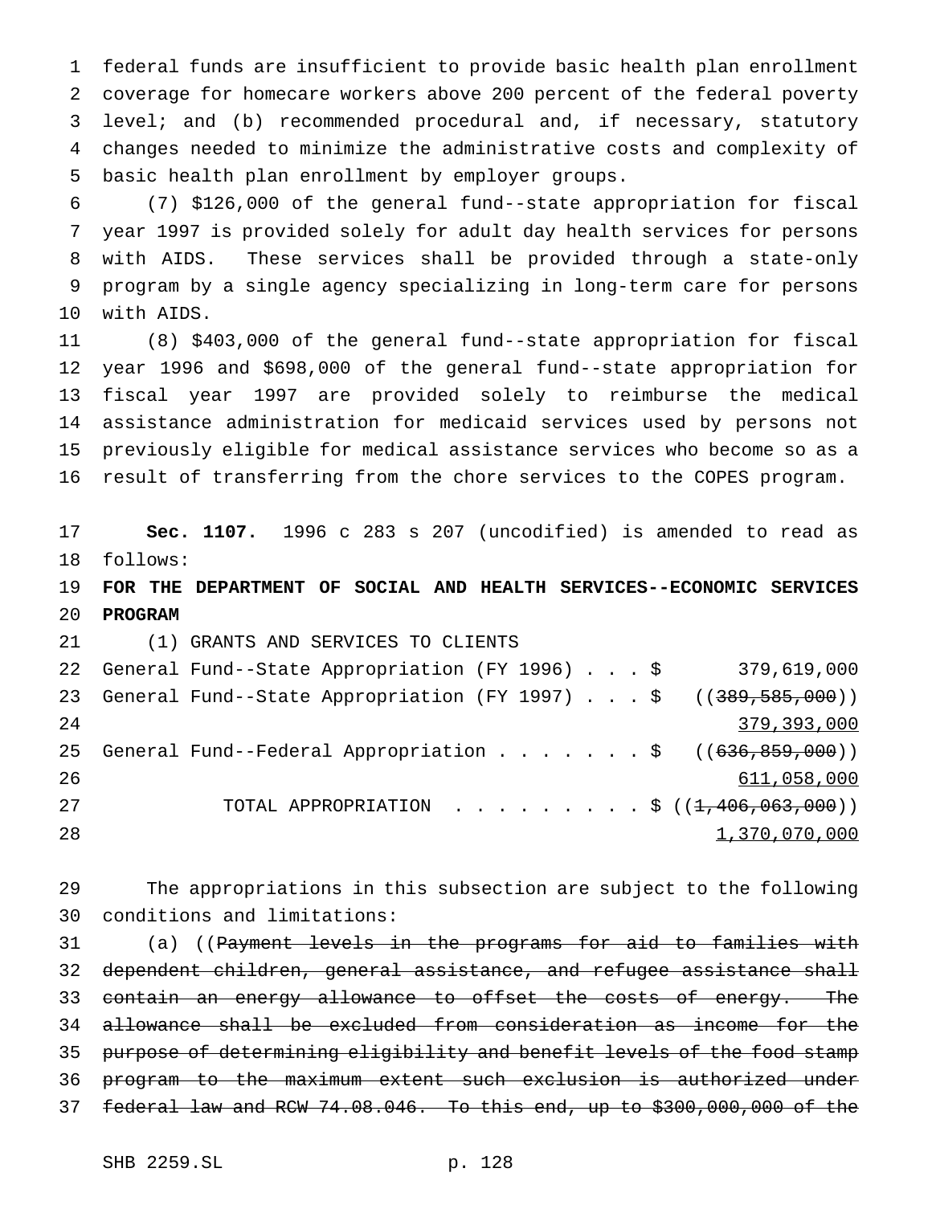federal funds are insufficient to provide basic health plan enrollment coverage for homecare workers above 200 percent of the federal poverty level; and (b) recommended procedural and, if necessary, statutory changes needed to minimize the administrative costs and complexity of basic health plan enrollment by employer groups.

(7) $126,000 of the general fund--state appropriation for fiscal year 1997 is provided solely for adult day health services for persons with AIDS. These services shall be provided through a state-only program by a single agency specializing in long-term care for persons with AIDS.

(8) $403,000 of the general fund--state appropriation for fiscal year 1996 and $698,000 of the general fund--state appropriation for fiscal year 1997 are provided solely to reimburse the medical assistance administration for medicaid services used by persons not previously eligible for medical assistance services who become so as a result of transferring from the chore services to the COPES program.

**Sec. 1107.** 1996 c 283 s 207 (uncodified) is amended to read as follows:

**FOR THE DEPARTMENT OF SOCIAL AND HEALTH SERVICES--ECONOMIC SERVICES PROGRAM**

(1) GRANTS AND SERVICES TO CLIENTS

General Fund--State Appropriation (FY 1996) . . . $ 379,619,000
General Fund--State Appropriation (FY 1997) . . . $ ((~~389,585,000~~))
<u>379,393,000</u>
General Fund--Federal Appropriation . . . . . . . $ ((~~636,859,000~~))
<u>611,058,000</u>
TOTAL APPROPRIATION . . . . . . . . . $ ((~~1,406,063,000~~))
<u>1,370,070,000</u>

The appropriations in this subsection are subject to the following conditions and limitations:

(a) ((~~Payment levels in the programs for aid to families with dependent children, general assistance, and refugee assistance shall contain an energy allowance to offset the costs of energy. The allowance shall be excluded from consideration as income for the purpose of determining eligibility and benefit levels of the food stamp program to the maximum extent such exclusion is authorized under federal law and RCW 74.08.046. To this end, up to $300,000,000 of the~~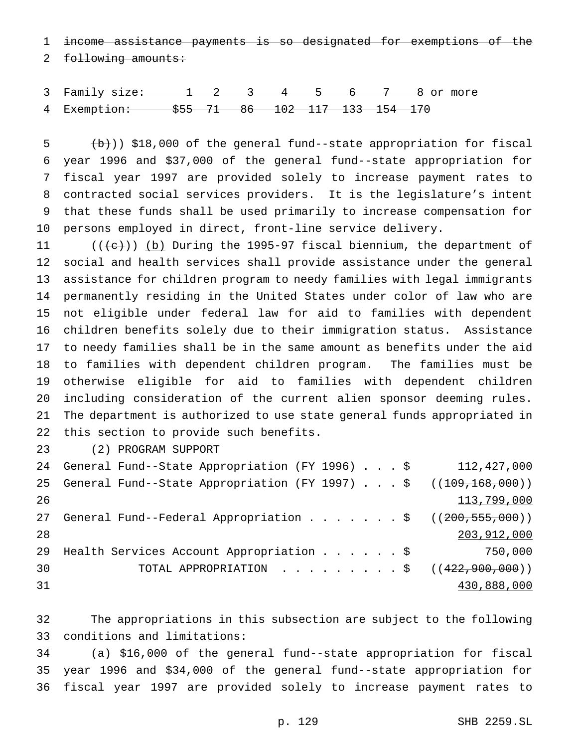~~income assistance payments is so designated for exemptions of the following amounts:~~

| ~~Family size:~~ | ~~1~~ | ~~2~~ | ~~3~~ | ~~4~~ | ~~5~~ | ~~6~~ | ~~7~~ | ~~8 or more~~ |
|---|---|---|---|---|---|---|---|---|
| ~~Exemption:~~ | ~~$55~~ | ~~71~~ | ~~86~~ | ~~102~~ | ~~117~~ | ~~133~~ | ~~154~~ | ~~170~~ |

~~(b)~~)) $18,000 of the general fund--state appropriation for fiscal year 1996 and $37,000 of the general fund--state appropriation for fiscal year 1997 are provided solely to increase payment rates to contracted social services providers. It is the legislature's intent that these funds shall be used primarily to increase compensation for persons employed in direct, front-line service delivery.

((~~(c)~~)) (b) During the 1995-97 fiscal biennium, the department of social and health services shall provide assistance under the general assistance for children program to needy families with legal immigrants permanently residing in the United States under color of law who are not eligible under federal law for aid to families with dependent children benefits solely due to their immigration status. Assistance to needy families shall be in the same amount as benefits under the aid to families with dependent children program. The families must be otherwise eligible for aid to families with dependent children including consideration of the current alien sponsor deeming rules. The department is authorized to use state general funds appropriated in this section to provide such benefits.

(2) PROGRAM SUPPORT

General Fund--State Appropriation (FY 1996) . . . $ 112,427,000

General Fund--State Appropriation (FY 1997) . . . $ ((~~109,168,000~~)) 113,799,000

General Fund--Federal Appropriation . . . . . . . $ ((~~200,555,000~~)) 203,912,000

Health Services Account Appropriation . . . . . . $ 750,000

TOTAL APPROPRIATION . . . . . . . . . $ ((~~422,900,000~~)) 430,888,000

The appropriations in this subsection are subject to the following conditions and limitations:

(a) $16,000 of the general fund--state appropriation for fiscal year 1996 and $34,000 of the general fund--state appropriation for fiscal year 1997 are provided solely to increase payment rates to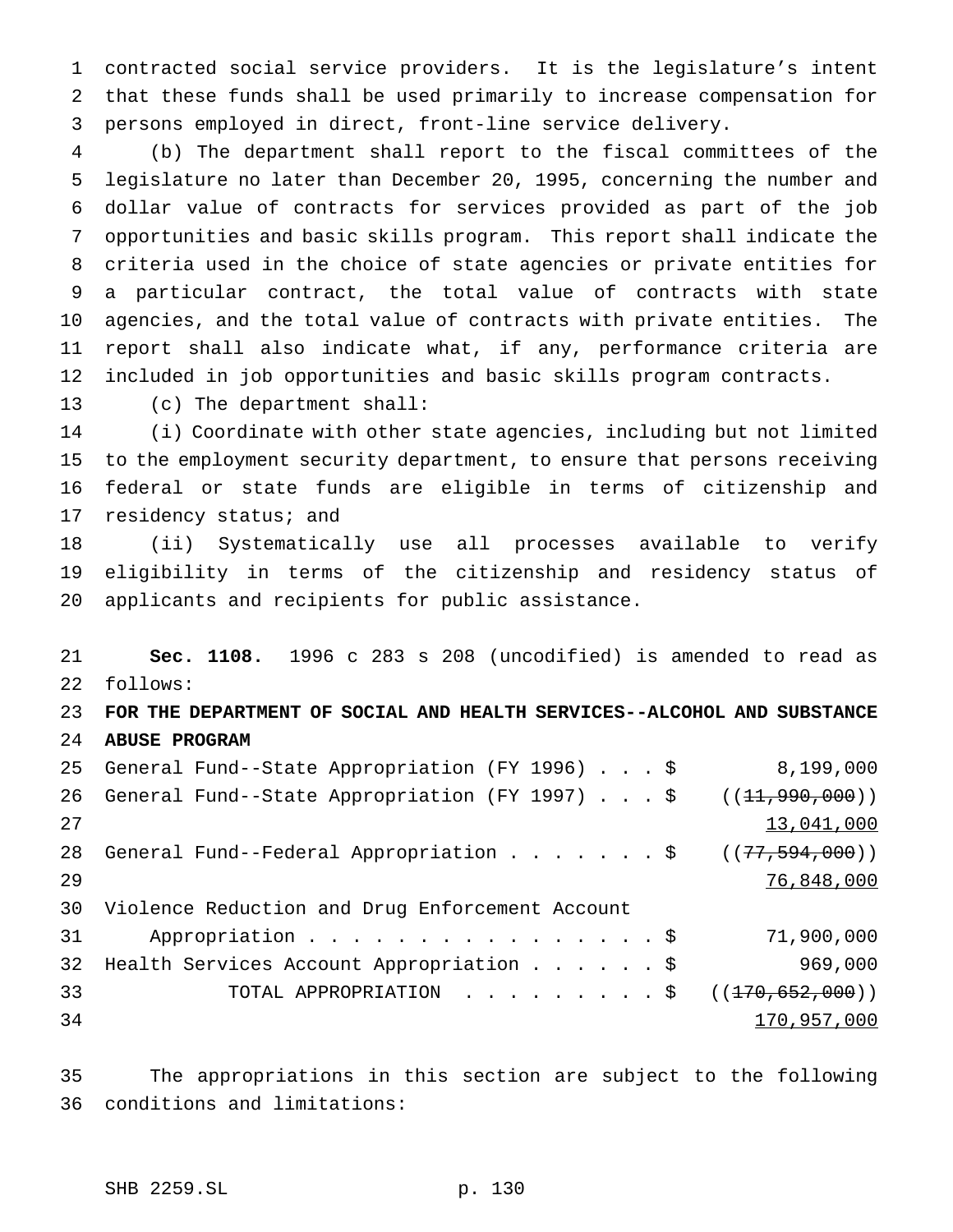contracted social service providers. It is the legislature's intent that these funds shall be used primarily to increase compensation for persons employed in direct, front-line service delivery.

(b) The department shall report to the fiscal committees of the legislature no later than December 20, 1995, concerning the number and dollar value of contracts for services provided as part of the job opportunities and basic skills program. This report shall indicate the criteria used in the choice of state agencies or private entities for a particular contract, the total value of contracts with state agencies, and the total value of contracts with private entities. The report shall also indicate what, if any, performance criteria are included in job opportunities and basic skills program contracts.

(c) The department shall:

(i) Coordinate with other state agencies, including but not limited to the employment security department, to ensure that persons receiving federal or state funds are eligible in terms of citizenship and residency status; and

(ii) Systematically use all processes available to verify eligibility in terms of the citizenship and residency status of applicants and recipients for public assistance.

**Sec. 1108.** 1996 c 283 s 208 (uncodified) is amended to read as follows:

**FOR THE DEPARTMENT OF SOCIAL AND HEALTH SERVICES--ALCOHOL AND SUBSTANCE ABUSE PROGRAM**

| | |
|---|---|
| General Fund--State Appropriation (FY 1996) . . . $ | 8,199,000 |
| General Fund--State Appropriation (FY 1997) . . . $ | ((~~11,990,000~~)) <u>13,041,000</u> |
| General Fund--Federal Appropriation . . . . . . . $ | ((~~77,594,000~~)) <u>76,848,000</u> |
| Violence Reduction and Drug Enforcement Account Appropriation . . . . . . . . . . . . . . . . . $ | 71,900,000 |
| Health Services Account Appropriation . . . . . . $ | 969,000 |
| TOTAL APPROPRIATION . . . . . . . . . $ | ((~~170,652,000~~)) <u>170,957,000</u> |

The appropriations in this section are subject to the following conditions and limitations: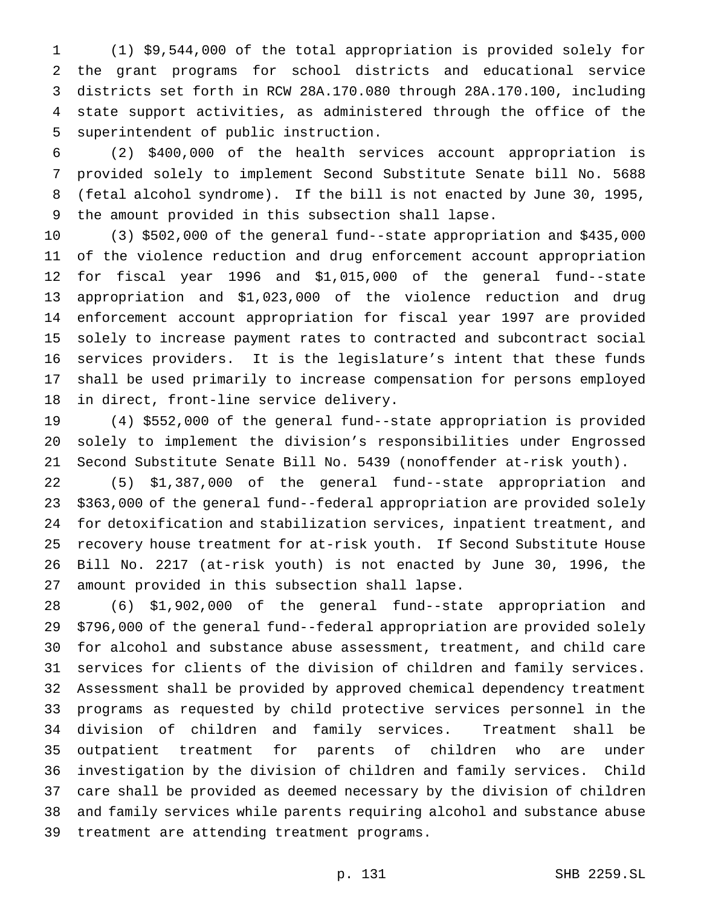(1) $9,544,000 of the total appropriation is provided solely for the grant programs for school districts and educational service districts set forth in RCW 28A.170.080 through 28A.170.100, including state support activities, as administered through the office of the superintendent of public instruction.

(2) $400,000 of the health services account appropriation is provided solely to implement Second Substitute Senate bill No. 5688 (fetal alcohol syndrome). If the bill is not enacted by June 30, 1995, the amount provided in this subsection shall lapse.

(3) $502,000 of the general fund--state appropriation and $435,000 of the violence reduction and drug enforcement account appropriation for fiscal year 1996 and $1,015,000 of the general fund--state appropriation and $1,023,000 of the violence reduction and drug enforcement account appropriation for fiscal year 1997 are provided solely to increase payment rates to contracted and subcontract social services providers. It is the legislature's intent that these funds shall be used primarily to increase compensation for persons employed in direct, front-line service delivery.

(4) $552,000 of the general fund--state appropriation is provided solely to implement the division's responsibilities under Engrossed Second Substitute Senate Bill No. 5439 (nonoffender at-risk youth).

(5) $1,387,000 of the general fund--state appropriation and $363,000 of the general fund--federal appropriation are provided solely for detoxification and stabilization services, inpatient treatment, and recovery house treatment for at-risk youth. If Second Substitute House Bill No. 2217 (at-risk youth) is not enacted by June 30, 1996, the amount provided in this subsection shall lapse.

(6) $1,902,000 of the general fund--state appropriation and $796,000 of the general fund--federal appropriation are provided solely for alcohol and substance abuse assessment, treatment, and child care services for clients of the division of children and family services. Assessment shall be provided by approved chemical dependency treatment programs as requested by child protective services personnel in the division of children and family services. Treatment shall be outpatient treatment for parents of children who are under investigation by the division of children and family services. Child care shall be provided as deemed necessary by the division of children and family services while parents requiring alcohol and substance abuse treatment are attending treatment programs.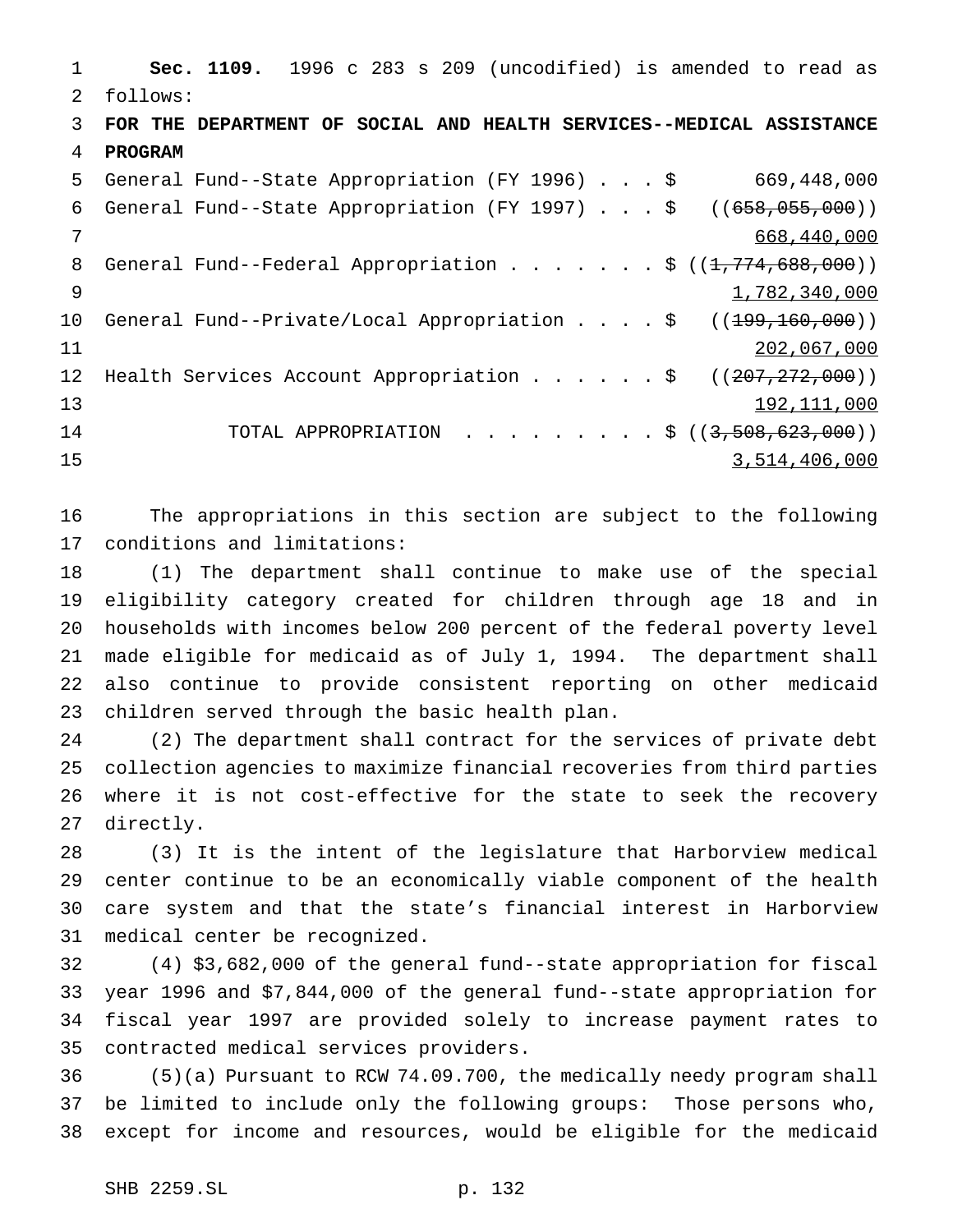**Sec. 1109.** 1996 c 283 s 209 (uncodified) is amended to read as follows:

**FOR THE DEPARTMENT OF SOCIAL AND HEALTH SERVICES--MEDICAL ASSISTANCE PROGRAM**

| | |
|---|---|
| General Fund--State Appropriation (FY 1996) . . . $ | 669,448,000 |
| General Fund--State Appropriation (FY 1997) . . . $ | ((~~658,055,000~~)) <u>668,440,000</u> |
| General Fund--Federal Appropriation . . . . . . . $ | ((~~1,774,688,000~~)) <u>1,782,340,000</u> |
| General Fund--Private/Local Appropriation . . . . $ | ((~~199,160,000~~)) <u>202,067,000</u> |
| Health Services Account Appropriation . . . . . . $ | ((~~207,272,000~~)) <u>192,111,000</u> |
| TOTAL APPROPRIATION . . . . . . . . . $ | ((~~3,508,623,000~~)) <u>3,514,406,000</u> |

The appropriations in this section are subject to the following conditions and limitations:

(1) The department shall continue to make use of the special eligibility category created for children through age 18 and in households with incomes below 200 percent of the federal poverty level made eligible for medicaid as of July 1, 1994. The department shall also continue to provide consistent reporting on other medicaid children served through the basic health plan.

(2) The department shall contract for the services of private debt collection agencies to maximize financial recoveries from third parties where it is not cost-effective for the state to seek the recovery directly.

(3) It is the intent of the legislature that Harborview medical center continue to be an economically viable component of the health care system and that the state's financial interest in Harborview medical center be recognized.

(4) $3,682,000 of the general fund--state appropriation for fiscal year 1996 and $7,844,000 of the general fund--state appropriation for fiscal year 1997 are provided solely to increase payment rates to contracted medical services providers.

(5)(a) Pursuant to RCW 74.09.700, the medically needy program shall be limited to include only the following groups: Those persons who, except for income and resources, would be eligible for the medicaid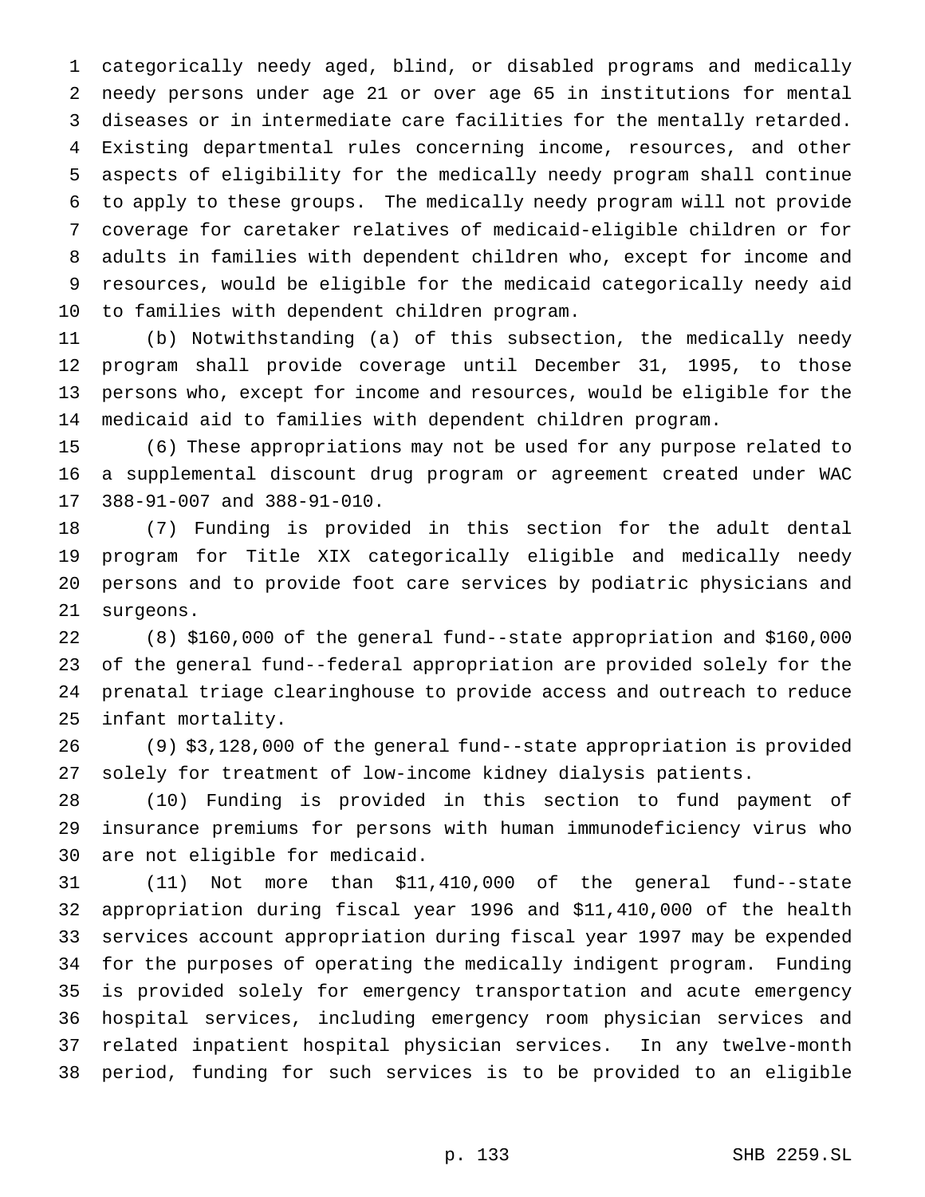categorically needy aged, blind, or disabled programs and medically needy persons under age 21 or over age 65 in institutions for mental diseases or in intermediate care facilities for the mentally retarded. Existing departmental rules concerning income, resources, and other aspects of eligibility for the medically needy program shall continue to apply to these groups. The medically needy program will not provide coverage for caretaker relatives of medicaid-eligible children or for adults in families with dependent children who, except for income and resources, would be eligible for the medicaid categorically needy aid to families with dependent children program.

(b) Notwithstanding (a) of this subsection, the medically needy program shall provide coverage until December 31, 1995, to those persons who, except for income and resources, would be eligible for the medicaid aid to families with dependent children program.

(6) These appropriations may not be used for any purpose related to a supplemental discount drug program or agreement created under WAC 388-91-007 and 388-91-010.

(7) Funding is provided in this section for the adult dental program for Title XIX categorically eligible and medically needy persons and to provide foot care services by podiatric physicians and surgeons.

(8) $160,000 of the general fund--state appropriation and $160,000 of the general fund--federal appropriation are provided solely for the prenatal triage clearinghouse to provide access and outreach to reduce infant mortality.

(9) $3,128,000 of the general fund--state appropriation is provided solely for treatment of low-income kidney dialysis patients.

(10) Funding is provided in this section to fund payment of insurance premiums for persons with human immunodeficiency virus who are not eligible for medicaid.

(11) Not more than $11,410,000 of the general fund--state appropriation during fiscal year 1996 and $11,410,000 of the health services account appropriation during fiscal year 1997 may be expended for the purposes of operating the medically indigent program. Funding is provided solely for emergency transportation and acute emergency hospital services, including emergency room physician services and related inpatient hospital physician services. In any twelve-month period, funding for such services is to be provided to an eligible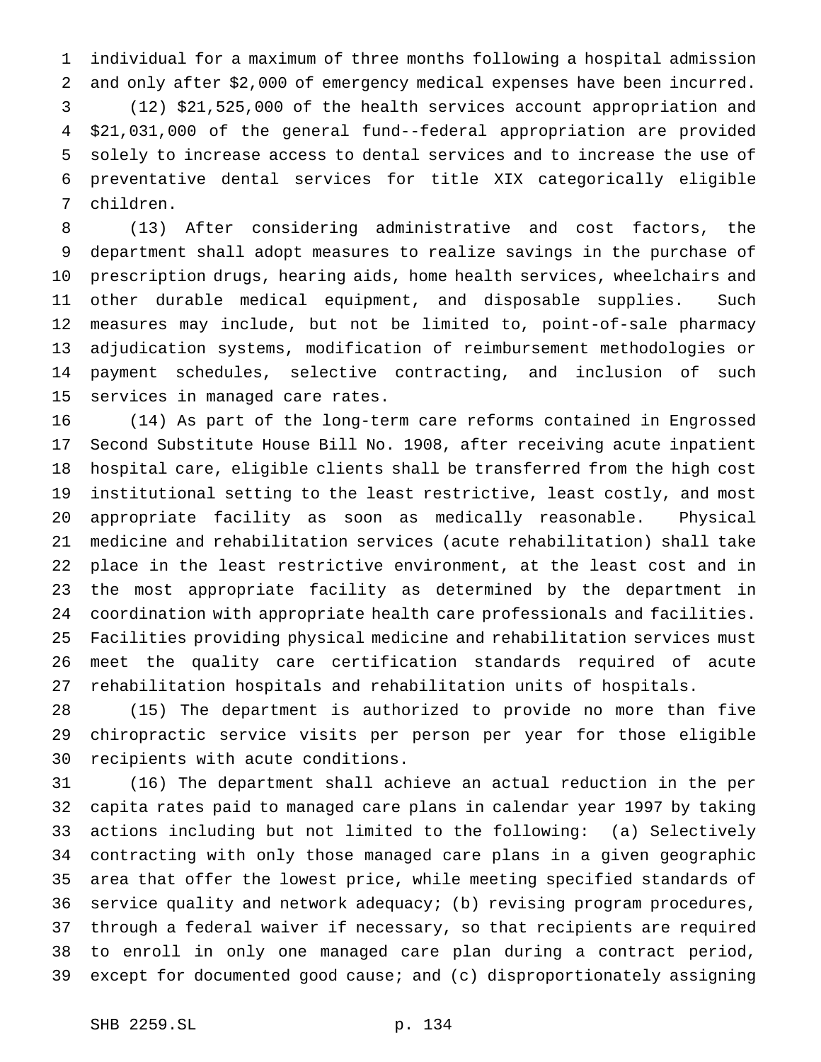individual for a maximum of three months following a hospital admission and only after $2,000 of emergency medical expenses have been incurred.

(12) $21,525,000 of the health services account appropriation and $21,031,000 of the general fund--federal appropriation are provided solely to increase access to dental services and to increase the use of preventative dental services for title XIX categorically eligible children.

(13) After considering administrative and cost factors, the department shall adopt measures to realize savings in the purchase of prescription drugs, hearing aids, home health services, wheelchairs and other durable medical equipment, and disposable supplies. Such measures may include, but not be limited to, point-of-sale pharmacy adjudication systems, modification of reimbursement methodologies or payment schedules, selective contracting, and inclusion of such services in managed care rates.

(14) As part of the long-term care reforms contained in Engrossed Second Substitute House Bill No. 1908, after receiving acute inpatient hospital care, eligible clients shall be transferred from the high cost institutional setting to the least restrictive, least costly, and most appropriate facility as soon as medically reasonable. Physical medicine and rehabilitation services (acute rehabilitation) shall take place in the least restrictive environment, at the least cost and in the most appropriate facility as determined by the department in coordination with appropriate health care professionals and facilities. Facilities providing physical medicine and rehabilitation services must meet the quality care certification standards required of acute rehabilitation hospitals and rehabilitation units of hospitals.

(15) The department is authorized to provide no more than five chiropractic service visits per person per year for those eligible recipients with acute conditions.

(16) The department shall achieve an actual reduction in the per capita rates paid to managed care plans in calendar year 1997 by taking actions including but not limited to the following: (a) Selectively contracting with only those managed care plans in a given geographic area that offer the lowest price, while meeting specified standards of service quality and network adequacy; (b) revising program procedures, through a federal waiver if necessary, so that recipients are required to enroll in only one managed care plan during a contract period, except for documented good cause; and (c) disproportionately assigning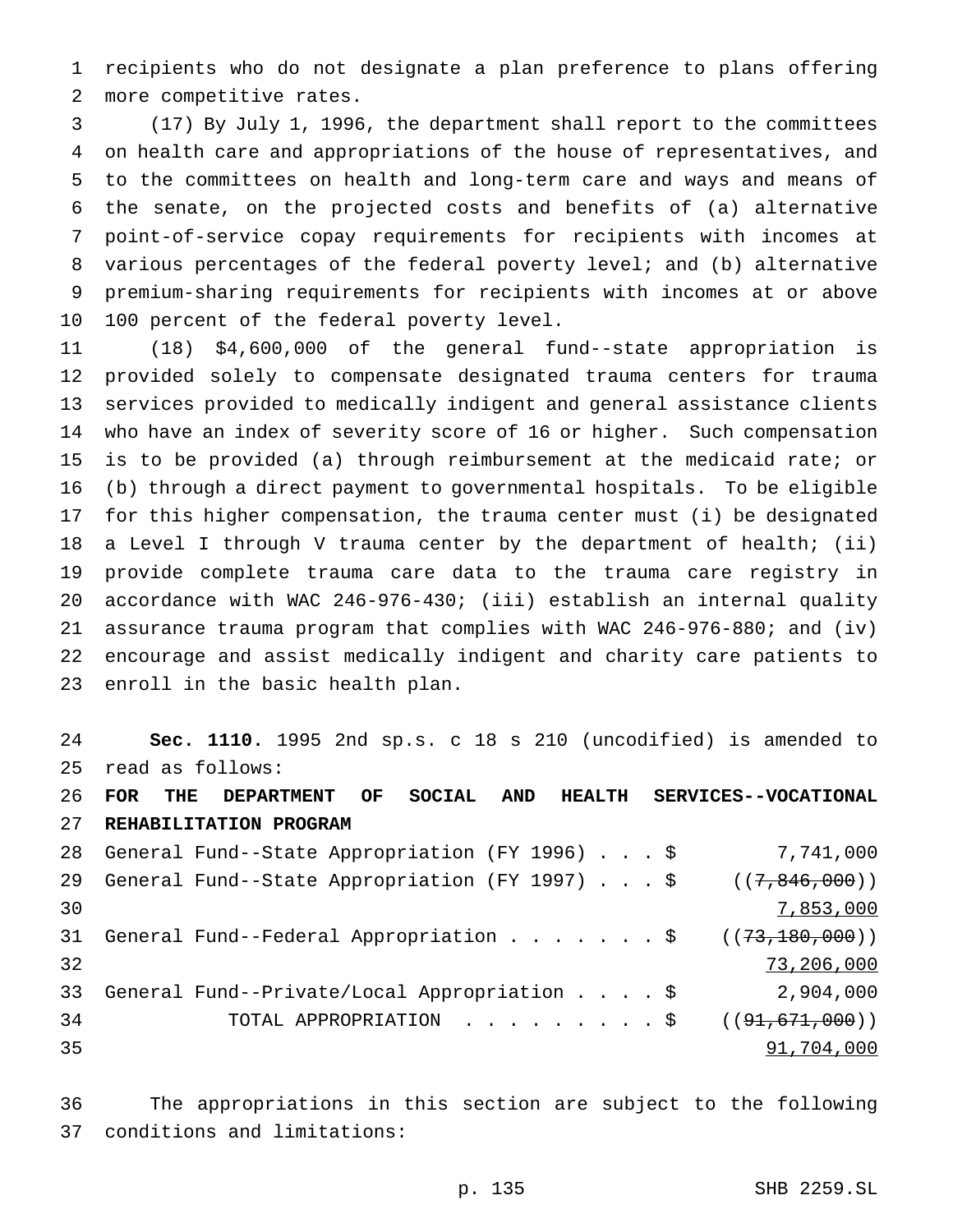recipients who do not designate a plan preference to plans offering more competitive rates.

(17) By July 1, 1996, the department shall report to the committees on health care and appropriations of the house of representatives, and to the committees on health and long-term care and ways and means of the senate, on the projected costs and benefits of (a) alternative point-of-service copay requirements for recipients with incomes at various percentages of the federal poverty level; and (b) alternative premium-sharing requirements for recipients with incomes at or above 100 percent of the federal poverty level.

(18) $4,600,000 of the general fund--state appropriation is provided solely to compensate designated trauma centers for trauma services provided to medically indigent and general assistance clients who have an index of severity score of 16 or higher. Such compensation is to be provided (a) through reimbursement at the medicaid rate; or (b) through a direct payment to governmental hospitals. To be eligible for this higher compensation, the trauma center must (i) be designated a Level I through V trauma center by the department of health; (ii) provide complete trauma care data to the trauma care registry in accordance with WAC 246-976-430; (iii) establish an internal quality assurance trauma program that complies with WAC 246-976-880; and (iv) encourage and assist medically indigent and charity care patients to enroll in the basic health plan.

**Sec. 1110.** 1995 2nd sp.s. c 18 s 210 (uncodified) is amended to read as follows:

**FOR THE DEPARTMENT OF SOCIAL AND HEALTH SERVICES--VOCATIONAL REHABILITATION PROGRAM**

| | |
|---|---|
| General Fund--State Appropriation (FY 1996) . . . $ | 7,741,000 |
| General Fund--State Appropriation (FY 1997) . . . $ | ((~~7,846,000~~)) |
| | 7,853,000 |
| General Fund--Federal Appropriation . . . . . . . $ | ((~~73,180,000~~)) |
| | 73,206,000 |
| General Fund--Private/Local Appropriation . . . . $ | 2,904,000 |
| TOTAL APPROPRIATION . . . . . . . . . $ | ((~~91,671,000~~)) |
| | 91,704,000 |

The appropriations in this section are subject to the following conditions and limitations: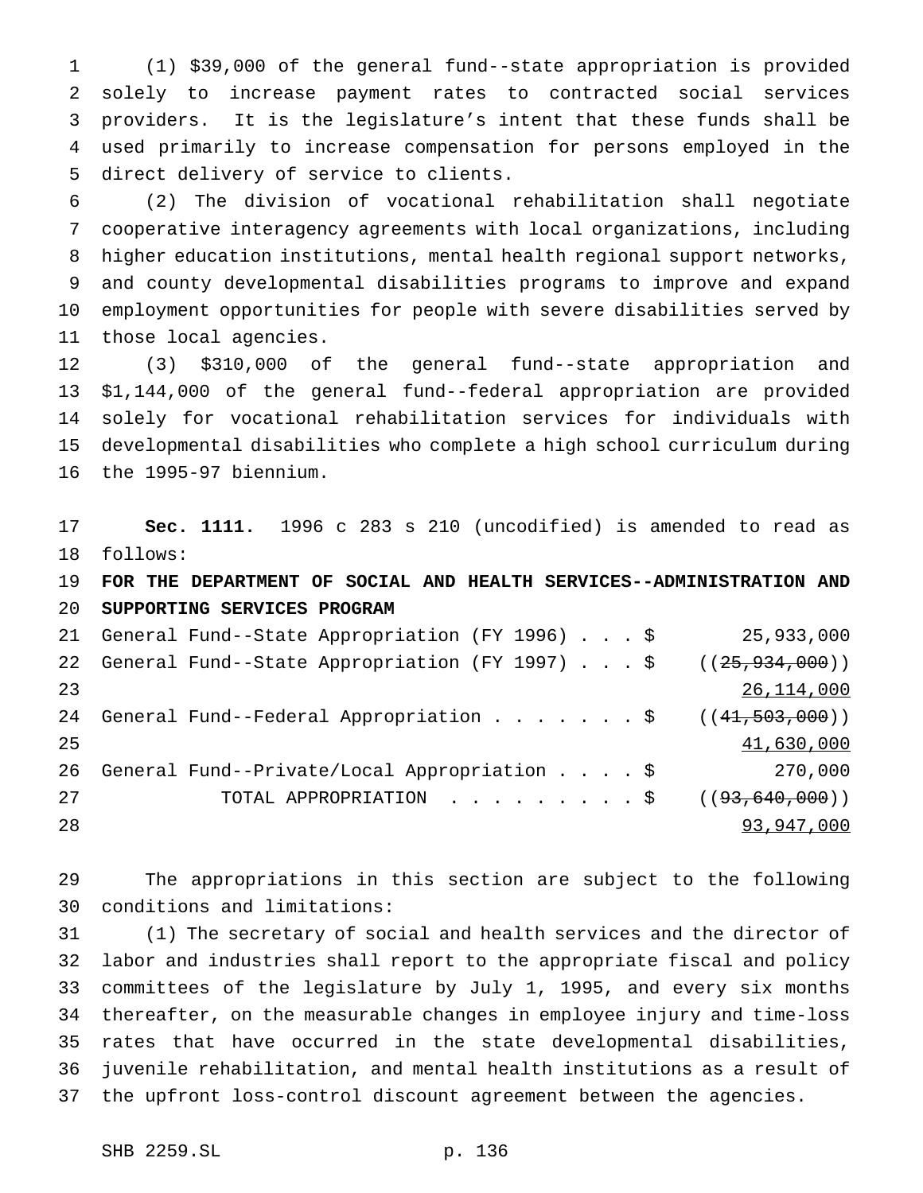(1) $39,000 of the general fund--state appropriation is provided solely to increase payment rates to contracted social services providers. It is the legislature's intent that these funds shall be used primarily to increase compensation for persons employed in the direct delivery of service to clients.

(2) The division of vocational rehabilitation shall negotiate cooperative interagency agreements with local organizations, including higher education institutions, mental health regional support networks, and county developmental disabilities programs to improve and expand employment opportunities for people with severe disabilities served by those local agencies.

(3) $310,000 of the general fund--state appropriation and $1,144,000 of the general fund--federal appropriation are provided solely for vocational rehabilitation services for individuals with developmental disabilities who complete a high school curriculum during the 1995-97 biennium.

**Sec. 1111.** 1996 c 283 s 210 (uncodified) is amended to read as follows:

**FOR THE DEPARTMENT OF SOCIAL AND HEALTH SERVICES--ADMINISTRATION AND SUPPORTING SERVICES PROGRAM**

| | |
|---|---|
| General Fund--State Appropriation (FY 1996) . . . $ | 25,933,000 |
| General Fund--State Appropriation (FY 1997) . . . $ | ((~~25,934,000~~)) <u>26,114,000</u> |
| General Fund--Federal Appropriation . . . . . . . $ | ((~~41,503,000~~)) <u>41,630,000</u> |
| General Fund--Private/Local Appropriation . . . . $ | 270,000 |
| TOTAL APPROPRIATION . . . . . . . . . $ | ((~~93,640,000~~)) <u>93,947,000</u> |

The appropriations in this section are subject to the following conditions and limitations:

(1) The secretary of social and health services and the director of labor and industries shall report to the appropriate fiscal and policy committees of the legislature by July 1, 1995, and every six months thereafter, on the measurable changes in employee injury and time-loss rates that have occurred in the state developmental disabilities, juvenile rehabilitation, and mental health institutions as a result of the upfront loss-control discount agreement between the agencies.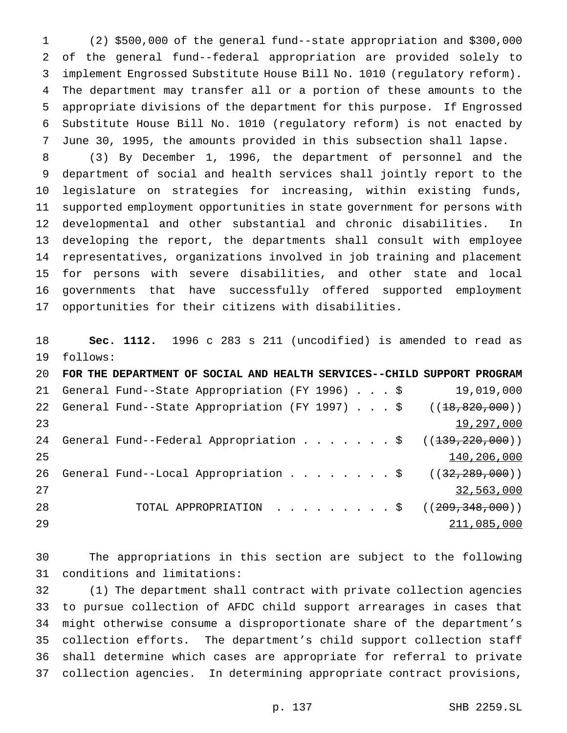(2) $500,000 of the general fund--state appropriation and $300,000 of the general fund--federal appropriation are provided solely to implement Engrossed Substitute House Bill No. 1010 (regulatory reform). The department may transfer all or a portion of these amounts to the appropriate divisions of the department for this purpose. If Engrossed Substitute House Bill No. 1010 (regulatory reform) is not enacted by June 30, 1995, the amounts provided in this subsection shall lapse.

(3) By December 1, 1996, the department of personnel and the department of social and health services shall jointly report to the legislature on strategies for increasing, within existing funds, supported employment opportunities in state government for persons with developmental and other substantial and chronic disabilities. In developing the report, the departments shall consult with employee representatives, organizations involved in job training and placement for persons with severe disabilities, and other state and local governments that have successfully offered supported employment opportunities for their citizens with disabilities.

**Sec. 1112.** 1996 c 283 s 211 (uncodified) is amended to read as follows:

**FOR THE DEPARTMENT OF SOCIAL AND HEALTH SERVICES--CHILD SUPPORT PROGRAM**

| | |
|---|---|
| General Fund--State Appropriation (FY 1996) . . . $ | 19,019,000 |
| General Fund--State Appropriation (FY 1997) . . . $ | ((~~18,820,000~~)) <u>19,297,000</u> |
| General Fund--Federal Appropriation . . . . . . . $ | ((~~139,220,000~~)) <u>140,206,000</u> |
| General Fund--Local Appropriation . . . . . . . . $ | ((~~32,289,000~~)) <u>32,563,000</u> |
| TOTAL APPROPRIATION . . . . . . . . . $ | ((~~209,348,000~~)) <u>211,085,000</u> |

The appropriations in this section are subject to the following conditions and limitations:

(1) The department shall contract with private collection agencies to pursue collection of AFDC child support arrearages in cases that might otherwise consume a disproportionate share of the department's collection efforts. The department's child support collection staff shall determine which cases are appropriate for referral to private collection agencies. In determining appropriate contract provisions,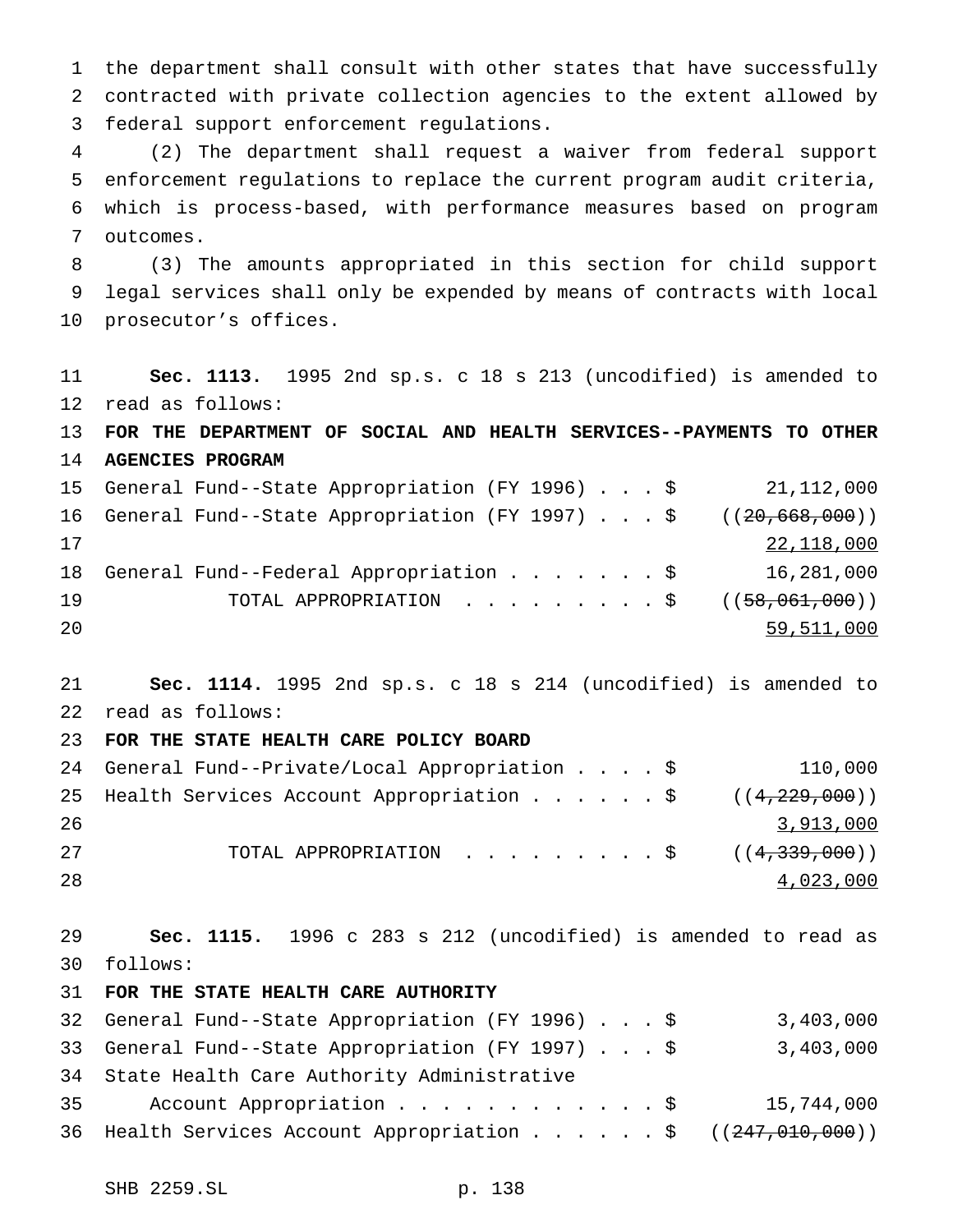the department shall consult with other states that have successfully contracted with private collection agencies to the extent allowed by federal support enforcement regulations.

(2) The department shall request a waiver from federal support enforcement regulations to replace the current program audit criteria, which is process-based, with performance measures based on program outcomes.

(3) The amounts appropriated in this section for child support legal services shall only be expended by means of contracts with local prosecutor's offices.

**Sec. 1113.** 1995 2nd sp.s. c 18 s 213 (uncodified) is amended to read as follows:

**FOR THE DEPARTMENT OF SOCIAL AND HEALTH SERVICES--PAYMENTS TO OTHER AGENCIES PROGRAM**

| | |
|---|---|
| General Fund--State Appropriation (FY 1996) . . . $ | 21,112,000 |
| General Fund--State Appropriation (FY 1997) . . . $ | ((~~20,668,000~~)) <u>22,118,000</u> |
| General Fund--Federal Appropriation . . . . . . . $ | 16,281,000 |
| TOTAL APPROPRIATION . . . . . . . . . $ | ((~~58,061,000~~)) <u>59,511,000</u> |

**Sec. 1114.** 1995 2nd sp.s. c 18 s 214 (uncodified) is amended to read as follows:

**FOR THE STATE HEALTH CARE POLICY BOARD**

| | |
|---|---|
| General Fund--Private/Local Appropriation . . . . $ | 110,000 |
| Health Services Account Appropriation . . . . . . $ | ((~~4,229,000~~)) <u>3,913,000</u> |
| TOTAL APPROPRIATION . . . . . . . . . $ | ((~~4,339,000~~)) <u>4,023,000</u> |

**Sec. 1115.** 1996 c 283 s 212 (uncodified) is amended to read as follows:

**FOR THE STATE HEALTH CARE AUTHORITY**

| | |
|---|---|
| General Fund--State Appropriation (FY 1996) . . . $ | 3,403,000 |
| General Fund--State Appropriation (FY 1997) . . . $ | 3,403,000 |
| State Health Care Authority Administrative Account Appropriation . . . . . . . . . . . . $ | 15,744,000 |
| Health Services Account Appropriation . . . . . . $ | ((~~247,010,000~~)) |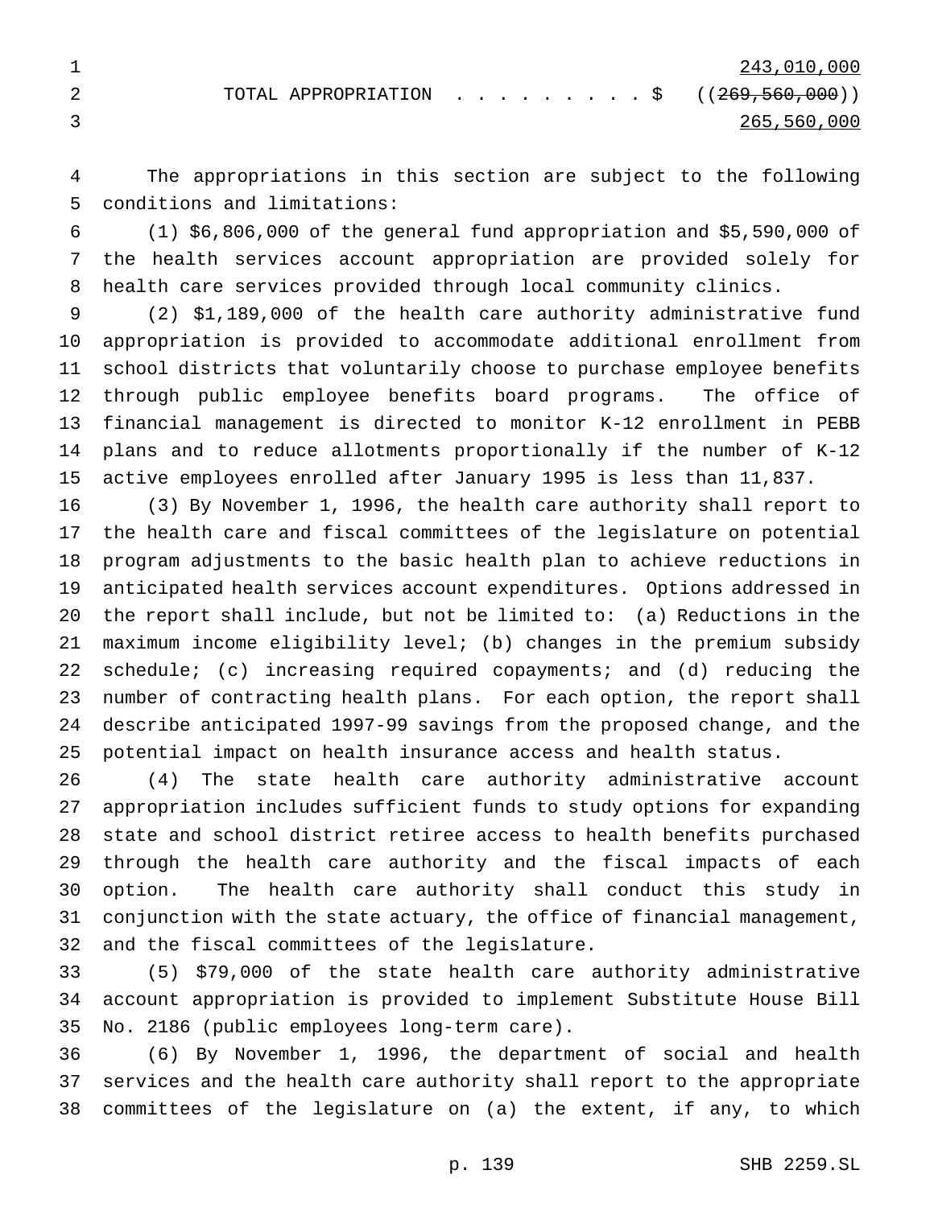243,010,000

TOTAL APPROPRIATION . . . . . . . . . $ ((~~269,560,000~~))
265,560,000

The appropriations in this section are subject to the following conditions and limitations:

(1) $6,806,000 of the general fund appropriation and $5,590,000 of the health services account appropriation are provided solely for health care services provided through local community clinics.

(2) $1,189,000 of the health care authority administrative fund appropriation is provided to accommodate additional enrollment from school districts that voluntarily choose to purchase employee benefits through public employee benefits board programs. The office of financial management is directed to monitor K-12 enrollment in PEBB plans and to reduce allotments proportionally if the number of K-12 active employees enrolled after January 1995 is less than 11,837.

(3) By November 1, 1996, the health care authority shall report to the health care and fiscal committees of the legislature on potential program adjustments to the basic health plan to achieve reductions in anticipated health services account expenditures. Options addressed in the report shall include, but not be limited to: (a) Reductions in the maximum income eligibility level; (b) changes in the premium subsidy schedule; (c) increasing required copayments; and (d) reducing the number of contracting health plans. For each option, the report shall describe anticipated 1997-99 savings from the proposed change, and the potential impact on health insurance access and health status.

(4) The state health care authority administrative account appropriation includes sufficient funds to study options for expanding state and school district retiree access to health benefits purchased through the health care authority and the fiscal impacts of each option. The health care authority shall conduct this study in conjunction with the state actuary, the office of financial management, and the fiscal committees of the legislature.

(5) $79,000 of the state health care authority administrative account appropriation is provided to implement Substitute House Bill No. 2186 (public employees long-term care).

(6) By November 1, 1996, the department of social and health services and the health care authority shall report to the appropriate committees of the legislature on (a) the extent, if any, to which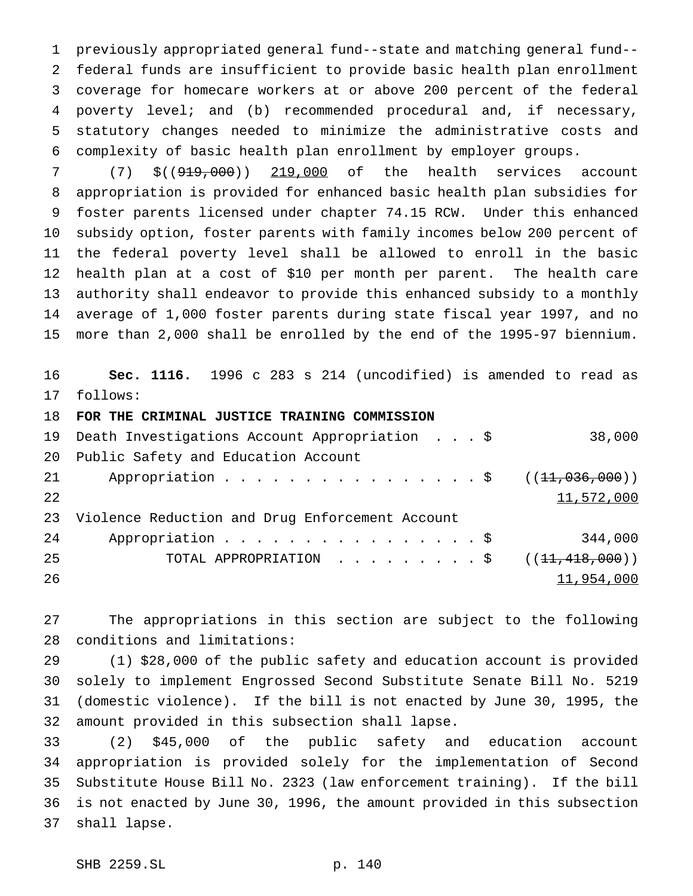previously appropriated general fund--state and matching general fund--federal funds are insufficient to provide basic health plan enrollment coverage for homecare workers at or above 200 percent of the federal poverty level; and (b) recommended procedural and, if necessary, statutory changes needed to minimize the administrative costs and complexity of basic health plan enrollment by employer groups.

(7) $((~~919,000~~)) 219,000 of the health services account appropriation is provided for enhanced basic health plan subsidies for foster parents licensed under chapter 74.15 RCW. Under this enhanced subsidy option, foster parents with family incomes below 200 percent of the federal poverty level shall be allowed to enroll in the basic health plan at a cost of $10 per month per parent. The health care authority shall endeavor to provide this enhanced subsidy to a monthly average of 1,000 foster parents during state fiscal year 1997, and no more than 2,000 shall be enrolled by the end of the 1995-97 biennium.

**Sec. 1116.** 1996 c 283 s 214 (uncodified) is amended to read as follows:

**FOR THE CRIMINAL JUSTICE TRAINING COMMISSION**

| | |
|---|---|
| Death Investigations Account Appropriation . . . $ | 38,000 |
| Public Safety and Education Account Appropriation . . . . . . . . . . . . . . . . . $ | ((~~11,036,000~~)) 11,572,000 |
| Violence Reduction and Drug Enforcement Account Appropriation . . . . . . . . . . . . . . . . . $ | 344,000 |
| TOTAL APPROPRIATION . . . . . . . . . $ | ((~~11,418,000~~)) 11,954,000 |

The appropriations in this section are subject to the following conditions and limitations:

(1) $28,000 of the public safety and education account is provided solely to implement Engrossed Second Substitute Senate Bill No. 5219 (domestic violence). If the bill is not enacted by June 30, 1995, the amount provided in this subsection shall lapse.

(2) $45,000 of the public safety and education account appropriation is provided solely for the implementation of Second Substitute House Bill No. 2323 (law enforcement training). If the bill is not enacted by June 30, 1996, the amount provided in this subsection shall lapse.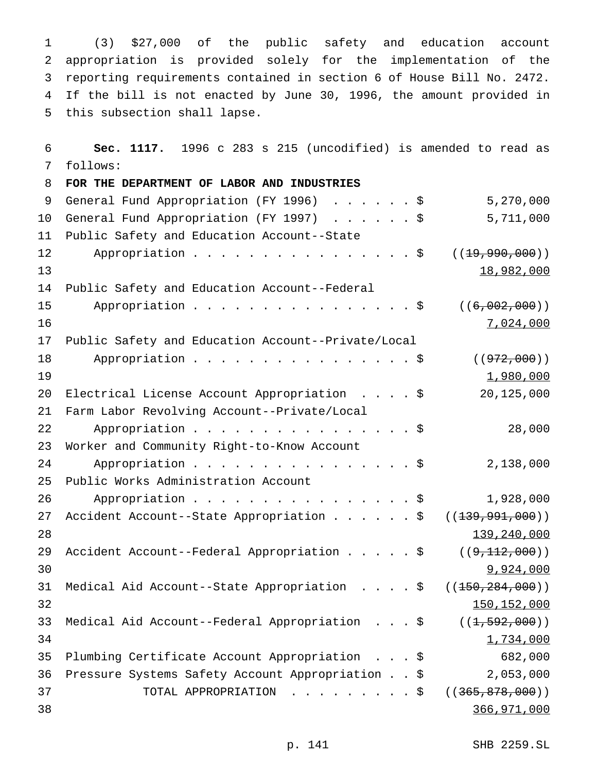(3) $27,000 of the public safety and education account appropriation is provided solely for the implementation of the reporting requirements contained in section 6 of House Bill No. 2472. If the bill is not enacted by June 30, 1996, the amount provided in this subsection shall lapse.

**Sec. 1117.** 1996 c 283 s 215 (uncodified) is amended to read as follows:

**FOR THE DEPARTMENT OF LABOR AND INDUSTRIES**

| | |
|---|---|
| General Fund Appropriation (FY 1996) . . . . . . $ | 5,270,000 |
| General Fund Appropriation (FY 1997) . . . . . . $ | 5,711,000 |
| Public Safety and Education Account--State Appropriation . . . . . . . . . . . . . . . . . $ | ((~~19,990,000~~)) <ins>18,982,000</ins> |
| Public Safety and Education Account--Federal Appropriation . . . . . . . . . . . . . . . . . $ | ((~~6,002,000~~)) <ins>7,024,000</ins> |
| Public Safety and Education Account--Private/Local Appropriation . . . . . . . . . . . . . . . . . $ | ((~~972,000~~)) <ins>1,980,000</ins> |
| Electrical License Account Appropriation . . . . $ | 20,125,000 |
| Farm Labor Revolving Account--Private/Local Appropriation . . . . . . . . . . . . . . . . . $ | 28,000 |
| Worker and Community Right-to-Know Account Appropriation . . . . . . . . . . . . . . . . . $ | 2,138,000 |
| Public Works Administration Account Appropriation . . . . . . . . . . . . . . . . . $ | 1,928,000 |
| Accident Account--State Appropriation . . . . . . $ | ((~~139,991,000~~)) <ins>139,240,000</ins> |
| Accident Account--Federal Appropriation . . . . . $ | ((~~9,112,000~~)) <ins>9,924,000</ins> |
| Medical Aid Account--State Appropriation . . . . $ | ((~~150,284,000~~)) <ins>150,152,000</ins> |
| Medical Aid Account--Federal Appropriation . . . $ | ((~~1,592,000~~)) <ins>1,734,000</ins> |
| Plumbing Certificate Account Appropriation . . . $ | 682,000 |
| Pressure Systems Safety Account Appropriation . . $ | 2,053,000 |
| TOTAL APPROPRIATION . . . . . . . . . $ | ((~~365,878,000~~)) <ins>366,971,000</ins> |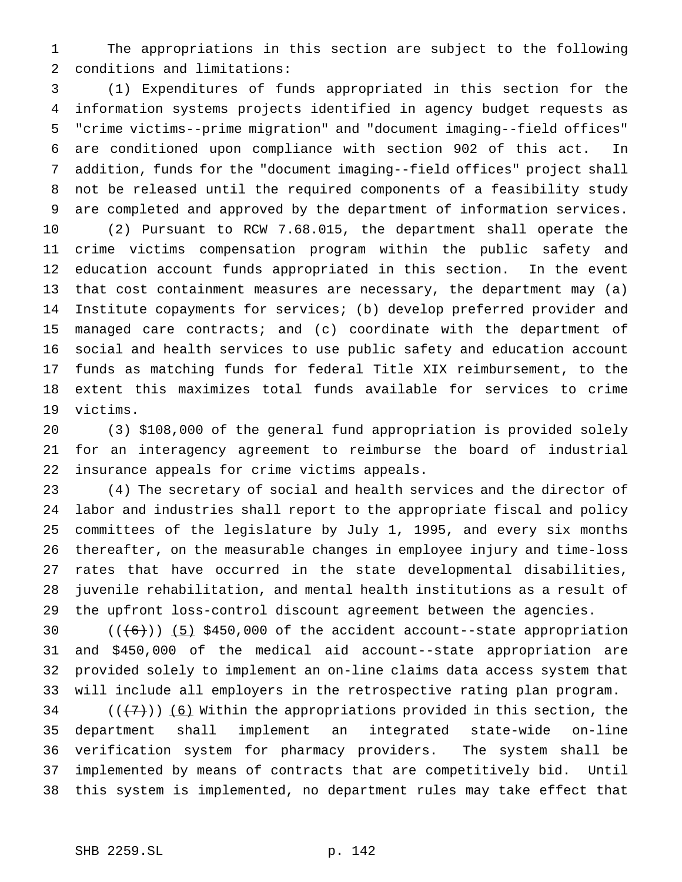The appropriations in this section are subject to the following conditions and limitations:

(1) Expenditures of funds appropriated in this section for the information systems projects identified in agency budget requests as "crime victims--prime migration" and "document imaging--field offices" are conditioned upon compliance with section 902 of this act. In addition, funds for the "document imaging--field offices" project shall not be released until the required components of a feasibility study are completed and approved by the department of information services.

(2) Pursuant to RCW 7.68.015, the department shall operate the crime victims compensation program within the public safety and education account funds appropriated in this section. In the event that cost containment measures are necessary, the department may (a) Institute copayments for services; (b) develop preferred provider and managed care contracts; and (c) coordinate with the department of social and health services to use public safety and education account funds as matching funds for federal Title XIX reimbursement, to the extent this maximizes total funds available for services to crime victims.

(3) $108,000 of the general fund appropriation is provided solely for an interagency agreement to reimburse the board of industrial insurance appeals for crime victims appeals.

(4) The secretary of social and health services and the director of labor and industries shall report to the appropriate fiscal and policy committees of the legislature by July 1, 1995, and every six months thereafter, on the measurable changes in employee injury and time-loss rates that have occurred in the state developmental disabilities, juvenile rehabilitation, and mental health institutions as a result of the upfront loss-control discount agreement between the agencies.

((~~(6)~~)) (5) $450,000 of the accident account--state appropriation and $450,000 of the medical aid account--state appropriation are provided solely to implement an on-line claims data access system that will include all employers in the retrospective rating plan program.

((~~(7)~~)) (6) Within the appropriations provided in this section, the department shall implement an integrated state-wide on-line verification system for pharmacy providers. The system shall be implemented by means of contracts that are competitively bid. Until this system is implemented, no department rules may take effect that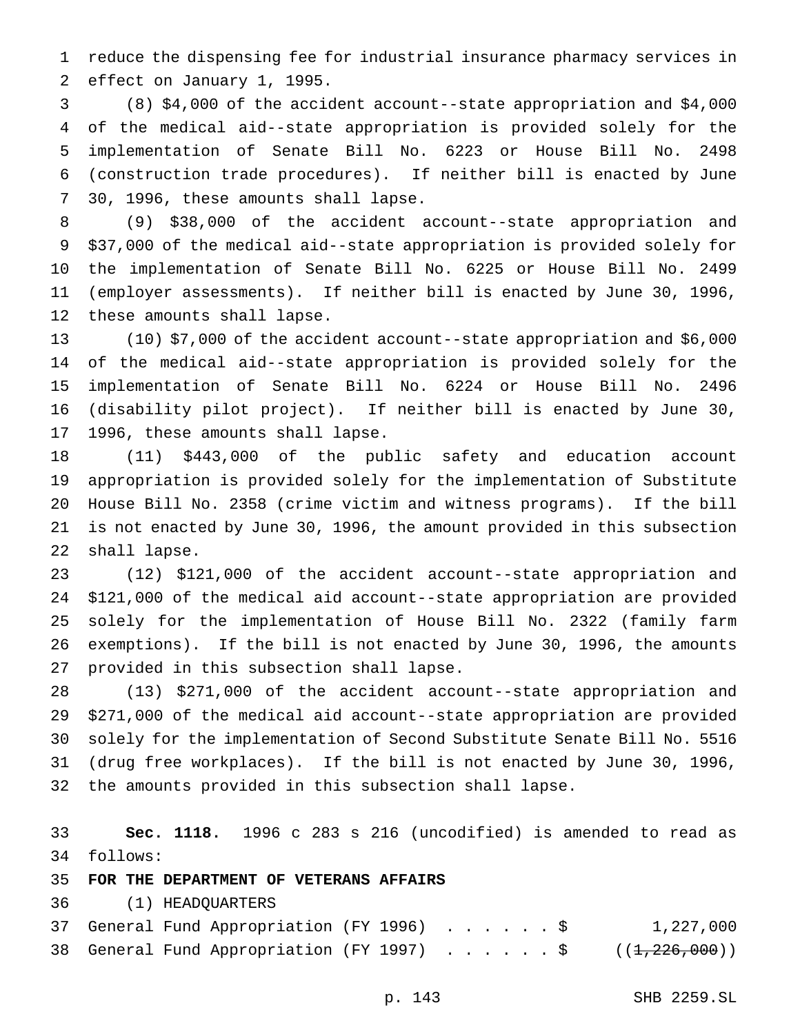reduce the dispensing fee for industrial insurance pharmacy services in effect on January 1, 1995.

(8) $4,000 of the accident account--state appropriation and $4,000 of the medical aid--state appropriation is provided solely for the implementation of Senate Bill No. 6223 or House Bill No. 2498 (construction trade procedures). If neither bill is enacted by June 30, 1996, these amounts shall lapse.

(9) $38,000 of the accident account--state appropriation and $37,000 of the medical aid--state appropriation is provided solely for the implementation of Senate Bill No. 6225 or House Bill No. 2499 (employer assessments). If neither bill is enacted by June 30, 1996, these amounts shall lapse.

(10) $7,000 of the accident account--state appropriation and $6,000 of the medical aid--state appropriation is provided solely for the implementation of Senate Bill No. 6224 or House Bill No. 2496 (disability pilot project). If neither bill is enacted by June 30, 1996, these amounts shall lapse.

(11) $443,000 of the public safety and education account appropriation is provided solely for the implementation of Substitute House Bill No. 2358 (crime victim and witness programs). If the bill is not enacted by June 30, 1996, the amount provided in this subsection shall lapse.

(12) $121,000 of the accident account--state appropriation and $121,000 of the medical aid account--state appropriation are provided solely for the implementation of House Bill No. 2322 (family farm exemptions). If the bill is not enacted by June 30, 1996, the amounts provided in this subsection shall lapse.

(13) $271,000 of the accident account--state appropriation and $271,000 of the medical aid account--state appropriation are provided solely for the implementation of Second Substitute Senate Bill No. 5516 (drug free workplaces). If the bill is not enacted by June 30, 1996, the amounts provided in this subsection shall lapse.

**Sec. 1118.** 1996 c 283 s 216 (uncodified) is amended to read as follows:

**FOR THE DEPARTMENT OF VETERANS AFFAIRS**

(1) HEADQUARTERS

General Fund Appropriation (FY 1996) . . . . . . $ 1,227,000

General Fund Appropriation (FY 1997) . . . . . . $ ((~~1,226,000~~))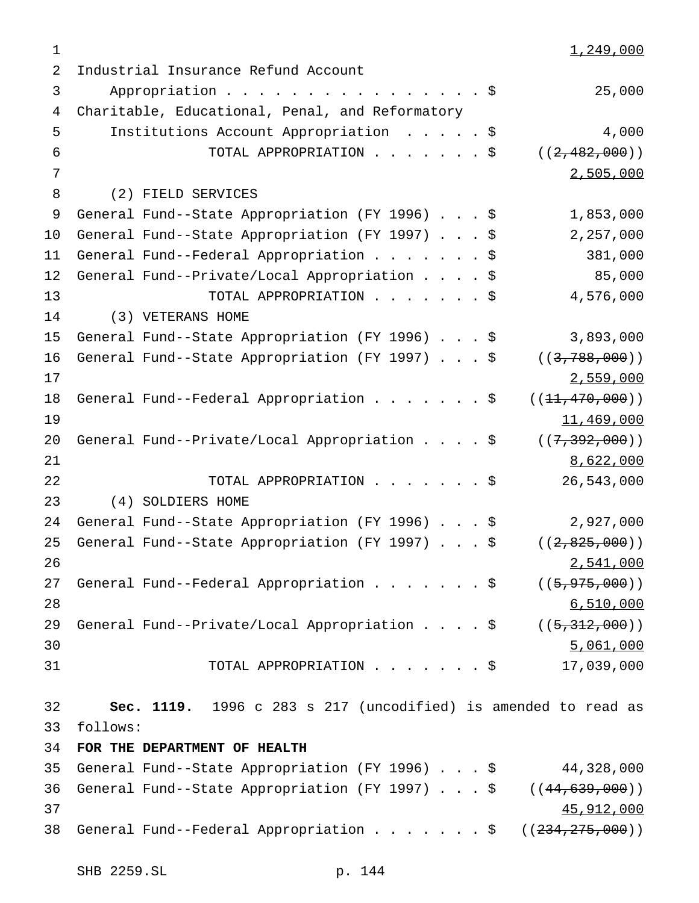1,249,000

Industrial Insurance Refund Account
Appropriation . . . . . . . . . . . . . . . . . $ 25,000

Charitable, Educational, Penal, and Reformatory
Institutions Account Appropriation . . . . . $ 4,000

TOTAL APPROPRIATION . . . . . . . $ ((~~2,482,000~~))
2,505,000

(2) FIELD SERVICES

General Fund--State Appropriation (FY 1996) . . . $ 1,853,000
General Fund--State Appropriation (FY 1997) . . . $ 2,257,000
General Fund--Federal Appropriation . . . . . . . $ 381,000
General Fund--Private/Local Appropriation . . . . $ 85,000
TOTAL APPROPRIATION . . . . . . . $ 4,576,000

(3) VETERANS HOME

General Fund--State Appropriation (FY 1996) . . . $ 3,893,000
General Fund--State Appropriation (FY 1997) . . . $ ((~~3,788,000~~))
2,559,000
General Fund--Federal Appropriation . . . . . . . $ ((~~11,470,000~~))
11,469,000
General Fund--Private/Local Appropriation . . . . $ ((~~7,392,000~~))
8,622,000
TOTAL APPROPRIATION . . . . . . . $ 26,543,000

(4) SOLDIERS HOME

General Fund--State Appropriation (FY 1996) . . . $ 2,927,000
General Fund--State Appropriation (FY 1997) . . . $ ((~~2,825,000~~))
2,541,000
General Fund--Federal Appropriation . . . . . . . $ ((~~5,975,000~~))
6,510,000
General Fund--Private/Local Appropriation . . . . $ ((~~5,312,000~~))
5,061,000
TOTAL APPROPRIATION . . . . . . . $ 17,039,000

**Sec. 1119.** 1996 c 283 s 217 (uncodified) is amended to read as follows:

**FOR THE DEPARTMENT OF HEALTH**

General Fund--State Appropriation (FY 1996) . . . $ 44,328,000
General Fund--State Appropriation (FY 1997) . . . $ ((~~44,639,000~~))
45,912,000
General Fund--Federal Appropriation . . . . . . . $ ((~~234,275,000~~))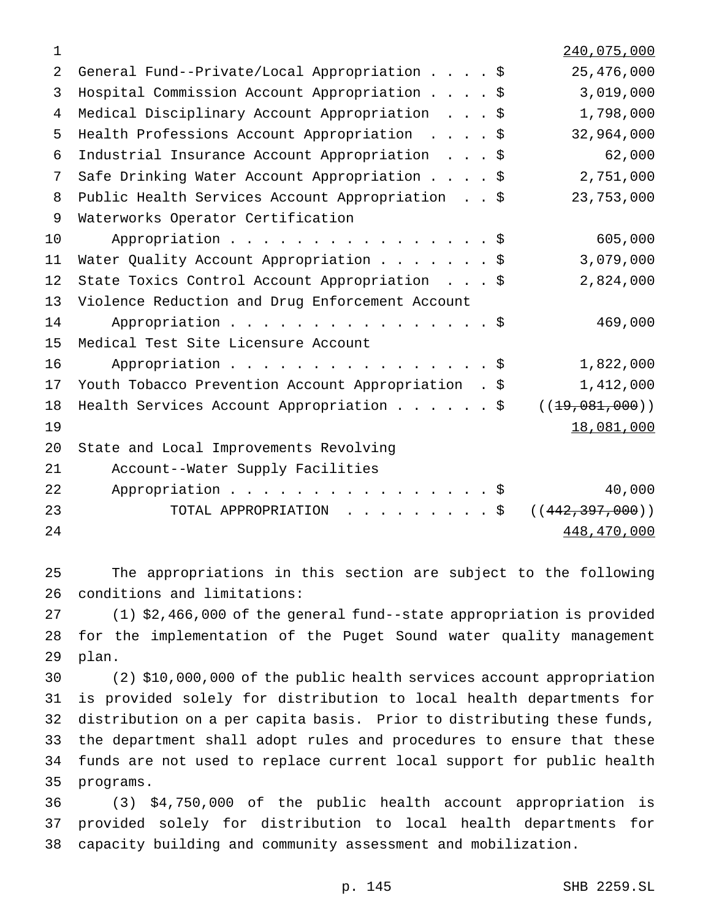| | |
|---|---|
| | <u>240,075,000</u> |
| General Fund--Private/Local Appropriation . . . . $ | 25,476,000 |
| Hospital Commission Account Appropriation . . . . $ | 3,019,000 |
| Medical Disciplinary Account Appropriation . . . $ | 1,798,000 |
| Health Professions Account Appropriation . . . . $ | 32,964,000 |
| Industrial Insurance Account Appropriation . . . $ | 62,000 |
| Safe Drinking Water Account Appropriation . . . . $ | 2,751,000 |
| Public Health Services Account Appropriation . . $ | 23,753,000 |
| Waterworks Operator Certification Appropriation . . . . . . . . . . . . . . . . . $ | 605,000 |
| Water Quality Account Appropriation . . . . . . . $ | 3,079,000 |
| State Toxics Control Account Appropriation . . . $ | 2,824,000 |
| Violence Reduction and Drug Enforcement Account Appropriation . . . . . . . . . . . . . . . . . $ | 469,000 |
| Medical Test Site Licensure Account Appropriation . . . . . . . . . . . . . . . . . $ | 1,822,000 |
| Youth Tobacco Prevention Account Appropriation . $ | 1,412,000 |
| Health Services Account Appropriation . . . . . . $ | ((~~19,081,000~~)) |
| | <u>18,081,000</u> |
| State and Local Improvements Revolving Account--Water Supply Facilities Appropriation . . . . . . . . . . . . . . . . . $ | 40,000 |
| TOTAL APPROPRIATION . . . . . . . . . $ | ((~~442,397,000~~)) |
| | <u>448,470,000</u> |

The appropriations in this section are subject to the following conditions and limitations:

(1) $2,466,000 of the general fund--state appropriation is provided for the implementation of the Puget Sound water quality management plan.

(2) $10,000,000 of the public health services account appropriation is provided solely for distribution to local health departments for distribution on a per capita basis. Prior to distributing these funds, the department shall adopt rules and procedures to ensure that these funds are not used to replace current local support for public health programs.

(3) $4,750,000 of the public health account appropriation is provided solely for distribution to local health departments for capacity building and community assessment and mobilization.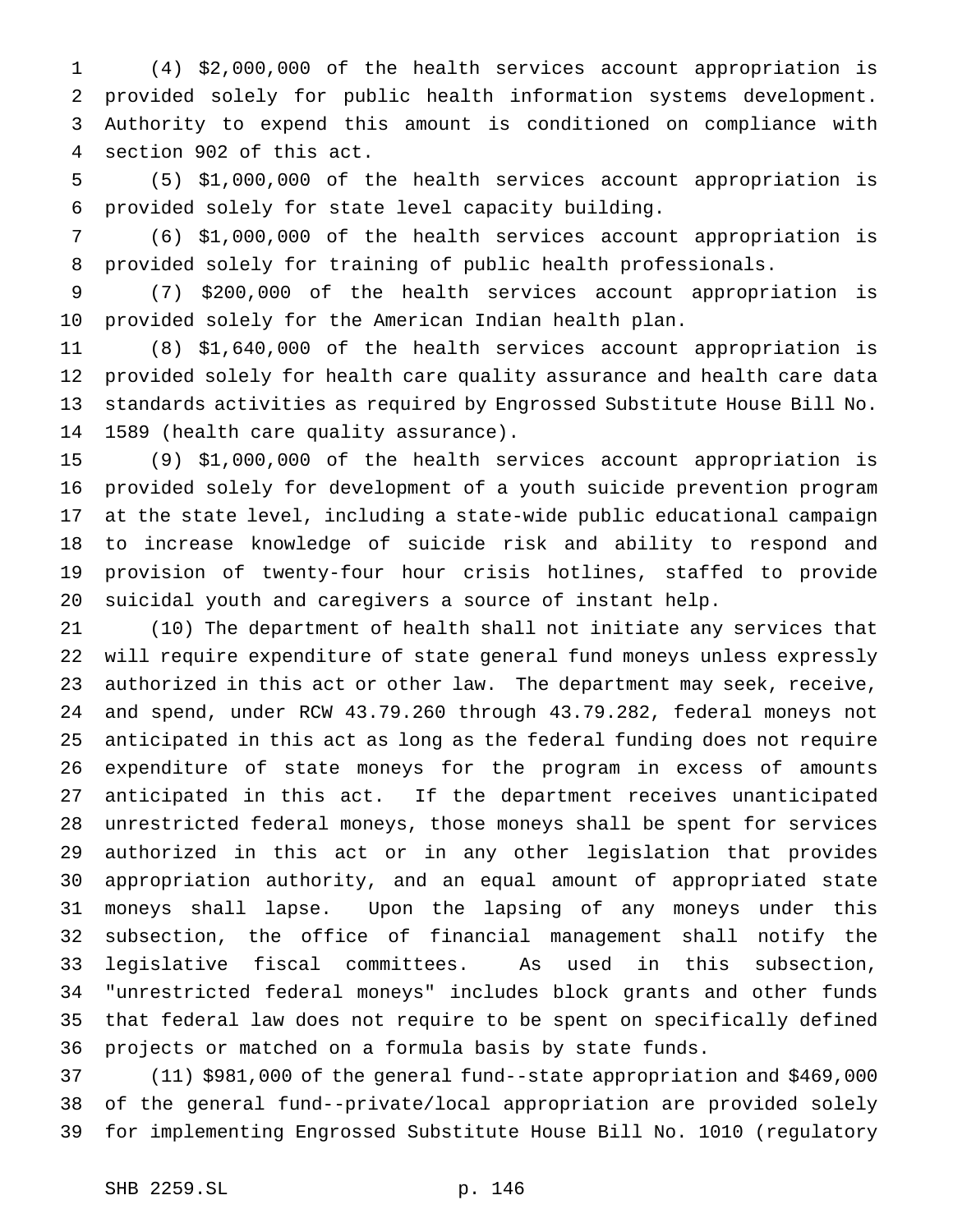(4) $2,000,000 of the health services account appropriation is provided solely for public health information systems development. Authority to expend this amount is conditioned on compliance with section 902 of this act.

(5) $1,000,000 of the health services account appropriation is provided solely for state level capacity building.

(6) $1,000,000 of the health services account appropriation is provided solely for training of public health professionals.

(7) $200,000 of the health services account appropriation is provided solely for the American Indian health plan.

(8) $1,640,000 of the health services account appropriation is provided solely for health care quality assurance and health care data standards activities as required by Engrossed Substitute House Bill No. 1589 (health care quality assurance).

(9) $1,000,000 of the health services account appropriation is provided solely for development of a youth suicide prevention program at the state level, including a state-wide public educational campaign to increase knowledge of suicide risk and ability to respond and provision of twenty-four hour crisis hotlines, staffed to provide suicidal youth and caregivers a source of instant help.

(10) The department of health shall not initiate any services that will require expenditure of state general fund moneys unless expressly authorized in this act or other law. The department may seek, receive, and spend, under RCW 43.79.260 through 43.79.282, federal moneys not anticipated in this act as long as the federal funding does not require expenditure of state moneys for the program in excess of amounts anticipated in this act. If the department receives unanticipated unrestricted federal moneys, those moneys shall be spent for services authorized in this act or in any other legislation that provides appropriation authority, and an equal amount of appropriated state moneys shall lapse. Upon the lapsing of any moneys under this subsection, the office of financial management shall notify the legislative fiscal committees. As used in this subsection, "unrestricted federal moneys" includes block grants and other funds that federal law does not require to be spent on specifically defined projects or matched on a formula basis by state funds.

(11) $981,000 of the general fund--state appropriation and $469,000 of the general fund--private/local appropriation are provided solely for implementing Engrossed Substitute House Bill No. 1010 (regulatory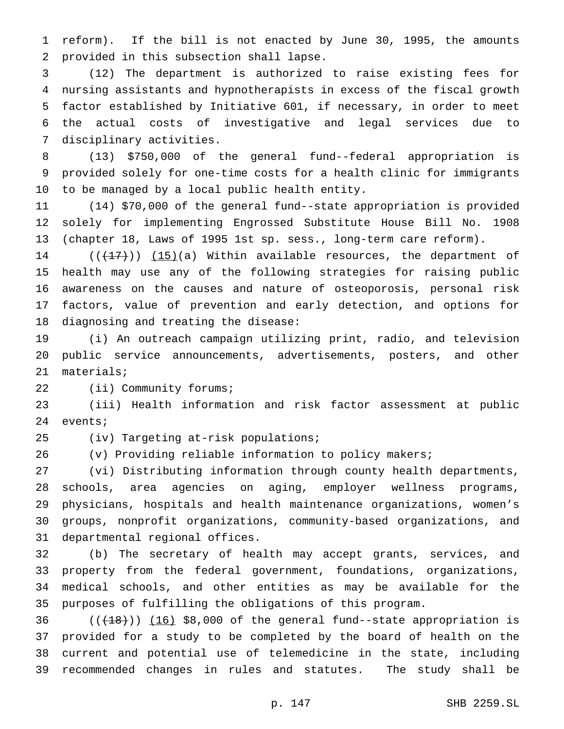reform). If the bill is not enacted by June 30, 1995, the amounts provided in this subsection shall lapse.

(12) The department is authorized to raise existing fees for nursing assistants and hypnotherapists in excess of the fiscal growth factor established by Initiative 601, if necessary, in order to meet the actual costs of investigative and legal services due to disciplinary activities.

(13) $750,000 of the general fund--federal appropriation is provided solely for one-time costs for a health clinic for immigrants to be managed by a local public health entity.

(14) $70,000 of the general fund--state appropriation is provided solely for implementing Engrossed Substitute House Bill No. 1908 (chapter 18, Laws of 1995 1st sp. sess., long-term care reform).

(((~~17~~))) (15)(a) Within available resources, the department of health may use any of the following strategies for raising public awareness on the causes and nature of osteoporosis, personal risk factors, value of prevention and early detection, and options for diagnosing and treating the disease:

(i) An outreach campaign utilizing print, radio, and television public service announcements, advertisements, posters, and other materials;

(ii) Community forums;

(iii) Health information and risk factor assessment at public events;

(iv) Targeting at-risk populations;

(v) Providing reliable information to policy makers;

(vi) Distributing information through county health departments, schools, area agencies on aging, employer wellness programs, physicians, hospitals and health maintenance organizations, women's groups, nonprofit organizations, community-based organizations, and departmental regional offices.

(b) The secretary of health may accept grants, services, and property from the federal government, foundations, organizations, medical schools, and other entities as may be available for the purposes of fulfilling the obligations of this program.

(((~~18~~))) (16) $8,000 of the general fund--state appropriation is provided for a study to be completed by the board of health on the current and potential use of telemedicine in the state, including recommended changes in rules and statutes. The study shall be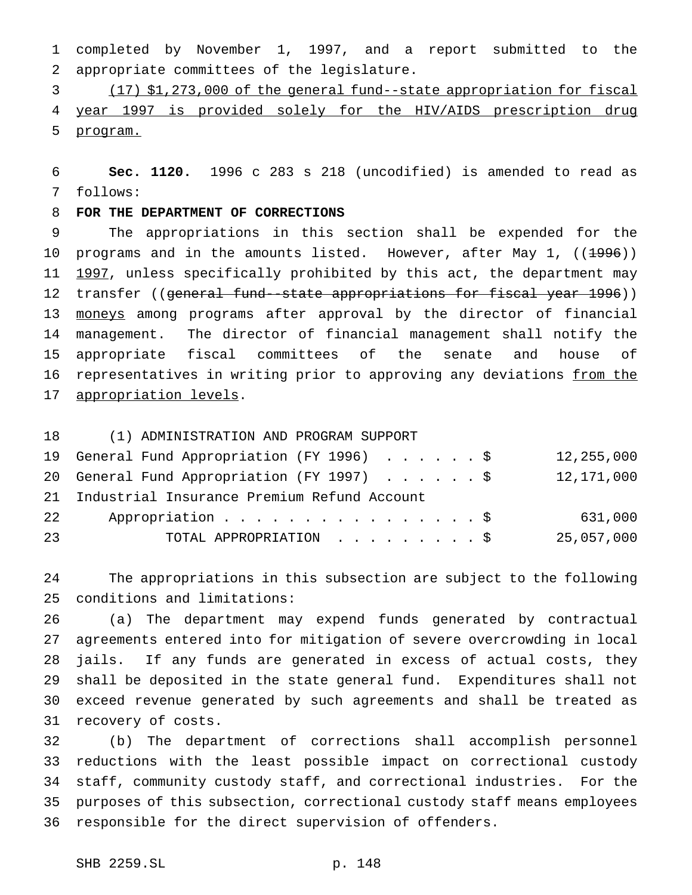completed by November 1, 1997, and a report submitted to the appropriate committees of the legislature.

(17) $1,273,000 of the general fund--state appropriation for fiscal year 1997 is provided solely for the HIV/AIDS prescription drug program.

**Sec. 1120.** 1996 c 283 s 218 (uncodified) is amended to read as follows:

**FOR THE DEPARTMENT OF CORRECTIONS**

The appropriations in this section shall be expended for the programs and in the amounts listed. However, after May 1, ((~~1996~~)) 1997, unless specifically prohibited by this act, the department may transfer ((~~general fund--state appropriations for fiscal year 1996~~)) moneys among programs after approval by the director of financial management. The director of financial management shall notify the appropriate fiscal committees of the senate and house of representatives in writing prior to approving any deviations from the appropriation levels.

(1) ADMINISTRATION AND PROGRAM SUPPORT

| | |
|---|---|
| General Fund Appropriation (FY 1996) . . . . . . $ | 12,255,000 |
| General Fund Appropriation (FY 1997) . . . . . . $ | 12,171,000 |
| Industrial Insurance Premium Refund Account Appropriation . . . . . . . . . . . . . . . . . $ | 631,000 |
| TOTAL APPROPRIATION . . . . . . . . . $ | 25,057,000 |

The appropriations in this subsection are subject to the following conditions and limitations:

(a) The department may expend funds generated by contractual agreements entered into for mitigation of severe overcrowding in local jails. If any funds are generated in excess of actual costs, they shall be deposited in the state general fund. Expenditures shall not exceed revenue generated by such agreements and shall be treated as recovery of costs.

(b) The department of corrections shall accomplish personnel reductions with the least possible impact on correctional custody staff, community custody staff, and correctional industries. For the purposes of this subsection, correctional custody staff means employees responsible for the direct supervision of offenders.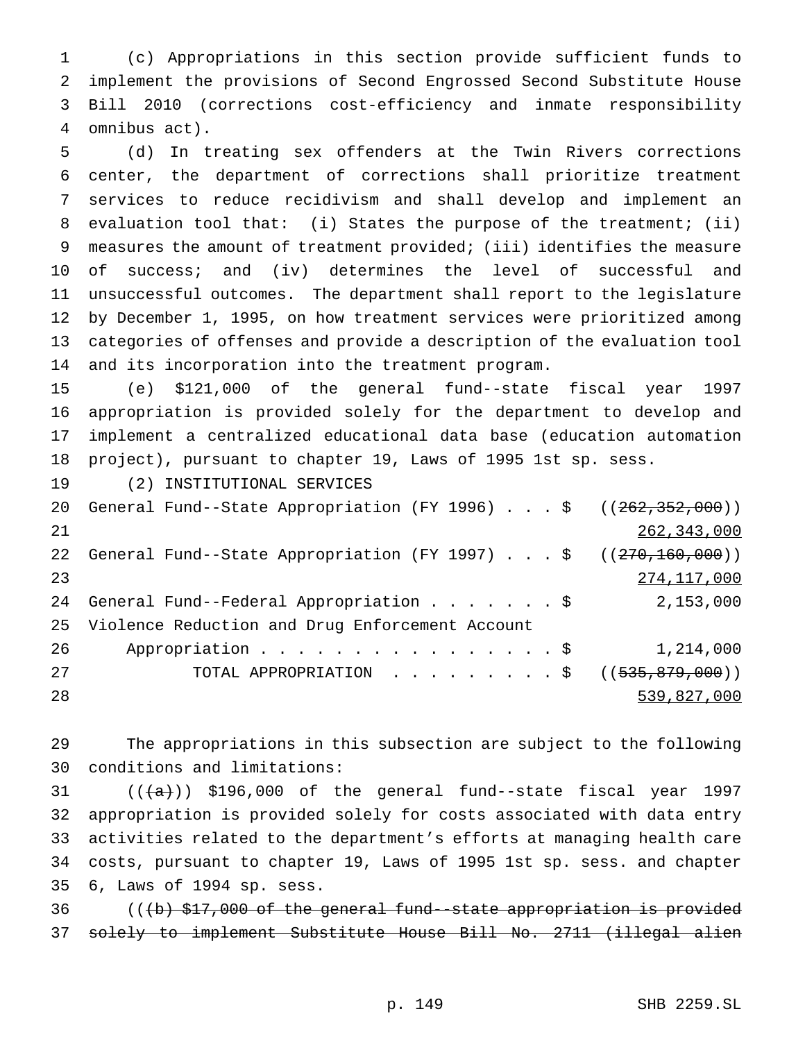(c) Appropriations in this section provide sufficient funds to implement the provisions of Second Engrossed Second Substitute House Bill 2010 (corrections cost-efficiency and inmate responsibility omnibus act).

(d) In treating sex offenders at the Twin Rivers corrections center, the department of corrections shall prioritize treatment services to reduce recidivism and shall develop and implement an evaluation tool that: (i) States the purpose of the treatment; (ii) measures the amount of treatment provided; (iii) identifies the measure of success; and (iv) determines the level of successful and unsuccessful outcomes. The department shall report to the legislature by December 1, 1995, on how treatment services were prioritized among categories of offenses and provide a description of the evaluation tool and its incorporation into the treatment program.

(e) $121,000 of the general fund--state fiscal year 1997 appropriation is provided solely for the department to develop and implement a centralized educational data base (education automation project), pursuant to chapter 19, Laws of 1995 1st sp. sess.

(2) INSTITUTIONAL SERVICES

| | |
|---|---|
| General Fund--State Appropriation (FY 1996) . . . $ | ((~~262,352,000~~)) <u>262,343,000</u> |
| General Fund--State Appropriation (FY 1997) . . . $ | ((~~270,160,000~~)) <u>274,117,000</u> |
| General Fund--Federal Appropriation . . . . . . . $ | 2,153,000 |
| Violence Reduction and Drug Enforcement Account Appropriation . . . . . . . . . . . . . . . . $ | 1,214,000 |
| TOTAL APPROPRIATION . . . . . . . . . $ | ((~~535,879,000~~)) <u>539,827,000</u> |

The appropriations in this subsection are subject to the following conditions and limitations:

((~~(a)~~)) $196,000 of the general fund--state fiscal year 1997 appropriation is provided solely for costs associated with data entry activities related to the department's efforts at managing health care costs, pursuant to chapter 19, Laws of 1995 1st sp. sess. and chapter 6, Laws of 1994 sp. sess.

((~~(b) $17,000 of the general fund--state appropriation is provided solely to implement Substitute House Bill No. 2711 (illegal alien~~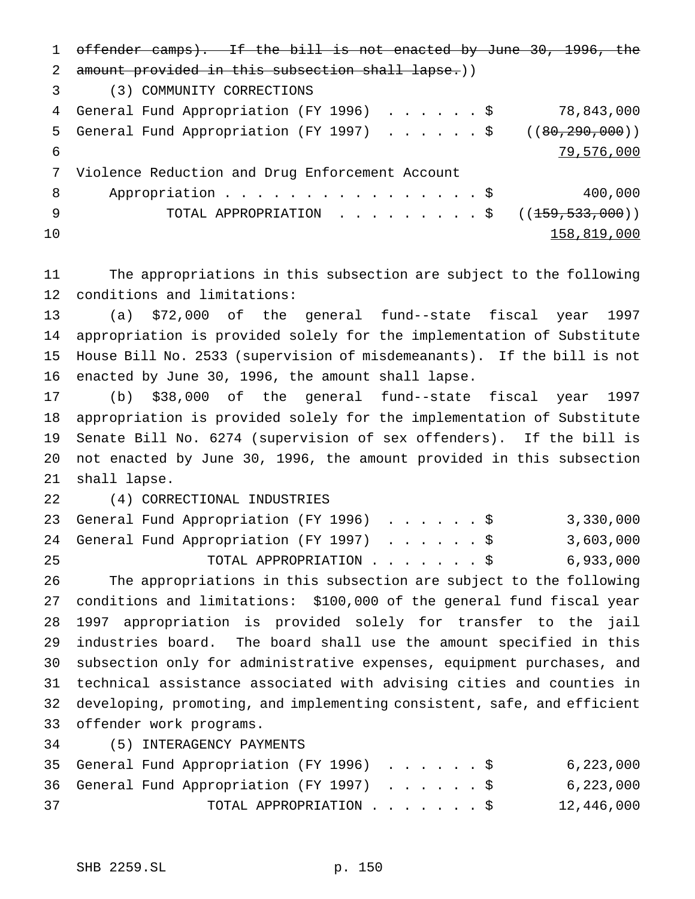~~offender camps). If the bill is not enacted by June 30, 1996, the amount provided in this subsection shall lapse.~~))

(3) COMMUNITY CORRECTIONS

| | |
|---|---|
| General Fund Appropriation (FY 1996) . . . . . . $ | 78,843,000 |
| General Fund Appropriation (FY 1997) . . . . . . $ | ((~~80,290,000~~)) <u>79,576,000</u> |
| Violence Reduction and Drug Enforcement Account Appropriation . . . . . . . . . . . . . . . . . $ | 400,000 |
| TOTAL APPROPRIATION . . . . . . . . . $ | ((~~159,533,000~~)) <u>158,819,000</u> |

The appropriations in this subsection are subject to the following conditions and limitations:

(a) $72,000 of the general fund--state fiscal year 1997 appropriation is provided solely for the implementation of Substitute House Bill No. 2533 (supervision of misdemeanants). If the bill is not enacted by June 30, 1996, the amount shall lapse.

(b) $38,000 of the general fund--state fiscal year 1997 appropriation is provided solely for the implementation of Substitute Senate Bill No. 6274 (supervision of sex offenders). If the bill is not enacted by June 30, 1996, the amount provided in this subsection shall lapse.

(4) CORRECTIONAL INDUSTRIES

| | |
|---|---|
| General Fund Appropriation (FY 1996) . . . . . . $ | 3,330,000 |
| General Fund Appropriation (FY 1997) . . . . . . $ | 3,603,000 |
| TOTAL APPROPRIATION . . . . . . . $ | 6,933,000 |

The appropriations in this subsection are subject to the following conditions and limitations: $100,000 of the general fund fiscal year 1997 appropriation is provided solely for transfer to the jail industries board. The board shall use the amount specified in this subsection only for administrative expenses, equipment purchases, and technical assistance associated with advising cities and counties in developing, promoting, and implementing consistent, safe, and efficient offender work programs.

(5) INTERAGENCY PAYMENTS

| | |
|---|---|
| General Fund Appropriation (FY 1996) . . . . . . $ | 6,223,000 |
| General Fund Appropriation (FY 1997) . . . . . . $ | 6,223,000 |
| TOTAL APPROPRIATION . . . . . . . $ | 12,446,000 |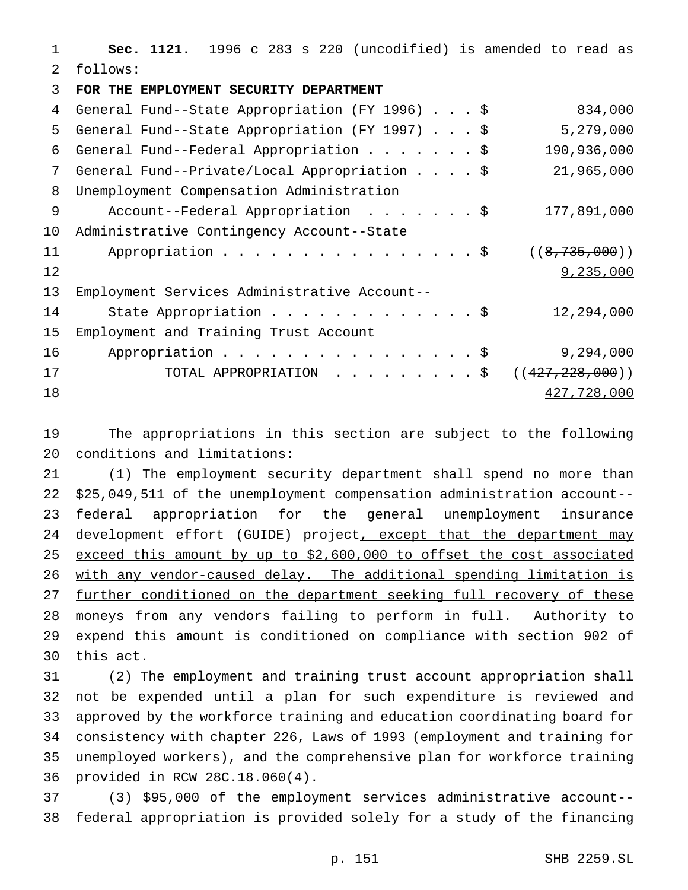**Sec. 1121.** 1996 c 283 s 220 (uncodified) is amended to read as follows:

**FOR THE EMPLOYMENT SECURITY DEPARTMENT**

| | |
|---|---|
| General Fund--State Appropriation (FY 1996) . . . $ | 834,000 |
| General Fund--State Appropriation (FY 1997) . . . $ | 5,279,000 |
| General Fund--Federal Appropriation . . . . . . . $ | 190,936,000 |
| General Fund--Private/Local Appropriation . . . . $ | 21,965,000 |
| Unemployment Compensation Administration Account--Federal Appropriation . . . . . . . $ | 177,891,000 |
| Administrative Contingency Account--State Appropriation . . . . . . . . . . . . . . . . $ | ((~~8,735,000~~)) <u>9,235,000</u> |
| Employment Services Administrative Account--State Appropriation . . . . . . . . . . . . . $ | 12,294,000 |
| Employment and Training Trust Account Appropriation . . . . . . . . . . . . . . . . $ | 9,294,000 |
| TOTAL APPROPRIATION . . . . . . . . . $ | ((~~427,228,000~~)) <u>427,728,000</u> |

The appropriations in this section are subject to the following conditions and limitations:

(1) The employment security department shall spend no more than $25,049,511 of the unemployment compensation administration account--federal appropriation for the general unemployment insurance development effort (GUIDE) project<u>, except that the department may exceed this amount by up to $2,600,000 to offset the cost associated with any vendor-caused delay. The additional spending limitation is further conditioned on the department seeking full recovery of these moneys from any vendors failing to perform in full</u>. Authority to expend this amount is conditioned on compliance with section 902 of this act.

(2) The employment and training trust account appropriation shall not be expended until a plan for such expenditure is reviewed and approved by the workforce training and education coordinating board for consistency with chapter 226, Laws of 1993 (employment and training for unemployed workers), and the comprehensive plan for workforce training provided in RCW 28C.18.060(4).

(3) $95,000 of the employment services administrative account--federal appropriation is provided solely for a study of the financing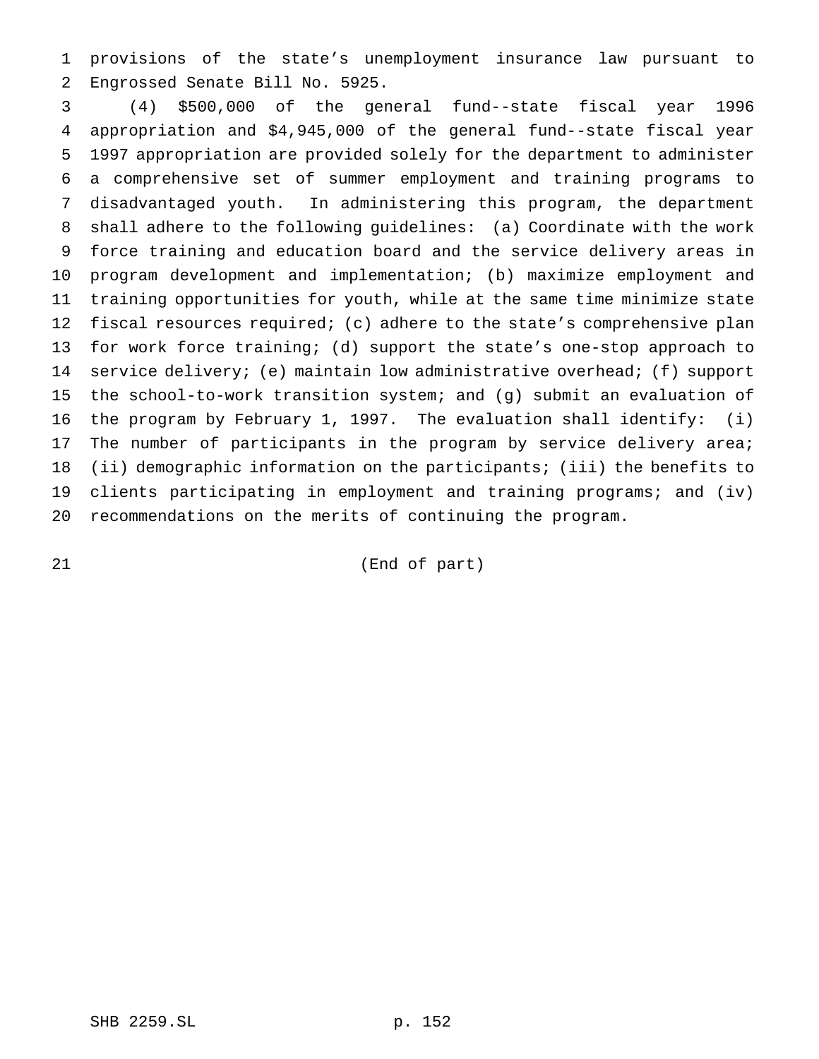provisions of the state's unemployment insurance law pursuant to Engrossed Senate Bill No. 5925.

(4) $500,000 of the general fund--state fiscal year 1996 appropriation and $4,945,000 of the general fund--state fiscal year 1997 appropriation are provided solely for the department to administer a comprehensive set of summer employment and training programs to disadvantaged youth. In administering this program, the department shall adhere to the following guidelines: (a) Coordinate with the work force training and education board and the service delivery areas in program development and implementation; (b) maximize employment and training opportunities for youth, while at the same time minimize state fiscal resources required; (c) adhere to the state's comprehensive plan for work force training; (d) support the state's one-stop approach to service delivery; (e) maintain low administrative overhead; (f) support the school-to-work transition system; and (g) submit an evaluation of the program by February 1, 1997. The evaluation shall identify: (i) The number of participants in the program by service delivery area; (ii) demographic information on the participants; (iii) the benefits to clients participating in employment and training programs; and (iv) recommendations on the merits of continuing the program.

(End of part)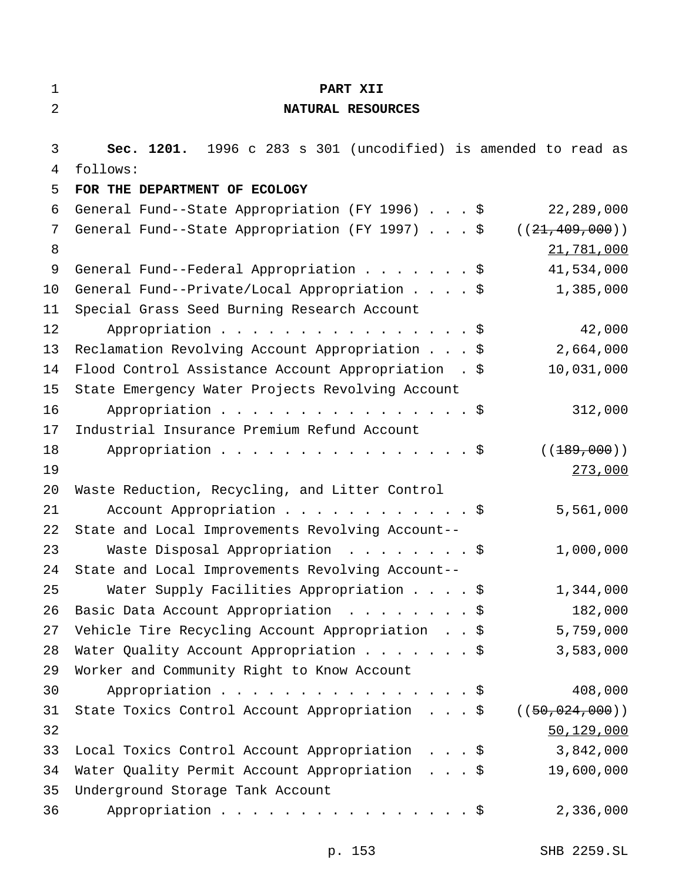# PART XII

## NATURAL RESOURCES

**Sec. 1201.** 1996 c 283 s 301 (uncodified) is amended to read as follows:

**FOR THE DEPARTMENT OF ECOLOGY**

| | |
|---|---|
| General Fund--State Appropriation (FY 1996) . . . $ | 22,289,000 |
| General Fund--State Appropriation (FY 1997) . . . $ | ((~~21,409,000~~)) |
| | 21,781,000 |
| General Fund--Federal Appropriation . . . . . . . $ | 41,534,000 |
| General Fund--Private/Local Appropriation . . . . $ | 1,385,000 |
| Special Grass Seed Burning Research Account Appropriation . . . . . . . . . . . . . . . . . $ | 42,000 |
| Reclamation Revolving Account Appropriation . . . $ | 2,664,000 |
| Flood Control Assistance Account Appropriation . $ | 10,031,000 |
| State Emergency Water Projects Revolving Account Appropriation . . . . . . . . . . . . . . . . . $ | 312,000 |
| Industrial Insurance Premium Refund Account Appropriation . . . . . . . . . . . . . . . . . $ | ((~~189,000~~)) |
| | 273,000 |
| Waste Reduction, Recycling, and Litter Control Account Appropriation . . . . . . . . . . . . . $ | 5,561,000 |
| State and Local Improvements Revolving Account--Waste Disposal Appropriation . . . . . . . . $ | 1,000,000 |
| State and Local Improvements Revolving Account--Water Supply Facilities Appropriation . . . . $ | 1,344,000 |
| Basic Data Account Appropriation . . . . . . . . $ | 182,000 |
| Vehicle Tire Recycling Account Appropriation . . $ | 5,759,000 |
| Water Quality Account Appropriation . . . . . . . $ | 3,583,000 |
| Worker and Community Right to Know Account Appropriation . . . . . . . . . . . . . . . . . $ | 408,000 |
| State Toxics Control Account Appropriation . . . $ | ((~~50,024,000~~)) |
| | 50,129,000 |
| Local Toxics Control Account Appropriation . . . $ | 3,842,000 |
| Water Quality Permit Account Appropriation . . . $ | 19,600,000 |
| Underground Storage Tank Account Appropriation . . . . . . . . . . . . . . . . . $ | 2,336,000 |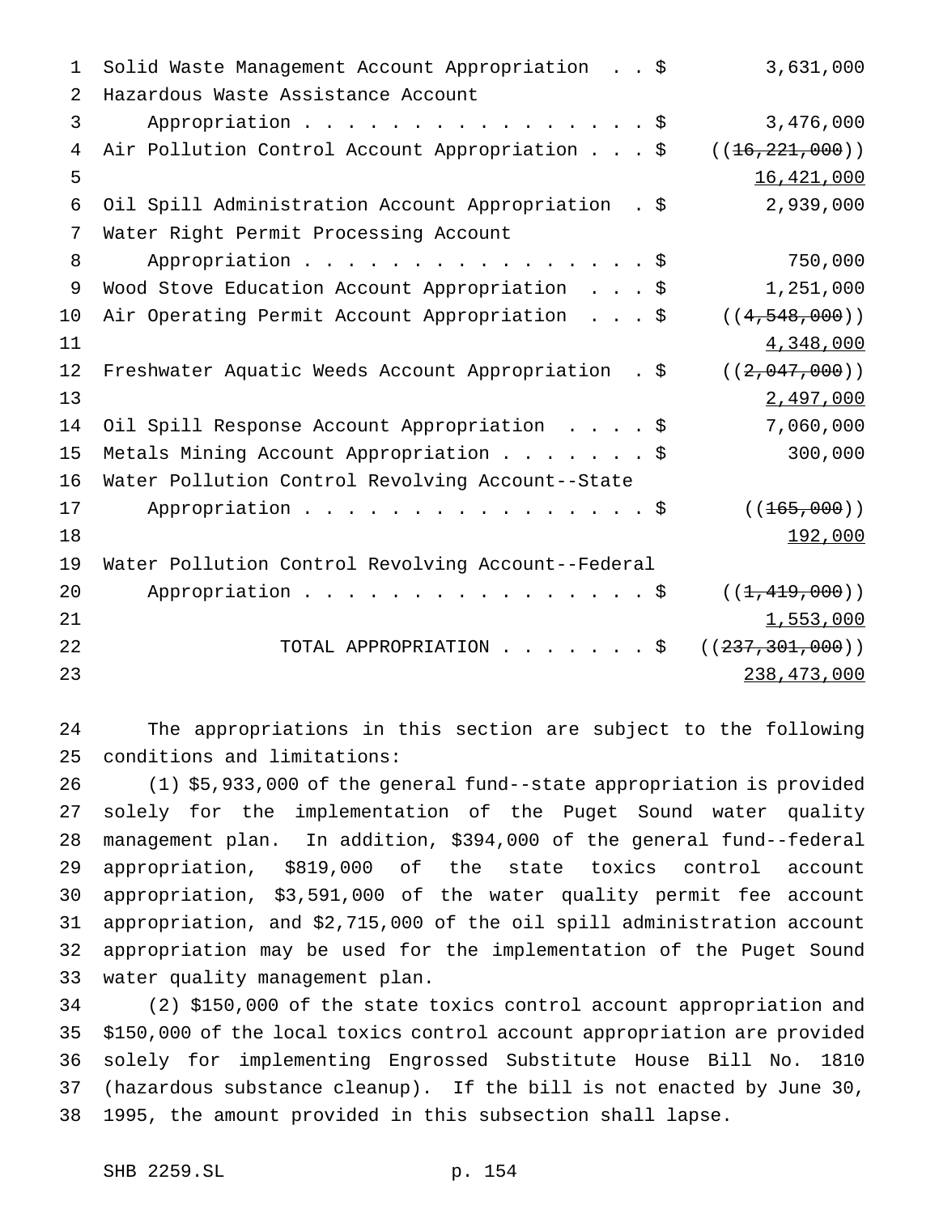Solid Waste Management Account Appropriation . . $ 3,631,000

Hazardous Waste Assistance Account
Appropriation . . . . . . . . . . . . . . . . . $ 3,476,000

Air Pollution Control Account Appropriation . . . $ ((~~16,221,000~~))
16,421,000

Oil Spill Administration Account Appropriation . $ 2,939,000

Water Right Permit Processing Account
Appropriation . . . . . . . . . . . . . . . . . $ 750,000

Wood Stove Education Account Appropriation . . . $ 1,251,000

Air Operating Permit Account Appropriation . . . $ ((~~4,548,000~~))
4,348,000

Freshwater Aquatic Weeds Account Appropriation . $ ((~~2,047,000~~))
2,497,000

Oil Spill Response Account Appropriation . . . . $ 7,060,000

Metals Mining Account Appropriation . . . . . . . $ 300,000

Water Pollution Control Revolving Account--State
Appropriation . . . . . . . . . . . . . . . . . $ ((~~165,000~~))
192,000

Water Pollution Control Revolving Account--Federal
Appropriation . . . . . . . . . . . . . . . . . $ ((~~1,419,000~~))
1,553,000

TOTAL APPROPRIATION . . . . . . . $ ((~~237,301,000~~))
238,473,000

The appropriations in this section are subject to the following conditions and limitations:

(1) $5,933,000 of the general fund--state appropriation is provided solely for the implementation of the Puget Sound water quality management plan. In addition, $394,000 of the general fund--federal appropriation, $819,000 of the state toxics control account appropriation, $3,591,000 of the water quality permit fee account appropriation, and $2,715,000 of the oil spill administration account appropriation may be used for the implementation of the Puget Sound water quality management plan.

(2) $150,000 of the state toxics control account appropriation and $150,000 of the local toxics control account appropriation are provided solely for implementing Engrossed Substitute House Bill No. 1810 (hazardous substance cleanup). If the bill is not enacted by June 30, 1995, the amount provided in this subsection shall lapse.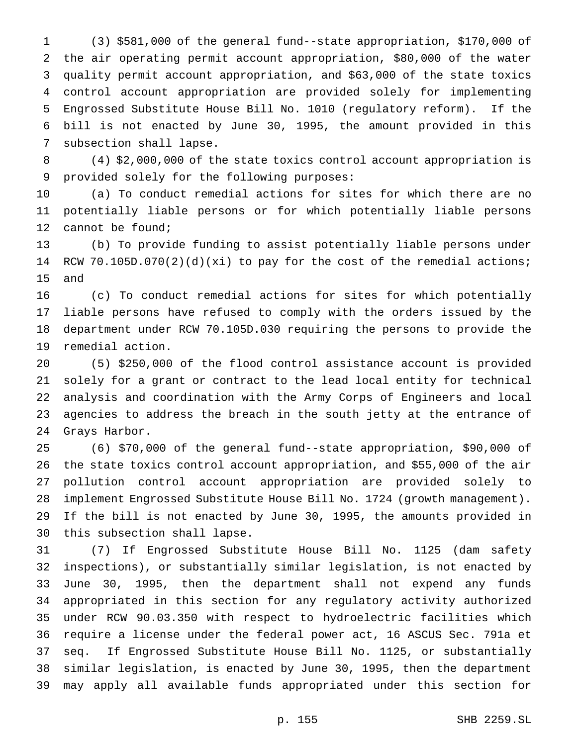(3) $581,000 of the general fund--state appropriation, $170,000 of the air operating permit account appropriation, $80,000 of the water quality permit account appropriation, and $63,000 of the state toxics control account appropriation are provided solely for implementing Engrossed Substitute House Bill No. 1010 (regulatory reform). If the bill is not enacted by June 30, 1995, the amount provided in this subsection shall lapse.

(4) $2,000,000 of the state toxics control account appropriation is provided solely for the following purposes:

(a) To conduct remedial actions for sites for which there are no potentially liable persons or for which potentially liable persons cannot be found;

(b) To provide funding to assist potentially liable persons under RCW 70.105D.070(2)(d)(xi) to pay for the cost of the remedial actions; and

(c) To conduct remedial actions for sites for which potentially liable persons have refused to comply with the orders issued by the department under RCW 70.105D.030 requiring the persons to provide the remedial action.

(5) $250,000 of the flood control assistance account is provided solely for a grant or contract to the lead local entity for technical analysis and coordination with the Army Corps of Engineers and local agencies to address the breach in the south jetty at the entrance of Grays Harbor.

(6) $70,000 of the general fund--state appropriation, $90,000 of the state toxics control account appropriation, and $55,000 of the air pollution control account appropriation are provided solely to implement Engrossed Substitute House Bill No. 1724 (growth management). If the bill is not enacted by June 30, 1995, the amounts provided in this subsection shall lapse.

(7) If Engrossed Substitute House Bill No. 1125 (dam safety inspections), or substantially similar legislation, is not enacted by June 30, 1995, then the department shall not expend any funds appropriated in this section for any regulatory activity authorized under RCW 90.03.350 with respect to hydroelectric facilities which require a license under the federal power act, 16 ASCUS Sec. 791a et seq. If Engrossed Substitute House Bill No. 1125, or substantially similar legislation, is enacted by June 30, 1995, then the department may apply all available funds appropriated under this section for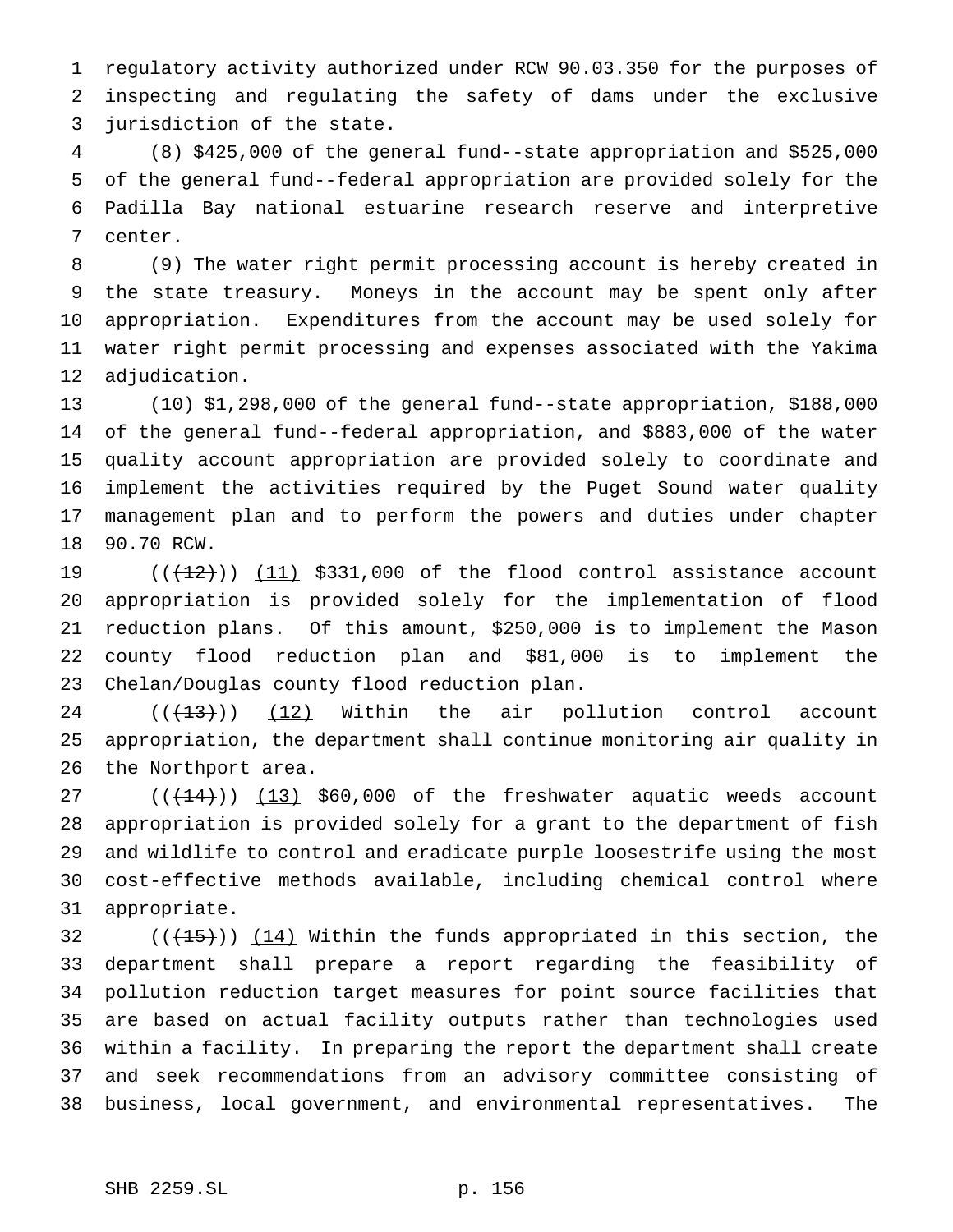regulatory activity authorized under RCW 90.03.350 for the purposes of inspecting and regulating the safety of dams under the exclusive jurisdiction of the state.

(8) $425,000 of the general fund--state appropriation and $525,000 of the general fund--federal appropriation are provided solely for the Padilla Bay national estuarine research reserve and interpretive center.

(9) The water right permit processing account is hereby created in the state treasury. Moneys in the account may be spent only after appropriation. Expenditures from the account may be used solely for water right permit processing and expenses associated with the Yakima adjudication.

(10) $1,298,000 of the general fund--state appropriation, $188,000 of the general fund--federal appropriation, and $883,000 of the water quality account appropriation are provided solely to coordinate and implement the activities required by the Puget Sound water quality management plan and to perform the powers and duties under chapter 90.70 RCW.

(( ~~(12)~~ )) (11) $331,000 of the flood control assistance account appropriation is provided solely for the implementation of flood reduction plans. Of this amount, $250,000 is to implement the Mason county flood reduction plan and $81,000 is to implement the Chelan/Douglas county flood reduction plan.

(( ~~(13)~~ )) (12) Within the air pollution control account appropriation, the department shall continue monitoring air quality in the Northport area.

(( ~~(14)~~ )) (13) $60,000 of the freshwater aquatic weeds account appropriation is provided solely for a grant to the department of fish and wildlife to control and eradicate purple loosestrife using the most cost-effective methods available, including chemical control where appropriate.

(( ~~(15)~~ )) (14) Within the funds appropriated in this section, the department shall prepare a report regarding the feasibility of pollution reduction target measures for point source facilities that are based on actual facility outputs rather than technologies used within a facility. In preparing the report the department shall create and seek recommendations from an advisory committee consisting of business, local government, and environmental representatives. The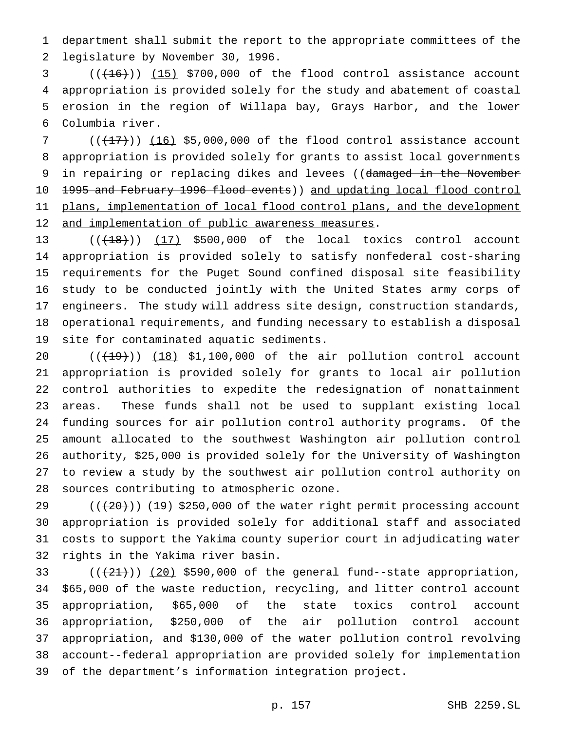department shall submit the report to the appropriate committees of the legislature by November 30, 1996.

(((16))) (15) $700,000 of the flood control assistance account appropriation is provided solely for the study and abatement of coastal erosion in the region of Willapa bay, Grays Harbor, and the lower Columbia river.

(((17))) (16) $5,000,000 of the flood control assistance account appropriation is provided solely for grants to assist local governments in repairing or replacing dikes and levees ((damaged in the November 1995 and February 1996 flood events)) and updating local flood control plans, implementation of local flood control plans, and the development and implementation of public awareness measures.

(((18))) (17) $500,000 of the local toxics control account appropriation is provided solely to satisfy nonfederal cost-sharing requirements for the Puget Sound confined disposal site feasibility study to be conducted jointly with the United States army corps of engineers. The study will address site design, construction standards, operational requirements, and funding necessary to establish a disposal site for contaminated aquatic sediments.

(((19))) (18) $1,100,000 of the air pollution control account appropriation is provided solely for grants to local air pollution control authorities to expedite the redesignation of nonattainment areas. These funds shall not be used to supplant existing local funding sources for air pollution control authority programs. Of the amount allocated to the southwest Washington air pollution control authority, $25,000 is provided solely for the University of Washington to review a study by the southwest air pollution control authority on sources contributing to atmospheric ozone.

(((20))) (19) $250,000 of the water right permit processing account appropriation is provided solely for additional staff and associated costs to support the Yakima county superior court in adjudicating water rights in the Yakima river basin.

(((21))) (20) $590,000 of the general fund--state appropriation, $65,000 of the waste reduction, recycling, and litter control account appropriation, $65,000 of the state toxics control account appropriation, $250,000 of the air pollution control account appropriation, and $130,000 of the water pollution control revolving account--federal appropriation are provided solely for implementation of the department's information integration project.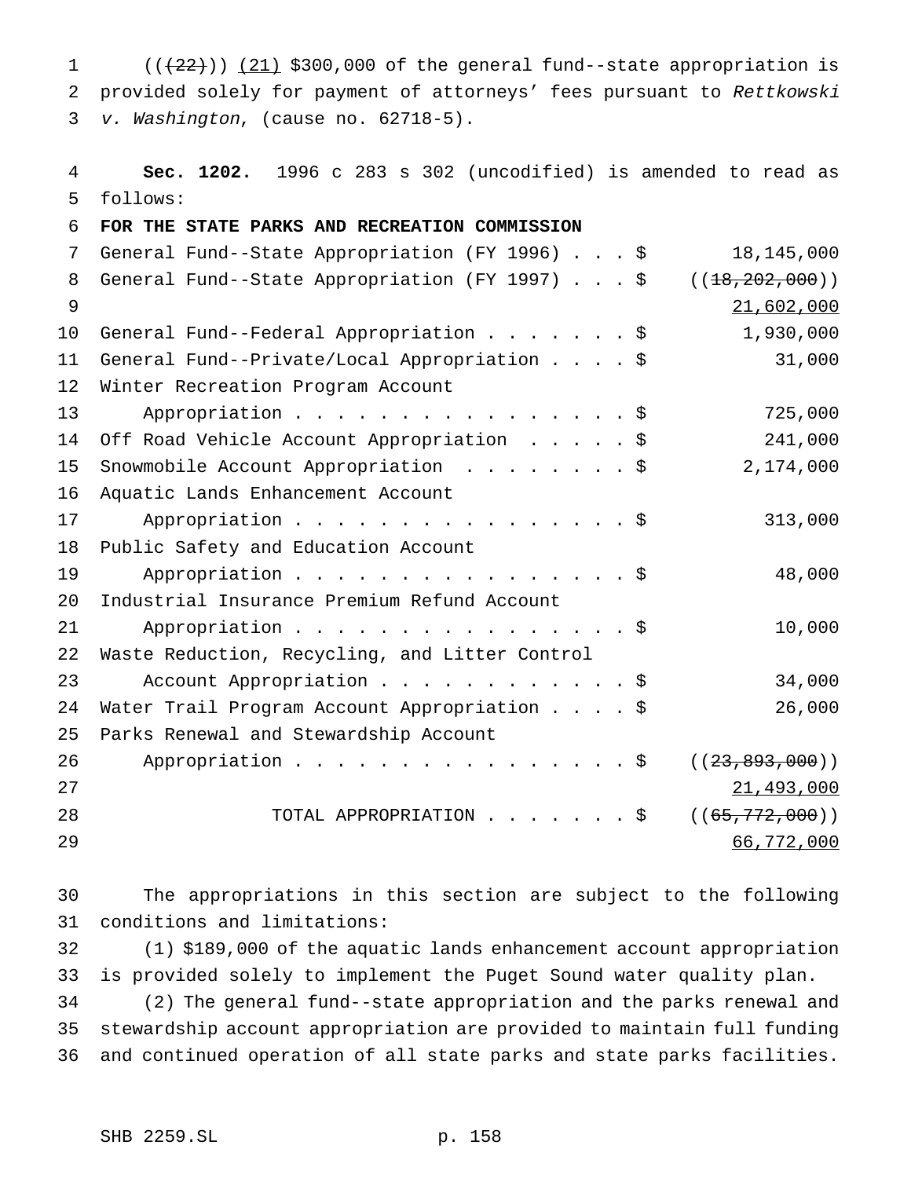((~~(22)~~)) <u>(21)</u> $300,000 of the general fund--state appropriation is provided solely for payment of attorneys' fees pursuant to *Rettkowski v. Washington*, (cause no. 62718-5).

**Sec. 1202.** 1996 c 283 s 302 (uncodified) is amended to read as follows:

**FOR THE STATE PARKS AND RECREATION COMMISSION**

| | |
|---|---|
| General Fund--State Appropriation (FY 1996) . . . $ | 18,145,000 |
| General Fund--State Appropriation (FY 1997) . . . $ | ((~~18,202,000~~)) <u>21,602,000</u> |
| General Fund--Federal Appropriation . . . . . . . $ | 1,930,000 |
| General Fund--Private/Local Appropriation . . . . $ | 31,000 |
| Winter Recreation Program Account Appropriation . . . . . . . . . . . . . . . . . $ | 725,000 |
| Off Road Vehicle Account Appropriation . . . . . $ | 241,000 |
| Snowmobile Account Appropriation . . . . . . . . $ | 2,174,000 |
| Aquatic Lands Enhancement Account Appropriation . . . . . . . . . . . . . . . . . $ | 313,000 |
| Public Safety and Education Account Appropriation . . . . . . . . . . . . . . . . . $ | 48,000 |
| Industrial Insurance Premium Refund Account Appropriation . . . . . . . . . . . . . . . . . $ | 10,000 |
| Waste Reduction, Recycling, and Litter Control Account Appropriation . . . . . . . . . . . . $ | 34,000 |
| Water Trail Program Account Appropriation . . . . $ | 26,000 |
| Parks Renewal and Stewardship Account Appropriation . . . . . . . . . . . . . . . . . $ | ((~~23,893,000~~)) <u>21,493,000</u> |
| TOTAL APPROPRIATION . . . . . . . $ | ((~~65,772,000~~)) <u>66,772,000</u> |

The appropriations in this section are subject to the following conditions and limitations:

(1) $189,000 of the aquatic lands enhancement account appropriation is provided solely to implement the Puget Sound water quality plan.

(2) The general fund--state appropriation and the parks renewal and stewardship account appropriation are provided to maintain full funding and continued operation of all state parks and state parks facilities.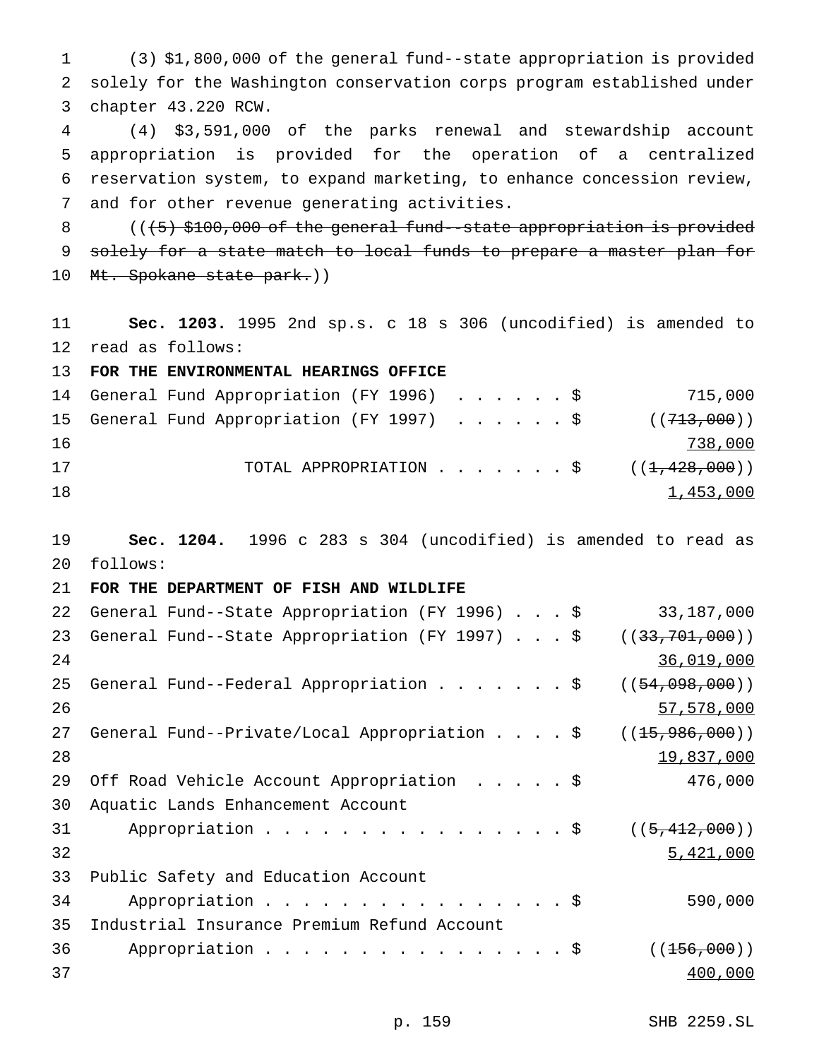(3) $1,800,000 of the general fund--state appropriation is provided solely for the Washington conservation corps program established under chapter 43.220 RCW.

(4) $3,591,000 of the parks renewal and stewardship account appropriation is provided for the operation of a centralized reservation system, to expand marketing, to enhance concession review, and for other revenue generating activities.

((~~(5) $100,000 of the general fund--state appropriation is provided solely for a state match to local funds to prepare a master plan for Mt. Spokane state park.~~))

**Sec. 1203.** 1995 2nd sp.s. c 18 s 306 (uncodified) is amended to read as follows:

**FOR THE ENVIRONMENTAL HEARINGS OFFICE**

| | |
|---|---|
| General Fund Appropriation (FY 1996) . . . . . . $ | 715,000 |
| General Fund Appropriation (FY 1997) . . . . . . $ | ((~~713,000~~)) 738,000 |
| TOTAL APPROPRIATION . . . . . . . $ | ((~~1,428,000~~)) 1,453,000 |

**Sec. 1204.** 1996 c 283 s 304 (uncodified) is amended to read as follows:

**FOR THE DEPARTMENT OF FISH AND WILDLIFE**

| | |
|---|---|
| General Fund--State Appropriation (FY 1996) . . . $ | 33,187,000 |
| General Fund--State Appropriation (FY 1997) . . . $ | ((~~33,701,000~~)) 36,019,000 |
| General Fund--Federal Appropriation . . . . . . . $ | ((~~54,098,000~~)) 57,578,000 |
| General Fund--Private/Local Appropriation . . . . $ | ((~~15,986,000~~)) 19,837,000 |
| Off Road Vehicle Account Appropriation . . . . . $ | 476,000 |
| Aquatic Lands Enhancement Account Appropriation . . . . . . . . . . . . . . . . . $ | ((~~5,412,000~~)) 5,421,000 |
| Public Safety and Education Account Appropriation . . . . . . . . . . . . . . . . . $ | 590,000 |
| Industrial Insurance Premium Refund Account Appropriation . . . . . . . . . . . . . . . . . $ | ((~~156,000~~)) 400,000 |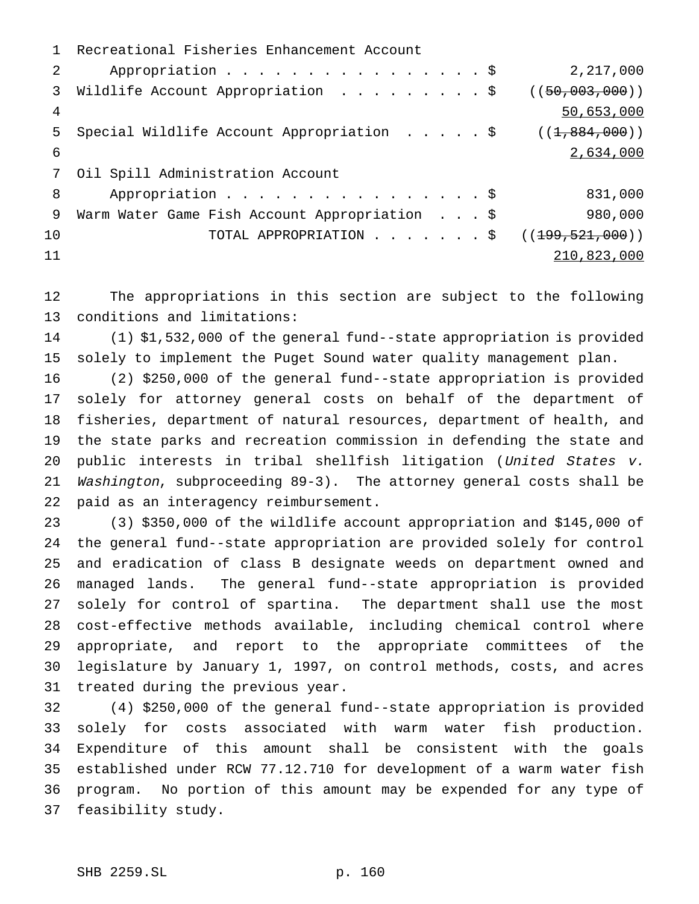Recreational Fisheries Enhancement Account Appropriation . . . . . . . . . . . . . . . . . $ 2,217,000

Wildlife Account Appropriation . . . . . . . . . $ ((~~50,003,000~~)) 50,653,000

Special Wildlife Account Appropriation . . . . . $ ((~~1,884,000~~)) 2,634,000

Oil Spill Administration Account Appropriation . . . . . . . . . . . . . . . . . $ 831,000

Warm Water Game Fish Account Appropriation . . . $ 980,000

TOTAL APPROPRIATION . . . . . . . $ ((~~199,521,000~~)) 210,823,000

The appropriations in this section are subject to the following conditions and limitations:

(1) $1,532,000 of the general fund--state appropriation is provided solely to implement the Puget Sound water quality management plan.

(2) $250,000 of the general fund--state appropriation is provided solely for attorney general costs on behalf of the department of fisheries, department of natural resources, department of health, and the state parks and recreation commission in defending the state and public interests in tribal shellfish litigation (*United States v. Washington*, subproceeding 89-3). The attorney general costs shall be paid as an interagency reimbursement.

(3) $350,000 of the wildlife account appropriation and $145,000 of the general fund--state appropriation are provided solely for control and eradication of class B designate weeds on department owned and managed lands. The general fund--state appropriation is provided solely for control of spartina. The department shall use the most cost-effective methods available, including chemical control where appropriate, and report to the appropriate committees of the legislature by January 1, 1997, on control methods, costs, and acres treated during the previous year.

(4) $250,000 of the general fund--state appropriation is provided solely for costs associated with warm water fish production. Expenditure of this amount shall be consistent with the goals established under RCW 77.12.710 for development of a warm water fish program. No portion of this amount may be expended for any type of feasibility study.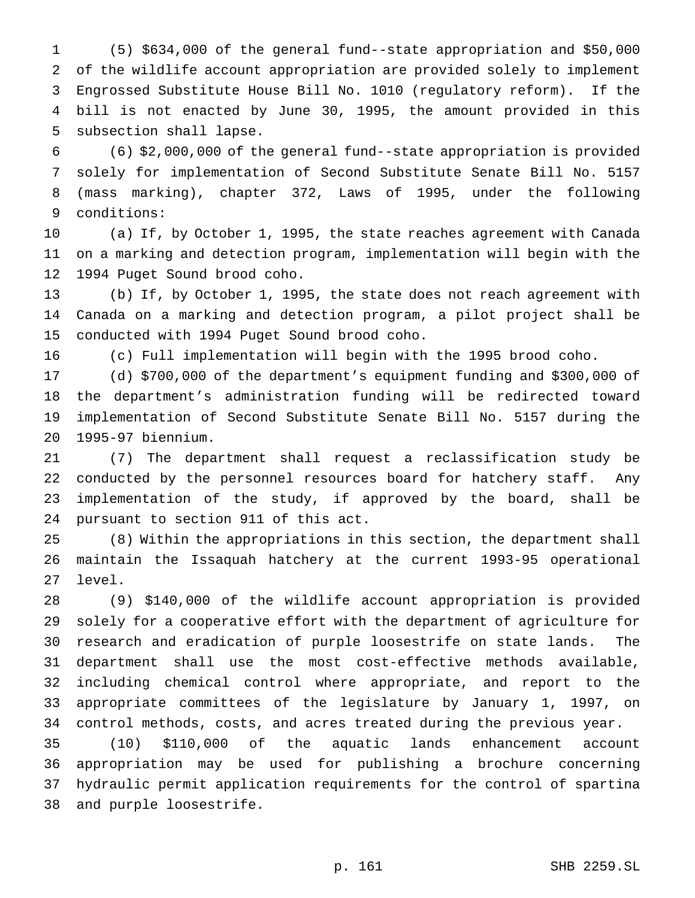(5) $634,000 of the general fund--state appropriation and $50,000 of the wildlife account appropriation are provided solely to implement Engrossed Substitute House Bill No. 1010 (regulatory reform). If the bill is not enacted by June 30, 1995, the amount provided in this subsection shall lapse.

(6) $2,000,000 of the general fund--state appropriation is provided solely for implementation of Second Substitute Senate Bill No. 5157 (mass marking), chapter 372, Laws of 1995, under the following conditions:

(a) If, by October 1, 1995, the state reaches agreement with Canada on a marking and detection program, implementation will begin with the 1994 Puget Sound brood coho.

(b) If, by October 1, 1995, the state does not reach agreement with Canada on a marking and detection program, a pilot project shall be conducted with 1994 Puget Sound brood coho.

(c) Full implementation will begin with the 1995 brood coho.

(d) $700,000 of the department's equipment funding and $300,000 of the department's administration funding will be redirected toward implementation of Second Substitute Senate Bill No. 5157 during the 1995-97 biennium.

(7) The department shall request a reclassification study be conducted by the personnel resources board for hatchery staff. Any implementation of the study, if approved by the board, shall be pursuant to section 911 of this act.

(8) Within the appropriations in this section, the department shall maintain the Issaquah hatchery at the current 1993-95 operational level.

(9) $140,000 of the wildlife account appropriation is provided solely for a cooperative effort with the department of agriculture for research and eradication of purple loosestrife on state lands. The department shall use the most cost-effective methods available, including chemical control where appropriate, and report to the appropriate committees of the legislature by January 1, 1997, on control methods, costs, and acres treated during the previous year.

(10) $110,000 of the aquatic lands enhancement account appropriation may be used for publishing a brochure concerning hydraulic permit application requirements for the control of spartina and purple loosestrife.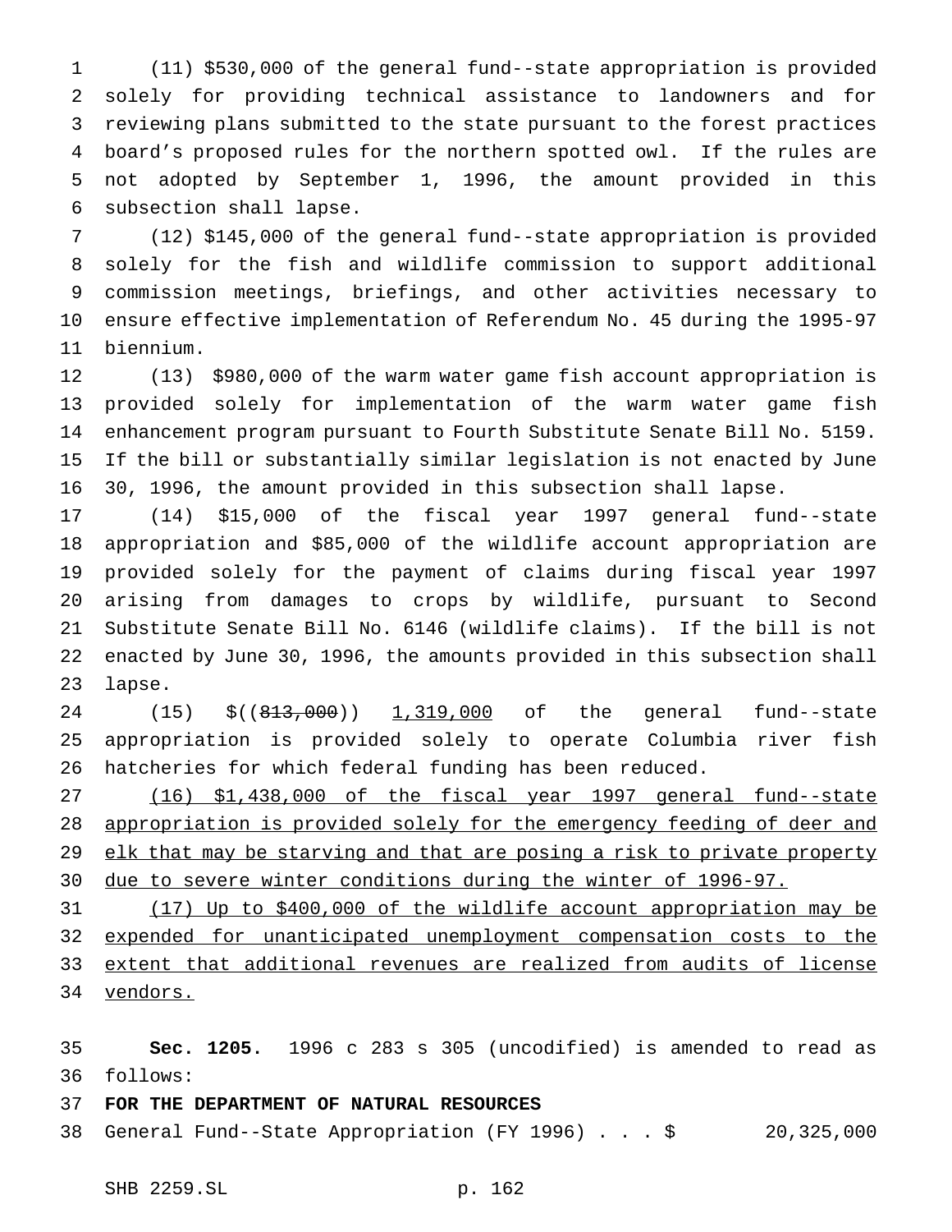(11) $530,000 of the general fund--state appropriation is provided solely for providing technical assistance to landowners and for reviewing plans submitted to the state pursuant to the forest practices board's proposed rules for the northern spotted owl. If the rules are not adopted by September 1, 1996, the amount provided in this subsection shall lapse.

(12) $145,000 of the general fund--state appropriation is provided solely for the fish and wildlife commission to support additional commission meetings, briefings, and other activities necessary to ensure effective implementation of Referendum No. 45 during the 1995-97 biennium.

(13) $980,000 of the warm water game fish account appropriation is provided solely for implementation of the warm water game fish enhancement program pursuant to Fourth Substitute Senate Bill No. 5159. If the bill or substantially similar legislation is not enacted by June 30, 1996, the amount provided in this subsection shall lapse.

(14) $15,000 of the fiscal year 1997 general fund--state appropriation and $85,000 of the wildlife account appropriation are provided solely for the payment of claims during fiscal year 1997 arising from damages to crops by wildlife, pursuant to Second Substitute Senate Bill No. 6146 (wildlife claims). If the bill is not enacted by June 30, 1996, the amounts provided in this subsection shall lapse.

(15) $((~~813,000~~)) <u>1,319,000</u> of the general fund--state appropriation is provided solely to operate Columbia river fish hatcheries for which federal funding has been reduced.

<u>(16) $1,438,000 of the fiscal year 1997 general fund--state appropriation is provided solely for the emergency feeding of deer and elk that may be starving and that are posing a risk to private property due to severe winter conditions during the winter of 1996-97.</u>

<u>(17) Up to $400,000 of the wildlife account appropriation may be expended for unanticipated unemployment compensation costs to the extent that additional revenues are realized from audits of license vendors.</u>

**Sec. 1205.** 1996 c 283 s 305 (uncodified) is amended to read as follows:

**FOR THE DEPARTMENT OF NATURAL RESOURCES**

General Fund--State Appropriation (FY 1996) . . . $ 20,325,000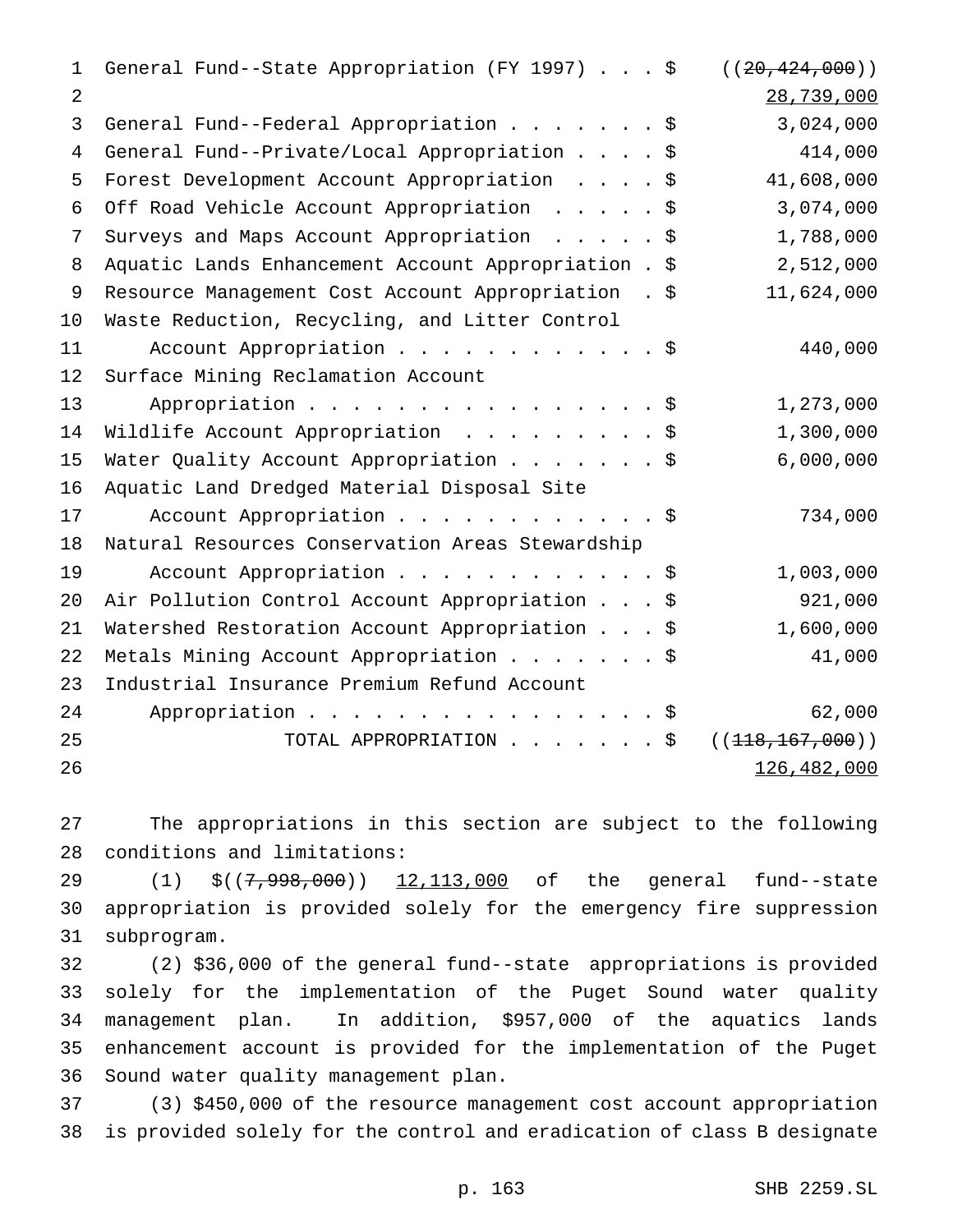| | |
|---|---|
| General Fund--State Appropriation (FY 1997) . . . $ | ((~~20,424,000~~)) <u>28,739,000</u> |
| General Fund--Federal Appropriation . . . . . . . $ | 3,024,000 |
| General Fund--Private/Local Appropriation . . . . $ | 414,000 |
| Forest Development Account Appropriation . . . . $ | 41,608,000 |
| Off Road Vehicle Account Appropriation . . . . . $ | 3,074,000 |
| Surveys and Maps Account Appropriation . . . . . $ | 1,788,000 |
| Aquatic Lands Enhancement Account Appropriation . $ | 2,512,000 |
| Resource Management Cost Account Appropriation . $ | 11,624,000 |
| Waste Reduction, Recycling, and Litter Control Account Appropriation . . . . . . . . . . . . $ | 440,000 |
| Surface Mining Reclamation Account Appropriation . . . . . . . . . . . . . . . . . $ | 1,273,000 |
| Wildlife Account Appropriation . . . . . . . . . $ | 1,300,000 |
| Water Quality Account Appropriation . . . . . . . $ | 6,000,000 |
| Aquatic Land Dredged Material Disposal Site Account Appropriation . . . . . . . . . . . . $ | 734,000 |
| Natural Resources Conservation Areas Stewardship Account Appropriation . . . . . . . . . . . . $ | 1,003,000 |
| Air Pollution Control Account Appropriation . . . $ | 921,000 |
| Watershed Restoration Account Appropriation . . . $ | 1,600,000 |
| Metals Mining Account Appropriation . . . . . . . $ | 41,000 |
| Industrial Insurance Premium Refund Account Appropriation . . . . . . . . . . . . . . . . . $ | 62,000 |
| TOTAL APPROPRIATION . . . . . . . $ | ((~~118,167,000~~)) <u>126,482,000</u> |

The appropriations in this section are subject to the following conditions and limitations:

(1) $((~~7,998,000~~)) <u>12,113,000</u> of the general fund--state appropriation is provided solely for the emergency fire suppression subprogram.

(2) $36,000 of the general fund--state appropriations is provided solely for the implementation of the Puget Sound water quality management plan. In addition, $957,000 of the aquatics lands enhancement account is provided for the implementation of the Puget Sound water quality management plan.

(3) $450,000 of the resource management cost account appropriation is provided solely for the control and eradication of class B designate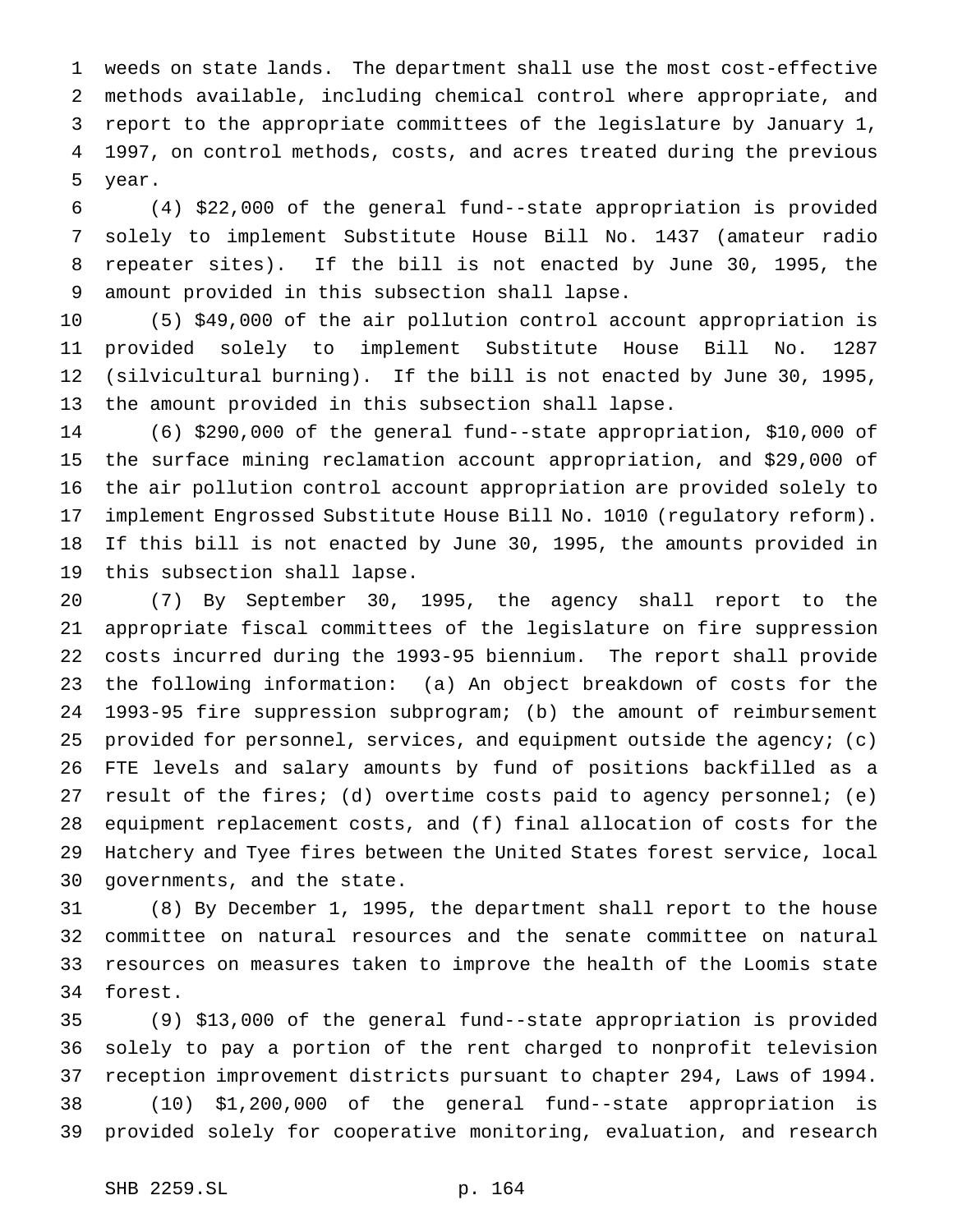weeds on state lands. The department shall use the most cost-effective methods available, including chemical control where appropriate, and report to the appropriate committees of the legislature by January 1, 1997, on control methods, costs, and acres treated during the previous year.

(4) $22,000 of the general fund--state appropriation is provided solely to implement Substitute House Bill No. 1437 (amateur radio repeater sites). If the bill is not enacted by June 30, 1995, the amount provided in this subsection shall lapse.

(5) $49,000 of the air pollution control account appropriation is provided solely to implement Substitute House Bill No. 1287 (silvicultural burning). If the bill is not enacted by June 30, 1995, the amount provided in this subsection shall lapse.

(6) $290,000 of the general fund--state appropriation, $10,000 of the surface mining reclamation account appropriation, and $29,000 of the air pollution control account appropriation are provided solely to implement Engrossed Substitute House Bill No. 1010 (regulatory reform). If this bill is not enacted by June 30, 1995, the amounts provided in this subsection shall lapse.

(7) By September 30, 1995, the agency shall report to the appropriate fiscal committees of the legislature on fire suppression costs incurred during the 1993-95 biennium. The report shall provide the following information: (a) An object breakdown of costs for the 1993-95 fire suppression subprogram; (b) the amount of reimbursement provided for personnel, services, and equipment outside the agency; (c) FTE levels and salary amounts by fund of positions backfilled as a result of the fires; (d) overtime costs paid to agency personnel; (e) equipment replacement costs, and (f) final allocation of costs for the Hatchery and Tyee fires between the United States forest service, local governments, and the state.

(8) By December 1, 1995, the department shall report to the house committee on natural resources and the senate committee on natural resources on measures taken to improve the health of the Loomis state forest.

(9) $13,000 of the general fund--state appropriation is provided solely to pay a portion of the rent charged to nonprofit television reception improvement districts pursuant to chapter 294, Laws of 1994.

(10) $1,200,000 of the general fund--state appropriation is provided solely for cooperative monitoring, evaluation, and research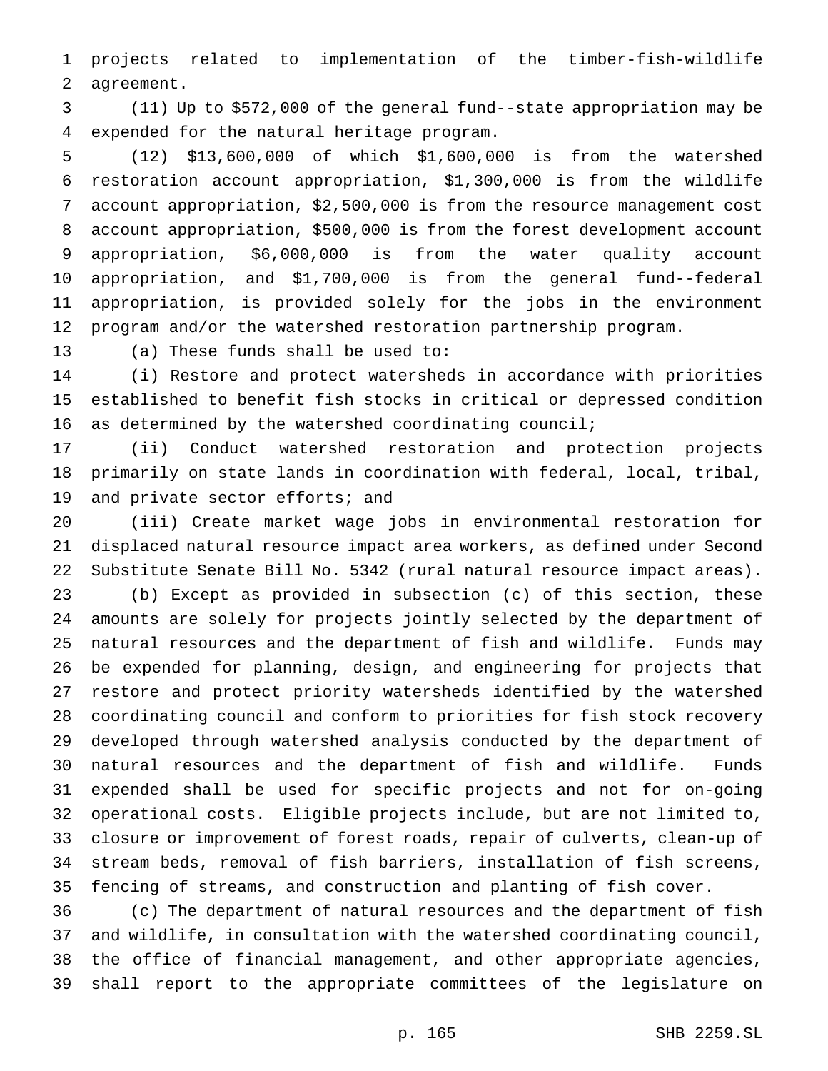projects related to implementation of the timber-fish-wildlife agreement.

(11) Up to $572,000 of the general fund--state appropriation may be expended for the natural heritage program.

(12) $13,600,000 of which $1,600,000 is from the watershed restoration account appropriation, $1,300,000 is from the wildlife account appropriation, $2,500,000 is from the resource management cost account appropriation, $500,000 is from the forest development account appropriation, $6,000,000 is from the water quality account appropriation, and $1,700,000 is from the general fund--federal appropriation, is provided solely for the jobs in the environment program and/or the watershed restoration partnership program.

(a) These funds shall be used to:

(i) Restore and protect watersheds in accordance with priorities established to benefit fish stocks in critical or depressed condition as determined by the watershed coordinating council;

(ii) Conduct watershed restoration and protection projects primarily on state lands in coordination with federal, local, tribal, and private sector efforts; and

(iii) Create market wage jobs in environmental restoration for displaced natural resource impact area workers, as defined under Second Substitute Senate Bill No. 5342 (rural natural resource impact areas).

(b) Except as provided in subsection (c) of this section, these amounts are solely for projects jointly selected by the department of natural resources and the department of fish and wildlife. Funds may be expended for planning, design, and engineering for projects that restore and protect priority watersheds identified by the watershed coordinating council and conform to priorities for fish stock recovery developed through watershed analysis conducted by the department of natural resources and the department of fish and wildlife. Funds expended shall be used for specific projects and not for on-going operational costs. Eligible projects include, but are not limited to, closure or improvement of forest roads, repair of culverts, clean-up of stream beds, removal of fish barriers, installation of fish screens, fencing of streams, and construction and planting of fish cover.

(c) The department of natural resources and the department of fish and wildlife, in consultation with the watershed coordinating council, the office of financial management, and other appropriate agencies, shall report to the appropriate committees of the legislature on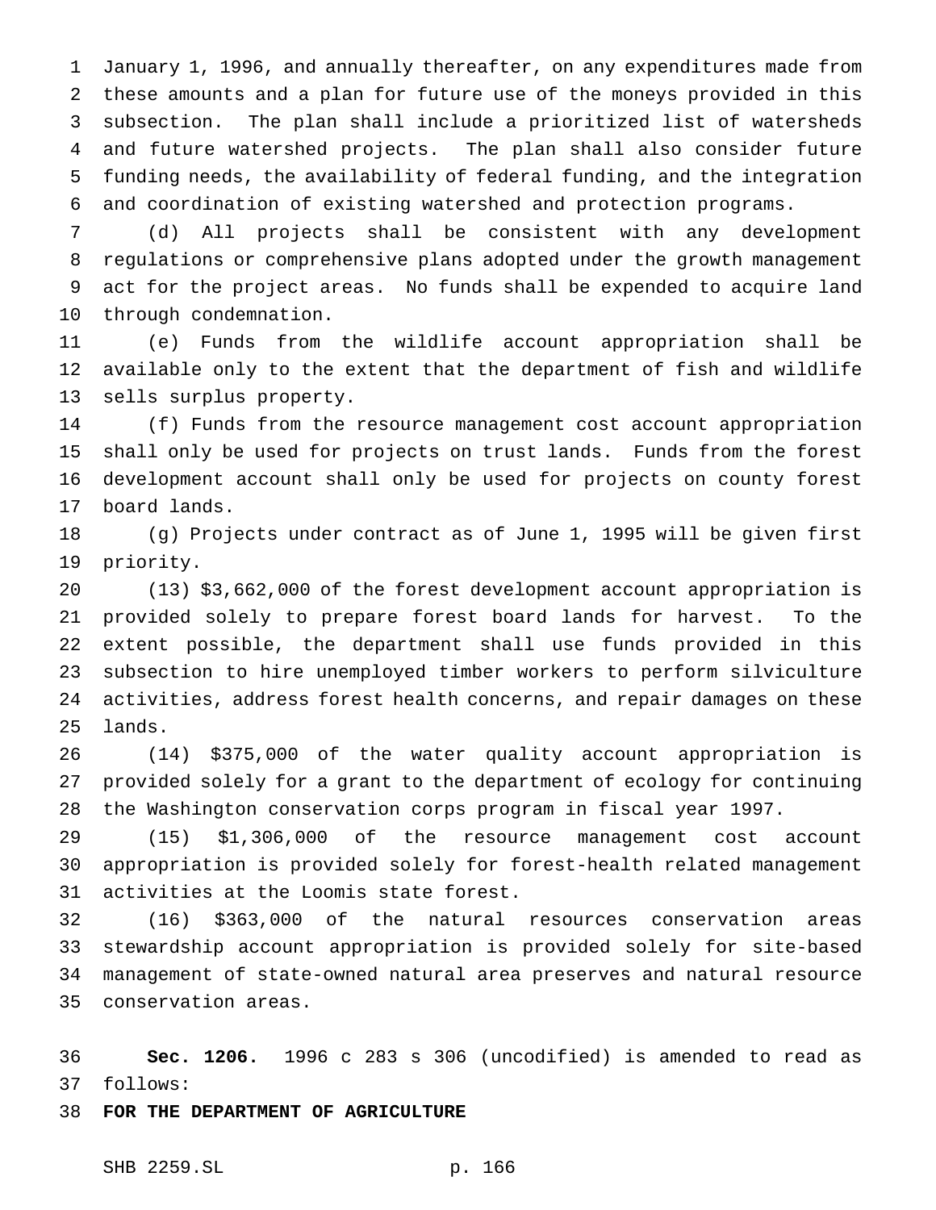January 1, 1996, and annually thereafter, on any expenditures made from these amounts and a plan for future use of the moneys provided in this subsection. The plan shall include a prioritized list of watersheds and future watershed projects. The plan shall also consider future funding needs, the availability of federal funding, and the integration and coordination of existing watershed and protection programs.

(d) All projects shall be consistent with any development regulations or comprehensive plans adopted under the growth management act for the project areas. No funds shall be expended to acquire land through condemnation.

(e) Funds from the wildlife account appropriation shall be available only to the extent that the department of fish and wildlife sells surplus property.

(f) Funds from the resource management cost account appropriation shall only be used for projects on trust lands. Funds from the forest development account shall only be used for projects on county forest board lands.

(g) Projects under contract as of June 1, 1995 will be given first priority.

(13) $3,662,000 of the forest development account appropriation is provided solely to prepare forest board lands for harvest. To the extent possible, the department shall use funds provided in this subsection to hire unemployed timber workers to perform silviculture activities, address forest health concerns, and repair damages on these lands.

(14) $375,000 of the water quality account appropriation is provided solely for a grant to the department of ecology for continuing the Washington conservation corps program in fiscal year 1997.

(15) $1,306,000 of the resource management cost account appropriation is provided solely for forest-health related management activities at the Loomis state forest.

(16) $363,000 of the natural resources conservation areas stewardship account appropriation is provided solely for site-based management of state-owned natural area preserves and natural resource conservation areas.

**Sec. 1206.** 1996 c 283 s 306 (uncodified) is amended to read as follows:

**FOR THE DEPARTMENT OF AGRICULTURE**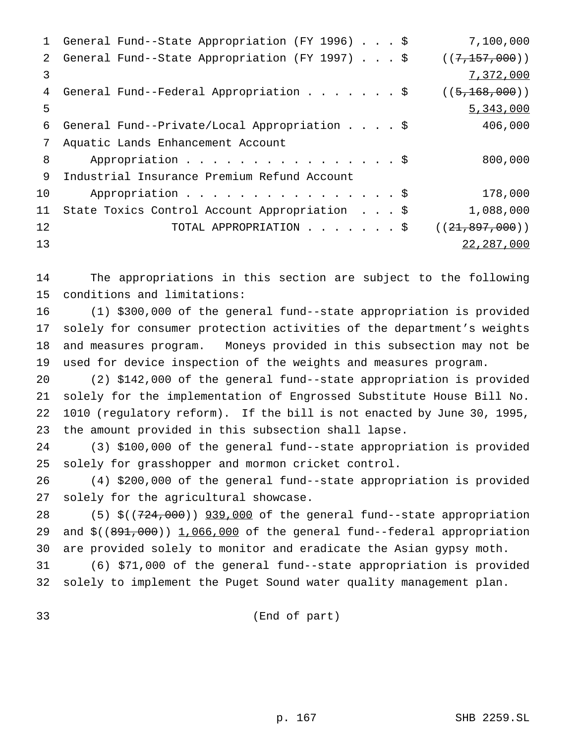| | |
|---|---|
| General Fund--State Appropriation (FY 1996) . . . $ | 7,100,000 |
| General Fund--State Appropriation (FY 1997) . . . $ | ((~~7,157,000~~)) <u>7,372,000</u> |
| General Fund--Federal Appropriation . . . . . . . $ | ((~~5,168,000~~)) <u>5,343,000</u> |
| General Fund--Private/Local Appropriation . . . . $ | 406,000 |
| Aquatic Lands Enhancement Account Appropriation . . . . . . . . . . . . . . . . . $ | 800,000 |
| Industrial Insurance Premium Refund Account Appropriation . . . . . . . . . . . . . . . . . $ | 178,000 |
| State Toxics Control Account Appropriation . . . $ | 1,088,000 |
| TOTAL APPROPRIATION . . . . . . . $ | ((~~21,897,000~~)) <u>22,287,000</u> |

The appropriations in this section are subject to the following conditions and limitations:

(1) $300,000 of the general fund--state appropriation is provided solely for consumer protection activities of the department's weights and measures program. Moneys provided in this subsection may not be used for device inspection of the weights and measures program.

(2) $142,000 of the general fund--state appropriation is provided solely for the implementation of Engrossed Substitute House Bill No. 1010 (regulatory reform). If the bill is not enacted by June 30, 1995, the amount provided in this subsection shall lapse.

(3) $100,000 of the general fund--state appropriation is provided solely for grasshopper and mormon cricket control.

(4) $200,000 of the general fund--state appropriation is provided solely for the agricultural showcase.

(5) $((~~724,000~~)) <u>939,000</u> of the general fund--state appropriation and $((~~891,000~~)) <u>1,066,000</u> of the general fund--federal appropriation are provided solely to monitor and eradicate the Asian gypsy moth.

(6) $71,000 of the general fund--state appropriation is provided solely to implement the Puget Sound water quality management plan.

(End of part)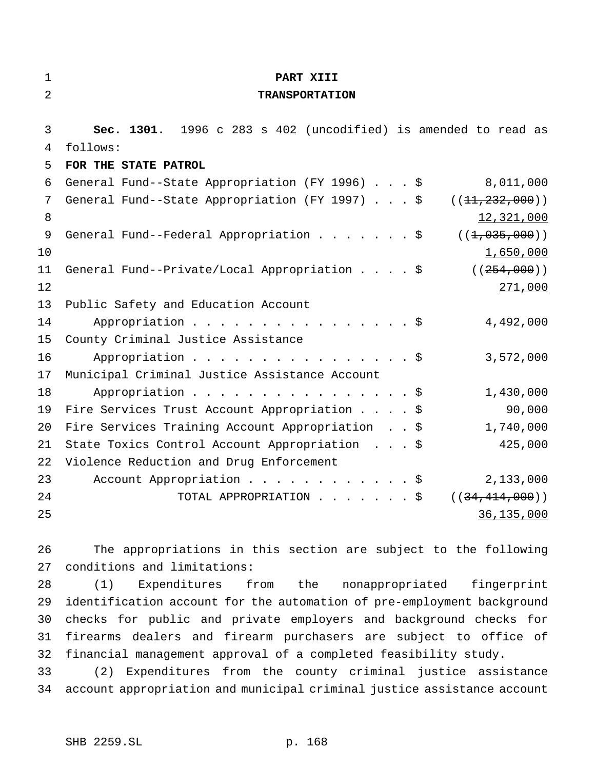**PART XIII**

**TRANSPORTATION**

**Sec. 1301.** 1996 c 283 s 402 (uncodified) is amended to read as follows:

**FOR THE STATE PATROL**

| | |
|---|---|
| General Fund--State Appropriation (FY 1996) . . . $ | 8,011,000 |
| General Fund--State Appropriation (FY 1997) . . . $ | ((~~11,232,000~~)) <u>12,321,000</u> |
| General Fund--Federal Appropriation . . . . . . . $ | ((~~1,035,000~~)) <u>1,650,000</u> |
| General Fund--Private/Local Appropriation . . . . $ | ((~~254,000~~)) <u>271,000</u> |
| Public Safety and Education Account Appropriation . . . . . . . . . . . . . . . . . $ | 4,492,000 |
| County Criminal Justice Assistance Appropriation . . . . . . . . . . . . . . . . . $ | 3,572,000 |
| Municipal Criminal Justice Assistance Account Appropriation . . . . . . . . . . . . . . . . . $ | 1,430,000 |
| Fire Services Trust Account Appropriation . . . . $ | 90,000 |
| Fire Services Training Account Appropriation . . $ | 1,740,000 |
| State Toxics Control Account Appropriation . . . $ | 425,000 |
| Violence Reduction and Drug Enforcement Account Appropriation . . . . . . . . . . . . $ | 2,133,000 |
| TOTAL APPROPRIATION . . . . . . . $ | ((~~34,414,000~~)) <u>36,135,000</u> |

The appropriations in this section are subject to the following conditions and limitations:

(1) Expenditures from the nonappropriated fingerprint identification account for the automation of pre-employment background checks for public and private employers and background checks for firearms dealers and firearm purchasers are subject to office of financial management approval of a completed feasibility study.

(2) Expenditures from the county criminal justice assistance account appropriation and municipal criminal justice assistance account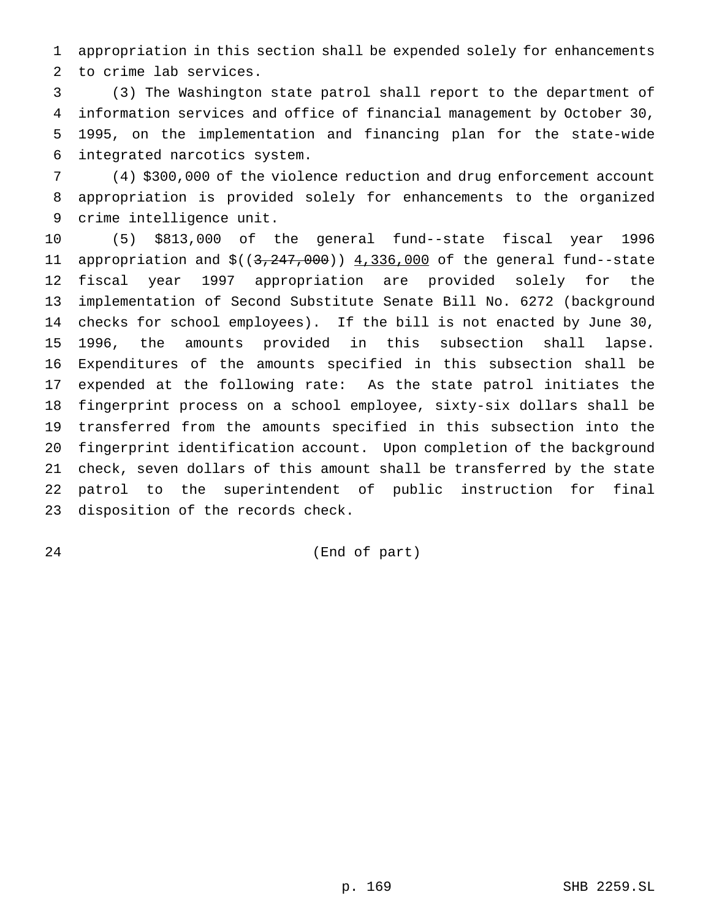appropriation in this section shall be expended solely for enhancements to crime lab services.

(3) The Washington state patrol shall report to the department of information services and office of financial management by October 30, 1995, on the implementation and financing plan for the state-wide integrated narcotics system.

(4) $300,000 of the violence reduction and drug enforcement account appropriation is provided solely for enhancements to the organized crime intelligence unit.

(5) $813,000 of the general fund--state fiscal year 1996 appropriation and $((~~3,247,000~~)) 4,336,000 of the general fund--state fiscal year 1997 appropriation are provided solely for the implementation of Second Substitute Senate Bill No. 6272 (background checks for school employees). If the bill is not enacted by June 30, 1996, the amounts provided in this subsection shall lapse. Expenditures of the amounts specified in this subsection shall be expended at the following rate: As the state patrol initiates the fingerprint process on a school employee, sixty-six dollars shall be transferred from the amounts specified in this subsection into the fingerprint identification account. Upon completion of the background check, seven dollars of this amount shall be transferred by the state patrol to the superintendent of public instruction for final disposition of the records check.

(End of part)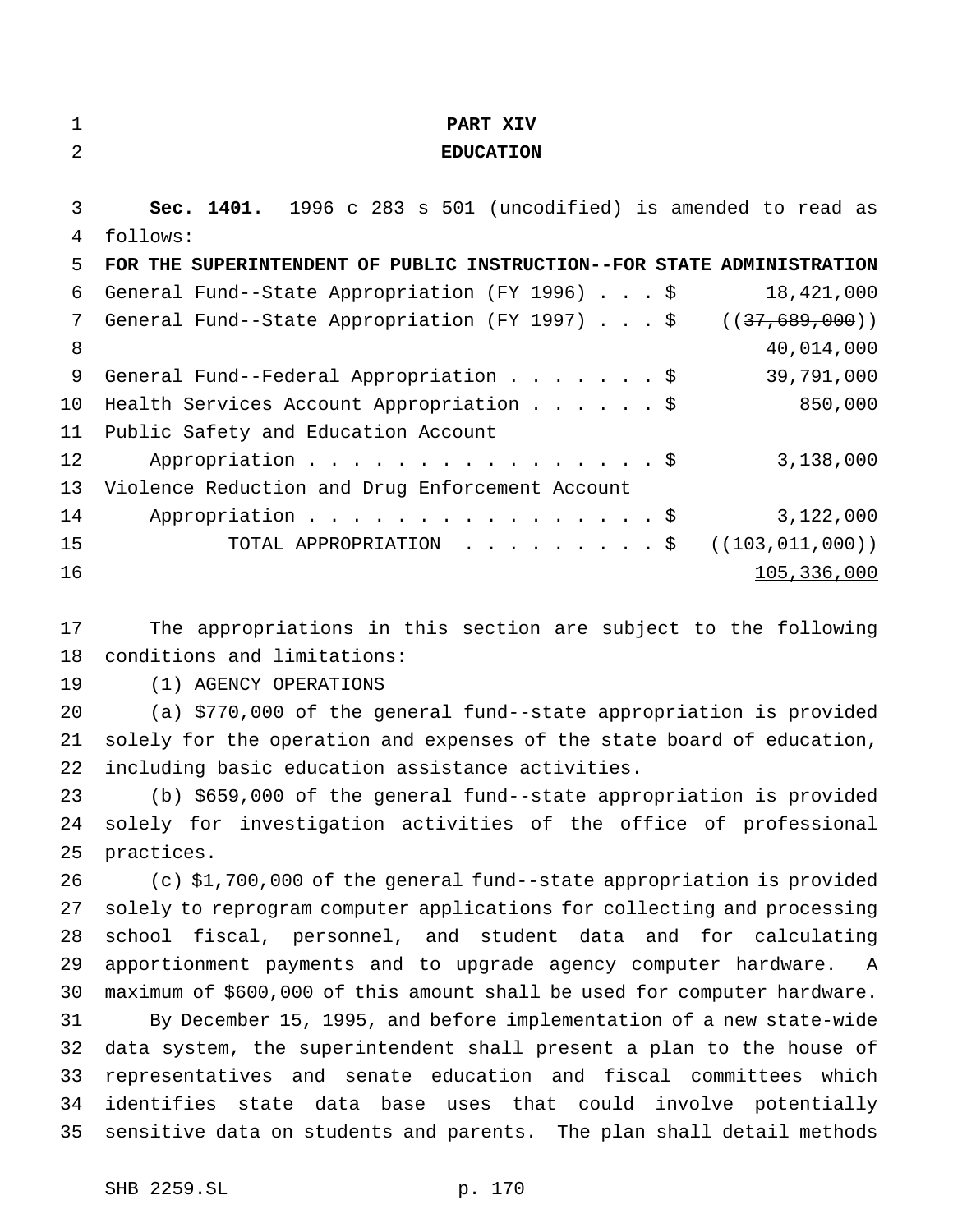# PART XIV
## EDUCATION

**Sec. 1401.** 1996 c 283 s 501 (uncodified) is amended to read as follows:

**FOR THE SUPERINTENDENT OF PUBLIC INSTRUCTION--FOR STATE ADMINISTRATION**

| | |
|---|---|
| General Fund--State Appropriation (FY 1996) . . . $ | 18,421,000 |
| General Fund--State Appropriation (FY 1997) . . . $ | ((~~37,689,000~~)) |
| | 40,014,000 |
| General Fund--Federal Appropriation . . . . . . . $ | 39,791,000 |
| Health Services Account Appropriation . . . . . . $ | 850,000 |
| Public Safety and Education Account Appropriation . . . . . . . . . . . . . . . . . $ | 3,138,000 |
| Violence Reduction and Drug Enforcement Account Appropriation . . . . . . . . . . . . . . . . . $ | 3,122,000 |
| TOTAL APPROPRIATION . . . . . . . . . $ | ((~~103,011,000~~)) |
| | 105,336,000 |

The appropriations in this section are subject to the following conditions and limitations:

(1) AGENCY OPERATIONS

(a) $770,000 of the general fund--state appropriation is provided solely for the operation and expenses of the state board of education, including basic education assistance activities.

(b) $659,000 of the general fund--state appropriation is provided solely for investigation activities of the office of professional practices.

(c) $1,700,000 of the general fund--state appropriation is provided solely to reprogram computer applications for collecting and processing school fiscal, personnel, and student data and for calculating apportionment payments and to upgrade agency computer hardware. A maximum of $600,000 of this amount shall be used for computer hardware. By December 15, 1995, and before implementation of a new state-wide data system, the superintendent shall present a plan to the house of representatives and senate education and fiscal committees which identifies state data base uses that could involve potentially sensitive data on students and parents. The plan shall detail methods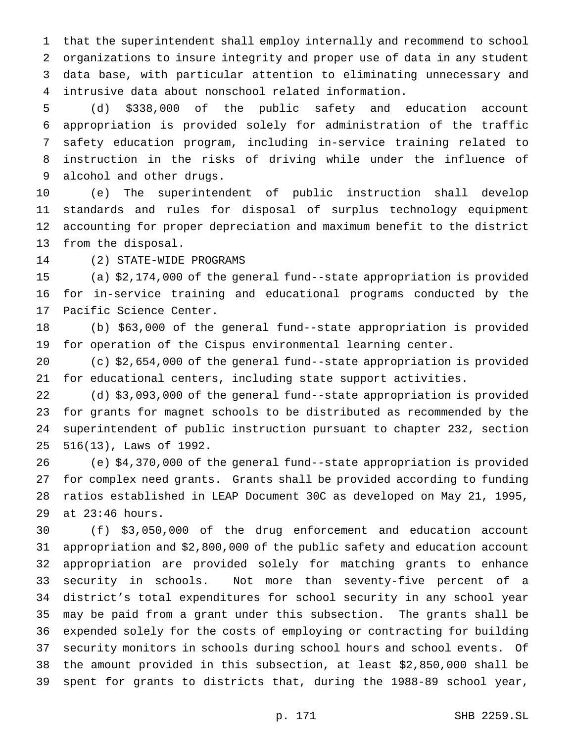that the superintendent shall employ internally and recommend to school organizations to insure integrity and proper use of data in any student data base, with particular attention to eliminating unnecessary and intrusive data about nonschool related information.

(d) $338,000 of the public safety and education account appropriation is provided solely for administration of the traffic safety education program, including in-service training related to instruction in the risks of driving while under the influence of alcohol and other drugs.

(e) The superintendent of public instruction shall develop standards and rules for disposal of surplus technology equipment accounting for proper depreciation and maximum benefit to the district from the disposal.

(2) STATE-WIDE PROGRAMS

(a) $2,174,000 of the general fund--state appropriation is provided for in-service training and educational programs conducted by the Pacific Science Center.

(b) $63,000 of the general fund--state appropriation is provided for operation of the Cispus environmental learning center.

(c) $2,654,000 of the general fund--state appropriation is provided for educational centers, including state support activities.

(d) $3,093,000 of the general fund--state appropriation is provided for grants for magnet schools to be distributed as recommended by the superintendent of public instruction pursuant to chapter 232, section 516(13), Laws of 1992.

(e) $4,370,000 of the general fund--state appropriation is provided for complex need grants. Grants shall be provided according to funding ratios established in LEAP Document 30C as developed on May 21, 1995, at 23:46 hours.

(f) $3,050,000 of the drug enforcement and education account appropriation and $2,800,000 of the public safety and education account appropriation are provided solely for matching grants to enhance security in schools. Not more than seventy-five percent of a district's total expenditures for school security in any school year may be paid from a grant under this subsection. The grants shall be expended solely for the costs of employing or contracting for building security monitors in schools during school hours and school events. Of the amount provided in this subsection, at least $2,850,000 shall be spent for grants to districts that, during the 1988-89 school year,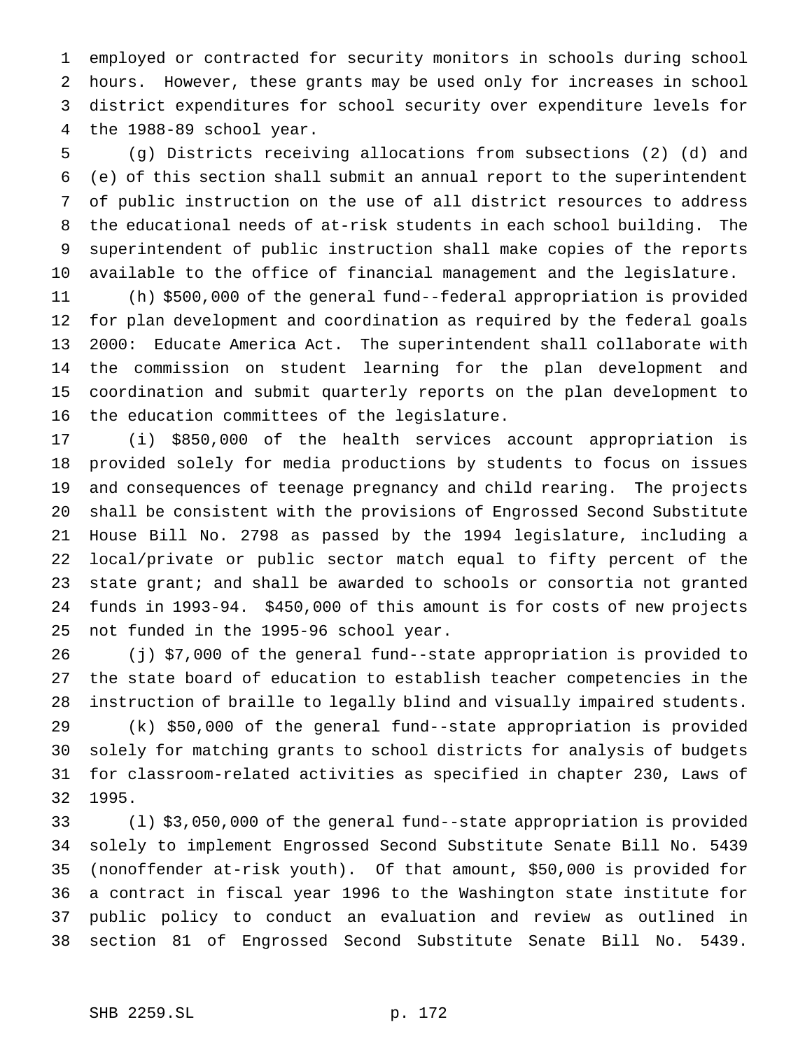employed or contracted for security monitors in schools during school hours. However, these grants may be used only for increases in school district expenditures for school security over expenditure levels for the 1988-89 school year.

(g) Districts receiving allocations from subsections (2) (d) and (e) of this section shall submit an annual report to the superintendent of public instruction on the use of all district resources to address the educational needs of at-risk students in each school building. The superintendent of public instruction shall make copies of the reports available to the office of financial management and the legislature.

(h) $500,000 of the general fund--federal appropriation is provided for plan development and coordination as required by the federal goals 2000: Educate America Act. The superintendent shall collaborate with the commission on student learning for the plan development and coordination and submit quarterly reports on the plan development to the education committees of the legislature.

(i) $850,000 of the health services account appropriation is provided solely for media productions by students to focus on issues and consequences of teenage pregnancy and child rearing. The projects shall be consistent with the provisions of Engrossed Second Substitute House Bill No. 2798 as passed by the 1994 legislature, including a local/private or public sector match equal to fifty percent of the state grant; and shall be awarded to schools or consortia not granted funds in 1993-94. $450,000 of this amount is for costs of new projects not funded in the 1995-96 school year.

(j) $7,000 of the general fund--state appropriation is provided to the state board of education to establish teacher competencies in the instruction of braille to legally blind and visually impaired students.

(k) $50,000 of the general fund--state appropriation is provided solely for matching grants to school districts for analysis of budgets for classroom-related activities as specified in chapter 230, Laws of 1995.

(l) $3,050,000 of the general fund--state appropriation is provided solely to implement Engrossed Second Substitute Senate Bill No. 5439 (nonoffender at-risk youth). Of that amount, $50,000 is provided for a contract in fiscal year 1996 to the Washington state institute for public policy to conduct an evaluation and review as outlined in section 81 of Engrossed Second Substitute Senate Bill No. 5439.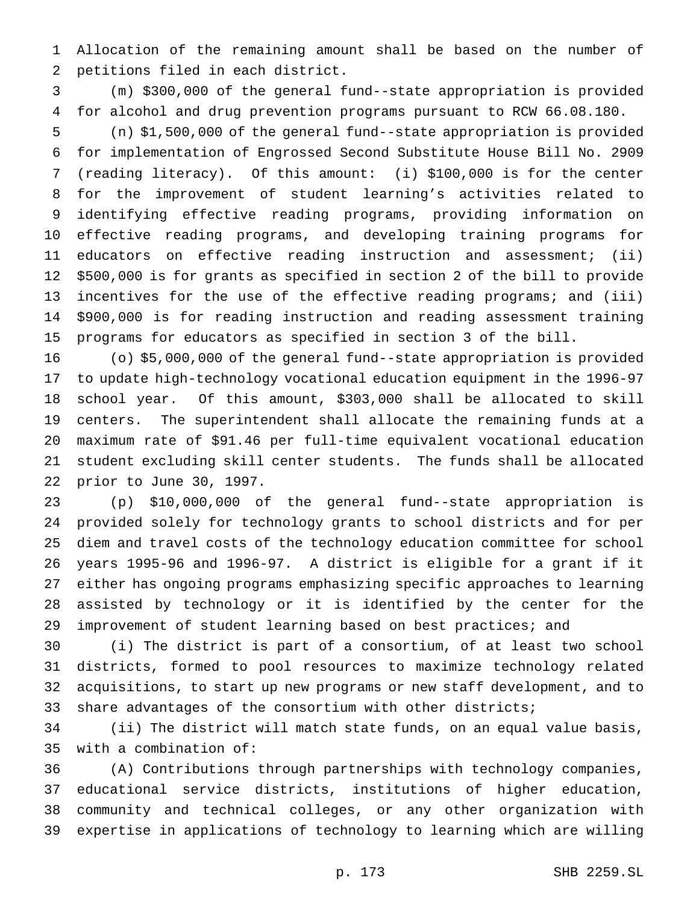Allocation of the remaining amount shall be based on the number of petitions filed in each district.

(m) $300,000 of the general fund--state appropriation is provided for alcohol and drug prevention programs pursuant to RCW 66.08.180.

(n) $1,500,000 of the general fund--state appropriation is provided for implementation of Engrossed Second Substitute House Bill No. 2909 (reading literacy). Of this amount: (i) $100,000 is for the center for the improvement of student learning's activities related to identifying effective reading programs, providing information on effective reading programs, and developing training programs for educators on effective reading instruction and assessment; (ii) $500,000 is for grants as specified in section 2 of the bill to provide incentives for the use of the effective reading programs; and (iii) $900,000 is for reading instruction and reading assessment training programs for educators as specified in section 3 of the bill.

(o) $5,000,000 of the general fund--state appropriation is provided to update high-technology vocational education equipment in the 1996-97 school year. Of this amount, $303,000 shall be allocated to skill centers. The superintendent shall allocate the remaining funds at a maximum rate of $91.46 per full-time equivalent vocational education student excluding skill center students. The funds shall be allocated prior to June 30, 1997.

(p) $10,000,000 of the general fund--state appropriation is provided solely for technology grants to school districts and for per diem and travel costs of the technology education committee for school years 1995-96 and 1996-97. A district is eligible for a grant if it either has ongoing programs emphasizing specific approaches to learning assisted by technology or it is identified by the center for the improvement of student learning based on best practices; and

(i) The district is part of a consortium, of at least two school districts, formed to pool resources to maximize technology related acquisitions, to start up new programs or new staff development, and to share advantages of the consortium with other districts;

(ii) The district will match state funds, on an equal value basis, with a combination of:

(A) Contributions through partnerships with technology companies, educational service districts, institutions of higher education, community and technical colleges, or any other organization with expertise in applications of technology to learning which are willing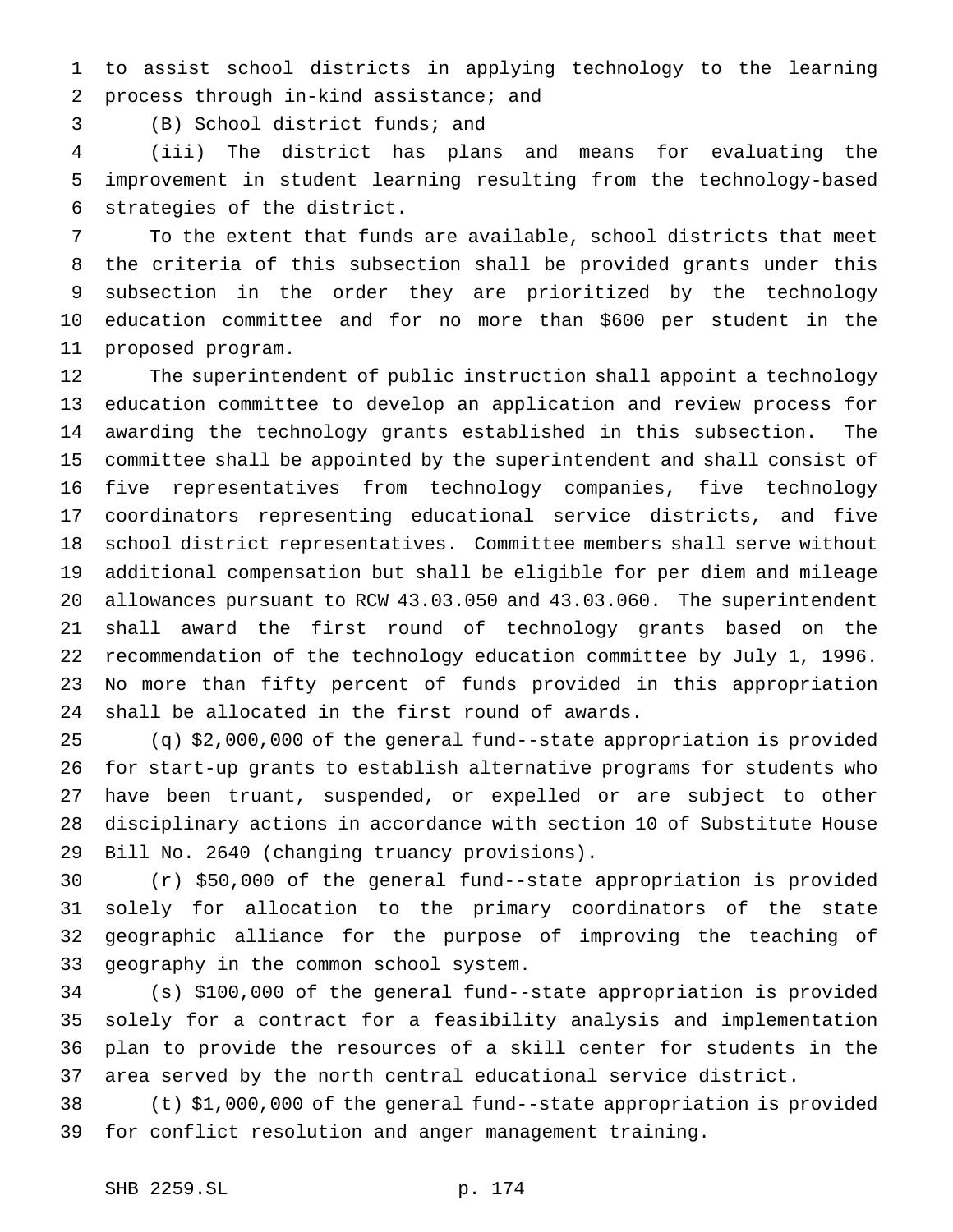to assist school districts in applying technology to the learning process through in-kind assistance; and

(B) School district funds; and

(iii) The district has plans and means for evaluating the improvement in student learning resulting from the technology-based strategies of the district.

To the extent that funds are available, school districts that meet the criteria of this subsection shall be provided grants under this subsection in the order they are prioritized by the technology education committee and for no more than $600 per student in the proposed program.

The superintendent of public instruction shall appoint a technology education committee to develop an application and review process for awarding the technology grants established in this subsection. The committee shall be appointed by the superintendent and shall consist of five representatives from technology companies, five technology coordinators representing educational service districts, and five school district representatives. Committee members shall serve without additional compensation but shall be eligible for per diem and mileage allowances pursuant to RCW 43.03.050 and 43.03.060. The superintendent shall award the first round of technology grants based on the recommendation of the technology education committee by July 1, 1996. No more than fifty percent of funds provided in this appropriation shall be allocated in the first round of awards.

(q) $2,000,000 of the general fund--state appropriation is provided for start-up grants to establish alternative programs for students who have been truant, suspended, or expelled or are subject to other disciplinary actions in accordance with section 10 of Substitute House Bill No. 2640 (changing truancy provisions).

(r) $50,000 of the general fund--state appropriation is provided solely for allocation to the primary coordinators of the state geographic alliance for the purpose of improving the teaching of geography in the common school system.

(s) $100,000 of the general fund--state appropriation is provided solely for a contract for a feasibility analysis and implementation plan to provide the resources of a skill center for students in the area served by the north central educational service district.

(t) $1,000,000 of the general fund--state appropriation is provided for conflict resolution and anger management training.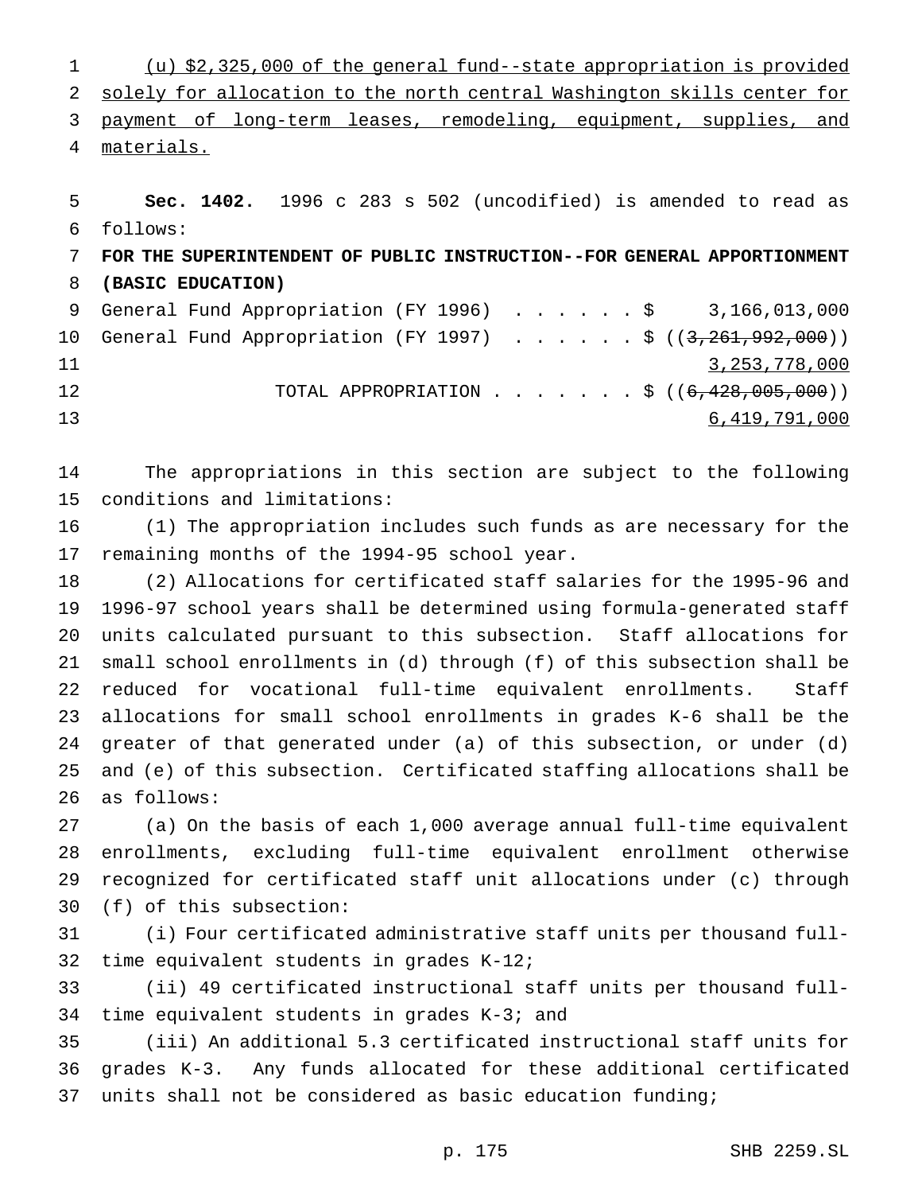(u) $2,325,000 of the general fund--state appropriation is provided solely for allocation to the north central Washington skills center for payment of long-term leases, remodeling, equipment, supplies, and materials.

**Sec. 1402.** 1996 c 283 s 502 (uncodified) is amended to read as follows:

**FOR THE SUPERINTENDENT OF PUBLIC INSTRUCTION--FOR GENERAL APPORTIONMENT (BASIC EDUCATION)**

| | |
|---|---|
| General Fund Appropriation (FY 1996) . . . . . . $ | 3,166,013,000 |
| General Fund Appropriation (FY 1997) . . . . . . $ | ((~~3,261,992,000~~)) 3,253,778,000 |
| TOTAL APPROPRIATION . . . . . . . $ | ((~~6,428,005,000~~)) 6,419,791,000 |

The appropriations in this section are subject to the following conditions and limitations:

(1) The appropriation includes such funds as are necessary for the remaining months of the 1994-95 school year.

(2) Allocations for certificated staff salaries for the 1995-96 and 1996-97 school years shall be determined using formula-generated staff units calculated pursuant to this subsection. Staff allocations for small school enrollments in (d) through (f) of this subsection shall be reduced for vocational full-time equivalent enrollments. Staff allocations for small school enrollments in grades K-6 shall be the greater of that generated under (a) of this subsection, or under (d) and (e) of this subsection. Certificated staffing allocations shall be as follows:

(a) On the basis of each 1,000 average annual full-time equivalent enrollments, excluding full-time equivalent enrollment otherwise recognized for certificated staff unit allocations under (c) through (f) of this subsection:

(i) Four certificated administrative staff units per thousand full-time equivalent students in grades K-12;

(ii) 49 certificated instructional staff units per thousand full-time equivalent students in grades K-3; and

(iii) An additional 5.3 certificated instructional staff units for grades K-3. Any funds allocated for these additional certificated units shall not be considered as basic education funding;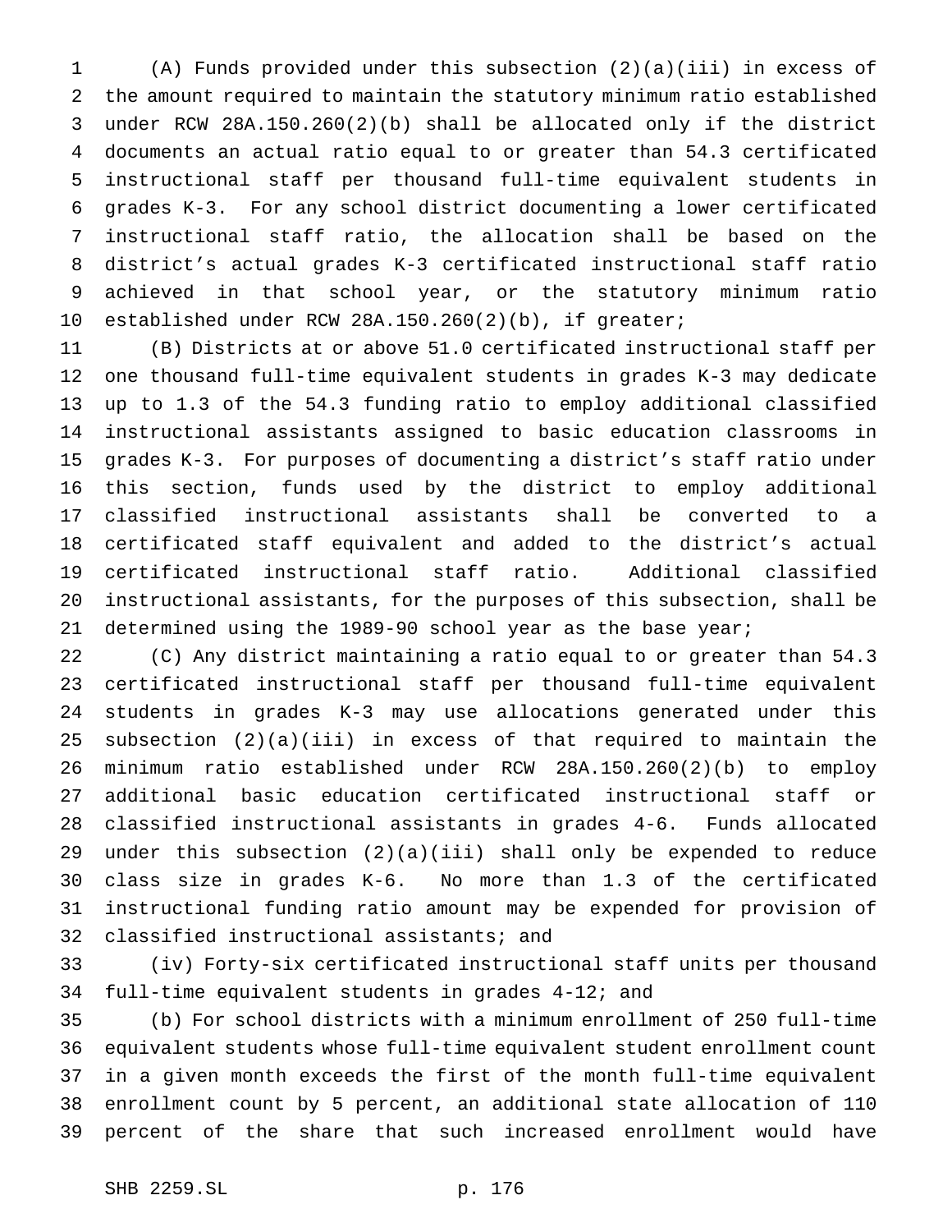(A) Funds provided under this subsection (2)(a)(iii) in excess of the amount required to maintain the statutory minimum ratio established under RCW 28A.150.260(2)(b) shall be allocated only if the district documents an actual ratio equal to or greater than 54.3 certificated instructional staff per thousand full-time equivalent students in grades K-3. For any school district documenting a lower certificated instructional staff ratio, the allocation shall be based on the district's actual grades K-3 certificated instructional staff ratio achieved in that school year, or the statutory minimum ratio established under RCW 28A.150.260(2)(b), if greater;

(B) Districts at or above 51.0 certificated instructional staff per one thousand full-time equivalent students in grades K-3 may dedicate up to 1.3 of the 54.3 funding ratio to employ additional classified instructional assistants assigned to basic education classrooms in grades K-3. For purposes of documenting a district's staff ratio under this section, funds used by the district to employ additional classified instructional assistants shall be converted to a certificated staff equivalent and added to the district's actual certificated instructional staff ratio. Additional classified instructional assistants, for the purposes of this subsection, shall be determined using the 1989-90 school year as the base year;

(C) Any district maintaining a ratio equal to or greater than 54.3 certificated instructional staff per thousand full-time equivalent students in grades K-3 may use allocations generated under this subsection (2)(a)(iii) in excess of that required to maintain the minimum ratio established under RCW 28A.150.260(2)(b) to employ additional basic education certificated instructional staff or classified instructional assistants in grades 4-6. Funds allocated under this subsection (2)(a)(iii) shall only be expended to reduce class size in grades K-6. No more than 1.3 of the certificated instructional funding ratio amount may be expended for provision of classified instructional assistants; and

(iv) Forty-six certificated instructional staff units per thousand full-time equivalent students in grades 4-12; and

(b) For school districts with a minimum enrollment of 250 full-time equivalent students whose full-time equivalent student enrollment count in a given month exceeds the first of the month full-time equivalent enrollment count by 5 percent, an additional state allocation of 110 percent of the share that such increased enrollment would have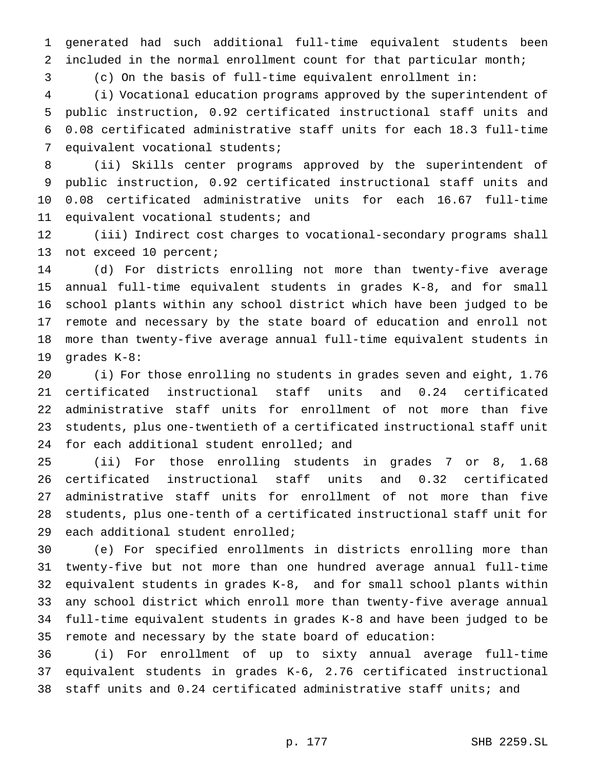generated had such additional full-time equivalent students been included in the normal enrollment count for that particular month;

(c) On the basis of full-time equivalent enrollment in:

(i) Vocational education programs approved by the superintendent of public instruction, 0.92 certificated instructional staff units and 0.08 certificated administrative staff units for each 18.3 full-time equivalent vocational students;

(ii) Skills center programs approved by the superintendent of public instruction, 0.92 certificated instructional staff units and 0.08 certificated administrative units for each 16.67 full-time equivalent vocational students; and

(iii) Indirect cost charges to vocational-secondary programs shall not exceed 10 percent;

(d) For districts enrolling not more than twenty-five average annual full-time equivalent students in grades K-8, and for small school plants within any school district which have been judged to be remote and necessary by the state board of education and enroll not more than twenty-five average annual full-time equivalent students in grades K-8:

(i) For those enrolling no students in grades seven and eight, 1.76 certificated instructional staff units and 0.24 certificated administrative staff units for enrollment of not more than five students, plus one-twentieth of a certificated instructional staff unit for each additional student enrolled; and

(ii) For those enrolling students in grades 7 or 8, 1.68 certificated instructional staff units and 0.32 certificated administrative staff units for enrollment of not more than five students, plus one-tenth of a certificated instructional staff unit for each additional student enrolled;

(e) For specified enrollments in districts enrolling more than twenty-five but not more than one hundred average annual full-time equivalent students in grades K-8, and for small school plants within any school district which enroll more than twenty-five average annual full-time equivalent students in grades K-8 and have been judged to be remote and necessary by the state board of education:

(i) For enrollment of up to sixty annual average full-time equivalent students in grades K-6, 2.76 certificated instructional staff units and 0.24 certificated administrative staff units; and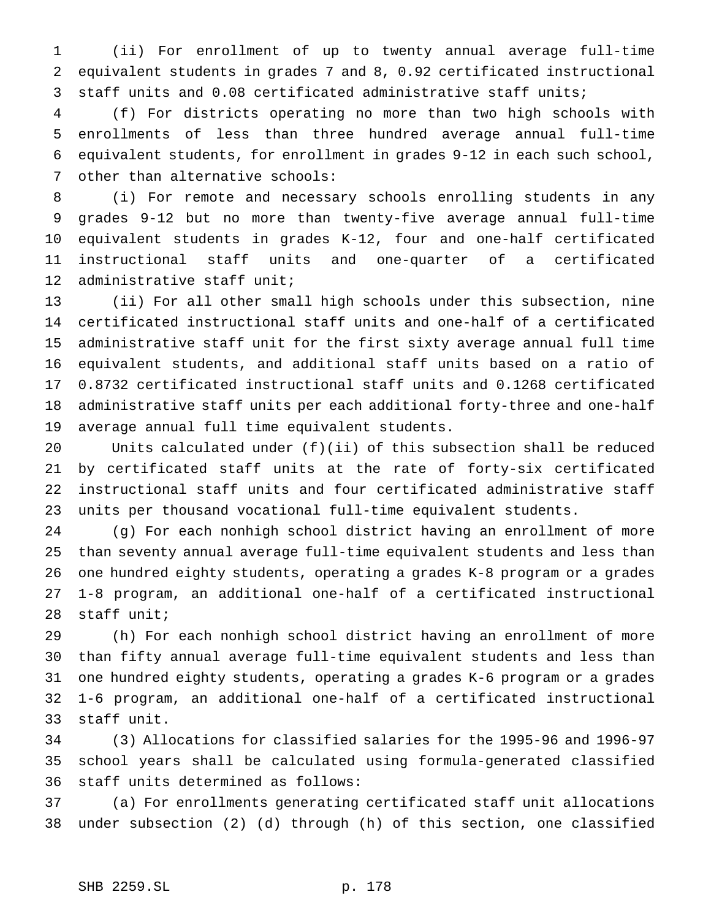(ii) For enrollment of up to twenty annual average full-time equivalent students in grades 7 and 8, 0.92 certificated instructional staff units and 0.08 certificated administrative staff units;

(f) For districts operating no more than two high schools with enrollments of less than three hundred average annual full-time equivalent students, for enrollment in grades 9-12 in each such school, other than alternative schools:

(i) For remote and necessary schools enrolling students in any grades 9-12 but no more than twenty-five average annual full-time equivalent students in grades K-12, four and one-half certificated instructional staff units and one-quarter of a certificated administrative staff unit;

(ii) For all other small high schools under this subsection, nine certificated instructional staff units and one-half of a certificated administrative staff unit for the first sixty average annual full time equivalent students, and additional staff units based on a ratio of 0.8732 certificated instructional staff units and 0.1268 certificated administrative staff units per each additional forty-three and one-half average annual full time equivalent students.

Units calculated under (f)(ii) of this subsection shall be reduced by certificated staff units at the rate of forty-six certificated instructional staff units and four certificated administrative staff units per thousand vocational full-time equivalent students.

(g) For each nonhigh school district having an enrollment of more than seventy annual average full-time equivalent students and less than one hundred eighty students, operating a grades K-8 program or a grades 1-8 program, an additional one-half of a certificated instructional staff unit;

(h) For each nonhigh school district having an enrollment of more than fifty annual average full-time equivalent students and less than one hundred eighty students, operating a grades K-6 program or a grades 1-6 program, an additional one-half of a certificated instructional staff unit.

(3) Allocations for classified salaries for the 1995-96 and 1996-97 school years shall be calculated using formula-generated classified staff units determined as follows:

(a) For enrollments generating certificated staff unit allocations under subsection (2) (d) through (h) of this section, one classified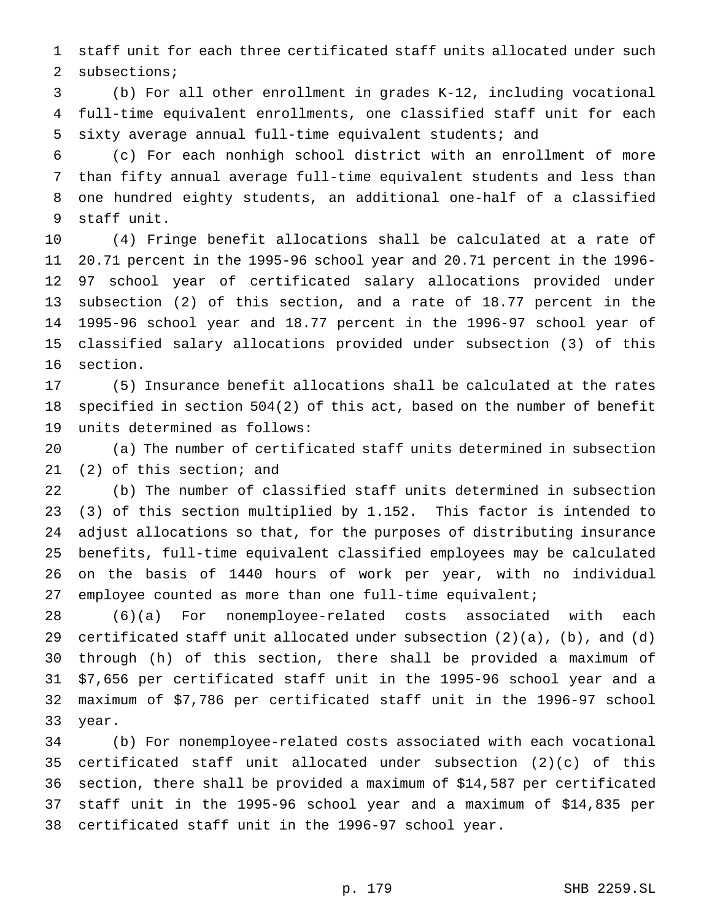staff unit for each three certificated staff units allocated under such subsections;

(b) For all other enrollment in grades K-12, including vocational full-time equivalent enrollments, one classified staff unit for each sixty average annual full-time equivalent students; and

(c) For each nonhigh school district with an enrollment of more than fifty annual average full-time equivalent students and less than one hundred eighty students, an additional one-half of a classified staff unit.

(4) Fringe benefit allocations shall be calculated at a rate of 20.71 percent in the 1995-96 school year and 20.71 percent in the 1996-97 school year of certificated salary allocations provided under subsection (2) of this section, and a rate of 18.77 percent in the 1995-96 school year and 18.77 percent in the 1996-97 school year of classified salary allocations provided under subsection (3) of this section.

(5) Insurance benefit allocations shall be calculated at the rates specified in section 504(2) of this act, based on the number of benefit units determined as follows:

(a) The number of certificated staff units determined in subsection (2) of this section; and

(b) The number of classified staff units determined in subsection (3) of this section multiplied by 1.152. This factor is intended to adjust allocations so that, for the purposes of distributing insurance benefits, full-time equivalent classified employees may be calculated on the basis of 1440 hours of work per year, with no individual employee counted as more than one full-time equivalent;

(6)(a) For nonemployee-related costs associated with each certificated staff unit allocated under subsection (2)(a), (b), and (d) through (h) of this section, there shall be provided a maximum of $7,656 per certificated staff unit in the 1995-96 school year and a maximum of $7,786 per certificated staff unit in the 1996-97 school year.

(b) For nonemployee-related costs associated with each vocational certificated staff unit allocated under subsection (2)(c) of this section, there shall be provided a maximum of $14,587 per certificated staff unit in the 1995-96 school year and a maximum of $14,835 per certificated staff unit in the 1996-97 school year.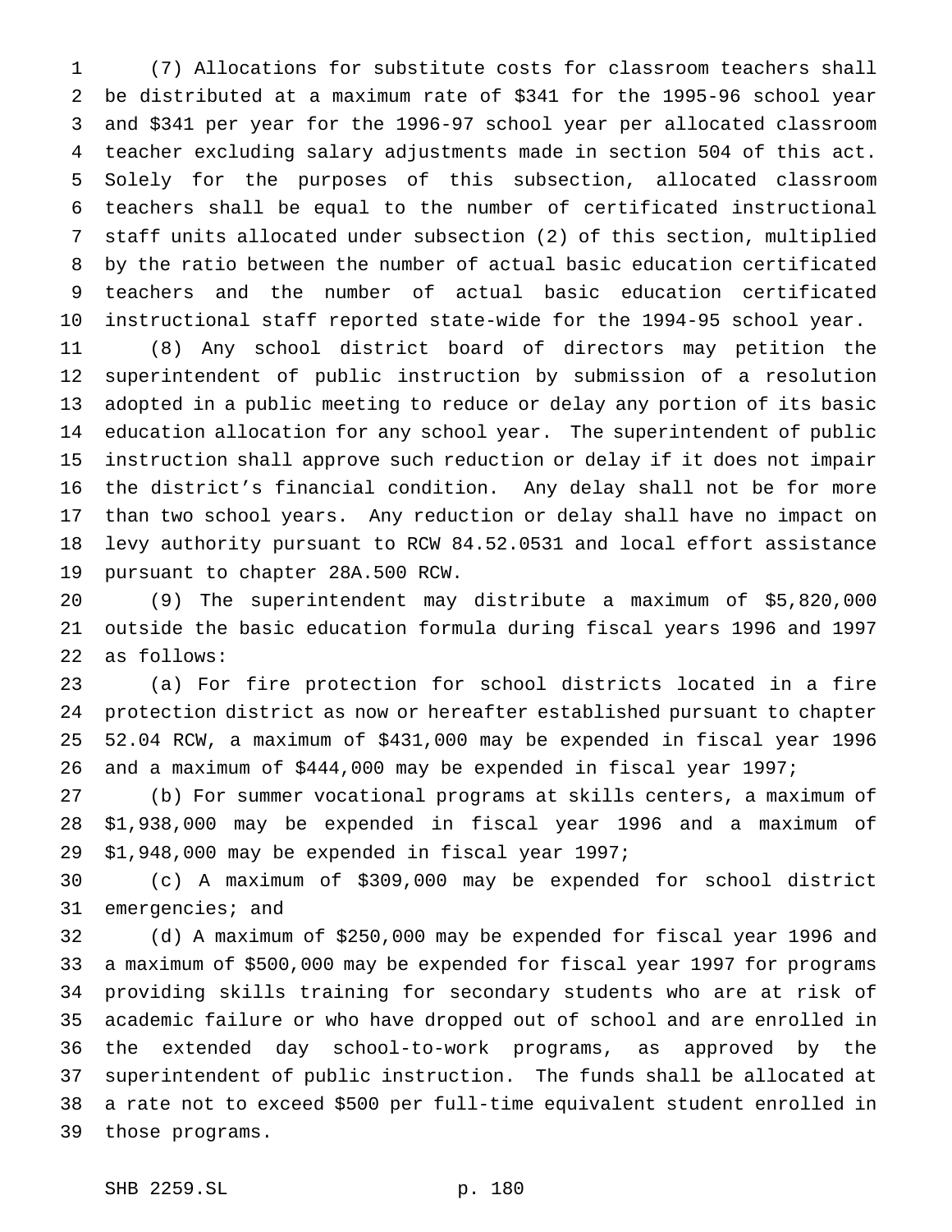(7) Allocations for substitute costs for classroom teachers shall be distributed at a maximum rate of $341 for the 1995-96 school year and $341 per year for the 1996-97 school year per allocated classroom teacher excluding salary adjustments made in section 504 of this act. Solely for the purposes of this subsection, allocated classroom teachers shall be equal to the number of certificated instructional staff units allocated under subsection (2) of this section, multiplied by the ratio between the number of actual basic education certificated teachers and the number of actual basic education certificated instructional staff reported state-wide for the 1994-95 school year.

(8) Any school district board of directors may petition the superintendent of public instruction by submission of a resolution adopted in a public meeting to reduce or delay any portion of its basic education allocation for any school year. The superintendent of public instruction shall approve such reduction or delay if it does not impair the district's financial condition. Any delay shall not be for more than two school years. Any reduction or delay shall have no impact on levy authority pursuant to RCW 84.52.0531 and local effort assistance pursuant to chapter 28A.500 RCW.

(9) The superintendent may distribute a maximum of $5,820,000 outside the basic education formula during fiscal years 1996 and 1997 as follows:

(a) For fire protection for school districts located in a fire protection district as now or hereafter established pursuant to chapter 52.04 RCW, a maximum of $431,000 may be expended in fiscal year 1996 and a maximum of $444,000 may be expended in fiscal year 1997;

(b) For summer vocational programs at skills centers, a maximum of $1,938,000 may be expended in fiscal year 1996 and a maximum of $1,948,000 may be expended in fiscal year 1997;

(c) A maximum of $309,000 may be expended for school district emergencies; and

(d) A maximum of $250,000 may be expended for fiscal year 1996 and a maximum of $500,000 may be expended for fiscal year 1997 for programs providing skills training for secondary students who are at risk of academic failure or who have dropped out of school and are enrolled in the extended day school-to-work programs, as approved by the superintendent of public instruction. The funds shall be allocated at a rate not to exceed $500 per full-time equivalent student enrolled in those programs.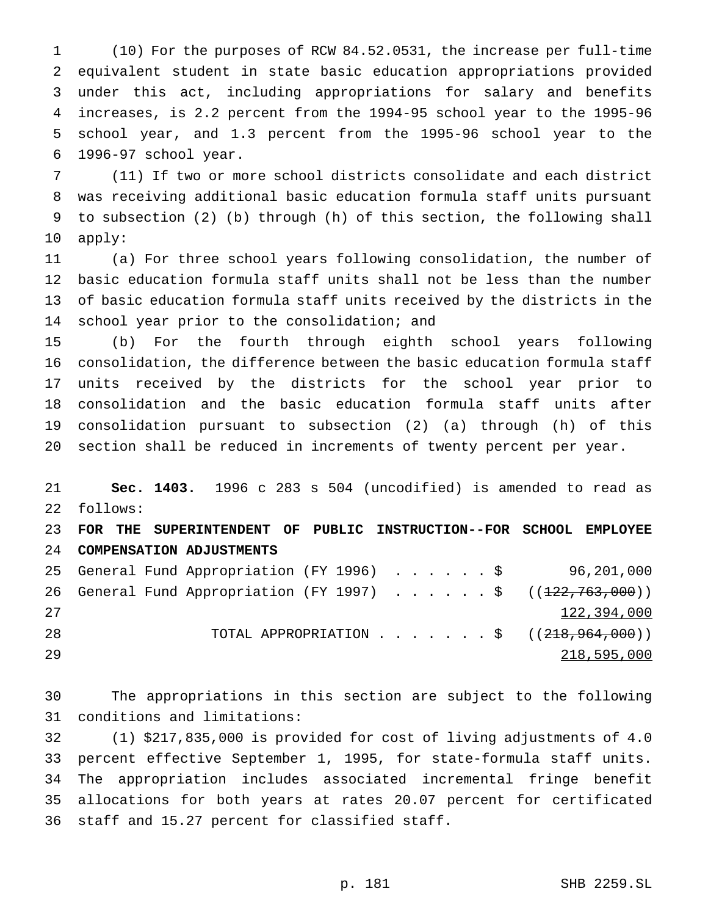(10) For the purposes of RCW 84.52.0531, the increase per full-time equivalent student in state basic education appropriations provided under this act, including appropriations for salary and benefits increases, is 2.2 percent from the 1994-95 school year to the 1995-96 school year, and 1.3 percent from the 1995-96 school year to the 1996-97 school year.

(11) If two or more school districts consolidate and each district was receiving additional basic education formula staff units pursuant to subsection (2) (b) through (h) of this section, the following shall apply:

(a) For three school years following consolidation, the number of basic education formula staff units shall not be less than the number of basic education formula staff units received by the districts in the school year prior to the consolidation; and

(b) For the fourth through eighth school years following consolidation, the difference between the basic education formula staff units received by the districts for the school year prior to consolidation and the basic education formula staff units after consolidation pursuant to subsection (2) (a) through (h) of this section shall be reduced in increments of twenty percent per year.

**Sec. 1403.** 1996 c 283 s 504 (uncodified) is amended to read as follows:

**FOR THE SUPERINTENDENT OF PUBLIC INSTRUCTION--FOR SCHOOL EMPLOYEE COMPENSATION ADJUSTMENTS**

General Fund Appropriation (FY 1996) . . . . . . $ 96,201,000

General Fund Appropriation (FY 1997) . . . . . . $ ((~~122,763,000~~)) 122,394,000

TOTAL APPROPRIATION . . . . . . . $ ((~~218,964,000~~)) 218,595,000

The appropriations in this section are subject to the following conditions and limitations:

(1) $217,835,000 is provided for cost of living adjustments of 4.0 percent effective September 1, 1995, for state-formula staff units. The appropriation includes associated incremental fringe benefit allocations for both years at rates 20.07 percent for certificated staff and 15.27 percent for classified staff.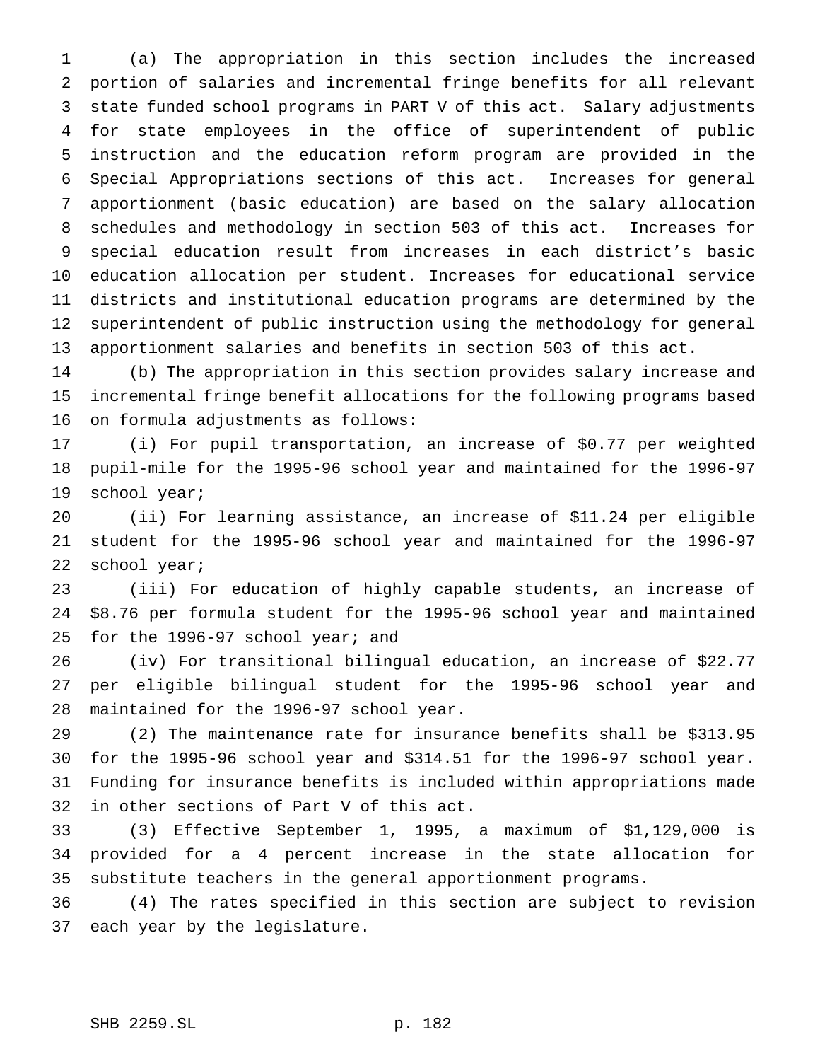(a) The appropriation in this section includes the increased portion of salaries and incremental fringe benefits for all relevant state funded school programs in PART V of this act. Salary adjustments for state employees in the office of superintendent of public instruction and the education reform program are provided in the Special Appropriations sections of this act. Increases for general apportionment (basic education) are based on the salary allocation schedules and methodology in section 503 of this act. Increases for special education result from increases in each district's basic education allocation per student. Increases for educational service districts and institutional education programs are determined by the superintendent of public instruction using the methodology for general apportionment salaries and benefits in section 503 of this act.

(b) The appropriation in this section provides salary increase and incremental fringe benefit allocations for the following programs based on formula adjustments as follows:

(i) For pupil transportation, an increase of $0.77 per weighted pupil-mile for the 1995-96 school year and maintained for the 1996-97 school year;

(ii) For learning assistance, an increase of $11.24 per eligible student for the 1995-96 school year and maintained for the 1996-97 school year;

(iii) For education of highly capable students, an increase of $8.76 per formula student for the 1995-96 school year and maintained for the 1996-97 school year; and

(iv) For transitional bilingual education, an increase of $22.77 per eligible bilingual student for the 1995-96 school year and maintained for the 1996-97 school year.

(2) The maintenance rate for insurance benefits shall be $313.95 for the 1995-96 school year and $314.51 for the 1996-97 school year. Funding for insurance benefits is included within appropriations made in other sections of Part V of this act.

(3) Effective September 1, 1995, a maximum of $1,129,000 is provided for a 4 percent increase in the state allocation for substitute teachers in the general apportionment programs.

(4) The rates specified in this section are subject to revision each year by the legislature.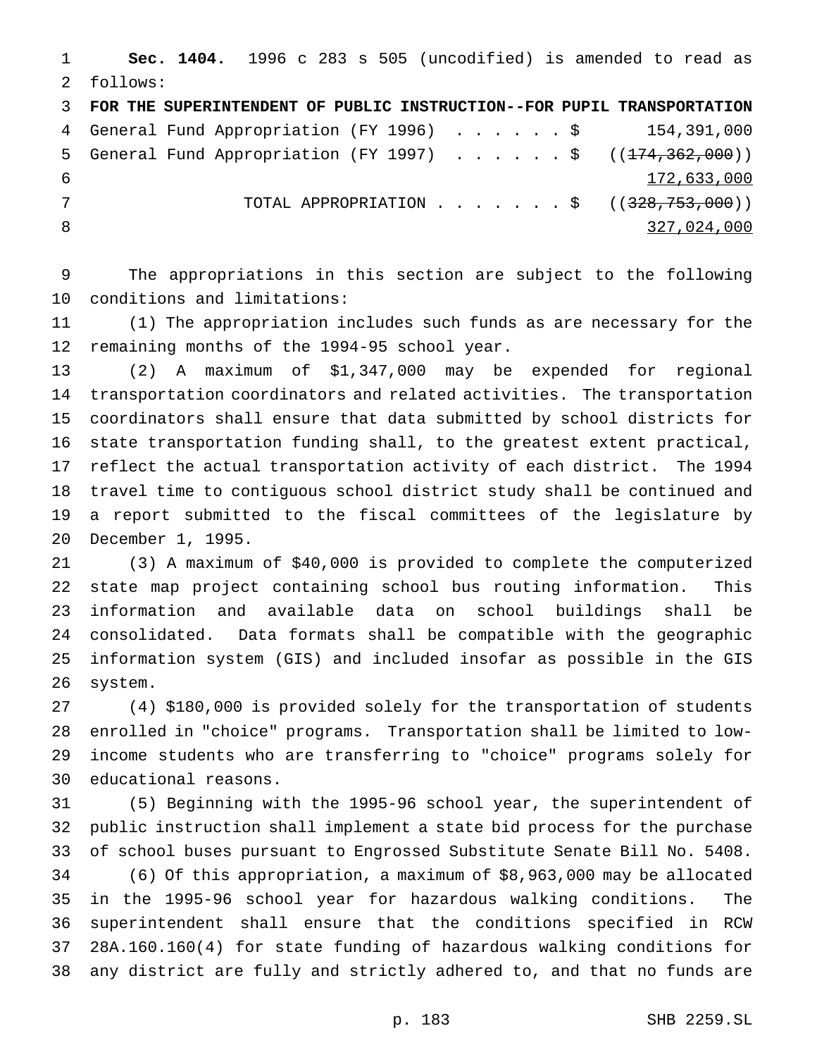**Sec. 1404.** 1996 c 283 s 505 (uncodified) is amended to read as follows:

**FOR THE SUPERINTENDENT OF PUBLIC INSTRUCTION--FOR PUPIL TRANSPORTATION**

| | | |
|---|---|---|
| General Fund Appropriation (FY 1996) | $ | 154,391,000 |
| General Fund Appropriation (FY 1997) | $ | ((~~174,362,000~~)) <u>172,633,000</u> |
| TOTAL APPROPRIATION | $ | ((~~328,753,000~~)) <u>327,024,000</u> |

The appropriations in this section are subject to the following conditions and limitations:

(1) The appropriation includes such funds as are necessary for the remaining months of the 1994-95 school year.

(2) A maximum of $1,347,000 may be expended for regional transportation coordinators and related activities. The transportation coordinators shall ensure that data submitted by school districts for state transportation funding shall, to the greatest extent practical, reflect the actual transportation activity of each district. The 1994 travel time to contiguous school district study shall be continued and a report submitted to the fiscal committees of the legislature by December 1, 1995.

(3) A maximum of $40,000 is provided to complete the computerized state map project containing school bus routing information. This information and available data on school buildings shall be consolidated. Data formats shall be compatible with the geographic information system (GIS) and included insofar as possible in the GIS system.

(4) $180,000 is provided solely for the transportation of students enrolled in "choice" programs. Transportation shall be limited to low-income students who are transferring to "choice" programs solely for educational reasons.

(5) Beginning with the 1995-96 school year, the superintendent of public instruction shall implement a state bid process for the purchase of school buses pursuant to Engrossed Substitute Senate Bill No. 5408.

(6) Of this appropriation, a maximum of $8,963,000 may be allocated in the 1995-96 school year for hazardous walking conditions. The superintendent shall ensure that the conditions specified in RCW 28A.160.160(4) for state funding of hazardous walking conditions for any district are fully and strictly adhered to, and that no funds are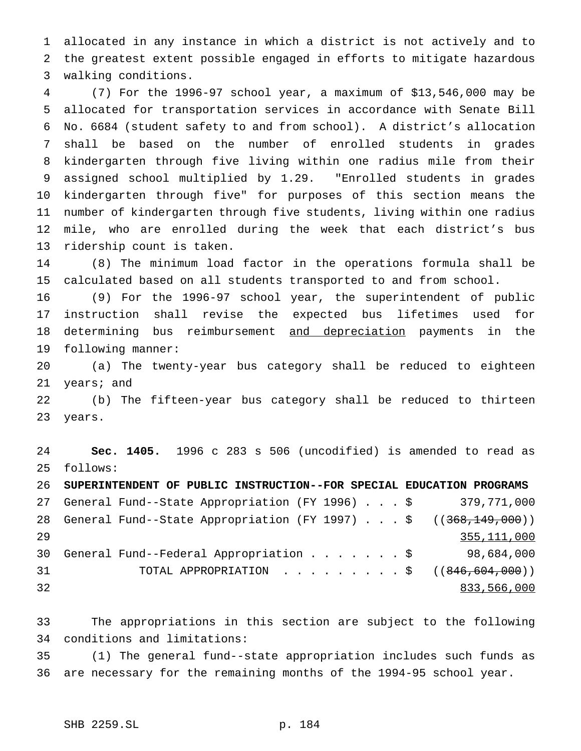allocated in any instance in which a district is not actively and to the greatest extent possible engaged in efforts to mitigate hazardous walking conditions.

(7) For the 1996-97 school year, a maximum of $13,546,000 may be allocated for transportation services in accordance with Senate Bill No. 6684 (student safety to and from school). A district's allocation shall be based on the number of enrolled students in grades kindergarten through five living within one radius mile from their assigned school multiplied by 1.29. "Enrolled students in grades kindergarten through five" for purposes of this section means the number of kindergarten through five students, living within one radius mile, who are enrolled during the week that each district's bus ridership count is taken.

(8) The minimum load factor in the operations formula shall be calculated based on all students transported to and from school.

(9) For the 1996-97 school year, the superintendent of public instruction shall revise the expected bus lifetimes used for determining bus reimbursement <u>and depreciation</u> payments in the following manner:

(a) The twenty-year bus category shall be reduced to eighteen years; and

(b) The fifteen-year bus category shall be reduced to thirteen years.

**Sec. 1405.** 1996 c 283 s 506 (uncodified) is amended to read as follows:

**SUPERINTENDENT OF PUBLIC INSTRUCTION--FOR SPECIAL EDUCATION PROGRAMS**

| | |
|---|---|
| General Fund--State Appropriation (FY 1996) . . . $ | 379,771,000 |
| General Fund--State Appropriation (FY 1997) . . . $ | ((~~368,149,000~~)) <u>355,111,000</u> |
| General Fund--Federal Appropriation . . . . . . . $ | 98,684,000 |
| TOTAL APPROPRIATION . . . . . . . . . . $ | ((~~846,604,000~~)) <u>833,566,000</u> |

The appropriations in this section are subject to the following conditions and limitations:

(1) The general fund--state appropriation includes such funds as are necessary for the remaining months of the 1994-95 school year.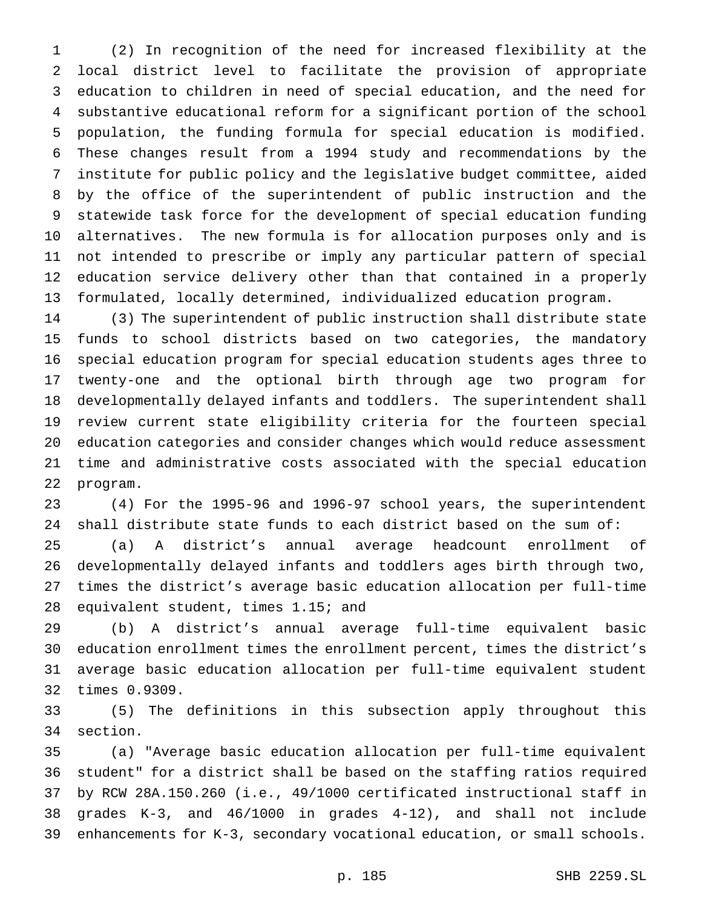(2) In recognition of the need for increased flexibility at the local district level to facilitate the provision of appropriate education to children in need of special education, and the need for substantive educational reform for a significant portion of the school population, the funding formula for special education is modified. These changes result from a 1994 study and recommendations by the institute for public policy and the legislative budget committee, aided by the office of the superintendent of public instruction and the statewide task force for the development of special education funding alternatives. The new formula is for allocation purposes only and is not intended to prescribe or imply any particular pattern of special education service delivery other than that contained in a properly formulated, locally determined, individualized education program.

(3) The superintendent of public instruction shall distribute state funds to school districts based on two categories, the mandatory special education program for special education students ages three to twenty-one and the optional birth through age two program for developmentally delayed infants and toddlers. The superintendent shall review current state eligibility criteria for the fourteen special education categories and consider changes which would reduce assessment time and administrative costs associated with the special education program.

(4) For the 1995-96 and 1996-97 school years, the superintendent shall distribute state funds to each district based on the sum of:

(a) A district's annual average headcount enrollment of developmentally delayed infants and toddlers ages birth through two, times the district's average basic education allocation per full-time equivalent student, times 1.15; and

(b) A district's annual average full-time equivalent basic education enrollment times the enrollment percent, times the district's average basic education allocation per full-time equivalent student times 0.9309.

(5) The definitions in this subsection apply throughout this section.

(a) "Average basic education allocation per full-time equivalent student" for a district shall be based on the staffing ratios required by RCW 28A.150.260 (i.e., 49/1000 certificated instructional staff in grades K-3, and 46/1000 in grades 4-12), and shall not include enhancements for K-3, secondary vocational education, or small schools.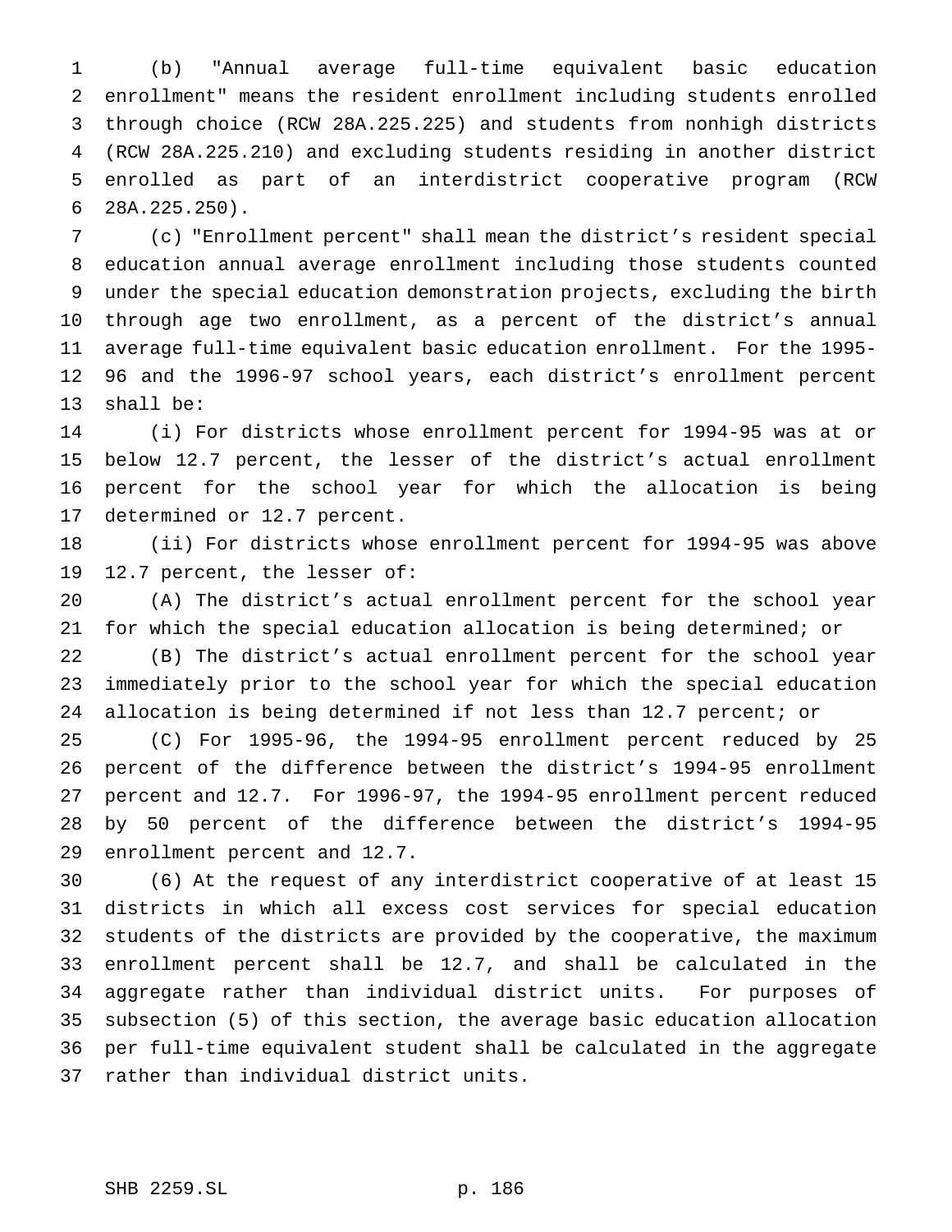(b) "Annual average full-time equivalent basic education enrollment" means the resident enrollment including students enrolled through choice (RCW 28A.225.225) and students from nonhigh districts (RCW 28A.225.210) and excluding students residing in another district enrolled as part of an interdistrict cooperative program (RCW 28A.225.250).

(c) "Enrollment percent" shall mean the district's resident special education annual average enrollment including those students counted under the special education demonstration projects, excluding the birth through age two enrollment, as a percent of the district's annual average full-time equivalent basic education enrollment. For the 1995-96 and the 1996-97 school years, each district's enrollment percent shall be:

(i) For districts whose enrollment percent for 1994-95 was at or below 12.7 percent, the lesser of the district's actual enrollment percent for the school year for which the allocation is being determined or 12.7 percent.

(ii) For districts whose enrollment percent for 1994-95 was above 12.7 percent, the lesser of:

(A) The district's actual enrollment percent for the school year for which the special education allocation is being determined; or

(B) The district's actual enrollment percent for the school year immediately prior to the school year for which the special education allocation is being determined if not less than 12.7 percent; or

(C) For 1995-96, the 1994-95 enrollment percent reduced by 25 percent of the difference between the district's 1994-95 enrollment percent and 12.7. For 1996-97, the 1994-95 enrollment percent reduced by 50 percent of the difference between the district's 1994-95 enrollment percent and 12.7.

(6) At the request of any interdistrict cooperative of at least 15 districts in which all excess cost services for special education students of the districts are provided by the cooperative, the maximum enrollment percent shall be 12.7, and shall be calculated in the aggregate rather than individual district units. For purposes of subsection (5) of this section, the average basic education allocation per full-time equivalent student shall be calculated in the aggregate rather than individual district units.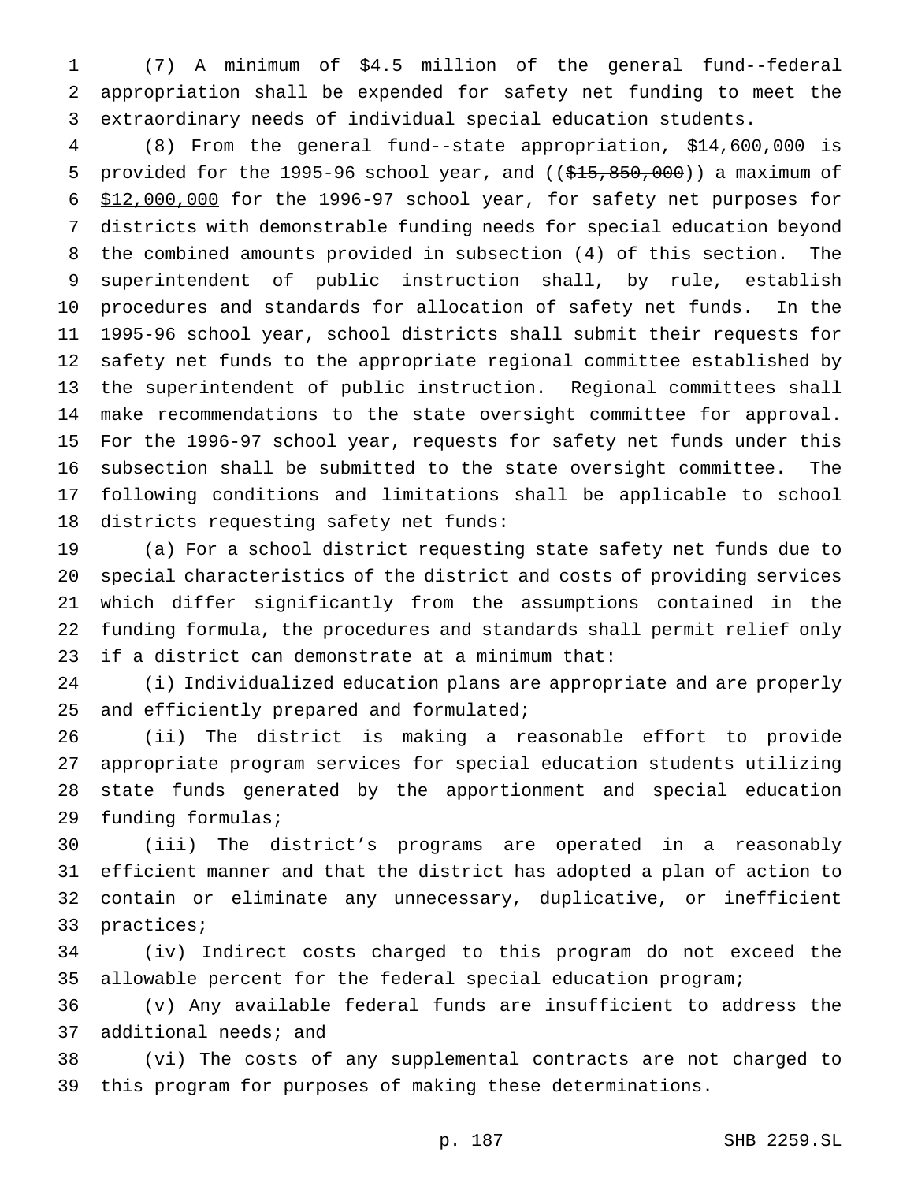(7) A minimum of $4.5 million of the general fund--federal appropriation shall be expended for safety net funding to meet the extraordinary needs of individual special education students.

(8) From the general fund--state appropriation, $14,600,000 is provided for the 1995-96 school year, and ((~~$15,850,000~~)) <u>a maximum of $12,000,000</u> for the 1996-97 school year, for safety net purposes for districts with demonstrable funding needs for special education beyond the combined amounts provided in subsection (4) of this section. The superintendent of public instruction shall, by rule, establish procedures and standards for allocation of safety net funds. In the 1995-96 school year, school districts shall submit their requests for safety net funds to the appropriate regional committee established by the superintendent of public instruction. Regional committees shall make recommendations to the state oversight committee for approval. For the 1996-97 school year, requests for safety net funds under this subsection shall be submitted to the state oversight committee. The following conditions and limitations shall be applicable to school districts requesting safety net funds:

(a) For a school district requesting state safety net funds due to special characteristics of the district and costs of providing services which differ significantly from the assumptions contained in the funding formula, the procedures and standards shall permit relief only if a district can demonstrate at a minimum that:

(i) Individualized education plans are appropriate and are properly and efficiently prepared and formulated;

(ii) The district is making a reasonable effort to provide appropriate program services for special education students utilizing state funds generated by the apportionment and special education funding formulas;

(iii) The district's programs are operated in a reasonably efficient manner and that the district has adopted a plan of action to contain or eliminate any unnecessary, duplicative, or inefficient practices;

(iv) Indirect costs charged to this program do not exceed the allowable percent for the federal special education program;

(v) Any available federal funds are insufficient to address the additional needs; and

(vi) The costs of any supplemental contracts are not charged to this program for purposes of making these determinations.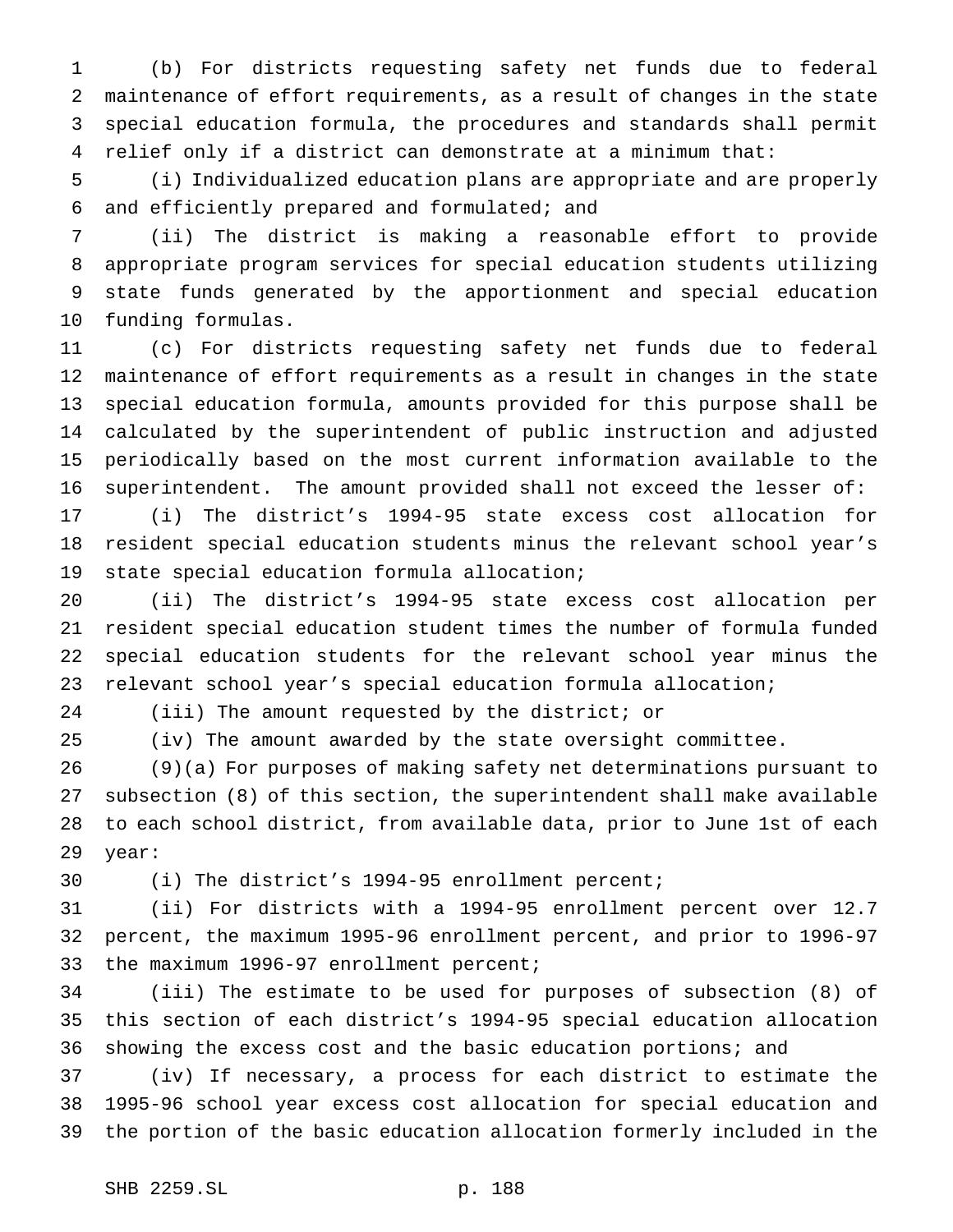(b) For districts requesting safety net funds due to federal maintenance of effort requirements, as a result of changes in the state special education formula, the procedures and standards shall permit relief only if a district can demonstrate at a minimum that:

(i) Individualized education plans are appropriate and are properly and efficiently prepared and formulated; and

(ii) The district is making a reasonable effort to provide appropriate program services for special education students utilizing state funds generated by the apportionment and special education funding formulas.

(c) For districts requesting safety net funds due to federal maintenance of effort requirements as a result in changes in the state special education formula, amounts provided for this purpose shall be calculated by the superintendent of public instruction and adjusted periodically based on the most current information available to the superintendent. The amount provided shall not exceed the lesser of:

(i) The district's 1994-95 state excess cost allocation for resident special education students minus the relevant school year's state special education formula allocation;

(ii) The district's 1994-95 state excess cost allocation per resident special education student times the number of formula funded special education students for the relevant school year minus the relevant school year's special education formula allocation;

(iii) The amount requested by the district; or

(iv) The amount awarded by the state oversight committee.

(9)(a) For purposes of making safety net determinations pursuant to subsection (8) of this section, the superintendent shall make available to each school district, from available data, prior to June 1st of each year:

(i) The district's 1994-95 enrollment percent;

(ii) For districts with a 1994-95 enrollment percent over 12.7 percent, the maximum 1995-96 enrollment percent, and prior to 1996-97 the maximum 1996-97 enrollment percent;

(iii) The estimate to be used for purposes of subsection (8) of this section of each district's 1994-95 special education allocation showing the excess cost and the basic education portions; and

(iv) If necessary, a process for each district to estimate the 1995-96 school year excess cost allocation for special education and the portion of the basic education allocation formerly included in the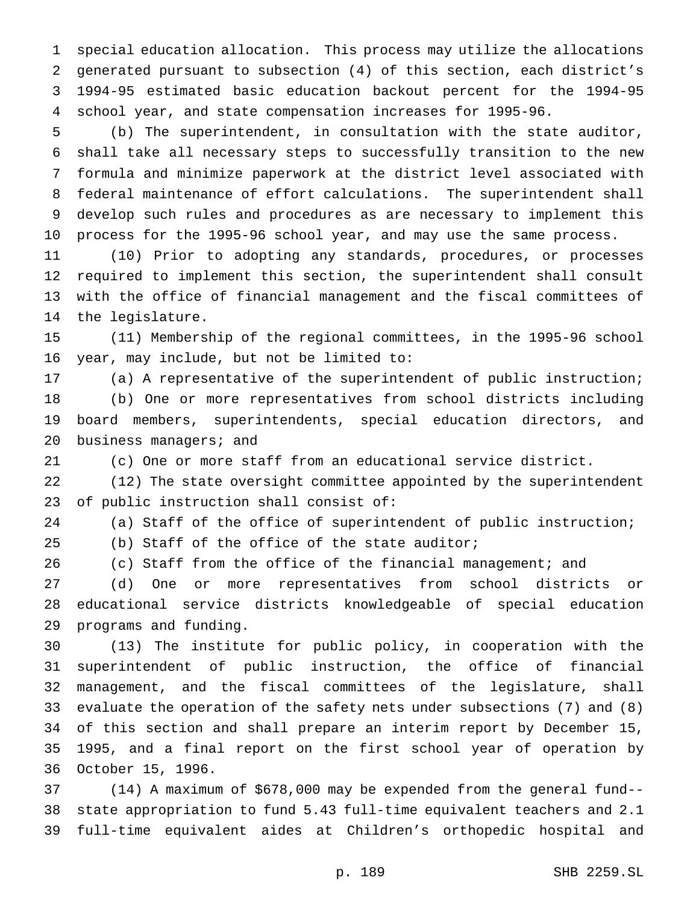special education allocation. This process may utilize the allocations generated pursuant to subsection (4) of this section, each district's 1994-95 estimated basic education backout percent for the 1994-95 school year, and state compensation increases for 1995-96.

(b) The superintendent, in consultation with the state auditor, shall take all necessary steps to successfully transition to the new formula and minimize paperwork at the district level associated with federal maintenance of effort calculations. The superintendent shall develop such rules and procedures as are necessary to implement this process for the 1995-96 school year, and may use the same process.

(10) Prior to adopting any standards, procedures, or processes required to implement this section, the superintendent shall consult with the office of financial management and the fiscal committees of the legislature.

(11) Membership of the regional committees, in the 1995-96 school year, may include, but not be limited to:

(a) A representative of the superintendent of public instruction;

(b) One or more representatives from school districts including board members, superintendents, special education directors, and business managers; and

(c) One or more staff from an educational service district.

(12) The state oversight committee appointed by the superintendent of public instruction shall consist of:

(a) Staff of the office of superintendent of public instruction;

(b) Staff of the office of the state auditor;

(c) Staff from the office of the financial management; and

(d) One or more representatives from school districts or educational service districts knowledgeable of special education programs and funding.

(13) The institute for public policy, in cooperation with the superintendent of public instruction, the office of financial management, and the fiscal committees of the legislature, shall evaluate the operation of the safety nets under subsections (7) and (8) of this section and shall prepare an interim report by December 15, 1995, and a final report on the first school year of operation by October 15, 1996.

(14) A maximum of $678,000 may be expended from the general fund--state appropriation to fund 5.43 full-time equivalent teachers and 2.1 full-time equivalent aides at Children's orthopedic hospital and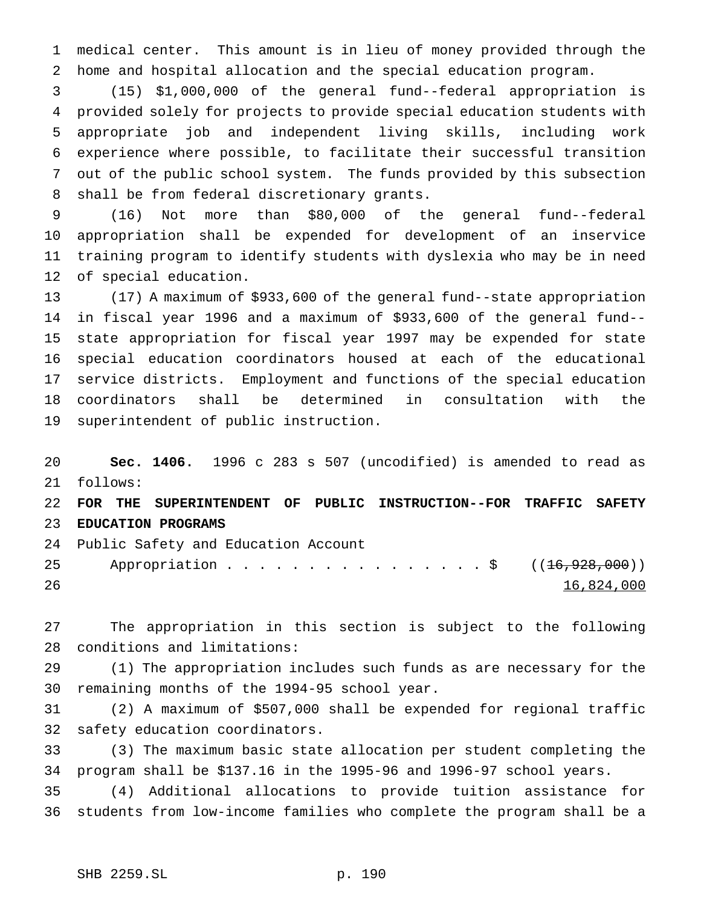medical center. This amount is in lieu of money provided through the home and hospital allocation and the special education program.

(15) $1,000,000 of the general fund--federal appropriation is provided solely for projects to provide special education students with appropriate job and independent living skills, including work experience where possible, to facilitate their successful transition out of the public school system. The funds provided by this subsection shall be from federal discretionary grants.

(16) Not more than $80,000 of the general fund--federal appropriation shall be expended for development of an inservice training program to identify students with dyslexia who may be in need of special education.

(17) A maximum of $933,600 of the general fund--state appropriation in fiscal year 1996 and a maximum of $933,600 of the general fund--state appropriation for fiscal year 1997 may be expended for state special education coordinators housed at each of the educational service districts. Employment and functions of the special education coordinators shall be determined in consultation with the superintendent of public instruction.

**Sec. 1406.** 1996 c 283 s 507 (uncodified) is amended to read as follows:

**FOR THE SUPERINTENDENT OF PUBLIC INSTRUCTION--FOR TRAFFIC SAFETY EDUCATION PROGRAMS**

Public Safety and Education Account

Appropriation . . . . . . . . . . . . . . . . $ ((~~16,928,000~~))
16,824,000

The appropriation in this section is subject to the following conditions and limitations:

(1) The appropriation includes such funds as are necessary for the remaining months of the 1994-95 school year.

(2) A maximum of $507,000 shall be expended for regional traffic safety education coordinators.

(3) The maximum basic state allocation per student completing the program shall be $137.16 in the 1995-96 and 1996-97 school years.

(4) Additional allocations to provide tuition assistance for students from low-income families who complete the program shall be a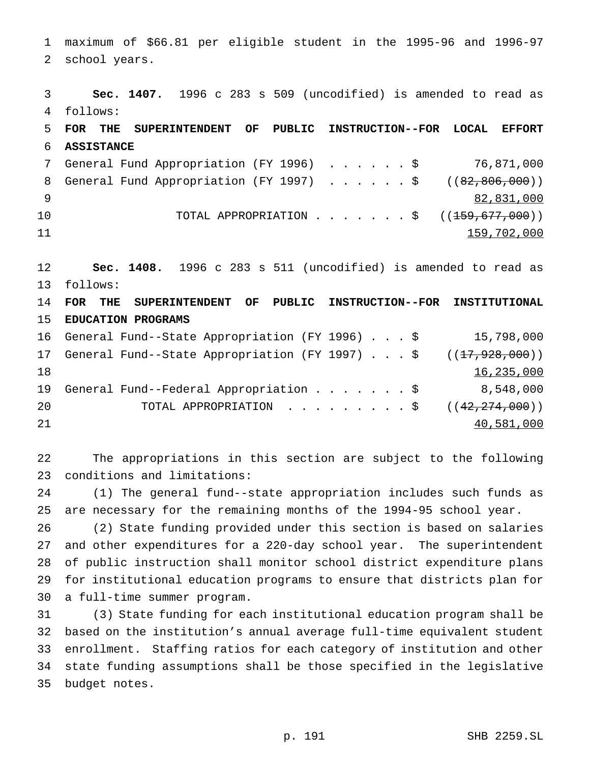maximum of $66.81 per eligible student in the 1995-96 and 1996-97 school years.

**Sec. 1407.** 1996 c 283 s 509 (uncodified) is amended to read as follows:

**FOR THE SUPERINTENDENT OF PUBLIC INSTRUCTION--FOR LOCAL EFFORT ASSISTANCE**

| | | |
|---|---|---|
| General Fund Appropriation (FY 1996) . . . . . . | $ | 76,871,000 |
| General Fund Appropriation (FY 1997) . . . . . . | $ | ((~~82,806,000~~)) |
| | | 82,831,000 |
| TOTAL APPROPRIATION . . . . . . . | $ | ((~~159,677,000~~)) |
| | | 159,702,000 |

**Sec. 1408.** 1996 c 283 s 511 (uncodified) is amended to read as follows:

**FOR THE SUPERINTENDENT OF PUBLIC INSTRUCTION--FOR INSTITUTIONAL EDUCATION PROGRAMS**

| | | |
|---|---|---|
| General Fund--State Appropriation (FY 1996) . . . | $ | 15,798,000 |
| General Fund--State Appropriation (FY 1997) . . . | $ | ((~~17,928,000~~)) |
| | | 16,235,000 |
| General Fund--Federal Appropriation . . . . . . . | $ | 8,548,000 |
| TOTAL APPROPRIATION . . . . . . . . . | $ | ((~~42,274,000~~)) |
| | | 40,581,000 |

The appropriations in this section are subject to the following conditions and limitations:

(1) The general fund--state appropriation includes such funds as are necessary for the remaining months of the 1994-95 school year.

(2) State funding provided under this section is based on salaries and other expenditures for a 220-day school year. The superintendent of public instruction shall monitor school district expenditure plans for institutional education programs to ensure that districts plan for a full-time summer program.

(3) State funding for each institutional education program shall be based on the institution's annual average full-time equivalent student enrollment. Staffing ratios for each category of institution and other state funding assumptions shall be those specified in the legislative budget notes.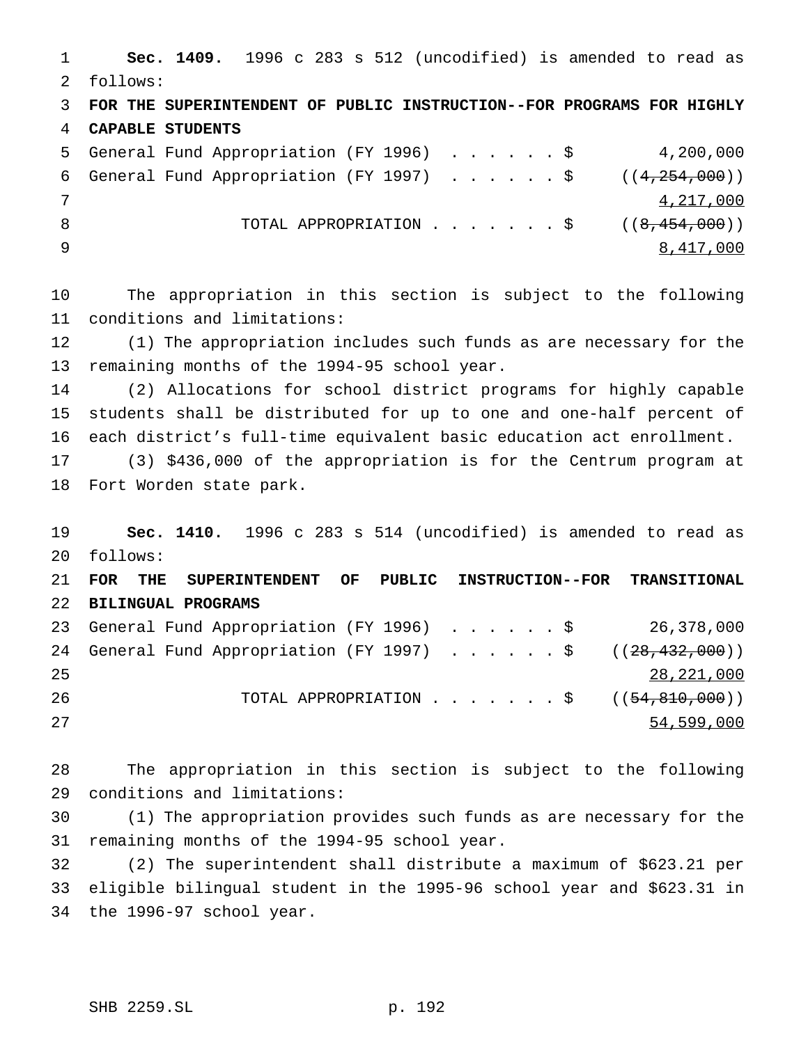**Sec. 1409.** 1996 c 283 s 512 (uncodified) is amended to read as follows:

**FOR THE SUPERINTENDENT OF PUBLIC INSTRUCTION--FOR PROGRAMS FOR HIGHLY CAPABLE STUDENTS**

| | |
|---|---|
| General Fund Appropriation (FY 1996) . . . . . . $ | 4,200,000 |
| General Fund Appropriation (FY 1997) . . . . . . $ | ((~~4,254,000~~)) <u>4,217,000</u> |
| TOTAL APPROPRIATION . . . . . . . $ | ((~~8,454,000~~)) <u>8,417,000</u> |

The appropriation in this section is subject to the following conditions and limitations:

(1) The appropriation includes such funds as are necessary for the remaining months of the 1994-95 school year.

(2) Allocations for school district programs for highly capable students shall be distributed for up to one and one-half percent of each district's full-time equivalent basic education act enrollment.

(3) $436,000 of the appropriation is for the Centrum program at Fort Worden state park.

**Sec. 1410.** 1996 c 283 s 514 (uncodified) is amended to read as follows:

**FOR THE SUPERINTENDENT OF PUBLIC INSTRUCTION--FOR TRANSITIONAL BILINGUAL PROGRAMS**

| | |
|---|---|
| General Fund Appropriation (FY 1996) . . . . . . $ | 26,378,000 |
| General Fund Appropriation (FY 1997) . . . . . . $ | ((~~28,432,000~~)) <u>28,221,000</u> |
| TOTAL APPROPRIATION . . . . . . . $ | ((~~54,810,000~~)) <u>54,599,000</u> |

The appropriation in this section is subject to the following conditions and limitations:

(1) The appropriation provides such funds as are necessary for the remaining months of the 1994-95 school year.

(2) The superintendent shall distribute a maximum of $623.21 per eligible bilingual student in the 1995-96 school year and $623.31 in the 1996-97 school year.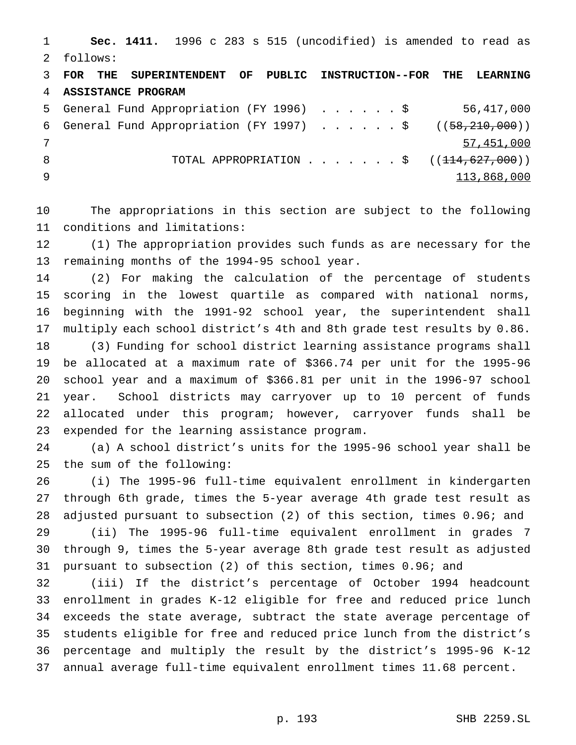**Sec. 1411.** 1996 c 283 s 515 (uncodified) is amended to read as follows:

**FOR THE SUPERINTENDENT OF PUBLIC INSTRUCTION--FOR THE LEARNING ASSISTANCE PROGRAM**

| | | |
|---|---|---|
| General Fund Appropriation (FY 1996) | $ | 56,417,000 |
| General Fund Appropriation (FY 1997) | $ | ((~~58,210,000~~)) |
| | | 57,451,000 |
| TOTAL APPROPRIATION | $ | ((~~114,627,000~~)) |
| | | 113,868,000 |

The appropriations in this section are subject to the following conditions and limitations:

(1) The appropriation provides such funds as are necessary for the remaining months of the 1994-95 school year.

(2) For making the calculation of the percentage of students scoring in the lowest quartile as compared with national norms, beginning with the 1991-92 school year, the superintendent shall multiply each school district's 4th and 8th grade test results by 0.86.

(3) Funding for school district learning assistance programs shall be allocated at a maximum rate of $366.74 per unit for the 1995-96 school year and a maximum of $366.81 per unit in the 1996-97 school year. School districts may carryover up to 10 percent of funds allocated under this program; however, carryover funds shall be expended for the learning assistance program.

(a) A school district's units for the 1995-96 school year shall be the sum of the following:

(i) The 1995-96 full-time equivalent enrollment in kindergarten through 6th grade, times the 5-year average 4th grade test result as adjusted pursuant to subsection (2) of this section, times 0.96; and

(ii) The 1995-96 full-time equivalent enrollment in grades 7 through 9, times the 5-year average 8th grade test result as adjusted pursuant to subsection (2) of this section, times 0.96; and

(iii) If the district's percentage of October 1994 headcount enrollment in grades K-12 eligible for free and reduced price lunch exceeds the state average, subtract the state average percentage of students eligible for free and reduced price lunch from the district's percentage and multiply the result by the district's 1995-96 K-12 annual average full-time equivalent enrollment times 11.68 percent.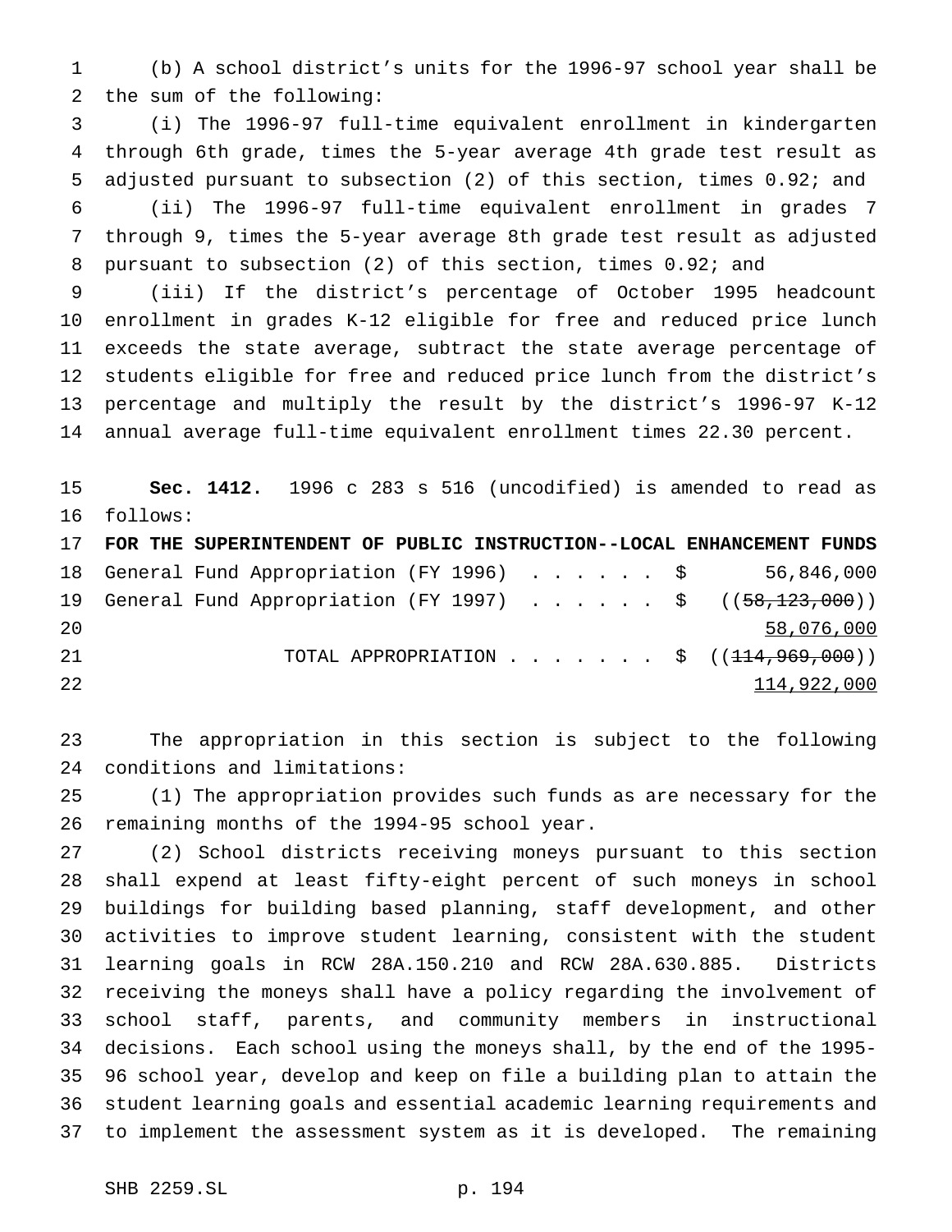(b) A school district's units for the 1996-97 school year shall be the sum of the following:

(i) The 1996-97 full-time equivalent enrollment in kindergarten through 6th grade, times the 5-year average 4th grade test result as adjusted pursuant to subsection (2) of this section, times 0.92; and

(ii) The 1996-97 full-time equivalent enrollment in grades 7 through 9, times the 5-year average 8th grade test result as adjusted pursuant to subsection (2) of this section, times 0.92; and

(iii) If the district's percentage of October 1995 headcount enrollment in grades K-12 eligible for free and reduced price lunch exceeds the state average, subtract the state average percentage of students eligible for free and reduced price lunch from the district's percentage and multiply the result by the district's 1996-97 K-12 annual average full-time equivalent enrollment times 22.30 percent.

**Sec. 1412.** 1996 c 283 s 516 (uncodified) is amended to read as follows:

**FOR THE SUPERINTENDENT OF PUBLIC INSTRUCTION--LOCAL ENHANCEMENT FUNDS**

| | | |
|---|---|---|
| General Fund Appropriation (FY 1996) . . . . . . | $ | 56,846,000 |
| General Fund Appropriation (FY 1997) . . . . . . | $ | ((~~58,123,000~~)) <u>58,076,000</u> |
| TOTAL APPROPRIATION . . . . . . . | $ | ((~~114,969,000~~)) <u>114,922,000</u> |

The appropriation in this section is subject to the following conditions and limitations:

(1) The appropriation provides such funds as are necessary for the remaining months of the 1994-95 school year.

(2) School districts receiving moneys pursuant to this section shall expend at least fifty-eight percent of such moneys in school buildings for building based planning, staff development, and other activities to improve student learning, consistent with the student learning goals in RCW 28A.150.210 and RCW 28A.630.885. Districts receiving the moneys shall have a policy regarding the involvement of school staff, parents, and community members in instructional decisions. Each school using the moneys shall, by the end of the 1995-96 school year, develop and keep on file a building plan to attain the student learning goals and essential academic learning requirements and to implement the assessment system as it is developed. The remaining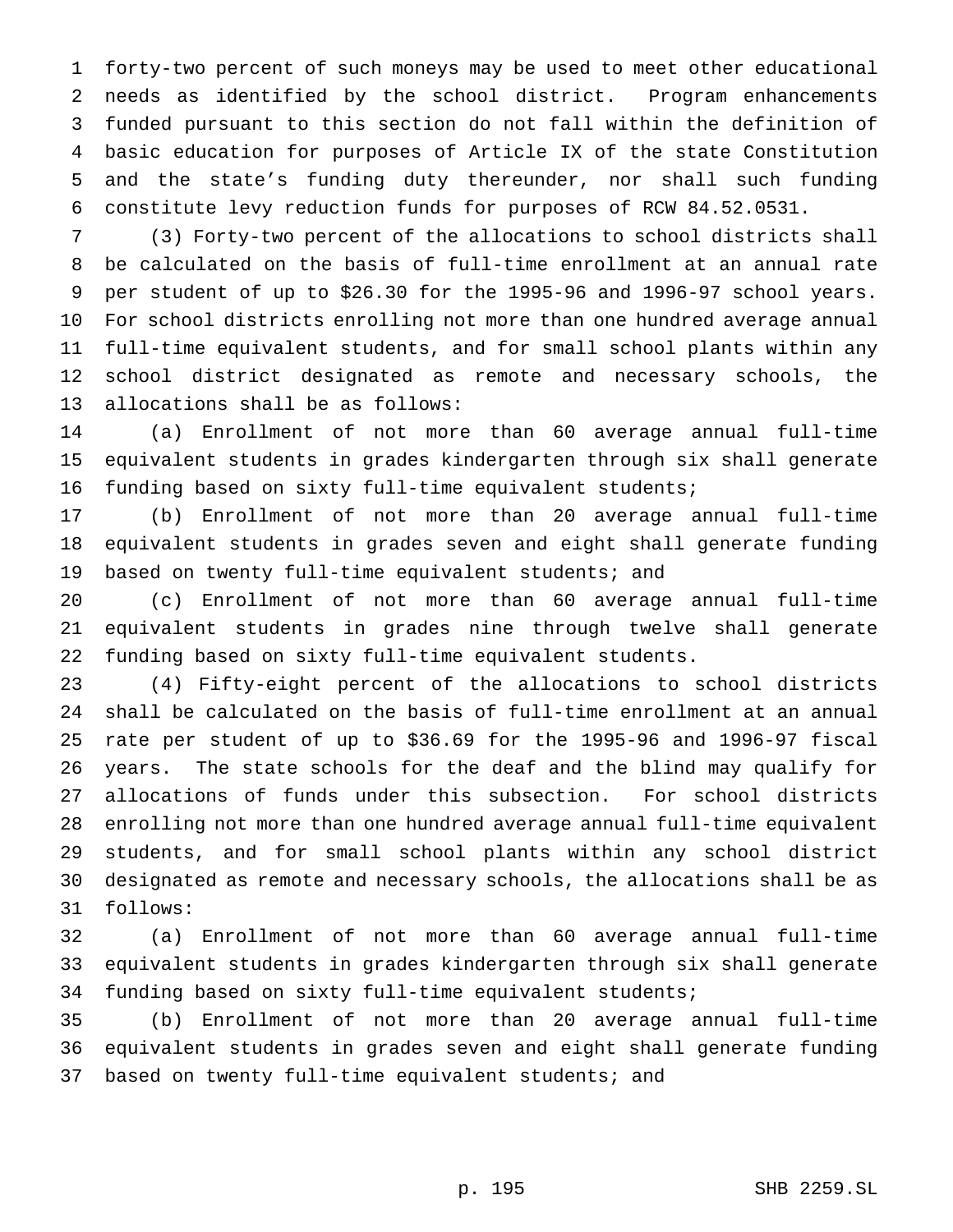forty-two percent of such moneys may be used to meet other educational needs as identified by the school district. Program enhancements funded pursuant to this section do not fall within the definition of basic education for purposes of Article IX of the state Constitution and the state's funding duty thereunder, nor shall such funding constitute levy reduction funds for purposes of RCW 84.52.0531.

(3) Forty-two percent of the allocations to school districts shall be calculated on the basis of full-time enrollment at an annual rate per student of up to $26.30 for the 1995-96 and 1996-97 school years. For school districts enrolling not more than one hundred average annual full-time equivalent students, and for small school plants within any school district designated as remote and necessary schools, the allocations shall be as follows:

(a) Enrollment of not more than 60 average annual full-time equivalent students in grades kindergarten through six shall generate funding based on sixty full-time equivalent students;

(b) Enrollment of not more than 20 average annual full-time equivalent students in grades seven and eight shall generate funding based on twenty full-time equivalent students; and

(c) Enrollment of not more than 60 average annual full-time equivalent students in grades nine through twelve shall generate funding based on sixty full-time equivalent students.

(4) Fifty-eight percent of the allocations to school districts shall be calculated on the basis of full-time enrollment at an annual rate per student of up to $36.69 for the 1995-96 and 1996-97 fiscal years. The state schools for the deaf and the blind may qualify for allocations of funds under this subsection. For school districts enrolling not more than one hundred average annual full-time equivalent students, and for small school plants within any school district designated as remote and necessary schools, the allocations shall be as follows:

(a) Enrollment of not more than 60 average annual full-time equivalent students in grades kindergarten through six shall generate funding based on sixty full-time equivalent students;

(b) Enrollment of not more than 20 average annual full-time equivalent students in grades seven and eight shall generate funding based on twenty full-time equivalent students; and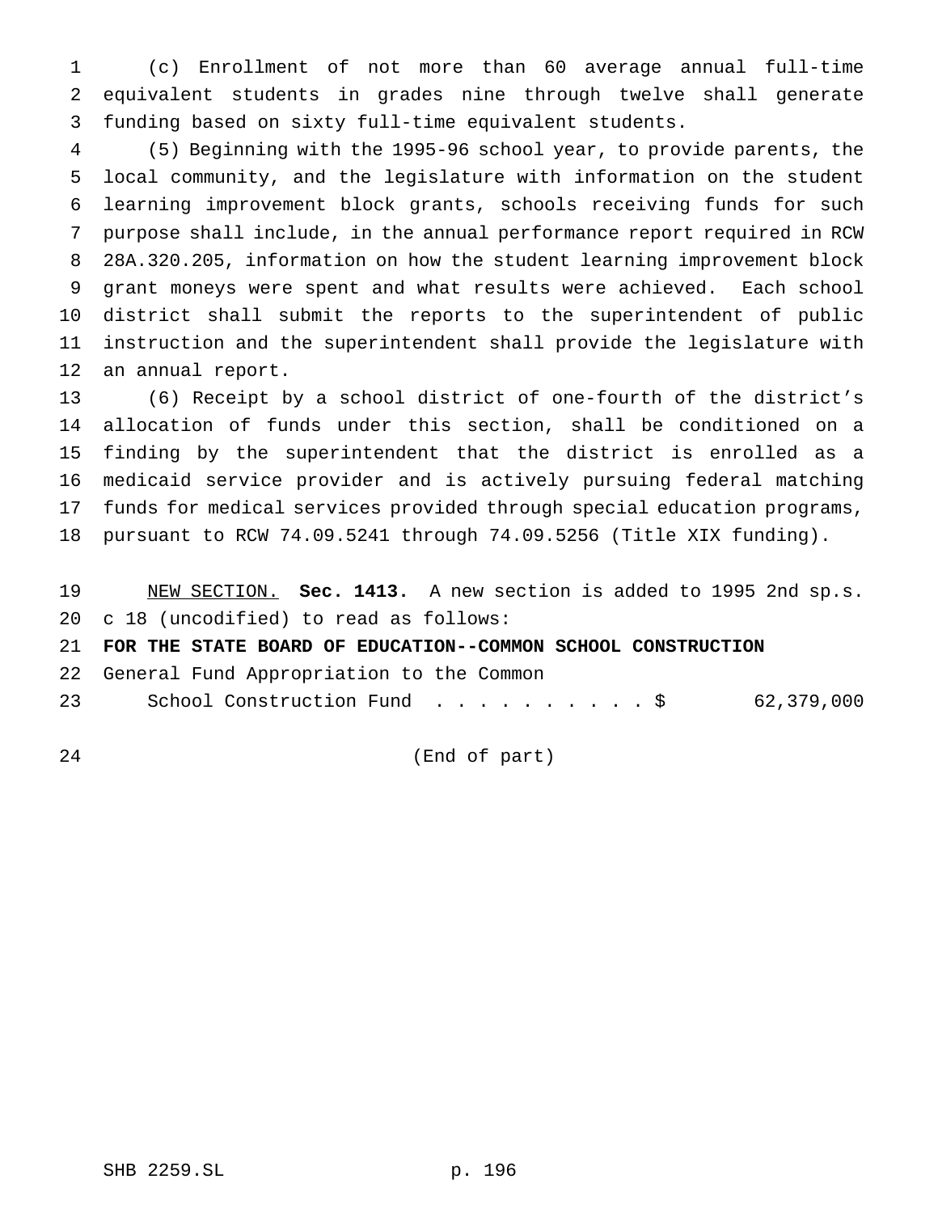(c) Enrollment of not more than 60 average annual full-time equivalent students in grades nine through twelve shall generate funding based on sixty full-time equivalent students.

(5) Beginning with the 1995-96 school year, to provide parents, the local community, and the legislature with information on the student learning improvement block grants, schools receiving funds for such purpose shall include, in the annual performance report required in RCW 28A.320.205, information on how the student learning improvement block grant moneys were spent and what results were achieved. Each school district shall submit the reports to the superintendent of public instruction and the superintendent shall provide the legislature with an annual report.

(6) Receipt by a school district of one-fourth of the district's allocation of funds under this section, shall be conditioned on a finding by the superintendent that the district is enrolled as a medicaid service provider and is actively pursuing federal matching funds for medical services provided through special education programs, pursuant to RCW 74.09.5241 through 74.09.5256 (Title XIX funding).

NEW SECTION. **Sec. 1413.** A new section is added to 1995 2nd sp.s. c 18 (uncodified) to read as follows:

**FOR THE STATE BOARD OF EDUCATION--COMMON SCHOOL CONSTRUCTION**

General Fund Appropriation to the Common School Construction Fund . . . . . . . . . . $ 62,379,000

(End of part)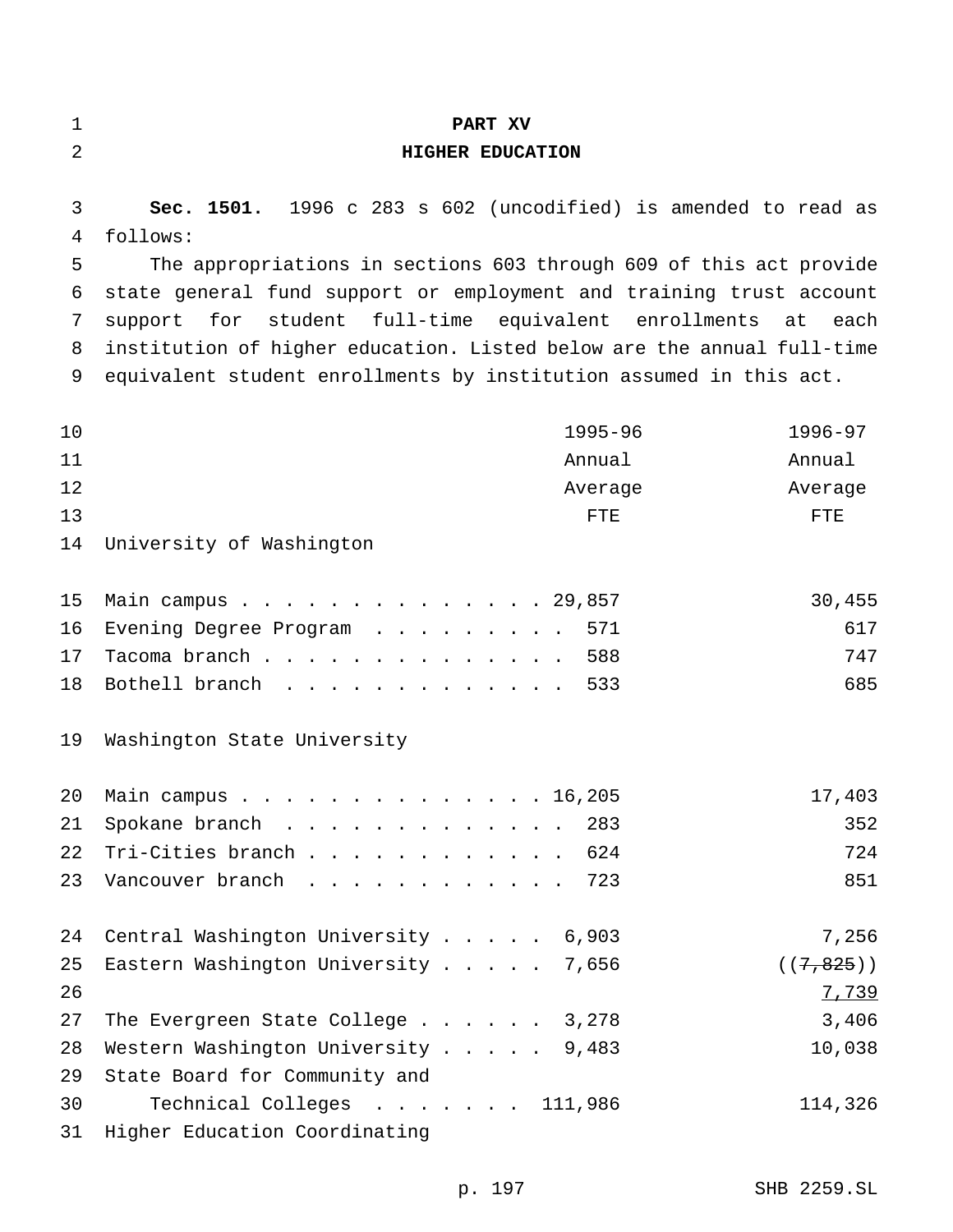# PART XV
## HIGHER EDUCATION

**Sec. 1501.** 1996 c 283 s 602 (uncodified) is amended to read as follows:

The appropriations in sections 603 through 609 of this act provide state general fund support or employment and training trust account support for student full-time equivalent enrollments at each institution of higher education. Listed below are the annual full-time equivalent student enrollments by institution assumed in this act.

| | 1995-96 Annual Average FTE | 1996-97 Annual Average FTE |
|---|---|---|
| **University of Washington** | | |
| Main campus | 29,857 | 30,455 |
| Evening Degree Program | 571 | 617 |
| Tacoma branch | 588 | 747 |
| Bothell branch | 533 | 685 |
| **Washington State University** | | |
| Main campus | 16,205 | 17,403 |
| Spokane branch | 283 | 352 |
| Tri-Cities branch | 624 | 724 |
| Vancouver branch | 723 | 851 |
| Central Washington University | 6,903 | 7,256 |
| Eastern Washington University | 7,656 | ((~~7,825~~)) <u>7,739</u> |
| The Evergreen State College | 3,278 | 3,406 |
| Western Washington University | 9,483 | 10,038 |
| State Board for Community and Technical Colleges | 111,986 | 114,326 |
| Higher Education Coordinating | | |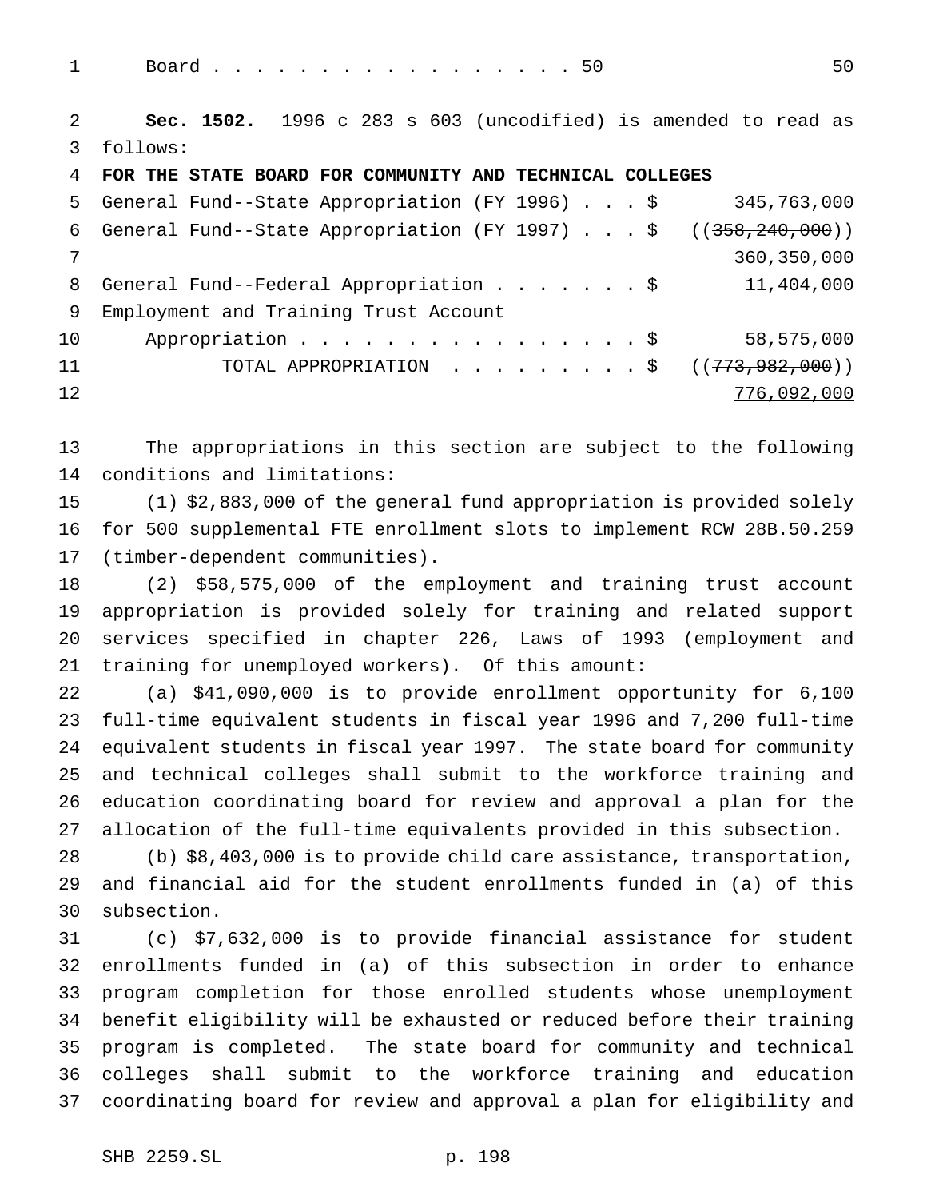Board . . . . . . . . . . . . . . . . . 50 50

**Sec. 1502.** 1996 c 283 s 603 (uncodified) is amended to read as follows:

**FOR THE STATE BOARD FOR COMMUNITY AND TECHNICAL COLLEGES**

| | |
|---|---|
| General Fund--State Appropriation (FY 1996) . . . $ | 345,763,000 |
| General Fund--State Appropriation (FY 1997) . . . $ | ((~~358,240,000~~)) <u>360,350,000</u> |
| General Fund--Federal Appropriation . . . . . . . $ | 11,404,000 |
| Employment and Training Trust Account Appropriation . . . . . . . . . . . . . . . . . $ | 58,575,000 |
| TOTAL APPROPRIATION . . . . . . . . . $ | ((~~773,982,000~~)) <u>776,092,000</u> |

The appropriations in this section are subject to the following conditions and limitations:

(1) $2,883,000 of the general fund appropriation is provided solely for 500 supplemental FTE enrollment slots to implement RCW 28B.50.259 (timber-dependent communities).

(2) $58,575,000 of the employment and training trust account appropriation is provided solely for training and related support services specified in chapter 226, Laws of 1993 (employment and training for unemployed workers). Of this amount:

(a) $41,090,000 is to provide enrollment opportunity for 6,100 full-time equivalent students in fiscal year 1996 and 7,200 full-time equivalent students in fiscal year 1997. The state board for community and technical colleges shall submit to the workforce training and education coordinating board for review and approval a plan for the allocation of the full-time equivalents provided in this subsection.

(b) $8,403,000 is to provide child care assistance, transportation, and financial aid for the student enrollments funded in (a) of this subsection.

(c) $7,632,000 is to provide financial assistance for student enrollments funded in (a) of this subsection in order to enhance program completion for those enrolled students whose unemployment benefit eligibility will be exhausted or reduced before their training program is completed. The state board for community and technical colleges shall submit to the workforce training and education coordinating board for review and approval a plan for eligibility and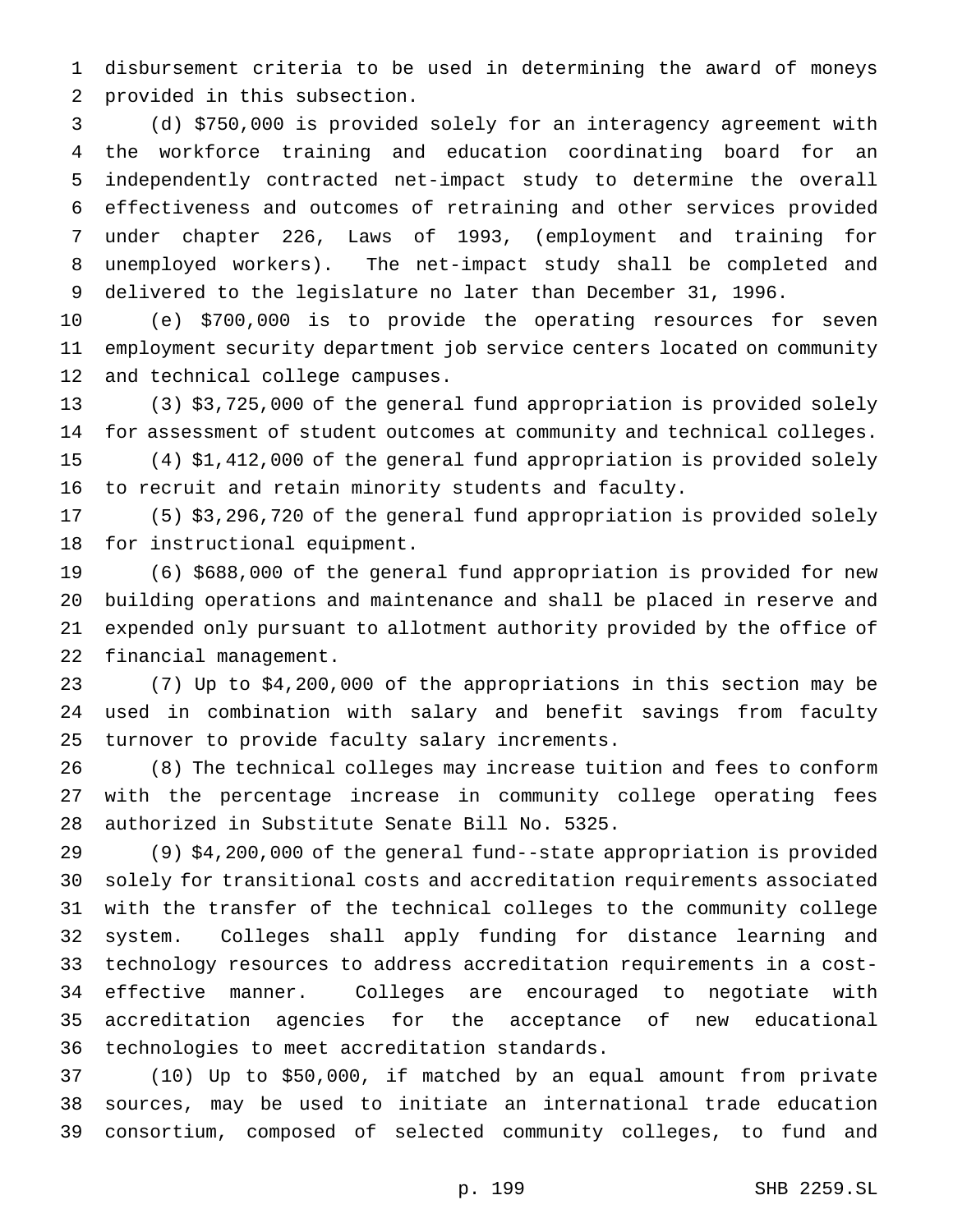disbursement criteria to be used in determining the award of moneys provided in this subsection.

(d) $750,000 is provided solely for an interagency agreement with the workforce training and education coordinating board for an independently contracted net-impact study to determine the overall effectiveness and outcomes of retraining and other services provided under chapter 226, Laws of 1993, (employment and training for unemployed workers). The net-impact study shall be completed and delivered to the legislature no later than December 31, 1996.

(e) $700,000 is to provide the operating resources for seven employment security department job service centers located on community and technical college campuses.

(3) $3,725,000 of the general fund appropriation is provided solely for assessment of student outcomes at community and technical colleges.

(4) $1,412,000 of the general fund appropriation is provided solely to recruit and retain minority students and faculty.

(5) $3,296,720 of the general fund appropriation is provided solely for instructional equipment.

(6) $688,000 of the general fund appropriation is provided for new building operations and maintenance and shall be placed in reserve and expended only pursuant to allotment authority provided by the office of financial management.

(7) Up to $4,200,000 of the appropriations in this section may be used in combination with salary and benefit savings from faculty turnover to provide faculty salary increments.

(8) The technical colleges may increase tuition and fees to conform with the percentage increase in community college operating fees authorized in Substitute Senate Bill No. 5325.

(9) $4,200,000 of the general fund--state appropriation is provided solely for transitional costs and accreditation requirements associated with the transfer of the technical colleges to the community college system. Colleges shall apply funding for distance learning and technology resources to address accreditation requirements in a cost-effective manner. Colleges are encouraged to negotiate with accreditation agencies for the acceptance of new educational technologies to meet accreditation standards.

(10) Up to $50,000, if matched by an equal amount from private sources, may be used to initiate an international trade education consortium, composed of selected community colleges, to fund and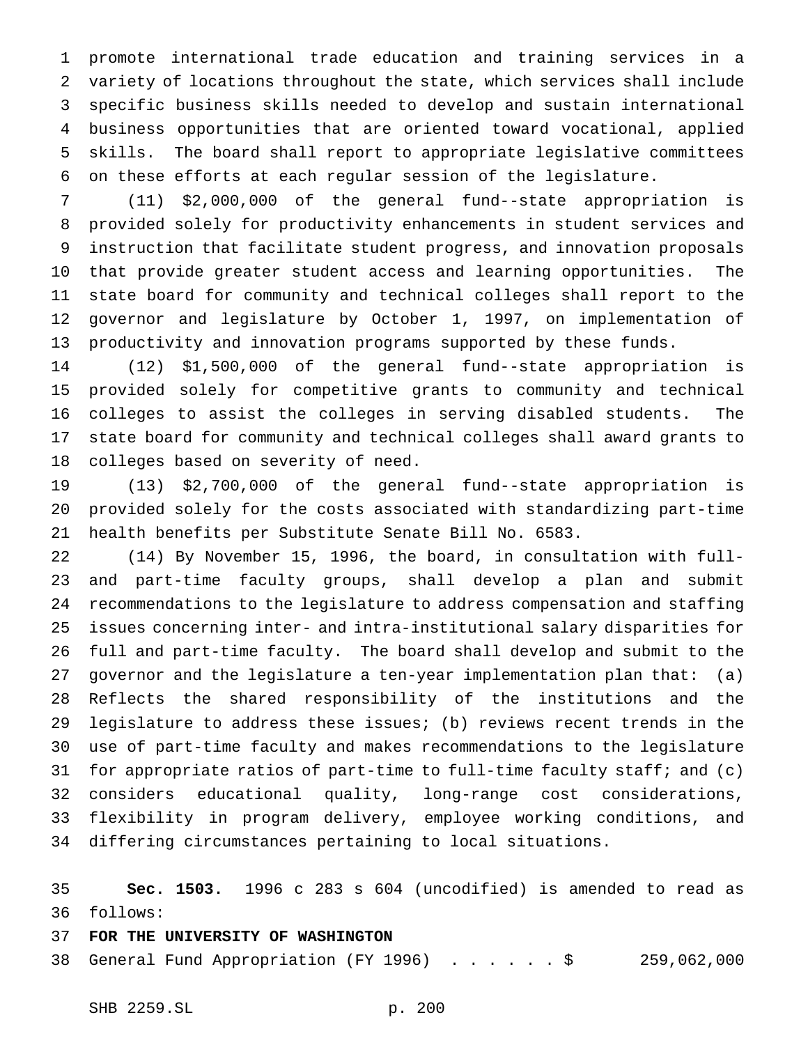promote international trade education and training services in a variety of locations throughout the state, which services shall include specific business skills needed to develop and sustain international business opportunities that are oriented toward vocational, applied skills. The board shall report to appropriate legislative committees on these efforts at each regular session of the legislature.

(11) $2,000,000 of the general fund--state appropriation is provided solely for productivity enhancements in student services and instruction that facilitate student progress, and innovation proposals that provide greater student access and learning opportunities. The state board for community and technical colleges shall report to the governor and legislature by October 1, 1997, on implementation of productivity and innovation programs supported by these funds.

(12) $1,500,000 of the general fund--state appropriation is provided solely for competitive grants to community and technical colleges to assist the colleges in serving disabled students. The state board for community and technical colleges shall award grants to colleges based on severity of need.

(13) $2,700,000 of the general fund--state appropriation is provided solely for the costs associated with standardizing part-time health benefits per Substitute Senate Bill No. 6583.

(14) By November 15, 1996, the board, in consultation with full- and part-time faculty groups, shall develop a plan and submit recommendations to the legislature to address compensation and staffing issues concerning inter- and intra-institutional salary disparities for full and part-time faculty. The board shall develop and submit to the governor and the legislature a ten-year implementation plan that: (a) Reflects the shared responsibility of the institutions and the legislature to address these issues; (b) reviews recent trends in the use of part-time faculty and makes recommendations to the legislature for appropriate ratios of part-time to full-time faculty staff; and (c) considers educational quality, long-range cost considerations, flexibility in program delivery, employee working conditions, and differing circumstances pertaining to local situations.

**Sec. 1503.** 1996 c 283 s 604 (uncodified) is amended to read as follows:

**FOR THE UNIVERSITY OF WASHINGTON**

General Fund Appropriation (FY 1996) . . . . . . $ 259,062,000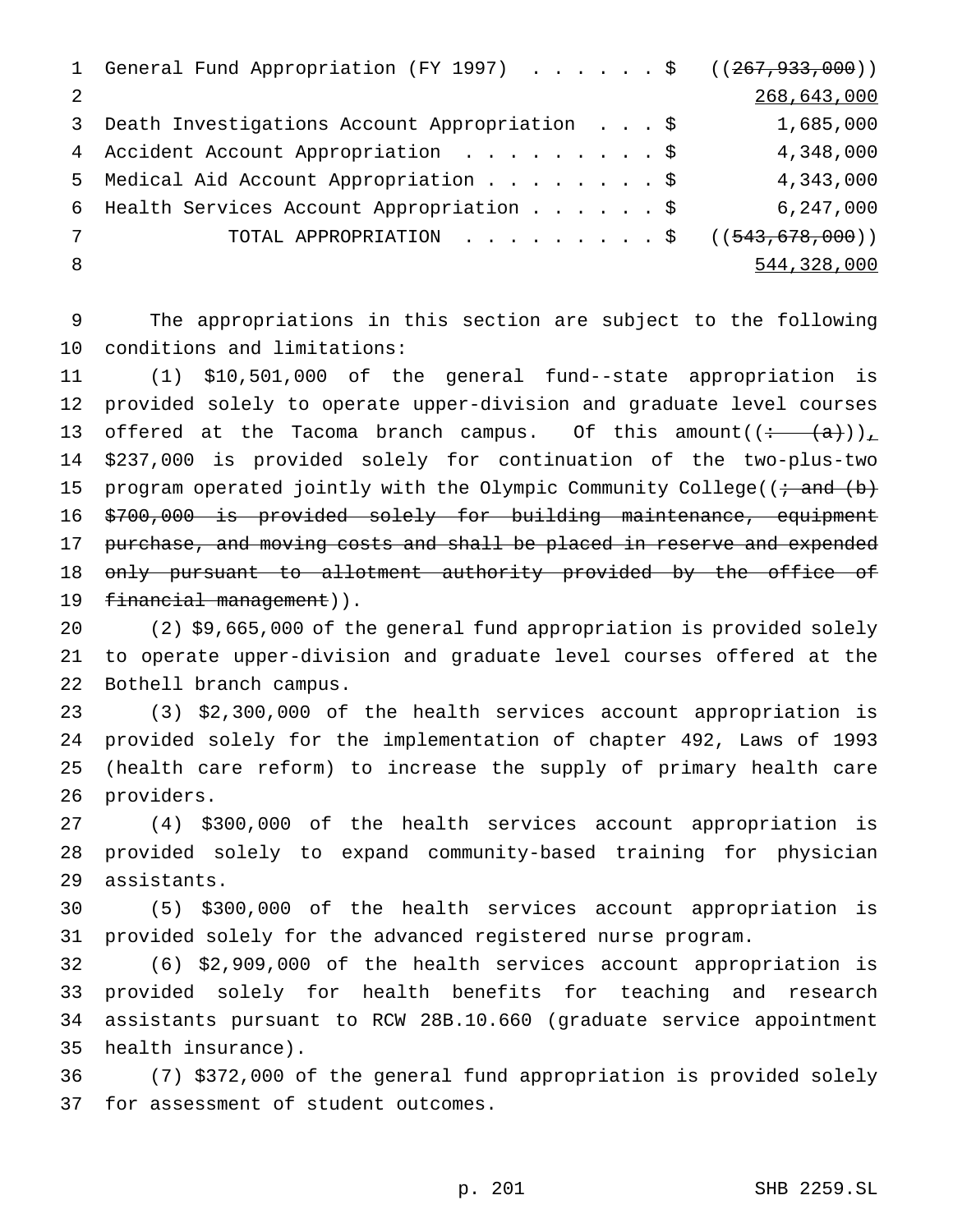| | | |
|---|---|---|
| General Fund Appropriation (FY 1997) | $ | ((~~267,933,000~~)) <u>268,643,000</u> |
| Death Investigations Account Appropriation | $ | 1,685,000 |
| Accident Account Appropriation | $ | 4,348,000 |
| Medical Aid Account Appropriation | $ | 4,343,000 |
| Health Services Account Appropriation | $ | 6,247,000 |
| TOTAL APPROPRIATION | $ | ((~~543,678,000~~)) <u>544,328,000</u> |

The appropriations in this section are subject to the following conditions and limitations:

(1) $10,501,000 of the general fund--state appropriation is provided solely to operate upper-division and graduate level courses offered at the Tacoma branch campus. Of this amount((~~: (a)~~))<u>,</u> $237,000 is provided solely for continuation of the two-plus-two program operated jointly with the Olympic Community College((~~; and (b) $700,000 is provided solely for building maintenance, equipment purchase, and moving costs and shall be placed in reserve and expended only pursuant to allotment authority provided by the office of financial management~~)).

(2) $9,665,000 of the general fund appropriation is provided solely to operate upper-division and graduate level courses offered at the Bothell branch campus.

(3) $2,300,000 of the health services account appropriation is provided solely for the implementation of chapter 492, Laws of 1993 (health care reform) to increase the supply of primary health care providers.

(4) $300,000 of the health services account appropriation is provided solely to expand community-based training for physician assistants.

(5) $300,000 of the health services account appropriation is provided solely for the advanced registered nurse program.

(6) $2,909,000 of the health services account appropriation is provided solely for health benefits for teaching and research assistants pursuant to RCW 28B.10.660 (graduate service appointment health insurance).

(7) $372,000 of the general fund appropriation is provided solely for assessment of student outcomes.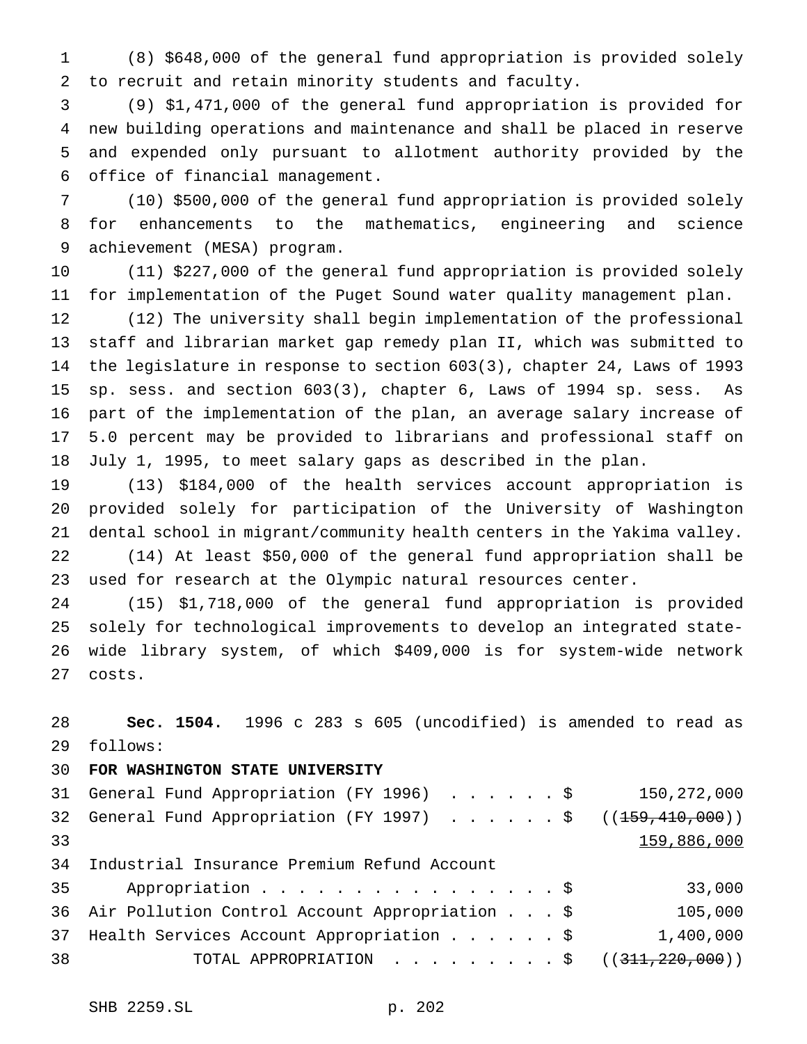(8) $648,000 of the general fund appropriation is provided solely to recruit and retain minority students and faculty.

(9) $1,471,000 of the general fund appropriation is provided for new building operations and maintenance and shall be placed in reserve and expended only pursuant to allotment authority provided by the office of financial management.

(10) $500,000 of the general fund appropriation is provided solely for enhancements to the mathematics, engineering and science achievement (MESA) program.

(11) $227,000 of the general fund appropriation is provided solely for implementation of the Puget Sound water quality management plan.

(12) The university shall begin implementation of the professional staff and librarian market gap remedy plan II, which was submitted to the legislature in response to section 603(3), chapter 24, Laws of 1993 sp. sess. and section 603(3), chapter 6, Laws of 1994 sp. sess. As part of the implementation of the plan, an average salary increase of 5.0 percent may be provided to librarians and professional staff on July 1, 1995, to meet salary gaps as described in the plan.

(13) $184,000 of the health services account appropriation is provided solely for participation of the University of Washington dental school in migrant/community health centers in the Yakima valley.

(14) At least $50,000 of the general fund appropriation shall be used for research at the Olympic natural resources center.

(15) $1,718,000 of the general fund appropriation is provided solely for technological improvements to develop an integrated state-wide library system, of which $409,000 is for system-wide network costs.

**Sec. 1504.** 1996 c 283 s 605 (uncodified) is amended to read as follows:

**FOR WASHINGTON STATE UNIVERSITY**

| | |
|---|---|
| General Fund Appropriation (FY 1996) . . . . . . $ | 150,272,000 |
| General Fund Appropriation (FY 1997) . . . . . . $ | ((~~159,410,000~~)) |
| | 159,886,000 |
| Industrial Insurance Premium Refund Account Appropriation . . . . . . . . . . . . . . . . . $ | 33,000 |
| Air Pollution Control Account Appropriation . . . $ | 105,000 |
| Health Services Account Appropriation . . . . . . $ | 1,400,000 |
| TOTAL APPROPRIATION . . . . . . . . . $ | ((~~311,220,000~~)) |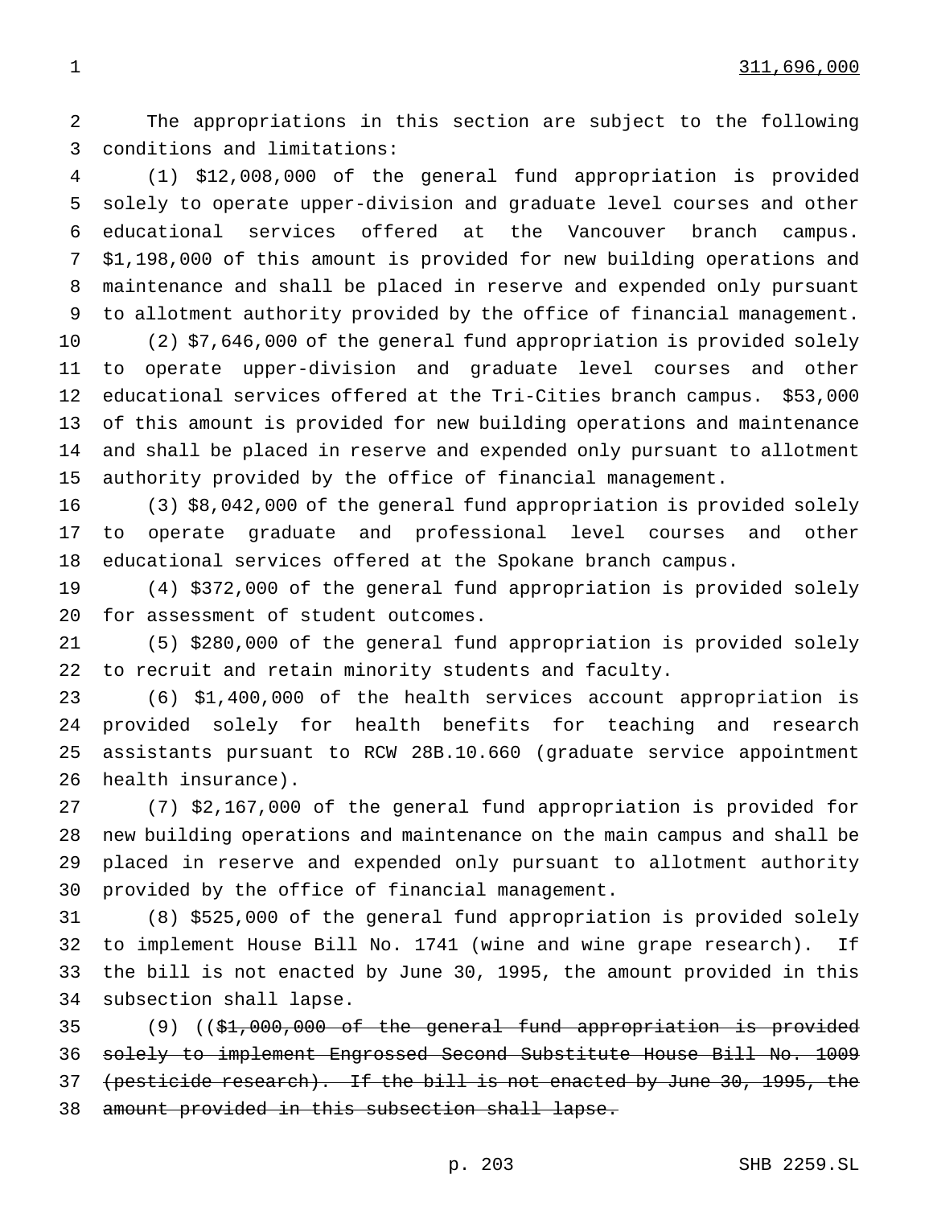311,696,000

The appropriations in this section are subject to the following conditions and limitations:

(1) $12,008,000 of the general fund appropriation is provided solely to operate upper-division and graduate level courses and other educational services offered at the Vancouver branch campus. $1,198,000 of this amount is provided for new building operations and maintenance and shall be placed in reserve and expended only pursuant to allotment authority provided by the office of financial management.

(2) $7,646,000 of the general fund appropriation is provided solely to operate upper-division and graduate level courses and other educational services offered at the Tri-Cities branch campus. $53,000 of this amount is provided for new building operations and maintenance and shall be placed in reserve and expended only pursuant to allotment authority provided by the office of financial management.

(3) $8,042,000 of the general fund appropriation is provided solely to operate graduate and professional level courses and other educational services offered at the Spokane branch campus.

(4) $372,000 of the general fund appropriation is provided solely for assessment of student outcomes.

(5) $280,000 of the general fund appropriation is provided solely to recruit and retain minority students and faculty.

(6) $1,400,000 of the health services account appropriation is provided solely for health benefits for teaching and research assistants pursuant to RCW 28B.10.660 (graduate service appointment health insurance).

(7) $2,167,000 of the general fund appropriation is provided for new building operations and maintenance on the main campus and shall be placed in reserve and expended only pursuant to allotment authority provided by the office of financial management.

(8) $525,000 of the general fund appropriation is provided solely to implement House Bill No. 1741 (wine and wine grape research). If the bill is not enacted by June 30, 1995, the amount provided in this subsection shall lapse.

(9) ((~~$1,000,000 of the general fund appropriation is provided solely to implement Engrossed Second Substitute House Bill No. 1009 (pesticide research). If the bill is not enacted by June 30, 1995, the amount provided in this subsection shall lapse.~~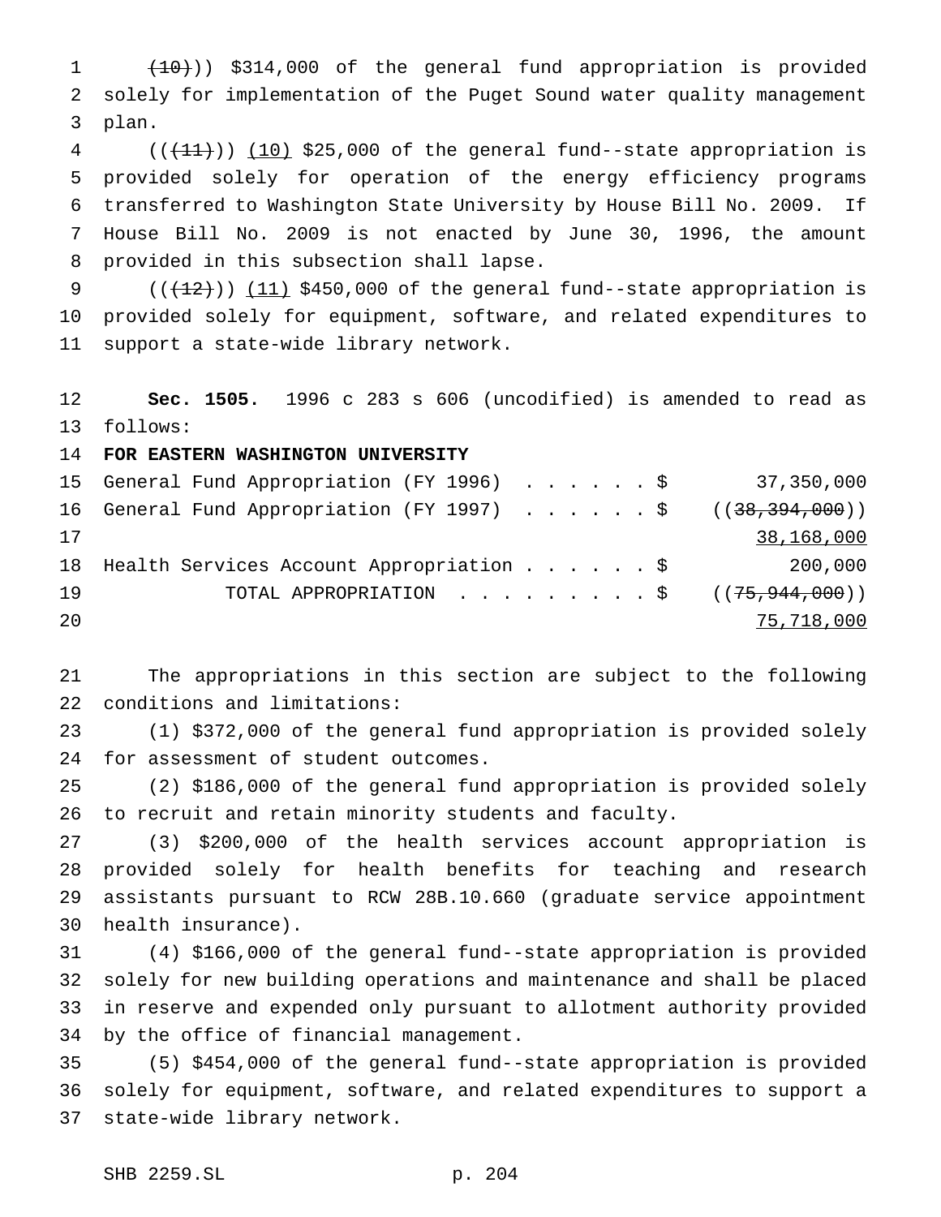((~~(10)~~)) $314,000 of the general fund appropriation is provided solely for implementation of the Puget Sound water quality management plan.

((~~(11)~~)) (10) $25,000 of the general fund--state appropriation is provided solely for operation of the energy efficiency programs transferred to Washington State University by House Bill No. 2009. If House Bill No. 2009 is not enacted by June 30, 1996, the amount provided in this subsection shall lapse.

((~~(12)~~)) (11) $450,000 of the general fund--state appropriation is provided solely for equipment, software, and related expenditures to support a state-wide library network.

**Sec. 1505.** 1996 c 283 s 606 (uncodified) is amended to read as follows:

**FOR EASTERN WASHINGTON UNIVERSITY**

| | |
|---|---|
| General Fund Appropriation (FY 1996) . . . . . . $ | 37,350,000 |
| General Fund Appropriation (FY 1997) . . . . . . $ | ((~~38,394,000~~)) |
| | 38,168,000 |
| Health Services Account Appropriation . . . . . . $ | 200,000 |
| TOTAL APPROPRIATION . . . . . . . . . $ | ((~~75,944,000~~)) |
| | 75,718,000 |

The appropriations in this section are subject to the following conditions and limitations:

(1) $372,000 of the general fund appropriation is provided solely for assessment of student outcomes.

(2) $186,000 of the general fund appropriation is provided solely to recruit and retain minority students and faculty.

(3) $200,000 of the health services account appropriation is provided solely for health benefits for teaching and research assistants pursuant to RCW 28B.10.660 (graduate service appointment health insurance).

(4) $166,000 of the general fund--state appropriation is provided solely for new building operations and maintenance and shall be placed in reserve and expended only pursuant to allotment authority provided by the office of financial management.

(5) $454,000 of the general fund--state appropriation is provided solely for equipment, software, and related expenditures to support a state-wide library network.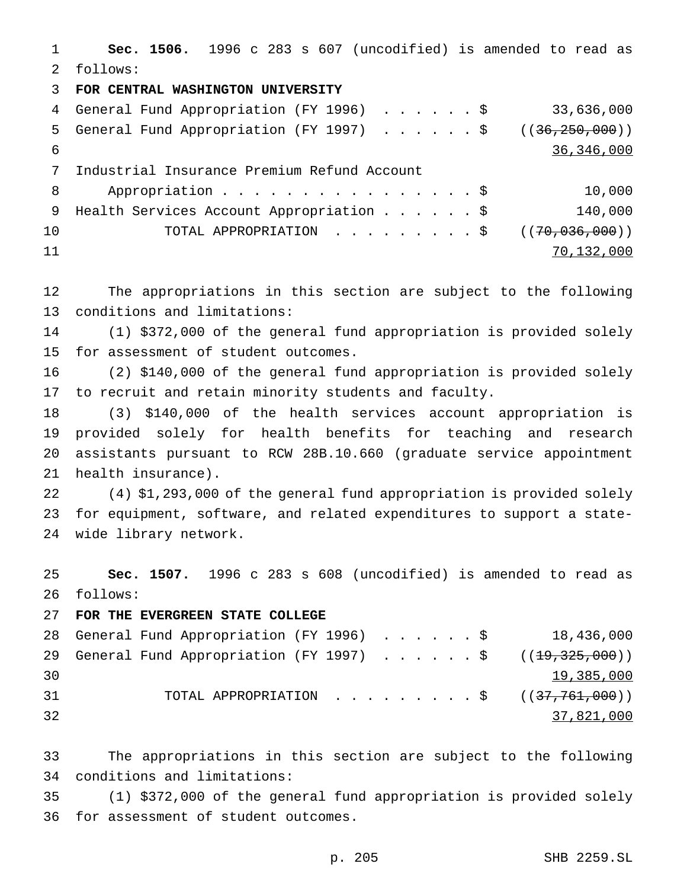**Sec. 1506.** 1996 c 283 s 607 (uncodified) is amended to read as follows:

**FOR CENTRAL WASHINGTON UNIVERSITY**

| | | |
|---|---|---|
| General Fund Appropriation (FY 1996) | $ | 33,636,000 |
| General Fund Appropriation (FY 1997) | $ | ((~~36,250,000~~)) <u>36,346,000</u> |
| Industrial Insurance Premium Refund Account Appropriation | $ | 10,000 |
| Health Services Account Appropriation | $ | 140,000 |
| TOTAL APPROPRIATION | $ | ((~~70,036,000~~)) <u>70,132,000</u> |

The appropriations in this section are subject to the following conditions and limitations:

(1) $372,000 of the general fund appropriation is provided solely for assessment of student outcomes.

(2) $140,000 of the general fund appropriation is provided solely to recruit and retain minority students and faculty.

(3) $140,000 of the health services account appropriation is provided solely for health benefits for teaching and research assistants pursuant to RCW 28B.10.660 (graduate service appointment health insurance).

(4) $1,293,000 of the general fund appropriation is provided solely for equipment, software, and related expenditures to support a state-wide library network.

**Sec. 1507.** 1996 c 283 s 608 (uncodified) is amended to read as follows:

**FOR THE EVERGREEN STATE COLLEGE**

| | | |
|---|---|---|
| General Fund Appropriation (FY 1996) | $ | 18,436,000 |
| General Fund Appropriation (FY 1997) | $ | ((~~19,325,000~~)) <u>19,385,000</u> |
| TOTAL APPROPRIATION | $ | ((~~37,761,000~~)) <u>37,821,000</u> |

The appropriations in this section are subject to the following conditions and limitations:

(1) $372,000 of the general fund appropriation is provided solely for assessment of student outcomes.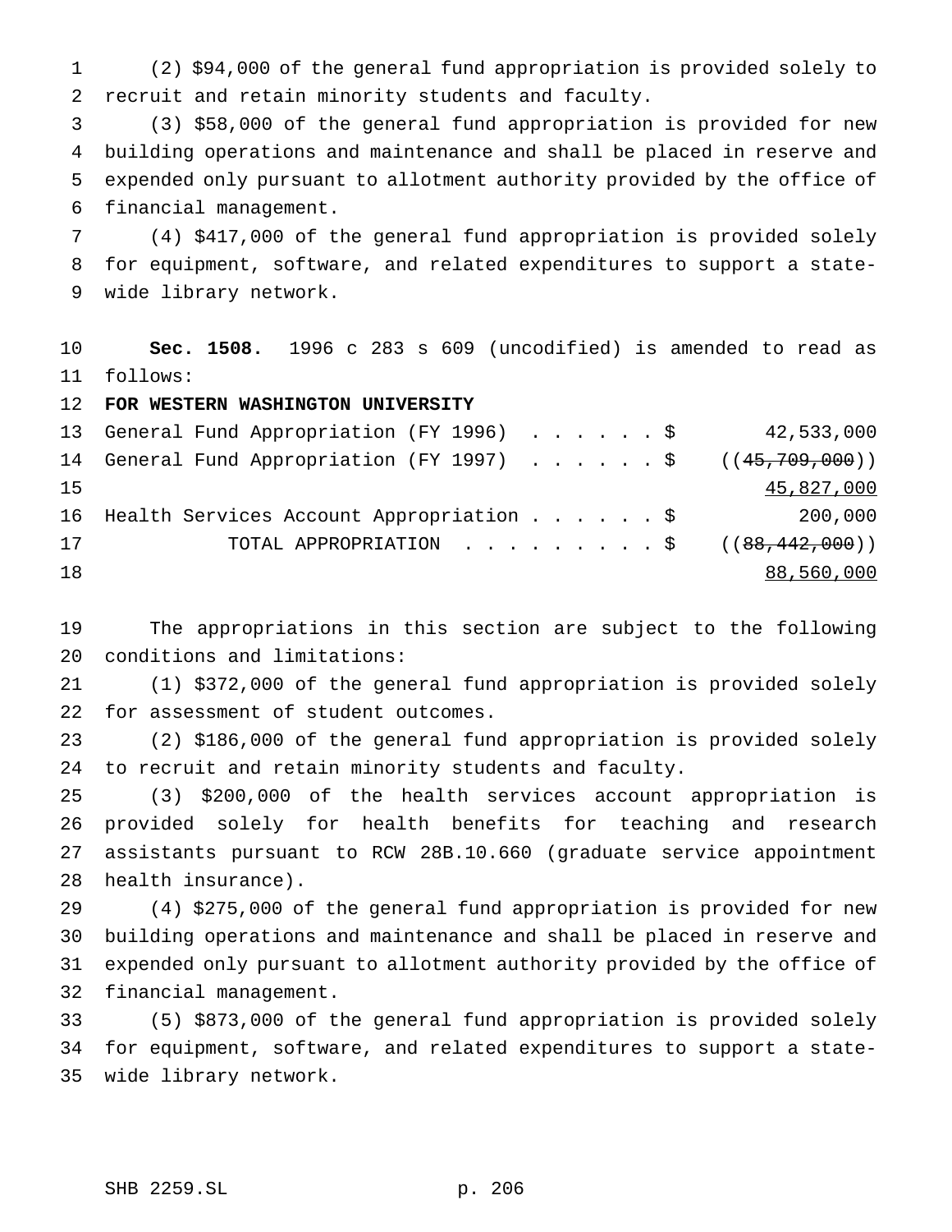(2) $94,000 of the general fund appropriation is provided solely to recruit and retain minority students and faculty.

(3) $58,000 of the general fund appropriation is provided for new building operations and maintenance and shall be placed in reserve and expended only pursuant to allotment authority provided by the office of financial management.

(4) $417,000 of the general fund appropriation is provided solely for equipment, software, and related expenditures to support a state-wide library network.

**Sec. 1508.** 1996 c 283 s 609 (uncodified) is amended to read as follows:

**FOR WESTERN WASHINGTON UNIVERSITY**

| | |
|---|---|
| General Fund Appropriation (FY 1996) . . . . . . $ | 42,533,000 |
| General Fund Appropriation (FY 1997) . . . . . . $ | ((~~45,709,000~~)) <u>45,827,000</u> |
| Health Services Account Appropriation . . . . . . $ | 200,000 |
| TOTAL APPROPRIATION . . . . . . . . . $ | ((~~88,442,000~~)) <u>88,560,000</u> |

The appropriations in this section are subject to the following conditions and limitations:

(1) $372,000 of the general fund appropriation is provided solely for assessment of student outcomes.

(2) $186,000 of the general fund appropriation is provided solely to recruit and retain minority students and faculty.

(3) $200,000 of the health services account appropriation is provided solely for health benefits for teaching and research assistants pursuant to RCW 28B.10.660 (graduate service appointment health insurance).

(4) $275,000 of the general fund appropriation is provided for new building operations and maintenance and shall be placed in reserve and expended only pursuant to allotment authority provided by the office of financial management.

(5) $873,000 of the general fund appropriation is provided solely for equipment, software, and related expenditures to support a state-wide library network.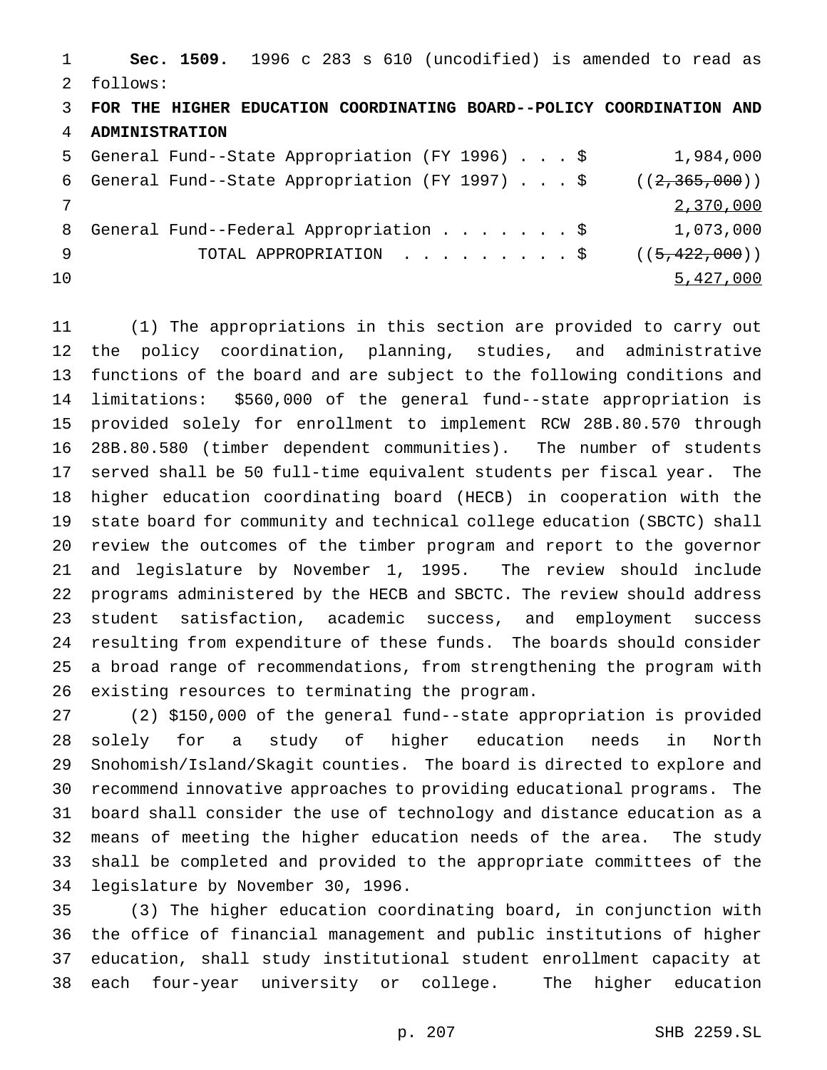**Sec. 1509.** 1996 c 283 s 610 (uncodified) is amended to read as follows:

**FOR THE HIGHER EDUCATION COORDINATING BOARD--POLICY COORDINATION AND ADMINISTRATION**

| | |
|---|---|
| General Fund--State Appropriation (FY 1996) . . . $ | 1,984,000 |
| General Fund--State Appropriation (FY 1997) . . . $ | ((~~2,365,000~~)) <u>2,370,000</u> |
| General Fund--Federal Appropriation . . . . . . . $ | 1,073,000 |
| TOTAL APPROPRIATION . . . . . . . . . . $ | ((~~5,422,000~~)) <u>5,427,000</u> |

(1) The appropriations in this section are provided to carry out the policy coordination, planning, studies, and administrative functions of the board and are subject to the following conditions and limitations: $560,000 of the general fund--state appropriation is provided solely for enrollment to implement RCW 28B.80.570 through 28B.80.580 (timber dependent communities). The number of students served shall be 50 full-time equivalent students per fiscal year. The higher education coordinating board (HECB) in cooperation with the state board for community and technical college education (SBCTC) shall review the outcomes of the timber program and report to the governor and legislature by November 1, 1995. The review should include programs administered by the HECB and SBCTC. The review should address student satisfaction, academic success, and employment success resulting from expenditure of these funds. The boards should consider a broad range of recommendations, from strengthening the program with existing resources to terminating the program.

(2) $150,000 of the general fund--state appropriation is provided solely for a study of higher education needs in North Snohomish/Island/Skagit counties. The board is directed to explore and recommend innovative approaches to providing educational programs. The board shall consider the use of technology and distance education as a means of meeting the higher education needs of the area. The study shall be completed and provided to the appropriate committees of the legislature by November 30, 1996.

(3) The higher education coordinating board, in conjunction with the office of financial management and public institutions of higher education, shall study institutional student enrollment capacity at each four-year university or college. The higher education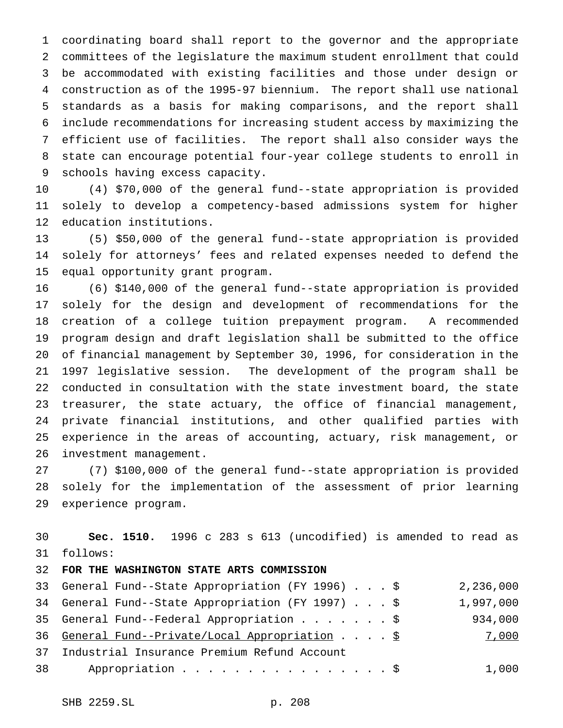coordinating board shall report to the governor and the appropriate committees of the legislature the maximum student enrollment that could be accommodated with existing facilities and those under design or construction as of the 1995-97 biennium. The report shall use national standards as a basis for making comparisons, and the report shall include recommendations for increasing student access by maximizing the efficient use of facilities. The report shall also consider ways the state can encourage potential four-year college students to enroll in schools having excess capacity.

(4) $70,000 of the general fund--state appropriation is provided solely to develop a competency-based admissions system for higher education institutions.

(5) $50,000 of the general fund--state appropriation is provided solely for attorneys' fees and related expenses needed to defend the equal opportunity grant program.

(6) $140,000 of the general fund--state appropriation is provided solely for the design and development of recommendations for the creation of a college tuition prepayment program. A recommended program design and draft legislation shall be submitted to the office of financial management by September 30, 1996, for consideration in the 1997 legislative session. The development of the program shall be conducted in consultation with the state investment board, the state treasurer, the state actuary, the office of financial management, private financial institutions, and other qualified parties with experience in the areas of accounting, actuary, risk management, or investment management.

(7) $100,000 of the general fund--state appropriation is provided solely for the implementation of the assessment of prior learning experience program.

**Sec. 1510.** 1996 c 283 s 613 (uncodified) is amended to read as follows:

**FOR THE WASHINGTON STATE ARTS COMMISSION**

| | |
|---|---|
| General Fund--State Appropriation (FY 1996) . . . $ | 2,236,000 |
| General Fund--State Appropriation (FY 1997) . . . $ | 1,997,000 |
| General Fund--Federal Appropriation . . . . . . . $ | 934,000 |
| <u>General Fund--Private/Local Appropriation . . . . $</u> | <u>7,000</u> |
| Industrial Insurance Premium Refund Account Appropriation . . . . . . . . . . . . . . . . $ | 1,000 |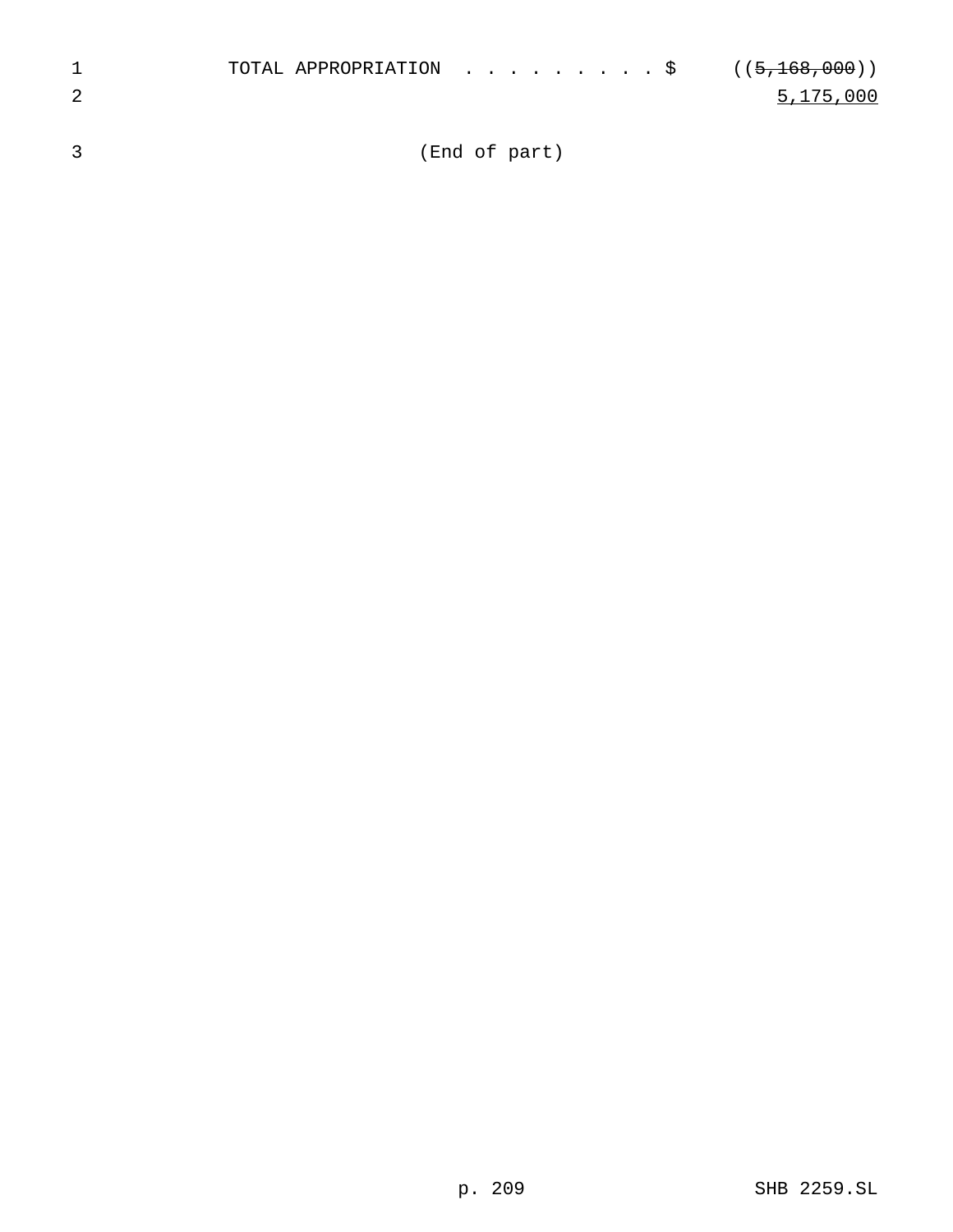TOTAL APPROPRIATION . . . . . . . . . . $ ((~~5,168,000~~))
<u>5,175,000</u>

(End of part)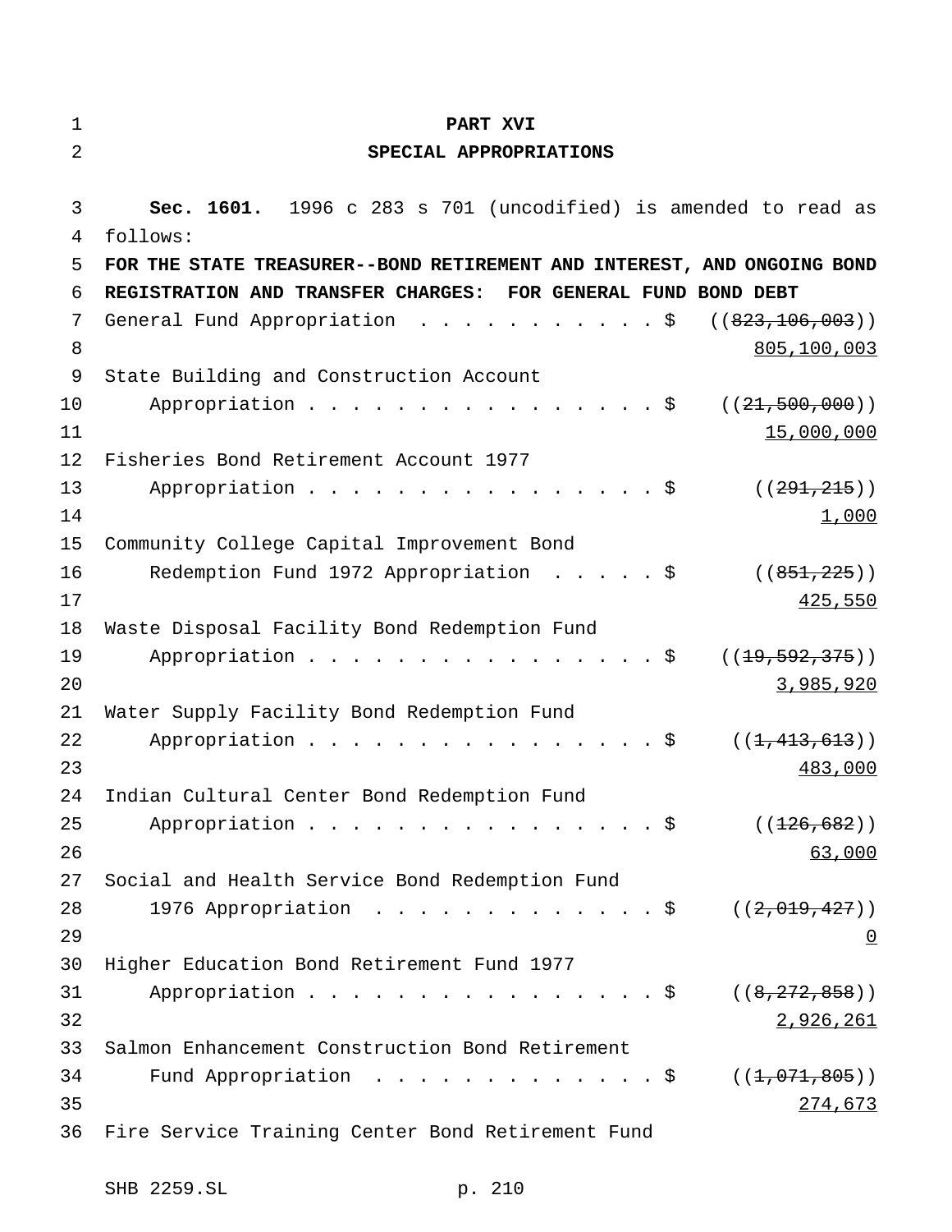# PART XVI

## SPECIAL APPROPRIATIONS

**Sec. 1601.** 1996 c 283 s 701 (uncodified) is amended to read as follows:

**FOR THE STATE TREASURER--BOND RETIREMENT AND INTEREST, AND ONGOING BOND REGISTRATION AND TRANSFER CHARGES: FOR GENERAL FUND BOND DEBT**

General Fund Appropriation . . . . . . . . . . . $ ((~~823,106,003~~)) 805,100,003

State Building and Construction Account Appropriation . . . . . . . . . . . . . . . . . $ ((~~21,500,000~~)) 15,000,000

Fisheries Bond Retirement Account 1977 Appropriation . . . . . . . . . . . . . . . . . $ ((~~291,215~~)) 1,000

Community College Capital Improvement Bond Redemption Fund 1972 Appropriation . . . . . $ ((~~851,225~~)) 425,550

Waste Disposal Facility Bond Redemption Fund Appropriation . . . . . . . . . . . . . . . . . $ ((~~19,592,375~~)) 3,985,920

Water Supply Facility Bond Redemption Fund Appropriation . . . . . . . . . . . . . . . . . $ ((~~1,413,613~~)) 483,000

Indian Cultural Center Bond Redemption Fund Appropriation . . . . . . . . . . . . . . . . . $ ((~~126,682~~)) 63,000

Social and Health Service Bond Redemption Fund 1976 Appropriation . . . . . . . . . . . . . $ ((~~2,019,427~~)) 0

Higher Education Bond Retirement Fund 1977 Appropriation . . . . . . . . . . . . . . . . . $ ((~~8,272,858~~)) 2,926,261

Salmon Enhancement Construction Bond Retirement Fund Appropriation . . . . . . . . . . . . . $ ((~~1,071,805~~)) 274,673

Fire Service Training Center Bond Retirement Fund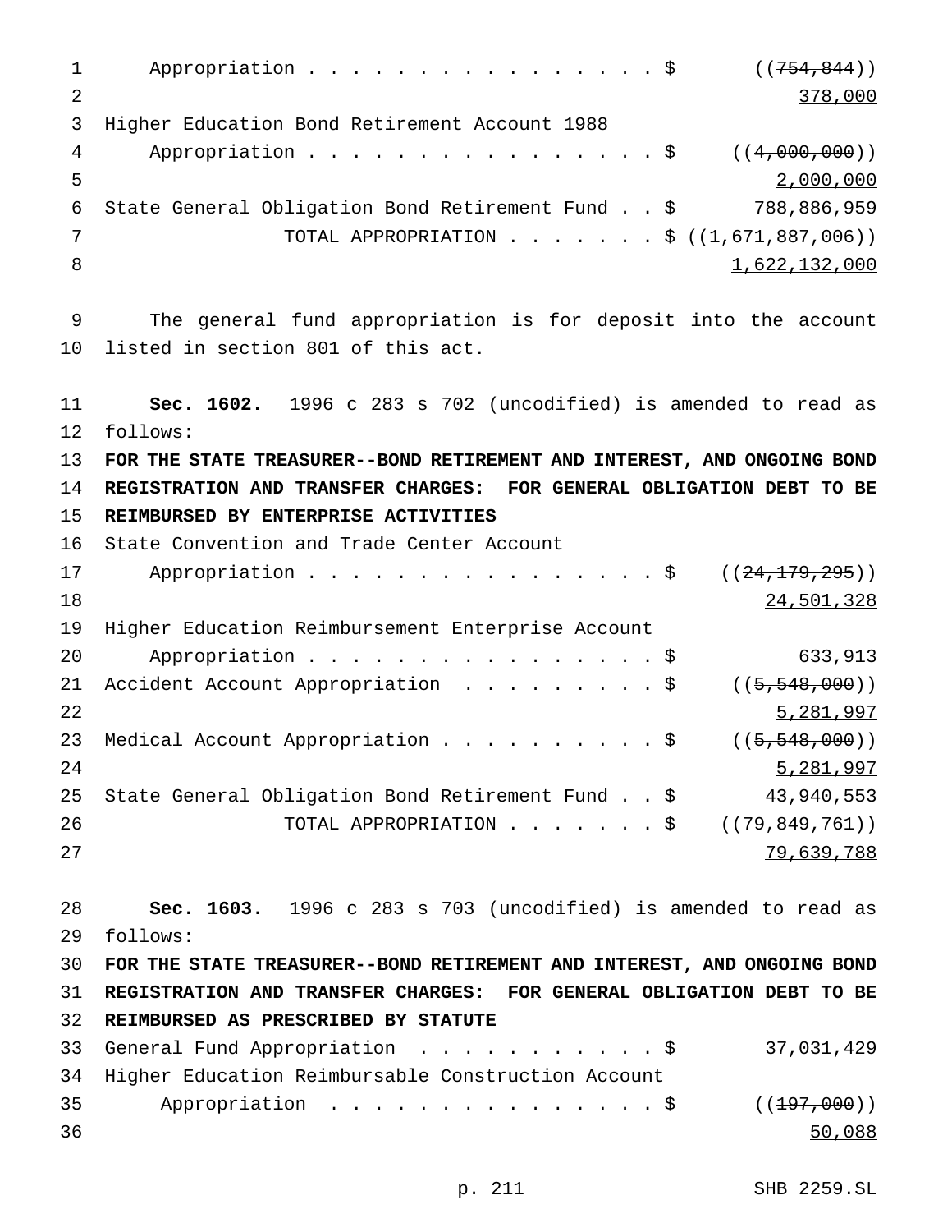Appropriation . . . . . . . . . . . . . . . . . $ ((~~754,844~~))
378,000

Higher Education Bond Retirement Account 1988
Appropriation . . . . . . . . . . . . . . . . . $ ((~~4,000,000~~))
2,000,000

State General Obligation Bond Retirement Fund . . $ 788,886,959

TOTAL APPROPRIATION . . . . . . . $ ((~~1,671,887,006~~))
1,622,132,000

The general fund appropriation is for deposit into the account listed in section 801 of this act.

**Sec. 1602.** 1996 c 283 s 702 (uncodified) is amended to read as follows:

**FOR THE STATE TREASURER--BOND RETIREMENT AND INTEREST, AND ONGOING BOND REGISTRATION AND TRANSFER CHARGES: FOR GENERAL OBLIGATION DEBT TO BE REIMBURSED BY ENTERPRISE ACTIVITIES**

State Convention and Trade Center Account
Appropriation . . . . . . . . . . . . . . . . . $ ((~~24,179,295~~))
24,501,328

Higher Education Reimbursement Enterprise Account
Appropriation . . . . . . . . . . . . . . . . . $ 633,913

Accident Account Appropriation . . . . . . . . . $ ((~~5,548,000~~))
5,281,997

Medical Account Appropriation . . . . . . . . . . $ ((~~5,548,000~~))
5,281,997

State General Obligation Bond Retirement Fund . . $ 43,940,553

TOTAL APPROPRIATION . . . . . . . $ ((~~79,849,761~~))
79,639,788

**Sec. 1603.** 1996 c 283 s 703 (uncodified) is amended to read as follows:

**FOR THE STATE TREASURER--BOND RETIREMENT AND INTEREST, AND ONGOING BOND REGISTRATION AND TRANSFER CHARGES: FOR GENERAL OBLIGATION DEBT TO BE REIMBURSED AS PRESCRIBED BY STATUTE**

General Fund Appropriation . . . . . . . . . . . $ 37,031,429

Higher Education Reimbursable Construction Account
Appropriation . . . . . . . . . . . . . . . . $ ((~~197,000~~))
50,088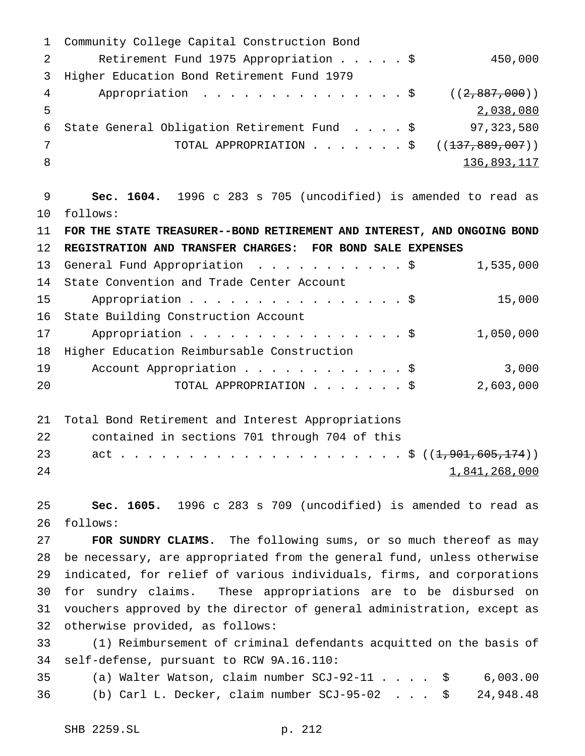Community College Capital Construction Bond
Retirement Fund 1975 Appropriation . . . . . $ 450,000
Higher Education Bond Retirement Fund 1979
Appropriation . . . . . . . . . . . . . . . . $ ((~~2,887,000~~))
2,038,080
State General Obligation Retirement Fund . . . . $ 97,323,580
TOTAL APPROPRIATION . . . . . . . $ ((~~137,889,007~~))
136,893,117

**Sec. 1604.** 1996 c 283 s 705 (uncodified) is amended to read as follows:

**FOR THE STATE TREASURER--BOND RETIREMENT AND INTEREST, AND ONGOING BOND REGISTRATION AND TRANSFER CHARGES: FOR BOND SALE EXPENSES**

General Fund Appropriation . . . . . . . . . . . $ 1,535,000
State Convention and Trade Center Account
Appropriation . . . . . . . . . . . . . . . . . $ 15,000
State Building Construction Account
Appropriation . . . . . . . . . . . . . . . . . $ 1,050,000
Higher Education Reimbursable Construction
Account Appropriation . . . . . . . . . . . . $ 3,000
TOTAL APPROPRIATION . . . . . . . $ 2,603,000

Total Bond Retirement and Interest Appropriations
contained in sections 701 through 704 of this
act . . . . . . . . . . . . . . . . . . . . . . $ ((~~1,901,605,174~~))
1,841,268,000

**Sec. 1605.** 1996 c 283 s 709 (uncodified) is amended to read as follows:

**FOR SUNDRY CLAIMS.** The following sums, or so much thereof as may be necessary, are appropriated from the general fund, unless otherwise indicated, for relief of various individuals, firms, and corporations for sundry claims. These appropriations are to be disbursed on vouchers approved by the director of general administration, except as otherwise provided, as follows:

(1) Reimbursement of criminal defendants acquitted on the basis of self-defense, pursuant to RCW 9A.16.110:

(a) Walter Watson, claim number SCJ-92-11 . . . . $ 6,003.00
(b) Carl L. Decker, claim number SCJ-95-02 . . . $ 24,948.48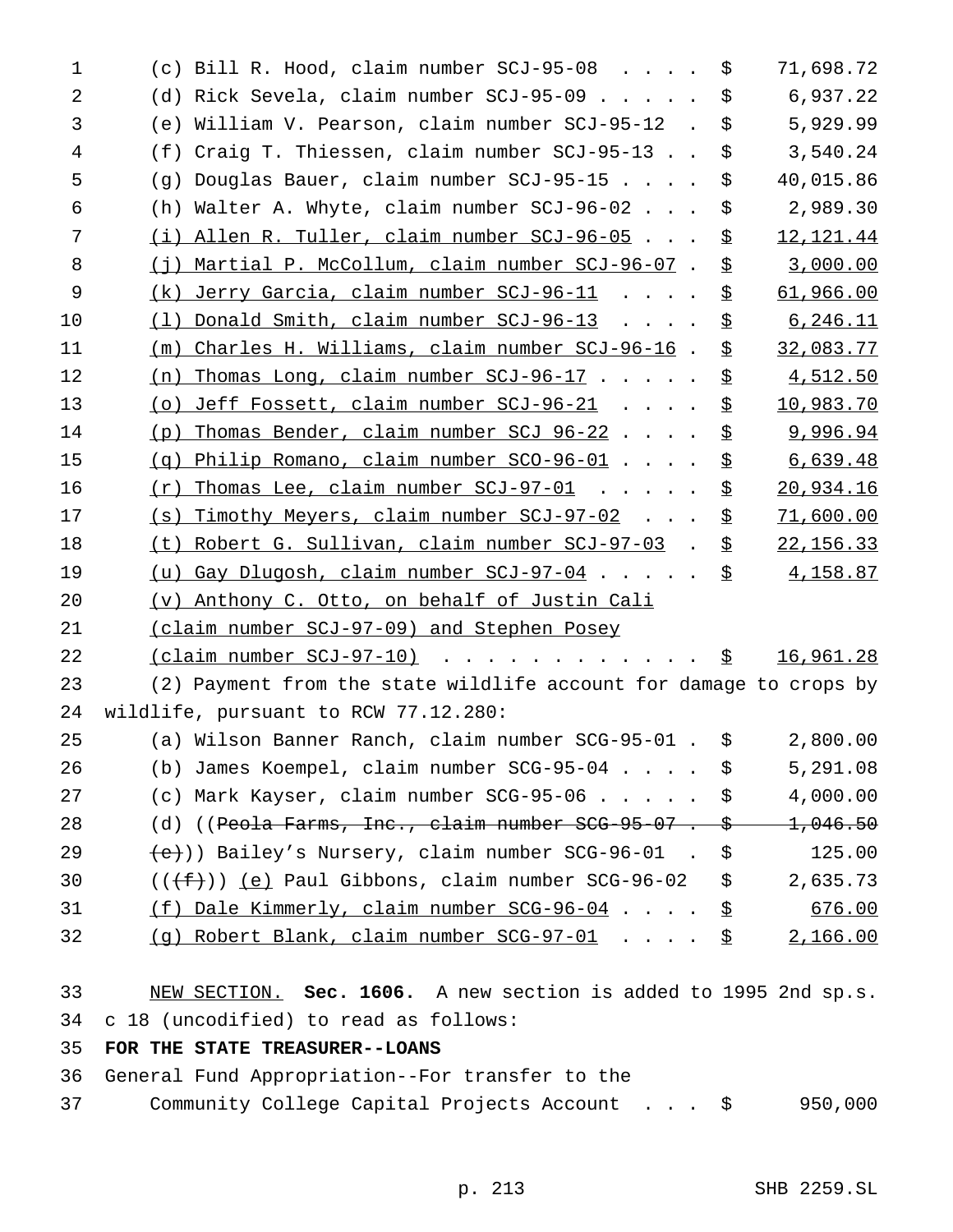(c) Bill R. Hood, claim number SCJ-95-08 . . . . $ 71,698.72
(d) Rick Sevela, claim number SCJ-95-09 . . . . . $ 6,937.22
(e) William V. Pearson, claim number SCJ-95-12 . $ 5,929.99
(f) Craig T. Thiessen, claim number SCJ-95-13 . . $ 3,540.24
(g) Douglas Bauer, claim number SCJ-95-15 . . . . $ 40,015.86
(h) Walter A. Whyte, claim number SCJ-96-02 . . . $ 2,989.30
(i) Allen R. Tuller, claim number SCJ-96-05 . . . $ 12,121.44
(j) Martial P. McCollum, claim number SCJ-96-07 . $ 3,000.00
(k) Jerry Garcia, claim number SCJ-96-11 . . . . $ 61,966.00
(l) Donald Smith, claim number SCJ-96-13 . . . . $ 6,246.11
(m) Charles H. Williams, claim number SCJ-96-16 . $ 32,083.77
(n) Thomas Long, claim number SCJ-96-17 . . . . . $ 4,512.50
(o) Jeff Fossett, claim number SCJ-96-21 . . . . $ 10,983.70
(p) Thomas Bender, claim number SCJ 96-22 . . . . $ 9,996.94
(q) Philip Romano, claim number SCO-96-01 . . . . $ 6,639.48
(r) Thomas Lee, claim number SCJ-97-01 . . . . . $ 20,934.16
(s) Timothy Meyers, claim number SCJ-97-02 . . . $ 71,600.00
(t) Robert G. Sullivan, claim number SCJ-97-03 . $ 22,156.33
(u) Gay Dlugosh, claim number SCJ-97-04 . . . . . $ 4,158.87
(v) Anthony C. Otto, on behalf of Justin Cali (claim number SCJ-97-09) and Stephen Posey (claim number SCJ-97-10) . . . . . . . . . . . . $ 16,961.28

(2) Payment from the state wildlife account for damage to crops by wildlife, pursuant to RCW 77.12.280:

(a) Wilson Banner Ranch, claim number SCG-95-01 . $ 2,800.00
(b) James Koempel, claim number SCG-95-04 . . . . $ 5,291.08
(c) Mark Kayser, claim number SCG-95-06 . . . . . $ 4,000.00
(d) ((~~Peola Farms, Inc., claim number SCG-95-07 . $ 1,046.50~~
~~(e)~~)) Bailey's Nursery, claim number SCG-96-01 . $ 125.00
((~~(f)~~)) (e) Paul Gibbons, claim number SCG-96-02 $ 2,635.73
(f) Dale Kimmerly, claim number SCG-96-04 . . . . $ 676.00
(g) Robert Blank, claim number SCG-97-01 . . . . $ 2,166.00

NEW SECTION. **Sec. 1606.** A new section is added to 1995 2nd sp.s. c 18 (uncodified) to read as follows:

**FOR THE STATE TREASURER--LOANS**

General Fund Appropriation--For transfer to the Community College Capital Projects Account . . . $ 950,000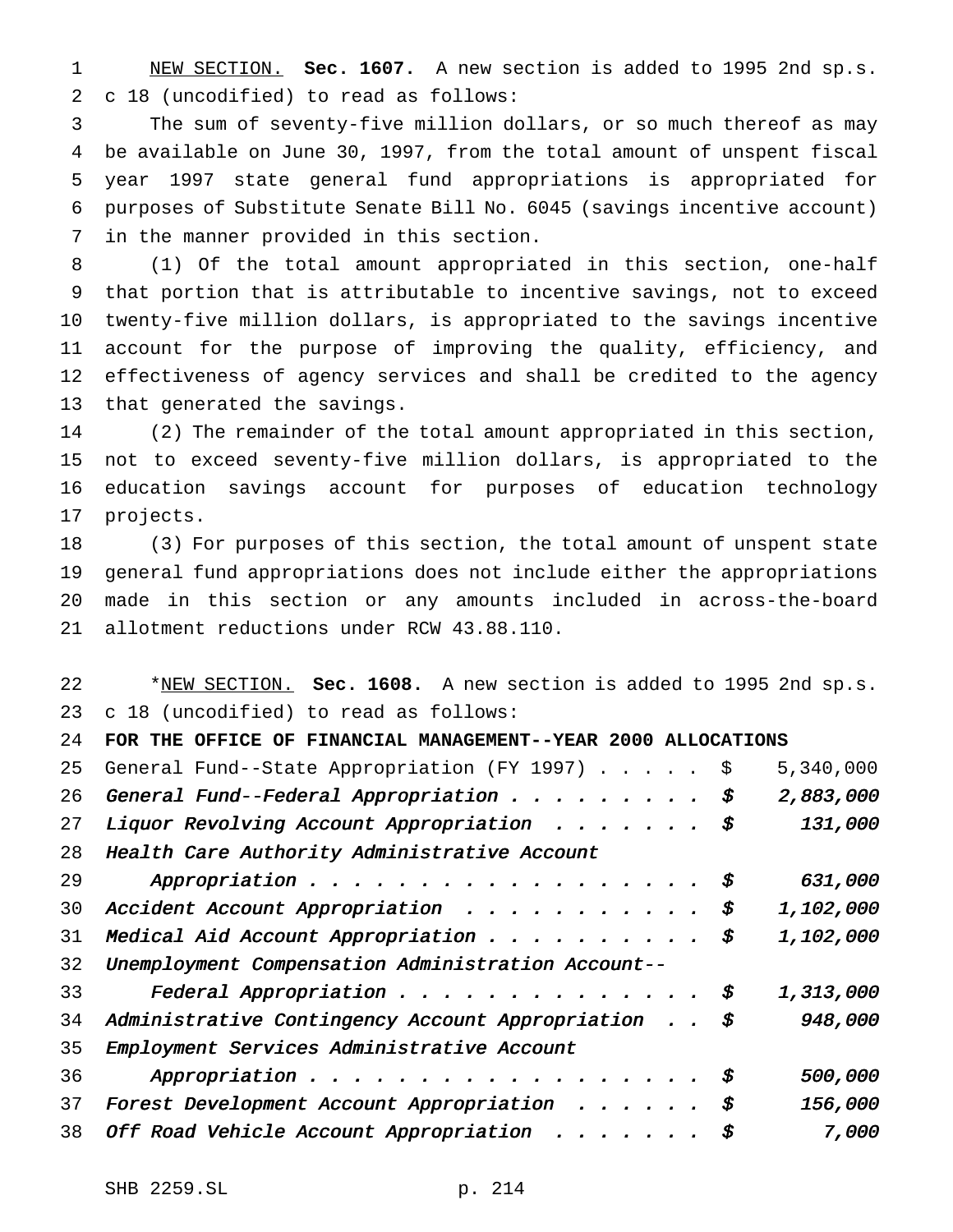NEW SECTION. **Sec. 1607.** A new section is added to 1995 2nd sp.s. c 18 (uncodified) to read as follows:

The sum of seventy-five million dollars, or so much thereof as may be available on June 30, 1997, from the total amount of unspent fiscal year 1997 state general fund appropriations is appropriated for purposes of Substitute Senate Bill No. 6045 (savings incentive account) in the manner provided in this section.

(1) Of the total amount appropriated in this section, one-half that portion that is attributable to incentive savings, not to exceed twenty-five million dollars, is appropriated to the savings incentive account for the purpose of improving the quality, efficiency, and effectiveness of agency services and shall be credited to the agency that generated the savings.

(2) The remainder of the total amount appropriated in this section, not to exceed seventy-five million dollars, is appropriated to the education savings account for purposes of education technology projects.

(3) For purposes of this section, the total amount of unspent state general fund appropriations does not include either the appropriations made in this section or any amounts included in across-the-board allotment reductions under RCW 43.88.110.

*NEW SECTION. **Sec. 1608.** A new section is added to 1995 2nd sp.s. c 18 (uncodified) to read as follows:

**FOR THE OFFICE OF FINANCIAL MANAGEMENT--YEAR 2000 ALLOCATIONS**

| | |
|---|---|
| General Fund--State Appropriation (FY 1997) . . . . . | $ 5,340,000 |
| *General Fund--Federal Appropriation . . . . . . . . .* | *$ 2,883,000* |
| *Liquor Revolving Account Appropriation . . . . . . .* | *$ 131,000* |
| *Health Care Authority Administrative Account Appropriation . . . . . . . . . . . . . . . . . .* | *$ 631,000* |
| *Accident Account Appropriation . . . . . . . . . . .* | *$ 1,102,000* |
| *Medical Aid Account Appropriation . . . . . . . . . .* | *$ 1,102,000* |
| *Unemployment Compensation Administration Account--Federal Appropriation . . . . . . . . . . . . . .* | *$ 1,313,000* |
| *Administrative Contingency Account Appropriation . .* | *$ 948,000* |
| *Employment Services Administrative Account Appropriation . . . . . . . . . . . . . . . . . .* | *$ 500,000* |
| *Forest Development Account Appropriation . . . . . .* | *$ 156,000* |
| *Off Road Vehicle Account Appropriation . . . . . . .* | *$ 7,000* |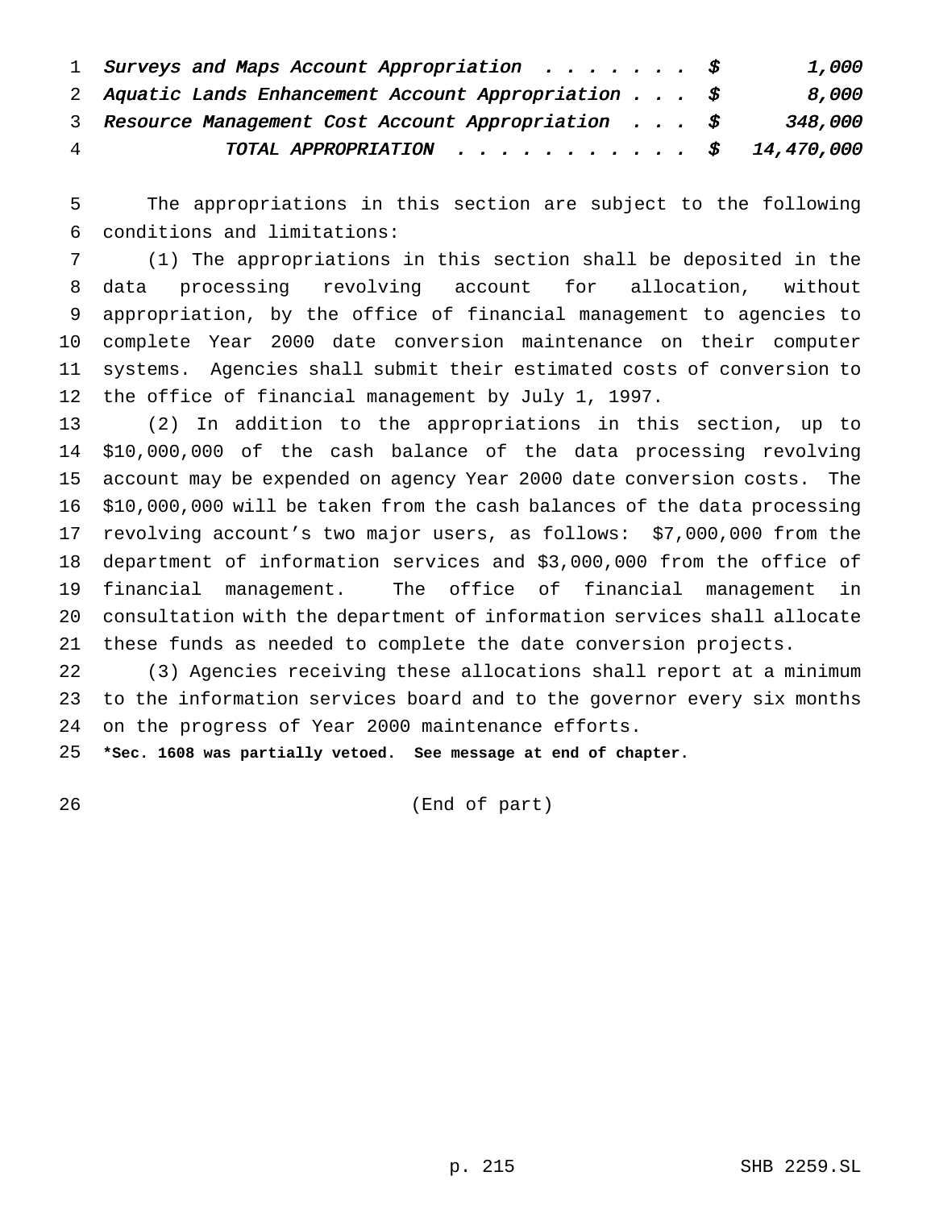| | | |
|---|---|---|
| *Surveys and Maps Account Appropriation* | *$* | *1,000* |
| *Aquatic Lands Enhancement Account Appropriation* | *$* | *8,000* |
| *Resource Management Cost Account Appropriation* | *$* | *348,000* |
| *TOTAL APPROPRIATION* | *$* | *14,470,000* |

The appropriations in this section are subject to the following conditions and limitations:

(1) The appropriations in this section shall be deposited in the data processing revolving account for allocation, without appropriation, by the office of financial management to agencies to complete Year 2000 date conversion maintenance on their computer systems. Agencies shall submit their estimated costs of conversion to the office of financial management by July 1, 1997.

(2) In addition to the appropriations in this section, up to $10,000,000 of the cash balance of the data processing revolving account may be expended on agency Year 2000 date conversion costs. The $10,000,000 will be taken from the cash balances of the data processing revolving account's two major users, as follows: $7,000,000 from the department of information services and $3,000,000 from the office of financial management. The office of financial management in consultation with the department of information services shall allocate these funds as needed to complete the date conversion projects.

(3) Agencies receiving these allocations shall report at a minimum to the information services board and to the governor every six months on the progress of Year 2000 maintenance efforts.

**\*Sec. 1608 was partially vetoed. See message at end of chapter.**

(End of part)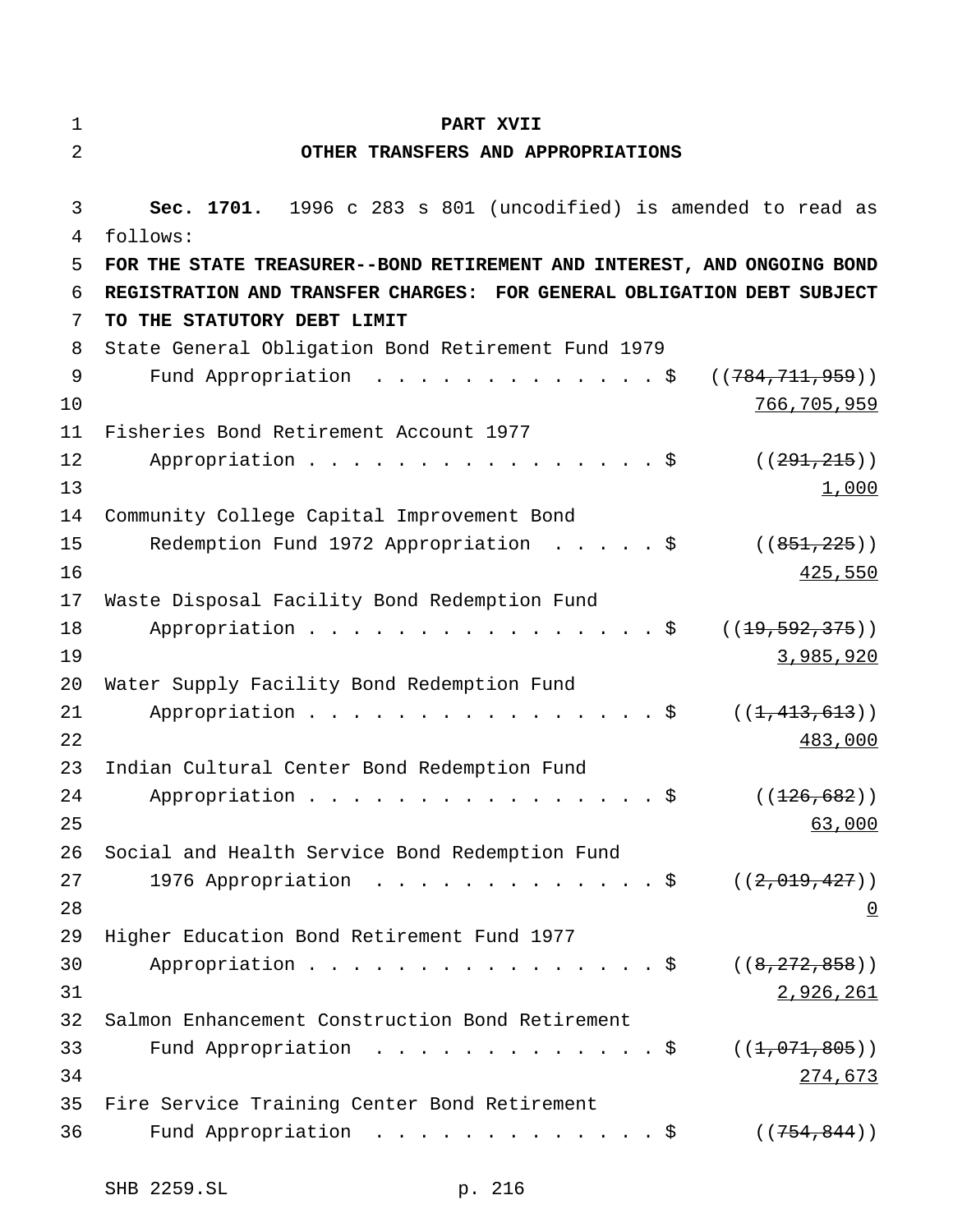# PART XVII

## OTHER TRANSFERS AND APPROPRIATIONS

**Sec. 1701.** 1996 c 283 s 801 (uncodified) is amended to read as follows:

**FOR THE STATE TREASURER--BOND RETIREMENT AND INTEREST, AND ONGOING BOND REGISTRATION AND TRANSFER CHARGES: FOR GENERAL OBLIGATION DEBT SUBJECT TO THE STATUTORY DEBT LIMIT**

State General Obligation Bond Retirement Fund 1979 Fund Appropriation . . . . . . . . . . . . . $ ((~~784,711,959~~)) <u>766,705,959</u>

Fisheries Bond Retirement Account 1977 Appropriation . . . . . . . . . . . . . . . . $ ((~~291,215~~)) <u>1,000</u>

Community College Capital Improvement Bond Redemption Fund 1972 Appropriation . . . . . $ ((~~851,225~~)) <u>425,550</u>

Waste Disposal Facility Bond Redemption Fund Appropriation . . . . . . . . . . . . . . . . $ ((~~19,592,375~~)) <u>3,985,920</u>

Water Supply Facility Bond Redemption Fund Appropriation . . . . . . . . . . . . . . . . $ ((~~1,413,613~~)) <u>483,000</u>

Indian Cultural Center Bond Redemption Fund Appropriation . . . . . . . . . . . . . . . . $ ((~~126,682~~)) <u>63,000</u>

Social and Health Service Bond Redemption Fund 1976 Appropriation . . . . . . . . . . . . . $ ((~~2,019,427~~)) <u>0</u>

Higher Education Bond Retirement Fund 1977 Appropriation . . . . . . . . . . . . . . . . $ ((~~8,272,858~~)) <u>2,926,261</u>

Salmon Enhancement Construction Bond Retirement Fund Appropriation . . . . . . . . . . . . . $ ((~~1,071,805~~)) <u>274,673</u>

Fire Service Training Center Bond Retirement Fund Appropriation . . . . . . . . . . . . . $ ((~~754,844~~))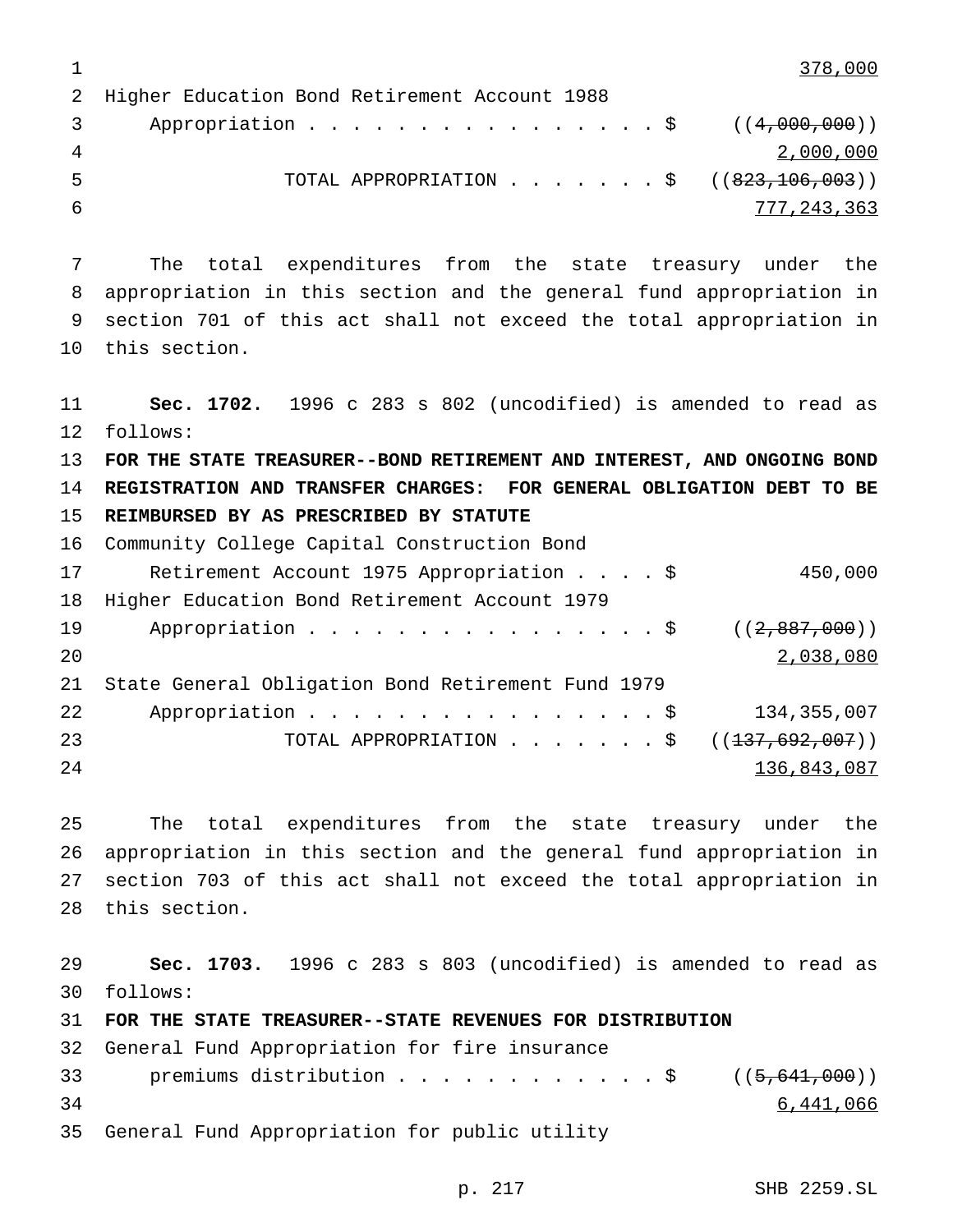378,000

Higher Education Bond Retirement Account 1988
Appropriation . . . . . . . . . . . . . . . . . $ ((~~4,000,000~~))
2,000,000

TOTAL APPROPRIATION . . . . . . . $ ((~~823,106,003~~))
777,243,363

The total expenditures from the state treasury under the appropriation in this section and the general fund appropriation in section 701 of this act shall not exceed the total appropriation in this section.

**Sec. 1702.** 1996 c 283 s 802 (uncodified) is amended to read as follows:

**FOR THE STATE TREASURER--BOND RETIREMENT AND INTEREST, AND ONGOING BOND REGISTRATION AND TRANSFER CHARGES: FOR GENERAL OBLIGATION DEBT TO BE REIMBURSED BY AS PRESCRIBED BY STATUTE**

Community College Capital Construction Bond
Retirement Account 1975 Appropriation . . . . $ 450,000

Higher Education Bond Retirement Account 1979
Appropriation . . . . . . . . . . . . . . . . . $ ((~~2,887,000~~))
2,038,080

State General Obligation Bond Retirement Fund 1979
Appropriation . . . . . . . . . . . . . . . . . $ 134,355,007

TOTAL APPROPRIATION . . . . . . . $ ((~~137,692,007~~))
136,843,087

The total expenditures from the state treasury under the appropriation in this section and the general fund appropriation in section 703 of this act shall not exceed the total appropriation in this section.

**Sec. 1703.** 1996 c 283 s 803 (uncodified) is amended to read as follows:

**FOR THE STATE TREASURER--STATE REVENUES FOR DISTRIBUTION**

General Fund Appropriation for fire insurance
premiums distribution . . . . . . . . . . . . $ ((~~5,641,000~~))
6,441,066

General Fund Appropriation for public utility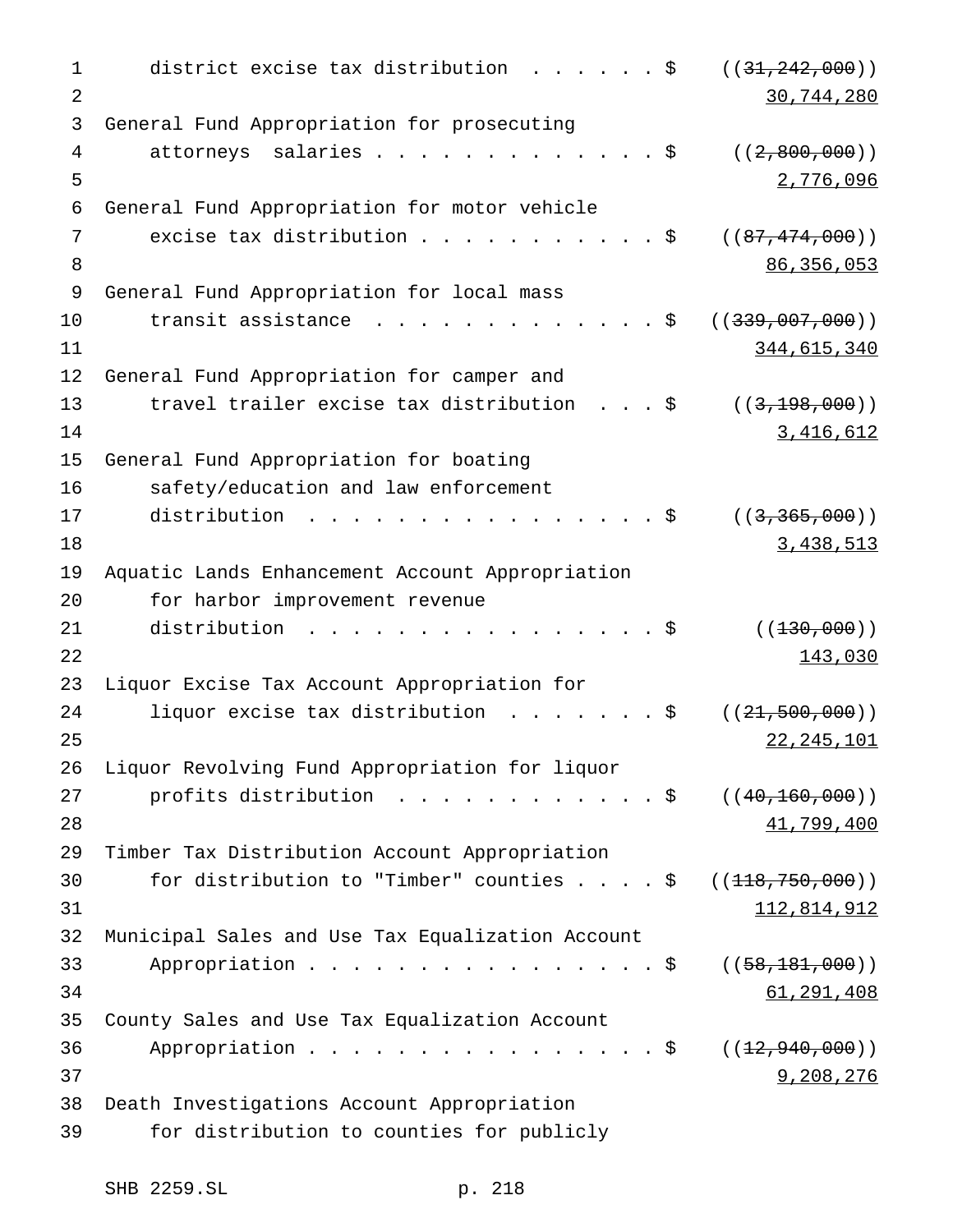district excise tax distribution . . . . . . $ ((~~31,242,000~~))
30,744,280

General Fund Appropriation for prosecuting attorneys salaries . . . . . . . . . . . . . . $ ((~~2,800,000~~))
2,776,096

General Fund Appropriation for motor vehicle excise tax distribution . . . . . . . . . . . $ ((~~87,474,000~~))
86,356,053

General Fund Appropriation for local mass transit assistance . . . . . . . . . . . . . $ ((~~339,007,000~~))
344,615,340

General Fund Appropriation for camper and travel trailer excise tax distribution . . . $ ((~~3,198,000~~))
3,416,612

General Fund Appropriation for boating safety/education and law enforcement distribution . . . . . . . . . . . . . . . . . $ ((~~3,365,000~~))
3,438,513

Aquatic Lands Enhancement Account Appropriation for harbor improvement revenue distribution . . . . . . . . . . . . . . . . . $ ((~~130,000~~))
143,030

Liquor Excise Tax Account Appropriation for liquor excise tax distribution . . . . . . . $ ((~~21,500,000~~))
22,245,101

Liquor Revolving Fund Appropriation for liquor profits distribution . . . . . . . . . . . . $ ((~~40,160,000~~))
41,799,400

Timber Tax Distribution Account Appropriation for distribution to "Timber" counties . . . . $ ((~~118,750,000~~))
112,814,912

Municipal Sales and Use Tax Equalization Account Appropriation . . . . . . . . . . . . . . . . . $ ((~~58,181,000~~))
61,291,408

County Sales and Use Tax Equalization Account Appropriation . . . . . . . . . . . . . . . . . $ ((~~12,940,000~~))
9,208,276

Death Investigations Account Appropriation for distribution to counties for publicly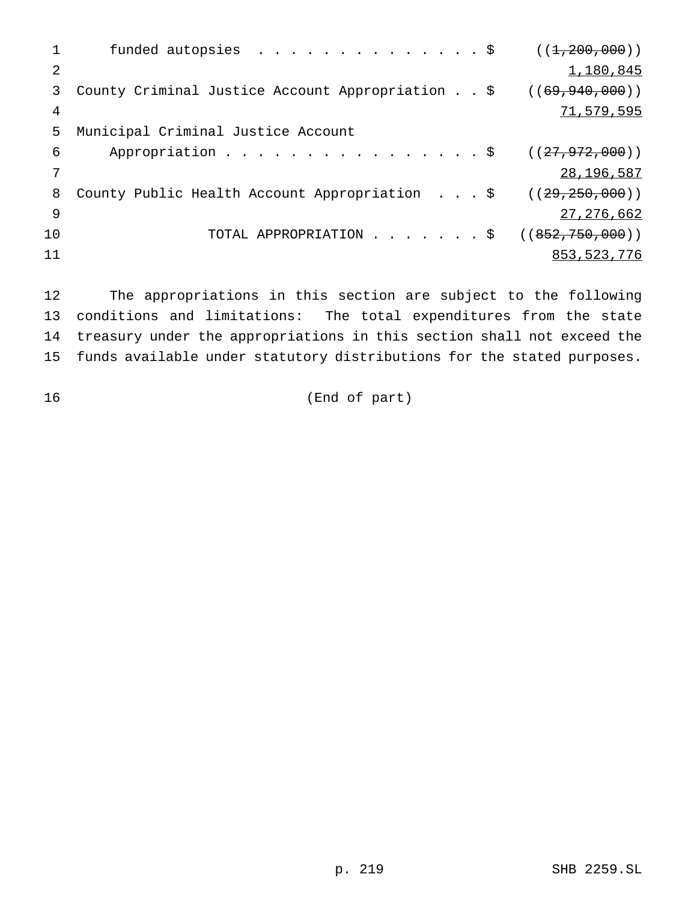funded autopsies . . . . . . . . . . . . . . . $ ((~~1,200,000~~))
1,180,845

County Criminal Justice Account Appropriation . . $ ((~~69,940,000~~))
71,579,595

Municipal Criminal Justice Account
Appropriation . . . . . . . . . . . . . . . . . $ ((~~27,972,000~~))
28,196,587

County Public Health Account Appropriation . . . $ ((~~29,250,000~~))
27,276,662

TOTAL APPROPRIATION . . . . . . . $ ((~~852,750,000~~))
853,523,776

The appropriations in this section are subject to the following conditions and limitations: The total expenditures from the state treasury under the appropriations in this section shall not exceed the funds available under statutory distributions for the stated purposes.

(End of part)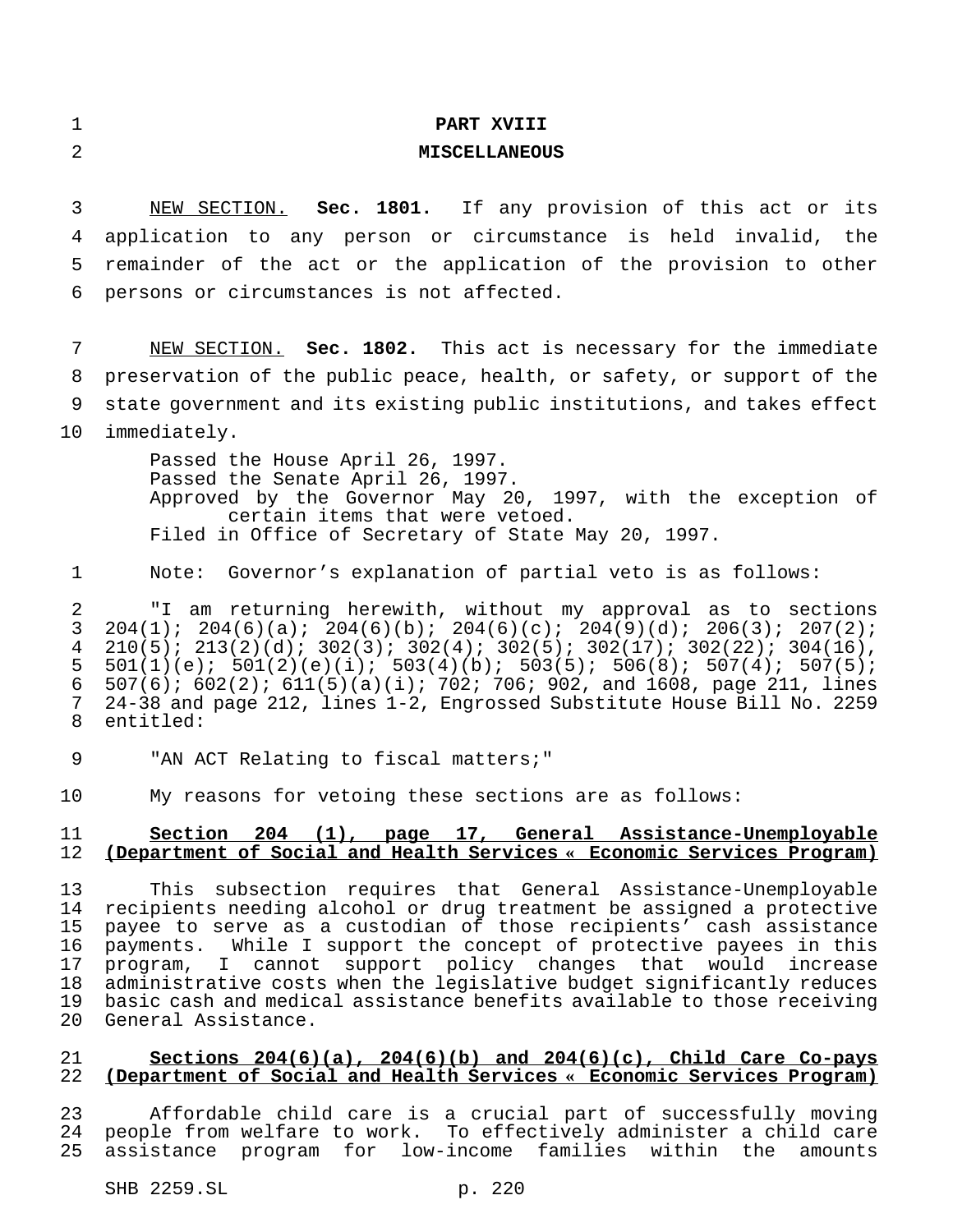## PART XVIII
## MISCELLANEOUS

NEW SECTION. **Sec. 1801.** If any provision of this act or its application to any person or circumstance is held invalid, the remainder of the act or the application of the provision to other persons or circumstances is not affected.

NEW SECTION. **Sec. 1802.** This act is necessary for the immediate preservation of the public peace, health, or safety, or support of the state government and its existing public institutions, and takes effect immediately.

Passed the House April 26, 1997.
Passed the Senate April 26, 1997.
Approved by the Governor May 20, 1997, with the exception of certain items that were vetoed.
Filed in Office of Secretary of State May 20, 1997.

Note: Governor's explanation of partial veto is as follows:

"I am returning herewith, without my approval as to sections 204(1); 204(6)(a); 204(6)(b); 204(6)(c); 204(9)(d); 206(3); 207(2); 210(5); 213(2)(d); 302(3); 302(4); 302(5); 302(17); 302(22); 304(16), 501(1)(e); 501(2)(e)(i); 503(4)(b); 503(5); 506(8); 507(4); 507(5); 507(6); 602(2); 611(5)(a)(i); 702; 706; 902, and 1608, page 211, lines 24-38 and page 212, lines 1-2, Engrossed Substitute House Bill No. 2259 entitled:

"AN ACT Relating to fiscal matters;"

My reasons for vetoing these sections are as follows:

**Section 204 (1), page 17, General Assistance-Unemployable (Department of Social and Health Services « Economic Services Program)**

This subsection requires that General Assistance-Unemployable recipients needing alcohol or drug treatment be assigned a protective payee to serve as a custodian of those recipients' cash assistance payments. While I support the concept of protective payees in this program, I cannot support policy changes that would increase administrative costs when the legislative budget significantly reduces basic cash and medical assistance benefits available to those receiving General Assistance.

**Sections 204(6)(a), 204(6)(b) and 204(6)(c), Child Care Co-pays (Department of Social and Health Services « Economic Services Program)**

Affordable child care is a crucial part of successfully moving people from welfare to work. To effectively administer a child care assistance program for low-income families within the amounts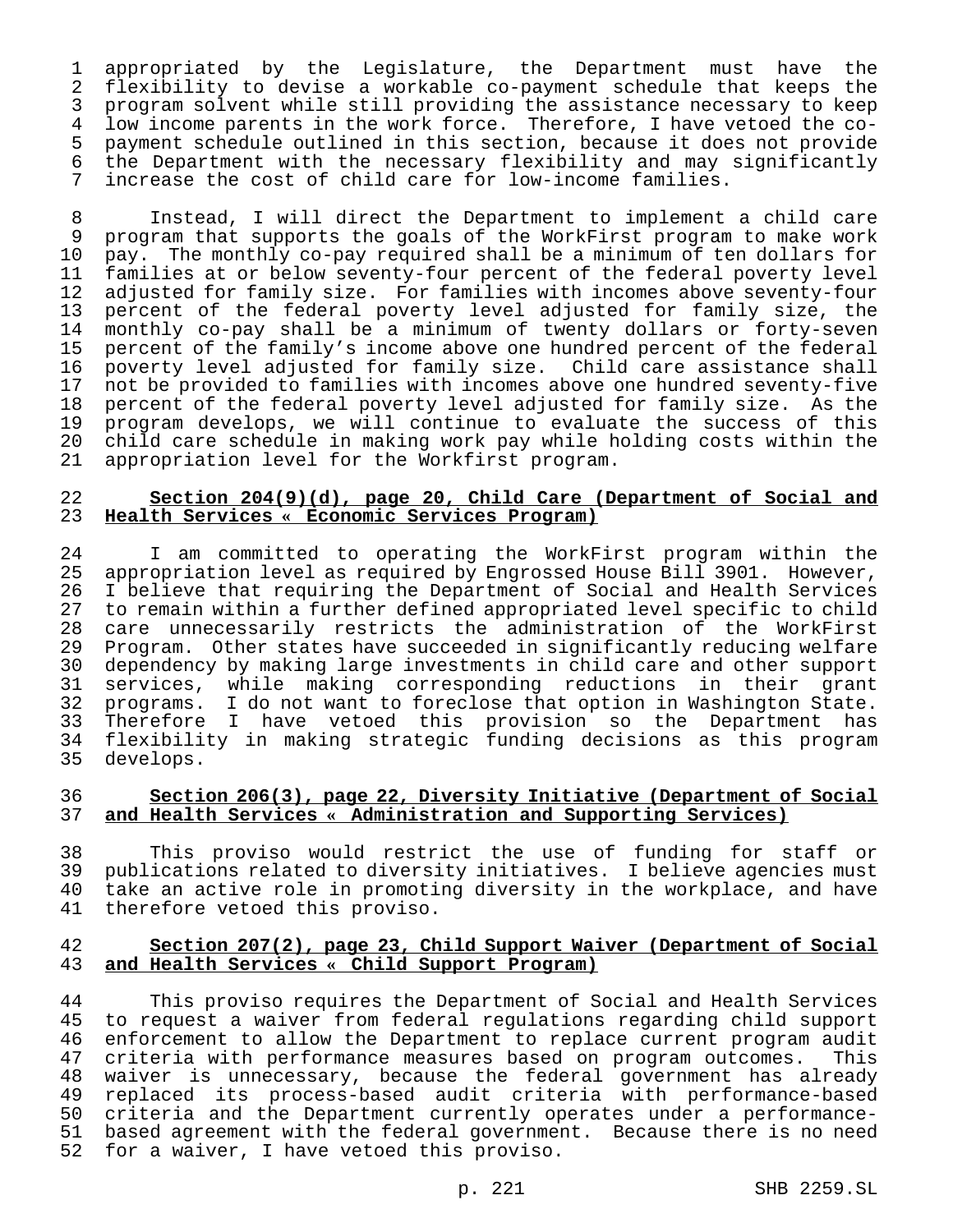appropriated by the Legislature, the Department must have the flexibility to devise a workable co-payment schedule that keeps the program solvent while still providing the assistance necessary to keep low income parents in the work force. Therefore, I have vetoed the co-payment schedule outlined in this section, because it does not provide the Department with the necessary flexibility and may significantly increase the cost of child care for low-income families.

Instead, I will direct the Department to implement a child care program that supports the goals of the WorkFirst program to make work pay. The monthly co-pay required shall be a minimum of ten dollars for families at or below seventy-four percent of the federal poverty level adjusted for family size. For families with incomes above seventy-four percent of the federal poverty level adjusted for family size, the monthly co-pay shall be a minimum of twenty dollars or forty-seven percent of the family's income above one hundred percent of the federal poverty level adjusted for family size. Child care assistance shall not be provided to families with incomes above one hundred seventy-five percent of the federal poverty level adjusted for family size. As the program develops, we will continue to evaluate the success of this child care schedule in making work pay while holding costs within the appropriation level for the Workfirst program.

**Section 204(9)(d), page 20, Child Care (Department of Social and Health Services « Economic Services Program)**

I am committed to operating the WorkFirst program within the appropriation level as required by Engrossed House Bill 3901. However, I believe that requiring the Department of Social and Health Services to remain within a further defined appropriated level specific to child care unnecessarily restricts the administration of the WorkFirst Program. Other states have succeeded in significantly reducing welfare dependency by making large investments in child care and other support services, while making corresponding reductions in their grant programs. I do not want to foreclose that option in Washington State. Therefore I have vetoed this provision so the Department has flexibility in making strategic funding decisions as this program develops.

**Section 206(3), page 22, Diversity Initiative (Department of Social and Health Services « Administration and Supporting Services)**

This proviso would restrict the use of funding for staff or publications related to diversity initiatives. I believe agencies must take an active role in promoting diversity in the workplace, and have therefore vetoed this proviso.

**Section 207(2), page 23, Child Support Waiver (Department of Social and Health Services « Child Support Program)**

This proviso requires the Department of Social and Health Services to request a waiver from federal regulations regarding child support enforcement to allow the Department to replace current program audit criteria with performance measures based on program outcomes. This waiver is unnecessary, because the federal government has already replaced its process-based audit criteria with performance-based criteria and the Department currently operates under a performance-based agreement with the federal government. Because there is no need for a waiver, I have vetoed this proviso.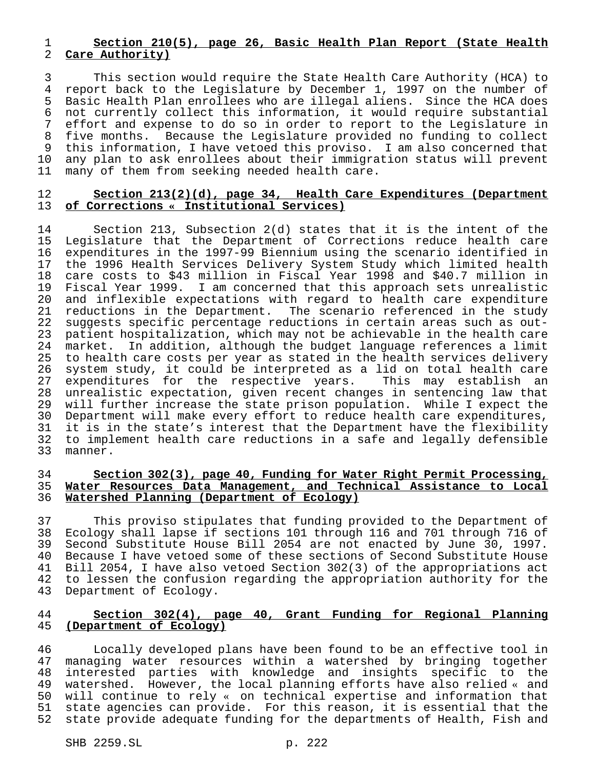**Section 210(5), page 26, Basic Health Plan Report (State Health Care Authority)**

This section would require the State Health Care Authority (HCA) to report back to the Legislature by December 1, 1997 on the number of Basic Health Plan enrollees who are illegal aliens. Since the HCA does not currently collect this information, it would require substantial effort and expense to do so in order to report to the Legislature in five months. Because the Legislature provided no funding to collect this information, I have vetoed this proviso. I am also concerned that any plan to ask enrollees about their immigration status will prevent many of them from seeking needed health care.

**Section 213(2)(d), page 34, Health Care Expenditures (Department of Corrections « Institutional Services)**

Section 213, Subsection 2(d) states that it is the intent of the Legislature that the Department of Corrections reduce health care expenditures in the 1997-99 Biennium using the scenario identified in the 1996 Health Services Delivery System Study which limited health care costs to $43 million in Fiscal Year 1998 and $40.7 million in Fiscal Year 1999. I am concerned that this approach sets unrealistic and inflexible expectations with regard to health care expenditure reductions in the Department. The scenario referenced in the study suggests specific percentage reductions in certain areas such as out-patient hospitalization, which may not be achievable in the health care market. In addition, although the budget language references a limit to health care costs per year as stated in the health services delivery system study, it could be interpreted as a lid on total health care expenditures for the respective years. This may establish an unrealistic expectation, given recent changes in sentencing law that will further increase the state prison population. While I expect the Department will make every effort to reduce health care expenditures, it is in the state's interest that the Department have the flexibility to implement health care reductions in a safe and legally defensible manner.

**Section 302(3), page 40, Funding for Water Right Permit Processing, Water Resources Data Management, and Technical Assistance to Local Watershed Planning (Department of Ecology)**

This proviso stipulates that funding provided to the Department of Ecology shall lapse if sections 101 through 116 and 701 through 716 of Second Substitute House Bill 2054 are not enacted by June 30, 1997. Because I have vetoed some of these sections of Second Substitute House Bill 2054, I have also vetoed Section 302(3) of the appropriations act to lessen the confusion regarding the appropriation authority for the Department of Ecology.

**Section 302(4), page 40, Grant Funding for Regional Planning (Department of Ecology)**

Locally developed plans have been found to be an effective tool in managing water resources within a watershed by bringing together interested parties with knowledge and insights specific to the watershed. However, the local planning efforts have also relied « and will continue to rely « on technical expertise and information that state agencies can provide. For this reason, it is essential that the state provide adequate funding for the departments of Health, Fish and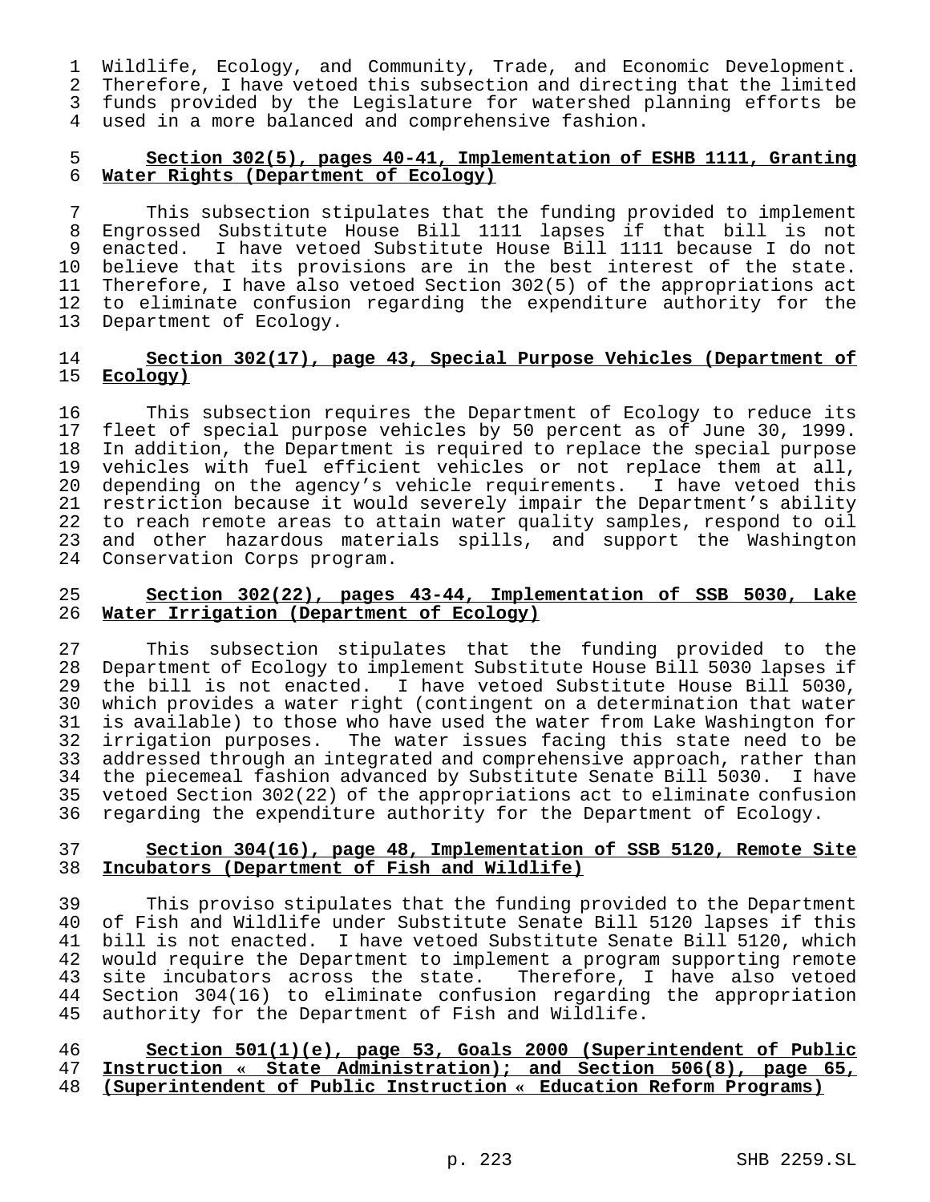Wildlife, Ecology, and Community, Trade, and Economic Development. Therefore, I have vetoed this subsection and directing that the limited funds provided by the Legislature for watershed planning efforts be used in a more balanced and comprehensive fashion.

**Section 302(5), pages 40-41, Implementation of ESHB 1111, Granting Water Rights (Department of Ecology)**

This subsection stipulates that the funding provided to implement Engrossed Substitute House Bill 1111 lapses if that bill is not enacted. I have vetoed Substitute House Bill 1111 because I do not believe that its provisions are in the best interest of the state. Therefore, I have also vetoed Section 302(5) of the appropriations act to eliminate confusion regarding the expenditure authority for the Department of Ecology.

**Section 302(17), page 43, Special Purpose Vehicles (Department of Ecology)**

This subsection requires the Department of Ecology to reduce its fleet of special purpose vehicles by 50 percent as of June 30, 1999. In addition, the Department is required to replace the special purpose vehicles with fuel efficient vehicles or not replace them at all, depending on the agency's vehicle requirements. I have vetoed this restriction because it would severely impair the Department's ability to reach remote areas to attain water quality samples, respond to oil and other hazardous materials spills, and support the Washington Conservation Corps program.

**Section 302(22), pages 43-44, Implementation of SSB 5030, Lake Water Irrigation (Department of Ecology)**

This subsection stipulates that the funding provided to the Department of Ecology to implement Substitute House Bill 5030 lapses if the bill is not enacted. I have vetoed Substitute House Bill 5030, which provides a water right (contingent on a determination that water is available) to those who have used the water from Lake Washington for irrigation purposes. The water issues facing this state need to be addressed through an integrated and comprehensive approach, rather than the piecemeal fashion advanced by Substitute Senate Bill 5030. I have vetoed Section 302(22) of the appropriations act to eliminate confusion regarding the expenditure authority for the Department of Ecology.

**Section 304(16), page 48, Implementation of SSB 5120, Remote Site Incubators (Department of Fish and Wildlife)**

This proviso stipulates that the funding provided to the Department of Fish and Wildlife under Substitute Senate Bill 5120 lapses if this bill is not enacted. I have vetoed Substitute Senate Bill 5120, which would require the Department to implement a program supporting remote site incubators across the state. Therefore, I have also vetoed Section 304(16) to eliminate confusion regarding the appropriation authority for the Department of Fish and Wildlife.

**Section 501(1)(e), page 53, Goals 2000 (Superintendent of Public Instruction « State Administration); and Section 506(8), page 65, (Superintendent of Public Instruction « Education Reform Programs)**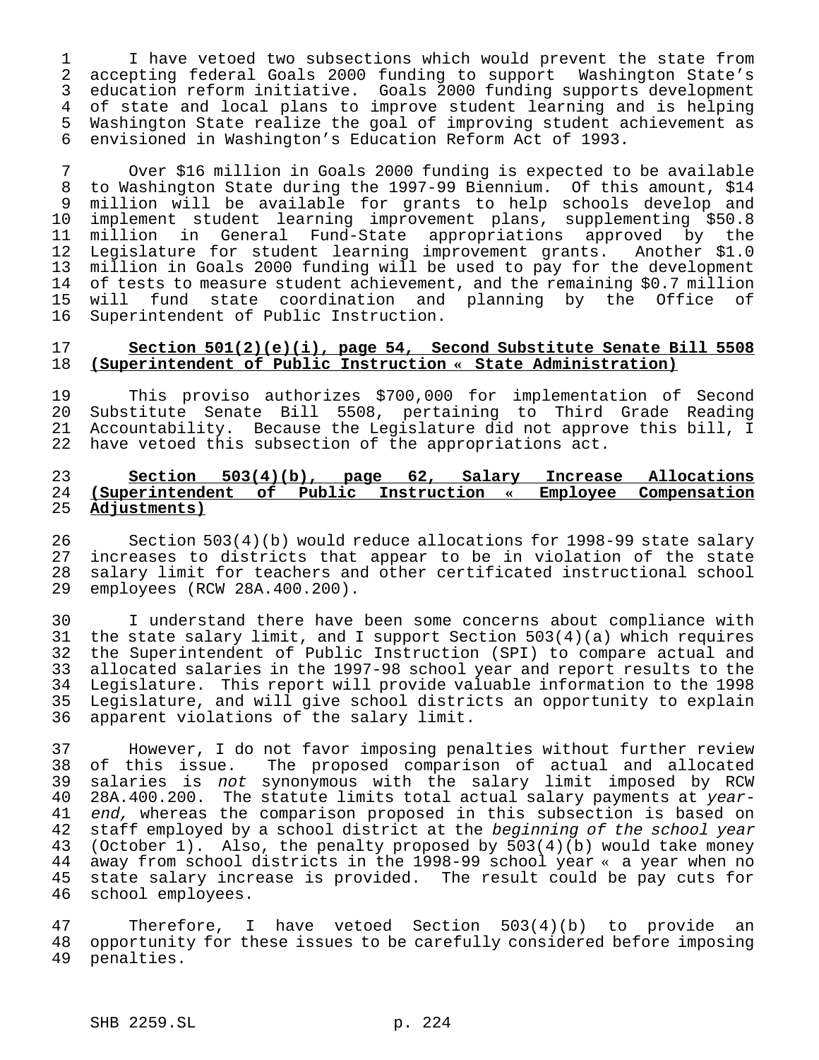I have vetoed two subsections which would prevent the state from accepting federal Goals 2000 funding to support Washington State's education reform initiative. Goals 2000 funding supports development of state and local plans to improve student learning and is helping Washington State realize the goal of improving student achievement as envisioned in Washington's Education Reform Act of 1993.

Over $16 million in Goals 2000 funding is expected to be available to Washington State during the 1997-99 Biennium. Of this amount, $14 million will be available for grants to help schools develop and implement student learning improvement plans, supplementing $50.8 million in General Fund-State appropriations approved by the Legislature for student learning improvement grants. Another $1.0 million in Goals 2000 funding will be used to pay for the development of tests to measure student achievement, and the remaining $0.7 million will fund state coordination and planning by the Office of Superintendent of Public Instruction.

**Section 501(2)(e)(i), page 54, Second Substitute Senate Bill 5508 (Superintendent of Public Instruction « State Administration)**

This proviso authorizes $700,000 for implementation of Second Substitute Senate Bill 5508, pertaining to Third Grade Reading Accountability. Because the Legislature did not approve this bill, I have vetoed this subsection of the appropriations act.

**Section 503(4)(b), page 62, Salary Increase Allocations (Superintendent of Public Instruction « Employee Compensation Adjustments)**

Section 503(4)(b) would reduce allocations for 1998-99 state salary increases to districts that appear to be in violation of the state salary limit for teachers and other certificated instructional school employees (RCW 28A.400.200).

I understand there have been some concerns about compliance with the state salary limit, and I support Section 503(4)(a) which requires the Superintendent of Public Instruction (SPI) to compare actual and allocated salaries in the 1997-98 school year and report results to the Legislature. This report will provide valuable information to the 1998 Legislature, and will give school districts an opportunity to explain apparent violations of the salary limit.

However, I do not favor imposing penalties without further review of this issue. The proposed comparison of actual and allocated salaries is *not* synonymous with the salary limit imposed by RCW 28A.400.200. The statute limits total actual salary payments at *year-end,* whereas the comparison proposed in this subsection is based on staff employed by a school district at the *beginning of the school year* (October 1). Also, the penalty proposed by 503(4)(b) would take money away from school districts in the 1998-99 school year « a year when no state salary increase is provided. The result could be pay cuts for school employees.

Therefore, I have vetoed Section 503(4)(b) to provide an opportunity for these issues to be carefully considered before imposing penalties.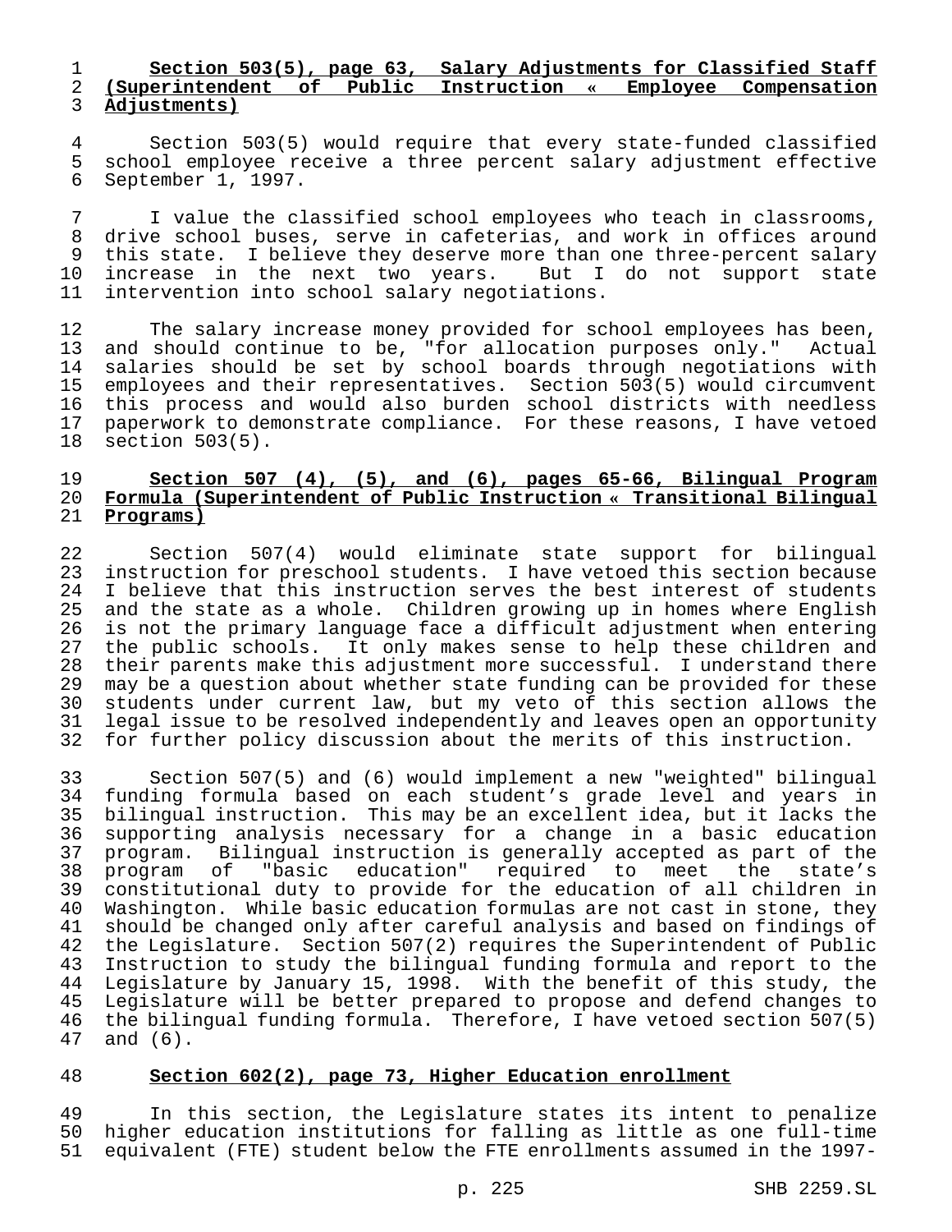**Section 503(5), page 63, Salary Adjustments for Classified Staff (Superintendent of Public Instruction « Employee Compensation Adjustments)**

Section 503(5) would require that every state-funded classified school employee receive a three percent salary adjustment effective September 1, 1997.

I value the classified school employees who teach in classrooms, drive school buses, serve in cafeterias, and work in offices around this state. I believe they deserve more than one three-percent salary increase in the next two years. But I do not support state intervention into school salary negotiations.

The salary increase money provided for school employees has been, and should continue to be, "for allocation purposes only." Actual salaries should be set by school boards through negotiations with employees and their representatives. Section 503(5) would circumvent this process and would also burden school districts with needless paperwork to demonstrate compliance. For these reasons, I have vetoed section 503(5).

**Section 507 (4), (5), and (6), pages 65-66, Bilingual Program Formula (Superintendent of Public Instruction « Transitional Bilingual Programs)**

Section 507(4) would eliminate state support for bilingual instruction for preschool students. I have vetoed this section because I believe that this instruction serves the best interest of students and the state as a whole. Children growing up in homes where English is not the primary language face a difficult adjustment when entering the public schools. It only makes sense to help these children and their parents make this adjustment more successful. I understand there may be a question about whether state funding can be provided for these students under current law, but my veto of this section allows the legal issue to be resolved independently and leaves open an opportunity for further policy discussion about the merits of this instruction.

Section 507(5) and (6) would implement a new "weighted" bilingual funding formula based on each student's grade level and years in bilingual instruction. This may be an excellent idea, but it lacks the supporting analysis necessary for a change in a basic education program. Bilingual instruction is generally accepted as part of the program of "basic education" required to meet the state's constitutional duty to provide for the education of all children in Washington. While basic education formulas are not cast in stone, they should be changed only after careful analysis and based on findings of the Legislature. Section 507(2) requires the Superintendent of Public Instruction to study the bilingual funding formula and report to the Legislature by January 15, 1998. With the benefit of this study, the Legislature will be better prepared to propose and defend changes to the bilingual funding formula. Therefore, I have vetoed section 507(5) and (6).

**Section 602(2), page 73, Higher Education enrollment**

In this section, the Legislature states its intent to penalize higher education institutions for falling as little as one full-time equivalent (FTE) student below the FTE enrollments assumed in the 1997-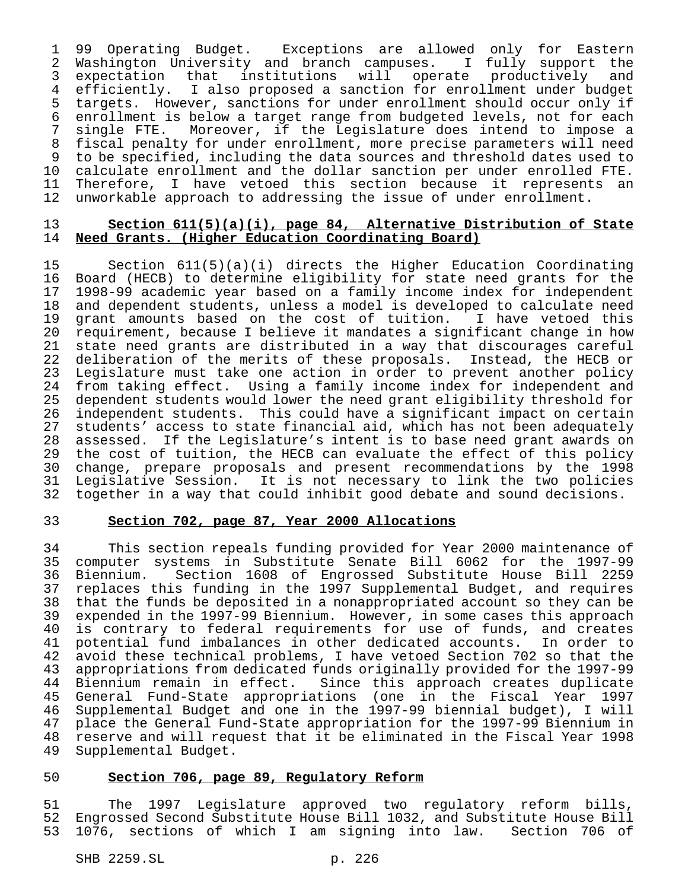99 Operating Budget. Exceptions are allowed only for Eastern Washington University and branch campuses. I fully support the expectation that institutions will operate productively and efficiently. I also proposed a sanction for enrollment under budget targets. However, sanctions for under enrollment should occur only if enrollment is below a target range from budgeted levels, not for each single FTE. Moreover, if the Legislature does intend to impose a fiscal penalty for under enrollment, more precise parameters will need to be specified, including the data sources and threshold dates used to calculate enrollment and the dollar sanction per under enrolled FTE. Therefore, I have vetoed this section because it represents an unworkable approach to addressing the issue of under enrollment.

**Section 611(5)(a)(i), page 84, Alternative Distribution of State Need Grants. (Higher Education Coordinating Board)**

Section 611(5)(a)(i) directs the Higher Education Coordinating Board (HECB) to determine eligibility for state need grants for the 1998-99 academic year based on a family income index for independent and dependent students, unless a model is developed to calculate need grant amounts based on the cost of tuition. I have vetoed this requirement, because I believe it mandates a significant change in how state need grants are distributed in a way that discourages careful deliberation of the merits of these proposals. Instead, the HECB or Legislature must take one action in order to prevent another policy from taking effect. Using a family income index for independent and dependent students would lower the need grant eligibility threshold for independent students. This could have a significant impact on certain students' access to state financial aid, which has not been adequately assessed. If the Legislature's intent is to base need grant awards on the cost of tuition, the HECB can evaluate the effect of this policy change, prepare proposals and present recommendations by the 1998 Legislative Session. It is not necessary to link the two policies together in a way that could inhibit good debate and sound decisions.

**Section 702, page 87, Year 2000 Allocations**

This section repeals funding provided for Year 2000 maintenance of computer systems in Substitute Senate Bill 6062 for the 1997-99 Biennium. Section 1608 of Engrossed Substitute House Bill 2259 replaces this funding in the 1997 Supplemental Budget, and requires that the funds be deposited in a nonappropriated account so they can be expended in the 1997-99 Biennium. However, in some cases this approach is contrary to federal requirements for use of funds, and creates potential fund imbalances in other dedicated accounts. In order to avoid these technical problems, I have vetoed Section 702 so that the appropriations from dedicated funds originally provided for the 1997-99 Biennium remain in effect. Since this approach creates duplicate General Fund-State appropriations (one in the Fiscal Year 1997 Supplemental Budget and one in the 1997-99 biennial budget), I will place the General Fund-State appropriation for the 1997-99 Biennium in reserve and will request that it be eliminated in the Fiscal Year 1998 Supplemental Budget.

**Section 706, page 89, Regulatory Reform**

The 1997 Legislature approved two regulatory reform bills, Engrossed Second Substitute House Bill 1032, and Substitute House Bill 1076, sections of which I am signing into law. Section 706 of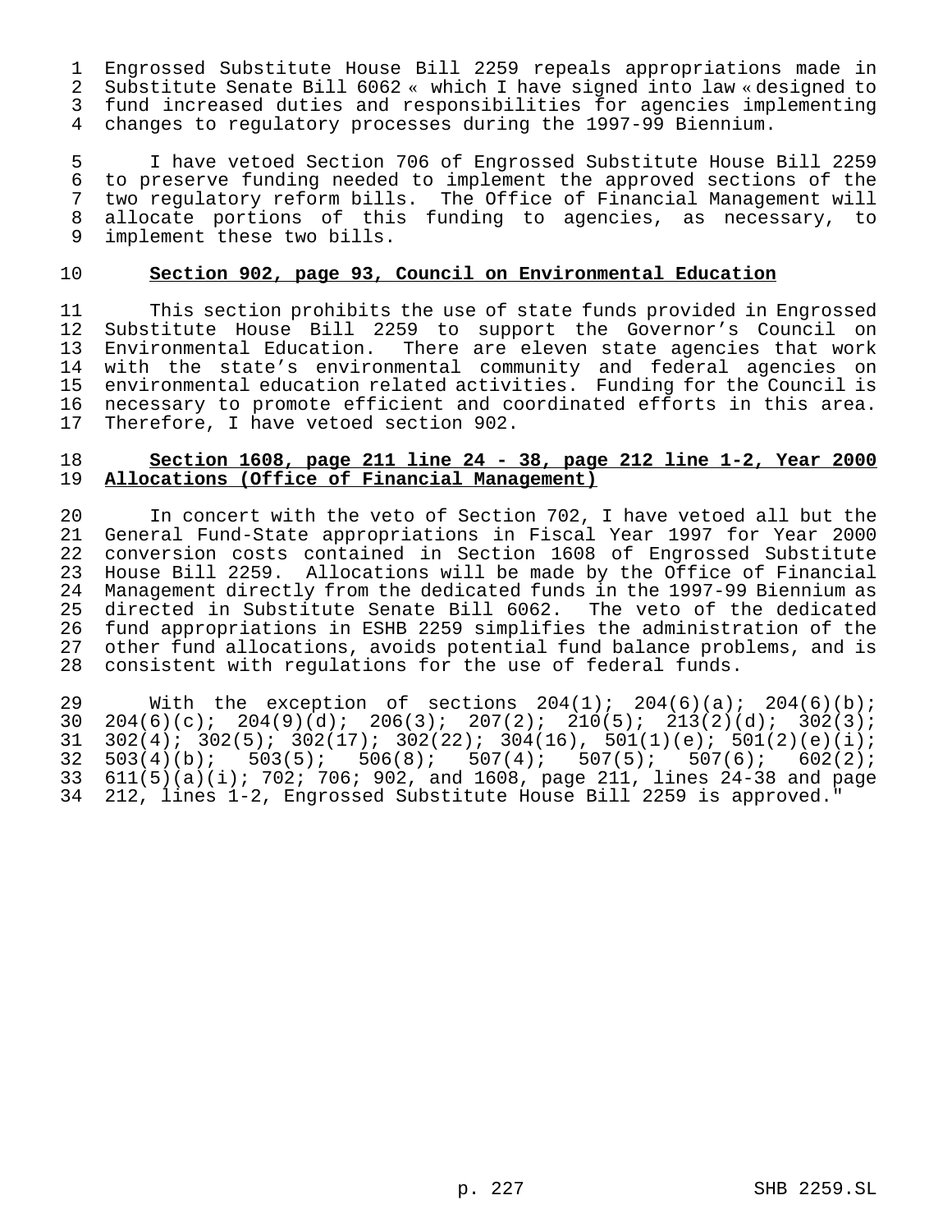Engrossed Substitute House Bill 2259 repeals appropriations made in Substitute Senate Bill 6062 « which I have signed into law « designed to fund increased duties and responsibilities for agencies implementing changes to regulatory processes during the 1997-99 Biennium.

I have vetoed Section 706 of Engrossed Substitute House Bill 2259 to preserve funding needed to implement the approved sections of the two regulatory reform bills. The Office of Financial Management will allocate portions of this funding to agencies, as necessary, to implement these two bills.

**Section 902, page 93, Council on Environmental Education**

This section prohibits the use of state funds provided in Engrossed Substitute House Bill 2259 to support the Governor's Council on Environmental Education. There are eleven state agencies that work with the state's environmental community and federal agencies on environmental education related activities. Funding for the Council is necessary to promote efficient and coordinated efforts in this area. Therefore, I have vetoed section 902.

**Section 1608, page 211 line 24 - 38, page 212 line 1-2, Year 2000 Allocations (Office of Financial Management)**

In concert with the veto of Section 702, I have vetoed all but the General Fund-State appropriations in Fiscal Year 1997 for Year 2000 conversion costs contained in Section 1608 of Engrossed Substitute House Bill 2259. Allocations will be made by the Office of Financial Management directly from the dedicated funds in the 1997-99 Biennium as directed in Substitute Senate Bill 6062. The veto of the dedicated fund appropriations in ESHB 2259 simplifies the administration of the other fund allocations, avoids potential fund balance problems, and is consistent with regulations for the use of federal funds.

With the exception of sections 204(1); 204(6)(a); 204(6)(b); 204(6)(c); 204(9)(d); 206(3); 207(2); 210(5); 213(2)(d); 302(3); 302(4); 302(5); 302(17); 302(22); 304(16), 501(1)(e); 501(2)(e)(i); 503(4)(b); 503(5); 506(8); 507(4); 507(5); 507(6); 602(2); 611(5)(a)(i); 702; 706; 902, and 1608, page 211, lines 24-38 and page 212, lines 1-2, Engrossed Substitute House Bill 2259 is approved."